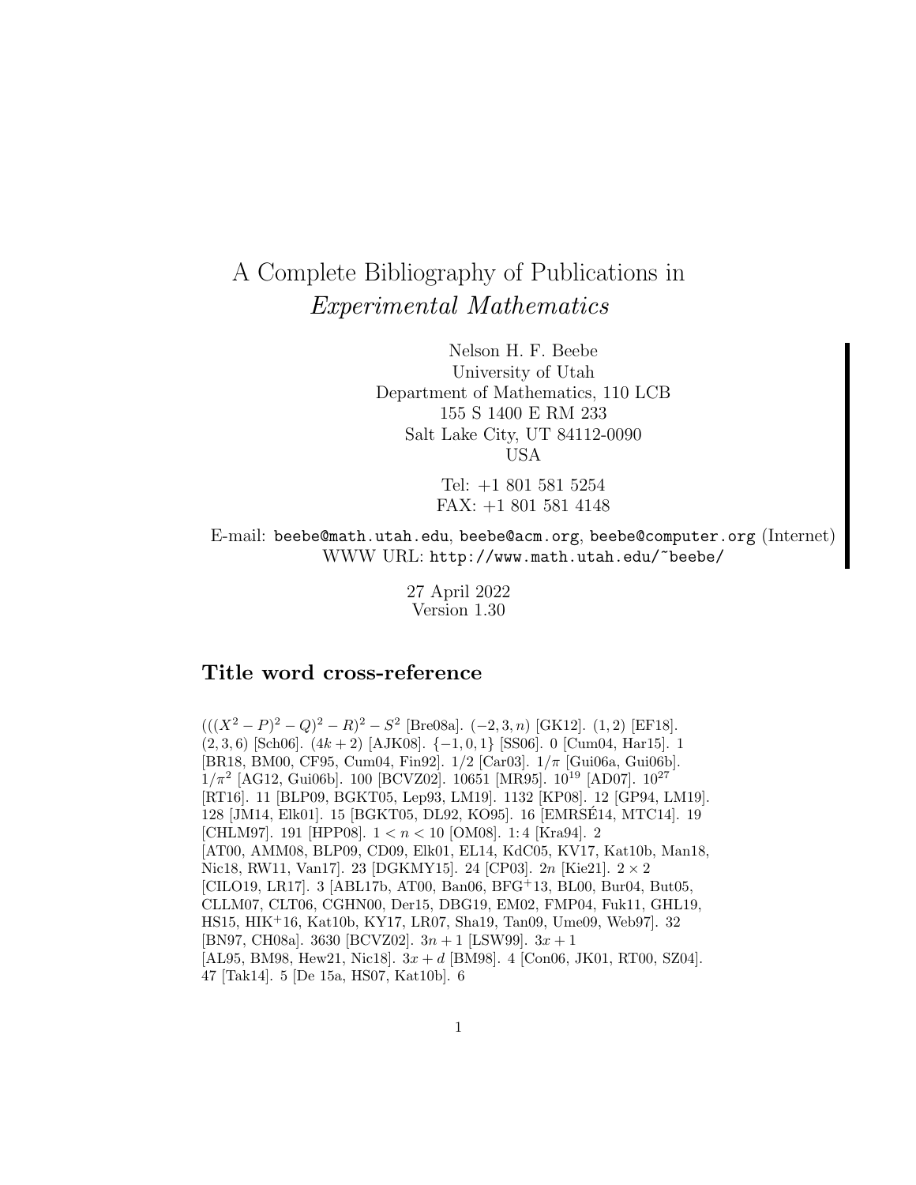# A Complete Bibliography of Publications in *Experimental Mathematics*

Nelson H. F. Beebe
University of Utah
Department of Mathematics, 110 LCB
155 S 1400 E RM 233
Salt Lake City, UT 84112-0090
USA

Tel: +1 801 581 5254
FAX: +1 801 581 4148

E-mail: `beebe@math.utah.edu`, `beebe@acm.org`, `beebe@computer.org` (Internet)
WWW URL: `http://www.math.utah.edu/~beebe/`

27 April 2022
Version 1.30

## Title word cross-reference

$(((X^2 - P)^2 - Q)^2 - R)^2 - S^2$ [Bre08a]. $(-2, 3, n)$ [GK12]. $(1, 2)$ [EF18]. $(2, 3, 6)$ [Sch06]. $(4k + 2)$ [AJK08]. $\{-1, 0, 1\}$ [SS06]. 0 [Cum04, Har15]. 1 [BR18, BM00, CF95, Cum04, Fin92]. $1/2$ [Car03]. $1/\pi$ [Gui06a, Gui06b]. $1/\pi^2$ [AG12, Gui06b]. 100 [BCVZ02]. 10651 [MR95]. $10^{19}$ [AD07]. $10^{27}$ [RT16]. 11 [BLP09, BGKT05, Lep93, LM19]. 1132 [KP08]. 12 [GP94, LM19]. 128 [JM14, Elk01]. 15 [BGKT05, DL92, KO95]. 16 [EMRSÉ14, MTC14]. 19 [CHLM97]. 191 [HPP08]. $1 < n < 10$ [OM08]. 1:4 [Kra94]. 2 [AT00, AMM08, BLP09, CD09, Elk01, EL14, KdC05, KV17, Kat10b, Man18, Nic18, RW11, Van17]. 23 [DGKMY15]. 24 [CP03]. $2n$ [Kie21]. $2 \times 2$ [CILO19, LR17]. 3 [ABL17b, AT00, Ban06, BFG+13, BL00, Bur04, But05, CLLM07, CLT06, CGHN00, Der15, DBG19, EM02, FMP04, Fuk11, GHL19, HS15, HIK+16, Kat10b, KY17, LR07, Sha19, Tan09, Ume09, Web97]. 32 [BN97, CH08a]. 3630 [BCVZ02]. $3n + 1$ [LSW99]. $3x + 1$ [AL95, BM98, Hew21, Nic18]. $3x + d$ [BM98]. 4 [Con06, JK01, RT00, SZ04]. 47 [Tak14]. 5 [De 15a, HS07, Kat10b]. 6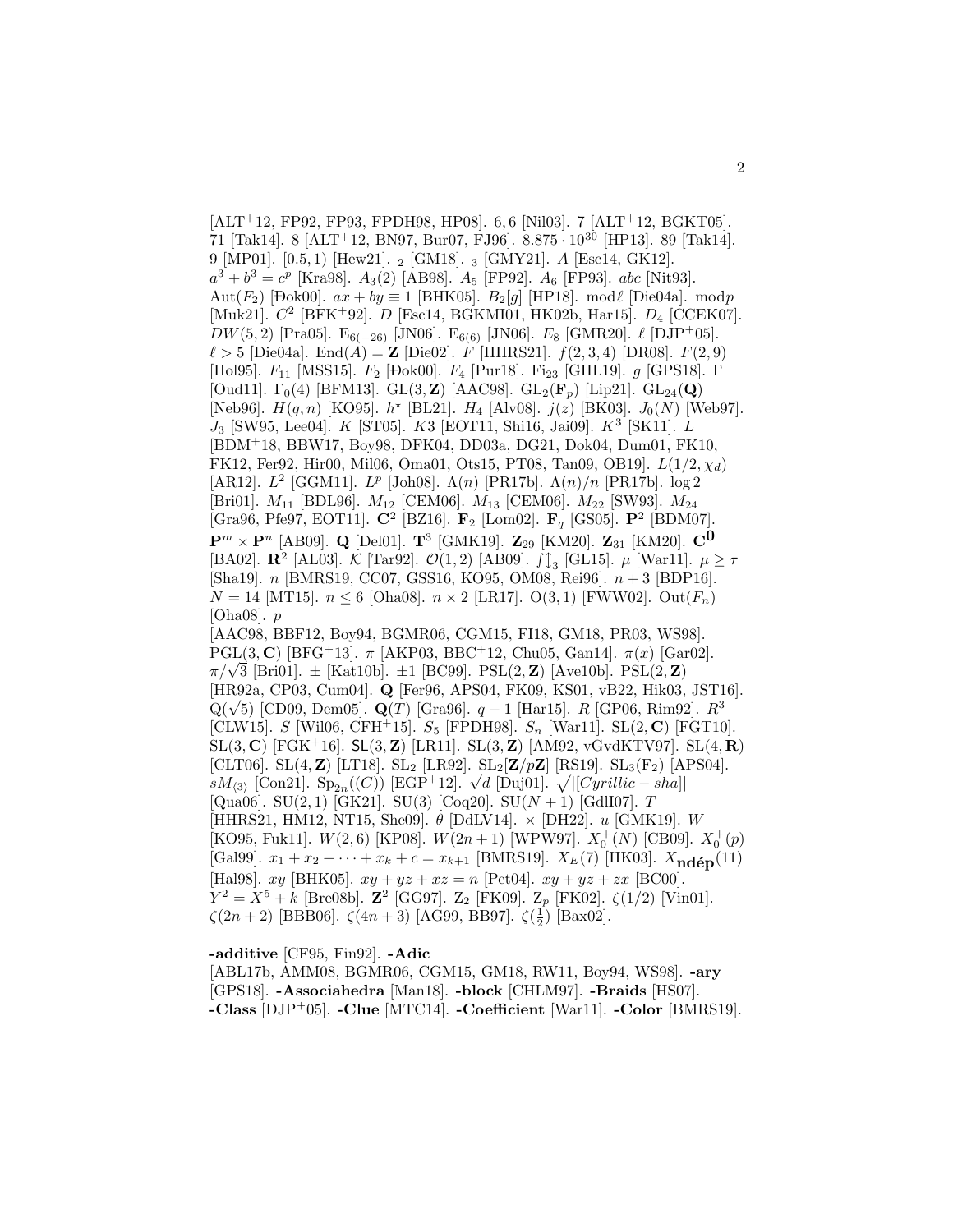[ALT+12, FP92, FP93, FPDH98, HP08]. 6, 6 [Nil03]. 7 [ALT+12, BGKT05]. 71 [Tak14]. 8 [ALT+12, BN97, Bur07, FJ96]. $8.875 \cdot 10^{30}$ [HP13]. 89 [Tak14]. 9 [MP01]. [0.5, 1) [Hew21]. $_2$ [GM18]. $_3$ [GMY21]. $A$ [Esc14, GK12]. $a^3 + b^3 = c^p$ [Kra98]. $A_3(2)$ [AB98]. $A_5$ [FP92]. $A_6$ [FP93]. $abc$ [Nit93]. $\mathrm{Aut}(F_2)$ [Đok00]. $ax + by \equiv 1$ [BHK05]. $B_2[g]$ [HP18]. $\bmod \ell$ [Die04a]. $\bmod p$ [Muk21]. $C^2$ [BFK+92]. $D$ [Esc14, BGKMI01, HK02b, Har15]. $D_4$ [CCEK07]. $DW(5, 2)$ [Pra05]. $\mathrm{E}_{6(-26)}$ [JN06]. $\mathrm{E}_{6(6)}$ [JN06]. $E_8$ [GMR20]. $\ell$ [DJP+05]. $\ell > 5$ [Die04a]. $\mathrm{End}(A) = \mathbf{Z}$ [Die02]. $F$ [HHRS21]. $f(2, 3, 4)$ [DR08]. $F(2, 9)$ [Hol95]. $F_{11}$ [MSS15]. $F_2$ [Đok00]. $F_4$ [Pur18]. $\mathrm{Fi}_{23}$ [GHL19]. $g$ [GPS18]. $\Gamma$ [Oud11]. $\Gamma_0(4)$ [BFM13]. $\mathrm{GL}(3, \mathbf{Z})$ [AAC98]. $\mathrm{GL}_2(\mathbf{F}_p)$ [Lip21]. $\mathrm{GL}_{24}(\mathbf{Q})$ [Neb96]. $H(q, n)$ [KO95]. $h^\star$ [BL21]. $H_4$ [Alv08]. $j(z)$ [BK03]. $J_0(N)$ [Web97]. $J_3$ [SW95, Lee04]. $K$ [ST05]. $K3$ [EOT11, Shi16, Jai09]. $K^3$ [SK11]. $L$ [BDM+18, BBW17, Boy98, DFK04, DD03a, DG21, Dok04, Dum01, FK10, FK12, Fer92, Hir00, Mil06, Oma01, Ots15, PT08, Tan09, OB19]. $L(1/2, \chi_d)$ [AR12]. $L^2$ [GGM11]. $L^p$ [Joh08]. $\Lambda(n)$ [PR17b]. $\Lambda(n)/n$ [PR17b]. $\log 2$ [Bri01]. $M_{11}$ [BDL96]. $M_{12}$ [CEM06]. $M_{13}$ [CEM06]. $M_{22}$ [SW93]. $M_{24}$ [Gra96, Pfe97, EOT11]. $\mathbf{C}^2$ [BZ16]. $\mathbf{F}_2$ [Lom02]. $\mathbf{F}_q$ [GS05]. $\mathbf{P}^2$ [BDM07]. $\mathbf{P}^m \times \mathbf{P}^n$ [AB09]. $\mathbf{Q}$ [Del01]. $\mathbf{T}^3$ [GMK19]. $\mathbf{Z}_{29}$ [KM20]. $\mathbf{Z}_{31}$ [KM20]. $\mathbf{C}^{\mathbf{0}}$ [BA02]. $\mathbf{R}^2$ [AL03]. $\mathcal{K}$ [Tar92]. $\mathcal{O}(1, 2)$ [AB09]. $\int\updownarrow_3$ [GL15]. $\mu$ [War11]. $\mu \geq \tau$ [Sha19]. $n$ [BMRS19, CC07, GSS16, KO95, OM08, Rei96]. $n + 3$ [BDP16]. $N = 14$ [MT15]. $n \leq 6$ [Oha08]. $n \times 2$ [LR17]. $\mathrm{O}(3, 1)$ [FWW02]. $\mathrm{Out}(F_n)$ [Oha08]. $p$ [AAC98, BBF12, Boy94, BGMR06, CGM15, FI18, GM18, PR03, WS98]. $\mathrm{PGL}(3, \mathbf{C})$ [BFG+13]. $\pi$ [AKP03, BBC+12, Chu05, Gan14]. $\pi(x)$ [Gar02]. $\pi/\sqrt{3}$ [Bri01]. $\pm$ [Kat10b]. $\pm 1$ [BC99]. $\mathrm{PSL}(2, \mathbf{Z})$ [Ave10b]. $\mathrm{PSL}(2, \mathbf{Z})$ [HR92a, CP03, Cum04]. $\mathbf{Q}$ [Fer96, APS04, FK09, KS01, vB22, Hik03, JST16]. $\mathrm{Q}(\sqrt{5})$ [CD09, Dem05]. $\mathbf{Q}(T)$ [Gra96]. $q - 1$ [Har15]. $R$ [GP06, Rim92]. $R^3$ [CLW15]. $S$ [Wil06, CFH+15]. $S_5$ [FPDH98]. $S_n$ [War11]. $\mathrm{SL}(2, \mathbf{C})$ [FGT10]. $\mathrm{SL}(3, \mathbf{C})$ [FGK+16]. $\mathsf{SL}(3, \mathbf{Z})$ [LR11]. $\mathrm{SL}(3, \mathbf{Z})$ [AM92, vGvdKTV97]. $\mathrm{SL}(4, \mathbf{R})$ [CLT06]. $\mathrm{SL}(4, \mathbf{Z})$ [LT18]. $\mathrm{SL}_2$ [LR92]. $\mathrm{SL}_2[\mathbf{Z}/p\mathbf{Z}]$ [RS19]. $\mathrm{SL}_3(\mathrm{F}_2)$ [APS04]. $sM_{\langle 3 \rangle}$ [Con21]. $\mathrm{Sp}_{2n}((C))$ [EGP+12]. $\sqrt{d}$ [Duj01]. $\sqrt{|[Cyrillic - sha]|}$ [Qua06]. $\mathrm{SU}(2, 1)$ [GK21]. $\mathrm{SU}(3)$ [Coq20]. $\mathrm{SU}(N + 1)$ [GdlI07]. $T$ [HHRS21, HM12, NT15, She09]. $\theta$ [DdLV14]. $\times$ [DH22]. $u$ [GMK19]. $W$ [KO95, Fuk11]. $W(2, 6)$ [KP08]. $W(2n + 1)$ [WPW97]. $X_0^+(N)$ [CB09]. $X_0^+(p)$ [Gal99]. $x_1 + x_2 + \cdots + x_k + c = x_{k+1}$ [BMRS19]. $X_E(7)$ [HK03]. $X_{\mathbf{nd\acute{e}p}}(11)$ [Hal98]. $xy$ [BHK05]. $xy + yz + xz = n$ [Pet04]. $xy + yz + zx$ [BC00]. $Y^2 = X^5 + k$ [Bre08b]. $\mathbf{Z}^2$ [GG97]. $\mathrm{Z}_2$ [FK09]. $\mathrm{Z}_p$ [FK02]. $\zeta(1/2)$ [Vin01]. $\zeta(2n + 2)$ [BBB06]. $\zeta(4n + 3)$ [AG99, BB97]. $\zeta(\frac{1}{2})$ [Bax02].

**-additive** [CF95, Fin92]. **-Adic** [ABL17b, AMM08, BGMR06, CGM15, GM18, RW11, Boy94, WS98]. **-ary** [GPS18]. **-Associahedra** [Man18]. **-block** [CHLM97]. **-Braids** [HS07]. **-Class** [DJP+05]. **-Clue** [MTC14]. **-Coefficient** [War11]. **-Color** [BMRS19].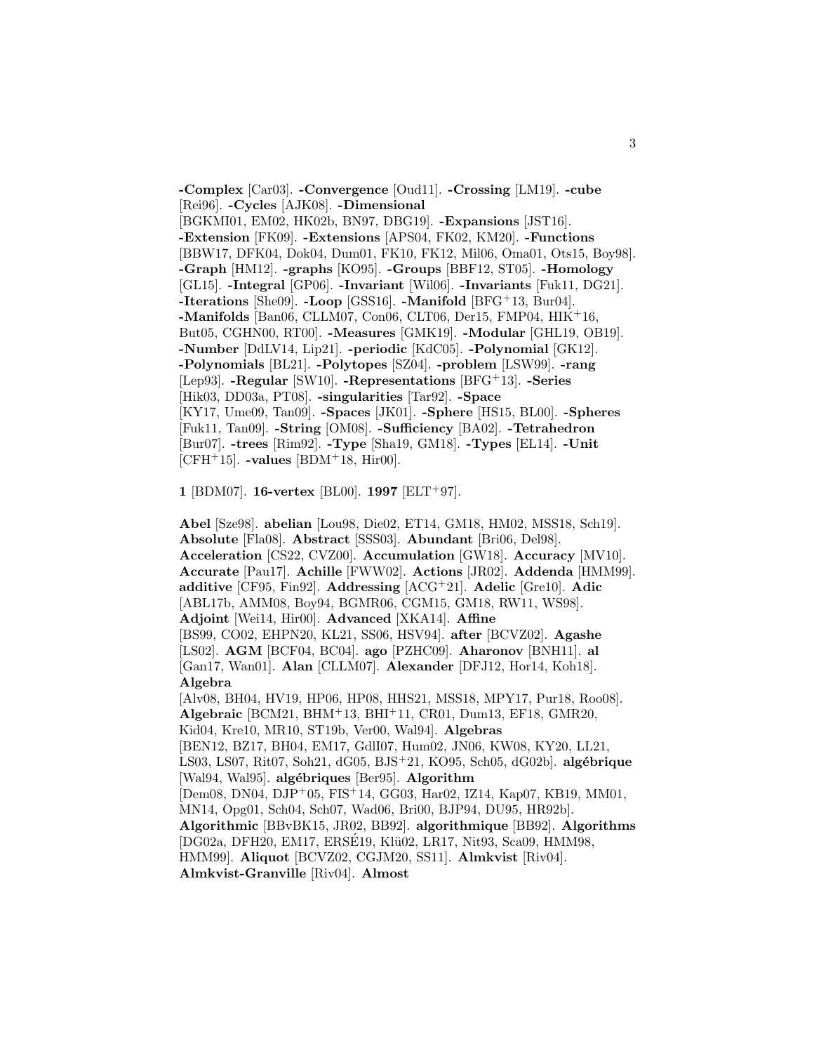**-Complex** [Car03]. **-Convergence** [Oud11]. **-Crossing** [LM19]. **-cube** [Rei96]. **-Cycles** [AJK08]. **-Dimensional** [BGKMI01, EM02, HK02b, BN97, DBG19]. **-Expansions** [JST16]. **-Extension** [FK09]. **-Extensions** [APS04, FK02, KM20]. **-Functions** [BBW17, DFK04, Dok04, Dum01, FK10, FK12, Mil06, Oma01, Ots15, Boy98]. **-Graph** [HM12]. **-graphs** [KO95]. **-Groups** [BBF12, ST05]. **-Homology** [GL15]. **-Integral** [GP06]. **-Invariant** [Wil06]. **-Invariants** [Fuk11, DG21]. **-Iterations** [She09]. **-Loop** [GSS16]. **-Manifold** [BFG+13, Bur04]. **-Manifolds** [Ban06, CLLM07, Con06, CLT06, Der15, FMP04, HIK+16, But05, CGHN00, RT00]. **-Measures** [GMK19]. **-Modular** [GHL19, OB19]. **-Number** [DdLV14, Lip21]. **-periodic** [KdC05]. **-Polynomial** [GK12]. **-Polynomials** [BL21]. **-Polytopes** [SZ04]. **-problem** [LSW99]. **-rang** [Lep93]. **-Regular** [SW10]. **-Representations** [BFG+13]. **-Series** [Hik03, DD03a, PT08]. **-singularities** [Tar92]. **-Space** [KY17, Ume09, Tan09]. **-Spaces** [JK01]. **-Sphere** [HS15, BL00]. **-Spheres** [Fuk11, Tan09]. **-String** [OM08]. **-Sufficiency** [BA02]. **-Tetrahedron** [Bur07]. **-trees** [Rim92]. **-Type** [Sha19, GM18]. **-Types** [EL14]. **-Unit** [CFH+15]. **-values** [BDM+18, Hir00].

**1** [BDM07]. **16-vertex** [BL00]. **1997** [ELT+97].

**Abel** [Sze98]. **abelian** [Lou98, Die02, ET14, GM18, HM02, MSS18, Sch19]. **Absolute** [Fla08]. **Abstract** [SSS03]. **Abundant** [Bri06, Del98]. **Acceleration** [CS22, CVZ00]. **Accumulation** [GW18]. **Accuracy** [MV10]. **Accurate** [Pau17]. **Achille** [FWW02]. **Actions** [JR02]. **Addenda** [HMM99]. **additive** [CF95, Fin92]. **Addressing** [ACG+21]. **Adelic** [Gre10]. **Adic** [ABL17b, AMM08, Boy94, BGMR06, CGM15, GM18, RW11, WS98]. **Adjoint** [Wei14, Hir00]. **Advanced** [XKA14]. **Affine** [BS99, CO02, EHPN20, KL21, SS06, HSV94]. **after** [BCVZ02]. **Agashe** [LS02]. **AGM** [BCF04, BC04]. **ago** [PZHC09]. **Aharonov** [BNH11]. **al** [Gan17, Wan01]. **Alan** [CLLM07]. **Alexander** [DFJ12, Hor14, Koh18]. **Algebra** [Alv08, BH04, HV19, HP06, HP08, HHS21, MSS18, MPY17, Pur18, Roo08]. **Algebraic** [BCM21, BHM+13, BHI+11, CR01, Dum13, EF18, GMR20, Kid04, Kre10, MR10, ST19b, Ver00, Wal94]. **Algebras** [BEN12, BZ17, BH04, EM17, GdlI07, Hum02, JN06, KW08, KY20, LL21, LS03, LS07, Rit07, Soh21, dG05, BJS+21, KO95, Sch05, dG02b]. **algébrique** [Wal94, Wal95]. **algébriques** [Ber95]. **Algorithm** [Dem08, DN04, DJP+05, FIS+14, GG03, Har02, IZ14, Kap07, KB19, MM01, MN14, Opg01, Sch04, Sch07, Wad06, Bri00, BJP94, DU95, HR92b]. **Algorithmic** [BBvBK15, JR02, BB92]. **algorithmique** [BB92]. **Algorithms** [DG02a, DFH20, EM17, ERSÉ19, Klü02, LR17, Nit93, Sca09, HMM98, HMM99]. **Aliquot** [BCVZ02, CGJM20, SS11]. **Almkvist** [Riv04]. **Almkvist-Granville** [Riv04]. **Almost**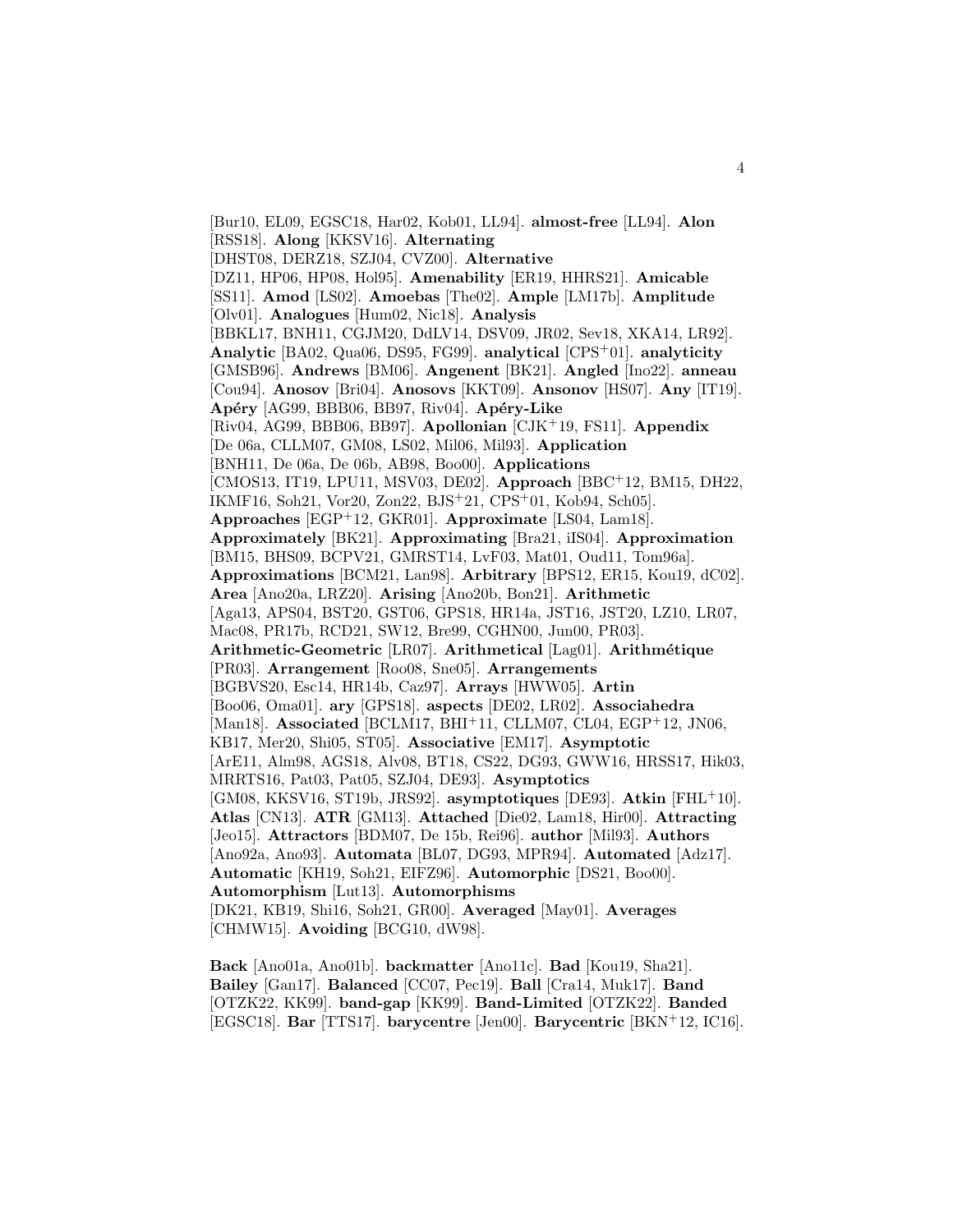[Bur10, EL09, EGSC18, Har02, Kob01, LL94]. **almost-free** [LL94]. **Alon** [RSS18]. **Along** [KKSV16]. **Alternating** [DHST08, DERZ18, SZJ04, CVZ00]. **Alternative** [DZ11, HP06, HP08, Hol95]. **Amenability** [ER19, HHRS21]. **Amicable** [SS11]. **Amod** [LS02]. **Amoebas** [The02]. **Ample** [LM17b]. **Amplitude** [Olv01]. **Analogues** [Hum02, Nic18]. **Analysis** [BBKL17, BNH11, CGJM20, DdLV14, DSV09, JR02, Sev18, XKA14, LR92]. **Analytic** [BA02, Qua06, DS95, FG99]. **analytical** [CPS+01]. **analyticity** [GMSB96]. **Andrews** [BM06]. **Angenent** [BK21]. **Angled** [Ino22]. **anneau** [Cou94]. **Anosov** [Bri04]. **Anosovs** [KKT09]. **Ansonov** [HS07]. **Any** [IT19]. **Apéry** [AG99, BBB06, BB97, Riv04]. **Apéry-Like** [Riv04, AG99, BBB06, BB97]. **Apollonian** [CJK+19, FS11]. **Appendix** [De 06a, CLLM07, GM08, LS02, Mil06, Mil93]. **Application** [BNH11, De 06a, De 06b, AB98, Boo00]. **Applications** [CMOS13, IT19, LPU11, MSV03, DE02]. **Approach** [BBC+12, BM15, DH22, IKMF16, Soh21, Vor20, Zon22, BJS+21, CPS+01, Kob94, Sch05]. **Approaches** [EGP+12, GKR01]. **Approximate** [LS04, Lam18]. **Approximately** [BK21]. **Approximating** [Bra21, iIS04]. **Approximation** [BM15, BHS09, BCPV21, GMRST14, LvF03, Mat01, Oud11, Tom96a]. **Approximations** [BCM21, Lan98]. **Arbitrary** [BPS12, ER15, Kou19, dC02]. **Area** [Ano20a, LRZ20]. **Arising** [Ano20b, Bon21]. **Arithmetic** [Aga13, APS04, BST20, GST06, GPS18, HR14a, JST16, JST20, LZ10, LR07, Mac08, PR17b, RCD21, SW12, Bre99, CGHN00, Jun00, PR03]. **Arithmetic-Geometric** [LR07]. **Arithmetical** [Lag01]. **Arithmétique** [PR03]. **Arrangement** [Roo08, Sne05]. **Arrangements** [BGBVS20, Esc14, HR14b, Caz97]. **Arrays** [HWW05]. **Artin** [Boo06, Oma01]. **ary** [GPS18]. **aspects** [DE02, LR02]. **Associahedra** [Man18]. **Associated** [BCLM17, BHI+11, CLLM07, CL04, EGP+12, JN06, KB17, Mer20, Shi05, ST05]. **Associative** [EM17]. **Asymptotic** [ArE11, Alm98, AGS18, Alv08, BT18, CS22, DG93, GWW16, HRSS17, Hik03, MRRTS16, Pat03, Pat05, SZJ04, DE93]. **Asymptotics** [GM08, KKSV16, ST19b, JRS92]. **asymptotiques** [DE93]. **Atkin** [FHL+10]. **Atlas** [CN13]. **ATR** [GM13]. **Attached** [Die02, Lam18, Hir00]. **Attracting** [Jeo15]. **Attractors** [BDM07, De 15b, Rei96]. **author** [Mil93]. **Authors** [Ano92a, Ano93]. **Automata** [BL07, DG93, MPR94]. **Automated** [Adz17]. **Automatic** [KH19, Soh21, EIFZ96]. **Automorphic** [DS21, Boo00]. **Automorphism** [Lut13]. **Automorphisms** [DK21, KB19, Shi16, Soh21, GR00]. **Averaged** [May01]. **Averages** [CHMW15]. **Avoiding** [BCG10, dW98].

**Back** [Ano01a, Ano01b]. **backmatter** [Ano11c]. **Bad** [Kou19, Sha21]. **Bailey** [Gan17]. **Balanced** [CC07, Pec19]. **Ball** [Cra14, Muk17]. **Band** [OTZK22, KK99]. **band-gap** [KK99]. **Band-Limited** [OTZK22]. **Banded** [EGSC18]. **Bar** [TTS17]. **barycentre** [Jen00]. **Barycentric** [BKN+12, IC16].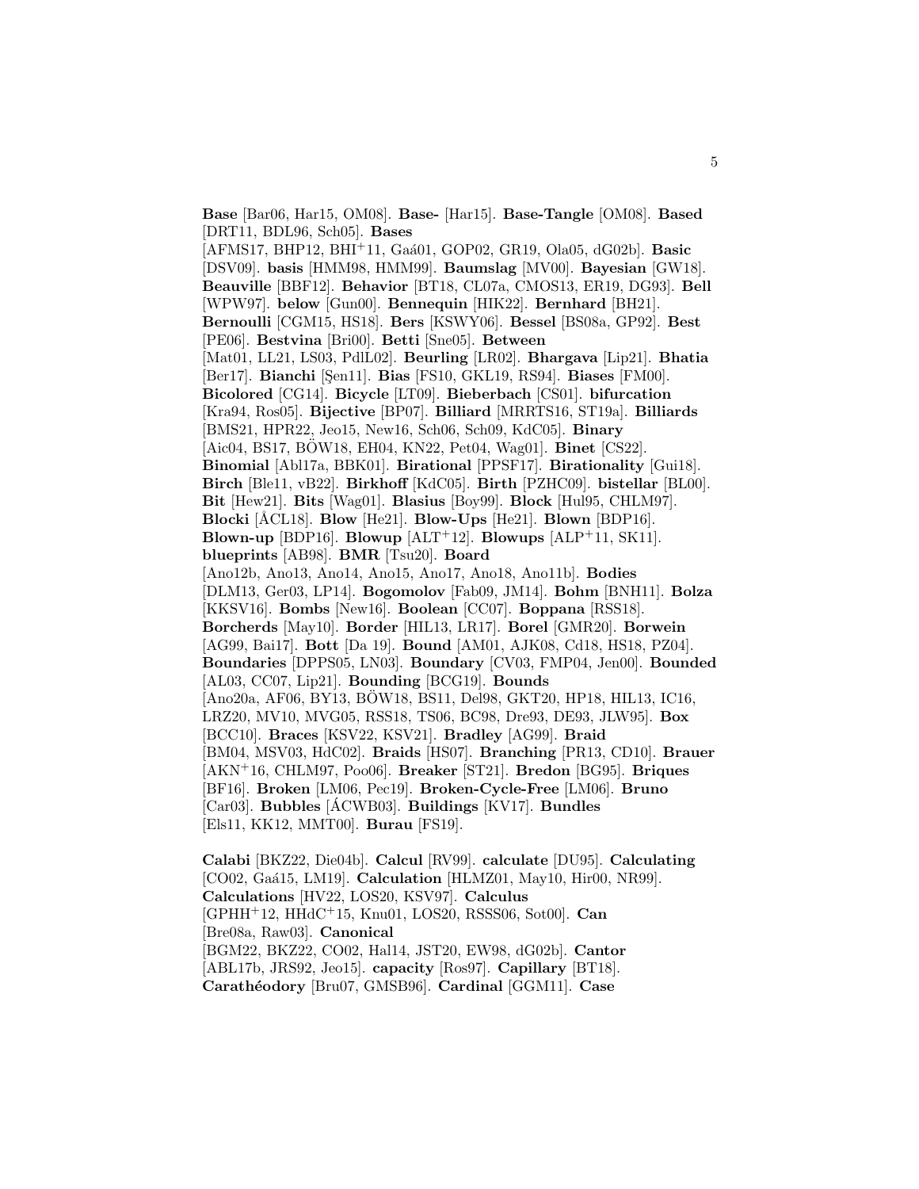**Base** [Bar06, Har15, OM08]. **Base-** [Har15]. **Base-Tangle** [OM08]. **Based** [DRT11, BDL96, Sch05]. **Bases** [AFMS17, BHP12, BHI+11, Gaá01, GOP02, GR19, Ola05, dG02b]. **Basic** [DSV09]. **basis** [HMM98, HMM99]. **Baumslag** [MV00]. **Bayesian** [GW18]. **Beauville** [BBF12]. **Behavior** [BT18, CL07a, CMOS13, ER19, DG93]. **Bell** [WPW97]. **below** [Gun00]. **Bennequin** [HIK22]. **Bernhard** [BH21]. **Bernoulli** [CGM15, HS18]. **Bers** [KSWY06]. **Bessel** [BS08a, GP92]. **Best** [PE06]. **Bestvina** [Bri00]. **Betti** [Sne05]. **Between** [Mat01, LL21, LS03, PdlL02]. **Beurling** [LR02]. **Bhargava** [Lip21]. **Bhatia** [Ber17]. **Bianchi** [Şen11]. **Bias** [FS10, GKL19, RS94]. **Biases** [FM00]. **Bicolored** [CG14]. **Bicycle** [LT09]. **Bieberbach** [CS01]. **bifurcation** [Kra94, Ros05]. **Bijective** [BP07]. **Billiard** [MRRTS16, ST19a]. **Billiards** [BMS21, HPR22, Jeo15, New16, Sch06, Sch09, KdC05]. **Binary** [Aic04, BS17, BÖW18, EH04, KN22, Pet04, Wag01]. **Binet** [CS22]. **Binomial** [Abl17a, BBK01]. **Birational** [PPSF17]. **Birationality** [Gui18]. **Birch** [Ble11, vB22]. **Birkhoff** [KdC05]. **Birth** [PZHC09]. **bistellar** [BL00]. **Bit** [Hew21]. **Bits** [Wag01]. **Blasius** [Boy99]. **Block** [Hul95, CHLM97]. **Blocki** [ÅCL18]. **Blow** [He21]. **Blow-Ups** [He21]. **Blown** [BDP16]. **Blown-up** [BDP16]. **Blowup** [ALT+12]. **Blowups** [ALP+11, SK11]. **blueprints** [AB98]. **BMR** [Tsu20]. **Board** [Ano12b, Ano13, Ano14, Ano15, Ano17, Ano18, Ano11b]. **Bodies** [DLM13, Ger03, LP14]. **Bogomolov** [Fab09, JM14]. **Bohm** [BNH11]. **Bolza** [KKSV16]. **Bombs** [New16]. **Boolean** [CC07]. **Boppana** [RSS18]. **Borcherds** [May10]. **Border** [HIL13, LR17]. **Borel** [GMR20]. **Borwein** [AG99, Bai17]. **Bott** [Da 19]. **Bound** [AM01, AJK08, Cd18, HS18, PZ04]. **Boundaries** [DPPS05, LN03]. **Boundary** [CV03, FMP04, Jen00]. **Bounded** [AL03, CC07, Lip21]. **Bounding** [BCG19]. **Bounds** [Ano20a, AF06, BY13, BÖW18, BS11, Del98, GKT20, HP18, HIL13, IC16, LRZ20, MV10, MVG05, RSS18, TS06, BC98, Dre93, DE93, JLW95]. **Box** [BCC10]. **Braces** [KSV22, KSV21]. **Bradley** [AG99]. **Braid** [BM04, MSV03, HdC02]. **Braids** [HS07]. **Branching** [PR13, CD10]. **Brauer** [AKN+16, CHLM97, Poo06]. **Breaker** [ST21]. **Bredon** [BG95]. **Briques** [BF16]. **Broken** [LM06, Pec19]. **Broken-Cycle-Free** [LM06]. **Bruno** [Car03]. **Bubbles** [ÁCWB03]. **Buildings** [KV17]. **Bundles** [Els11, KK12, MMT00]. **Burau** [FS19].

**Calabi** [BKZ22, Die04b]. **Calcul** [RV99]. **calculate** [DU95]. **Calculating** [CO02, Gaá15, LM19]. **Calculation** [HLMZ01, May10, Hir00, NR99]. **Calculations** [HV22, LOS20, KSV97]. **Calculus** [GPHH+12, HHdC+15, Knu01, LOS20, RSSS06, Sot00]. **Can** [Bre08a, Raw03]. **Canonical** [BGM22, BKZ22, CO02, Hal14, JST20, EW98, dG02b]. **Cantor** [ABL17b, JRS92, Jeo15]. **capacity** [Ros97]. **Capillary** [BT18]. **Carathéodory** [Bru07, GMSB96]. **Cardinal** [GGM11]. **Case**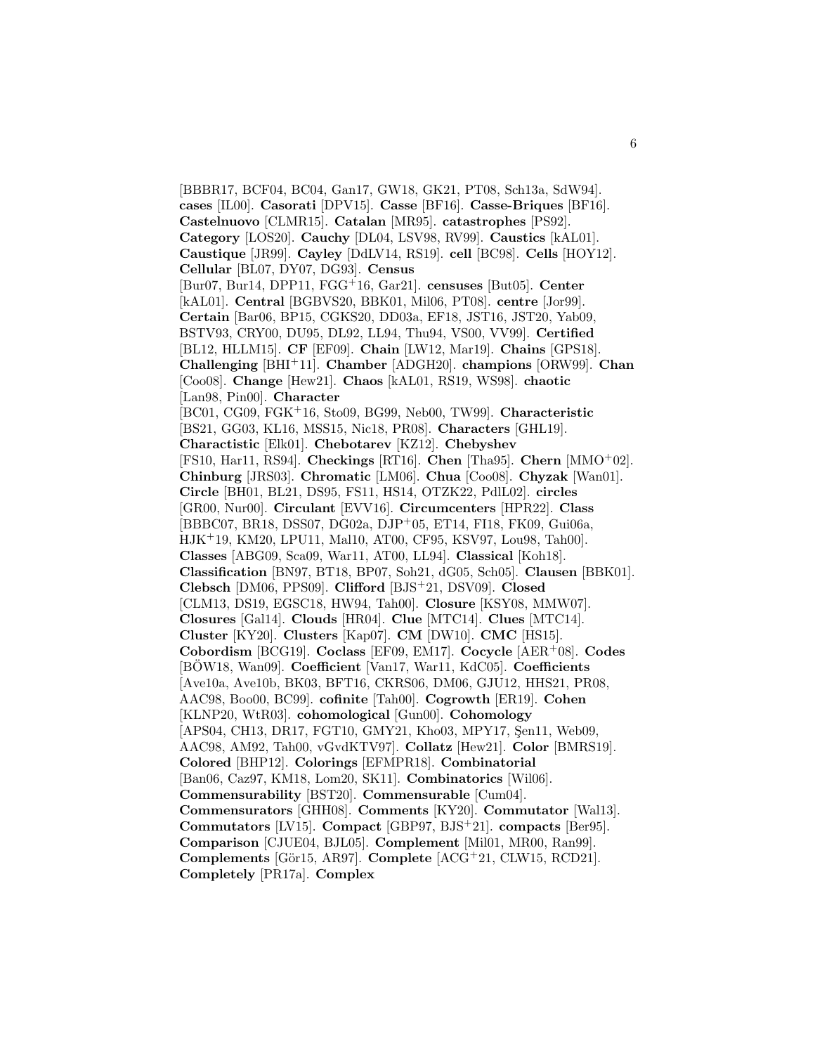[BBBR17, BCF04, BC04, Gan17, GW18, GK21, PT08, Sch13a, SdW94]. **cases** [IL00]. **Casorati** [DPV15]. **Casse** [BF16]. **Casse-Briques** [BF16]. **Castelnuovo** [CLMR15]. **Catalan** [MR95]. **catastrophes** [PS92]. **Category** [LOS20]. **Cauchy** [DL04, LSV98, RV99]. **Caustics** [kAL01]. **Caustique** [JR99]. **Cayley** [DdLV14, RS19]. **cell** [BC98]. **Cells** [HOY12]. **Cellular** [BL07, DY07, DG93]. **Census** [Bur07, Bur14, DPP11, FGG+16, Gar21]. **censuses** [But05]. **Center** [kAL01]. **Central** [BGBVS20, BBK01, Mil06, PT08]. **centre** [Jor99]. **Certain** [Bar06, BP15, CGKS20, DD03a, EF18, JST16, JST20, Yab09, BSTV93, CRY00, DU95, DL92, LL94, Thu94, VS00, VV99]. **Certified** [BL12, HLLM15]. **CF** [EF09]. **Chain** [LW12, Mar19]. **Chains** [GPS18]. **Challenging** [BHI+11]. **Chamber** [ADGH20]. **champions** [ORW99]. **Chan** [Coo08]. **Change** [Hew21]. **Chaos** [kAL01, RS19, WS98]. **chaotic** [Lan98, Pin00]. **Character** [BC01, CG09, FGK+16, Sto09, BG99, Neb00, TW99]. **Characteristic** [BS21, GG03, KL16, MSS15, Nic18, PR08]. **Characters** [GHL19]. **Charactistic** [Elk01]. **Chebotarev** [KZ12]. **Chebyshev** [FS10, Har11, RS94]. **Checkings** [RT16]. **Chen** [Tha95]. **Chern** [MMO+02]. **Chinburg** [JRS03]. **Chromatic** [LM06]. **Chua** [Coo08]. **Chyzak** [Wan01]. **Circle** [BH01, BL21, DS95, FS11, HS14, OTZK22, PdlL02]. **circles** [GR00, Nur00]. **Circulant** [EVV16]. **Circumcenters** [HPR22]. **Class** [BBBC07, BR18, DSS07, DG02a, DJP+05, ET14, FI18, FK09, Gui06a, HJK+19, KM20, LPU11, Mal10, AT00, CF95, KSV97, Lou98, Tah00]. **Classes** [ABG09, Sca09, War11, AT00, LL94]. **Classical** [Koh18]. **Classification** [BN97, BT18, BP07, Soh21, dG05, Sch05]. **Clausen** [BBK01]. **Clebsch** [DM06, PPS09]. **Clifford** [BJS+21, DSV09]. **Closed** [CLM13, DS19, EGSC18, HW94, Tah00]. **Closure** [KSY08, MMW07]. **Closures** [Gal14]. **Clouds** [HR04]. **Clue** [MTC14]. **Clues** [MTC14]. **Cluster** [KY20]. **Clusters** [Kap07]. **CM** [DW10]. **CMC** [HS15]. **Cobordism** [BCG19]. **Coclass** [EF09, EM17]. **Cocycle** [AER+08]. **Codes** [BÖW18, Wan09]. **Coefficient** [Van17, War11, KdC05]. **Coefficients** [Ave10a, Ave10b, BK03, BFT16, CKRS06, DM06, GJU12, HHS21, PR08, AAC98, Boo00, BC99]. **cofinite** [Tah00]. **Cogrowth** [ER19]. **Cohen** [KLNP20, WtR03]. **cohomological** [Gun00]. **Cohomology** [APS04, CH13, DR17, FGT10, GMY21, Kho03, MPY17, Şen11, Web09, AAC98, AM92, Tah00, vGvdKTV97]. **Collatz** [Hew21]. **Color** [BMRS19]. **Colored** [BHP12]. **Colorings** [EFMPR18]. **Combinatorial** [Ban06, Caz97, KM18, Lom20, SK11]. **Combinatorics** [Wil06]. **Commensurability** [BST20]. **Commensurable** [Cum04]. **Commensurators** [GHH08]. **Comments** [KY20]. **Commutator** [Wal13]. **Commutators** [LV15]. **Compact** [GBP97, BJS+21]. **compacts** [Ber95]. **Comparison** [CJUE04, BJL05]. **Complement** [Mil01, MR00, Ran99]. **Complements** [Gör15, AR97]. **Complete** [ACG+21, CLW15, RCD21]. **Completely** [PR17a]. **Complex**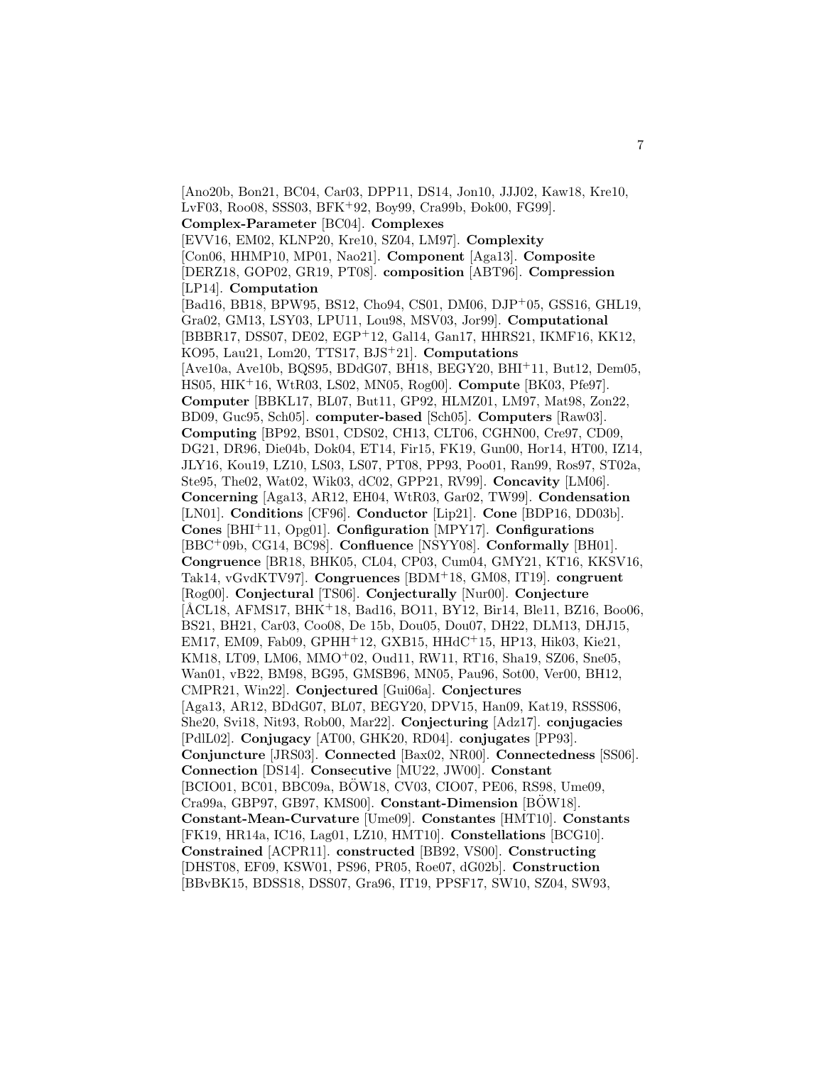[Ano20b, Bon21, BC04, Car03, DPP11, DS14, Jon10, JJJ02, Kaw18, Kre10, LvF03, Roo08, SSS03, BFK+92, Boy99, Cra99b, Ðok00, FG99]. **Complex-Parameter** [BC04]. **Complexes** [EVV16, EM02, KLNP20, Kre10, SZ04, LM97]. **Complexity** [Con06, HHMP10, MP01, Nao21]. **Component** [Aga13]. **Composite** [DERZ18, GOP02, GR19, PT08]. **composition** [ABT96]. **Compression** [LP14]. **Computation** [Bad16, BB18, BPW95, BS12, Cho94, CS01, DM06, DJP+05, GSS16, GHL19, Gra02, GM13, LSY03, LPU11, Lou98, MSV03, Jor99]. **Computational** [BBBR17, DSS07, DE02, EGP+12, Gal14, Gan17, HHRS21, IKMF16, KK12, KO95, Lau21, Lom20, TTS17, BJS+21]. **Computations** [Ave10a, Ave10b, BQS95, BDdG07, BH18, BEGY20, BHI+11, But12, Dem05, HS05, HIK+16, WtR03, LS02, MN05, Rog00]. **Compute** [BK03, Pfe97]. **Computer** [BBKL17, BL07, But11, GP92, HLMZ01, LM97, Mat98, Zon22, BD09, Guc95, Sch05]. **computer-based** [Sch05]. **Computers** [Raw03]. **Computing** [BP92, BS01, CDS02, CH13, CLT06, CGHN00, Cre97, CD09, DG21, DR96, Die04b, Dok04, ET14, Fir15, FK19, Gun00, Hor14, HT00, IZ14, JLY16, Kou19, LZ10, LS03, LS07, PT08, PP93, Poo01, Ran99, Ros97, ST02a, Ste95, The02, Wat02, Wik03, dC02, GPP21, RV99]. **Concavity** [LM06]. **Concerning** [Aga13, AR12, EH04, WtR03, Gar02, TW99]. **Condensation** [LN01]. **Conditions** [CF96]. **Conductor** [Lip21]. **Cone** [BDP16, DD03b]. **Cones** [BHI+11, Opg01]. **Configuration** [MPY17]. **Configurations** [BBC+09b, CG14, BC98]. **Confluence** [NSYY08]. **Conformally** [BH01]. **Congruence** [BR18, BHK05, CL04, CP03, Cum04, GMY21, KT16, KKSV16, Tak14, vGvdKTV97]. **Congruences** [BDM+18, GM08, IT19]. **congruent** [Rog00]. **Conjectural** [TS06]. **Conjecturally** [Nur00]. **Conjecture** [ÅCL18, AFMS17, BHK+18, Bad16, BO11, BY12, Bir14, Ble11, BZ16, Boo06, BS21, BH21, Car03, Coo08, De 15b, Dou05, Dou07, DH22, DLM13, DHJ15, EM17, EM09, Fab09, GPHH+12, GXB15, HHdC+15, HP13, Hik03, Kie21, KM18, LT09, LM06, MMO+02, Oud11, RW11, RT16, Sha19, SZ06, Sne05, Wan01, vB22, BM98, BG95, GMSB96, MN05, Pau96, Sot00, Ver00, BH12, CMPR21, Win22]. **Conjectured** [Gui06a]. **Conjectures** [Aga13, AR12, BDdG07, BL07, BEGY20, DPV15, Han09, Kat19, RSSS06, She20, Svi18, Nit93, Rob00, Mar22]. **Conjecturing** [Adz17]. **conjugacies** [PdlL02]. **Conjugacy** [AT00, GHK20, RD04]. **conjugates** [PP93]. **Conjuncture** [JRS03]. **Connected** [Bax02, NR00]. **Connectedness** [SS06]. **Connection** [DS14]. **Consecutive** [MU22, JW00]. **Constant** [BCIO01, BC01, BBC09a, BÖW18, CV03, CIO07, PE06, RS98, Ume09, Cra99a, GBP97, GB97, KMS00]. **Constant-Dimension** [BÖW18]. **Constant-Mean-Curvature** [Ume09]. **Constantes** [HMT10]. **Constants** [FK19, HR14a, IC16, Lag01, LZ10, HMT10]. **Constellations** [BCG10]. **Constrained** [ACPR11]. **constructed** [BB92, VS00]. **Constructing** [DHST08, EF09, KSW01, PS96, PR05, Roe07, dG02b]. **Construction** [BBvBK15, BDSS18, DSS07, Gra96, IT19, PPSF17, SW10, SZ04, SW93,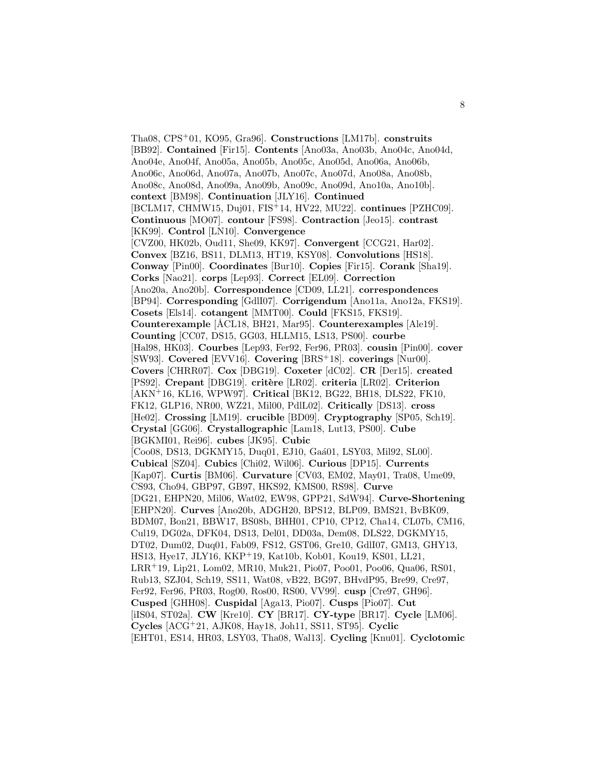Tha08, CPS[+]01, KO95, Gra96]. **Constructions** [LM17b]. **construits** [BB92]. **Contained** [Fir15]. **Contents** [Ano03a, Ano03b, Ano04c, Ano04d, Ano04e, Ano04f, Ano05a, Ano05b, Ano05c, Ano05d, Ano06a, Ano06b, Ano06c, Ano06d, Ano07a, Ano07b, Ano07c, Ano07d, Ano08a, Ano08b, Ano08c, Ano08d, Ano09a, Ano09b, Ano09c, Ano09d, Ano10a, Ano10b]. **context** [BM98]. **Continuation** [JLY16]. **Continued** [BCLM17, CHMW15, Duj01, FIS[+]14, HV22, MU22]. **continues** [PZHC09]. **Continuous** [MO07]. **contour** [FS98]. **Contraction** [Jeo15]. **contrast** [KK99]. **Control** [LN10]. **Convergence** [CVZ00, HK02b, Oud11, She09, KK97]. **Convergent** [CCG21, Har02]. **Convex** [BZ16, BS11, DLM13, HT19, KSY08]. **Convolutions** [HS18]. **Conway** [Pin00]. **Coordinates** [Bur10]. **Copies** [Fir15]. **Corank** [Sha19]. **Corks** [Nao21]. **corps** [Lep93]. **Correct** [EL09]. **Correction** [Ano20a, Ano20b]. **Correspondence** [CD09, LL21]. **correspondences** [BP94]. **Corresponding** [GdlI07]. **Corrigendum** [Ano11a, Ano12a, FKS19]. **Cosets** [Els14]. **cotangent** [MMT00]. **Could** [FKS15, FKS19]. **Counterexample** [ÅCL18, BH21, Mar95]. **Counterexamples** [Ale19]. **Counting** [CC07, DS15, GG03, HLLM15, LS13, PS00]. **courbe** [Hal98, HK03]. **Courbes** [Lep93, Fer92, Fer96, PR03]. **cousin** [Pin00]. **cover** [SW93]. **Covered** [EVV16]. **Covering** [BRS[+]18]. **coverings** [Nur00]. **Covers** [CHRR07]. **Cox** [DBG19]. **Coxeter** [dC02]. **CR** [Der15]. **created** [PS92]. **Crepant** [DBG19]. **critère** [LR02]. **criteria** [LR02]. **Criterion** [AKN[+]16, KL16, WPW97]. **Critical** [BK12, BG22, BH18, DLS22, FK10, FK12, GLP16, NR00, WZ21, Mil00, PdlL02]. **Critically** [DS13]. **cross** [He02]. **Crossing** [LM19]. **crucible** [BD09]. **Cryptography** [SP05, Sch19]. **Crystal** [GG06]. **Crystallographic** [Lam18, Lut13, PS00]. **Cube** [BGKMI01, Rei96]. **cubes** [JK95]. **Cubic** [Coo08, DS13, DGKMY15, Duq01, EJ10, Gaá01, LSY03, Mil92, SL00]. **Cubical** [SZ04]. **Cubics** [Chi02, Wil06]. **Curious** [DP15]. **Currents** [Kap07]. **Curtis** [BM06]. **Curvature** [CV03, EM02, May01, Tra08, Ume09, CS93, Cho94, GBP97, GB97, HKS92, KMS00, RS98]. **Curve** [DG21, EHPN20, Mil06, Wat02, EW98, GPP21, SdW94]. **Curve-Shortening** [EHPN20]. **Curves** [Ano20b, ADGH20, BPS12, BLP09, BMS21, BvBK09, BDM07, Bon21, BBW17, BS08b, BHH01, CP10, CP12, Cha14, CL07b, CM16, Cul19, DG02a, DFK04, DS13, Del01, DD03a, Dem08, DLS22, DGKMY15, DT02, Dum02, Duq01, Fab09, FS12, GST06, Gre10, GdlI07, GM13, GHY13, HS13, Hye17, JLY16, KKP[+]19, Kat10b, Kob01, Kou19, KS01, LL21, LRR[+]19, Lip21, Lom02, MR10, Muk21, Pio07, Poo01, Poo06, Qua06, RS01, Rub13, SZJ04, Sch19, SS11, Wat08, vB22, BG97, BHvdP95, Bre99, Cre97, Fer92, Fer96, PR03, Rog00, Ros00, RS00, VV99]. **cusp** [Cre97, GH96]. **Cusped** [GHH08]. **Cuspidal** [Aga13, Pio07]. **Cusps** [Pio07]. **Cut** [iIS04, ST02a]. **CW** [Kre10]. **CY** [BR17]. **CY-type** [BR17]. **Cycle** [LM06]. **Cycles** [ACG[+]21, AJK08, Hay18, Joh11, SS11, ST95]. **Cyclic** [EHT01, ES14, HR03, LSY03, Tha08, Wal13]. **Cycling** [Knu01]. **Cyclotomic**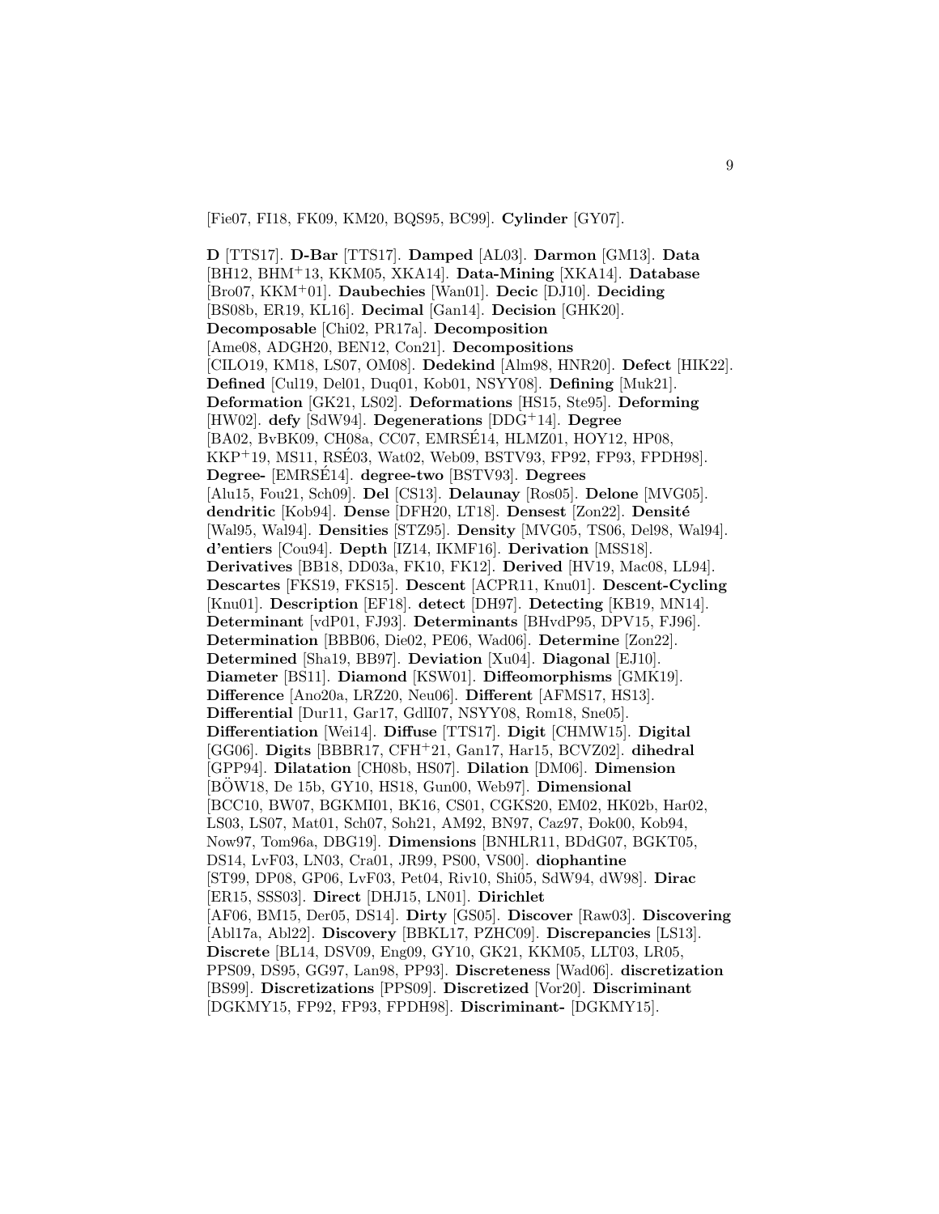[Fie07, FI18, FK09, KM20, BQS95, BC99]. **Cylinder** [GY07].

**D** [TTS17]. **D-Bar** [TTS17]. **Damped** [AL03]. **Darmon** [GM13]. **Data** [BH12, BHM+13, KKM05, XKA14]. **Data-Mining** [XKA14]. **Database** [Bro07, KKM+01]. **Daubechies** [Wan01]. **Decic** [DJ10]. **Deciding** [BS08b, ER19, KL16]. **Decimal** [Gan14]. **Decision** [GHK20]. **Decomposable** [Chi02, PR17a]. **Decomposition** [Ame08, ADGH20, BEN12, Con21]. **Decompositions** [CILO19, KM18, LS07, OM08]. **Dedekind** [Alm98, HNR20]. **Defect** [HIK22]. **Defined** [Cul19, Del01, Duq01, Kob01, NSYY08]. **Defining** [Muk21]. **Deformation** [GK21, LS02]. **Deformations** [HS15, Ste95]. **Deforming** [HW02]. **defy** [SdW94]. **Degenerations** [DDG+14]. **Degree** [BA02, BvBK09, CH08a, CC07, EMRSÉ14, HLMZ01, HOY12, HP08, KKP+19, MS11, RSÉ03, Wat02, Web09, BSTV93, FP92, FP93, FPDH98]. **Degree-** [EMRSÉ14]. **degree-two** [BSTV93]. **Degrees** [Alu15, Fou21, Sch09]. **Del** [CS13]. **Delaunay** [Ros05]. **Delone** [MVG05]. **dendritic** [Kob94]. **Dense** [DFH20, LT18]. **Densest** [Zon22]. **Densité** [Wal95, Wal94]. **Densities** [STZ95]. **Density** [MVG05, TS06, Del98, Wal94]. **d'entiers** [Cou94]. **Depth** [IZ14, IKMF16]. **Derivation** [MSS18]. **Derivatives** [BB18, DD03a, FK10, FK12]. **Derived** [HV19, Mac08, LL94]. **Descartes** [FKS19, FKS15]. **Descent** [ACPR11, Knu01]. **Descent-Cycling** [Knu01]. **Description** [EF18]. **detect** [DH97]. **Detecting** [KB19, MN14]. **Determinant** [vdP01, FJ93]. **Determinants** [BHvdP95, DPV15, FJ96]. **Determination** [BBB06, Die02, PE06, Wad06]. **Determine** [Zon22]. **Determined** [Sha19, BB97]. **Deviation** [Xu04]. **Diagonal** [EJ10]. **Diameter** [BS11]. **Diamond** [KSW01]. **Diffeomorphisms** [GMK19]. **Difference** [Ano20a, LRZ20, Neu06]. **Different** [AFMS17, HS13]. **Differential** [Dur11, Gar17, GdlI07, NSYY08, Rom18, Sne05]. **Differentiation** [Wei14]. **Diffuse** [TTS17]. **Digit** [CHMW15]. **Digital** [GG06]. **Digits** [BBBR17, CFH+21, Gan17, Har15, BCVZ02]. **dihedral** [GPP94]. **Dilatation** [CH08b, HS07]. **Dilation** [DM06]. **Dimension** [BÖW18, De 15b, GY10, HS18, Gun00, Web97]. **Dimensional** [BCC10, BW07, BGKMI01, BK16, CS01, CGKS20, EM02, HK02b, Har02, LS03, LS07, Mat01, Sch07, Soh21, AM92, BN97, Caz97, Ðok00, Kob94, Now97, Tom96a, DBG19]. **Dimensions** [BNHLR11, BDdG07, BGKT05, DS14, LvF03, LN03, Cra01, JR99, PS00, VS00]. **diophantine** [ST99, DP08, GP06, LvF03, Pet04, Riv10, Shi05, SdW94, dW98]. **Dirac** [ER15, SSS03]. **Direct** [DHJ15, LN01]. **Dirichlet** [AF06, BM15, Der05, DS14]. **Dirty** [GS05]. **Discover** [Raw03]. **Discovering** [Abl17a, Abl22]. **Discovery** [BBKL17, PZHC09]. **Discrepancies** [LS13]. **Discrete** [BL14, DSV09, Eng09, GY10, GK21, KKM05, LLT03, LR05, PPS09, DS95, GG97, Lan98, PP93]. **Discreteness** [Wad06]. **discretization** [BS99]. **Discretizations** [PPS09]. **Discretized** [Vor20]. **Discriminant** [DGKMY15, FP92, FP93, FPDH98]. **Discriminant-** [DGKMY15].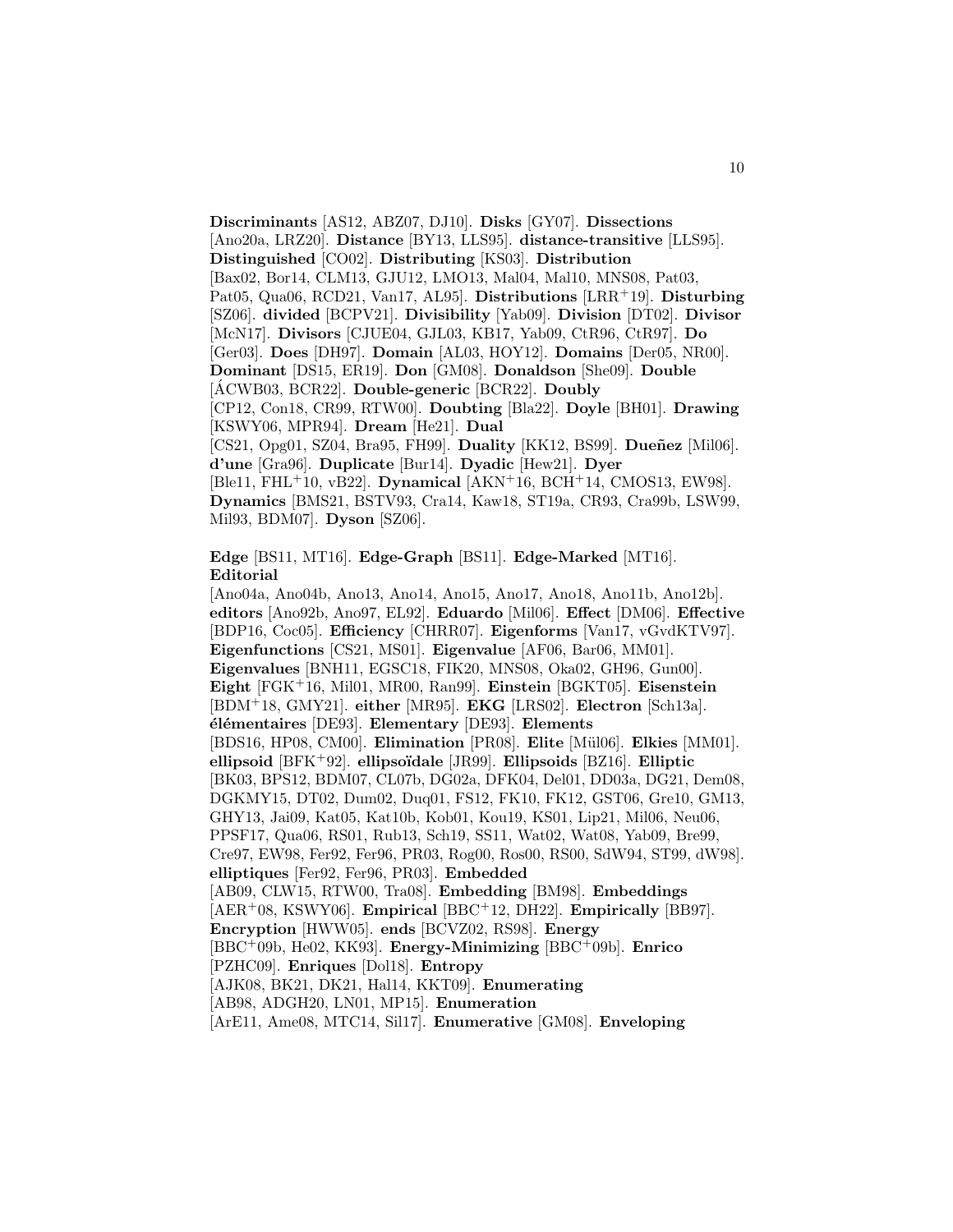**Discriminants** [AS12, ABZ07, DJ10]. **Disks** [GY07]. **Dissections** [Ano20a, LRZ20]. **Distance** [BY13, LLS95]. **distance-transitive** [LLS95]. **Distinguished** [CO02]. **Distributing** [KS03]. **Distribution** [Bax02, Bor14, CLM13, GJU12, LMO13, Mal04, Mal10, MNS08, Pat03, Pat05, Qua06, RCD21, Van17, AL95]. **Distributions** [LRR+19]. **Disturbing** [SZ06]. **divided** [BCPV21]. **Divisibility** [Yab09]. **Division** [DT02]. **Divisor** [McN17]. **Divisors** [CJUE04, GJL03, KB17, Yab09, CtR96, CtR97]. **Do** [Ger03]. **Does** [DH97]. **Domain** [AL03, HOY12]. **Domains** [Der05, NR00]. **Dominant** [DS15, ER19]. **Don** [GM08]. **Donaldson** [She09]. **Double** [ÁCWB03, BCR22]. **Double-generic** [BCR22]. **Doubly** [CP12, Con18, CR99, RTW00]. **Doubting** [Bla22]. **Doyle** [BH01]. **Drawing** [KSWY06, MPR94]. **Dream** [He21]. **Dual** [CS21, Opg01, SZ04, Bra95, FH99]. **Duality** [KK12, BS99]. **Dueñez** [Mil06]. **d'une** [Gra96]. **Duplicate** [Bur14]. **Dyadic** [Hew21]. **Dyer** [Ble11, FHL+10, vB22]. **Dynamical** [AKN+16, BCH+14, CMOS13, EW98]. **Dynamics** [BMS21, BSTV93, Cra14, Kaw18, ST19a, CR93, Cra99b, LSW99, Mil93, BDM07]. **Dyson** [SZ06].

**Edge** [BS11, MT16]. **Edge-Graph** [BS11]. **Edge-Marked** [MT16]. **Editorial** [Ano04a, Ano04b, Ano13, Ano14, Ano15, Ano17, Ano18, Ano11b, Ano12b]. **editors** [Ano92b, Ano97, EL92]. **Eduardo** [Mil06]. **Effect** [DM06]. **Effective** [BDP16, Coc05]. **Efficiency** [CHRR07]. **Eigenforms** [Van17, vGvdKTV97]. **Eigenfunctions** [CS21, MS01]. **Eigenvalue** [AF06, Bar06, MM01]. **Eigenvalues** [BNH11, EGSC18, FIK20, MNS08, Oka02, GH96, Gun00]. **Eight** [FGK+16, Mil01, MR00, Ran99]. **Einstein** [BGKT05]. **Eisenstein** [BDM+18, GMY21]. **either** [MR95]. **EKG** [LRS02]. **Electron** [Sch13a]. **élémentaires** [DE93]. **Elementary** [DE93]. **Elements** [BDS16, HP08, CM00]. **Elimination** [PR08]. **Elite** [Mül06]. **Elkies** [MM01]. **ellipsoid** [BFK+92]. **ellipsoïdale** [JR99]. **Ellipsoids** [BZ16]. **Elliptic** [BK03, BPS12, BDM07, CL07b, DG02a, DFK04, Del01, DD03a, DG21, Dem08, DGKMY15, DT02, Dum02, Duq01, FS12, FK10, FK12, GST06, Gre10, GM13, GHY13, Jai09, Kat05, Kat10b, Kob01, Kou19, KS01, Lip21, Mil06, Neu06, PPSF17, Qua06, RS01, Rub13, Sch19, SS11, Wat02, Wat08, Yab09, Bre99, Cre97, EW98, Fer92, Fer96, PR03, Rog00, Ros00, RS00, SdW94, ST99, dW98]. **elliptiques** [Fer92, Fer96, PR03]. **Embedded** [AB09, CLW15, RTW00, Tra08]. **Embedding** [BM98]. **Embeddings** [AER+08, KSWY06]. **Empirical** [BBC+12, DH22]. **Empirically** [BB97]. **Encryption** [HWW05]. **ends** [BCVZ02, RS98]. **Energy** [BBC+09b, He02, KK93]. **Energy-Minimizing** [BBC+09b]. **Enrico** [PZHC09]. **Enriques** [Dol18]. **Entropy** [AJK08, BK21, DK21, Hal14, KKT09]. **Enumerating** [AB98, ADGH20, LN01, MP15]. **Enumeration** [ArE11, Ame08, MTC14, Sil17]. **Enumerative** [GM08]. **Enveloping**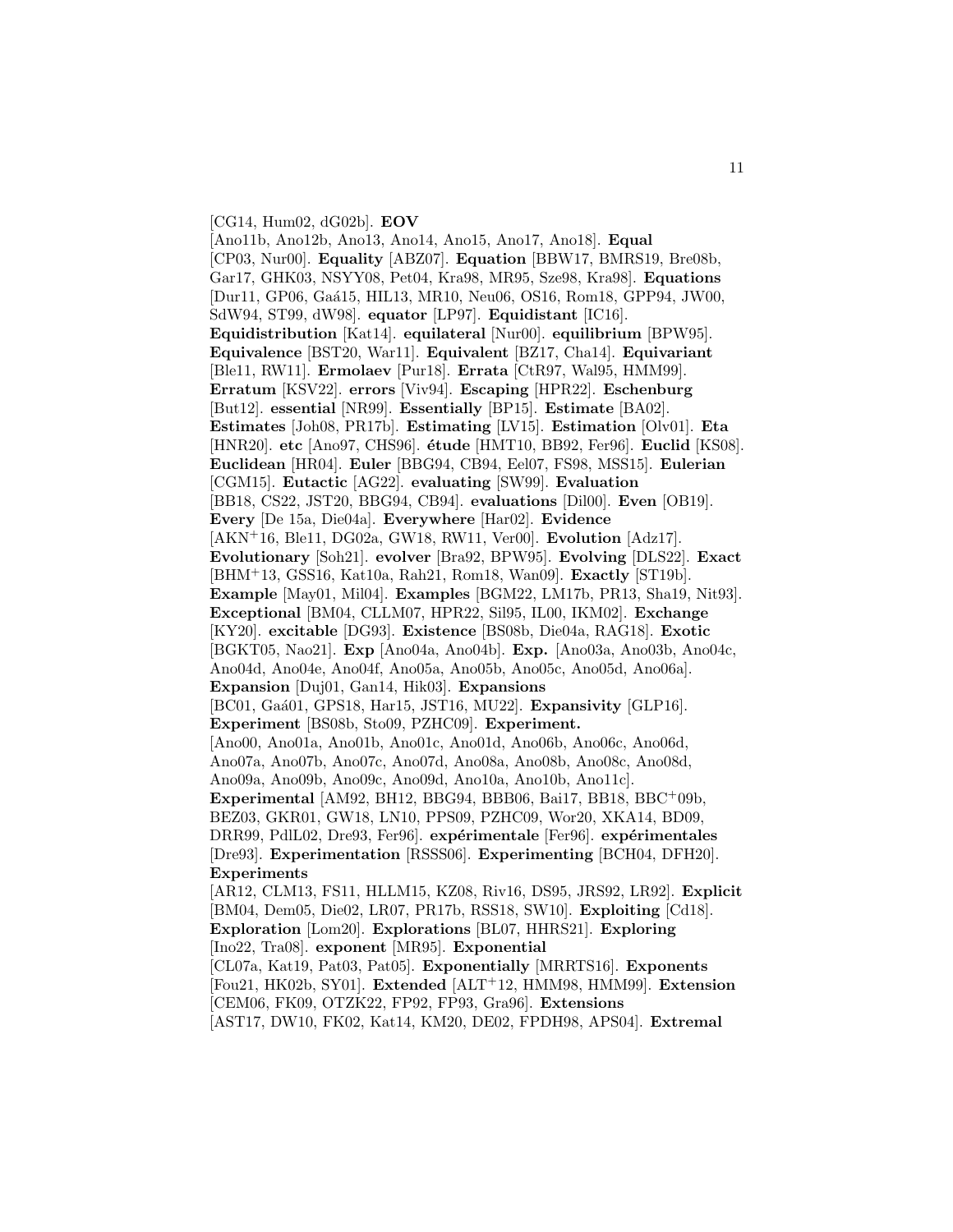[CG14, Hum02, dG02b]. **EOV** [Ano11b, Ano12b, Ano13, Ano14, Ano15, Ano17, Ano18]. **Equal** [CP03, Nur00]. **Equality** [ABZ07]. **Equation** [BBW17, BMRS19, Bre08b, Gar17, GHK03, NSYY08, Pet04, Kra98, MR95, Sze98, Kra98]. **Equations** [Dur11, GP06, Gaá15, HIL13, MR10, Neu06, OS16, Rom18, GPP94, JW00, SdW94, ST99, dW98]. **equator** [LP97]. **Equidistant** [IC16]. **Equidistribution** [Kat14]. **equilateral** [Nur00]. **equilibrium** [BPW95]. **Equivalence** [BST20, War11]. **Equivalent** [BZ17, Cha14]. **Equivariant** [Ble11, RW11]. **Ermolaev** [Pur18]. **Errata** [CtR97, Wal95, HMM99]. **Erratum** [KSV22]. **errors** [Viv94]. **Escaping** [HPR22]. **Eschenburg** [But12]. **essential** [NR99]. **Essentially** [BP15]. **Estimate** [BA02]. **Estimates** [Joh08, PR17b]. **Estimating** [LV15]. **Estimation** [Olv01]. **Eta** [HNR20]. **etc** [Ano97, CHS96]. **étude** [HMT10, BB92, Fer96]. **Euclid** [KS08]. **Euclidean** [HR04]. **Euler** [BBG94, CB94, Eel07, FS98, MSS15]. **Eulerian** [CGM15]. **Eutactic** [AG22]. **evaluating** [SW99]. **Evaluation** [BB18, CS22, JST20, BBG94, CB94]. **evaluations** [Dil00]. **Even** [OB19]. **Every** [De 15a, Die04a]. **Everywhere** [Har02]. **Evidence** [AKN+16, Ble11, DG02a, GW18, RW11, Ver00]. **Evolution** [Adz17]. **Evolutionary** [Soh21]. **evolver** [Bra92, BPW95]. **Evolving** [DLS22]. **Exact** [BHM+13, GSS16, Kat10a, Rah21, Rom18, Wan09]. **Exactly** [ST19b]. **Example** [May01, Mil04]. **Examples** [BGM22, LM17b, PR13, Sha19, Nit93]. **Exceptional** [BM04, CLLM07, HPR22, Sil95, IL00, IKM02]. **Exchange** [KY20]. **excitable** [DG93]. **Existence** [BS08b, Die04a, RAG18]. **Exotic** [BGKT05, Nao21]. **Exp** [Ano04a, Ano04b]. **Exp.** [Ano03a, Ano03b, Ano04c, Ano04d, Ano04e, Ano04f, Ano05a, Ano05b, Ano05c, Ano05d, Ano06a]. **Expansion** [Duj01, Gan14, Hik03]. **Expansions** [BC01, Gaá01, GPS18, Har15, JST16, MU22]. **Expansivity** [GLP16]. **Experiment** [BS08b, Sto09, PZHC09]. **Experiment.** [Ano00, Ano01a, Ano01b, Ano01c, Ano01d, Ano06b, Ano06c, Ano06d, Ano07a, Ano07b, Ano07c, Ano07d, Ano08a, Ano08b, Ano08c, Ano08d, Ano09a, Ano09b, Ano09c, Ano09d, Ano10a, Ano10b, Ano11c]. **Experimental** [AM92, BH12, BBG94, BBB06, Bai17, BB18, BBC+09b, BEZ03, GKR01, GW18, LN10, PPS09, PZHC09, Wor20, XKA14, BD09, DRR99, PdlL02, Dre93, Fer96]. **expérimentale** [Fer96]. **expérimentales** [Dre93]. **Experimentation** [RSSS06]. **Experimenting** [BCH04, DFH20]. **Experiments** [AR12, CLM13, FS11, HLLM15, KZ08, Riv16, DS95, JRS92, LR92]. **Explicit** [BM04, Dem05, Die02, LR07, PR17b, RSS18, SW10]. **Exploiting** [Cd18]. **Exploration** [Lom20]. **Explorations** [BL07, HHRS21]. **Exploring** [Ino22, Tra08]. **exponent** [MR95]. **Exponential** [CL07a, Kat19, Pat03, Pat05]. **Exponentially** [MRRTS16]. **Exponents** [Fou21, HK02b, SY01]. **Extended** [ALT+12, HMM98, HMM99]. **Extension** [CEM06, FK09, OTZK22, FP92, FP93, Gra96]. **Extensions** [AST17, DW10, FK02, Kat14, KM20, DE02, FPDH98, APS04]. **Extremal**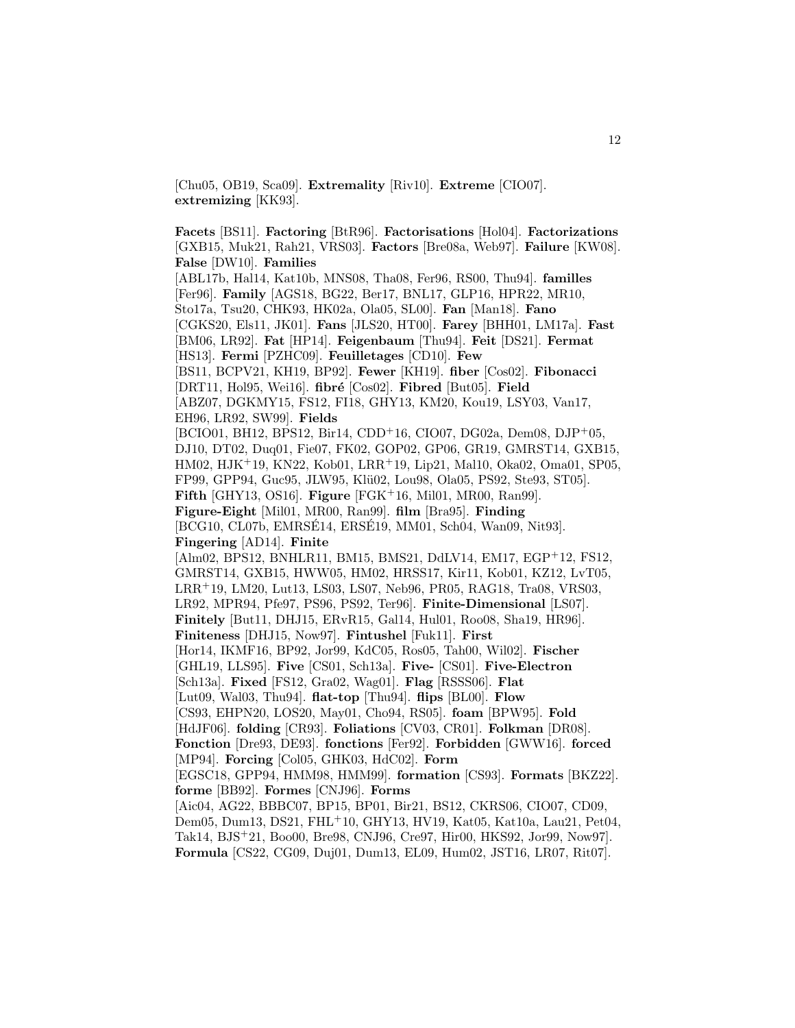[Chu05, OB19, Sca09]. **Extremality** [Riv10]. **Extreme** [CIO07]. **extremizing** [KK93].

**Facets** [BS11]. **Factoring** [BtR96]. **Factorisations** [Hol04]. **Factorizations** [GXB15, Muk21, Rah21, VRS03]. **Factors** [Bre08a, Web97]. **Failure** [KW08]. **False** [DW10]. **Families** [ABL17b, Hal14, Kat10b, MNS08, Tha08, Fer96, RS00, Thu94]. **familles** [Fer96]. **Family** [AGS18, BG22, Ber17, BNL17, GLP16, HPR22, MR10, Sto17a, Tsu20, CHK93, HK02a, Ola05, SL00]. **Fan** [Man18]. **Fano** [CGKS20, Els11, JK01]. **Fans** [JLS20, HT00]. **Farey** [BHH01, LM17a]. **Fast** [BM06, LR92]. **Fat** [HP14]. **Feigenbaum** [Thu94]. **Feit** [DS21]. **Fermat** [HS13]. **Fermi** [PZHC09]. **Feuilletages** [CD10]. **Few** [BS11, BCPV21, KH19, BP92]. **Fewer** [KH19]. **fiber** [Cos02]. **Fibonacci** [DRT11, Hol95, Wei16]. **fibré** [Cos02]. **Fibred** [But05]. **Field** [ABZ07, DGKMY15, FS12, FI18, GHY13, KM20, Kou19, LSY03, Van17, EH96, LR92, SW99]. **Fields** [BCIO01, BH12, BPS12, Bir14, CDD+16, CIO07, DG02a, Dem08, DJP+05, DJ10, DT02, Duq01, Fie07, FK02, GOP02, GP06, GR19, GMRST14, GXB15, HM02, HJK+19, KN22, Kob01, LRR+19, Lip21, Mal10, Oka02, Oma01, SP05, FP99, GPP94, Guc95, JLW95, Klü02, Lou98, Ola05, PS92, Ste93, ST05]. **Fifth** [GHY13, OS16]. **Figure** [FGK+16, Mil01, MR00, Ran99]. **Figure-Eight** [Mil01, MR00, Ran99]. **film** [Bra95]. **Finding** [BCG10, CL07b, EMRSÉ14, ERSÉ19, MM01, Sch04, Wan09, Nit93]. **Fingering** [AD14]. **Finite** [Alm02, BPS12, BNHLR11, BM15, BMS21, DdLV14, EM17, EGP+12, FS12, GMRST14, GXB15, HWW05, HM02, HRSS17, Kir11, Kob01, KZ12, LvT05, LRR+19, LM20, Lut13, LS03, LS07, Neb96, PR05, RAG18, Tra08, VRS03, LR92, MPR94, Pfe97, PS96, PS92, Ter96]. **Finite-Dimensional** [LS07]. **Finitely** [But11, DHJ15, ERvR15, Gal14, Hul01, Roo08, Sha19, HR96]. **Finiteness** [DHJ15, Now97]. **Fintushel** [Fuk11]. **First** [Hor14, IKMF16, BP92, Jor99, KdC05, Ros05, Tah00, Wil02]. **Fischer** [GHL19, LLS95]. **Five** [CS01, Sch13a]. **Five-** [CS01]. **Five-Electron** [Sch13a]. **Fixed** [FS12, Gra02, Wag01]. **Flag** [RSSS06]. **Flat** [Lut09, Wal03, Thu94]. **flat-top** [Thu94]. **flips** [BL00]. **Flow** [CS93, EHPN20, LOS20, May01, Cho94, RS05]. **foam** [BPW95]. **Fold** [HdJF06]. **folding** [CR93]. **Foliations** [CV03, CR01]. **Folkman** [DR08]. **Fonction** [Dre93, DE93]. **fonctions** [Fer92]. **Forbidden** [GWW16]. **forced** [MP94]. **Forcing** [Col05, GHK03, HdC02]. **Form** [EGSC18, GPP94, HMM98, HMM99]. **formation** [CS93]. **Formats** [BKZ22]. **forme** [BB92]. **Formes** [CNJ96]. **Forms** [Aic04, AG22, BBBC07, BP15, BP01, Bir21, BS12, CKRS06, CIO07, CD09, Dem05, Dum13, DS21, FHL+10, GHY13, HV19, Kat05, Kat10a, Lau21, Pet04, Tak14, BJS+21, Boo00, Bre98, CNJ96, Cre97, Hir00, HKS92, Jor99, Now97]. **Formula** [CS22, CG09, Duj01, Dum13, EL09, Hum02, JST16, LR07, Rit07].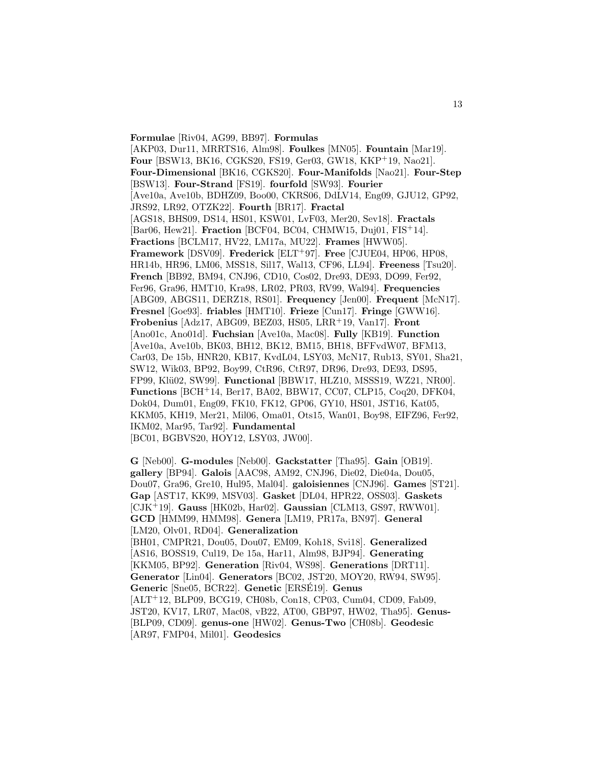**Formulae** [Riv04, AG99, BB97]. **Formulas** [AKP03, Dur11, MRRTS16, Alm98]. **Foulkes** [MN05]. **Fountain** [Mar19]. **Four** [BSW13, BK16, CGKS20, FS19, Ger03, GW18, KKP+19, Nao21]. **Four-Dimensional** [BK16, CGKS20]. **Four-Manifolds** [Nao21]. **Four-Step** [BSW13]. **Four-Strand** [FS19]. **fourfold** [SW93]. **Fourier** [Ave10a, Ave10b, BDHZ09, Boo00, CKRS06, DdLV14, Eng09, GJU12, GP92, JRS92, LR92, OTZK22]. **Fourth** [BR17]. **Fractal** [AGS18, BHS09, DS14, HS01, KSW01, LvF03, Mer20, Sev18]. **Fractals** [Bar06, Hew21]. **Fraction** [BCF04, BC04, CHMW15, Duj01, FIS+14]. **Fractions** [BCLM17, HV22, LM17a, MU22]. **Frames** [HWW05]. **Framework** [DSV09]. **Frederick** [ELT+97]. **Free** [CJUE04, HP06, HP08, HR14b, HR96, LM06, MSS18, Sil17, Wal13, CF96, LL94]. **Freeness** [Tsu20]. **French** [BB92, BM94, CNJ96, CD10, Cos02, Dre93, DE93, DO99, Fer92, Fer96, Gra96, HMT10, Kra98, LR02, PR03, RV99, Wal94]. **Frequencies** [ABG09, ABGS11, DERZ18, RS01]. **Frequency** [Jen00]. **Frequent** [McN17]. **Fresnel** [Goe93]. **friables** [HMT10]. **Frieze** [Cun17]. **Fringe** [GWW16]. **Frobenius** [Adz17, ABG09, BEZ03, HS05, LRR+19, Van17]. **Front** [Ano01c, Ano01d]. **Fuchsian** [Ave10a, Mac08]. **Fully** [KB19]. **Function** [Ave10a, Ave10b, BK03, BH12, BK12, BM15, BH18, BFFvdW07, BFM13, Car03, De 15b, HNR20, KB17, KvdL04, LSY03, McN17, Rub13, SY01, Sha21, SW12, Wik03, BP92, Boy99, CtR96, CtR97, DR96, Dre93, DE93, DS95, FP99, Klü02, SW99]. **Functional** [BBW17, HLZ10, MSSS19, WZ21, NR00]. **Functions** [BCH+14, Ber17, BA02, BBW17, CC07, CLP15, Coq20, DFK04, Dok04, Dum01, Eng09, FK10, FK12, GP06, GY10, HS01, JST16, Kat05, KKM05, KH19, Mer21, Mil06, Oma01, Ots15, Wan01, Boy98, EIFZ96, Fer92, IKM02, Mar95, Tar92]. **Fundamental** [BC01, BGBVS20, HOY12, LSY03, JW00].

**G** [Neb00]. **G-modules** [Neb00]. **Gackstatter** [Tha95]. **Gain** [OB19]. **gallery** [BP94]. **Galois** [AAC98, AM92, CNJ96, Die02, Die04a, Dou05, Dou07, Gra96, Gre10, Hul95, Mal04]. **galoisiennes** [CNJ96]. **Games** [ST21]. **Gap** [AST17, KK99, MSV03]. **Gasket** [DL04, HPR22, OSS03]. **Gaskets** [CJK+19]. **Gauss** [HK02b, Har02]. **Gaussian** [CLM13, GS97, RWW01]. **GCD** [HMM99, HMM98]. **Genera** [LM19, PR17a, BN97]. **General** [LM20, Olv01, RD04]. **Generalization** [BH01, CMPR21, Dou05, Dou07, EM09, Koh18, Svi18]. **Generalized** [AS16, BOSS19, Cul19, De 15a, Har11, Alm98, BJP94]. **Generating** [KKM05, BP92]. **Generation** [Riv04, WS98]. **Generations** [DRT11]. **Generator** [Lin04]. **Generators** [BC02, JST20, MOY20, RW94, SW95]. **Generic** [Sne05, BCR22]. **Genetic** [ERSÉ19]. **Genus** [ALT+12, BLP09, BCG19, CH08b, Con18, CP03, Cum04, CD09, Fab09, JST20, KV17, LR07, Mac08, vB22, AT00, GBP97, HW02, Tha95]. **Genus-** [BLP09, CD09]. **genus-one** [HW02]. **Genus-Two** [CH08b]. **Geodesic** [AR97, FMP04, Mil01]. **Geodesics**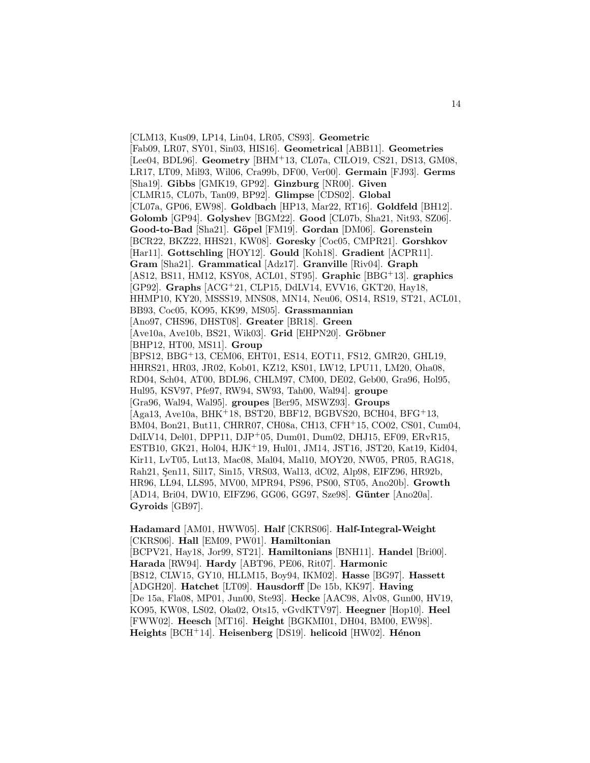[CLM13, Kus09, LP14, Lin04, LR05, CS93]. **Geometric** [Fab09, LR07, SY01, Sin03, HIS16]. **Geometrical** [ABB11]. **Geometries** [Lee04, BDL96]. **Geometry** [BHM+13, CL07a, CILO19, CS21, DS13, GM08, LR17, LT09, Mil93, Wil06, Cra99b, DF00, Ver00]. **Germain** [FJ93]. **Germs** [Sha19]. **Gibbs** [GMK19, GP92]. **Ginzburg** [NR00]. **Given** [CLMR15, CL07b, Tan09, BP92]. **Glimpse** [CDS02]. **Global** [CL07a, GP06, EW98]. **Goldbach** [HP13, Mar22, RT16]. **Goldfeld** [BH12]. **Golomb** [GP94]. **Golyshev** [BGM22]. **Good** [CL07b, Sha21, Nit93, SZ06]. **Good-to-Bad** [Sha21]. **Göpel** [FM19]. **Gordan** [DM06]. **Gorenstein** [BCR22, BKZ22, HHS21, KW08]. **Goresky** [Coc05, CMPR21]. **Gorshkov** [Har11]. **Gottschling** [HOY12]. **Gould** [Koh18]. **Gradient** [ACPR11]. **Gram** [Sha21]. **Grammatical** [Adz17]. **Granville** [Riv04]. **Graph** [AS12, BS11, HM12, KSY08, ACL01, ST95]. **Graphic** [BBG+13]. **graphics** [GP92]. **Graphs** [ACG+21, CLP15, DdLV14, EVV16, GKT20, Hay18, HHMP10, KY20, MSSS19, MNS08, MN14, Neu06, OS14, RS19, ST21, ACL01, BB93, Coc05, KO95, KK99, MS05]. **Grassmannian** [Ano97, CHS96, DHST08]. **Greater** [BR18]. **Green** [Ave10a, Ave10b, BS21, Wik03]. **Grid** [EHPN20]. **Gröbner** [BHP12, HT00, MS11]. **Group** [BPS12, BBG+13, CEM06, EHT01, ES14, EOT11, FS12, GMR20, GHL19, HHRS21, HR03, JR02, Kob01, KZ12, KS01, LW12, LPU11, LM20, Oha08, RD04, Sch04, AT00, BDL96, CHLM97, CM00, DE02, Geb00, Gra96, Hol95, Hul95, KSV97, Pfe97, RW94, SW93, Tah00, Wal94]. **groupe** [Gra96, Wal94, Wal95]. **groupes** [Ber95, MSWZ93]. **Groups** [Aga13, Ave10a, BHK+18, BST20, BBF12, BGBVS20, BCH04, BFG+13, BM04, Bon21, But11, CHRR07, CH08a, CH13, CFH+15, CO02, CS01, Cum04, DdLV14, Del01, DPP11, DJP+05, Dum01, Dum02, DHJ15, EF09, ERvR15, ESTB10, GK21, Hol04, HJK+19, Hul01, JM14, JST16, JST20, Kat19, Kid04, Kir11, LvT05, Lut13, Mac08, Mal04, Mal10, MOY20, NW05, PR05, RAG18, Rah21, Şen11, Sil17, Sin15, VRS03, Wal13, dC02, Alp98, EIFZ96, HR92b, HR96, LL94, LLS95, MV00, MPR94, PS96, PS00, ST05, Ano20b]. **Growth** [AD14, Bri04, DW10, EIFZ96, GG06, GG97, Sze98]. **Günter** [Ano20a]. **Gyroids** [GB97].

**Hadamard** [AM01, HWW05]. **Half** [CKRS06]. **Half-Integral-Weight** [CKRS06]. **Hall** [EM09, PW01]. **Hamiltonian** [BCPV21, Hay18, Jor99, ST21]. **Hamiltonians** [BNH11]. **Handel** [Bri00]. **Harada** [RW94]. **Hardy** [ABT96, PE06, Rit07]. **Harmonic** [BS12, CLW15, GY10, HLLM15, Boy94, IKM02]. **Hasse** [BG97]. **Hassett** [ADGH20]. **Hatchet** [LT09]. **Hausdorff** [De 15b, KK97]. **Having** [De 15a, Fla08, MP01, Jun00, Ste93]. **Hecke** [AAC98, Alv08, Gun00, HV19, KO95, KW08, LS02, Oka02, Ots15, vGvdKTV97]. **Heegner** [Hop10]. **Heel** [FWW02]. **Heesch** [MT16]. **Height** [BGKMI01, DH04, BM00, EW98]. **Heights** [BCH+14]. **Heisenberg** [DS19]. **helicoid** [HW02]. **Hénon**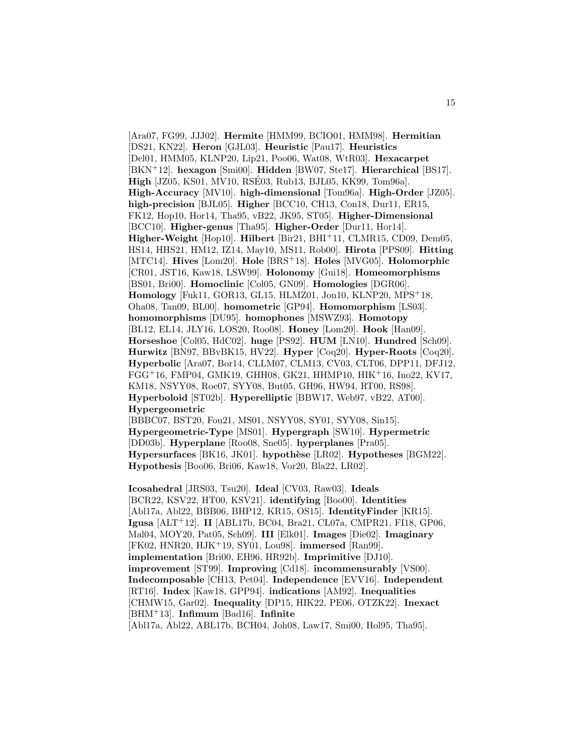[Ara07, FG99, JJJ02]. **Hermite** [HMM99, BCIO01, HMM98]. **Hermitian** [DS21, KN22]. **Heron** [GJL03]. **Heuristic** [Pau17]. **Heuristics** [Del01, HMM05, KLNP20, Lip21, Poo06, Wat08, WtR03]. **Hexacarpet** [BKN+12]. **hexagon** [Smi00]. **Hidden** [BW07, Ste17]. **Hierarchical** [BS17]. **High** [JZ05, KS01, MV10, RSÉ03, Rub13, BJL05, KK99, Tom96a]. **High-Accuracy** [MV10]. **high-dimensional** [Tom96a]. **High-Order** [JZ05]. **high-precision** [BJL05]. **Higher** [BCC10, CH13, Con18, Dur11, ER15, FK12, Hop10, Hor14, Tha95, vB22, JK95, ST05]. **Higher-Dimensional** [BCC10]. **Higher-genus** [Tha95]. **Higher-Order** [Dur11, Hor14]. **Higher-Weight** [Hop10]. **Hilbert** [Bir21, BHI+11, CLMR15, CD09, Dem05, HS14, HHS21, HM12, IZ14, May10, MS11, Rob00]. **Hirota** [PPS09]. **Hitting** [MTC14]. **Hives** [Lom20]. **Hole** [BRS+18]. **Holes** [MVG05]. **Holomorphic** [CR01, JST16, Kaw18, LSW99]. **Holonomy** [Gui18]. **Homeomorphisms** [BS01, Bri00]. **Homoclinic** [Col05, GN09]. **Homologies** [DGR06]. **Homology** [Fuk11, GOR13, GL15, HLMZ01, Jon10, KLNP20, MPS+18, Oha08, Tan09, BL00]. **homometric** [GP94]. **Homomorphism** [LS03]. **homomorphisms** [DU95]. **homophones** [MSWZ93]. **Homotopy** [BL12, EL14, JLY16, LOS20, Roo08]. **Honey** [Lom20]. **Hook** [Han09]. **Horseshoe** [Col05, HdC02]. **huge** [PS92]. **HUM** [LN10]. **Hundred** [Sch09]. **Hurwitz** [BN97, BBvBK15, HV22]. **Hyper** [Coq20]. **Hyper-Roots** [Coq20]. **Hyperbolic** [Ara07, Bor14, CLLM07, CLM13, CV03, CLT06, DPP11, DFJ12, FGG+16, FMP04, GMK19, GHH08, GK21, HHMP10, HIK+16, Ino22, KV17, KM18, NSYY08, Roe07, SYY08, But05, GH96, HW94, RT00, RS98]. **Hyperboloid** [ST02b]. **Hyperelliptic** [BBW17, Web97, vB22, AT00]. **Hypergeometric** [BBBC07, BST20, Fou21, MS01, NSYY08, SY01, SYY08, Sin15]. **Hypergeometric-Type** [MS01]. **Hypergraph** [SW10]. **Hypermetric** [DD03b]. **Hyperplane** [Roo08, Sne05]. **hyperplanes** [Pra05]. **Hypersurfaces** [BK16, JK01]. **hypothèse** [LR02]. **Hypotheses** [BGM22]. **Hypothesis** [Boo06, Bri06, Kaw18, Vor20, Bla22, LR02].

**Icosahedral** [JRS03, Tsu20]. **Ideal** [CV03, Raw03]. **Ideals** [BCR22, KSV22, HT00, KSV21]. **identifying** [Boo00]. **Identities** [Abl17a, Abl22, BBB06, BHP12, KR15, OS15]. **IdentityFinder** [KR15]. **Igusa** [ALT+12]. **II** [ABL17b, BC04, Bra21, CL07a, CMPR21, FI18, GP06, Mal04, MOY20, Pat05, Sch09]. **III** [Elk01]. **Images** [Die02]. **Imaginary** [FK02, HNR20, HJK+19, SY01, Lou98]. **immersed** [Ran99]. **implementation** [Bri00, EH96, HR92b]. **Imprimitive** [DJ10]. **improvement** [ST99]. **Improving** [Cd18]. **incommensurably** [VS00]. **Indecomposable** [CH13, Pet04]. **Independence** [EVV16]. **Independent** [RT16]. **Index** [Kaw18, GPP94]. **indications** [AM92]. **Inequalities** [CHMW15, Gar02]. **Inequality** [DP15, HIK22, PE06, OTZK22]. **Inexact** [BHM+13]. **Infimum** [Bad16]. **Infinite** [Abl17a, Abl22, ABL17b, BCH04, Joh08, Law17, Smi00, Hol95, Tha95].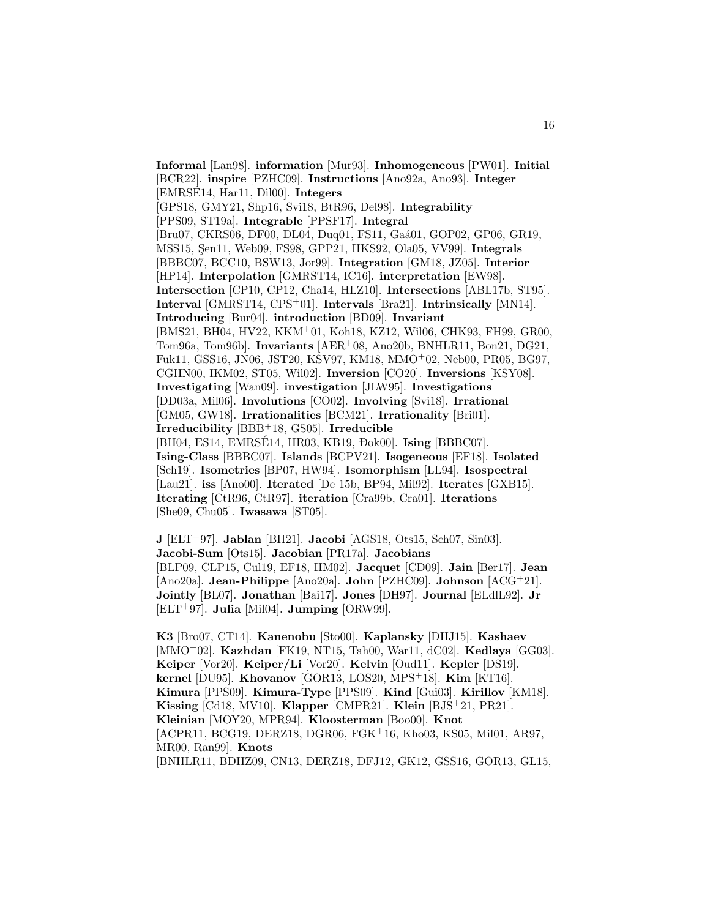**Informal** [Lan98]. **information** [Mur93]. **Inhomogeneous** [PW01]. **Initial** [BCR22]. **inspire** [PZHC09]. **Instructions** [Ano92a, Ano93]. **Integer** [EMRSÉ14, Har11, Dil00]. **Integers** [GPS18, GMY21, Shp16, Svi18, BtR96, Del98]. **Integrability** [PPS09, ST19a]. **Integrable** [PPSF17]. **Integral** [Bru07, CKRS06, DF00, DL04, Duq01, FS11, Gaá01, GOP02, GP06, GR19, MSS15, Şen11, Web09, FS98, GPP21, HKS92, Ola05, VV99]. **Integrals** [BBBC07, BCC10, BSW13, Jor99]. **Integration** [GM18, JZ05]. **Interior** [HP14]. **Interpolation** [GMRST14, IC16]. **interpretation** [EW98]. **Intersection** [CP10, CP12, Cha14, HLZ10]. **Intersections** [ABL17b, ST95]. **Interval** [GMRST14, CPS+01]. **Intervals** [Bra21]. **Intrinsically** [MN14]. **Introducing** [Bur04]. **introduction** [BD09]. **Invariant** [BMS21, BH04, HV22, KKM+01, Koh18, KZ12, Wil06, CHK93, FH99, GR00, Tom96a, Tom96b]. **Invariants** [AER+08, Ano20b, BNHLR11, Bon21, DG21, Fuk11, GSS16, JN06, JST20, KSV97, KM18, MMO+02, Neb00, PR05, BG97, CGHN00, IKM02, ST05, Wil02]. **Inversion** [CO20]. **Inversions** [KSY08]. **Investigating** [Wan09]. **investigation** [JLW95]. **Investigations** [DD03a, Mil06]. **Involutions** [CO02]. **Involving** [Svi18]. **Irrational** [GM05, GW18]. **Irrationalities** [BCM21]. **Irrationality** [Bri01]. **Irreducibility** [BBB+18, GS05]. **Irreducible** [BH04, ES14, EMRSÉ14, HR03, KB19, Đok00]. **Ising** [BBBC07]. **Ising-Class** [BBBC07]. **Islands** [BCPV21]. **Isogeneous** [EF18]. **Isolated** [Sch19]. **Isometries** [BP07, HW94]. **Isomorphism** [LL94]. **Isospectral** [Lau21]. **iss** [Ano00]. **Iterated** [De 15b, BP94, Mil92]. **Iterates** [GXB15]. **Iterating** [CtR96, CtR97]. **iteration** [Cra99b, Cra01]. **Iterations** [She09, Chu05]. **Iwasawa** [ST05].

**J** [ELT+97]. **Jablan** [BH21]. **Jacobi** [AGS18, Ots15, Sch07, Sin03]. **Jacobi-Sum** [Ots15]. **Jacobian** [PR17a]. **Jacobians** [BLP09, CLP15, Cul19, EF18, HM02]. **Jacquet** [CD09]. **Jain** [Ber17]. **Jean** [Ano20a]. **Jean-Philippe** [Ano20a]. **John** [PZHC09]. **Johnson** [ACG+21]. **Jointly** [BL07]. **Jonathan** [Bai17]. **Jones** [DH97]. **Journal** [ELdlL92]. **Jr** [ELT+97]. **Julia** [Mil04]. **Jumping** [ORW99].

**K3** [Bro07, CT14]. **Kanenobu** [Sto00]. **Kaplansky** [DHJ15]. **Kashaev** [MMO+02]. **Kazhdan** [FK19, NT15, Tah00, War11, dC02]. **Kedlaya** [GG03]. **Keiper** [Vor20]. **Keiper/Li** [Vor20]. **Kelvin** [Oud11]. **Kepler** [DS19]. **kernel** [DU95]. **Khovanov** [GOR13, LOS20, MPS+18]. **Kim** [KT16]. **Kimura** [PPS09]. **Kimura-Type** [PPS09]. **Kind** [Gui03]. **Kirillov** [KM18]. **Kissing** [Cd18, MV10]. **Klapper** [CMPR21]. **Klein** [BJS+21, PR21]. **Kleinian** [MOY20, MPR94]. **Kloosterman** [Boo00]. **Knot** [ACPR11, BCG19, DERZ18, DGR06, FGK+16, Kho03, KS05, Mil01, AR97, MR00, Ran99]. **Knots** [BNHLR11, BDHZ09, CN13, DERZ18, DFJ12, GK12, GSS16, GOR13, GL15,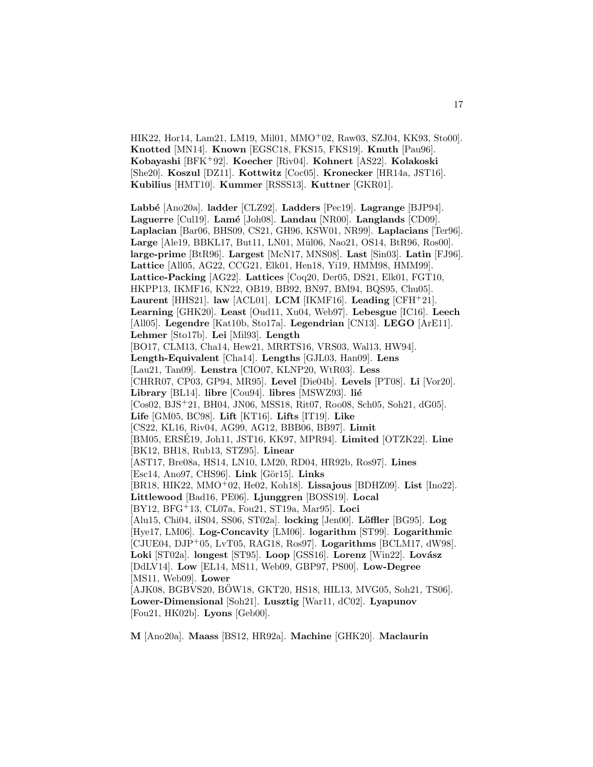HIK22, Hor14, Lam21, LM19, Mil01, MMO[+]02, Raw03, SZJ04, KK93, Sto00]. **Knotted** [MN14]. **Known** [EGSC18, FKS15, FKS19]. **Knuth** [Pau96]. **Kobayashi** [BFK[+]92]. **Koecher** [Riv04]. **Kohnert** [AS22]. **Kolakoski** [She20]. **Koszul** [DZ11]. **Kottwitz** [Coc05]. **Kronecker** [HR14a, JST16]. **Kubilius** [HMT10]. **Kummer** [RSSS13]. **Kuttner** [GKR01].

**Labbé** [Ano20a]. **ladder** [CLZ92]. **Ladders** [Pec19]. **Lagrange** [BJP94]. **Laguerre** [Cul19]. **Lamé** [Joh08]. **Landau** [NR00]. **Langlands** [CD09]. **Laplacian** [Bar06, BHS09, CS21, GH96, KSW01, NR99]. **Laplacians** [Ter96]. **Large** [Ale19, BBKL17, But11, LN01, Mül06, Nao21, OS14, BtR96, Ros00]. **large-prime** [BtR96]. **Largest** [McN17, MNS08]. **Last** [Sin03]. **Latin** [FJ96]. **Lattice** [All05, AG22, CCG21, Elk01, Hen18, Yi19, HMM98, HMM99]. **Lattice-Packing** [AG22]. **Lattices** [Coq20, Der05, DS21, Elk01, FGT10, HKPP13, IKMF16, KN22, OB19, BB92, BN97, BM94, BQS95, Chu05]. **Laurent** [HHS21]. **law** [ACL01]. **LCM** [IKMF16]. **Leading** [CFH[+]21]. **Learning** [GHK20]. **Least** [Oud11, Xu04, Web97]. **Lebesgue** [IC16]. **Leech** [All05]. **Legendre** [Kat10b, Sto17a]. **Legendrian** [CN13]. **LEGO** [ArE11]. **Lehmer** [Sto17b]. **Lei** [Mil93]. **Length** [BO17, CLM13, Cha14, Hew21, MRRTS16, VRS03, Wal13, HW94]. **Length-Equivalent** [Cha14]. **Lengths** [GJL03, Han09]. **Lens** [Lau21, Tan09]. **Lenstra** [CIO07, KLNP20, WtR03]. **Less** [CHRR07, CP03, GP94, MR95]. **Level** [Die04b]. **Levels** [PT08]. **Li** [Vor20]. **Library** [BL14]. **libre** [Cou94]. **libres** [MSWZ93]. **lié** [Cos02, BJS[+]21, BH04, JN06, MSS18, Rit07, Roo08, Sch05, Soh21, dG05]. **Life** [GM05, BC98]. **Lift** [KT16]. **Lifts** [IT19]. **Like** [CS22, KL16, Riv04, AG99, AG12, BBB06, BB97]. **Limit** [BM05, ERSÉ19, Joh11, JST16, KK97, MPR94]. **Limited** [OTZK22]. **Line** [BK12, BH18, Rub13, STZ95]. **Linear** [AST17, Bre08a, HS14, LN10, LM20, RD04, HR92b, Ros97]. **Lines** [Esc14, Ano97, CHS96]. **Link** [Gör15]. **Links** [BR18, HIK22, MMO[+]02, He02, Koh18]. **Lissajous** [BDHZ09]. **List** [Ino22]. **Littlewood** [Bad16, PE06]. **Ljunggren** [BOSS19]. **Local** [BY12, BFG[+]13, CL07a, Fou21, ST19a, Mar95]. **Loci** [Alu15, Chi04, iIS04, SS06, ST02a]. **locking** [Jen00]. **Löffler** [BG95]. **Log** [Hye17, LM06]. **Log-Concavity** [LM06]. **logarithm** [ST99]. **Logarithmic** [CJUE04, DJP[+]05, LvT05, RAG18, Ros97]. **Logarithms** [BCLM17, dW98]. **Loki** [ST02a]. **longest** [ST95]. **Loop** [GSS16]. **Lorenz** [Win22]. **Lovász** [DdLV14]. **Low** [EL14, MS11, Web09, GBP97, PS00]. **Low-Degree** [MS11, Web09]. **Lower** [AJK08, BGBVS20, BÖW18, GKT20, HS18, HIL13, MVG05, Soh21, TS06]. **Lower-Dimensional** [Soh21]. **Lusztig** [War11, dC02]. **Lyapunov** [Fou21, HK02b]. **Lyons** [Geb00].

**M** [Ano20a]. **Maass** [BS12, HR92a]. **Machine** [GHK20]. **Maclaurin**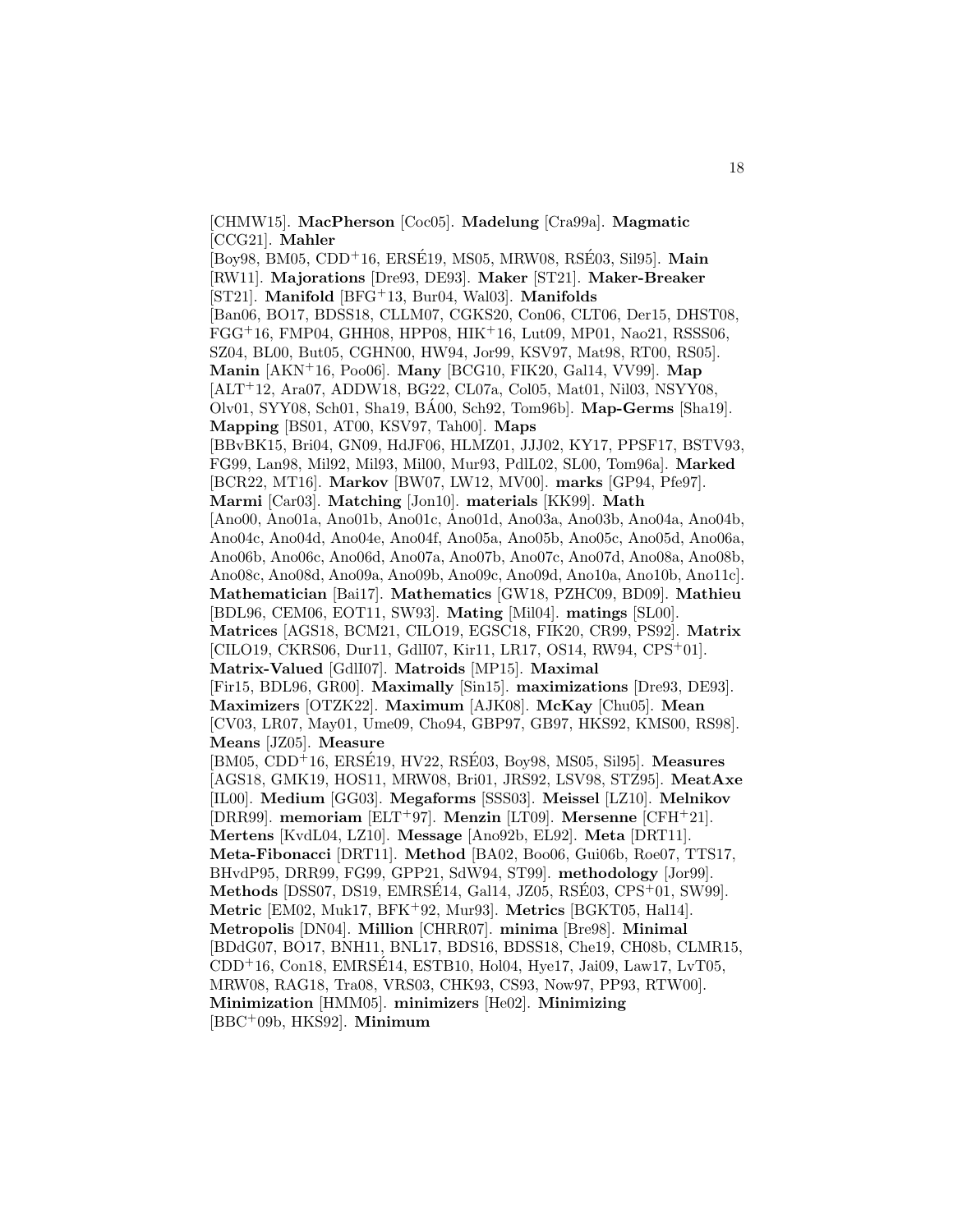[CHMW15]. **MacPherson** [Coc05]. **Madelung** [Cra99a]. **Magmatic** [CCG21]. **Mahler** [Boy98, BM05, CDD[+]16, ERSÉ19, MS05, MRW08, RSÉ03, Sil95]. **Main** [RW11]. **Majorations** [Dre93, DE93]. **Maker** [ST21]. **Maker-Breaker** [ST21]. **Manifold** [BFG[+]13, Bur04, Wal03]. **Manifolds** [Ban06, BO17, BDSS18, CLLM07, CGKS20, Con06, CLT06, Der15, DHST08, FGG[+]16, FMP04, GHH08, HPP08, HIK[+]16, Lut09, MP01, Nao21, RSSS06, SZ04, BL00, But05, CGHN00, HW94, Jor99, KSV97, Mat98, RT00, RS05]. **Manin** [AKN[+]16, Poo06]. **Many** [BCG10, FIK20, Gal14, VV99]. **Map** [ALT[+]12, Ara07, ADDW18, BG22, CL07a, Col05, Mat01, Nil03, NSYY08, Olv01, SYY08, Sch01, Sha19, BÁ00, Sch92, Tom96b]. **Map-Germs** [Sha19]. **Mapping** [BS01, AT00, KSV97, Tah00]. **Maps** [BBvBK15, Bri04, GN09, HdJF06, HLMZ01, JJJ02, KY17, PPSF17, BSTV93, FG99, Lan98, Mil92, Mil93, Mil00, Mur93, PdlL02, SL00, Tom96a]. **Marked** [BCR22, MT16]. **Markov** [BW07, LW12, MV00]. **marks** [GP94, Pfe97]. **Marmi** [Car03]. **Matching** [Jon10]. **materials** [KK99]. **Math** [Ano00, Ano01a, Ano01b, Ano01c, Ano01d, Ano03a, Ano03b, Ano04a, Ano04b, Ano04c, Ano04d, Ano04e, Ano04f, Ano05a, Ano05b, Ano05c, Ano05d, Ano06a, Ano06b, Ano06c, Ano06d, Ano07a, Ano07b, Ano07c, Ano07d, Ano08a, Ano08b, Ano08c, Ano08d, Ano09a, Ano09b, Ano09c, Ano09d, Ano10a, Ano10b, Ano11c]. **Mathematician** [Bai17]. **Mathematics** [GW18, PZHC09, BD09]. **Mathieu** [BDL96, CEM06, EOT11, SW93]. **Mating** [Mil04]. **matings** [SL00]. **Matrices** [AGS18, BCM21, CILO19, EGSC18, FIK20, CR99, PS92]. **Matrix** [CILO19, CKRS06, Dur11, GdlI07, Kir11, LR17, OS14, RW94, CPS[+]01]. **Matrix-Valued** [GdlI07]. **Matroids** [MP15]. **Maximal** [Fir15, BDL96, GR00]. **Maximally** [Sin15]. **maximizations** [Dre93, DE93]. **Maximizers** [OTZK22]. **Maximum** [AJK08]. **McKay** [Chu05]. **Mean** [CV03, LR07, May01, Ume09, Cho94, GBP97, GB97, HKS92, KMS00, RS98]. **Means** [JZ05]. **Measure** [BM05, CDD[+]16, ERSÉ19, HV22, RSÉ03, Boy98, MS05, Sil95]. **Measures** [AGS18, GMK19, HOS11, MRW08, Bri01, JRS92, LSV98, STZ95]. **MeatAxe** [IL00]. **Medium** [GG03]. **Megaforms** [SSS03]. **Meissel** [LZ10]. **Melnikov** [DRR99]. **memoriam** [ELT[+]97]. **Menzin** [LT09]. **Mersenne** [CFH[+]21]. **Mertens** [KvdL04, LZ10]. **Message** [Ano92b, EL92]. **Meta** [DRT11]. **Meta-Fibonacci** [DRT11]. **Method** [BA02, Boo06, Gui06b, Roe07, TTS17, BHvdP95, DRR99, FG99, GPP21, SdW94, ST99]. **methodology** [Jor99]. **Methods** [DSS07, DS19, EMRSÉ14, Gal14, JZ05, RSÉ03, CPS[+]01, SW99]. **Metric** [EM02, Muk17, BFK[+]92, Mur93]. **Metrics** [BGKT05, Hal14]. **Metropolis** [DN04]. **Million** [CHRR07]. **minima** [Bre98]. **Minimal** [BDdG07, BO17, BNH11, BNL17, BDS16, BDSS18, Che19, CH08b, CLMR15, CDD[+]16, Con18, EMRSÉ14, ESTB10, Hol04, Hye17, Jai09, Law17, LvT05, MRW08, RAG18, Tra08, VRS03, CHK93, CS93, Now97, PP93, RTW00]. **Minimization** [HMM05]. **minimizers** [He02]. **Minimizing** [BBC[+]09b, HKS92]. **Minimum**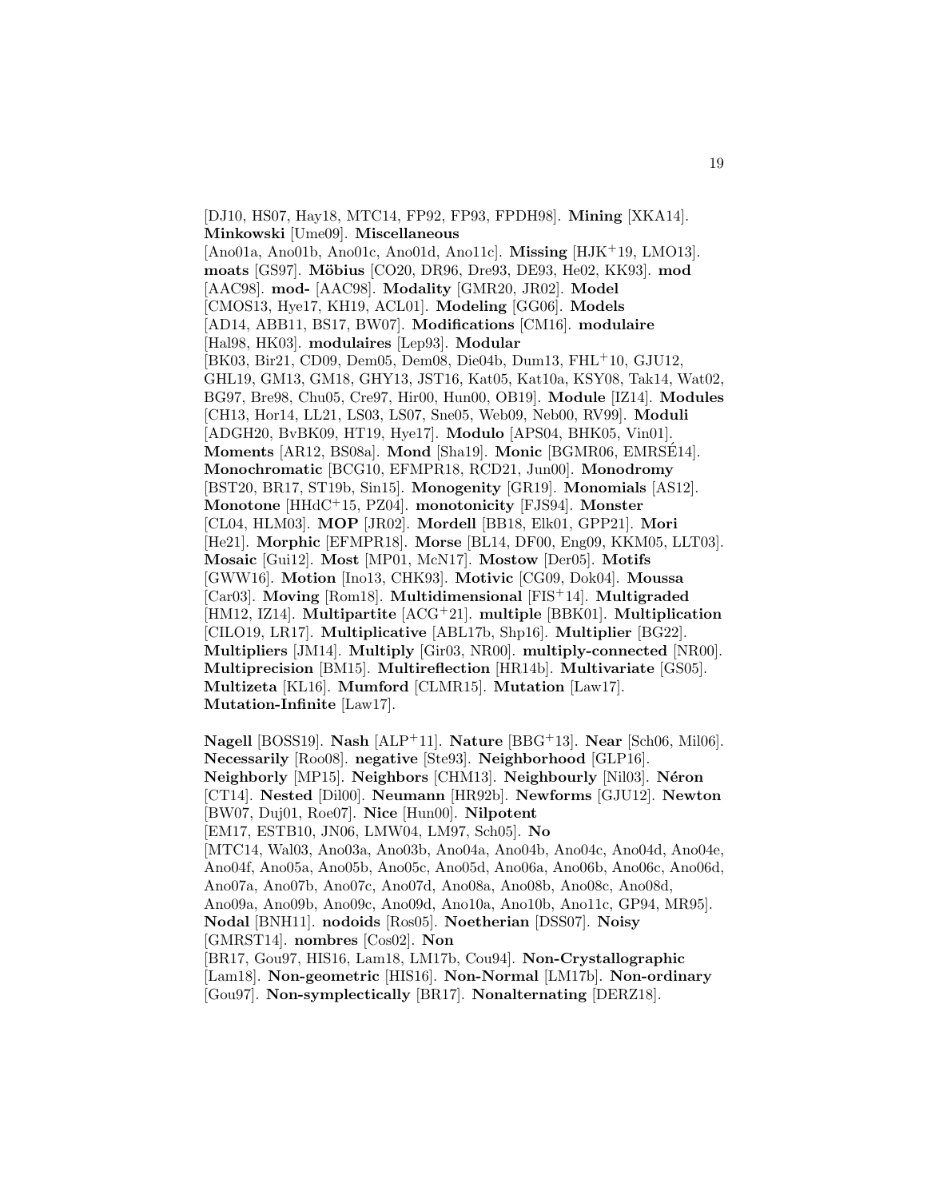[DJ10, HS07, Hay18, MTC14, FP92, FP93, FPDH98]. **Mining** [XKA14]. **Minkowski** [Ume09]. **Miscellaneous** [Ano01a, Ano01b, Ano01c, Ano01d, Ano11c]. **Missing** [HJK<sup>+</sup>19, LMO13]. **moats** [GS97]. **Möbius** [CO20, DR96, Dre93, DE93, He02, KK93]. **mod** [AAC98]. **mod-** [AAC98]. **Modality** [GMR20, JR02]. **Model** [CMOS13, Hye17, KH19, ACL01]. **Modeling** [GG06]. **Models** [AD14, ABB11, BS17, BW07]. **Modifications** [CM16]. **modulaire** [Hal98, HK03]. **modulaires** [Lep93]. **Modular** [BK03, Bir21, CD09, Dem05, Dem08, Die04b, Dum13, FHL<sup>+</sup>10, GJU12, GHL19, GM13, GM18, GHY13, JST16, Kat05, Kat10a, KSY08, Tak14, Wat02, BG97, Bre98, Chu05, Cre97, Hir00, Hun00, OB19]. **Module** [IZ14]. **Modules** [CH13, Hor14, LL21, LS03, LS07, Sne05, Web09, Neb00, RV99]. **Moduli** [ADGH20, BvBK09, HT19, Hye17]. **Modulo** [APS04, BHK05, Vin01]. **Moments** [AR12, BS08a]. **Mond** [Sha19]. **Monic** [BGMR06, EMRSÉ14]. **Monochromatic** [BCG10, EFMPR18, RCD21, Jun00]. **Monodromy** [BST20, BR17, ST19b, Sin15]. **Monogenity** [GR19]. **Monomials** [AS12]. **Monotone** [HHdC<sup>+</sup>15, PZ04]. **monotonicity** [FJS94]. **Monster** [CL04, HLM03]. **MOP** [JR02]. **Mordell** [BB18, Elk01, GPP21]. **Mori** [He21]. **Morphic** [EFMPR18]. **Morse** [BL14, DF00, Eng09, KKM05, LLT03]. **Mosaic** [Gui12]. **Most** [MP01, McN17]. **Mostow** [Der05]. **Motifs** [GWW16]. **Motion** [Ino13, CHK93]. **Motivic** [CG09, Dok04]. **Moussa** [Car03]. **Moving** [Rom18]. **Multidimensional** [FIS<sup>+</sup>14]. **Multigraded** [HM12, IZ14]. **Multipartite** [ACG<sup>+</sup>21]. **multiple** [BBK01]. **Multiplication** [CILO19, LR17]. **Multiplicative** [ABL17b, Shp16]. **Multiplier** [BG22]. **Multipliers** [JM14]. **Multiply** [Gir03, NR00]. **multiply-connected** [NR00]. **Multiprecision** [BM15]. **Multireflection** [HR14b]. **Multivariate** [GS05]. **Multizeta** [KL16]. **Mumford** [CLMR15]. **Mutation** [Law17]. **Mutation-Infinite** [Law17].

**Nagell** [BOSS19]. **Nash** [ALP<sup>+</sup>11]. **Nature** [BBG<sup>+</sup>13]. **Near** [Sch06, Mil06]. **Necessarily** [Roo08]. **negative** [Ste93]. **Neighborhood** [GLP16]. **Neighborly** [MP15]. **Neighbors** [CHM13]. **Neighbourly** [Nil03]. **Néron** [CT14]. **Nested** [Dil00]. **Neumann** [HR92b]. **Newforms** [GJU12]. **Newton** [BW07, Duj01, Roe07]. **Nice** [Hun00]. **Nilpotent** [EM17, ESTB10, JN06, LMW04, LM97, Sch05]. **No** [MTC14, Wal03, Ano03a, Ano03b, Ano04a, Ano04b, Ano04c, Ano04d, Ano04e, Ano04f, Ano05a, Ano05b, Ano05c, Ano05d, Ano06a, Ano06b, Ano06c, Ano06d, Ano07a, Ano07b, Ano07c, Ano07d, Ano08a, Ano08b, Ano08c, Ano08d, Ano09a, Ano09b, Ano09c, Ano09d, Ano10a, Ano10b, Ano11c, GP94, MR95]. **Nodal** [BNH11]. **nodoids** [Ros05]. **Noetherian** [DSS07]. **Noisy** [GMRST14]. **nombres** [Cos02]. **Non** [BR17, Gou97, HIS16, Lam18, LM17b, Cou94]. **Non-Crystallographic** [Lam18]. **Non-geometric** [HIS16]. **Non-Normal** [LM17b]. **Non-ordinary** [Gou97]. **Non-symplectically** [BR17]. **Nonalternating** [DERZ18].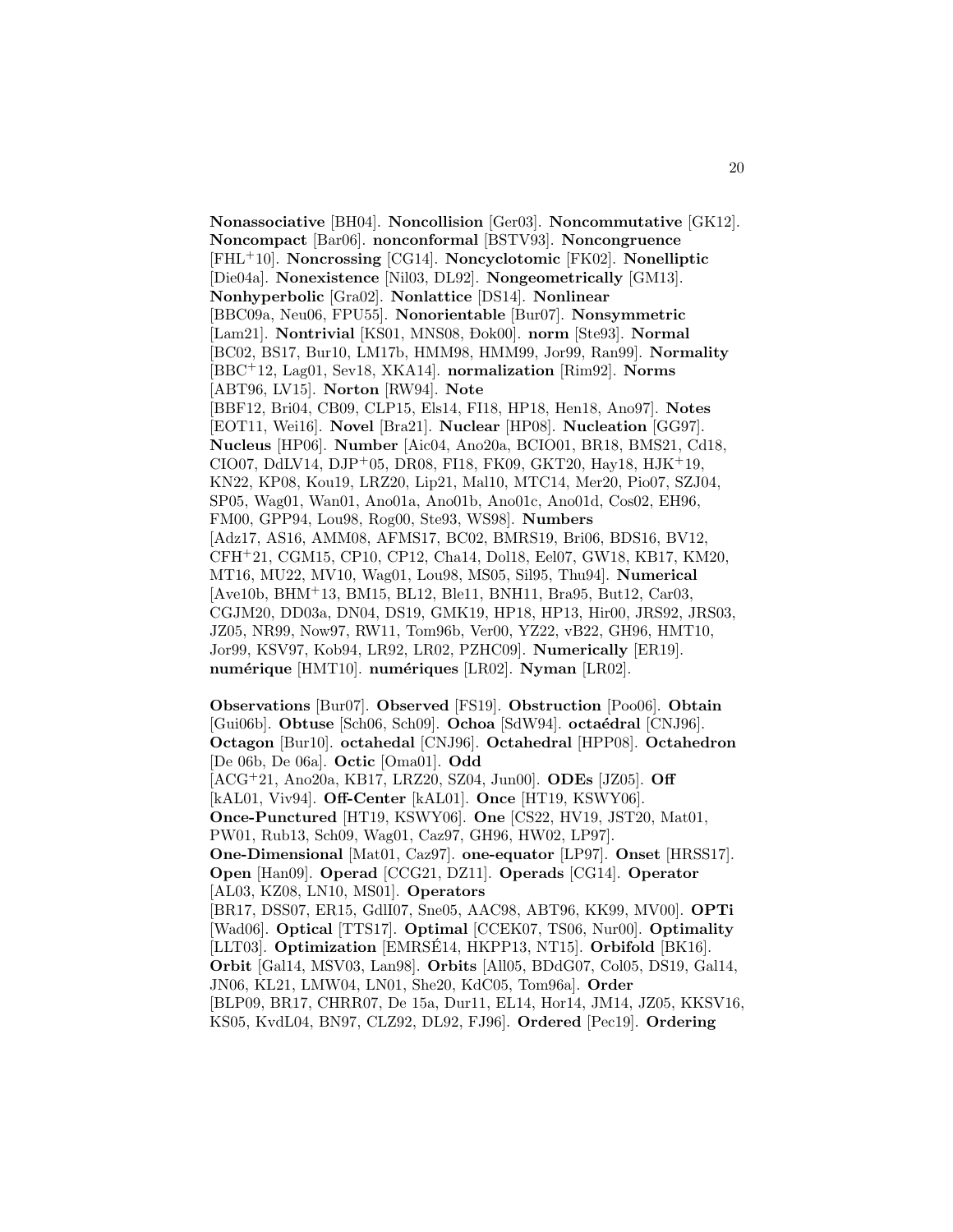**Nonassociative** [BH04]. **Noncollision** [Ger03]. **Noncommutative** [GK12]. **Noncompact** [Bar06]. **nonconformal** [BSTV93]. **Noncongruence** [FHL+10]. **Noncrossing** [CG14]. **Noncyclotomic** [FK02]. **Nonelliptic** [Die04a]. **Nonexistence** [Nil03, DL92]. **Nongeometrically** [GM13]. **Nonhyperbolic** [Gra02]. **Nonlattice** [DS14]. **Nonlinear** [BBC09a, Neu06, FPU55]. **Nonorientable** [Bur07]. **Nonsymmetric** [Lam21]. **Nontrivial** [KS01, MNS08, Đok00]. **norm** [Ste93]. **Normal** [BC02, BS17, Bur10, LM17b, HMM98, HMM99, Jor99, Ran99]. **Normality** [BBC+12, Lag01, Sev18, XKA14]. **normalization** [Rim92]. **Norms** [ABT96, LV15]. **Norton** [RW94]. **Note** [BBF12, Bri04, CB09, CLP15, Els14, FI18, HP18, Hen18, Ano97]. **Notes** [EOT11, Wei16]. **Novel** [Bra21]. **Nuclear** [HP08]. **Nucleation** [GG97]. **Nucleus** [HP06]. **Number** [Aic04, Ano20a, BCIO01, BR18, BMS21, Cd18, CIO07, DdLV14, DJP+05, DR08, FI18, FK09, GKT20, Hay18, HJK+19, KN22, KP08, Kou19, LRZ20, Lip21, Mal10, MTC14, Mer20, Pio07, SZJ04, SP05, Wag01, Wan01, Ano01a, Ano01b, Ano01c, Ano01d, Cos02, EH96, FM00, GPP94, Lou98, Rog00, Ste93, WS98]. **Numbers** [Adz17, AS16, AMM08, AFMS17, BC02, BMRS19, Bri06, BDS16, BV12, CFH+21, CGM15, CP10, CP12, Cha14, Dol18, Eel07, GW18, KB17, KM20, MT16, MU22, MV10, Wag01, Lou98, MS05, Sil95, Thu94]. **Numerical** [Ave10b, BHM+13, BM15, BL12, Ble11, BNH11, Bra95, But12, Car03, CGJM20, DD03a, DN04, DS19, GMK19, HP18, HP13, Hir00, JRS92, JRS03, JZ05, NR99, Now97, RW11, Tom96b, Ver00, YZ22, vB22, GH96, HMT10, Jor99, KSV97, Kob94, LR92, LR02, PZHC09]. **Numerically** [ER19]. **numérique** [HMT10]. **numériques** [LR02]. **Nyman** [LR02].

**Observations** [Bur07]. **Observed** [FS19]. **Obstruction** [Poo06]. **Obtain** [Gui06b]. **Obtuse** [Sch06, Sch09]. **Ochoa** [SdW94]. **octaédral** [CNJ96]. **Octagon** [Bur10]. **octahedal** [CNJ96]. **Octahedral** [HPP08]. **Octahedron** [De 06b, De 06a]. **Octic** [Oma01]. **Odd** [ACG+21, Ano20a, KB17, LRZ20, SZ04, Jun00]. **ODEs** [JZ05]. **Off** [kAL01, Viv94]. **Off-Center** [kAL01]. **Once** [HT19, KSWY06]. **Once-Punctured** [HT19, KSWY06]. **One** [CS22, HV19, JST20, Mat01, PW01, Rub13, Sch09, Wag01, Caz97, GH96, HW02, LP97]. **One-Dimensional** [Mat01, Caz97]. **one-equator** [LP97]. **Onset** [HRSS17]. **Open** [Han09]. **Operad** [CCG21, DZ11]. **Operads** [CG14]. **Operator** [AL03, KZ08, LN10, MS01]. **Operators** [BR17, DSS07, ER15, GdlI07, Sne05, AAC98, ABT96, KK99, MV00]. **OPTi** [Wad06]. **Optical** [TTS17]. **Optimal** [CCEK07, TS06, Nur00]. **Optimality** [LLT03]. **Optimization** [EMRSÉ14, HKPP13, NT15]. **Orbifold** [BK16]. **Orbit** [Gal14, MSV03, Lan98]. **Orbits** [All05, BDdG07, Col05, DS19, Gal14, JN06, KL21, LMW04, LN01, She20, KdC05, Tom96a]. **Order** [BLP09, BR17, CHRR07, De 15a, Dur11, EL14, Hor14, JM14, JZ05, KKSV16, KS05, KvdL04, BN97, CLZ92, DL92, FJ96]. **Ordered** [Pec19]. **Ordering**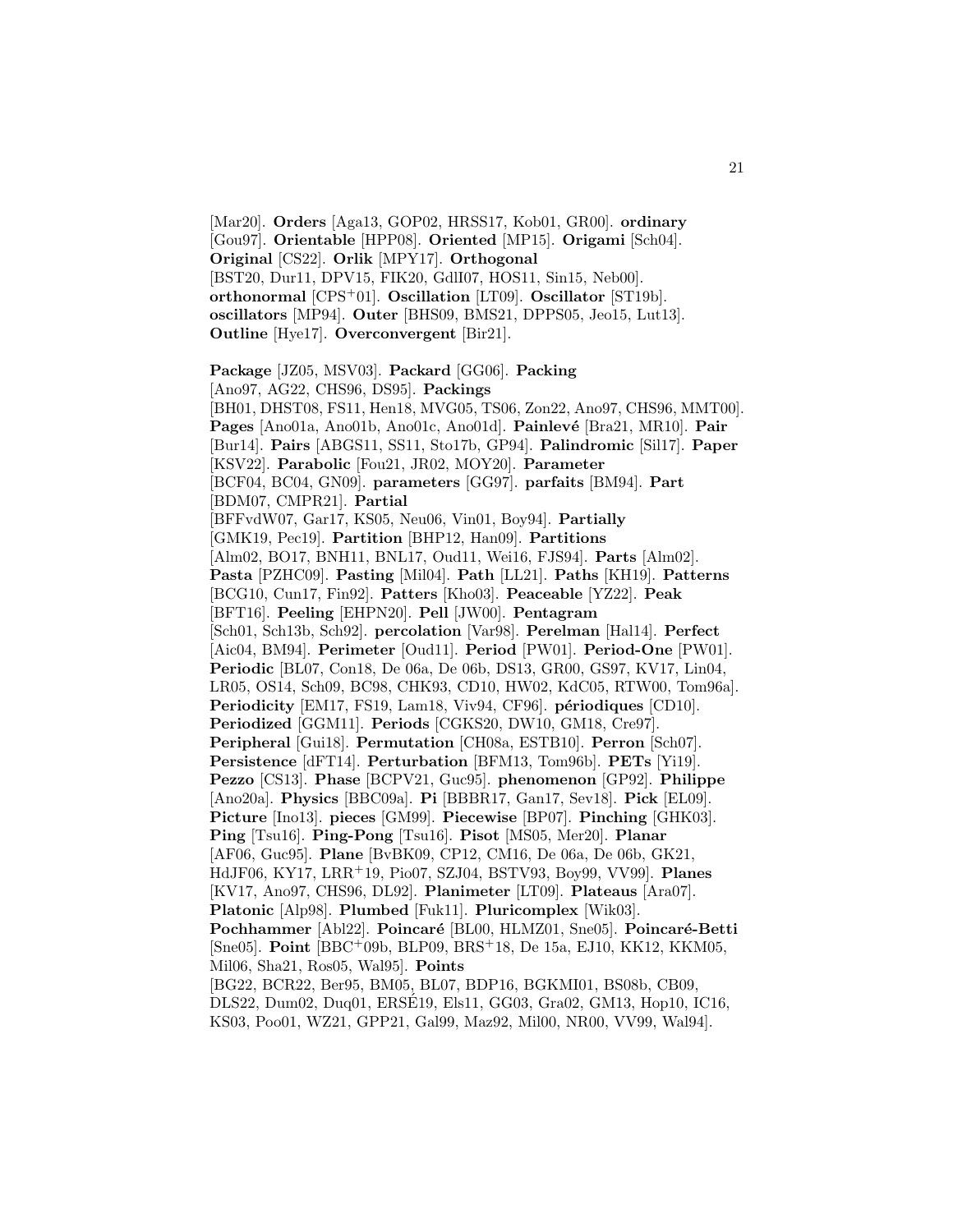[Mar20]. **Orders** [Aga13, GOP02, HRSS17, Kob01, GR00]. **ordinary** [Gou97]. **Orientable** [HPP08]. **Oriented** [MP15]. **Origami** [Sch04]. **Original** [CS22]. **Orlik** [MPY17]. **Orthogonal** [BST20, Dur11, DPV15, FIK20, GdlI07, HOS11, Sin15, Neb00]. **orthonormal** [CPS+01]. **Oscillation** [LT09]. **Oscillator** [ST19b]. **oscillators** [MP94]. **Outer** [BHS09, BMS21, DPPS05, Jeo15, Lut13]. **Outline** [Hye17]. **Overconvergent** [Bir21].

**Package** [JZ05, MSV03]. **Packard** [GG06]. **Packing** [Ano97, AG22, CHS96, DS95]. **Packings** [BH01, DHST08, FS11, Hen18, MVG05, TS06, Zon22, Ano97, CHS96, MMT00]. **Pages** [Ano01a, Ano01b, Ano01c, Ano01d]. **Painlevé** [Bra21, MR10]. **Pair** [Bur14]. **Pairs** [ABGS11, SS11, Sto17b, GP94]. **Palindromic** [Sil17]. **Paper** [KSV22]. **Parabolic** [Fou21, JR02, MOY20]. **Parameter** [BCF04, BC04, GN09]. **parameters** [GG97]. **parfaits** [BM94]. **Part** [BDM07, CMPR21]. **Partial** [BFFvdW07, Gar17, KS05, Neu06, Vin01, Boy94]. **Partially** [GMK19, Pec19]. **Partition** [BHP12, Han09]. **Partitions** [Alm02, BO17, BNH11, BNL17, Oud11, Wei16, FJS94]. **Parts** [Alm02]. **Pasta** [PZHC09]. **Pasting** [Mil04]. **Path** [LL21]. **Paths** [KH19]. **Patterns** [BCG10, Cun17, Fin92]. **Patters** [Kho03]. **Peaceable** [YZ22]. **Peak** [BFT16]. **Peeling** [EHPN20]. **Pell** [JW00]. **Pentagram** [Sch01, Sch13b, Sch92]. **percolation** [Var98]. **Perelman** [Hal14]. **Perfect** [Aic04, BM94]. **Perimeter** [Oud11]. **Period** [PW01]. **Period-One** [PW01]. **Periodic** [BL07, Con18, De 06a, De 06b, DS13, GR00, GS97, KV17, Lin04, LR05, OS14, Sch09, BC98, CHK93, CD10, HW02, KdC05, RTW00, Tom96a]. **Periodicity** [EM17, FS19, Lam18, Viv94, CF96]. **périodiques** [CD10]. **Periodized** [GGM11]. **Periods** [CGKS20, DW10, GM18, Cre97]. **Peripheral** [Gui18]. **Permutation** [CH08a, ESTB10]. **Perron** [Sch07]. **Persistence** [dFT14]. **Perturbation** [BFM13, Tom96b]. **PETs** [Yi19]. **Pezzo** [CS13]. **Phase** [BCPV21, Guc95]. **phenomenon** [GP92]. **Philippe** [Ano20a]. **Physics** [BBC09a]. **Pi** [BBBR17, Gan17, Sev18]. **Pick** [EL09]. **Picture** [Ino13]. **pieces** [GM99]. **Piecewise** [BP07]. **Pinching** [GHK03]. **Ping** [Tsu16]. **Ping-Pong** [Tsu16]. **Pisot** [MS05, Mer20]. **Planar** [AF06, Guc95]. **Plane** [BvBK09, CP12, CM16, De 06a, De 06b, GK21, HdJF06, KY17, LRR+19, Pio07, SZJ04, BSTV93, Boy99, VV99]. **Planes** [KV17, Ano97, CHS96, DL92]. **Planimeter** [LT09]. **Plateaus** [Ara07]. **Platonic** [Alp98]. **Plumbed** [Fuk11]. **Pluricomplex** [Wik03]. **Pochhammer** [Abl22]. **Poincaré** [BL00, HLMZ01, Sne05]. **Poincaré-Betti** [Sne05]. **Point** [BBC+09b, BLP09, BRS+18, De 15a, EJ10, KK12, KKM05, Mil06, Sha21, Ros05, Wal95]. **Points** [BG22, BCR22, Ber95, BM05, BL07, BDP16, BGKMI01, BS08b, CB09, DLS22, Dum02, Duq01, ERSÉ19, Els11, GG03, Gra02, GM13, Hop10, IC16, KS03, Poo01, WZ21, GPP21, Gal99, Maz92, Mil00, NR00, VV99, Wal94].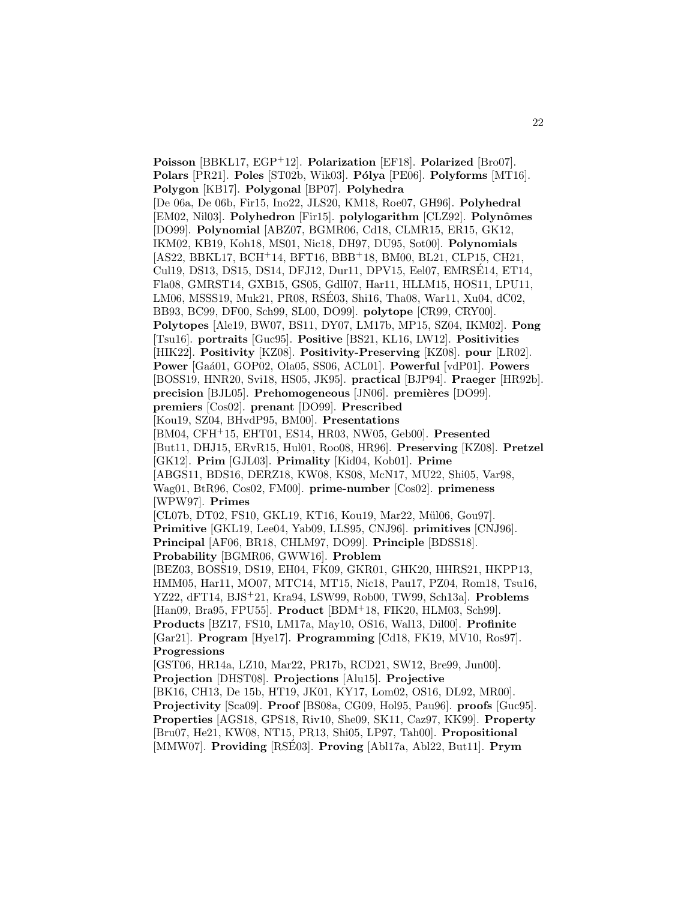**Poisson** [BBKL17, EGP+12]. **Polarization** [EF18]. **Polarized** [Bro07]. **Polars** [PR21]. **Poles** [ST02b, Wik03]. **Pólya** [PE06]. **Polyforms** [MT16]. **Polygon** [KB17]. **Polygonal** [BP07]. **Polyhedra** [De 06a, De 06b, Fir15, Ino22, JLS20, KM18, Roe07, GH96]. **Polyhedral** [EM02, Nil03]. **Polyhedron** [Fir15]. **polylogarithm** [CLZ92]. **Polynômes** [DO99]. **Polynomial** [ABZ07, BGMR06, Cd18, CLMR15, ER15, GK12, IKM02, KB19, Koh18, MS01, Nic18, DH97, DU95, Sot00]. **Polynomials** [AS22, BBKL17, BCH+14, BFT16, BBB+18, BM00, BL21, CLP15, CH21, Cul19, DS13, DS15, DS14, DFJ12, Dur11, DPV15, Eel07, EMRSÉ14, ET14, Fla08, GMRST14, GXB15, GS05, GdlI07, Har11, HLLM15, HOS11, LPU11, LM06, MSSS19, Muk21, PR08, RSÉ03, Shi16, Tha08, War11, Xu04, dC02, BB93, BC99, DF00, Sch99, SL00, DO99]. **polytope** [CR99, CRY00]. **Polytopes** [Ale19, BW07, BS11, DY07, LM17b, MP15, SZ04, IKM02]. **Pong** [Tsu16]. **portraits** [Guc95]. **Positive** [BS21, KL16, LW12]. **Positivities** [HIK22]. **Positivity** [KZ08]. **Positivity-Preserving** [KZ08]. **pour** [LR02]. **Power** [Gaá01, GOP02, Ola05, SS06, ACL01]. **Powerful** [vdP01]. **Powers** [BOSS19, HNR20, Svi18, HS05, JK95]. **practical** [BJP94]. **Praeger** [HR92b]. **precision** [BJL05]. **Prehomogeneous** [JN06]. **premières** [DO99]. **premiers** [Cos02]. **prenant** [DO99]. **Prescribed** [Kou19, SZ04, BHvdP95, BM00]. **Presentations** [BM04, CFH+15, EHT01, ES14, HR03, NW05, Geb00]. **Presented** [But11, DHJ15, ERvR15, Hul01, Roo08, HR96]. **Preserving** [KZ08]. **Pretzel** [GK12]. **Prim** [GJL03]. **Primality** [Kid04, Kob01]. **Prime** [ABGS11, BDS16, DERZ18, KW08, KS08, McN17, MU22, Shi05, Var98, Wag01, BtR96, Cos02, FM00]. **prime-number** [Cos02]. **primeness** [WPW97]. **Primes** [CL07b, DT02, FS10, GKL19, KT16, Kou19, Mar22, Mül06, Gou97]. **Primitive** [GKL19, Lee04, Yab09, LLS95, CNJ96]. **primitives** [CNJ96]. **Principal** [AF06, BR18, CHLM97, DO99]. **Principle** [BDSS18]. **Probability** [BGMR06, GWW16]. **Problem** [BEZ03, BOSS19, DS19, EH04, FK09, GKR01, GHK20, HHRS21, HKPP13, HMM05, Har11, MO07, MTC14, MT15, Nic18, Pau17, PZ04, Rom18, Tsu16, YZ22, dFT14, BJS+21, Kra94, LSW99, Rob00, TW99, Sch13a]. **Problems** [Han09, Bra95, FPU55]. **Product** [BDM+18, FIK20, HLM03, Sch99]. **Products** [BZ17, FS10, LM17a, May10, OS16, Wal13, Dil00]. **Profinite** [Gar21]. **Program** [Hye17]. **Programming** [Cd18, FK19, MV10, Ros97]. **Progressions** [GST06, HR14a, LZ10, Mar22, PR17b, RCD21, SW12, Bre99, Jun00]. **Projection** [DHST08]. **Projections** [Alu15]. **Projective** [BK16, CH13, De 15b, HT19, JK01, KY17, Lom02, OS16, DL92, MR00]. **Projectivity** [Sca09]. **Proof** [BS08a, CG09, Hol95, Pau96]. **proofs** [Guc95]. **Properties** [AGS18, GPS18, Riv10, She09, SK11, Caz97, KK99]. **Property** [Bru07, He21, KW08, NT15, PR13, Shi05, LP97, Tah00]. **Propositional** [MMW07]. **Providing** [RSÉ03]. **Proving** [Abl17a, Abl22, But11]. **Prym**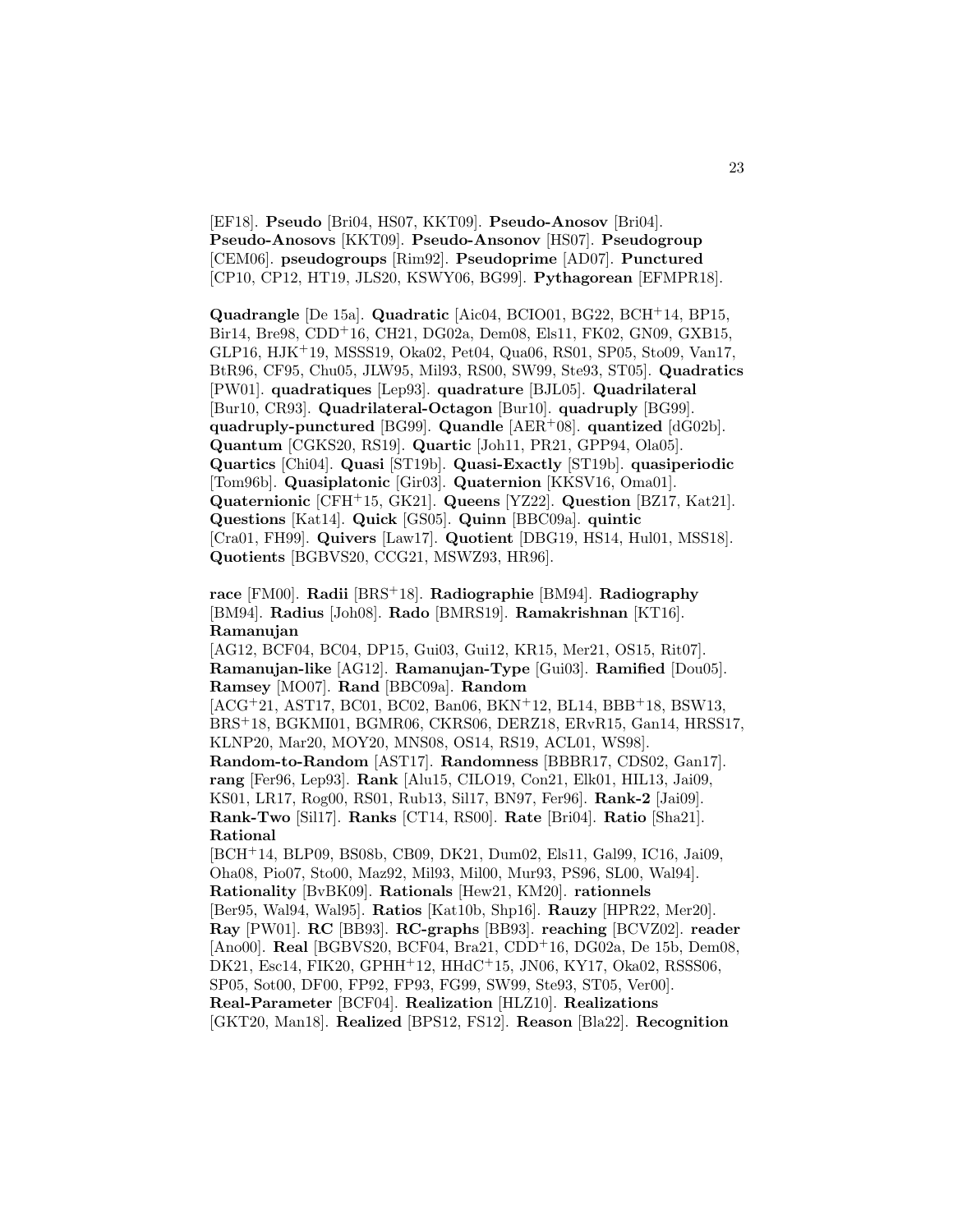[EF18]. **Pseudo** [Bri04, HS07, KKT09]. **Pseudo-Anosov** [Bri04]. **Pseudo-Anosovs** [KKT09]. **Pseudo-Ansonov** [HS07]. **Pseudogroup** [CEM06]. **pseudogroups** [Rim92]. **Pseudoprime** [AD07]. **Punctured** [CP10, CP12, HT19, JLS20, KSWY06, BG99]. **Pythagorean** [EFMPR18].

**Quadrangle** [De 15a]. **Quadratic** [Aic04, BCIO01, BG22, BCH+14, BP15, Bir14, Bre98, CDD+16, CH21, DG02a, Dem08, Els11, FK02, GN09, GXB15, GLP16, HJK+19, MSSS19, Oka02, Pet04, Qua06, RS01, SP05, Sto09, Van17, BtR96, CF95, Chu05, JLW95, Mil93, RS00, SW99, Ste93, ST05]. **Quadratics** [PW01]. **quadratiques** [Lep93]. **quadrature** [BJL05]. **Quadrilateral** [Bur10, CR93]. **Quadrilateral-Octagon** [Bur10]. **quadruply** [BG99]. **quadruply-punctured** [BG99]. **Quandle** [AER+08]. **quantized** [dG02b]. **Quantum** [CGKS20, RS19]. **Quartic** [Joh11, PR21, GPP94, Ola05]. **Quartics** [Chi04]. **Quasi** [ST19b]. **Quasi-Exactly** [ST19b]. **quasiperiodic** [Tom96b]. **Quasiplatonic** [Gir03]. **Quaternion** [KKSV16, Oma01]. **Quaternionic** [CFH+15, GK21]. **Queens** [YZ22]. **Question** [BZ17, Kat21]. **Questions** [Kat14]. **Quick** [GS05]. **Quinn** [BBC09a]. **quintic** [Cra01, FH99]. **Quivers** [Law17]. **Quotient** [DBG19, HS14, Hul01, MSS18]. **Quotients** [BGBVS20, CCG21, MSWZ93, HR96].

**race** [FM00]. **Radii** [BRS+18]. **Radiographie** [BM94]. **Radiography** [BM94]. **Radius** [Joh08]. **Rado** [BMRS19]. **Ramakrishnan** [KT16]. **Ramanujan** [AG12, BCF04, BC04, DP15, Gui03, Gui12, KR15, Mer21, OS15, Rit07]. **Ramanujan-like** [AG12]. **Ramanujan-Type** [Gui03]. **Ramified** [Dou05]. **Ramsey** [MO07]. **Rand** [BBC09a]. **Random** [ACG+21, AST17, BC01, BC02, Ban06, BKN+12, BL14, BBB+18, BSW13, BRS+18, BGKMI01, BGMR06, CKRS06, DERZ18, ERvR15, Gan14, HRSS17, KLNP20, Mar20, MOY20, MNS08, OS14, RS19, ACL01, WS98]. **Random-to-Random** [AST17]. **Randomness** [BBBR17, CDS02, Gan17]. **rang** [Fer96, Lep93]. **Rank** [Alu15, CILO19, Con21, Elk01, HIL13, Jai09, KS01, LR17, Rog00, RS01, Rub13, Sil17, BN97, Fer96]. **Rank-2** [Jai09]. **Rank-Two** [Sil17]. **Ranks** [CT14, RS00]. **Rate** [Bri04]. **Ratio** [Sha21]. **Rational** [BCH+14, BLP09, BS08b, CB09, DK21, Dum02, Els11, Gal99, IC16, Jai09, Oha08, Pio07, Sto00, Maz92, Mil93, Mil00, Mur93, PS96, SL00, Wal94]. **Rationality** [BvBK09]. **Rationals** [Hew21, KM20]. **rationnels** [Ber95, Wal94, Wal95]. **Ratios** [Kat10b, Shp16]. **Rauzy** [HPR22, Mer20]. **Ray** [PW01]. **RC** [BB93]. **RC-graphs** [BB93]. **reaching** [BCVZ02]. **reader** [Ano00]. **Real** [BGBVS20, BCF04, Bra21, CDD+16, DG02a, De 15b, Dem08, DK21, Esc14, FIK20, GPHH+12, HHdC+15, JN06, KY17, Oka02, RSSS06, SP05, Sot00, DF00, FP92, FP93, FG99, SW99, Ste93, ST05, Ver00]. **Real-Parameter** [BCF04]. **Realization** [HLZ10]. **Realizations** [GKT20, Man18]. **Realized** [BPS12, FS12]. **Reason** [Bla22]. **Recognition**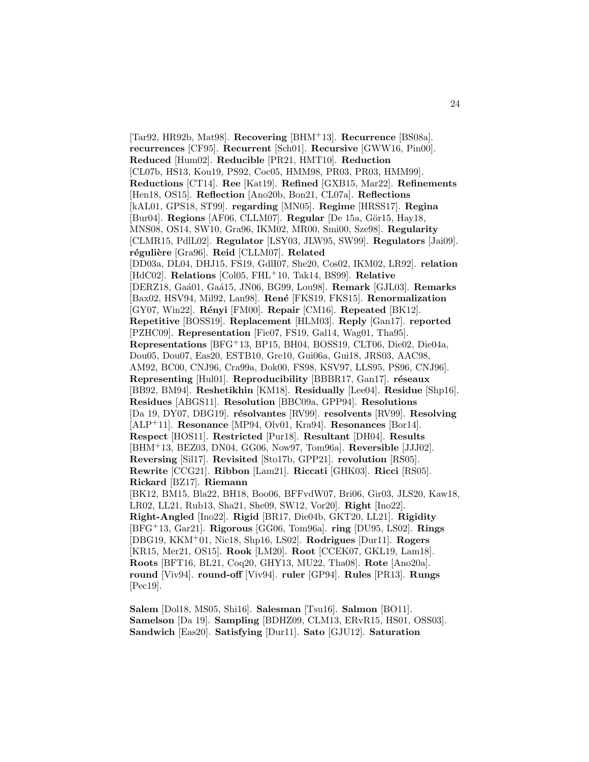[Tar92, HR92b, Mat98]. **Recovering** [BHM+13]. **Recurrence** [BS08a]. **recurrences** [CF95]. **Recurrent** [Sch01]. **Recursive** [GWW16, Pin00]. **Reduced** [Hum02]. **Reducible** [PR21, HMT10]. **Reduction** [CL07b, HS13, Kou19, PS92, Coc05, HMM98, PR03, PR03, HMM99]. **Reductions** [CT14]. **Ree** [Kat19]. **Refined** [GXB15, Mar22]. **Refinements** [Hen18, OS15]. **Reflection** [Ano20b, Bon21, CL07a]. **Reflections** [kAL01, GPS18, ST99]. **regarding** [MN05]. **Regime** [HRSS17]. **Regina** [Bur04]. **Regions** [AF06, CLLM07]. **Regular** [De 15a, Gör15, Hay18, MNS08, OS14, SW10, Gra96, IKM02, MR00, Smi00, Sze98]. **Regularity** [CLMR15, PdlL02]. **Regulator** [LSY03, JLW95, SW99]. **Regulators** [Jai09]. **régulière** [Gra96]. **Reid** [CLLM07]. **Related** [DD03a, DL04, DHJ15, FS19, GdlI07, She20, Cos02, IKM02, LR92]. **relation** [HdC02]. **Relations** [Col05, FHL+10, Tak14, BS99]. **Relative** [DERZ18, Gaá01, Gaá15, JN06, BG99, Lou98]. **Remark** [GJL03]. **Remarks** [Bax02, HSV94, Mil92, Lan98]. **René** [FKS19, FKS15]. **Renormalization** [GY07, Win22]. **Rényi** [FM00]. **Repair** [CM16]. **Repeated** [BK12]. **Repetitive** [BOSS19]. **Replacement** [HLM03]. **Reply** [Gan17]. **reported** [PZHC09]. **Representation** [Fie07, FS19, Gal14, Wag01, Tha95]. **Representations** [BFG+13, BP15, BH04, BOSS19, CLT06, Die02, Die04a, Dou05, Dou07, Eas20, ESTB10, Gre10, Gui06a, Gui18, JRS03, AAC98, AM92, BC00, CNJ96, Cra99a, Ðok00, FS98, KSV97, LLS95, PS96, CNJ96]. **Representing** [Hul01]. **Reproducibility** [BBBR17, Gan17]. **réseaux** [BB92, BM94]. **Reshetikhin** [KM18]. **Residually** [Lee04]. **Residue** [Shp16]. **Residues** [ABGS11]. **Resolution** [BBC09a, GPP94]. **Resolutions** [Da 19, DY07, DBG19]. **résolvantes** [RV99]. **resolvents** [RV99]. **Resolving** [ALP+11]. **Resonance** [MP94, Olv01, Kra94]. **Resonances** [Bor14]. **Respect** [HOS11]. **Restricted** [Pur18]. **Resultant** [DH04]. **Results** [BHM+13, BEZ03, DN04, GG06, Now97, Tom96a]. **Reversible** [JJJ02]. **Reversing** [Sil17]. **Revisited** [Sto17b, GPP21]. **revolution** [RS05]. **Rewrite** [CCG21]. **Ribbon** [Lam21]. **Riccati** [GHK03]. **Ricci** [RS05]. **Rickard** [BZ17]. **Riemann** [BK12, BM15, Bla22, BH18, Boo06, BFFvdW07, Bri06, Gir03, JLS20, Kaw18, LR02, LL21, Rub13, Sha21, She09, SW12, Vor20]. **Right** [Ino22]. **Right-Angled** [Ino22]. **Rigid** [BR17, Die04b, GKT20, LL21]. **Rigidity** [BFG+13, Gar21]. **Rigorous** [GG06, Tom96a]. **ring** [DU95, LS02]. **Rings** [DBG19, KKM+01, Nic18, Shp16, LS02]. **Rodrigues** [Dur11]. **Rogers** [KR15, Mer21, OS15]. **Rook** [LM20]. **Root** [CCEK07, GKL19, Lam18]. **Roots** [BFT16, BL21, Coq20, GHY13, MU22, Tha08]. **Rote** [Ano20a]. **round** [Viv94]. **round-off** [Viv94]. **ruler** [GP94]. **Rules** [PR13]. **Rungs** [Pec19].

**Salem** [Dol18, MS05, Shi16]. **Salesman** [Tsu16]. **Salmon** [BO11]. **Samelson** [Da 19]. **Sampling** [BDHZ09, CLM13, ERvR15, HS01, OSS03]. **Sandwich** [Eas20]. **Satisfying** [Dur11]. **Sato** [GJU12]. **Saturation**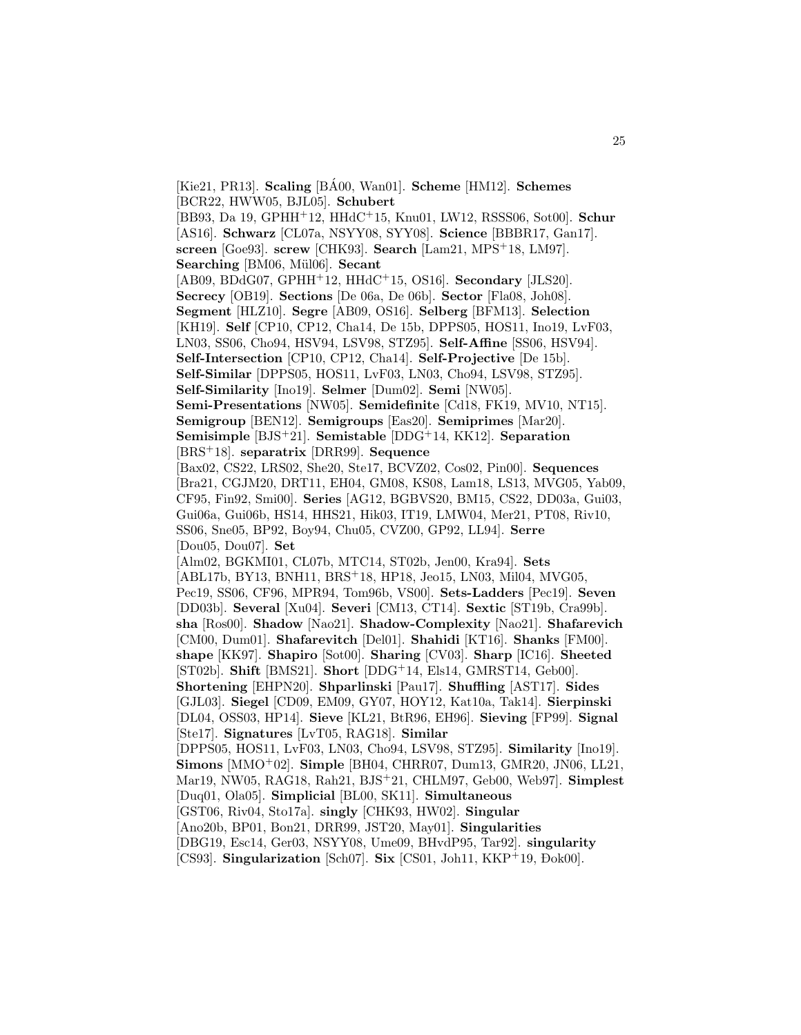[Kie21, PR13]. **Scaling** [BÁ00, Wan01]. **Scheme** [HM12]. **Schemes** [BCR22, HWW05, BJL05]. **Schubert** [BB93, Da 19, GPHH[+]12, HHdC[+]15, Knu01, LW12, RSSS06, Sot00]. **Schur** [AS16]. **Schwarz** [CL07a, NSYY08, SYY08]. **Science** [BBBR17, Gan17]. **screen** [Goe93]. **screw** [CHK93]. **Search** [Lam21, MPS[+]18, LM97]. **Searching** [BM06, Mül06]. **Secant** [AB09, BDdG07, GPHH[+]12, HHdC[+]15, OS16]. **Secondary** [JLS20]. **Secrecy** [OB19]. **Sections** [De 06a, De 06b]. **Sector** [Fla08, Joh08]. **Segment** [HLZ10]. **Segre** [AB09, OS16]. **Selberg** [BFM13]. **Selection** [KH19]. **Self** [CP10, CP12, Cha14, De 15b, DPPS05, HOS11, Ino19, LvF03, LN03, SS06, Cho94, HSV94, LSV98, STZ95]. **Self-Affine** [SS06, HSV94]. **Self-Intersection** [CP10, CP12, Cha14]. **Self-Projective** [De 15b]. **Self-Similar** [DPPS05, HOS11, LvF03, LN03, Cho94, LSV98, STZ95]. **Self-Similarity** [Ino19]. **Selmer** [Dum02]. **Semi** [NW05]. **Semi-Presentations** [NW05]. **Semidefinite** [Cd18, FK19, MV10, NT15]. **Semigroup** [BEN12]. **Semigroups** [Eas20]. **Semiprimes** [Mar20]. **Semisimple** [BJS[+]21]. **Semistable** [DDG[+]14, KK12]. **Separation** [BRS[+]18]. **separatrix** [DRR99]. **Sequence** [Bax02, CS22, LRS02, She20, Ste17, BCVZ02, Cos02, Pin00]. **Sequences** [Bra21, CGJM20, DRT11, EH04, GM08, KS08, Lam18, LS13, MVG05, Yab09, CF95, Fin92, Smi00]. **Series** [AG12, BGBVS20, BM15, CS22, DD03a, Gui03, Gui06a, Gui06b, HS14, HHS21, Hik03, IT19, LMW04, Mer21, PT08, Riv10, SS06, Sne05, BP92, Boy94, Chu05, CVZ00, GP92, LL94]. **Serre** [Dou05, Dou07]. **Set** [Alm02, BGKMI01, CL07b, MTC14, ST02b, Jen00, Kra94]. **Sets** [ABL17b, BY13, BNH11, BRS[+]18, HP18, Jeo15, LN03, Mil04, MVG05, Pec19, SS06, CF96, MPR94, Tom96b, VS00]. **Sets-Ladders** [Pec19]. **Seven** [DD03b]. **Several** [Xu04]. **Severi** [CM13, CT14]. **Sextic** [ST19b, Cra99b]. **sha** [Ros00]. **Shadow** [Nao21]. **Shadow-Complexity** [Nao21]. **Shafarevich** [CM00, Dum01]. **Shafarevitch** [Del01]. **Shahidi** [KT16]. **Shanks** [FM00]. **shape** [KK97]. **Shapiro** [Sot00]. **Sharing** [CV03]. **Sharp** [IC16]. **Sheeted** [ST02b]. **Shift** [BMS21]. **Short** [DDG[+]14, Els14, GMRST14, Geb00]. **Shortening** [EHPN20]. **Shparlinski** [Pau17]. **Shuffling** [AST17]. **Sides** [GJL03]. **Siegel** [CD09, EM09, GY07, HOY12, Kat10a, Tak14]. **Sierpinski** [DL04, OSS03, HP14]. **Sieve** [KL21, BtR96, EH96]. **Sieving** [FP99]. **Signal** [Ste17]. **Signatures** [LvT05, RAG18]. **Similar** [DPPS05, HOS11, LvF03, LN03, Cho94, LSV98, STZ95]. **Similarity** [Ino19]. **Simons** [MMO[+]02]. **Simple** [BH04, CHRR07, Dum13, GMR20, JN06, LL21, Mar19, NW05, RAG18, Rah21, BJS[+]21, CHLM97, Geb00, Web97]. **Simplest** [Duq01, Ola05]. **Simplicial** [BL00, SK11]. **Simultaneous** [GST06, Riv04, Sto17a]. **singly** [CHK93, HW02]. **Singular** [Ano20b, BP01, Bon21, DRR99, JST20, May01]. **Singularities** [DBG19, Esc14, Ger03, NSYY08, Ume09, BHvdP95, Tar92]. **singularity** [CS93]. **Singularization** [Sch07]. **Six** [CS01, Joh11, KKP[+]19, Đok00].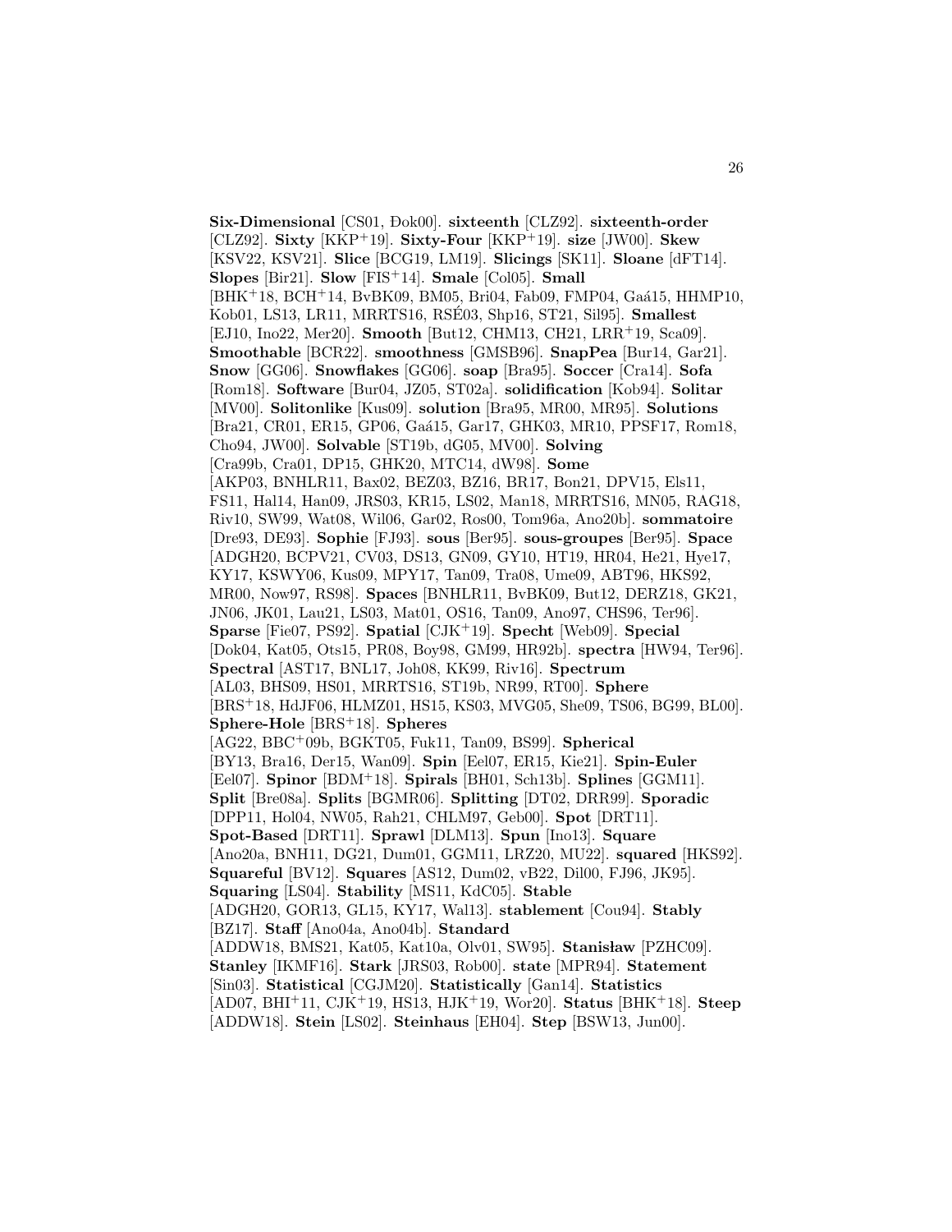**Six-Dimensional** [CS01, Ðok00]. **sixteenth** [CLZ92]. **sixteenth-order** [CLZ92]. **Sixty** [KKP+19]. **Sixty-Four** [KKP+19]. **size** [JW00]. **Skew** [KSV22, KSV21]. **Slice** [BCG19, LM19]. **Slicings** [SK11]. **Sloane** [dFT14]. **Slopes** [Bir21]. **Slow** [FIS+14]. **Smale** [Col05]. **Small** [BHK+18, BCH+14, BvBK09, BM05, Bri04, Fab09, FMP04, Gaá15, HHMP10, Kob01, LS13, LR11, MRRTS16, RSÉ03, Shp16, ST21, Sil95]. **Smallest** [EJ10, Ino22, Mer20]. **Smooth** [But12, CHM13, CH21, LRR+19, Sca09]. **Smoothable** [BCR22]. **smoothness** [GMSB96]. **SnapPea** [Bur14, Gar21]. **Snow** [GG06]. **Snowflakes** [GG06]. **soap** [Bra95]. **Soccer** [Cra14]. **Sofa** [Rom18]. **Software** [Bur04, JZ05, ST02a]. **solidification** [Kob94]. **Solitar** [MV00]. **Solitonlike** [Kus09]. **solution** [Bra95, MR00, MR95]. **Solutions** [Bra21, CR01, ER15, GP06, Gaá15, Gar17, GHK03, MR10, PPSF17, Rom18, Cho94, JW00]. **Solvable** [ST19b, dG05, MV00]. **Solving** [Cra99b, Cra01, DP15, GHK20, MTC14, dW98]. **Some** [AKP03, BNHLR11, Bax02, BEZ03, BZ16, BR17, Bon21, DPV15, Els11, FS11, Hal14, Han09, JRS03, KR15, LS02, Man18, MRRTS16, MN05, RAG18, Riv10, SW99, Wat08, Wil06, Gar02, Ros00, Tom96a, Ano20b]. **sommatoire** [Dre93, DE93]. **Sophie** [FJ93]. **sous** [Ber95]. **sous-groupes** [Ber95]. **Space** [ADGH20, BCPV21, CV03, DS13, GN09, GY10, HT19, HR04, He21, Hye17, KY17, KSWY06, Kus09, MPY17, Tan09, Tra08, Ume09, ABT96, HKS92, MR00, Now97, RS98]. **Spaces** [BNHLR11, BvBK09, But12, DERZ18, GK21, JN06, JK01, Lau21, LS03, Mat01, OS16, Tan09, Ano97, CHS96, Ter96]. **Sparse** [Fie07, PS92]. **Spatial** [CJK+19]. **Specht** [Web09]. **Special** [Dok04, Kat05, Ots15, PR08, Boy98, GM99, HR92b]. **spectra** [HW94, Ter96]. **Spectral** [AST17, BNL17, Joh08, KK99, Riv16]. **Spectrum** [AL03, BHS09, HS01, MRRTS16, ST19b, NR99, RT00]. **Sphere** [BRS+18, HdJF06, HLMZ01, HS15, KS03, MVG05, She09, TS06, BG99, BL00]. **Sphere-Hole** [BRS+18]. **Spheres** [AG22, BBC+09b, BGKT05, Fuk11, Tan09, BS99]. **Spherical** [BY13, Bra16, Der15, Wan09]. **Spin** [Eel07, ER15, Kie21]. **Spin-Euler** [Eel07]. **Spinor** [BDM+18]. **Spirals** [BH01, Sch13b]. **Splines** [GGM11]. **Split** [Bre08a]. **Splits** [BGMR06]. **Splitting** [DT02, DRR99]. **Sporadic** [DPP11, Hol04, NW05, Rah21, CHLM97, Geb00]. **Spot** [DRT11]. **Spot-Based** [DRT11]. **Sprawl** [DLM13]. **Spun** [Ino13]. **Square** [Ano20a, BNH11, DG21, Dum01, GGM11, LRZ20, MU22]. **squared** [HKS92]. **Squareful** [BV12]. **Squares** [AS12, Dum02, vB22, Dil00, FJ96, JK95]. **Squaring** [LS04]. **Stability** [MS11, KdC05]. **Stable** [ADGH20, GOR13, GL15, KY17, Wal13]. **stablement** [Cou94]. **Stably** [BZ17]. **Staff** [Ano04a, Ano04b]. **Standard** [ADDW18, BMS21, Kat05, Kat10a, Olv01, SW95]. **Stanisław** [PZHC09]. **Stanley** [IKMF16]. **Stark** [JRS03, Rob00]. **state** [MPR94]. **Statement** [Sin03]. **Statistical** [CGJM20]. **Statistically** [Gan14]. **Statistics** [AD07, BHI+11, CJK+19, HS13, HJK+19, Wor20]. **Status** [BHK+18]. **Steep** [ADDW18]. **Stein** [LS02]. **Steinhaus** [EH04]. **Step** [BSW13, Jun00].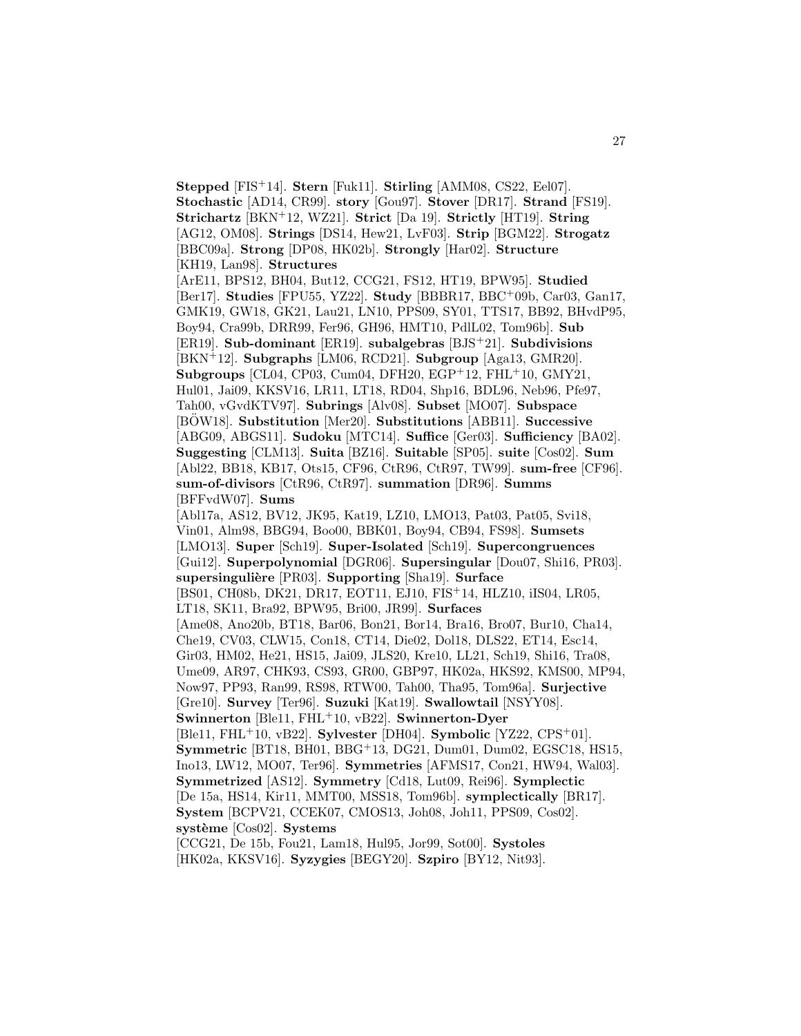**Stepped** [FIS+14]. **Stern** [Fuk11]. **Stirling** [AMM08, CS22, Eel07]. **Stochastic** [AD14, CR99]. **story** [Gou97]. **Stover** [DR17]. **Strand** [FS19]. **Strichartz** [BKN+12, WZ21]. **Strict** [Da 19]. **Strictly** [HT19]. **String** [AG12, OM08]. **Strings** [DS14, Hew21, LvF03]. **Strip** [BGM22]. **Strogatz** [BBC09a]. **Strong** [DP08, HK02b]. **Strongly** [Har02]. **Structure** [KH19, Lan98]. **Structures** [ArE11, BPS12, BH04, But12, CCG21, FS12, HT19, BPW95]. **Studied** [Ber17]. **Studies** [FPU55, YZ22]. **Study** [BBBR17, BBC+09b, Car03, Gan17, GMK19, GW18, GK21, Lau21, LN10, PPS09, SY01, TTS17, BB92, BHvdP95, Boy94, Cra99b, DRR99, Fer96, GH96, HMT10, PdlL02, Tom96b]. **Sub** [ER19]. **Sub-dominant** [ER19]. **subalgebras** [BJS+21]. **Subdivisions** [BKN+12]. **Subgraphs** [LM06, RCD21]. **Subgroup** [Aga13, GMR20]. **Subgroups** [CL04, CP03, Cum04, DFH20, EGP+12, FHL+10, GMY21, Hul01, Jai09, KKSV16, LR11, LT18, RD04, Shp16, BDL96, Neb96, Pfe97, Tah00, vGvdKTV97]. **Subrings** [Alv08]. **Subset** [MO07]. **Subspace** [BÖW18]. **Substitution** [Mer20]. **Substitutions** [ABB11]. **Successive** [ABG09, ABGS11]. **Sudoku** [MTC14]. **Suffice** [Ger03]. **Sufficiency** [BA02]. **Suggesting** [CLM13]. **Suita** [BZ16]. **Suitable** [SP05]. **suite** [Cos02]. **Sum** [Abl22, BB18, KB17, Ots15, CF96, CtR96, CtR97, TW99]. **sum-free** [CF96]. **sum-of-divisors** [CtR96, CtR97]. **summation** [DR96]. **Summs** [BFFvdW07]. **Sums** [Abl17a, AS12, BV12, JK95, Kat19, LZ10, LMO13, Pat03, Pat05, Svi18, Vin01, Alm98, BBG94, Boo00, BBK01, Boy94, CB94, FS98]. **Sumsets** [LMO13]. **Super** [Sch19]. **Super-Isolated** [Sch19]. **Supercongruences** [Gui12]. **Superpolynomial** [DGR06]. **Supersingular** [Dou07, Shi16, PR03]. **supersingulière** [PR03]. **Supporting** [Sha19]. **Surface** [BS01, CH08b, DK21, DR17, EOT11, EJ10, FIS+14, HLZ10, iIS04, LR05, LT18, SK11, Bra92, BPW95, Bri00, JR99]. **Surfaces** [Ame08, Ano20b, BT18, Bar06, Bon21, Bor14, Bra16, Bro07, Bur10, Cha14, Che19, CV03, CLW15, Con18, CT14, Die02, Dol18, DLS22, ET14, Esc14, Gir03, HM02, He21, HS15, Jai09, JLS20, Kre10, LL21, Sch19, Shi16, Tra08, Ume09, AR97, CHK93, CS93, GR00, GBP97, HK02a, HKS92, KMS00, MP94, Now97, PP93, Ran99, RS98, RTW00, Tah00, Tha95, Tom96a]. **Surjective** [Gre10]. **Survey** [Ter96]. **Suzuki** [Kat19]. **Swallowtail** [NSYY08]. **Swinnerton** [Ble11, FHL+10, vB22]. **Swinnerton-Dyer** [Ble11, FHL+10, vB22]. **Sylvester** [DH04]. **Symbolic** [YZ22, CPS+01]. **Symmetric** [BT18, BH01, BBG+13, DG21, Dum01, Dum02, EGSC18, HS15, Ino13, LW12, MO07, Ter96]. **Symmetries** [AFMS17, Con21, HW94, Wal03]. **Symmetrized** [AS12]. **Symmetry** [Cd18, Lut09, Rei96]. **Symplectic** [De 15a, HS14, Kir11, MMT00, MSS18, Tom96b]. **symplectically** [BR17]. **System** [BCPV21, CCEK07, CMOS13, Joh08, Joh11, PPS09, Cos02]. **système** [Cos02]. **Systems** [CCG21, De 15b, Fou21, Lam18, Hul95, Jor99, Sot00]. **Systoles** [HK02a, KKSV16]. **Syzygies** [BEGY20]. **Szpiro** [BY12, Nit93].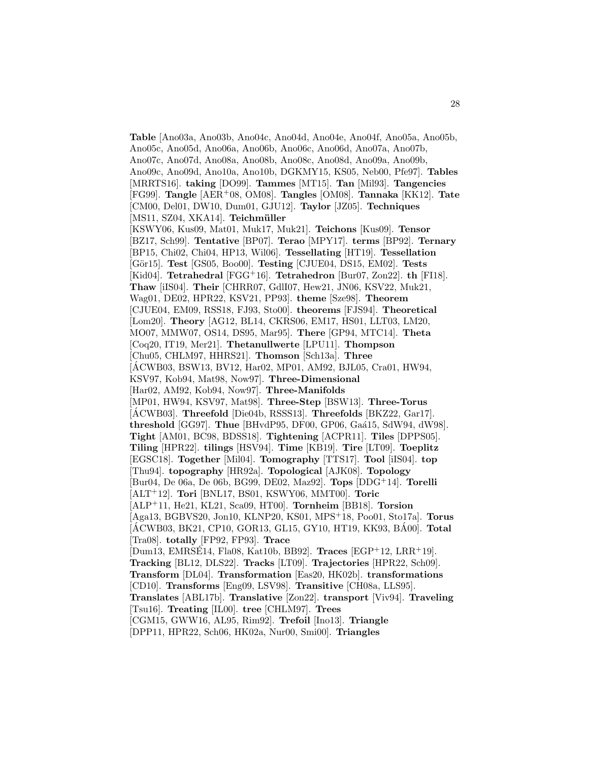**Table** [Ano03a, Ano03b, Ano04c, Ano04d, Ano04e, Ano04f, Ano05a, Ano05b, Ano05c, Ano05d, Ano06a, Ano06b, Ano06c, Ano06d, Ano07a, Ano07b, Ano07c, Ano07d, Ano08a, Ano08b, Ano08c, Ano08d, Ano09a, Ano09b, Ano09c, Ano09d, Ano10a, Ano10b, DGKMY15, KS05, Neb00, Pfe97]. **Tables** [MRRTS16]. **taking** [DO99]. **Tammes** [MT15]. **Tan** [Mil93]. **Tangencies** [FG99]. **Tangle** [AER+08, OM08]. **Tangles** [OM08]. **Tannaka** [KK12]. **Tate** [CM00, Del01, DW10, Dum01, GJU12]. **Taylor** [JZ05]. **Techniques** [MS11, SZ04, XKA14]. **Teichmüller** [KSWY06, Kus09, Mat01, Muk17, Muk21]. **Teichons** [Kus09]. **Tensor** [BZ17, Sch99]. **Tentative** [BP07]. **Terao** [MPY17]. **terms** [BP92]. **Ternary** [BP15, Chi02, Chi04, HP13, Wil06]. **Tessellating** [HT19]. **Tessellation** [Gör15]. **Test** [GS05, Boo00]. **Testing** [CJUE04, DS15, EM02]. **Tests** [Kid04]. **Tetrahedral** [FGG+16]. **Tetrahedron** [Bur07, Zon22]. **th** [FI18]. **Thaw** [iIS04]. **Their** [CHRR07, GdlI07, Hew21, JN06, KSV22, Muk21, Wag01, DE02, HPR22, KSV21, PP93]. **theme** [Sze98]. **Theorem** [CJUE04, EM09, RSS18, FJ93, Sto00]. **theorems** [FJS94]. **Theoretical** [Lom20]. **Theory** [AG12, BL14, CKRS06, EM17, HS01, LLT03, LM20, MO07, MMW07, OS14, DS95, Mar95]. **There** [GP94, MTC14]. **Theta** [Coq20, IT19, Mer21]. **Thetanullwerte** [LPU11]. **Thompson** [Chu05, CHLM97, HHRS21]. **Thomson** [Sch13a]. **Three** [ÁCWB03, BSW13, BV12, Har02, MP01, AM92, BJL05, Cra01, HW94, KSV97, Kob94, Mat98, Now97]. **Three-Dimensional** [Har02, AM92, Kob94, Now97]. **Three-Manifolds** [MP01, HW94, KSV97, Mat98]. **Three-Step** [BSW13]. **Three-Torus** [ÁCWB03]. **Threefold** [Die04b, RSSS13]. **Threefolds** [BKZ22, Gar17]. **threshold** [GG97]. **Thue** [BHvdP95, DF00, GP06, Gaá15, SdW94, dW98]. **Tight** [AM01, BC98, BDSS18]. **Tightening** [ACPR11]. **Tiles** [DPPS05]. **Tiling** [HPR22]. **tilings** [HSV94]. **Time** [KB19]. **Tire** [LT09]. **Toeplitz** [EGSC18]. **Together** [Mil04]. **Tomography** [TTS17]. **Tool** [iIS04]. **top** [Thu94]. **topography** [HR92a]. **Topological** [AJK08]. **Topology** [Bur04, De 06a, De 06b, BG99, DE02, Maz92]. **Tops** [DDG+14]. **Torelli** [ALT+12]. **Tori** [BNL17, BS01, KSWY06, MMT00]. **Toric** [ALP+11, He21, KL21, Sca09, HT00]. **Tornheim** [BB18]. **Torsion** [Aga13, BGBVS20, Jon10, KLNP20, KS01, MPS+18, Poo01, Sto17a]. **Torus** [ÁCWB03, BK21, CP10, GOR13, GL15, GY10, HT19, KK93, BÁ00]. **Total** [Tra08]. **totally** [FP92, FP93]. **Trace** [Dum13, EMRSÉ14, Fla08, Kat10b, BB92]. **Traces** [EGP+12, LRR+19]. **Tracking** [BL12, DLS22]. **Tracks** [LT09]. **Trajectories** [HPR22, Sch09]. **Transform** [DL04]. **Transformation** [Eas20, HK02b]. **transformations** [CD10]. **Transforms** [Eng09, LSV98]. **Transitive** [CH08a, LLS95]. **Translates** [ABL17b]. **Translative** [Zon22]. **transport** [Viv94]. **Traveling** [Tsu16]. **Treating** [IL00]. **tree** [CHLM97]. **Trees** [CGM15, GWW16, AL95, Rim92]. **Trefoil** [Ino13]. **Triangle** [DPP11, HPR22, Sch06, HK02a, Nur00, Smi00]. **Triangles**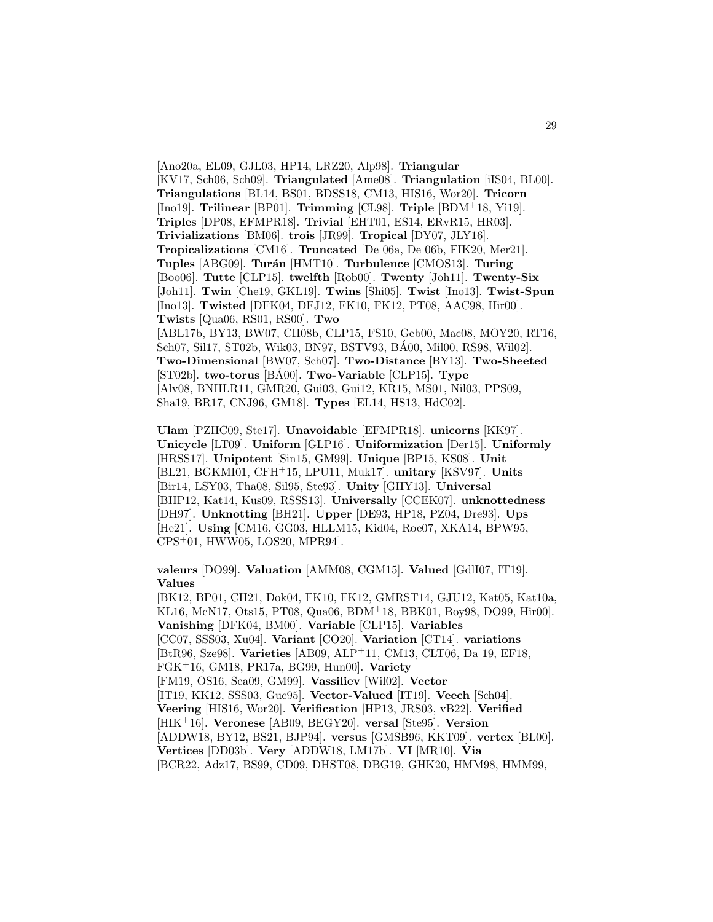[Ano20a, EL09, GJL03, HP14, LRZ20, Alp98]. **Triangular** [KV17, Sch06, Sch09]. **Triangulated** [Ame08]. **Triangulation** [iIS04, BL00]. **Triangulations** [BL14, BS01, BDSS18, CM13, HIS16, Wor20]. **Tricorn** [Ino19]. **Trilinear** [BP01]. **Trimming** [CL98]. **Triple** [BDM+18, Yi19]. **Triples** [DP08, EFMPR18]. **Trivial** [EHT01, ES14, ERvR15, HR03]. **Trivializations** [BM06]. **trois** [JR99]. **Tropical** [DY07, JLY16]. **Tropicalizations** [CM16]. **Truncated** [De 06a, De 06b, FIK20, Mer21]. **Tuples** [ABG09]. **Turán** [HMT10]. **Turbulence** [CMOS13]. **Turing** [Boo06]. **Tutte** [CLP15]. **twelfth** [Rob00]. **Twenty** [Joh11]. **Twenty-Six** [Joh11]. **Twin** [Che19, GKL19]. **Twins** [Shi05]. **Twist** [Ino13]. **Twist-Spun** [Ino13]. **Twisted** [DFK04, DFJ12, FK10, FK12, PT08, AAC98, Hir00]. **Twists** [Qua06, RS01, RS00]. **Two** [ABL17b, BY13, BW07, CH08b, CLP15, FS10, Geb00, Mac08, MOY20, RT16, Sch07, Sil17, ST02b, Wik03, BN97, BSTV93, BÁ00, Mil00, RS98, Wil02]. **Two-Dimensional** [BW07, Sch07]. **Two-Distance** [BY13]. **Two-Sheeted** [ST02b]. **two-torus** [BÁ00]. **Two-Variable** [CLP15]. **Type** [Alv08, BNHLR11, GMR20, Gui03, Gui12, KR15, MS01, Nil03, PPS09, Sha19, BR17, CNJ96, GM18]. **Types** [EL14, HS13, HdC02].

**Ulam** [PZHC09, Ste17]. **Unavoidable** [EFMPR18]. **unicorns** [KK97]. **Unicycle** [LT09]. **Uniform** [GLP16]. **Uniformization** [Der15]. **Uniformly** [HRSS17]. **Unipotent** [Sin15, GM99]. **Unique** [BP15, KS08]. **Unit** [BL21, BGKMI01, CFH+15, LPU11, Muk17]. **unitary** [KSV97]. **Units** [Bir14, LSY03, Tha08, Sil95, Ste93]. **Unity** [GHY13]. **Universal** [BHP12, Kat14, Kus09, RSSS13]. **Universally** [CCEK07]. **unknottedness** [DH97]. **Unknotting** [BH21]. **Upper** [DE93, HP18, PZ04, Dre93]. **Ups** [He21]. **Using** [CM16, GG03, HLLM15, Kid04, Roe07, XKA14, BPW95, CPS+01, HWW05, LOS20, MPR94].

**valeurs** [DO99]. **Valuation** [AMM08, CGM15]. **Valued** [GdlI07, IT19]. **Values** [BK12, BP01, CH21, Dok04, FK10, FK12, GMRST14, GJU12, Kat05, Kat10a, KL16, McN17, Ots15, PT08, Qua06, BDM+18, BBK01, Boy98, DO99, Hir00]. **Vanishing** [DFK04, BM00]. **Variable** [CLP15]. **Variables** [CC07, SSS03, Xu04]. **Variant** [CO20]. **Variation** [CT14]. **variations** [BtR96, Sze98]. **Varieties** [AB09, ALP+11, CM13, CLT06, Da 19, EF18, FGK+16, GM18, PR17a, BG99, Hun00]. **Variety** [FM19, OS16, Sca09, GM99]. **Vassiliev** [Wil02]. **Vector** [IT19, KK12, SSS03, Guc95]. **Vector-Valued** [IT19]. **Veech** [Sch04]. **Veering** [HIS16, Wor20]. **Verification** [HP13, JRS03, vB22]. **Verified** [HIK+16]. **Veronese** [AB09, BEGY20]. **versal** [Ste95]. **Version** [ADDW18, BY12, BS21, BJP94]. **versus** [GMSB96, KKT09]. **vertex** [BL00]. **Vertices** [DD03b]. **Very** [ADDW18, LM17b]. **VI** [MR10]. **Via** [BCR22, Adz17, BS99, CD09, DHST08, DBG19, GHK20, HMM98, HMM99,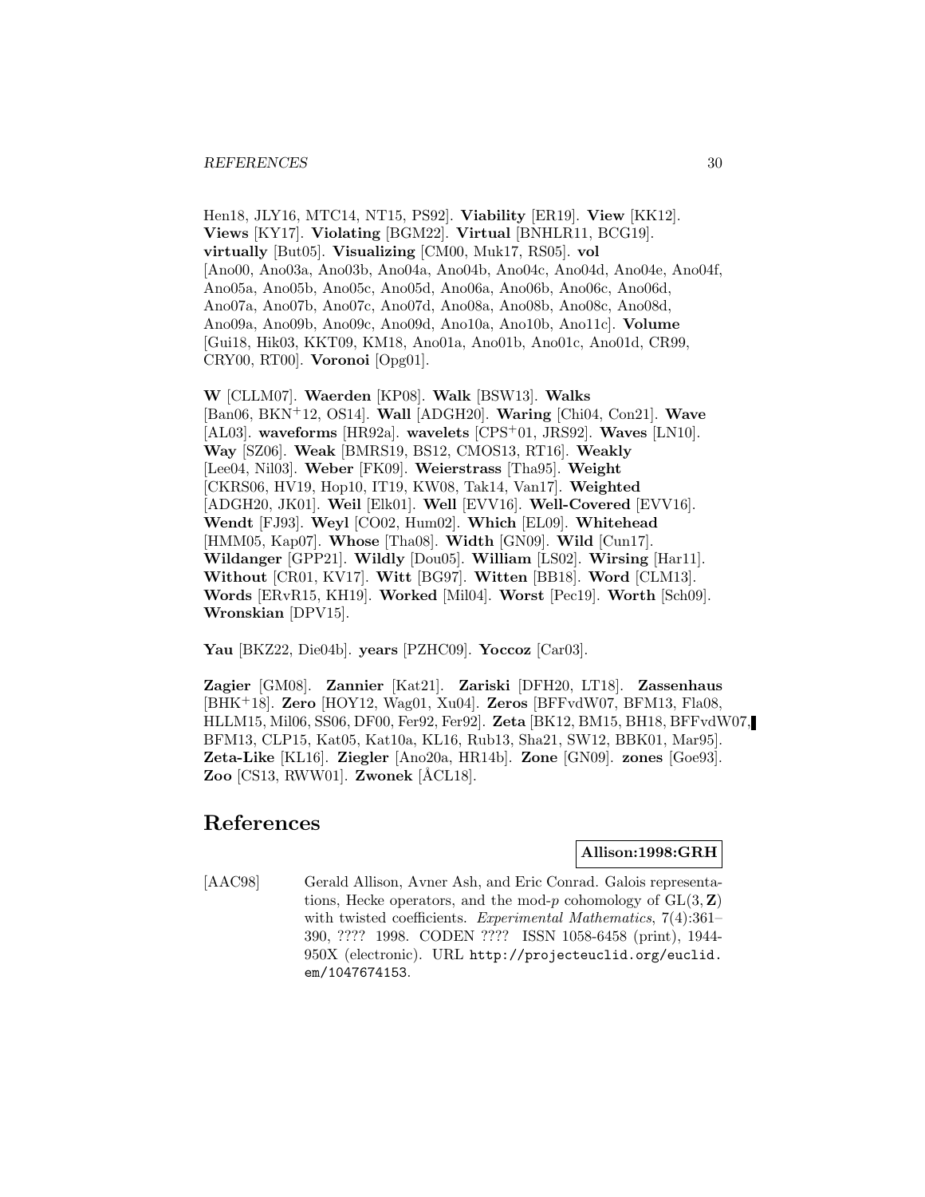Hen18, JLY16, MTC14, NT15, PS92]. **Viability** [ER19]. **View** [KK12]. **Views** [KY17]. **Violating** [BGM22]. **Virtual** [BNHLR11, BCG19]. **virtually** [But05]. **Visualizing** [CM00, Muk17, RS05]. **vol** [Ano00, Ano03a, Ano03b, Ano04a, Ano04b, Ano04c, Ano04d, Ano04e, Ano04f, Ano05a, Ano05b, Ano05c, Ano05d, Ano06a, Ano06b, Ano06c, Ano06d, Ano07a, Ano07b, Ano07c, Ano07d, Ano08a, Ano08b, Ano08c, Ano08d, Ano09a, Ano09b, Ano09c, Ano09d, Ano10a, Ano10b, Ano11c]. **Volume** [Gui18, Hik03, KKT09, KM18, Ano01a, Ano01b, Ano01c, Ano01d, CR99, CRY00, RT00]. **Voronoi** [Opg01].

**W** [CLLM07]. **Waerden** [KP08]. **Walk** [BSW13]. **Walks** [Ban06, BKN+12, OS14]. **Wall** [ADGH20]. **Waring** [Chi04, Con21]. **Wave** [AL03]. **waveforms** [HR92a]. **wavelets** [CPS+01, JRS92]. **Waves** [LN10]. **Way** [SZ06]. **Weak** [BMRS19, BS12, CMOS13, RT16]. **Weakly** [Lee04, Nil03]. **Weber** [FK09]. **Weierstrass** [Tha95]. **Weight** [CKRS06, HV19, Hop10, IT19, KW08, Tak14, Van17]. **Weighted** [ADGH20, JK01]. **Weil** [Elk01]. **Well** [EVV16]. **Well-Covered** [EVV16]. **Wendt** [FJ93]. **Weyl** [CO02, Hum02]. **Which** [EL09]. **Whitehead** [HMM05, Kap07]. **Whose** [Tha08]. **Width** [GN09]. **Wild** [Cun17]. **Wildanger** [GPP21]. **Wildly** [Dou05]. **William** [LS02]. **Wirsing** [Har11]. **Without** [CR01, KV17]. **Witt** [BG97]. **Witten** [BB18]. **Word** [CLM13]. **Words** [ERvR15, KH19]. **Worked** [Mil04]. **Worst** [Pec19]. **Worth** [Sch09]. **Wronskian** [DPV15].

**Yau** [BKZ22, Die04b]. **years** [PZHC09]. **Yoccoz** [Car03].

**Zagier** [GM08]. **Zannier** [Kat21]. **Zariski** [DFH20, LT18]. **Zassenhaus** [BHK+18]. **Zero** [HOY12, Wag01, Xu04]. **Zeros** [BFFvdW07, BFM13, Fla08, HLLM15, Mil06, SS06, DF00, Fer92, Fer92]. **Zeta** [BK12, BM15, BH18, BFFvdW07, BFM13, CLP15, Kat05, Kat10a, KL16, Rub13, Sha21, SW12, BBK01, Mar95]. **Zeta-Like** [KL16]. **Ziegler** [Ano20a, HR14b]. **Zone** [GN09]. **zones** [Goe93]. **Zoo** [CS13, RWW01]. **Zwonek** [ÅCL18].

# References

**Allison:1998:GRH**

[AAC98] Gerald Allison, Avner Ash, and Eric Conrad. Galois representations, Hecke operators, and the mod-$p$ cohomology of $\mathrm{GL}(3, \mathbf{Z})$ with twisted coefficients. *Experimental Mathematics*, 7(4):361–390, ???? 1998. CODEN ???? ISSN 1058-6458 (print), 1944-950X (electronic). URL http://projecteuclid.org/euclid.em/1047674153.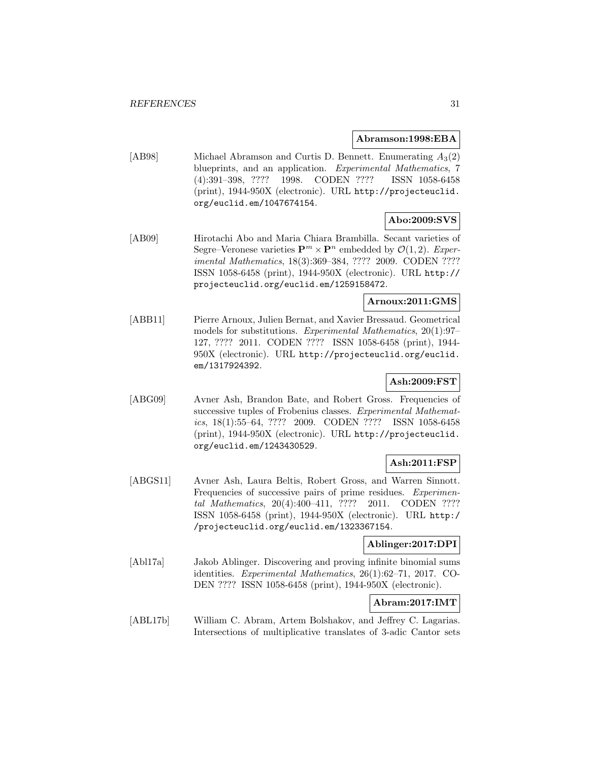**Abramson:1998:EBA**

[AB98] Michael Abramson and Curtis D. Bennett. Enumerating $A_3(2)$ blueprints, and an application. *Experimental Mathematics*, 7 (4):391–398, ???? 1998. CODEN ???? ISSN 1058-6458 (print), 1944-950X (electronic). URL http://projecteuclid.org/euclid.em/1047674154.

**Abo:2009:SVS**

[AB09] Hirotachi Abo and Maria Chiara Brambilla. Secant varieties of Segre–Veronese varieties $\mathbf{P}^m \times \mathbf{P}^n$ embedded by $\mathcal{O}(1,2)$. *Experimental Mathematics*, 18(3):369–384, ???? 2009. CODEN ???? ISSN 1058-6458 (print), 1944-950X (electronic). URL http://projecteuclid.org/euclid.em/1259158472.

**Arnoux:2011:GMS**

[ABB11] Pierre Arnoux, Julien Bernat, and Xavier Bressaud. Geometrical models for substitutions. *Experimental Mathematics*, 20(1):97–127, ???? 2011. CODEN ???? ISSN 1058-6458 (print), 1944-950X (electronic). URL http://projecteuclid.org/euclid.em/1317924392.

**Ash:2009:FST**

[ABG09] Avner Ash, Brandon Bate, and Robert Gross. Frequencies of successive tuples of Frobenius classes. *Experimental Mathematics*, 18(1):55–64, ???? 2009. CODEN ???? ISSN 1058-6458 (print), 1944-950X (electronic). URL http://projecteuclid.org/euclid.em/1243430529.

**Ash:2011:FSP**

[ABGS11] Avner Ash, Laura Beltis, Robert Gross, and Warren Sinnott. Frequencies of successive pairs of prime residues. *Experimental Mathematics*, 20(4):400–411, ???? 2011. CODEN ???? ISSN 1058-6458 (print), 1944-950X (electronic). URL http://projecteuclid.org/euclid.em/1323367154.

**Ablinger:2017:DPI**

[Abl17a] Jakob Ablinger. Discovering and proving infinite binomial sums identities. *Experimental Mathematics*, 26(1):62–71, 2017. CODEN ???? ISSN 1058-6458 (print), 1944-950X (electronic).

**Abram:2017:IMT**

[ABL17b] William C. Abram, Artem Bolshakov, and Jeffrey C. Lagarias. Intersections of multiplicative translates of 3-adic Cantor sets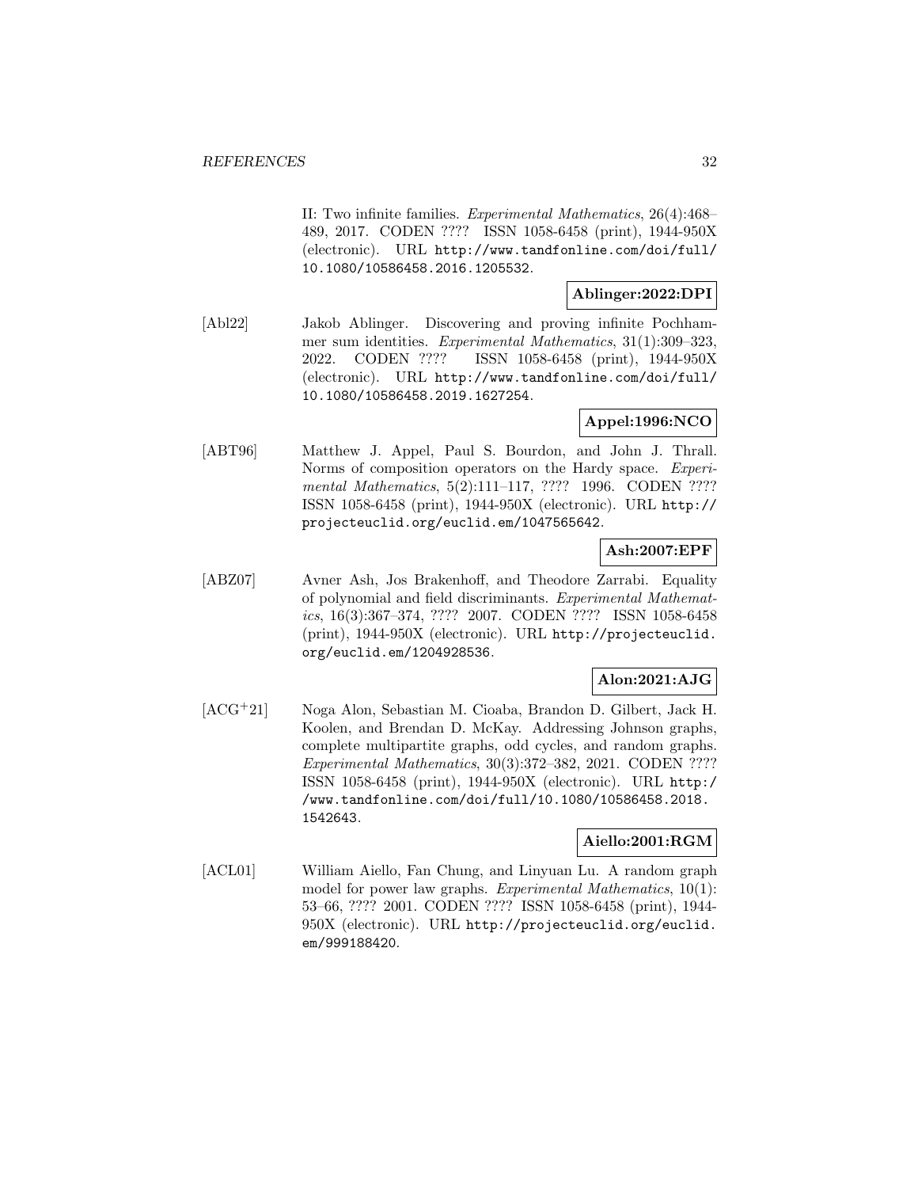II: Two infinite families. *Experimental Mathematics*, 26(4):468–489, 2017. CODEN ???? ISSN 1058-6458 (print), 1944-950X (electronic). URL http://www.tandfonline.com/doi/full/10.1080/10586458.2016.1205532.

**Ablinger:2022:DPI**

[Abl22] Jakob Ablinger. Discovering and proving infinite Pochhammer sum identities. *Experimental Mathematics*, 31(1):309–323, 2022. CODEN ???? ISSN 1058-6458 (print), 1944-950X (electronic). URL http://www.tandfonline.com/doi/full/10.1080/10586458.2019.1627254.

**Appel:1996:NCO**

[ABT96] Matthew J. Appel, Paul S. Bourdon, and John J. Thrall. Norms of composition operators on the Hardy space. *Experimental Mathematics*, 5(2):111–117, ???? 1996. CODEN ???? ISSN 1058-6458 (print), 1944-950X (electronic). URL http://projecteuclid.org/euclid.em/1047565642.

**Ash:2007:EPF**

[ABZ07] Avner Ash, Jos Brakenhoff, and Theodore Zarrabi. Equality of polynomial and field discriminants. *Experimental Mathematics*, 16(3):367–374, ???? 2007. CODEN ???? ISSN 1058-6458 (print), 1944-950X (electronic). URL http://projecteuclid.org/euclid.em/1204928536.

**Alon:2021:AJG**

[ACG+21] Noga Alon, Sebastian M. Cioaba, Brandon D. Gilbert, Jack H. Koolen, and Brendan D. McKay. Addressing Johnson graphs, complete multipartite graphs, odd cycles, and random graphs. *Experimental Mathematics*, 30(3):372–382, 2021. CODEN ???? ISSN 1058-6458 (print), 1944-950X (electronic). URL http://www.tandfonline.com/doi/full/10.1080/10586458.2018.1542643.

**Aiello:2001:RGM**

[ACL01] William Aiello, Fan Chung, and Linyuan Lu. A random graph model for power law graphs. *Experimental Mathematics*, 10(1):53–66, ???? 2001. CODEN ???? ISSN 1058-6458 (print), 1944-950X (electronic). URL http://projecteuclid.org/euclid.em/999188420.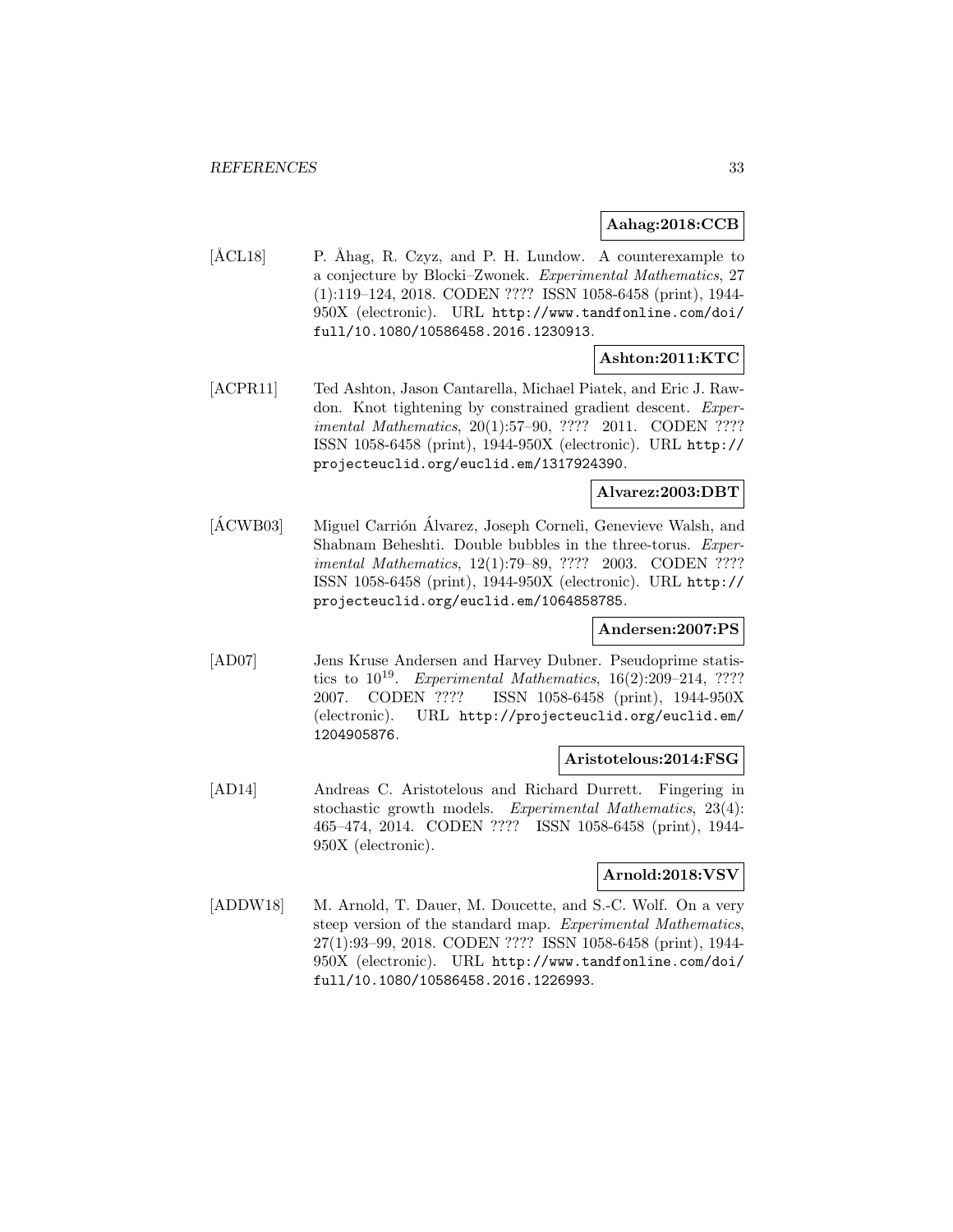**Aahag:2018:CCB**

[ÅCL18] P. Åhag, R. Czyz, and P. H. Lundow. A counterexample to a conjecture by Blocki–Zwonek. *Experimental Mathematics*, 27 (1):119–124, 2018. CODEN ???? ISSN 1058-6458 (print), 1944-950X (electronic). URL http://www.tandfonline.com/doi/full/10.1080/10586458.2016.1230913.

**Ashton:2011:KTC**

[ACPR11] Ted Ashton, Jason Cantarella, Michael Piatek, and Eric J. Rawdon. Knot tightening by constrained gradient descent. *Experimental Mathematics*, 20(1):57–90, ???? 2011. CODEN ???? ISSN 1058-6458 (print), 1944-950X (electronic). URL http://projecteuclid.org/euclid.em/1317924390.

**Alvarez:2003:DBT**

[ÁCWB03] Miguel Carrión Álvarez, Joseph Corneli, Genevieve Walsh, and Shabnam Beheshti. Double bubbles in the three-torus. *Experimental Mathematics*, 12(1):79–89, ???? 2003. CODEN ???? ISSN 1058-6458 (print), 1944-950X (electronic). URL http://projecteuclid.org/euclid.em/1064858785.

**Andersen:2007:PS**

[AD07] Jens Kruse Andersen and Harvey Dubner. Pseudoprime statistics to $10^{19}$. *Experimental Mathematics*, 16(2):209–214, ???? 2007. CODEN ???? ISSN 1058-6458 (print), 1944-950X (electronic). URL http://projecteuclid.org/euclid.em/1204905876.

**Aristotelous:2014:FSG**

[AD14] Andreas C. Aristotelous and Richard Durrett. Fingering in stochastic growth models. *Experimental Mathematics*, 23(4): 465–474, 2014. CODEN ???? ISSN 1058-6458 (print), 1944-950X (electronic).

**Arnold:2018:VSV**

[ADDW18] M. Arnold, T. Dauer, M. Doucette, and S.-C. Wolf. On a very steep version of the standard map. *Experimental Mathematics*, 27(1):93–99, 2018. CODEN ???? ISSN 1058-6458 (print), 1944-950X (electronic). URL http://www.tandfonline.com/doi/full/10.1080/10586458.2016.1226993.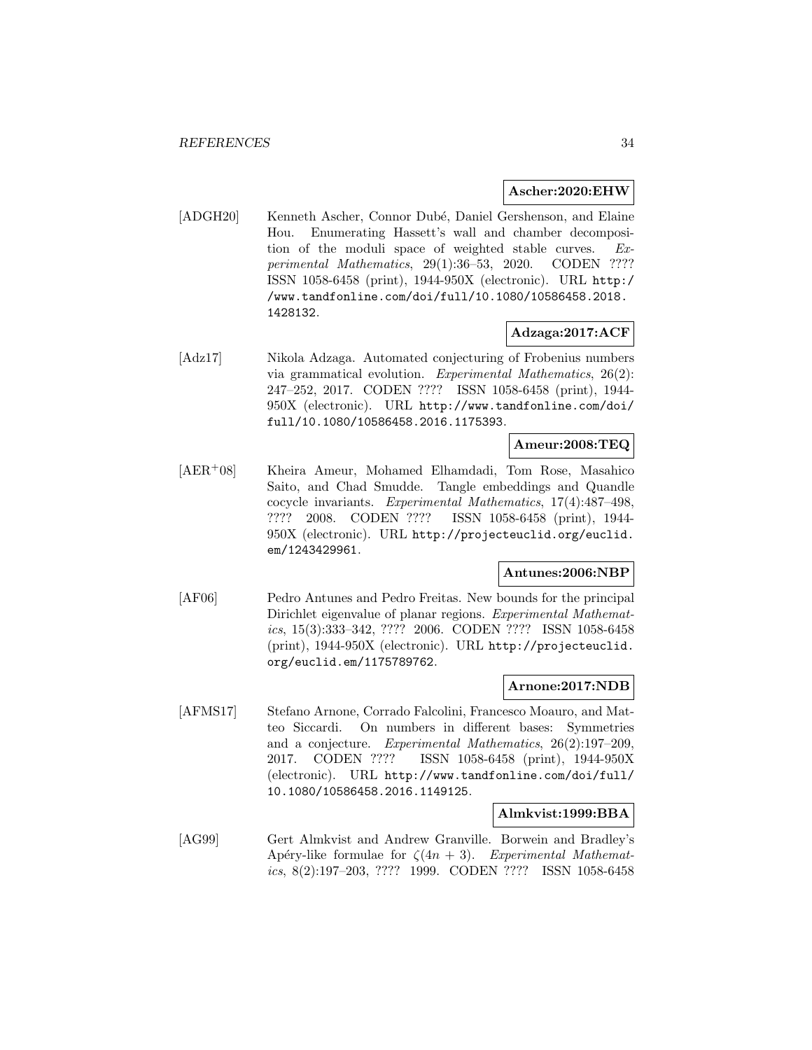**Ascher:2020:EHW**

[ADGH20] Kenneth Ascher, Connor Dubé, Daniel Gershenson, and Elaine Hou. Enumerating Hassett's wall and chamber decomposition of the moduli space of weighted stable curves. *Experimental Mathematics*, 29(1):36–53, 2020. CODEN ???? ISSN 1058-6458 (print), 1944-950X (electronic). URL http://www.tandfonline.com/doi/full/10.1080/10586458.2018.1428132.

**Adzaga:2017:ACF**

[Adz17] Nikola Adzaga. Automated conjecturing of Frobenius numbers via grammatical evolution. *Experimental Mathematics*, 26(2): 247–252, 2017. CODEN ???? ISSN 1058-6458 (print), 1944-950X (electronic). URL http://www.tandfonline.com/doi/full/10.1080/10586458.2016.1175393.

**Ameur:2008:TEQ**

[AER+08] Kheira Ameur, Mohamed Elhamdadi, Tom Rose, Masahico Saito, and Chad Smudde. Tangle embeddings and Quandle cocycle invariants. *Experimental Mathematics*, 17(4):487–498, ???? 2008. CODEN ???? ISSN 1058-6458 (print), 1944-950X (electronic). URL http://projecteuclid.org/euclid.em/1243429961.

**Antunes:2006:NBP**

[AF06] Pedro Antunes and Pedro Freitas. New bounds for the principal Dirichlet eigenvalue of planar regions. *Experimental Mathematics*, 15(3):333–342, ???? 2006. CODEN ???? ISSN 1058-6458 (print), 1944-950X (electronic). URL http://projecteuclid.org/euclid.em/1175789762.

**Arnone:2017:NDB**

[AFMS17] Stefano Arnone, Corrado Falcolini, Francesco Moauro, and Matteo Siccardi. On numbers in different bases: Symmetries and a conjecture. *Experimental Mathematics*, 26(2):197–209, 2017. CODEN ???? ISSN 1058-6458 (print), 1944-950X (electronic). URL http://www.tandfonline.com/doi/full/10.1080/10586458.2016.1149125.

**Almkvist:1999:BBA**

[AG99] Gert Almkvist and Andrew Granville. Borwein and Bradley's Apéry-like formulae for $\zeta(4n + 3)$. *Experimental Mathematics*, 8(2):197–203, ???? 1999. CODEN ???? ISSN 1058-6458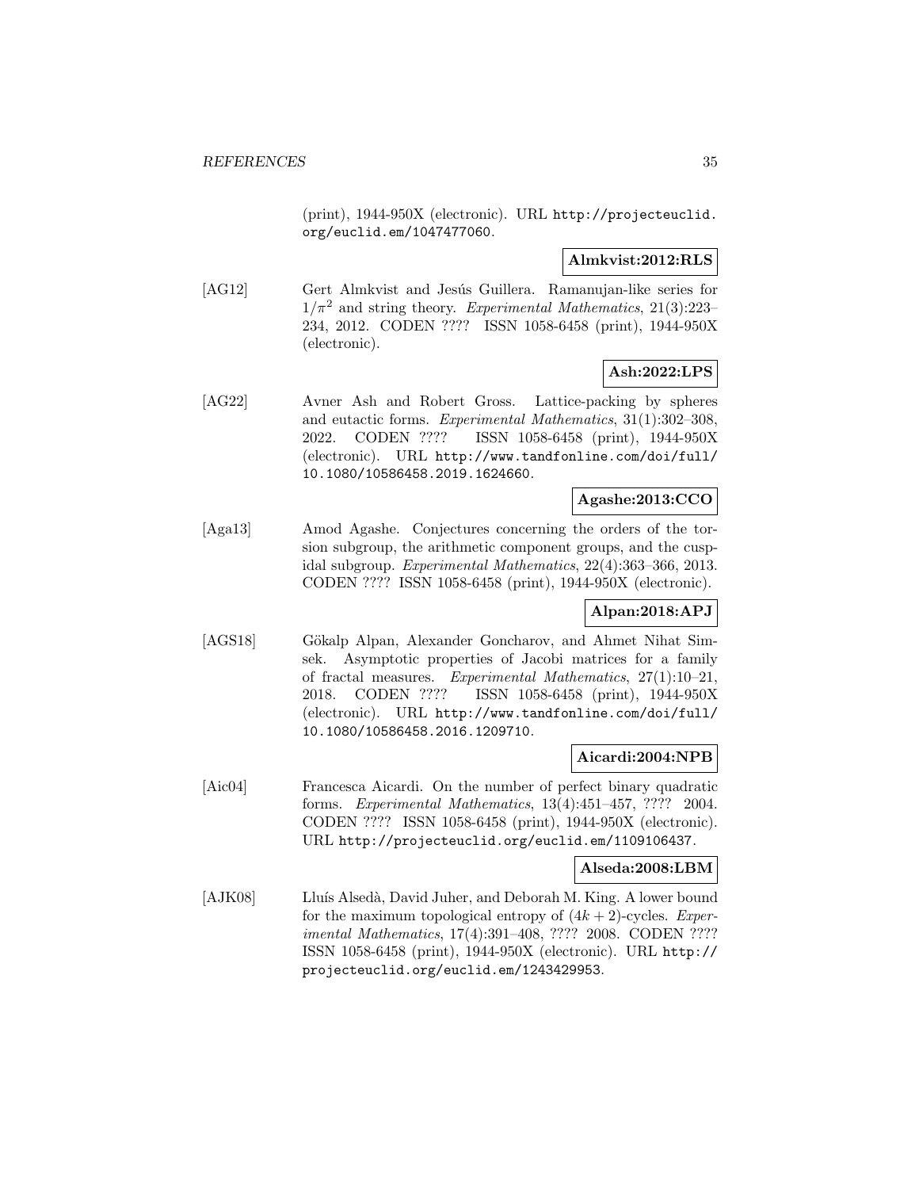(print), 1944-950X (electronic). URL http://projecteuclid.org/euclid.em/1047477060.

**Almkvist:2012:RLS**

[AG12] Gert Almkvist and Jesús Guillera. Ramanujan-like series for $1/\pi^2$ and string theory. *Experimental Mathematics*, 21(3):223–234, 2012. CODEN ???? ISSN 1058-6458 (print), 1944-950X (electronic).

**Ash:2022:LPS**

[AG22] Avner Ash and Robert Gross. Lattice-packing by spheres and eutactic forms. *Experimental Mathematics*, 31(1):302–308, 2022. CODEN ???? ISSN 1058-6458 (print), 1944-950X (electronic). URL http://www.tandfonline.com/doi/full/10.1080/10586458.2019.1624660.

**Agashe:2013:CCO**

[Aga13] Amod Agashe. Conjectures concerning the orders of the torsion subgroup, the arithmetic component groups, and the cuspidal subgroup. *Experimental Mathematics*, 22(4):363–366, 2013. CODEN ???? ISSN 1058-6458 (print), 1944-950X (electronic).

**Alpan:2018:APJ**

[AGS18] Gökalp Alpan, Alexander Goncharov, and Ahmet Nihat Simsek. Asymptotic properties of Jacobi matrices for a family of fractal measures. *Experimental Mathematics*, 27(1):10–21, 2018. CODEN ???? ISSN 1058-6458 (print), 1944-950X (electronic). URL http://www.tandfonline.com/doi/full/10.1080/10586458.2016.1209710.

**Aicardi:2004:NPB**

[Aic04] Francesca Aicardi. On the number of perfect binary quadratic forms. *Experimental Mathematics*, 13(4):451–457, ???? 2004. CODEN ???? ISSN 1058-6458 (print), 1944-950X (electronic). URL http://projecteuclid.org/euclid.em/1109106437.

**Alseda:2008:LBM**

[AJK08] Lluís Alsedà, David Juher, and Deborah M. King. A lower bound for the maximum topological entropy of $(4k+2)$-cycles. *Experimental Mathematics*, 17(4):391–408, ???? 2008. CODEN ???? ISSN 1058-6458 (print), 1944-950X (electronic). URL http://projecteuclid.org/euclid.em/1243429953.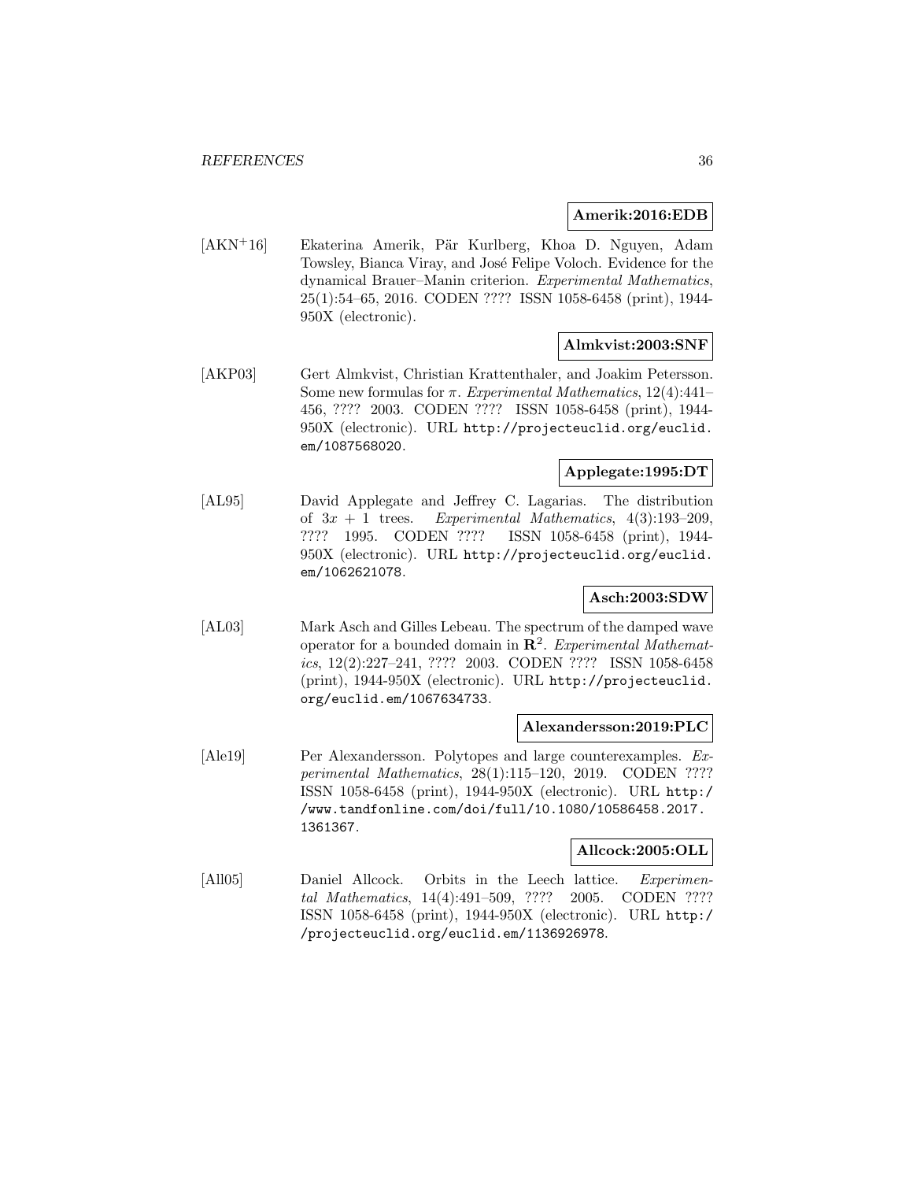**Amerik:2016:EDB**

[AKN+16] Ekaterina Amerik, Pär Kurlberg, Khoa D. Nguyen, Adam Towsley, Bianca Viray, and José Felipe Voloch. Evidence for the dynamical Brauer–Manin criterion. *Experimental Mathematics*, 25(1):54–65, 2016. CODEN ???? ISSN 1058-6458 (print), 1944-950X (electronic).

**Almkvist:2003:SNF**

[AKP03] Gert Almkvist, Christian Krattenthaler, and Joakim Petersson. Some new formulas for $\pi$. *Experimental Mathematics*, 12(4):441–456, ???? 2003. CODEN ???? ISSN 1058-6458 (print), 1944-950X (electronic). URL http://projecteuclid.org/euclid.em/1087568020.

**Applegate:1995:DT**

[AL95] David Applegate and Jeffrey C. Lagarias. The distribution of $3x + 1$ trees. *Experimental Mathematics*, 4(3):193–209, ???? 1995. CODEN ???? ISSN 1058-6458 (print), 1944-950X (electronic). URL http://projecteuclid.org/euclid.em/1062621078.

**Asch:2003:SDW**

[AL03] Mark Asch and Gilles Lebeau. The spectrum of the damped wave operator for a bounded domain in $\mathbf{R}^2$. *Experimental Mathematics*, 12(2):227–241, ???? 2003. CODEN ???? ISSN 1058-6458 (print), 1944-950X (electronic). URL http://projecteuclid.org/euclid.em/1067634733.

**Alexandersson:2019:PLC**

[Ale19] Per Alexandersson. Polytopes and large counterexamples. *Experimental Mathematics*, 28(1):115–120, 2019. CODEN ???? ISSN 1058-6458 (print), 1944-950X (electronic). URL http://www.tandfonline.com/doi/full/10.1080/10586458.2017.1361367.

**Allcock:2005:OLL**

[All05] Daniel Allcock. Orbits in the Leech lattice. *Experimental Mathematics*, 14(4):491–509, ???? 2005. CODEN ???? ISSN 1058-6458 (print), 1944-950X (electronic). URL http://projecteuclid.org/euclid.em/1136926978.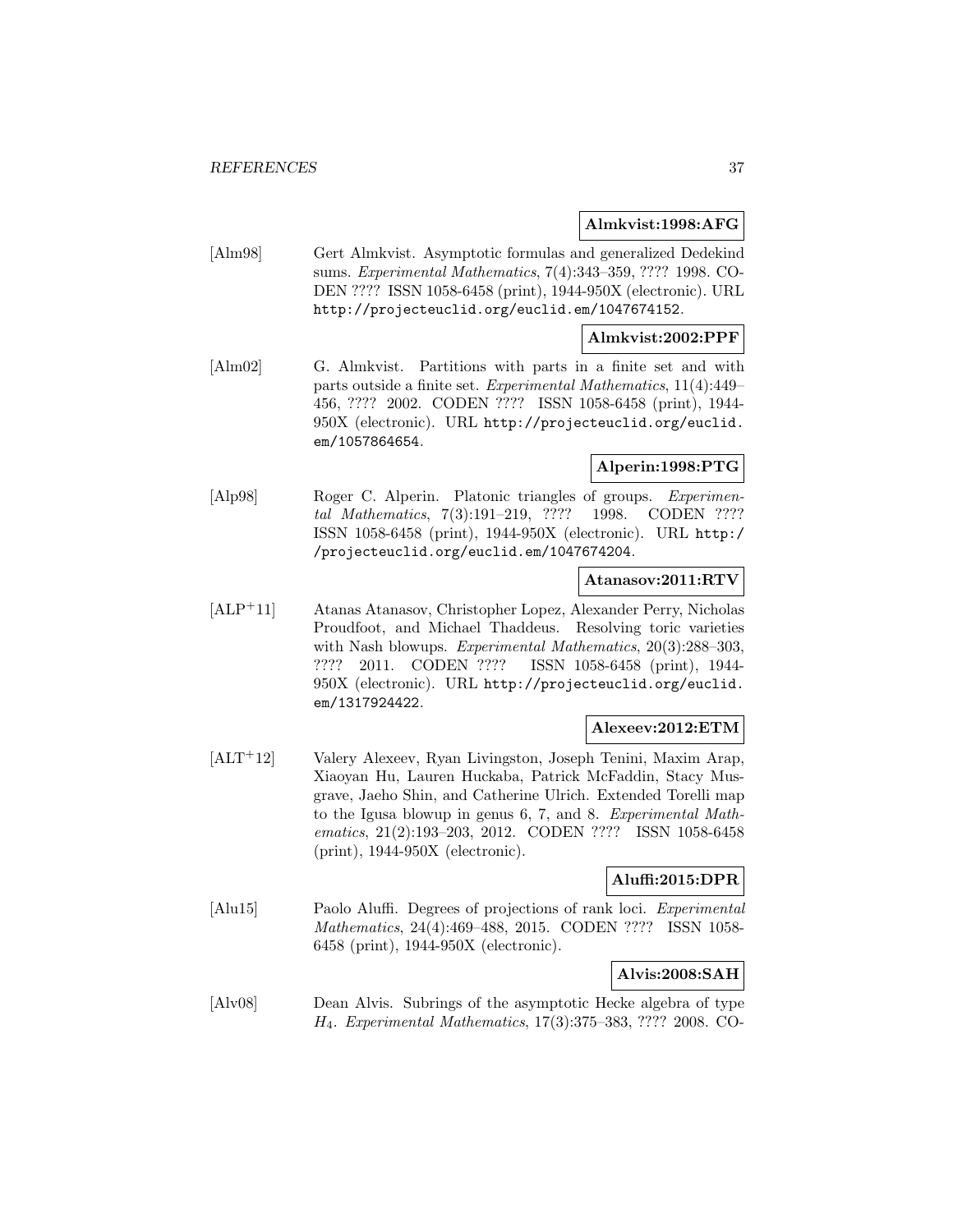**Almkvist:1998:AFG**

[Alm98] Gert Almkvist. Asymptotic formulas and generalized Dedekind sums. *Experimental Mathematics*, 7(4):343–359, ???? 1998. CODEN ???? ISSN 1058-6458 (print), 1944-950X (electronic). URL http://projecteuclid.org/euclid.em/1047674152.

**Almkvist:2002:PPF**

[Alm02] G. Almkvist. Partitions with parts in a finite set and with parts outside a finite set. *Experimental Mathematics*, 11(4):449–456, ???? 2002. CODEN ???? ISSN 1058-6458 (print), 1944-950X (electronic). URL http://projecteuclid.org/euclid.em/1057864654.

**Alperin:1998:PTG**

[Alp98] Roger C. Alperin. Platonic triangles of groups. *Experimental Mathematics*, 7(3):191–219, ???? 1998. CODEN ???? ISSN 1058-6458 (print), 1944-950X (electronic). URL http://projecteuclid.org/euclid.em/1047674204.

**Atanasov:2011:RTV**

[ALP+11] Atanas Atanasov, Christopher Lopez, Alexander Perry, Nicholas Proudfoot, and Michael Thaddeus. Resolving toric varieties with Nash blowups. *Experimental Mathematics*, 20(3):288–303, ???? 2011. CODEN ???? ISSN 1058-6458 (print), 1944-950X (electronic). URL http://projecteuclid.org/euclid.em/1317924422.

**Alexeev:2012:ETM**

[ALT+12] Valery Alexeev, Ryan Livingston, Joseph Tenini, Maxim Arap, Xiaoyan Hu, Lauren Huckaba, Patrick McFaddin, Stacy Musgrave, Jaeho Shin, and Catherine Ulrich. Extended Torelli map to the Igusa blowup in genus 6, 7, and 8. *Experimental Mathematics*, 21(2):193–203, 2012. CODEN ???? ISSN 1058-6458 (print), 1944-950X (electronic).

**Aluffi:2015:DPR**

[Alu15] Paolo Aluffi. Degrees of projections of rank loci. *Experimental Mathematics*, 24(4):469–488, 2015. CODEN ???? ISSN 1058-6458 (print), 1944-950X (electronic).

**Alvis:2008:SAH**

[Alv08] Dean Alvis. Subrings of the asymptotic Hecke algebra of type $H_4$. *Experimental Mathematics*, 17(3):375–383, ???? 2008. CO-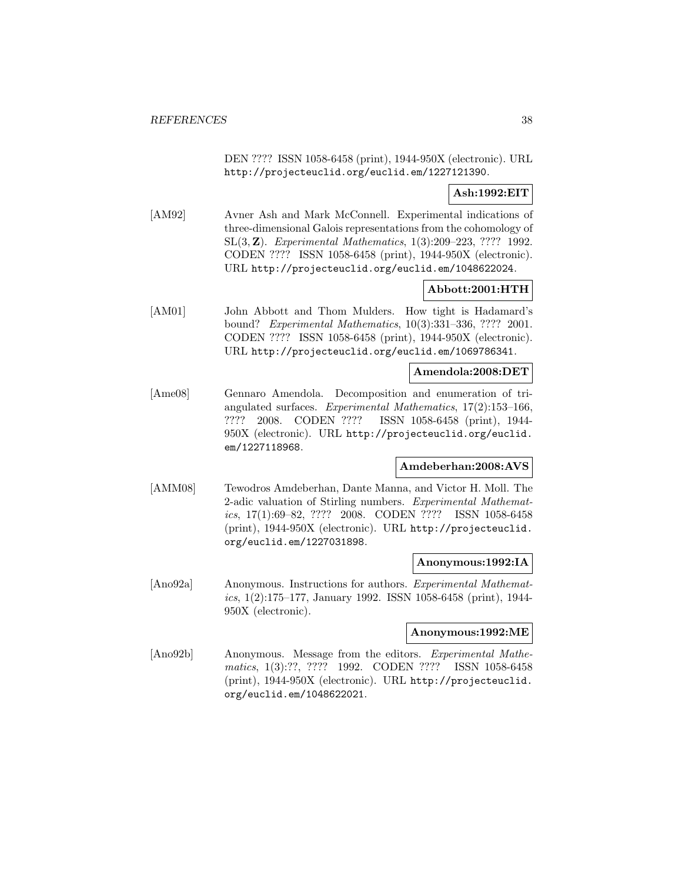DEN ???? ISSN 1058-6458 (print), 1944-950X (electronic). URL http://projecteuclid.org/euclid.em/1227121390.

**Ash:1992:EIT**

[AM92] Avner Ash and Mark McConnell. Experimental indications of three-dimensional Galois representations from the cohomology of $SL(3, \mathbf{Z})$. *Experimental Mathematics*, 1(3):209–223, ???? 1992. CODEN ???? ISSN 1058-6458 (print), 1944-950X (electronic). URL http://projecteuclid.org/euclid.em/1048622024.

**Abbott:2001:HTH**

[AM01] John Abbott and Thom Mulders. How tight is Hadamard's bound? *Experimental Mathematics*, 10(3):331–336, ???? 2001. CODEN ???? ISSN 1058-6458 (print), 1944-950X (electronic). URL http://projecteuclid.org/euclid.em/1069786341.

**Amendola:2008:DET**

[Ame08] Gennaro Amendola. Decomposition and enumeration of triangulated surfaces. *Experimental Mathematics*, 17(2):153–166, ???? 2008. CODEN ???? ISSN 1058-6458 (print), 1944-950X (electronic). URL http://projecteuclid.org/euclid.em/1227118968.

**Amdeberhan:2008:AVS**

[AMM08] Tewodros Amdeberhan, Dante Manna, and Victor H. Moll. The 2-adic valuation of Stirling numbers. *Experimental Mathematics*, 17(1):69–82, ???? 2008. CODEN ???? ISSN 1058-6458 (print), 1944-950X (electronic). URL http://projecteuclid.org/euclid.em/1227031898.

**Anonymous:1992:IA**

[Ano92a] Anonymous. Instructions for authors. *Experimental Mathematics*, 1(2):175–177, January 1992. ISSN 1058-6458 (print), 1944-950X (electronic).

**Anonymous:1992:ME**

[Ano92b] Anonymous. Message from the editors. *Experimental Mathematics*, 1(3):??, ???? 1992. CODEN ???? ISSN 1058-6458 (print), 1944-950X (electronic). URL http://projecteuclid.org/euclid.em/1048622021.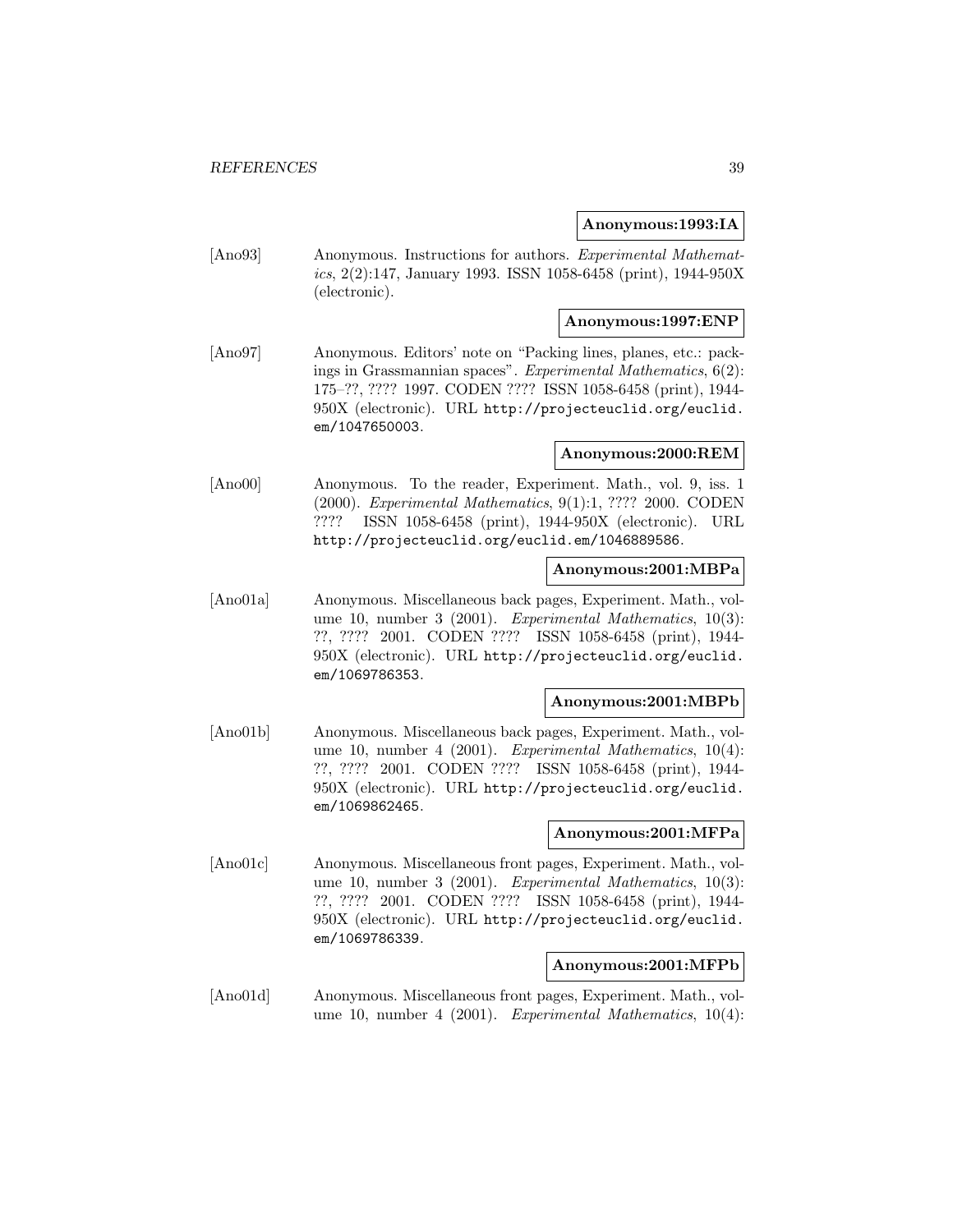**Anonymous:1993:IA**

[Ano93] Anonymous. Instructions for authors. *Experimental Mathematics*, 2(2):147, January 1993. ISSN 1058-6458 (print), 1944-950X (electronic).

**Anonymous:1997:ENP**

[Ano97] Anonymous. Editors' note on "Packing lines, planes, etc.: packings in Grassmannian spaces". *Experimental Mathematics*, 6(2): 175–??, ???? 1997. CODEN ???? ISSN 1058-6458 (print), 1944-950X (electronic). URL http://projecteuclid.org/euclid.em/1047650003.

**Anonymous:2000:REM**

[Ano00] Anonymous. To the reader, Experiment. Math., vol. 9, iss. 1 (2000). *Experimental Mathematics*, 9(1):1, ???? 2000. CODEN ???? ISSN 1058-6458 (print), 1944-950X (electronic). URL http://projecteuclid.org/euclid.em/1046889586.

**Anonymous:2001:MBPa**

[Ano01a] Anonymous. Miscellaneous back pages, Experiment. Math., volume 10, number 3 (2001). *Experimental Mathematics*, 10(3): ??, ???? 2001. CODEN ???? ISSN 1058-6458 (print), 1944-950X (electronic). URL http://projecteuclid.org/euclid.em/1069786353.

**Anonymous:2001:MBPb**

[Ano01b] Anonymous. Miscellaneous back pages, Experiment. Math., volume 10, number 4 (2001). *Experimental Mathematics*, 10(4): ??, ???? 2001. CODEN ???? ISSN 1058-6458 (print), 1944-950X (electronic). URL http://projecteuclid.org/euclid.em/1069862465.

**Anonymous:2001:MFPa**

[Ano01c] Anonymous. Miscellaneous front pages, Experiment. Math., volume 10, number 3 (2001). *Experimental Mathematics*, 10(3): ??, ???? 2001. CODEN ???? ISSN 1058-6458 (print), 1944-950X (electronic). URL http://projecteuclid.org/euclid.em/1069786339.

**Anonymous:2001:MFPb**

[Ano01d] Anonymous. Miscellaneous front pages, Experiment. Math., volume 10, number 4 (2001). *Experimental Mathematics*, 10(4):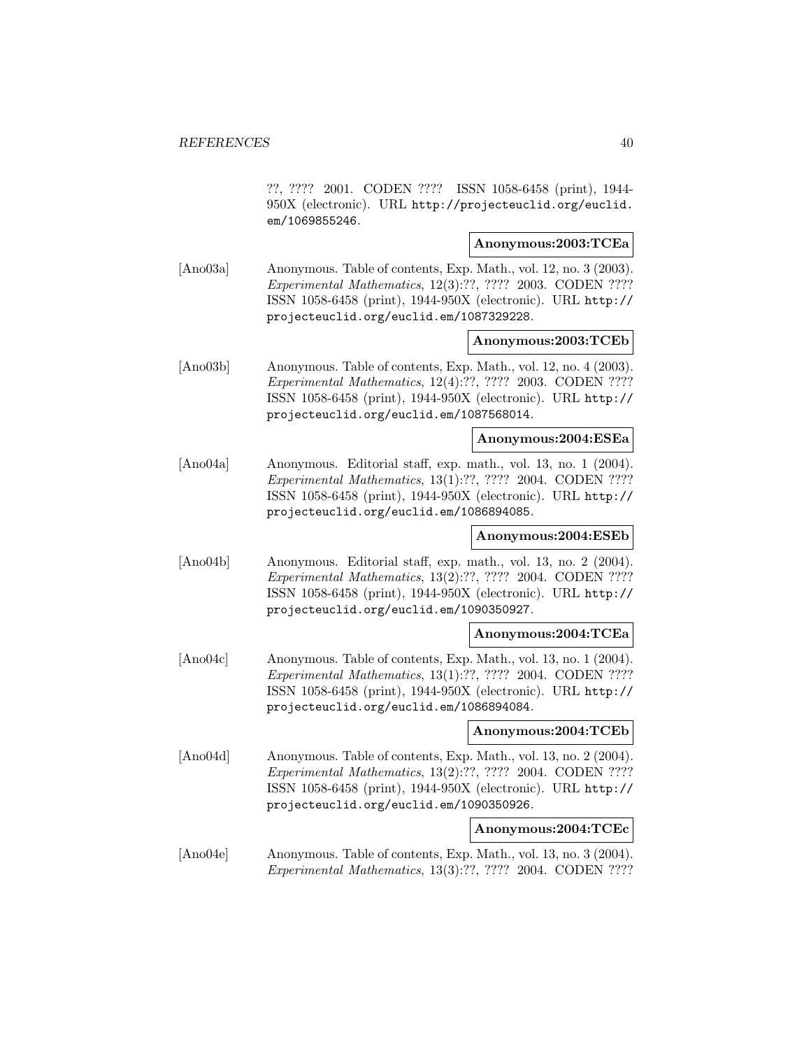??, ???? 2001. CODEN ???? ISSN 1058-6458 (print), 1944-950X (electronic). URL http://projecteuclid.org/euclid.em/1069855246.

**Anonymous:2003:TCEa**

[Ano03a] Anonymous. Table of contents, Exp. Math., vol. 12, no. 3 (2003). *Experimental Mathematics*, 12(3):??, ???? 2003. CODEN ???? ISSN 1058-6458 (print), 1944-950X (electronic). URL http://projecteuclid.org/euclid.em/1087329228.

**Anonymous:2003:TCEb**

[Ano03b] Anonymous. Table of contents, Exp. Math., vol. 12, no. 4 (2003). *Experimental Mathematics*, 12(4):??, ???? 2003. CODEN ???? ISSN 1058-6458 (print), 1944-950X (electronic). URL http://projecteuclid.org/euclid.em/1087568014.

**Anonymous:2004:ESEa**

[Ano04a] Anonymous. Editorial staff, exp. math., vol. 13, no. 1 (2004). *Experimental Mathematics*, 13(1):??, ???? 2004. CODEN ???? ISSN 1058-6458 (print), 1944-950X (electronic). URL http://projecteuclid.org/euclid.em/1086894085.

**Anonymous:2004:ESEb**

[Ano04b] Anonymous. Editorial staff, exp. math., vol. 13, no. 2 (2004). *Experimental Mathematics*, 13(2):??, ???? 2004. CODEN ???? ISSN 1058-6458 (print), 1944-950X (electronic). URL http://projecteuclid.org/euclid.em/1090350927.

**Anonymous:2004:TCEa**

[Ano04c] Anonymous. Table of contents, Exp. Math., vol. 13, no. 1 (2004). *Experimental Mathematics*, 13(1):??, ???? 2004. CODEN ???? ISSN 1058-6458 (print), 1944-950X (electronic). URL http://projecteuclid.org/euclid.em/1086894084.

**Anonymous:2004:TCEb**

[Ano04d] Anonymous. Table of contents, Exp. Math., vol. 13, no. 2 (2004). *Experimental Mathematics*, 13(2):??, ???? 2004. CODEN ???? ISSN 1058-6458 (print), 1944-950X (electronic). URL http://projecteuclid.org/euclid.em/1090350926.

**Anonymous:2004:TCEc**

[Ano04e] Anonymous. Table of contents, Exp. Math., vol. 13, no. 3 (2004). *Experimental Mathematics*, 13(3):??, ???? 2004. CODEN ????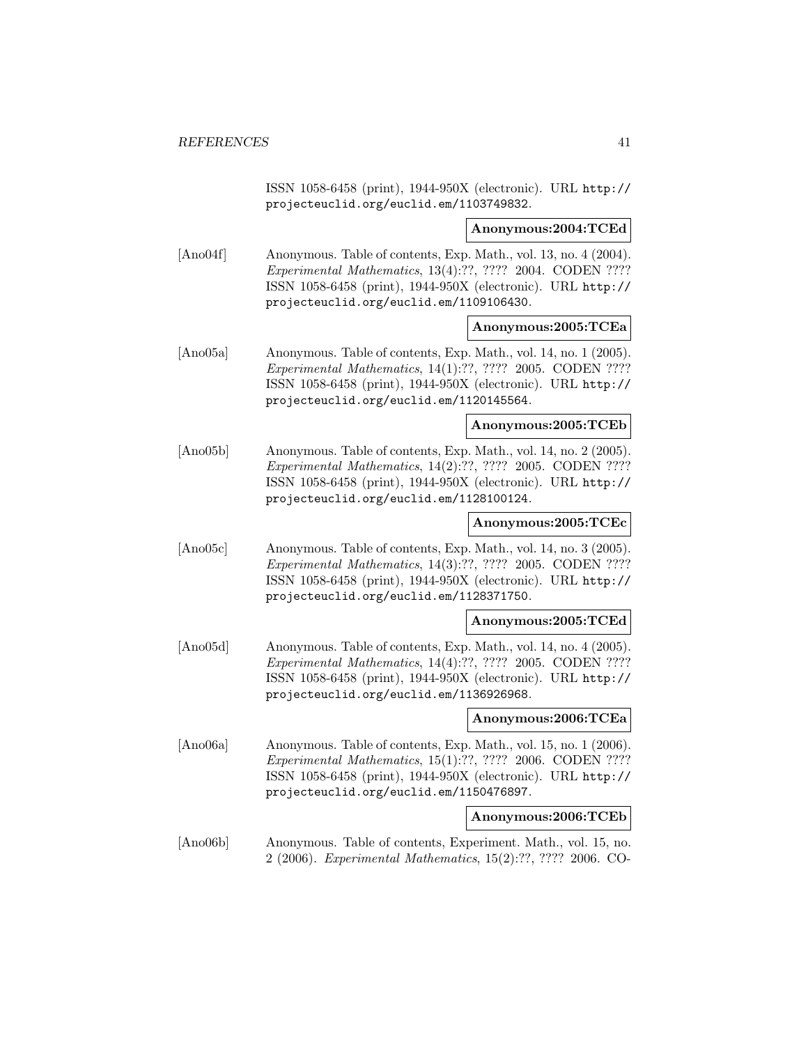ISSN 1058-6458 (print), 1944-950X (electronic). URL http://projecteuclid.org/euclid.em/1103749832.

**Anonymous:2004:TCEd**

[Ano04f] Anonymous. Table of contents, Exp. Math., vol. 13, no. 4 (2004). *Experimental Mathematics*, 13(4):??, ???? 2004. CODEN ???? ISSN 1058-6458 (print), 1944-950X (electronic). URL http://projecteuclid.org/euclid.em/1109106430.

**Anonymous:2005:TCEa**

[Ano05a] Anonymous. Table of contents, Exp. Math., vol. 14, no. 1 (2005). *Experimental Mathematics*, 14(1):??, ???? 2005. CODEN ???? ISSN 1058-6458 (print), 1944-950X (electronic). URL http://projecteuclid.org/euclid.em/1120145564.

**Anonymous:2005:TCEb**

[Ano05b] Anonymous. Table of contents, Exp. Math., vol. 14, no. 2 (2005). *Experimental Mathematics*, 14(2):??, ???? 2005. CODEN ???? ISSN 1058-6458 (print), 1944-950X (electronic). URL http://projecteuclid.org/euclid.em/1128100124.

**Anonymous:2005:TCEc**

[Ano05c] Anonymous. Table of contents, Exp. Math., vol. 14, no. 3 (2005). *Experimental Mathematics*, 14(3):??, ???? 2005. CODEN ???? ISSN 1058-6458 (print), 1944-950X (electronic). URL http://projecteuclid.org/euclid.em/1128371750.

**Anonymous:2005:TCEd**

[Ano05d] Anonymous. Table of contents, Exp. Math., vol. 14, no. 4 (2005). *Experimental Mathematics*, 14(4):??, ???? 2005. CODEN ???? ISSN 1058-6458 (print), 1944-950X (electronic). URL http://projecteuclid.org/euclid.em/1136926968.

**Anonymous:2006:TCEa**

[Ano06a] Anonymous. Table of contents, Exp. Math., vol. 15, no. 1 (2006). *Experimental Mathematics*, 15(1):??, ???? 2006. CODEN ???? ISSN 1058-6458 (print), 1944-950X (electronic). URL http://projecteuclid.org/euclid.em/1150476897.

**Anonymous:2006:TCEb**

[Ano06b] Anonymous. Table of contents, Experiment. Math., vol. 15, no. 2 (2006). *Experimental Mathematics*, 15(2):??, ???? 2006. CO-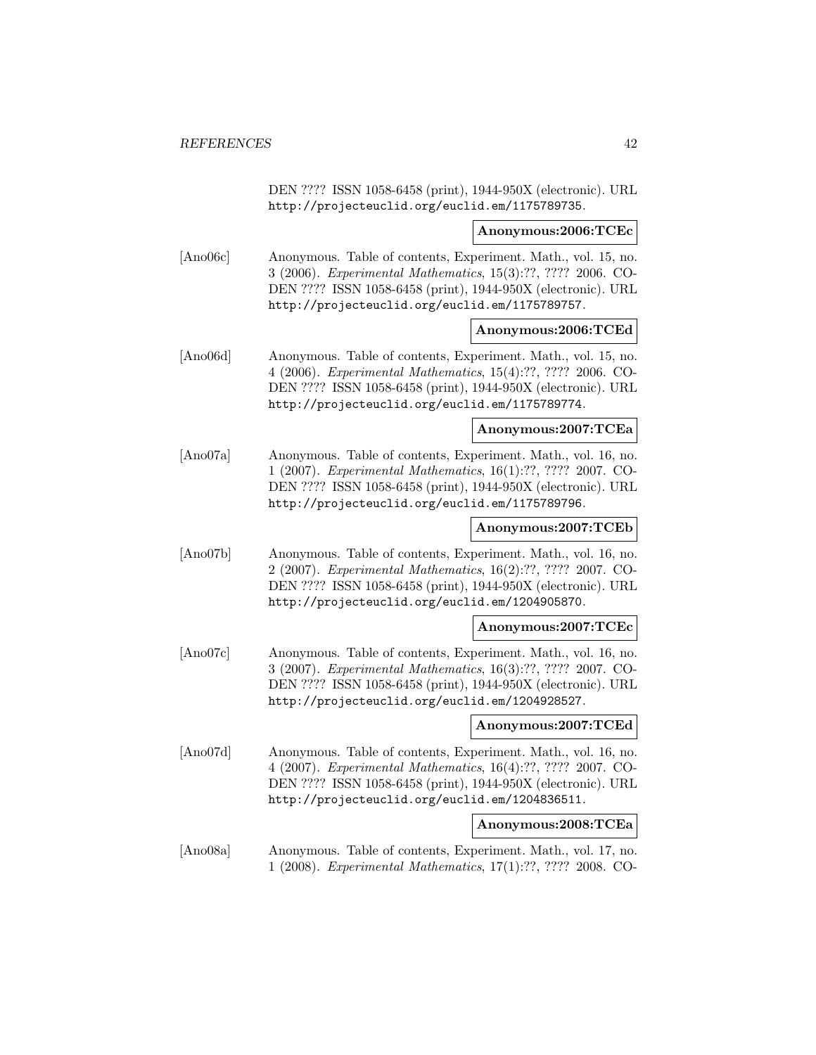DEN ???? ISSN 1058-6458 (print), 1944-950X (electronic). URL http://projecteuclid.org/euclid.em/1175789735.

**Anonymous:2006:TCEc**

[Ano06c] Anonymous. Table of contents, Experiment. Math., vol. 15, no. 3 (2006). *Experimental Mathematics*, 15(3):??, ???? 2006. CODEN ???? ISSN 1058-6458 (print), 1944-950X (electronic). URL http://projecteuclid.org/euclid.em/1175789757.

**Anonymous:2006:TCEd**

[Ano06d] Anonymous. Table of contents, Experiment. Math., vol. 15, no. 4 (2006). *Experimental Mathematics*, 15(4):??, ???? 2006. CODEN ???? ISSN 1058-6458 (print), 1944-950X (electronic). URL http://projecteuclid.org/euclid.em/1175789774.

**Anonymous:2007:TCEa**

[Ano07a] Anonymous. Table of contents, Experiment. Math., vol. 16, no. 1 (2007). *Experimental Mathematics*, 16(1):??, ???? 2007. CODEN ???? ISSN 1058-6458 (print), 1944-950X (electronic). URL http://projecteuclid.org/euclid.em/1175789796.

**Anonymous:2007:TCEb**

[Ano07b] Anonymous. Table of contents, Experiment. Math., vol. 16, no. 2 (2007). *Experimental Mathematics*, 16(2):??, ???? 2007. CODEN ???? ISSN 1058-6458 (print), 1944-950X (electronic). URL http://projecteuclid.org/euclid.em/1204905870.

**Anonymous:2007:TCEc**

[Ano07c] Anonymous. Table of contents, Experiment. Math., vol. 16, no. 3 (2007). *Experimental Mathematics*, 16(3):??, ???? 2007. CODEN ???? ISSN 1058-6458 (print), 1944-950X (electronic). URL http://projecteuclid.org/euclid.em/1204928527.

**Anonymous:2007:TCEd**

[Ano07d] Anonymous. Table of contents, Experiment. Math., vol. 16, no. 4 (2007). *Experimental Mathematics*, 16(4):??, ???? 2007. CODEN ???? ISSN 1058-6458 (print), 1944-950X (electronic). URL http://projecteuclid.org/euclid.em/1204836511.

**Anonymous:2008:TCEa**

[Ano08a] Anonymous. Table of contents, Experiment. Math., vol. 17, no. 1 (2008). *Experimental Mathematics*, 17(1):??, ???? 2008. CO-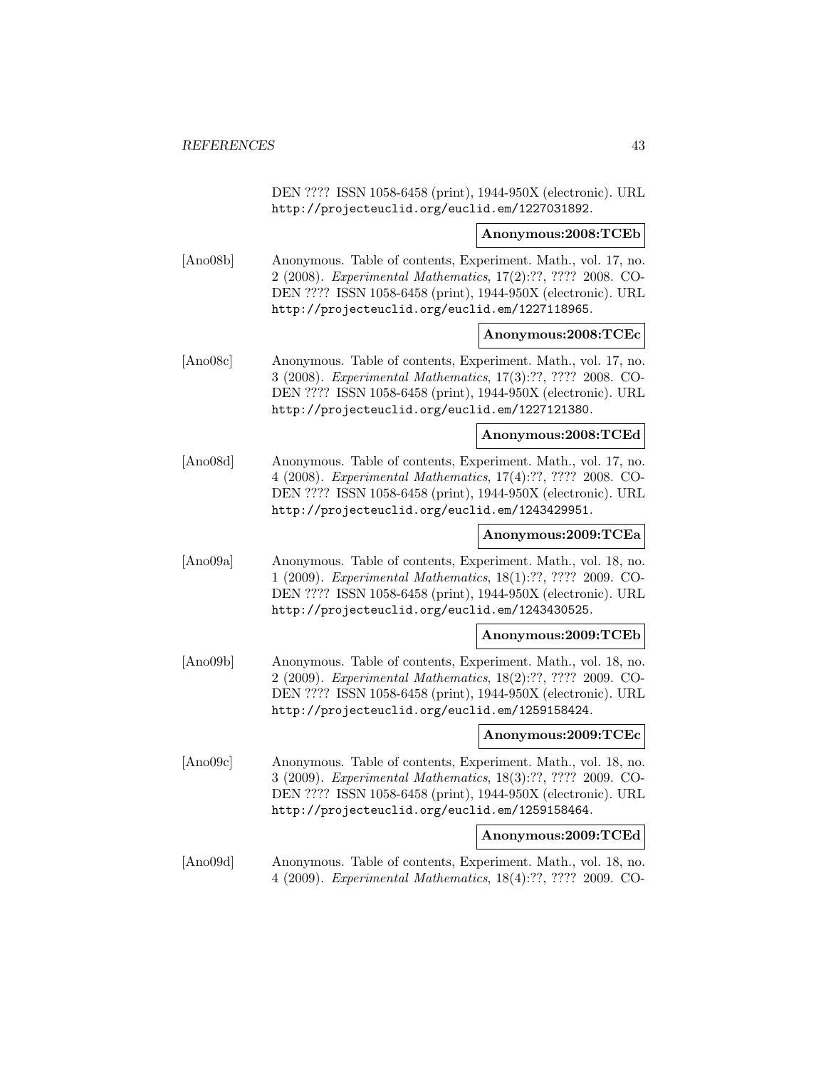DEN ???? ISSN 1058-6458 (print), 1944-950X (electronic). URL http://projecteuclid.org/euclid.em/1227031892.

**Anonymous:2008:TCEb**

[Ano08b] Anonymous. Table of contents, Experiment. Math., vol. 17, no. 2 (2008). *Experimental Mathematics*, 17(2):??, ???? 2008. CODEN ???? ISSN 1058-6458 (print), 1944-950X (electronic). URL http://projecteuclid.org/euclid.em/1227118965.

**Anonymous:2008:TCEc**

[Ano08c] Anonymous. Table of contents, Experiment. Math., vol. 17, no. 3 (2008). *Experimental Mathematics*, 17(3):??, ???? 2008. CODEN ???? ISSN 1058-6458 (print), 1944-950X (electronic). URL http://projecteuclid.org/euclid.em/1227121380.

**Anonymous:2008:TCEd**

[Ano08d] Anonymous. Table of contents, Experiment. Math., vol. 17, no. 4 (2008). *Experimental Mathematics*, 17(4):??, ???? 2008. CODEN ???? ISSN 1058-6458 (print), 1944-950X (electronic). URL http://projecteuclid.org/euclid.em/1243429951.

**Anonymous:2009:TCEa**

[Ano09a] Anonymous. Table of contents, Experiment. Math., vol. 18, no. 1 (2009). *Experimental Mathematics*, 18(1):??, ???? 2009. CODEN ???? ISSN 1058-6458 (print), 1944-950X (electronic). URL http://projecteuclid.org/euclid.em/1243430525.

**Anonymous:2009:TCEb**

[Ano09b] Anonymous. Table of contents, Experiment. Math., vol. 18, no. 2 (2009). *Experimental Mathematics*, 18(2):??, ???? 2009. CODEN ???? ISSN 1058-6458 (print), 1944-950X (electronic). URL http://projecteuclid.org/euclid.em/1259158424.

**Anonymous:2009:TCEc**

[Ano09c] Anonymous. Table of contents, Experiment. Math., vol. 18, no. 3 (2009). *Experimental Mathematics*, 18(3):??, ???? 2009. CODEN ???? ISSN 1058-6458 (print), 1944-950X (electronic). URL http://projecteuclid.org/euclid.em/1259158464.

**Anonymous:2009:TCEd**

[Ano09d] Anonymous. Table of contents, Experiment. Math., vol. 18, no. 4 (2009). *Experimental Mathematics*, 18(4):??, ???? 2009. CO-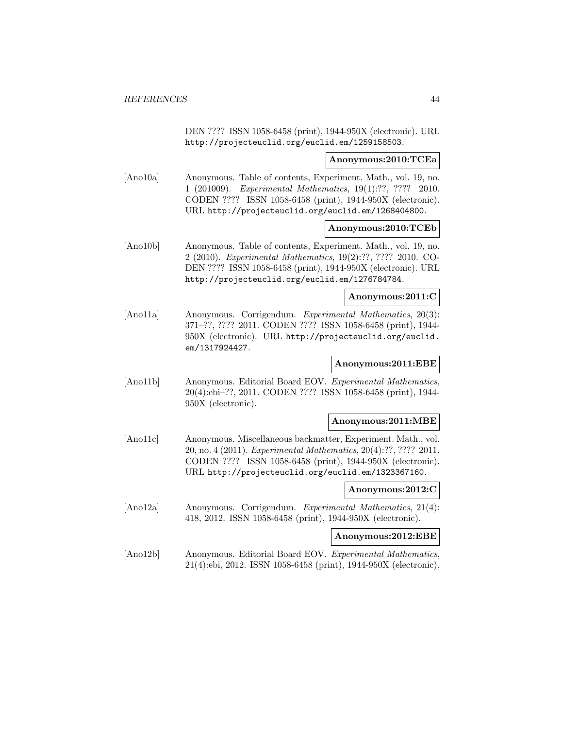DEN ???? ISSN 1058-6458 (print), 1944-950X (electronic). URL http://projecteuclid.org/euclid.em/1259158503.

**Anonymous:2010:TCEa**

[Ano10a] Anonymous. Table of contents, Experiment. Math., vol. 19, no. 1 (201009). *Experimental Mathematics*, 19(1):??, ???? 2010. CODEN ???? ISSN 1058-6458 (print), 1944-950X (electronic). URL http://projecteuclid.org/euclid.em/1268404800.

**Anonymous:2010:TCEb**

[Ano10b] Anonymous. Table of contents, Experiment. Math., vol. 19, no. 2 (2010). *Experimental Mathematics*, 19(2):??, ???? 2010. CODEN ???? ISSN 1058-6458 (print), 1944-950X (electronic). URL http://projecteuclid.org/euclid.em/1276784784.

**Anonymous:2011:C**

[Ano11a] Anonymous. Corrigendum. *Experimental Mathematics*, 20(3): 371–??, ???? 2011. CODEN ???? ISSN 1058-6458 (print), 1944-950X (electronic). URL http://projecteuclid.org/euclid.em/1317924427.

**Anonymous:2011:EBE**

[Ano11b] Anonymous. Editorial Board EOV. *Experimental Mathematics*, 20(4):ebi–??, 2011. CODEN ???? ISSN 1058-6458 (print), 1944-950X (electronic).

**Anonymous:2011:MBE**

[Ano11c] Anonymous. Miscellaneous backmatter, Experiment. Math., vol. 20, no. 4 (2011). *Experimental Mathematics*, 20(4):??, ???? 2011. CODEN ???? ISSN 1058-6458 (print), 1944-950X (electronic). URL http://projecteuclid.org/euclid.em/1323367160.

**Anonymous:2012:C**

[Ano12a] Anonymous. Corrigendum. *Experimental Mathematics*, 21(4): 418, 2012. ISSN 1058-6458 (print), 1944-950X (electronic).

**Anonymous:2012:EBE**

[Ano12b] Anonymous. Editorial Board EOV. *Experimental Mathematics*, 21(4):ebi, 2012. ISSN 1058-6458 (print), 1944-950X (electronic).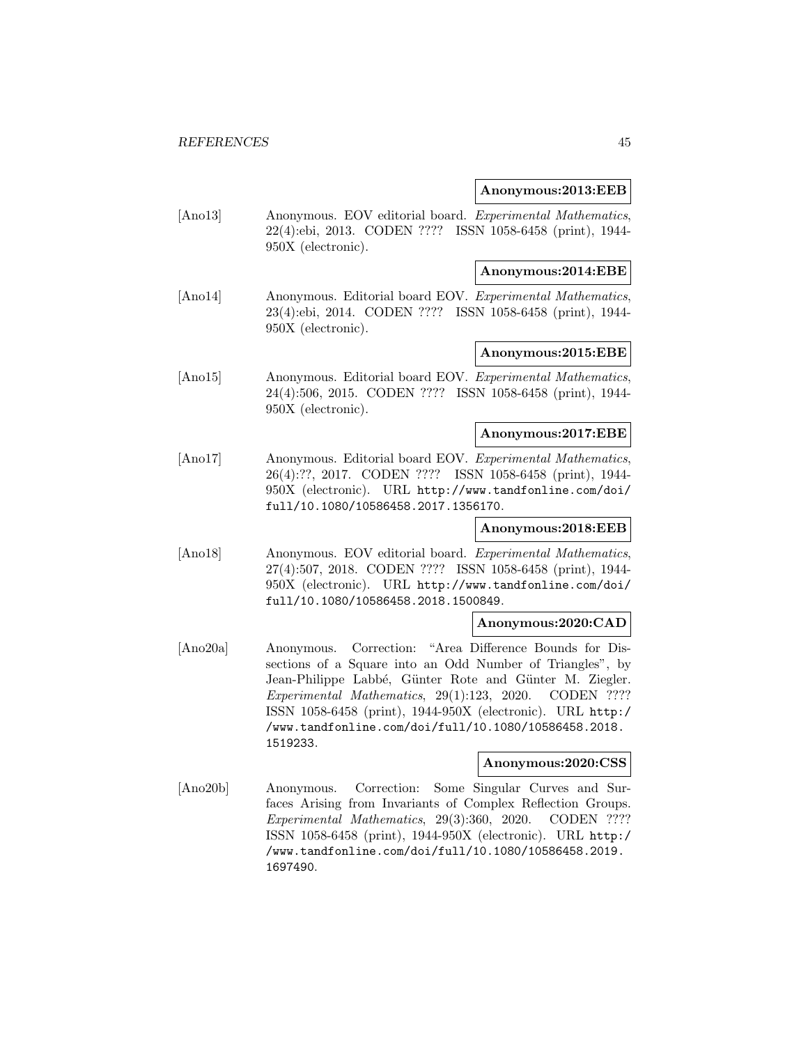**Anonymous:2013:EEB**

[Ano13] Anonymous. EOV editorial board. *Experimental Mathematics*, 22(4):ebi, 2013. CODEN ???? ISSN 1058-6458 (print), 1944-950X (electronic).

**Anonymous:2014:EBE**

[Ano14] Anonymous. Editorial board EOV. *Experimental Mathematics*, 23(4):ebi, 2014. CODEN ???? ISSN 1058-6458 (print), 1944-950X (electronic).

**Anonymous:2015:EBE**

[Ano15] Anonymous. Editorial board EOV. *Experimental Mathematics*, 24(4):506, 2015. CODEN ???? ISSN 1058-6458 (print), 1944-950X (electronic).

**Anonymous:2017:EBE**

[Ano17] Anonymous. Editorial board EOV. *Experimental Mathematics*, 26(4):??, 2017. CODEN ???? ISSN 1058-6458 (print), 1944-950X (electronic). URL `http://www.tandfonline.com/doi/full/10.1080/10586458.2017.1356170`.

**Anonymous:2018:EEB**

[Ano18] Anonymous. EOV editorial board. *Experimental Mathematics*, 27(4):507, 2018. CODEN ???? ISSN 1058-6458 (print), 1944-950X (electronic). URL `http://www.tandfonline.com/doi/full/10.1080/10586458.2018.1500849`.

**Anonymous:2020:CAD**

[Ano20a] Anonymous. Correction: "Area Difference Bounds for Dissections of a Square into an Odd Number of Triangles", by Jean-Philippe Labbé, Günter Rote and Günter M. Ziegler. *Experimental Mathematics*, 29(1):123, 2020. CODEN ???? ISSN 1058-6458 (print), 1944-950X (electronic). URL `http://www.tandfonline.com/doi/full/10.1080/10586458.2018.1519233`.

**Anonymous:2020:CSS**

[Ano20b] Anonymous. Correction: Some Singular Curves and Surfaces Arising from Invariants of Complex Reflection Groups. *Experimental Mathematics*, 29(3):360, 2020. CODEN ???? ISSN 1058-6458 (print), 1944-950X (electronic). URL `http://www.tandfonline.com/doi/full/10.1080/10586458.2019.1697490`.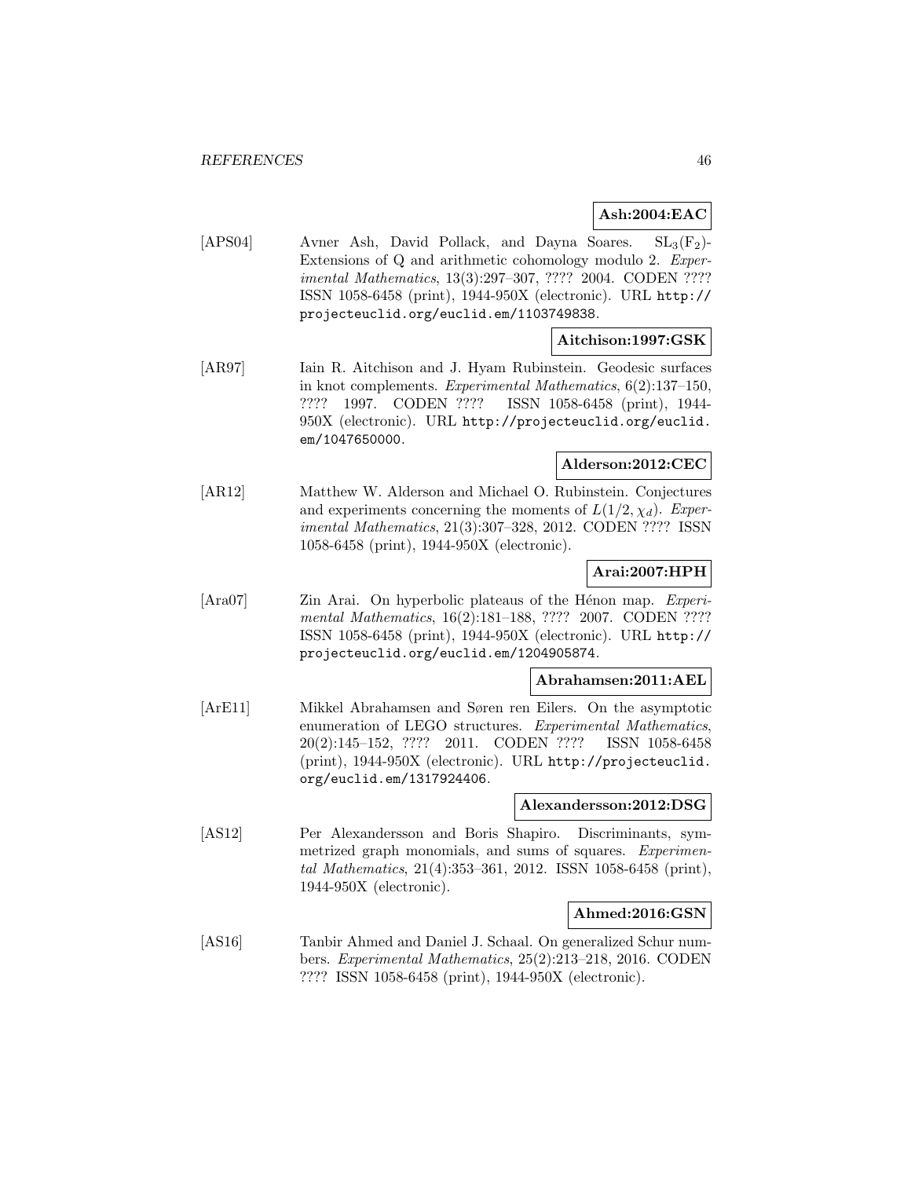**Ash:2004:EAC**

[APS04] Avner Ash, David Pollack, and Dayna Soares. $SL_3(F_2)$-Extensions of Q and arithmetic cohomology modulo 2. *Experimental Mathematics*, 13(3):297–307, ???? 2004. CODEN ???? ISSN 1058-6458 (print), 1944-950X (electronic). URL http://projecteuclid.org/euclid.em/1103749838.

**Aitchison:1997:GSK**

[AR97] Iain R. Aitchison and J. Hyam Rubinstein. Geodesic surfaces in knot complements. *Experimental Mathematics*, 6(2):137–150, ???? 1997. CODEN ???? ISSN 1058-6458 (print), 1944-950X (electronic). URL http://projecteuclid.org/euclid.em/1047650000.

**Alderson:2012:CEC**

[AR12] Matthew W. Alderson and Michael O. Rubinstein. Conjectures and experiments concerning the moments of $L(1/2, \chi_d)$. *Experimental Mathematics*, 21(3):307–328, 2012. CODEN ???? ISSN 1058-6458 (print), 1944-950X (electronic).

**Arai:2007:HPH**

[Ara07] Zin Arai. On hyperbolic plateaus of the Hénon map. *Experimental Mathematics*, 16(2):181–188, ???? 2007. CODEN ???? ISSN 1058-6458 (print), 1944-950X (electronic). URL http://projecteuclid.org/euclid.em/1204905874.

**Abrahamsen:2011:AEL**

[ArE11] Mikkel Abrahamsen and Søren ren Eilers. On the asymptotic enumeration of LEGO structures. *Experimental Mathematics*, 20(2):145–152, ???? 2011. CODEN ???? ISSN 1058-6458 (print), 1944-950X (electronic). URL http://projecteuclid.org/euclid.em/1317924406.

**Alexandersson:2012:DSG**

[AS12] Per Alexandersson and Boris Shapiro. Discriminants, symmetrized graph monomials, and sums of squares. *Experimental Mathematics*, 21(4):353–361, 2012. ISSN 1058-6458 (print), 1944-950X (electronic).

**Ahmed:2016:GSN**

[AS16] Tanbir Ahmed and Daniel J. Schaal. On generalized Schur numbers. *Experimental Mathematics*, 25(2):213–218, 2016. CODEN ???? ISSN 1058-6458 (print), 1944-950X (electronic).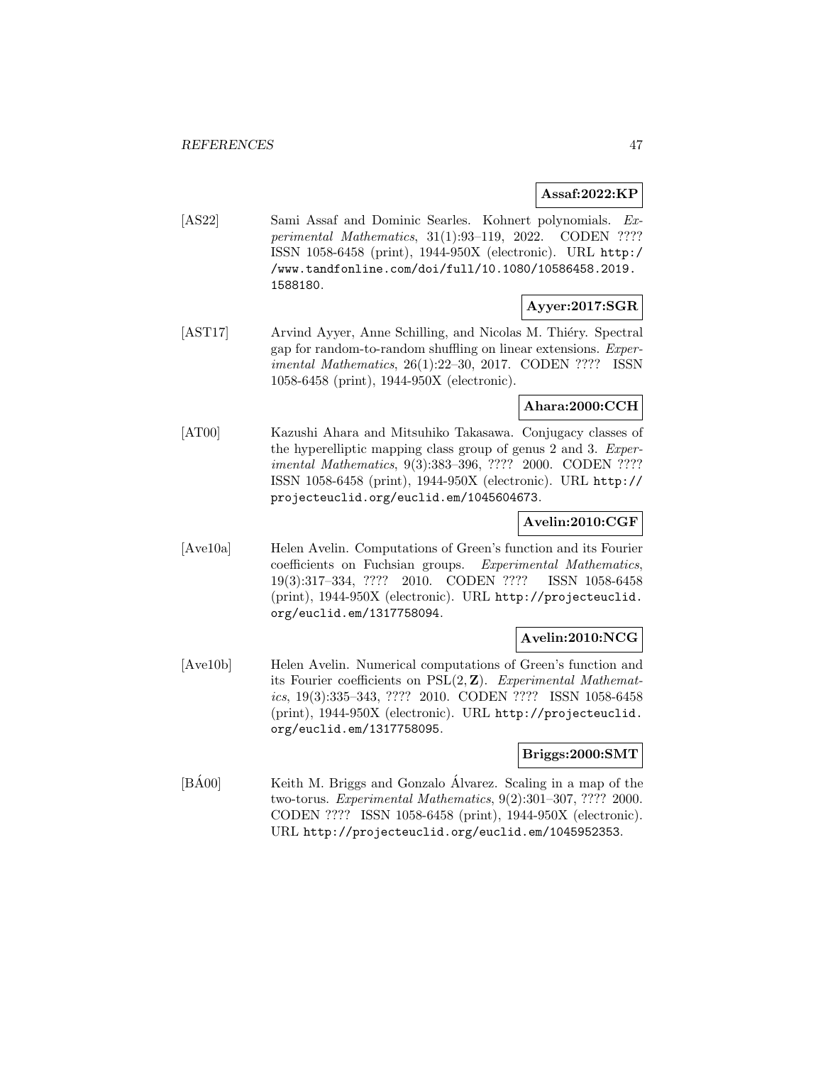**Assaf:2022:KP**

[AS22] Sami Assaf and Dominic Searles. Kohnert polynomials. *Experimental Mathematics*, 31(1):93–119, 2022. CODEN ???? ISSN 1058-6458 (print), 1944-950X (electronic). URL http://www.tandfonline.com/doi/full/10.1080/10586458.2019.1588180.

**Ayyer:2017:SGR**

[AST17] Arvind Ayyer, Anne Schilling, and Nicolas M. Thiéry. Spectral gap for random-to-random shuffling on linear extensions. *Experimental Mathematics*, 26(1):22–30, 2017. CODEN ???? ISSN 1058-6458 (print), 1944-950X (electronic).

**Ahara:2000:CCH**

[AT00] Kazushi Ahara and Mitsuhiko Takasawa. Conjugacy classes of the hyperelliptic mapping class group of genus 2 and 3. *Experimental Mathematics*, 9(3):383–396, ???? 2000. CODEN ???? ISSN 1058-6458 (print), 1944-950X (electronic). URL http://projecteuclid.org/euclid.em/1045604673.

**Avelin:2010:CGF**

[Ave10a] Helen Avelin. Computations of Green's function and its Fourier coefficients on Fuchsian groups. *Experimental Mathematics*, 19(3):317–334, ???? 2010. CODEN ???? ISSN 1058-6458 (print), 1944-950X (electronic). URL http://projecteuclid.org/euclid.em/1317758094.

**Avelin:2010:NCG**

[Ave10b] Helen Avelin. Numerical computations of Green's function and its Fourier coefficients on $\mathrm{PSL}(2, \mathbf{Z})$. *Experimental Mathematics*, 19(3):335–343, ???? 2010. CODEN ???? ISSN 1058-6458 (print), 1944-950X (electronic). URL http://projecteuclid.org/euclid.em/1317758095.

**Briggs:2000:SMT**

[BÁ00] Keith M. Briggs and Gonzalo Álvarez. Scaling in a map of the two-torus. *Experimental Mathematics*, 9(2):301–307, ???? 2000. CODEN ???? ISSN 1058-6458 (print), 1944-950X (electronic). URL http://projecteuclid.org/euclid.em/1045952353.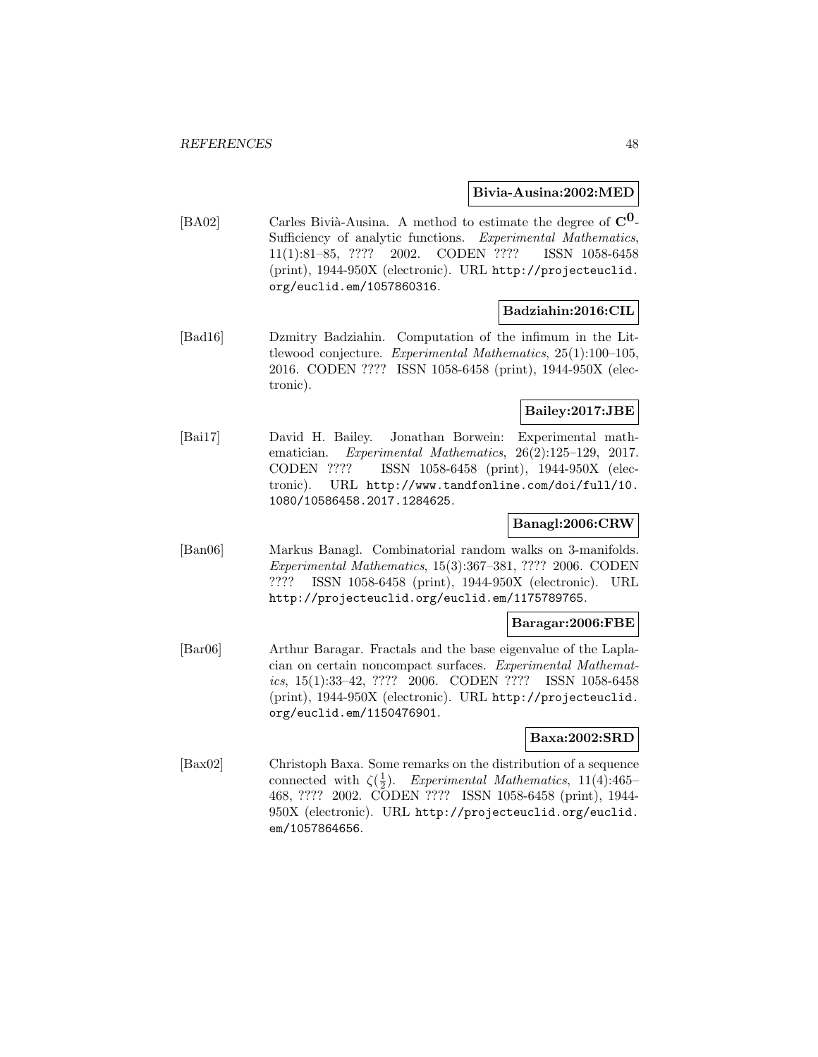**Bivia-Ausina:2002:MED**

[BA02] Carles Bivià-Ausina. A method to estimate the degree of $\mathbf{C^0}$-Sufficiency of analytic functions. *Experimental Mathematics*, 11(1):81–85, ???? 2002. CODEN ???? ISSN 1058-6458 (print), 1944-950X (electronic). URL http://projecteuclid.org/euclid.em/1057860316.

**Badziahin:2016:CIL**

[Bad16] Dzmitry Badziahin. Computation of the infimum in the Littlewood conjecture. *Experimental Mathematics*, 25(1):100–105, 2016. CODEN ???? ISSN 1058-6458 (print), 1944-950X (electronic).

**Bailey:2017:JBE**

[Bai17] David H. Bailey. Jonathan Borwein: Experimental mathematician. *Experimental Mathematics*, 26(2):125–129, 2017. CODEN ???? ISSN 1058-6458 (print), 1944-950X (electronic). URL http://www.tandfonline.com/doi/full/10.1080/10586458.2017.1284625.

**Banagl:2006:CRW**

[Ban06] Markus Banagl. Combinatorial random walks on 3-manifolds. *Experimental Mathematics*, 15(3):367–381, ???? 2006. CODEN ???? ISSN 1058-6458 (print), 1944-950X (electronic). URL http://projecteuclid.org/euclid.em/1175789765.

**Baragar:2006:FBE**

[Bar06] Arthur Baragar. Fractals and the base eigenvalue of the Laplacian on certain noncompact surfaces. *Experimental Mathematics*, 15(1):33–42, ???? 2006. CODEN ???? ISSN 1058-6458 (print), 1944-950X (electronic). URL http://projecteuclid.org/euclid.em/1150476901.

**Baxa:2002:SRD**

[Bax02] Christoph Baxa. Some remarks on the distribution of a sequence connected with $\zeta(\frac{1}{2})$. *Experimental Mathematics*, 11(4):465–468, ???? 2002. CODEN ???? ISSN 1058-6458 (print), 1944-950X (electronic). URL http://projecteuclid.org/euclid.em/1057864656.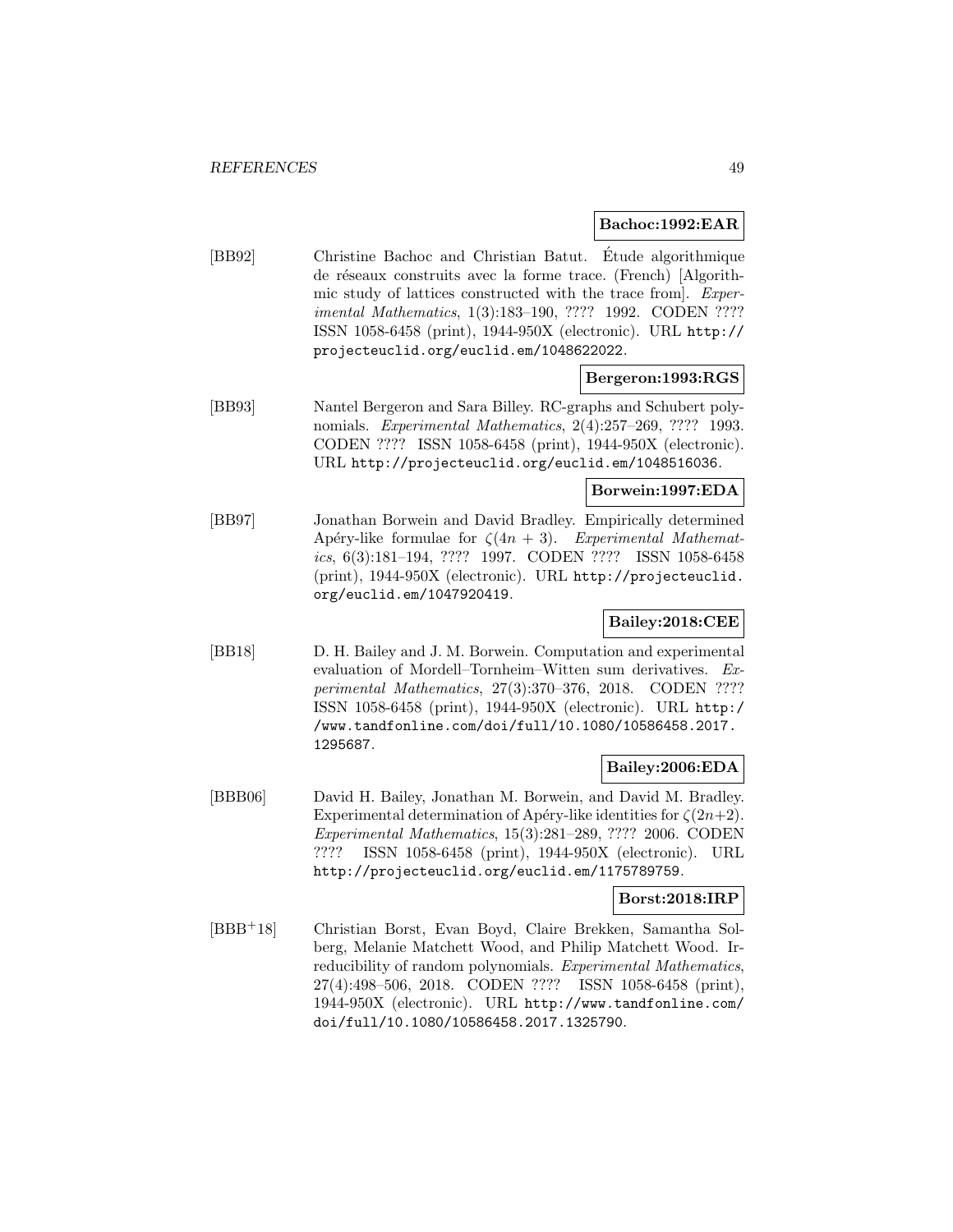**Bachoc:1992:EAR**

[BB92] Christine Bachoc and Christian Batut. Étude algorithmique de réseaux construits avec la forme trace. (French) [Algorithmic study of lattices constructed with the trace from]. *Experimental Mathematics*, 1(3):183–190, ???? 1992. CODEN ???? ISSN 1058-6458 (print), 1944-950X (electronic). URL http://projecteuclid.org/euclid.em/1048622022.

**Bergeron:1993:RGS**

[BB93] Nantel Bergeron and Sara Billey. RC-graphs and Schubert polynomials. *Experimental Mathematics*, 2(4):257–269, ???? 1993. CODEN ???? ISSN 1058-6458 (print), 1944-950X (electronic). URL http://projecteuclid.org/euclid.em/1048516036.

**Borwein:1997:EDA**

[BB97] Jonathan Borwein and David Bradley. Empirically determined Apéry-like formulae for $\zeta(4n + 3)$. *Experimental Mathematics*, 6(3):181–194, ???? 1997. CODEN ???? ISSN 1058-6458 (print), 1944-950X (electronic). URL http://projecteuclid.org/euclid.em/1047920419.

**Bailey:2018:CEE**

[BB18] D. H. Bailey and J. M. Borwein. Computation and experimental evaluation of Mordell–Tornheim–Witten sum derivatives. *Experimental Mathematics*, 27(3):370–376, 2018. CODEN ???? ISSN 1058-6458 (print), 1944-950X (electronic). URL http://www.tandfonline.com/doi/full/10.1080/10586458.2017.1295687.

**Bailey:2006:EDA**

[BBB06] David H. Bailey, Jonathan M. Borwein, and David M. Bradley. Experimental determination of Apéry-like identities for $\zeta(2n+2)$. *Experimental Mathematics*, 15(3):281–289, ???? 2006. CODEN ???? ISSN 1058-6458 (print), 1944-950X (electronic). URL http://projecteuclid.org/euclid.em/1175789759.

**Borst:2018:IRP**

[BBB+18] Christian Borst, Evan Boyd, Claire Brekken, Samantha Solberg, Melanie Matchett Wood, and Philip Matchett Wood. Irreducibility of random polynomials. *Experimental Mathematics*, 27(4):498–506, 2018. CODEN ???? ISSN 1058-6458 (print), 1944-950X (electronic). URL http://www.tandfonline.com/doi/full/10.1080/10586458.2017.1325790.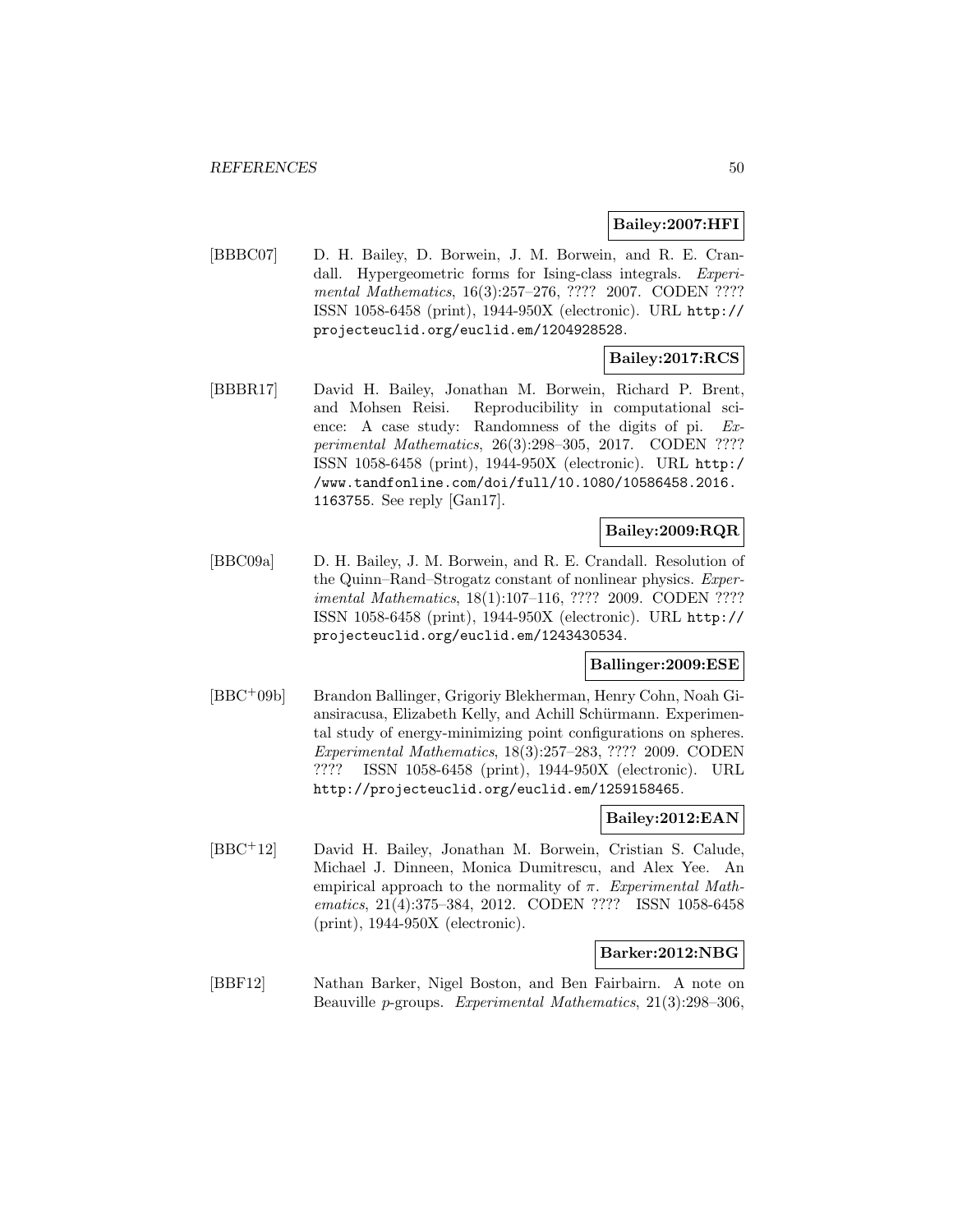**Bailey:2007:HFI**

[BBBC07] D. H. Bailey, D. Borwein, J. M. Borwein, and R. E. Crandall. Hypergeometric forms for Ising-class integrals. *Experimental Mathematics*, 16(3):257–276, ???? 2007. CODEN ???? ISSN 1058-6458 (print), 1944-950X (electronic). URL http://projecteuclid.org/euclid.em/1204928528.

**Bailey:2017:RCS**

[BBBR17] David H. Bailey, Jonathan M. Borwein, Richard P. Brent, and Mohsen Reisi. Reproducibility in computational science: A case study: Randomness of the digits of pi. *Experimental Mathematics*, 26(3):298–305, 2017. CODEN ???? ISSN 1058-6458 (print), 1944-950X (electronic). URL http://www.tandfonline.com/doi/full/10.1080/10586458.2016.1163755. See reply [Gan17].

**Bailey:2009:RQR**

[BBC09a] D. H. Bailey, J. M. Borwein, and R. E. Crandall. Resolution of the Quinn–Rand–Strogatz constant of nonlinear physics. *Experimental Mathematics*, 18(1):107–116, ???? 2009. CODEN ???? ISSN 1058-6458 (print), 1944-950X (electronic). URL http://projecteuclid.org/euclid.em/1243430534.

**Ballinger:2009:ESE**

[BBC+09b] Brandon Ballinger, Grigoriy Blekherman, Henry Cohn, Noah Giansiracusa, Elizabeth Kelly, and Achill Schürmann. Experimental study of energy-minimizing point configurations on spheres. *Experimental Mathematics*, 18(3):257–283, ???? 2009. CODEN ???? ISSN 1058-6458 (print), 1944-950X (electronic). URL http://projecteuclid.org/euclid.em/1259158465.

**Bailey:2012:EAN**

[BBC+12] David H. Bailey, Jonathan M. Borwein, Cristian S. Calude, Michael J. Dinneen, Monica Dumitrescu, and Alex Yee. An empirical approach to the normality of $\pi$. *Experimental Mathematics*, 21(4):375–384, 2012. CODEN ???? ISSN 1058-6458 (print), 1944-950X (electronic).

**Barker:2012:NBG**

[BBF12] Nathan Barker, Nigel Boston, and Ben Fairbairn. A note on Beauville $p$-groups. *Experimental Mathematics*, 21(3):298–306,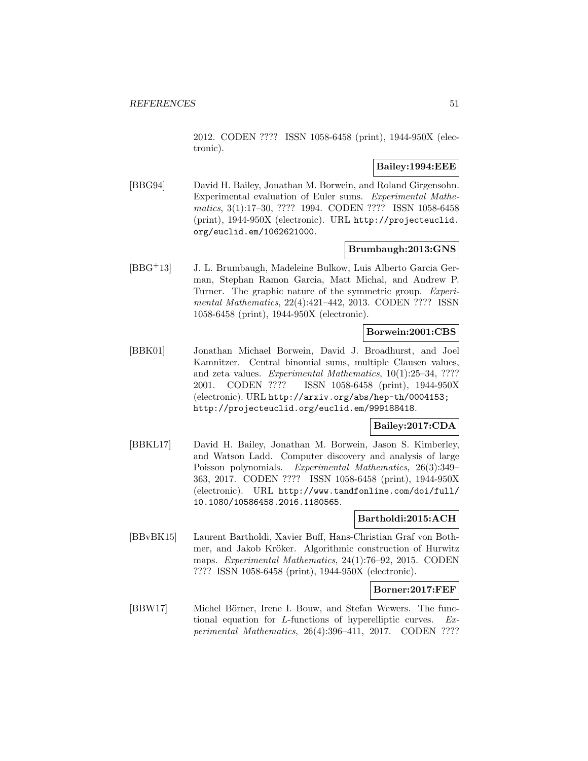2012. CODEN ???? ISSN 1058-6458 (print), 1944-950X (electronic).

**Bailey:1994:EEE**

[BBG94] David H. Bailey, Jonathan M. Borwein, and Roland Girgensohn. Experimental evaluation of Euler sums. *Experimental Mathematics*, 3(1):17–30, ???? 1994. CODEN ???? ISSN 1058-6458 (print), 1944-950X (electronic). URL http://projecteuclid.org/euclid.em/1062621000.

**Brumbaugh:2013:GNS**

[BBG+13] J. L. Brumbaugh, Madeleine Bulkow, Luis Alberto Garcia German, Stephan Ramon Garcia, Matt Michal, and Andrew P. Turner. The graphic nature of the symmetric group. *Experimental Mathematics*, 22(4):421–442, 2013. CODEN ???? ISSN 1058-6458 (print), 1944-950X (electronic).

**Borwein:2001:CBS**

[BBK01] Jonathan Michael Borwein, David J. Broadhurst, and Joel Kamnitzer. Central binomial sums, multiple Clausen values, and zeta values. *Experimental Mathematics*, 10(1):25–34, ???? 2001. CODEN ???? ISSN 1058-6458 (print), 1944-950X (electronic). URL http://arxiv.org/abs/hep-th/0004153; http://projecteuclid.org/euclid.em/999188418.

**Bailey:2017:CDA**

[BBKL17] David H. Bailey, Jonathan M. Borwein, Jason S. Kimberley, and Watson Ladd. Computer discovery and analysis of large Poisson polynomials. *Experimental Mathematics*, 26(3):349–363, 2017. CODEN ???? ISSN 1058-6458 (print), 1944-950X (electronic). URL http://www.tandfonline.com/doi/full/10.1080/10586458.2016.1180565.

**Bartholdi:2015:ACH**

[BBvBK15] Laurent Bartholdi, Xavier Buff, Hans-Christian Graf von Bothmer, and Jakob Kröker. Algorithmic construction of Hurwitz maps. *Experimental Mathematics*, 24(1):76–92, 2015. CODEN ???? ISSN 1058-6458 (print), 1944-950X (electronic).

**Borner:2017:FEF**

[BBW17] Michel Börner, Irene I. Bouw, and Stefan Wewers. The functional equation for $L$-functions of hyperelliptic curves. *Experimental Mathematics*, 26(4):396–411, 2017. CODEN ????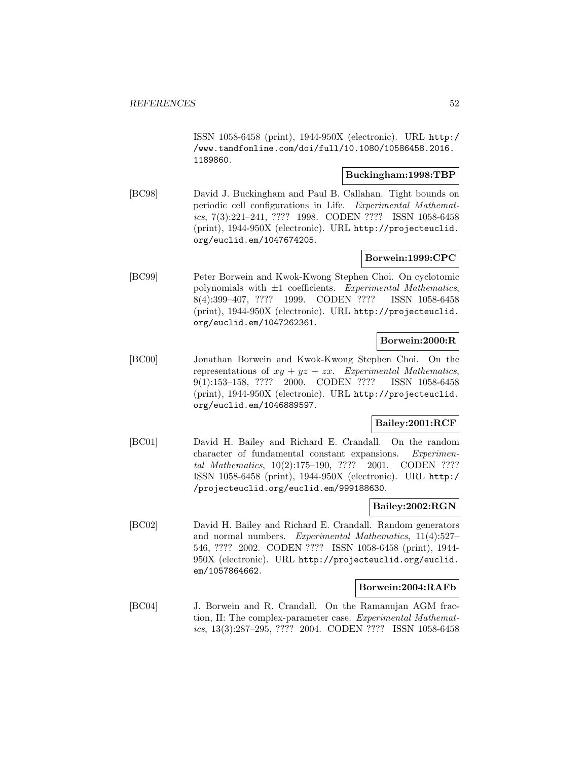ISSN 1058-6458 (print), 1944-950X (electronic). URL http://www.tandfonline.com/doi/full/10.1080/10586458.2016.1189860.

**Buckingham:1998:TBP**

[BC98] David J. Buckingham and Paul B. Callahan. Tight bounds on periodic cell configurations in Life. *Experimental Mathematics*, 7(3):221–241, ???? 1998. CODEN ???? ISSN 1058-6458 (print), 1944-950X (electronic). URL http://projecteuclid.org/euclid.em/1047674205.

**Borwein:1999:CPC**

[BC99] Peter Borwein and Kwok-Kwong Stephen Choi. On cyclotomic polynomials with $\pm 1$ coefficients. *Experimental Mathematics*, 8(4):399–407, ???? 1999. CODEN ???? ISSN 1058-6458 (print), 1944-950X (electronic). URL http://projecteuclid.org/euclid.em/1047262361.

**Borwein:2000:R**

[BC00] Jonathan Borwein and Kwok-Kwong Stephen Choi. On the representations of $xy + yz + zx$. *Experimental Mathematics*, 9(1):153–158, ???? 2000. CODEN ???? ISSN 1058-6458 (print), 1944-950X (electronic). URL http://projecteuclid.org/euclid.em/1046889597.

**Bailey:2001:RCF**

[BC01] David H. Bailey and Richard E. Crandall. On the random character of fundamental constant expansions. *Experimental Mathematics*, 10(2):175–190, ???? 2001. CODEN ???? ISSN 1058-6458 (print), 1944-950X (electronic). URL http://projecteuclid.org/euclid.em/999188630.

**Bailey:2002:RGN**

[BC02] David H. Bailey and Richard E. Crandall. Random generators and normal numbers. *Experimental Mathematics*, 11(4):527–546, ???? 2002. CODEN ???? ISSN 1058-6458 (print), 1944-950X (electronic). URL http://projecteuclid.org/euclid.em/1057864662.

**Borwein:2004:RAFb**

[BC04] J. Borwein and R. Crandall. On the Ramanujan AGM fraction, II: The complex-parameter case. *Experimental Mathematics*, 13(3):287–295, ???? 2004. CODEN ???? ISSN 1058-6458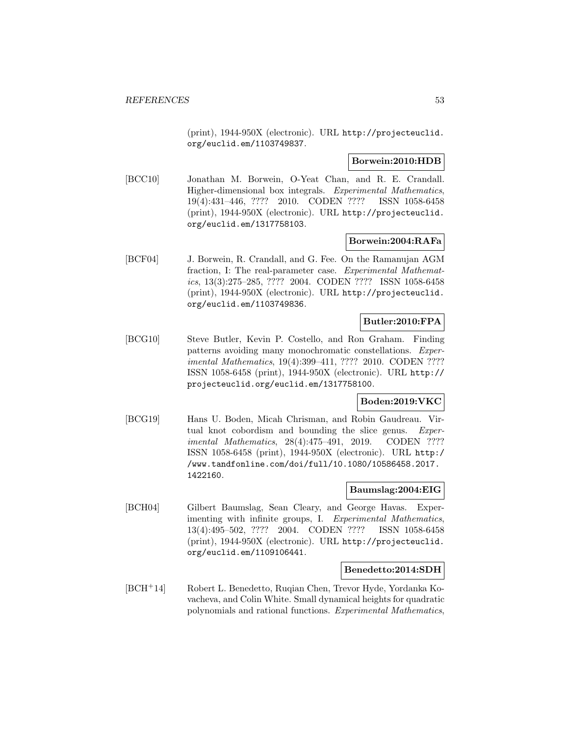(print), 1944-950X (electronic). URL http://projecteuclid.org/euclid.em/1103749837.

**Borwein:2010:HDB**

[BCC10] Jonathan M. Borwein, O-Yeat Chan, and R. E. Crandall. Higher-dimensional box integrals. *Experimental Mathematics*, 19(4):431–446, ???? 2010. CODEN ???? ISSN 1058-6458 (print), 1944-950X (electronic). URL http://projecteuclid.org/euclid.em/1317758103.

**Borwein:2004:RAFa**

[BCF04] J. Borwein, R. Crandall, and G. Fee. On the Ramanujan AGM fraction, I: The real-parameter case. *Experimental Mathematics*, 13(3):275–285, ???? 2004. CODEN ???? ISSN 1058-6458 (print), 1944-950X (electronic). URL http://projecteuclid.org/euclid.em/1103749836.

**Butler:2010:FPA**

[BCG10] Steve Butler, Kevin P. Costello, and Ron Graham. Finding patterns avoiding many monochromatic constellations. *Experimental Mathematics*, 19(4):399–411, ???? 2010. CODEN ???? ISSN 1058-6458 (print), 1944-950X (electronic). URL http://projecteuclid.org/euclid.em/1317758100.

**Boden:2019:VKC**

[BCG19] Hans U. Boden, Micah Chrisman, and Robin Gaudreau. Virtual knot cobordism and bounding the slice genus. *Experimental Mathematics*, 28(4):475–491, 2019. CODEN ???? ISSN 1058-6458 (print), 1944-950X (electronic). URL http://www.tandfonline.com/doi/full/10.1080/10586458.2017.1422160.

**Baumslag:2004:EIG**

[BCH04] Gilbert Baumslag, Sean Cleary, and George Havas. Experimenting with infinite groups, I. *Experimental Mathematics*, 13(4):495–502, ???? 2004. CODEN ???? ISSN 1058-6458 (print), 1944-950X (electronic). URL http://projecteuclid.org/euclid.em/1109106441.

**Benedetto:2014:SDH**

[BCH+14] Robert L. Benedetto, Ruqian Chen, Trevor Hyde, Yordanka Kovacheva, and Colin White. Small dynamical heights for quadratic polynomials and rational functions. *Experimental Mathematics*,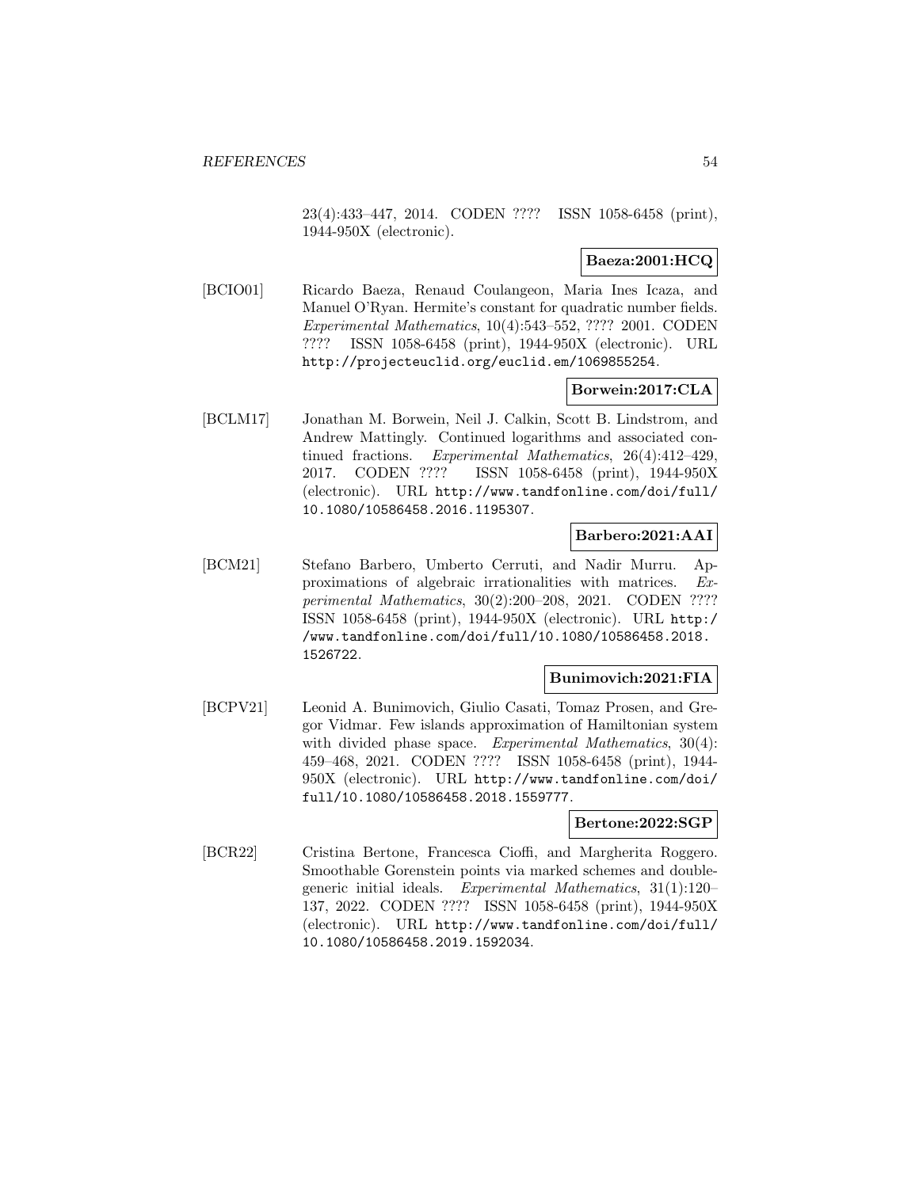23(4):433–447, 2014. CODEN ???? ISSN 1058-6458 (print), 1944-950X (electronic).

**Baeza:2001:HCQ**

[BCIO01] Ricardo Baeza, Renaud Coulangeon, Maria Ines Icaza, and Manuel O'Ryan. Hermite's constant for quadratic number fields. *Experimental Mathematics*, 10(4):543–552, ???? 2001. CODEN ???? ISSN 1058-6458 (print), 1944-950X (electronic). URL http://projecteuclid.org/euclid.em/1069855254.

**Borwein:2017:CLA**

[BCLM17] Jonathan M. Borwein, Neil J. Calkin, Scott B. Lindstrom, and Andrew Mattingly. Continued logarithms and associated continued fractions. *Experimental Mathematics*, 26(4):412–429, 2017. CODEN ???? ISSN 1058-6458 (print), 1944-950X (electronic). URL http://www.tandfonline.com/doi/full/10.1080/10586458.2016.1195307.

**Barbero:2021:AAI**

[BCM21] Stefano Barbero, Umberto Cerruti, and Nadir Murru. Approximations of algebraic irrationalities with matrices. *Experimental Mathematics*, 30(2):200–208, 2021. CODEN ???? ISSN 1058-6458 (print), 1944-950X (electronic). URL http://www.tandfonline.com/doi/full/10.1080/10586458.2018.1526722.

**Bunimovich:2021:FIA**

[BCPV21] Leonid A. Bunimovich, Giulio Casati, Tomaz Prosen, and Gregor Vidmar. Few islands approximation of Hamiltonian system with divided phase space. *Experimental Mathematics*, 30(4):459–468, 2021. CODEN ???? ISSN 1058-6458 (print), 1944-950X (electronic). URL http://www.tandfonline.com/doi/full/10.1080/10586458.2018.1559777.

**Bertone:2022:SGP**

[BCR22] Cristina Bertone, Francesca Cioffi, and Margherita Roggero. Smoothable Gorenstein points via marked schemes and double-generic initial ideals. *Experimental Mathematics*, 31(1):120–137, 2022. CODEN ???? ISSN 1058-6458 (print), 1944-950X (electronic). URL http://www.tandfonline.com/doi/full/10.1080/10586458.2019.1592034.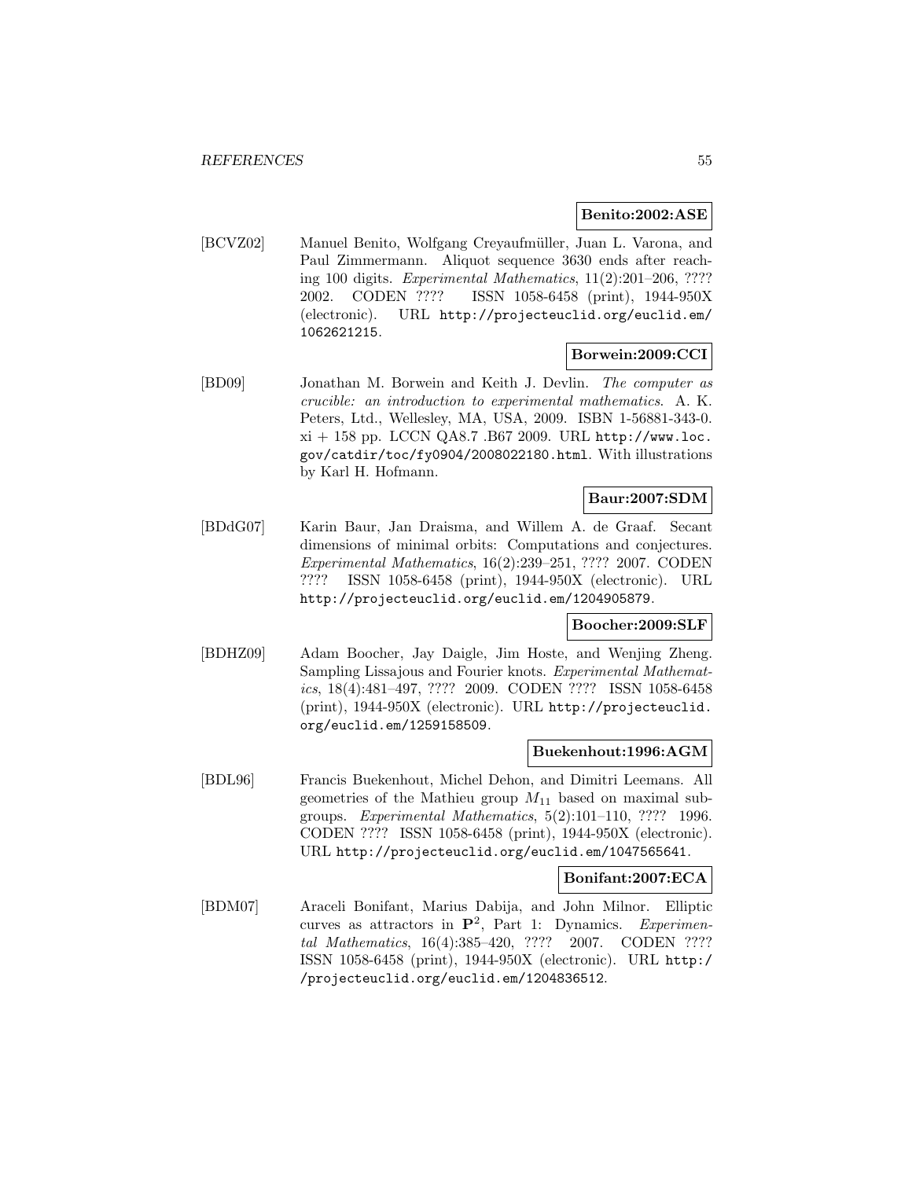**Benito:2002:ASE**

[BCVZ02] Manuel Benito, Wolfgang Creyaufmüller, Juan L. Varona, and Paul Zimmermann. Aliquot sequence 3630 ends after reaching 100 digits. *Experimental Mathematics*, 11(2):201–206, ???? 2002. CODEN ???? ISSN 1058-6458 (print), 1944-950X (electronic). URL http://projecteuclid.org/euclid.em/1062621215.

**Borwein:2009:CCI**

[BD09] Jonathan M. Borwein and Keith J. Devlin. *The computer as crucible: an introduction to experimental mathematics*. A. K. Peters, Ltd., Wellesley, MA, USA, 2009. ISBN 1-56881-343-0. xi + 158 pp. LCCN QA8.7 .B67 2009. URL http://www.loc.gov/catdir/toc/fy0904/2008022180.html. With illustrations by Karl H. Hofmann.

**Baur:2007:SDM**

[BDdG07] Karin Baur, Jan Draisma, and Willem A. de Graaf. Secant dimensions of minimal orbits: Computations and conjectures. *Experimental Mathematics*, 16(2):239–251, ???? 2007. CODEN ???? ISSN 1058-6458 (print), 1944-950X (electronic). URL http://projecteuclid.org/euclid.em/1204905879.

**Boocher:2009:SLF**

[BDHZ09] Adam Boocher, Jay Daigle, Jim Hoste, and Wenjing Zheng. Sampling Lissajous and Fourier knots. *Experimental Mathematics*, 18(4):481–497, ???? 2009. CODEN ???? ISSN 1058-6458 (print), 1944-950X (electronic). URL http://projecteuclid.org/euclid.em/1259158509.

**Buekenhout:1996:AGM**

[BDL96] Francis Buekenhout, Michel Dehon, and Dimitri Leemans. All geometries of the Mathieu group $M_{11}$ based on maximal subgroups. *Experimental Mathematics*, 5(2):101–110, ???? 1996. CODEN ???? ISSN 1058-6458 (print), 1944-950X (electronic). URL http://projecteuclid.org/euclid.em/1047565641.

**Bonifant:2007:ECA**

[BDM07] Araceli Bonifant, Marius Dabija, and John Milnor. Elliptic curves as attractors in $\mathbf{P}^2$, Part 1: Dynamics. *Experimental Mathematics*, 16(4):385–420, ???? 2007. CODEN ???? ISSN 1058-6458 (print), 1944-950X (electronic). URL http://projecteuclid.org/euclid.em/1204836512.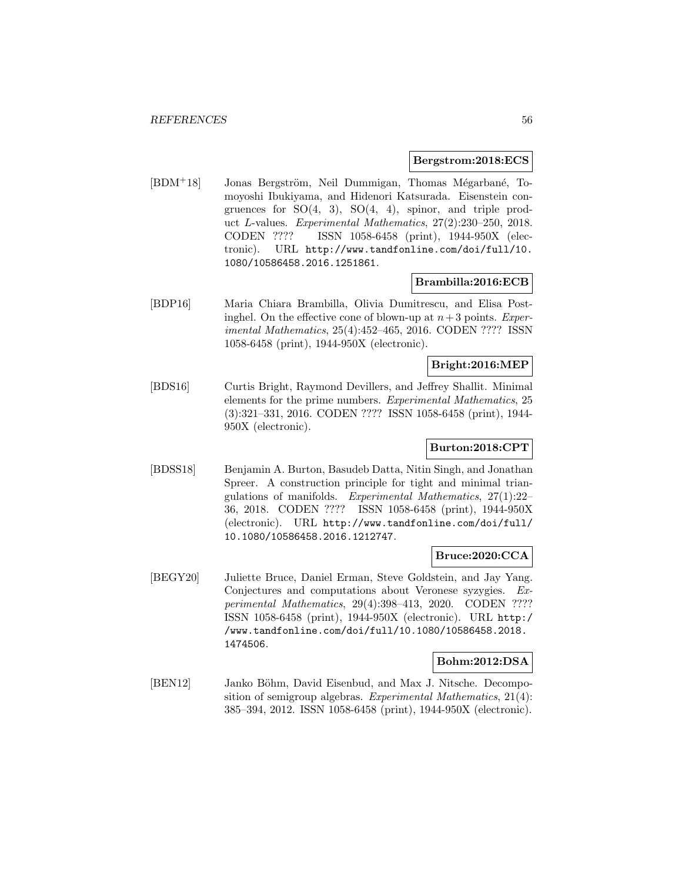**Bergstrom:2018:ECS**

[BDM+18] Jonas Bergström, Neil Dummigan, Thomas Mégarbané, Tomoyoshi Ibukiyama, and Hidenori Katsurada. Eisenstein congruences for SO(4, 3), SO(4, 4), spinor, and triple product $L$-values. *Experimental Mathematics*, 27(2):230–250, 2018. CODEN ???? ISSN 1058-6458 (print), 1944-950X (electronic). URL http://www.tandfonline.com/doi/full/10.1080/10586458.2016.1251861.

**Brambilla:2016:ECB**

[BDP16] Maria Chiara Brambilla, Olivia Dumitrescu, and Elisa Postinghel. On the effective cone of blown-up at $n+3$ points. *Experimental Mathematics*, 25(4):452–465, 2016. CODEN ???? ISSN 1058-6458 (print), 1944-950X (electronic).

**Bright:2016:MEP**

[BDS16] Curtis Bright, Raymond Devillers, and Jeffrey Shallit. Minimal elements for the prime numbers. *Experimental Mathematics*, 25 (3):321–331, 2016. CODEN ???? ISSN 1058-6458 (print), 1944-950X (electronic).

**Burton:2018:CPT**

[BDSS18] Benjamin A. Burton, Basudeb Datta, Nitin Singh, and Jonathan Spreer. A construction principle for tight and minimal triangulations of manifolds. *Experimental Mathematics*, 27(1):22–36, 2018. CODEN ???? ISSN 1058-6458 (print), 1944-950X (electronic). URL http://www.tandfonline.com/doi/full/10.1080/10586458.2016.1212747.

**Bruce:2020:CCA**

[BEGY20] Juliette Bruce, Daniel Erman, Steve Goldstein, and Jay Yang. Conjectures and computations about Veronese syzygies. *Experimental Mathematics*, 29(4):398–413, 2020. CODEN ???? ISSN 1058-6458 (print), 1944-950X (electronic). URL http://www.tandfonline.com/doi/full/10.1080/10586458.2018.1474506.

**Bohm:2012:DSA**

[BEN12] Janko Böhm, David Eisenbud, and Max J. Nitsche. Decomposition of semigroup algebras. *Experimental Mathematics*, 21(4): 385–394, 2012. ISSN 1058-6458 (print), 1944-950X (electronic).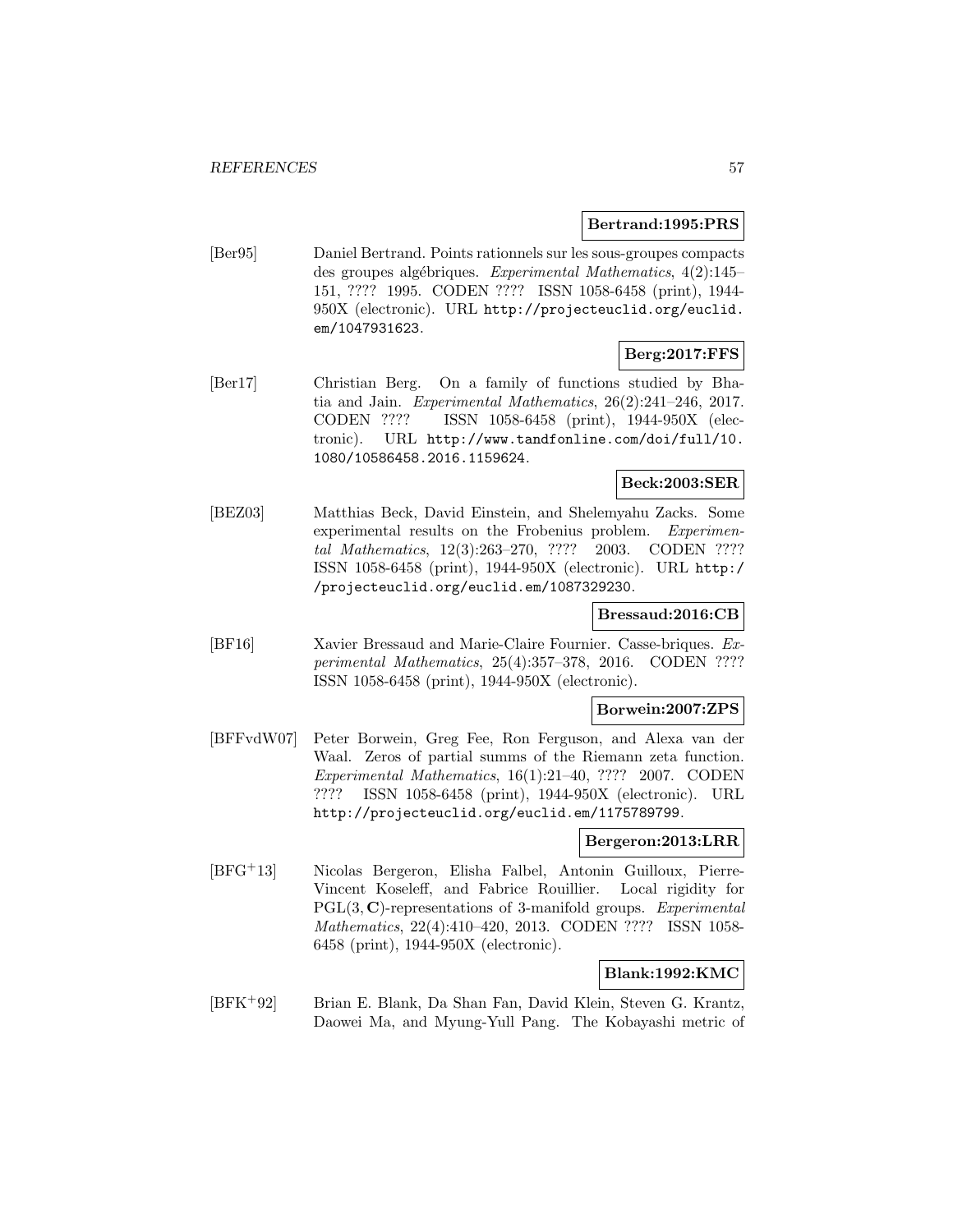**Bertrand:1995:PRS**

[Ber95] Daniel Bertrand. Points rationnels sur les sous-groupes compacts des groupes algébriques. *Experimental Mathematics*, 4(2):145–151, ???? 1995. CODEN ???? ISSN 1058-6458 (print), 1944-950X (electronic). URL http://projecteuclid.org/euclid.em/1047931623.

**Berg:2017:FFS**

[Ber17] Christian Berg. On a family of functions studied by Bhatia and Jain. *Experimental Mathematics*, 26(2):241–246, 2017. CODEN ???? ISSN 1058-6458 (print), 1944-950X (electronic). URL http://www.tandfonline.com/doi/full/10.1080/10586458.2016.1159624.

**Beck:2003:SER**

[BEZ03] Matthias Beck, David Einstein, and Shelemyahu Zacks. Some experimental results on the Frobenius problem. *Experimental Mathematics*, 12(3):263–270, ???? 2003. CODEN ???? ISSN 1058-6458 (print), 1944-950X (electronic). URL http://projecteuclid.org/euclid.em/1087329230.

**Bressaud:2016:CB**

[BF16] Xavier Bressaud and Marie-Claire Fournier. Casse-briques. *Experimental Mathematics*, 25(4):357–378, 2016. CODEN ???? ISSN 1058-6458 (print), 1944-950X (electronic).

**Borwein:2007:ZPS**

[BFFvdW07] Peter Borwein, Greg Fee, Ron Ferguson, and Alexa van der Waal. Zeros of partial summs of the Riemann zeta function. *Experimental Mathematics*, 16(1):21–40, ???? 2007. CODEN ???? ISSN 1058-6458 (print), 1944-950X (electronic). URL http://projecteuclid.org/euclid.em/1175789799.

**Bergeron:2013:LRR**

[BFG+13] Nicolas Bergeron, Elisha Falbel, Antonin Guilloux, Pierre-Vincent Koseleff, and Fabrice Rouillier. Local rigidity for $\mathrm{PGL}(3, \mathbf{C})$-representations of 3-manifold groups. *Experimental Mathematics*, 22(4):410–420, 2013. CODEN ???? ISSN 1058-6458 (print), 1944-950X (electronic).

**Blank:1992:KMC**

[BFK+92] Brian E. Blank, Da Shan Fan, David Klein, Steven G. Krantz, Daowei Ma, and Myung-Yull Pang. The Kobayashi metric of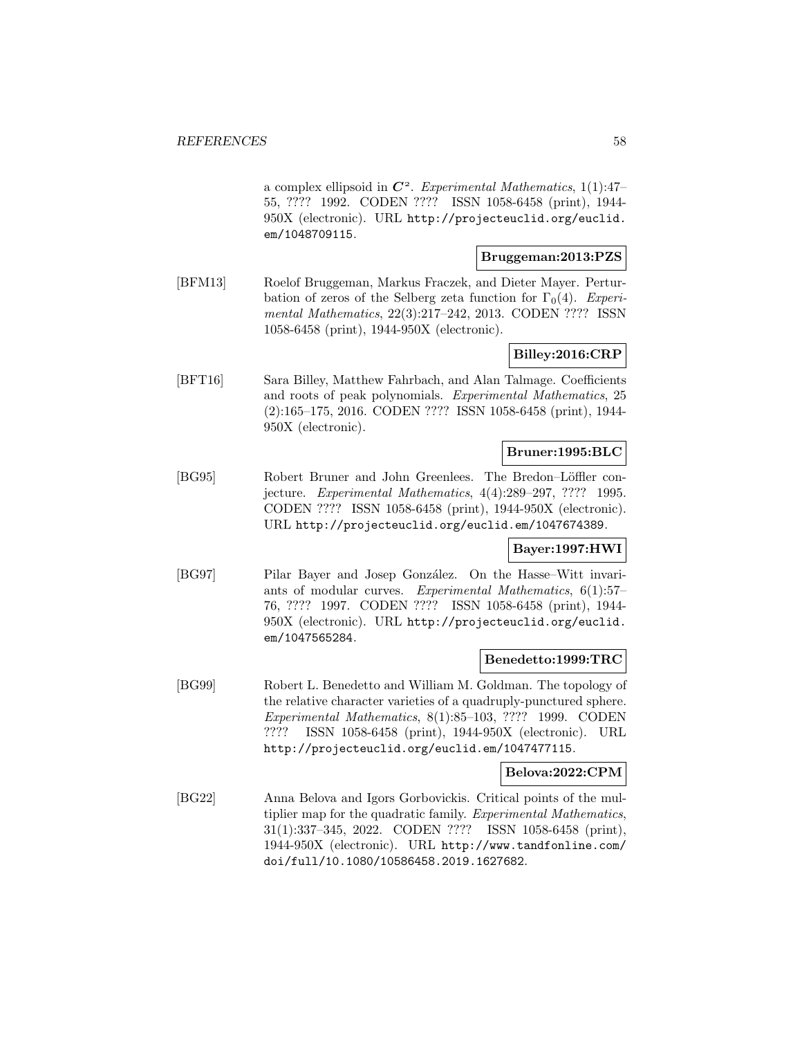a complex ellipsoid in $\boldsymbol{C}^2$. *Experimental Mathematics*, 1(1):47–55, ???? 1992. CODEN ???? ISSN 1058-6458 (print), 1944-950X (electronic). URL http://projecteuclid.org/euclid.em/1048709115.

**Bruggeman:2013:PZS**

[BFM13] Roelof Bruggeman, Markus Fraczek, and Dieter Mayer. Perturbation of zeros of the Selberg zeta function for $\Gamma_0(4)$. *Experimental Mathematics*, 22(3):217–242, 2013. CODEN ???? ISSN 1058-6458 (print), 1944-950X (electronic).

**Billey:2016:CRP**

[BFT16] Sara Billey, Matthew Fahrbach, and Alan Talmage. Coefficients and roots of peak polynomials. *Experimental Mathematics*, 25 (2):165–175, 2016. CODEN ???? ISSN 1058-6458 (print), 1944-950X (electronic).

**Bruner:1995:BLC**

[BG95] Robert Bruner and John Greenlees. The Bredon–Löffler conjecture. *Experimental Mathematics*, 4(4):289–297, ???? 1995. CODEN ???? ISSN 1058-6458 (print), 1944-950X (electronic). URL http://projecteuclid.org/euclid.em/1047674389.

**Bayer:1997:HWI**

[BG97] Pilar Bayer and Josep González. On the Hasse–Witt invariants of modular curves. *Experimental Mathematics*, 6(1):57–76, ???? 1997. CODEN ???? ISSN 1058-6458 (print), 1944-950X (electronic). URL http://projecteuclid.org/euclid.em/1047565284.

**Benedetto:1999:TRC**

[BG99] Robert L. Benedetto and William M. Goldman. The topology of the relative character varieties of a quadruply-punctured sphere. *Experimental Mathematics*, 8(1):85–103, ???? 1999. CODEN ???? ISSN 1058-6458 (print), 1944-950X (electronic). URL http://projecteuclid.org/euclid.em/1047477115.

**Belova:2022:CPM**

[BG22] Anna Belova and Igors Gorbovickis. Critical points of the multiplier map for the quadratic family. *Experimental Mathematics*, 31(1):337–345, 2022. CODEN ???? ISSN 1058-6458 (print), 1944-950X (electronic). URL http://www.tandfonline.com/doi/full/10.1080/10586458.2019.1627682.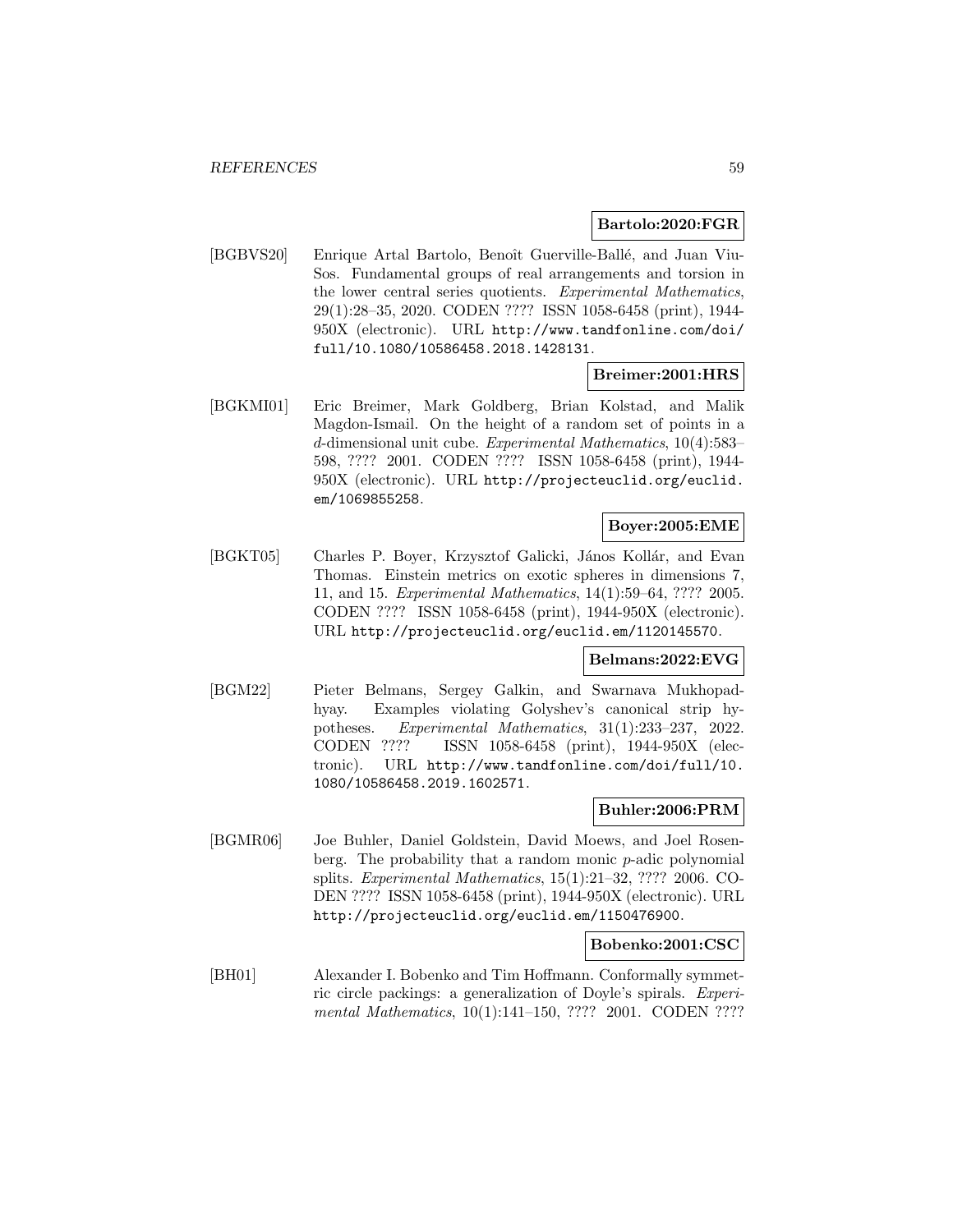**Bartolo:2020:FGR**

[BGBVS20] Enrique Artal Bartolo, Benoît Guerville-Ballé, and Juan Viu-Sos. Fundamental groups of real arrangements and torsion in the lower central series quotients. *Experimental Mathematics*, 29(1):28–35, 2020. CODEN ???? ISSN 1058-6458 (print), 1944-950X (electronic). URL `http://www.tandfonline.com/doi/full/10.1080/10586458.2018.1428131`.

**Breimer:2001:HRS**

[BGKMI01] Eric Breimer, Mark Goldberg, Brian Kolstad, and Malik Magdon-Ismail. On the height of a random set of points in a $d$-dimensional unit cube. *Experimental Mathematics*, 10(4):583–598, ???? 2001. CODEN ???? ISSN 1058-6458 (print), 1944-950X (electronic). URL `http://projecteuclid.org/euclid.em/1069855258`.

**Boyer:2005:EME**

[BGKT05] Charles P. Boyer, Krzysztof Galicki, János Kollár, and Evan Thomas. Einstein metrics on exotic spheres in dimensions 7, 11, and 15. *Experimental Mathematics*, 14(1):59–64, ???? 2005. CODEN ???? ISSN 1058-6458 (print), 1944-950X (electronic). URL `http://projecteuclid.org/euclid.em/1120145570`.

**Belmans:2022:EVG**

[BGM22] Pieter Belmans, Sergey Galkin, and Swarnava Mukhopadhyay. Examples violating Golyshev's canonical strip hypotheses. *Experimental Mathematics*, 31(1):233–237, 2022. CODEN ???? ISSN 1058-6458 (print), 1944-950X (electronic). URL `http://www.tandfonline.com/doi/full/10.1080/10586458.2019.1602571`.

**Buhler:2006:PRM**

[BGMR06] Joe Buhler, Daniel Goldstein, David Moews, and Joel Rosenberg. The probability that a random monic $p$-adic polynomial splits. *Experimental Mathematics*, 15(1):21–32, ???? 2006. CODEN ???? ISSN 1058-6458 (print), 1944-950X (electronic). URL `http://projecteuclid.org/euclid.em/1150476900`.

**Bobenko:2001:CSC**

[BH01] Alexander I. Bobenko and Tim Hoffmann. Conformally symmetric circle packings: a generalization of Doyle's spirals. *Experimental Mathematics*, 10(1):141–150, ???? 2001. CODEN ????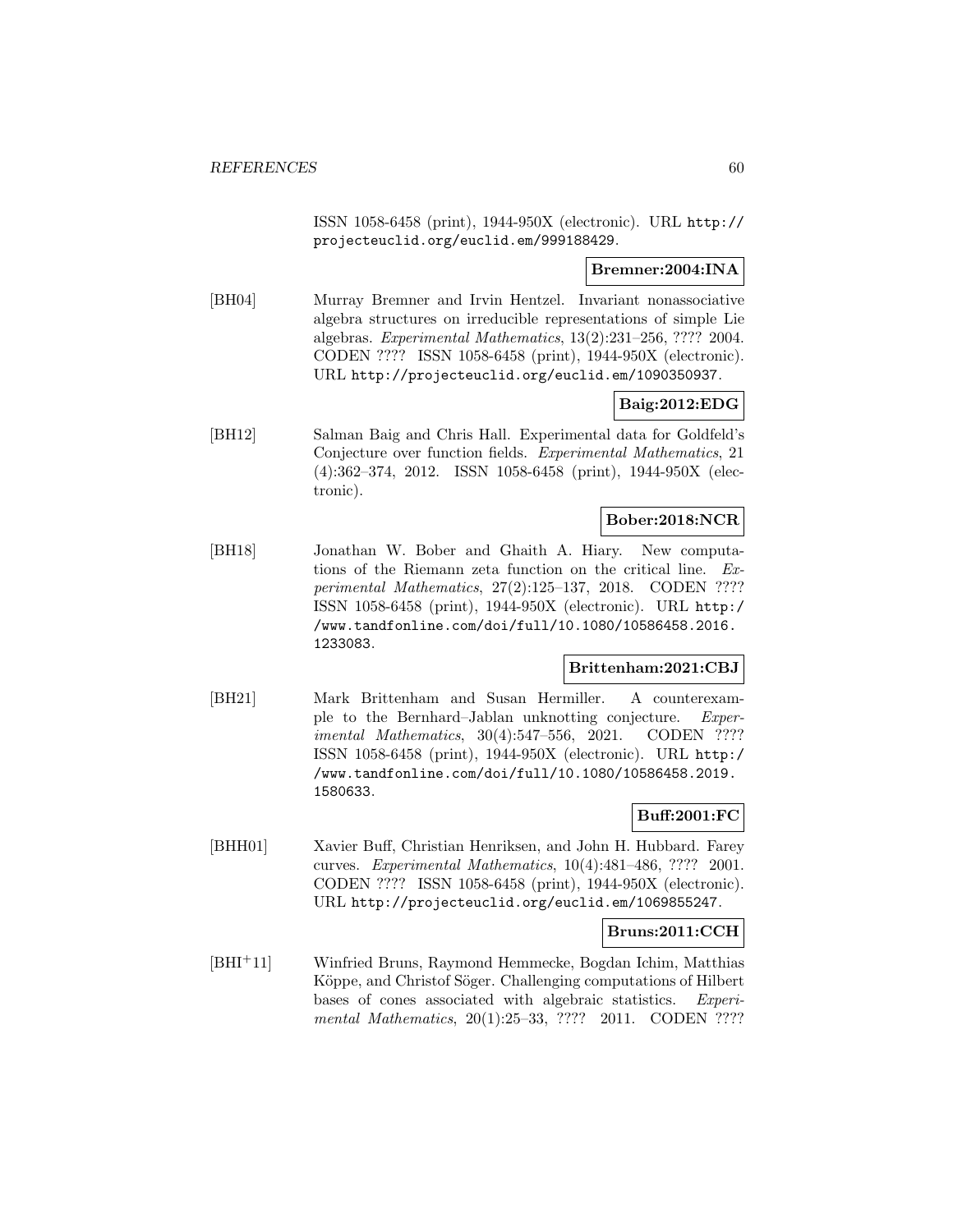ISSN 1058-6458 (print), 1944-950X (electronic). URL http://projecteuclid.org/euclid.em/999188429.

**Bremner:2004:INA**

[BH04] Murray Bremner and Irvin Hentzel. Invariant nonassociative algebra structures on irreducible representations of simple Lie algebras. *Experimental Mathematics*, 13(2):231–256, ???? 2004. CODEN ???? ISSN 1058-6458 (print), 1944-950X (electronic). URL http://projecteuclid.org/euclid.em/1090350937.

**Baig:2012:EDG**

[BH12] Salman Baig and Chris Hall. Experimental data for Goldfeld's Conjecture over function fields. *Experimental Mathematics*, 21 (4):362–374, 2012. ISSN 1058-6458 (print), 1944-950X (electronic).

**Bober:2018:NCR**

[BH18] Jonathan W. Bober and Ghaith A. Hiary. New computations of the Riemann zeta function on the critical line. *Experimental Mathematics*, 27(2):125–137, 2018. CODEN ???? ISSN 1058-6458 (print), 1944-950X (electronic). URL http://www.tandfonline.com/doi/full/10.1080/10586458.2016.1233083.

**Brittenham:2021:CBJ**

[BH21] Mark Brittenham and Susan Hermiller. A counterexample to the Bernhard–Jablan unknotting conjecture. *Experimental Mathematics*, 30(4):547–556, 2021. CODEN ???? ISSN 1058-6458 (print), 1944-950X (electronic). URL http://www.tandfonline.com/doi/full/10.1080/10586458.2019.1580633.

**Buff:2001:FC**

[BHH01] Xavier Buff, Christian Henriksen, and John H. Hubbard. Farey curves. *Experimental Mathematics*, 10(4):481–486, ???? 2001. CODEN ???? ISSN 1058-6458 (print), 1944-950X (electronic). URL http://projecteuclid.org/euclid.em/1069855247.

**Bruns:2011:CCH**

[BHI+11] Winfried Bruns, Raymond Hemmecke, Bogdan Ichim, Matthias Köppe, and Christof Söger. Challenging computations of Hilbert bases of cones associated with algebraic statistics. *Experimental Mathematics*, 20(1):25–33, ???? 2011. CODEN ????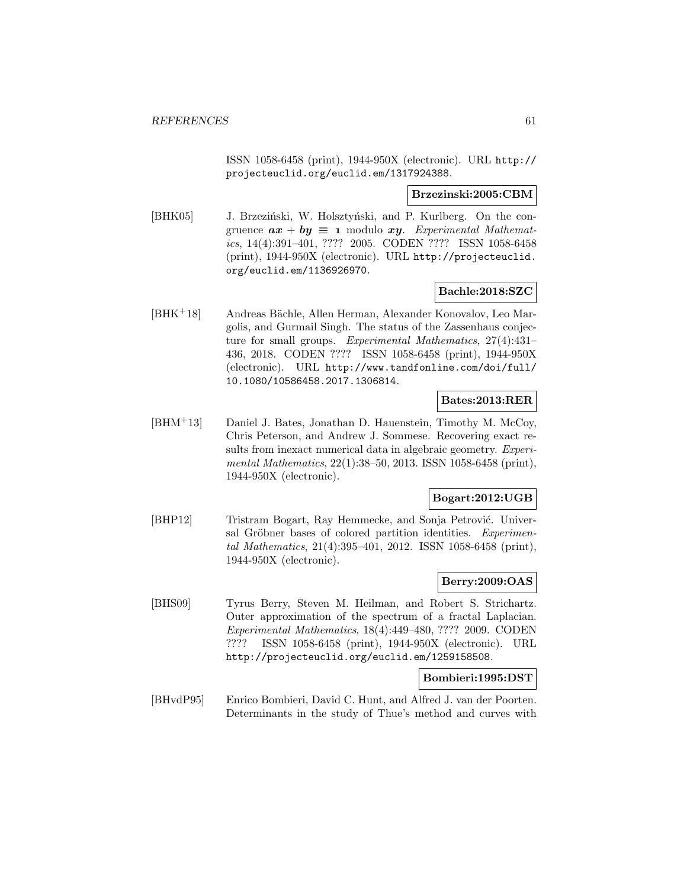ISSN 1058-6458 (print), 1944-950X (electronic). URL http://projecteuclid.org/euclid.em/1317924388.

**Brzezinski:2005:CBM**

[BHK05] J. Brzeziński, W. Holsztyński, and P. Kurlberg. On the congruence $ax + by \equiv 1$ modulo $xy$. *Experimental Mathematics*, 14(4):391–401, ???? 2005. CODEN ???? ISSN 1058-6458 (print), 1944-950X (electronic). URL http://projecteuclid.org/euclid.em/1136926970.

**Bachle:2018:SZC**

[BHK+18] Andreas Bächle, Allen Herman, Alexander Konovalov, Leo Margolis, and Gurmail Singh. The status of the Zassenhaus conjecture for small groups. *Experimental Mathematics*, 27(4):431–436, 2018. CODEN ???? ISSN 1058-6458 (print), 1944-950X (electronic). URL http://www.tandfonline.com/doi/full/10.1080/10586458.2017.1306814.

**Bates:2013:RER**

[BHM+13] Daniel J. Bates, Jonathan D. Hauenstein, Timothy M. McCoy, Chris Peterson, and Andrew J. Sommese. Recovering exact results from inexact numerical data in algebraic geometry. *Experimental Mathematics*, 22(1):38–50, 2013. ISSN 1058-6458 (print), 1944-950X (electronic).

**Bogart:2012:UGB**

[BHP12] Tristram Bogart, Ray Hemmecke, and Sonja Petrović. Universal Gröbner bases of colored partition identities. *Experimental Mathematics*, 21(4):395–401, 2012. ISSN 1058-6458 (print), 1944-950X (electronic).

**Berry:2009:OAS**

[BHS09] Tyrus Berry, Steven M. Heilman, and Robert S. Strichartz. Outer approximation of the spectrum of a fractal Laplacian. *Experimental Mathematics*, 18(4):449–480, ???? 2009. CODEN ???? ISSN 1058-6458 (print), 1944-950X (electronic). URL http://projecteuclid.org/euclid.em/1259158508.

**Bombieri:1995:DST**

[BHvdP95] Enrico Bombieri, David C. Hunt, and Alfred J. van der Poorten. Determinants in the study of Thue's method and curves with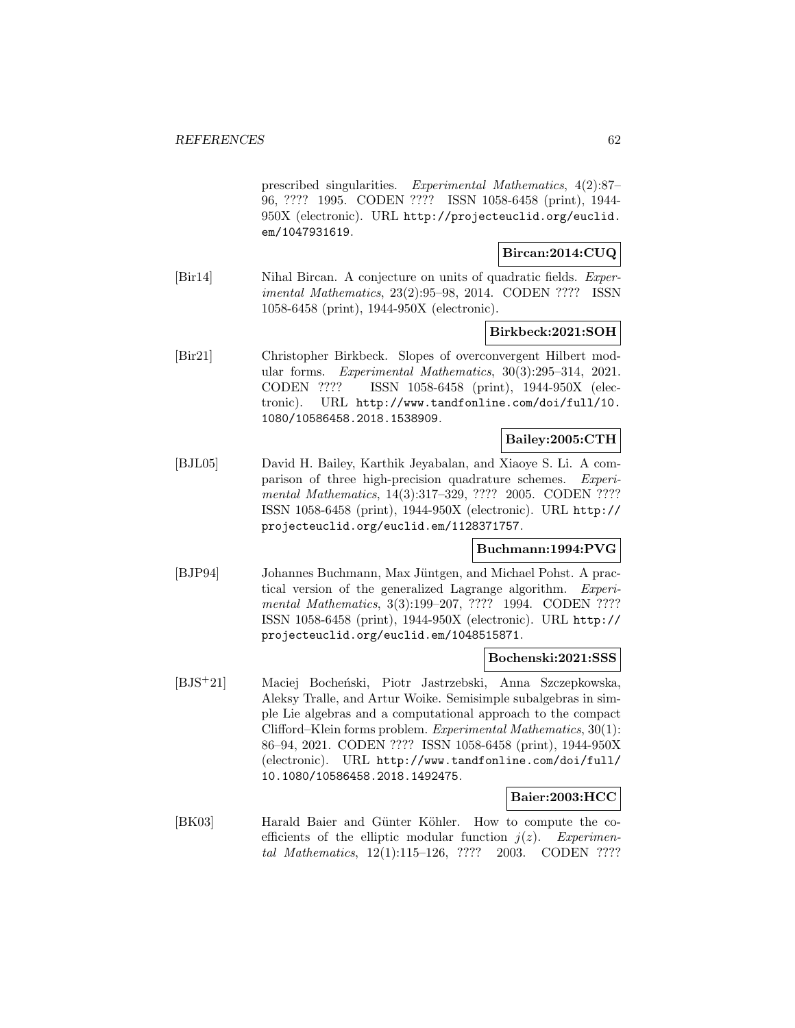prescribed singularities. *Experimental Mathematics*, 4(2):87–96, ???? 1995. CODEN ???? ISSN 1058-6458 (print), 1944-950X (electronic). URL http://projecteuclid.org/euclid.em/1047931619.

**Bircan:2014:CUQ**

[Bir14] Nihal Bircan. A conjecture on units of quadratic fields. *Experimental Mathematics*, 23(2):95–98, 2014. CODEN ???? ISSN 1058-6458 (print), 1944-950X (electronic).

**Birkbeck:2021:SOH**

[Bir21] Christopher Birkbeck. Slopes of overconvergent Hilbert modular forms. *Experimental Mathematics*, 30(3):295–314, 2021. CODEN ???? ISSN 1058-6458 (print), 1944-950X (electronic). URL http://www.tandfonline.com/doi/full/10.1080/10586458.2018.1538909.

**Bailey:2005:CTH**

[BJL05] David H. Bailey, Karthik Jeyabalan, and Xiaoye S. Li. A comparison of three high-precision quadrature schemes. *Experimental Mathematics*, 14(3):317–329, ???? 2005. CODEN ???? ISSN 1058-6458 (print), 1944-950X (electronic). URL http://projecteuclid.org/euclid.em/1128371757.

**Buchmann:1994:PVG**

[BJP94] Johannes Buchmann, Max Jüntgen, and Michael Pohst. A practical version of the generalized Lagrange algorithm. *Experimental Mathematics*, 3(3):199–207, ???? 1994. CODEN ???? ISSN 1058-6458 (print), 1944-950X (electronic). URL http://projecteuclid.org/euclid.em/1048515871.

**Bochenski:2021:SSS**

[BJS+21] Maciej Bocheński, Piotr Jastrzebski, Anna Szczepkowska, Aleksy Tralle, and Artur Woike. Semisimple subalgebras in simple Lie algebras and a computational approach to the compact Clifford–Klein forms problem. *Experimental Mathematics*, 30(1):86–94, 2021. CODEN ???? ISSN 1058-6458 (print), 1944-950X (electronic). URL http://www.tandfonline.com/doi/full/10.1080/10586458.2018.1492475.

**Baier:2003:HCC**

[BK03] Harald Baier and Günter Köhler. How to compute the coefficients of the elliptic modular function $j(z)$. *Experimental Mathematics*, 12(1):115–126, ???? 2003. CODEN ????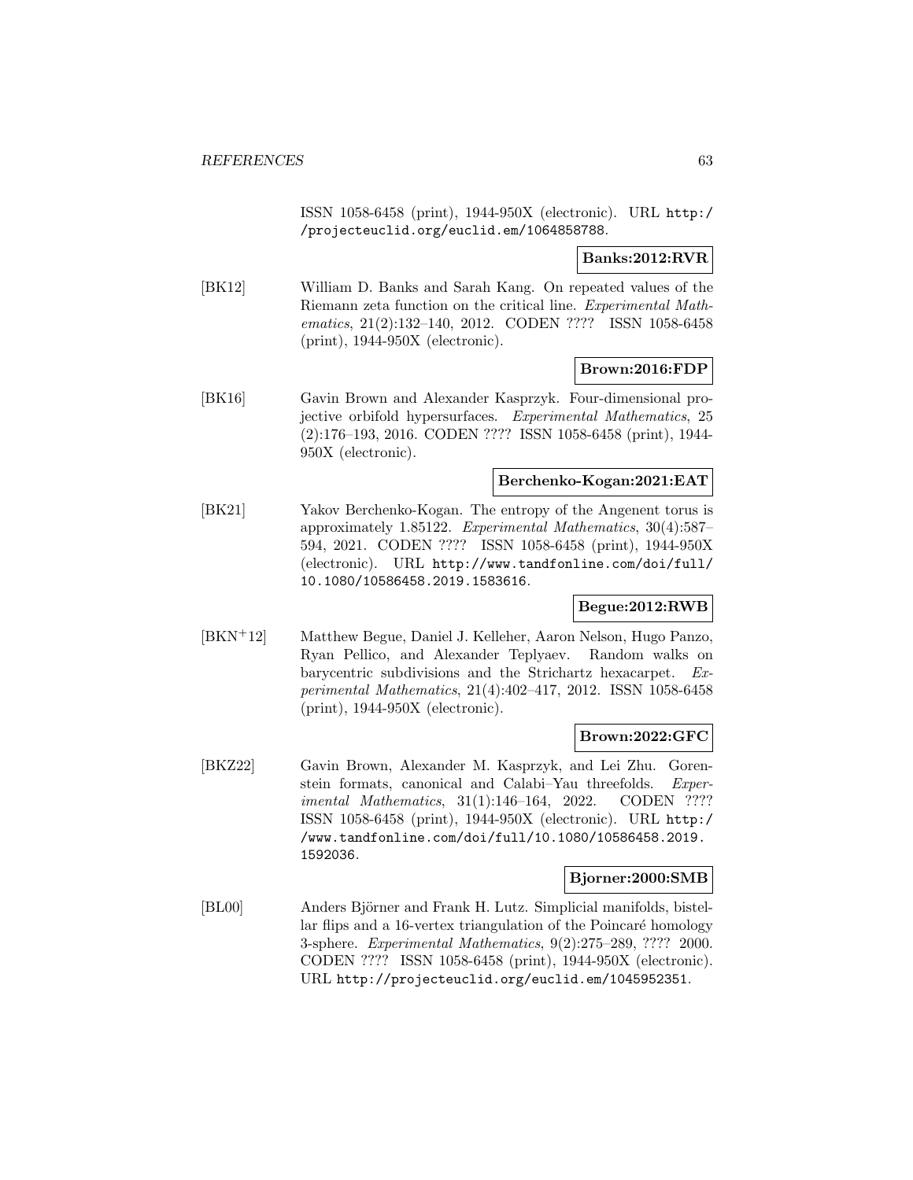ISSN 1058-6458 (print), 1944-950X (electronic). URL http://projecteuclid.org/euclid.em/1064858788.

**Banks:2012:RVR**

[BK12] William D. Banks and Sarah Kang. On repeated values of the Riemann zeta function on the critical line. *Experimental Mathematics*, 21(2):132–140, 2012. CODEN ???? ISSN 1058-6458 (print), 1944-950X (electronic).

**Brown:2016:FDP**

[BK16] Gavin Brown and Alexander Kasprzyk. Four-dimensional projective orbifold hypersurfaces. *Experimental Mathematics*, 25 (2):176–193, 2016. CODEN ???? ISSN 1058-6458 (print), 1944-950X (electronic).

**Berchenko-Kogan:2021:EAT**

[BK21] Yakov Berchenko-Kogan. The entropy of the Angenent torus is approximately 1.85122. *Experimental Mathematics*, 30(4):587–594, 2021. CODEN ???? ISSN 1058-6458 (print), 1944-950X (electronic). URL http://www.tandfonline.com/doi/full/10.1080/10586458.2019.1583616.

**Begue:2012:RWB**

[BKN+12] Matthew Begue, Daniel J. Kelleher, Aaron Nelson, Hugo Panzo, Ryan Pellico, and Alexander Teplyaev. Random walks on barycentric subdivisions and the Strichartz hexacarpet. *Experimental Mathematics*, 21(4):402–417, 2012. ISSN 1058-6458 (print), 1944-950X (electronic).

**Brown:2022:GFC**

[BKZ22] Gavin Brown, Alexander M. Kasprzyk, and Lei Zhu. Gorenstein formats, canonical and Calabi–Yau threefolds. *Experimental Mathematics*, 31(1):146–164, 2022. CODEN ???? ISSN 1058-6458 (print), 1944-950X (electronic). URL http://www.tandfonline.com/doi/full/10.1080/10586458.2019.1592036.

**Bjorner:2000:SMB**

[BL00] Anders Björner and Frank H. Lutz. Simplicial manifolds, bistellar flips and a 16-vertex triangulation of the Poincaré homology 3-sphere. *Experimental Mathematics*, 9(2):275–289, ???? 2000. CODEN ???? ISSN 1058-6458 (print), 1944-950X (electronic). URL http://projecteuclid.org/euclid.em/1045952351.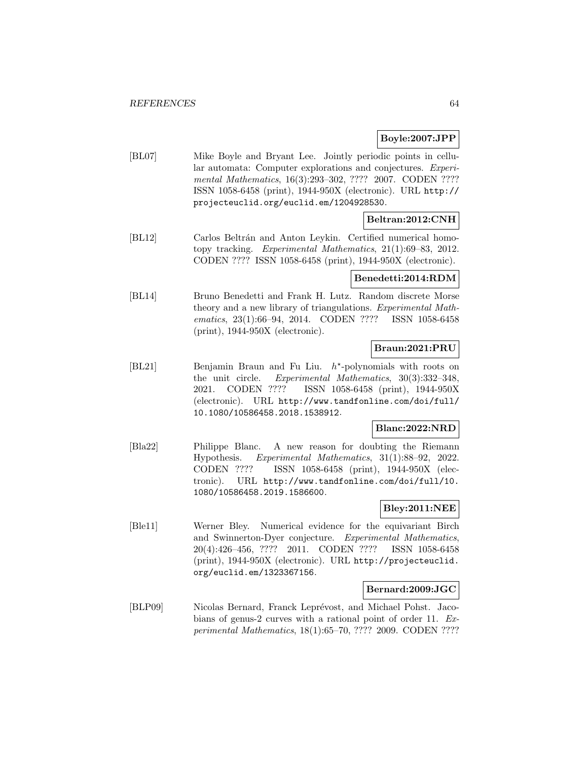**Boyle:2007:JPP**

[BL07] Mike Boyle and Bryant Lee. Jointly periodic points in cellular automata: Computer explorations and conjectures. *Experimental Mathematics*, 16(3):293–302, ???? 2007. CODEN ???? ISSN 1058-6458 (print), 1944-950X (electronic). URL http://projecteuclid.org/euclid.em/1204928530.

**Beltran:2012:CNH**

[BL12] Carlos Beltrán and Anton Leykin. Certified numerical homotopy tracking. *Experimental Mathematics*, 21(1):69–83, 2012. CODEN ???? ISSN 1058-6458 (print), 1944-950X (electronic).

**Benedetti:2014:RDM**

[BL14] Bruno Benedetti and Frank H. Lutz. Random discrete Morse theory and a new library of triangulations. *Experimental Mathematics*, 23(1):66–94, 2014. CODEN ???? ISSN 1058-6458 (print), 1944-950X (electronic).

**Braun:2021:PRU**

[BL21] Benjamin Braun and Fu Liu. $h^\star$-polynomials with roots on the unit circle. *Experimental Mathematics*, 30(3):332–348, 2021. CODEN ???? ISSN 1058-6458 (print), 1944-950X (electronic). URL http://www.tandfonline.com/doi/full/10.1080/10586458.2018.1538912.

**Blanc:2022:NRD**

[Bla22] Philippe Blanc. A new reason for doubting the Riemann Hypothesis. *Experimental Mathematics*, 31(1):88–92, 2022. CODEN ???? ISSN 1058-6458 (print), 1944-950X (electronic). URL http://www.tandfonline.com/doi/full/10.1080/10586458.2019.1586600.

**Bley:2011:NEE**

[Ble11] Werner Bley. Numerical evidence for the equivariant Birch and Swinnerton-Dyer conjecture. *Experimental Mathematics*, 20(4):426–456, ???? 2011. CODEN ???? ISSN 1058-6458 (print), 1944-950X (electronic). URL http://projecteuclid.org/euclid.em/1323367156.

**Bernard:2009:JGC**

[BLP09] Nicolas Bernard, Franck Leprévost, and Michael Pohst. Jacobians of genus-2 curves with a rational point of order 11. *Experimental Mathematics*, 18(1):65–70, ???? 2009. CODEN ????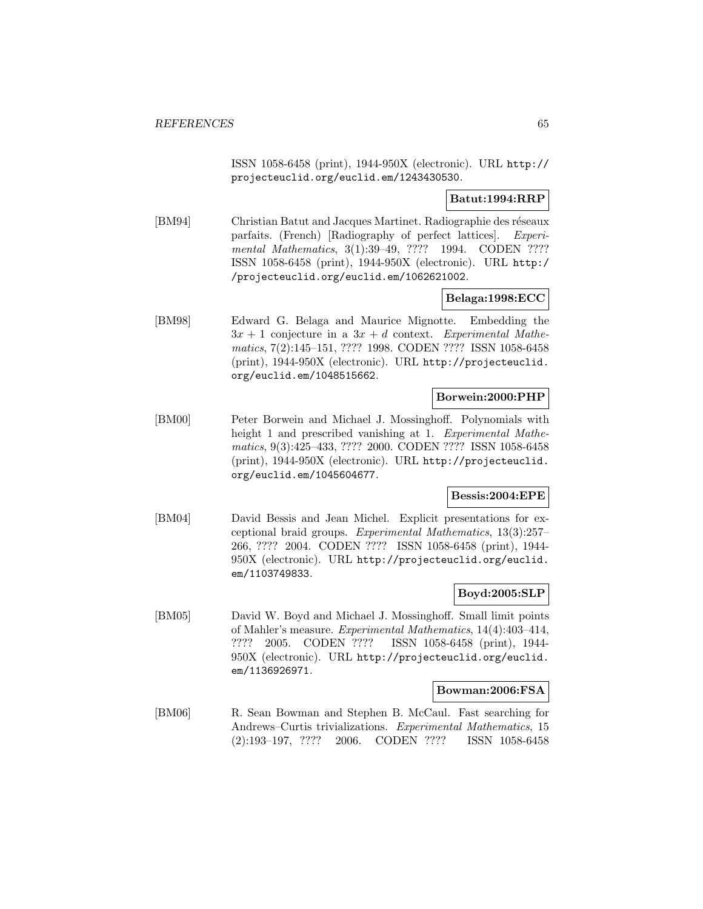ISSN 1058-6458 (print), 1944-950X (electronic). URL http://projecteuclid.org/euclid.em/1243430530.

**Batut:1994:RRP**

[BM94] Christian Batut and Jacques Martinet. Radiographie des réseaux parfaits. (French) [Radiography of perfect lattices]. *Experimental Mathematics*, 3(1):39–49, ???? 1994. CODEN ???? ISSN 1058-6458 (print), 1944-950X (electronic). URL http://projecteuclid.org/euclid.em/1062621002.

**Belaga:1998:ECC**

[BM98] Edward G. Belaga and Maurice Mignotte. Embedding the $3x + 1$ conjecture in a $3x + d$ context. *Experimental Mathematics*, 7(2):145–151, ???? 1998. CODEN ???? ISSN 1058-6458 (print), 1944-950X (electronic). URL http://projecteuclid.org/euclid.em/1048515662.

**Borwein:2000:PHP**

[BM00] Peter Borwein and Michael J. Mossinghoff. Polynomials with height 1 and prescribed vanishing at 1. *Experimental Mathematics*, 9(3):425–433, ???? 2000. CODEN ???? ISSN 1058-6458 (print), 1944-950X (electronic). URL http://projecteuclid.org/euclid.em/1045604677.

**Bessis:2004:EPE**

[BM04] David Bessis and Jean Michel. Explicit presentations for exceptional braid groups. *Experimental Mathematics*, 13(3):257–266, ???? 2004. CODEN ???? ISSN 1058-6458 (print), 1944-950X (electronic). URL http://projecteuclid.org/euclid.em/1103749833.

**Boyd:2005:SLP**

[BM05] David W. Boyd and Michael J. Mossinghoff. Small limit points of Mahler's measure. *Experimental Mathematics*, 14(4):403–414, ???? 2005. CODEN ???? ISSN 1058-6458 (print), 1944-950X (electronic). URL http://projecteuclid.org/euclid.em/1136926971.

**Bowman:2006:FSA**

[BM06] R. Sean Bowman and Stephen B. McCaul. Fast searching for Andrews–Curtis trivializations. *Experimental Mathematics*, 15(2):193–197, ???? 2006. CODEN ???? ISSN 1058-6458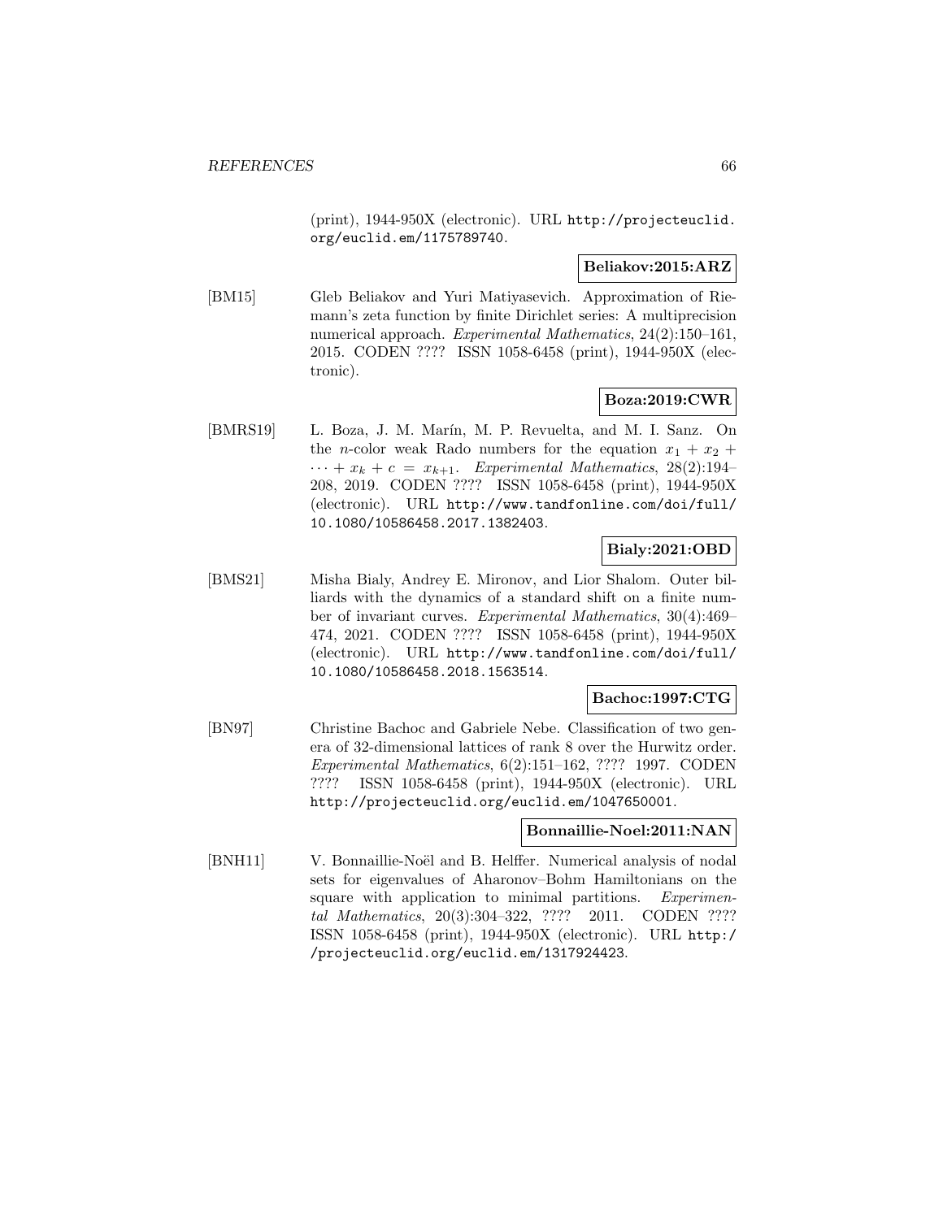(print), 1944-950X (electronic). URL http://projecteuclid.org/euclid.em/1175789740.

**Beliakov:2015:ARZ**

[BM15] Gleb Beliakov and Yuri Matiyasevich. Approximation of Riemann's zeta function by finite Dirichlet series: A multiprecision numerical approach. *Experimental Mathematics*, 24(2):150–161, 2015. CODEN ???? ISSN 1058-6458 (print), 1944-950X (electronic).

**Boza:2019:CWR**

[BMRS19] L. Boza, J. M. Marín, M. P. Revuelta, and M. I. Sanz. On the $n$-color weak Rado numbers for the equation $x_1 + x_2 + \cdots + x_k + c = x_{k+1}$. *Experimental Mathematics*, 28(2):194–208, 2019. CODEN ???? ISSN 1058-6458 (print), 1944-950X (electronic). URL http://www.tandfonline.com/doi/full/10.1080/10586458.2017.1382403.

**Bialy:2021:OBD**

[BMS21] Misha Bialy, Andrey E. Mironov, and Lior Shalom. Outer billiards with the dynamics of a standard shift on a finite number of invariant curves. *Experimental Mathematics*, 30(4):469–474, 2021. CODEN ???? ISSN 1058-6458 (print), 1944-950X (electronic). URL http://www.tandfonline.com/doi/full/10.1080/10586458.2018.1563514.

**Bachoc:1997:CTG**

[BN97] Christine Bachoc and Gabriele Nebe. Classification of two genera of 32-dimensional lattices of rank 8 over the Hurwitz order. *Experimental Mathematics*, 6(2):151–162, ???? 1997. CODEN ???? ISSN 1058-6458 (print), 1944-950X (electronic). URL http://projecteuclid.org/euclid.em/1047650001.

**Bonnaillie-Noel:2011:NAN**

[BNH11] V. Bonnaillie-Noël and B. Helffer. Numerical analysis of nodal sets for eigenvalues of Aharonov–Bohm Hamiltonians on the square with application to minimal partitions. *Experimental Mathematics*, 20(3):304–322, ???? 2011. CODEN ???? ISSN 1058-6458 (print), 1944-950X (electronic). URL http://projecteuclid.org/euclid.em/1317924423.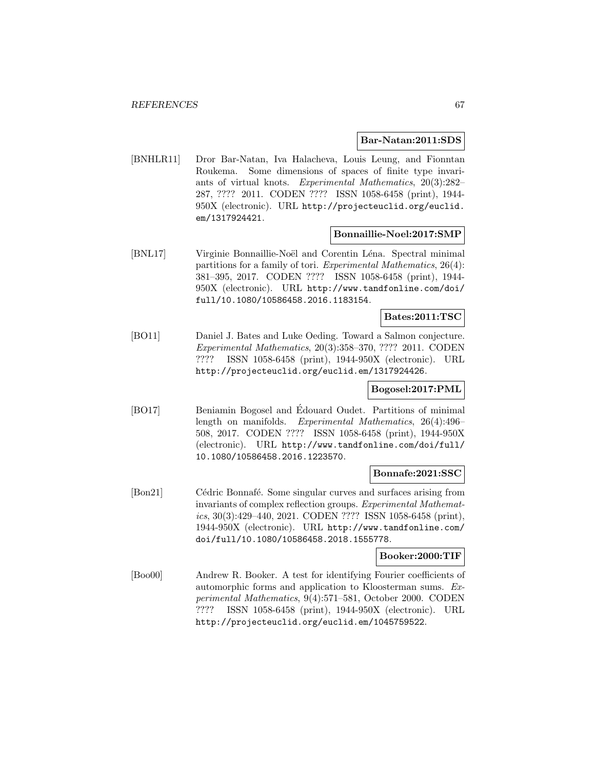**Bar-Natan:2011:SDS**

[BNHLR11] Dror Bar-Natan, Iva Halacheva, Louis Leung, and Fionntan Roukema. Some dimensions of spaces of finite type invariants of virtual knots. *Experimental Mathematics*, 20(3):282–287, ???? 2011. CODEN ???? ISSN 1058-6458 (print), 1944-950X (electronic). URL http://projecteuclid.org/euclid.em/1317924421.

**Bonnaillie-Noel:2017:SMP**

[BNL17] Virginie Bonnaillie-Noël and Corentin Léna. Spectral minimal partitions for a family of tori. *Experimental Mathematics*, 26(4): 381–395, 2017. CODEN ???? ISSN 1058-6458 (print), 1944-950X (electronic). URL http://www.tandfonline.com/doi/full/10.1080/10586458.2016.1183154.

**Bates:2011:TSC**

[BO11] Daniel J. Bates and Luke Oeding. Toward a Salmon conjecture. *Experimental Mathematics*, 20(3):358–370, ???? 2011. CODEN ???? ISSN 1058-6458 (print), 1944-950X (electronic). URL http://projecteuclid.org/euclid.em/1317924426.

**Bogosel:2017:PML**

[BO17] Beniamin Bogosel and Édouard Oudet. Partitions of minimal length on manifolds. *Experimental Mathematics*, 26(4):496–508, 2017. CODEN ???? ISSN 1058-6458 (print), 1944-950X (electronic). URL http://www.tandfonline.com/doi/full/10.1080/10586458.2016.1223570.

**Bonnafe:2021:SSC**

[Bon21] Cédric Bonnafé. Some singular curves and surfaces arising from invariants of complex reflection groups. *Experimental Mathematics*, 30(3):429–440, 2021. CODEN ???? ISSN 1058-6458 (print), 1944-950X (electronic). URL http://www.tandfonline.com/doi/full/10.1080/10586458.2018.1555778.

**Booker:2000:TIF**

[Boo00] Andrew R. Booker. A test for identifying Fourier coefficients of automorphic forms and application to Kloosterman sums. *Experimental Mathematics*, 9(4):571–581, October 2000. CODEN ???? ISSN 1058-6458 (print), 1944-950X (electronic). URL http://projecteuclid.org/euclid.em/1045759522.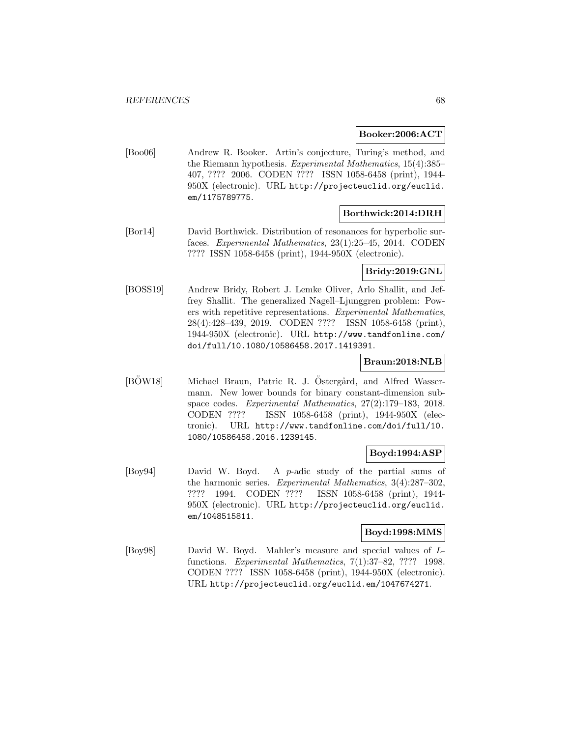**Booker:2006:ACT**

[Boo06] Andrew R. Booker. Artin's conjecture, Turing's method, and the Riemann hypothesis. *Experimental Mathematics*, 15(4):385–407, ???? 2006. CODEN ???? ISSN 1058-6458 (print), 1944-950X (electronic). URL http://projecteuclid.org/euclid.em/1175789775.

**Borthwick:2014:DRH**

[Bor14] David Borthwick. Distribution of resonances for hyperbolic surfaces. *Experimental Mathematics*, 23(1):25–45, 2014. CODEN ???? ISSN 1058-6458 (print), 1944-950X (electronic).

**Bridy:2019:GNL**

[BOSS19] Andrew Bridy, Robert J. Lemke Oliver, Arlo Shallit, and Jeffrey Shallit. The generalized Nagell–Ljunggren problem: Powers with repetitive representations. *Experimental Mathematics*, 28(4):428–439, 2019. CODEN ???? ISSN 1058-6458 (print), 1944-950X (electronic). URL http://www.tandfonline.com/doi/full/10.1080/10586458.2017.1419391.

**Braun:2018:NLB**

[BÖW18] Michael Braun, Patric R. J. Östergård, and Alfred Wassermann. New lower bounds for binary constant-dimension subspace codes. *Experimental Mathematics*, 27(2):179–183, 2018. CODEN ???? ISSN 1058-6458 (print), 1944-950X (electronic). URL http://www.tandfonline.com/doi/full/10.1080/10586458.2016.1239145.

**Boyd:1994:ASP**

[Boy94] David W. Boyd. A $p$-adic study of the partial sums of the harmonic series. *Experimental Mathematics*, 3(4):287–302, ???? 1994. CODEN ???? ISSN 1058-6458 (print), 1944-950X (electronic). URL http://projecteuclid.org/euclid.em/1048515811.

**Boyd:1998:MMS**

[Boy98] David W. Boyd. Mahler's measure and special values of $L$-functions. *Experimental Mathematics*, 7(1):37–82, ???? 1998. CODEN ???? ISSN 1058-6458 (print), 1944-950X (electronic). URL http://projecteuclid.org/euclid.em/1047674271.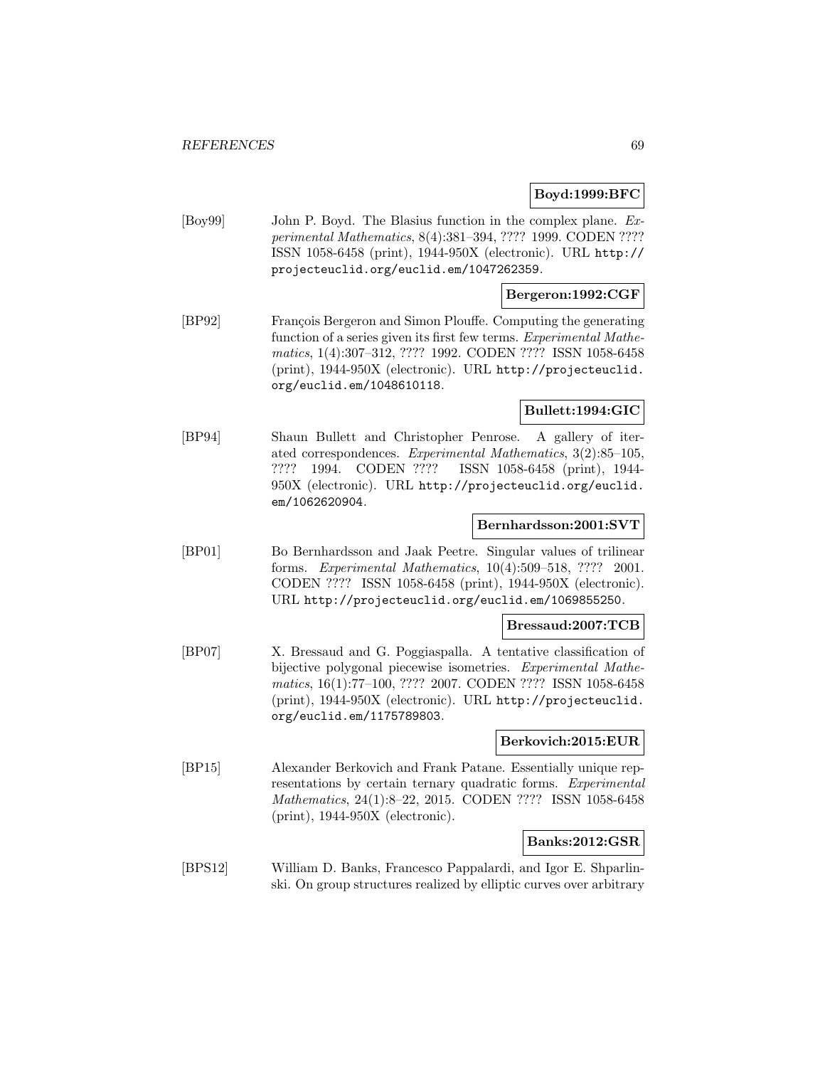**Boyd:1999:BFC**

[Boy99] John P. Boyd. The Blasius function in the complex plane. *Experimental Mathematics*, 8(4):381–394, ???? 1999. CODEN ???? ISSN 1058-6458 (print), 1944-950X (electronic). URL `http://projecteuclid.org/euclid.em/1047262359`.

**Bergeron:1992:CGF**

[BP92] François Bergeron and Simon Plouffe. Computing the generating function of a series given its first few terms. *Experimental Mathematics*, 1(4):307–312, ???? 1992. CODEN ???? ISSN 1058-6458 (print), 1944-950X (electronic). URL `http://projecteuclid.org/euclid.em/1048610118`.

**Bullett:1994:GIC**

[BP94] Shaun Bullett and Christopher Penrose. A gallery of iterated correspondences. *Experimental Mathematics*, 3(2):85–105, ???? 1994. CODEN ???? ISSN 1058-6458 (print), 1944-950X (electronic). URL `http://projecteuclid.org/euclid.em/1062620904`.

**Bernhardsson:2001:SVT**

[BP01] Bo Bernhardsson and Jaak Peetre. Singular values of trilinear forms. *Experimental Mathematics*, 10(4):509–518, ???? 2001. CODEN ???? ISSN 1058-6458 (print), 1944-950X (electronic). URL `http://projecteuclid.org/euclid.em/1069855250`.

**Bressaud:2007:TCB**

[BP07] X. Bressaud and G. Poggiaspalla. A tentative classification of bijective polygonal piecewise isometries. *Experimental Mathematics*, 16(1):77–100, ???? 2007. CODEN ???? ISSN 1058-6458 (print), 1944-950X (electronic). URL `http://projecteuclid.org/euclid.em/1175789803`.

**Berkovich:2015:EUR**

[BP15] Alexander Berkovich and Frank Patane. Essentially unique representations by certain ternary quadratic forms. *Experimental Mathematics*, 24(1):8–22, 2015. CODEN ???? ISSN 1058-6458 (print), 1944-950X (electronic).

**Banks:2012:GSR**

[BPS12] William D. Banks, Francesco Pappalardi, and Igor E. Shparlinski. On group structures realized by elliptic curves over arbitrary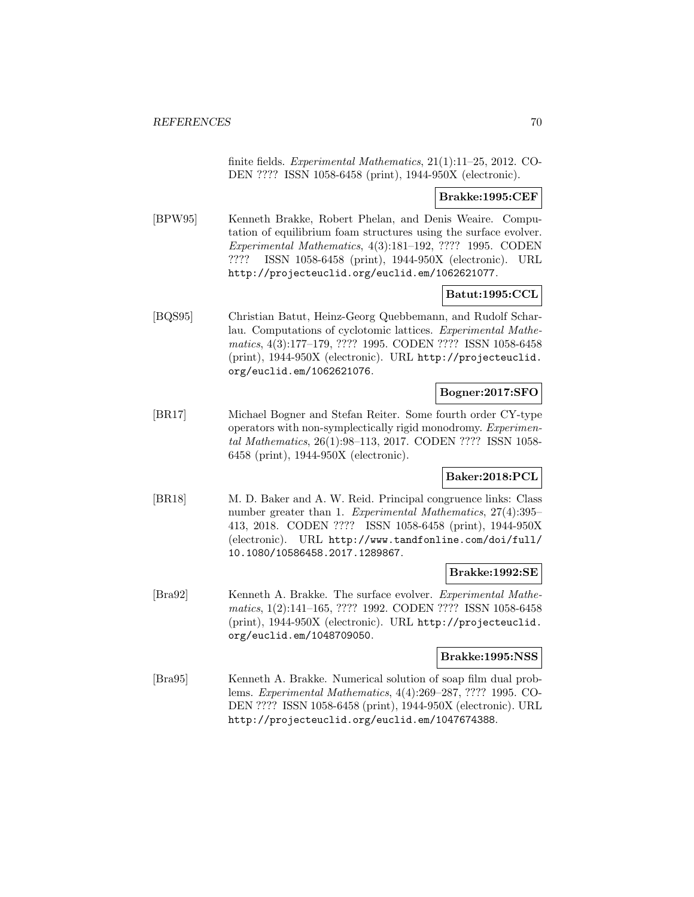finite fields. *Experimental Mathematics*, 21(1):11–25, 2012. CODEN ???? ISSN 1058-6458 (print), 1944-950X (electronic).

**Brakke:1995:CEF**

[BPW95] Kenneth Brakke, Robert Phelan, and Denis Weaire. Computation of equilibrium foam structures using the surface evolver. *Experimental Mathematics*, 4(3):181–192, ???? 1995. CODEN ???? ISSN 1058-6458 (print), 1944-950X (electronic). URL http://projecteuclid.org/euclid.em/1062621077.

**Batut:1995:CCL**

[BQS95] Christian Batut, Heinz-Georg Quebbemann, and Rudolf Scharlau. Computations of cyclotomic lattices. *Experimental Mathematics*, 4(3):177–179, ???? 1995. CODEN ???? ISSN 1058-6458 (print), 1944-950X (electronic). URL http://projecteuclid.org/euclid.em/1062621076.

**Bogner:2017:SFO**

[BR17] Michael Bogner and Stefan Reiter. Some fourth order CY-type operators with non-symplectically rigid monodromy. *Experimental Mathematics*, 26(1):98–113, 2017. CODEN ???? ISSN 1058-6458 (print), 1944-950X (electronic).

**Baker:2018:PCL**

[BR18] M. D. Baker and A. W. Reid. Principal congruence links: Class number greater than 1. *Experimental Mathematics*, 27(4):395–413, 2018. CODEN ???? ISSN 1058-6458 (print), 1944-950X (electronic). URL http://www.tandfonline.com/doi/full/10.1080/10586458.2017.1289867.

**Brakke:1992:SE**

[Bra92] Kenneth A. Brakke. The surface evolver. *Experimental Mathematics*, 1(2):141–165, ???? 1992. CODEN ???? ISSN 1058-6458 (print), 1944-950X (electronic). URL http://projecteuclid.org/euclid.em/1048709050.

**Brakke:1995:NSS**

[Bra95] Kenneth A. Brakke. Numerical solution of soap film dual problems. *Experimental Mathematics*, 4(4):269–287, ???? 1995. CODEN ???? ISSN 1058-6458 (print), 1944-950X (electronic). URL http://projecteuclid.org/euclid.em/1047674388.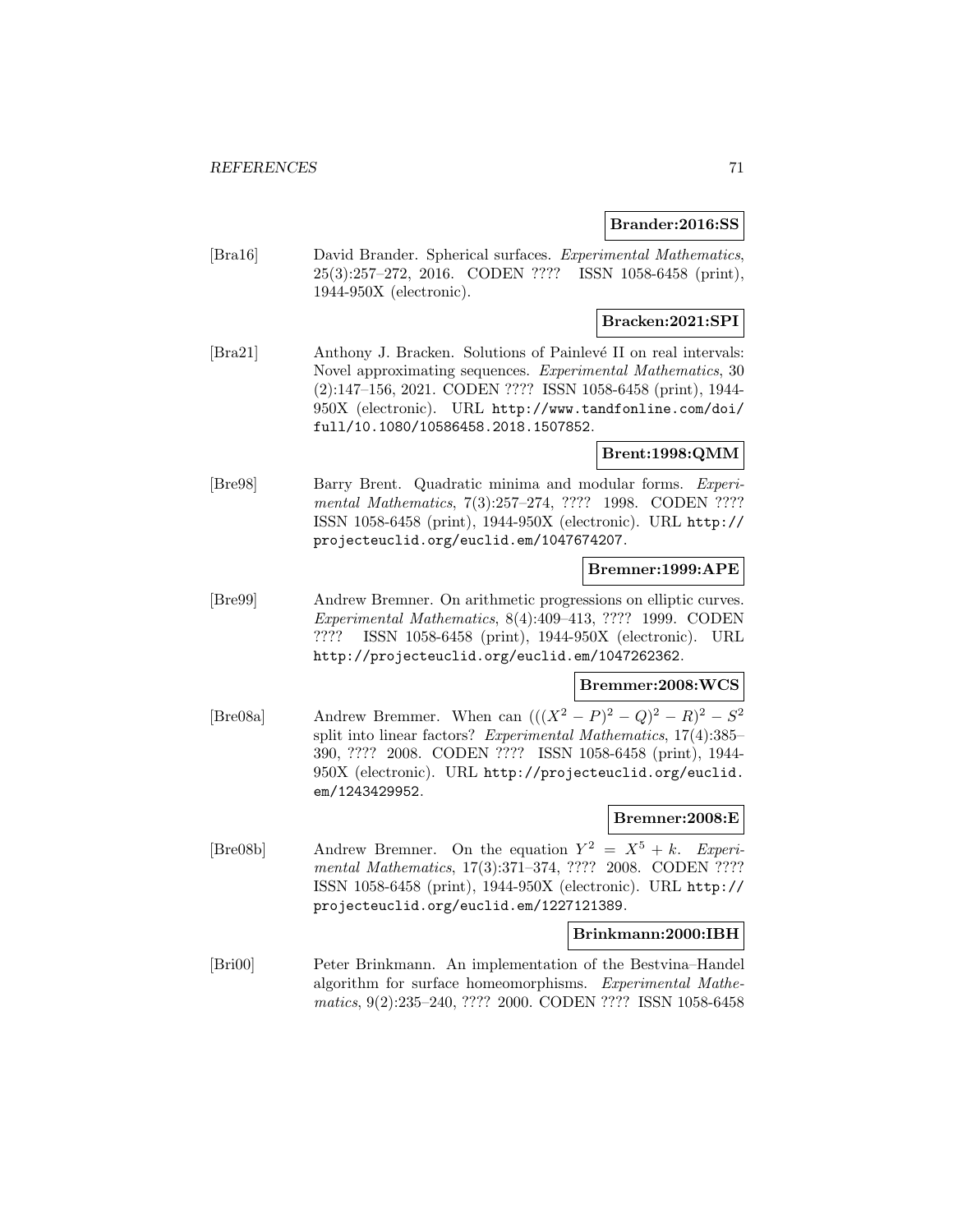**Brander:2016:SS**

[Bra16] David Brander. Spherical surfaces. *Experimental Mathematics*, 25(3):257–272, 2016. CODEN ???? ISSN 1058-6458 (print), 1944-950X (electronic).

**Bracken:2021:SPI**

[Bra21] Anthony J. Bracken. Solutions of Painlevé II on real intervals: Novel approximating sequences. *Experimental Mathematics*, 30 (2):147–156, 2021. CODEN ???? ISSN 1058-6458 (print), 1944-950X (electronic). URL http://www.tandfonline.com/doi/full/10.1080/10586458.2018.1507852.

**Brent:1998:QMM**

[Bre98] Barry Brent. Quadratic minima and modular forms. *Experimental Mathematics*, 7(3):257–274, ???? 1998. CODEN ???? ISSN 1058-6458 (print), 1944-950X (electronic). URL http://projecteuclid.org/euclid.em/1047674207.

**Bremner:1999:APE**

[Bre99] Andrew Bremner. On arithmetic progressions on elliptic curves. *Experimental Mathematics*, 8(4):409–413, ???? 1999. CODEN ???? ISSN 1058-6458 (print), 1944-950X (electronic). URL http://projecteuclid.org/euclid.em/1047262362.

**Bremmer:2008:WCS**

[Bre08a] Andrew Bremmer. When can $(((X^2 - P)^2 - Q)^2 - R)^2 - S^2$ split into linear factors? *Experimental Mathematics*, 17(4):385–390, ???? 2008. CODEN ???? ISSN 1058-6458 (print), 1944-950X (electronic). URL http://projecteuclid.org/euclid.em/1243429952.

**Bremner:2008:E**

[Bre08b] Andrew Bremner. On the equation $Y^2 = X^5 + k$. *Experimental Mathematics*, 17(3):371–374, ???? 2008. CODEN ???? ISSN 1058-6458 (print), 1944-950X (electronic). URL http://projecteuclid.org/euclid.em/1227121389.

**Brinkmann:2000:IBH**

[Bri00] Peter Brinkmann. An implementation of the Bestvina–Handel algorithm for surface homeomorphisms. *Experimental Mathematics*, 9(2):235–240, ???? 2000. CODEN ???? ISSN 1058-6458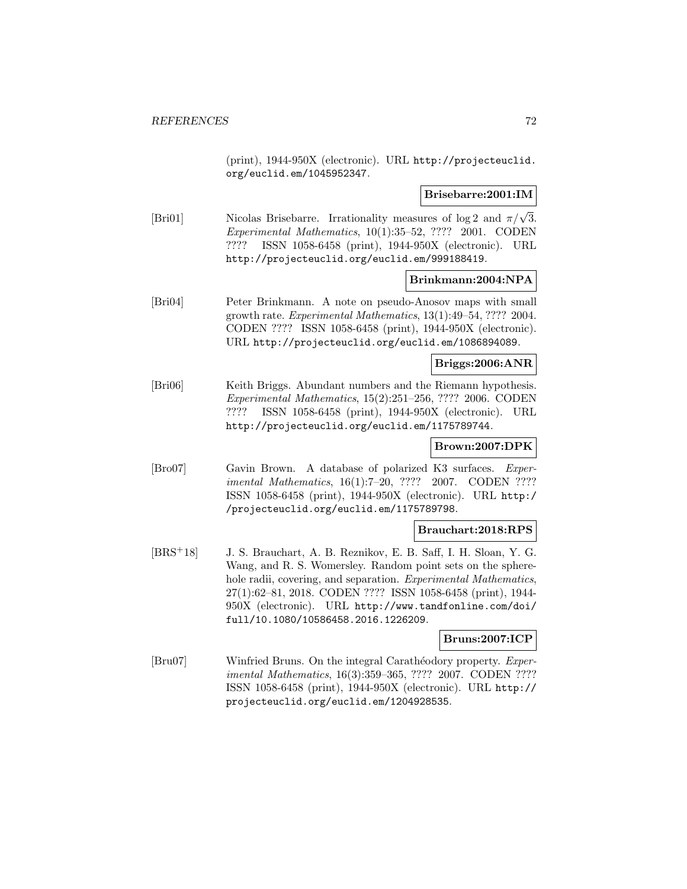(print), 1944-950X (electronic). URL http://projecteuclid.org/euclid.em/1045952347.

**Brisebarre:2001:IM**

[Bri01] Nicolas Brisebarre. Irrationality measures of $\log 2$ and $\pi/\sqrt{3}$. *Experimental Mathematics*, 10(1):35–52, ???? 2001. CODEN ???? ISSN 1058-6458 (print), 1944-950X (electronic). URL http://projecteuclid.org/euclid.em/999188419.

**Brinkmann:2004:NPA**

[Bri04] Peter Brinkmann. A note on pseudo-Anosov maps with small growth rate. *Experimental Mathematics*, 13(1):49–54, ???? 2004. CODEN ???? ISSN 1058-6458 (print), 1944-950X (electronic). URL http://projecteuclid.org/euclid.em/1086894089.

**Briggs:2006:ANR**

[Bri06] Keith Briggs. Abundant numbers and the Riemann hypothesis. *Experimental Mathematics*, 15(2):251–256, ???? 2006. CODEN ???? ISSN 1058-6458 (print), 1944-950X (electronic). URL http://projecteuclid.org/euclid.em/1175789744.

**Brown:2007:DPK**

[Bro07] Gavin Brown. A database of polarized K3 surfaces. *Experimental Mathematics*, 16(1):7–20, ???? 2007. CODEN ???? ISSN 1058-6458 (print), 1944-950X (electronic). URL http://projecteuclid.org/euclid.em/1175789798.

**Brauchart:2018:RPS**

[BRS+18] J. S. Brauchart, A. B. Reznikov, E. B. Saff, I. H. Sloan, Y. G. Wang, and R. S. Womersley. Random point sets on the sphere-hole radii, covering, and separation. *Experimental Mathematics*, 27(1):62–81, 2018. CODEN ???? ISSN 1058-6458 (print), 1944-950X (electronic). URL http://www.tandfonline.com/doi/full/10.1080/10586458.2016.1226209.

**Bruns:2007:ICP**

[Bru07] Winfried Bruns. On the integral Carathéodory property. *Experimental Mathematics*, 16(3):359–365, ???? 2007. CODEN ???? ISSN 1058-6458 (print), 1944-950X (electronic). URL http://projecteuclid.org/euclid.em/1204928535.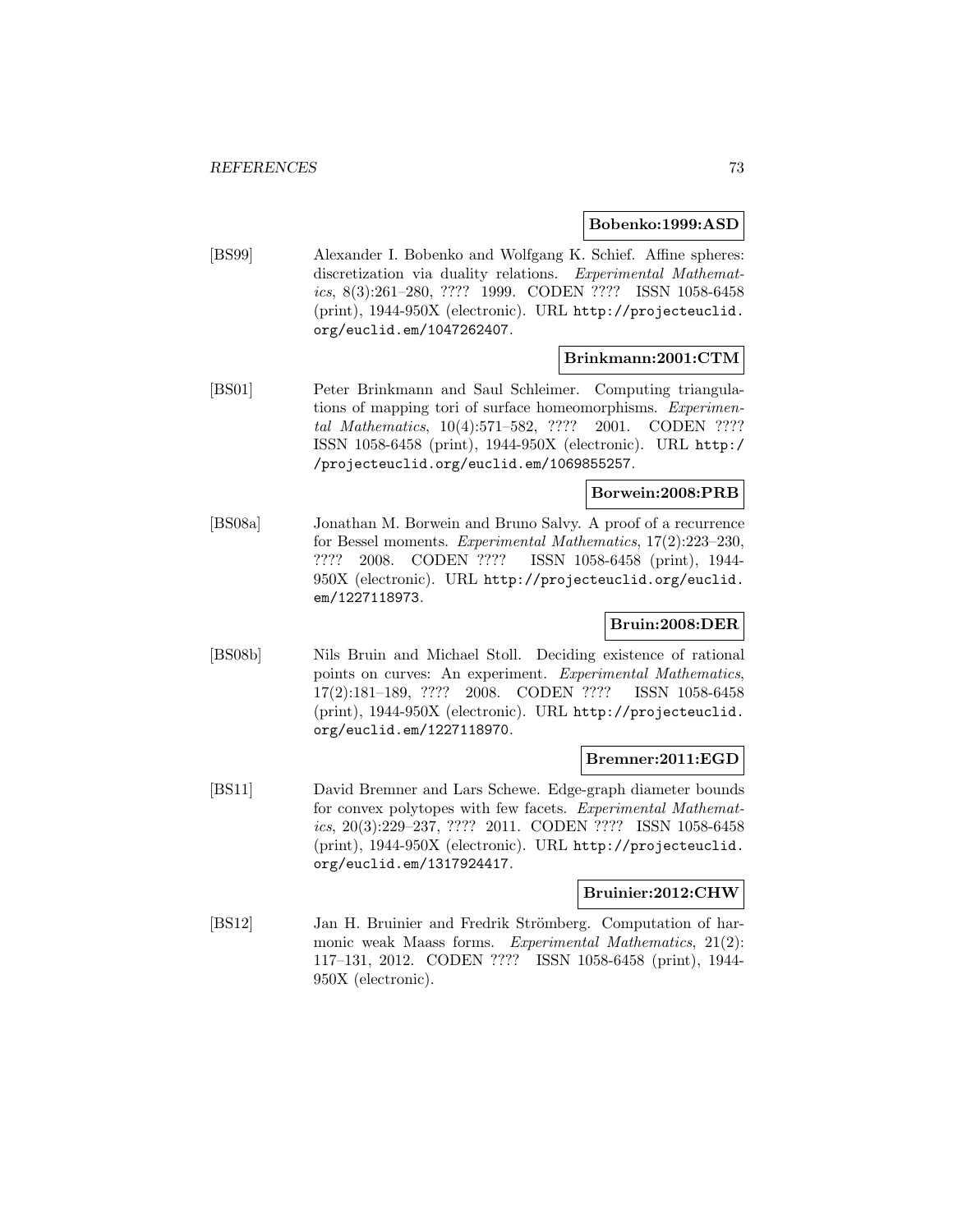**Bobenko:1999:ASD**

[BS99] Alexander I. Bobenko and Wolfgang K. Schief. Affine spheres: discretization via duality relations. *Experimental Mathematics*, 8(3):261–280, ???? 1999. CODEN ???? ISSN 1058-6458 (print), 1944-950X (electronic). URL `http://projecteuclid.org/euclid.em/1047262407`.

**Brinkmann:2001:CTM**

[BS01] Peter Brinkmann and Saul Schleimer. Computing triangulations of mapping tori of surface homeomorphisms. *Experimental Mathematics*, 10(4):571–582, ???? 2001. CODEN ???? ISSN 1058-6458 (print), 1944-950X (electronic). URL `http://projecteuclid.org/euclid.em/1069855257`.

**Borwein:2008:PRB**

[BS08a] Jonathan M. Borwein and Bruno Salvy. A proof of a recurrence for Bessel moments. *Experimental Mathematics*, 17(2):223–230, ???? 2008. CODEN ???? ISSN 1058-6458 (print), 1944-950X (electronic). URL `http://projecteuclid.org/euclid.em/1227118973`.

**Bruin:2008:DER**

[BS08b] Nils Bruin and Michael Stoll. Deciding existence of rational points on curves: An experiment. *Experimental Mathematics*, 17(2):181–189, ???? 2008. CODEN ???? ISSN 1058-6458 (print), 1944-950X (electronic). URL `http://projecteuclid.org/euclid.em/1227118970`.

**Bremner:2011:EGD**

[BS11] David Bremner and Lars Schewe. Edge-graph diameter bounds for convex polytopes with few facets. *Experimental Mathematics*, 20(3):229–237, ???? 2011. CODEN ???? ISSN 1058-6458 (print), 1944-950X (electronic). URL `http://projecteuclid.org/euclid.em/1317924417`.

**Bruinier:2012:CHW**

[BS12] Jan H. Bruinier and Fredrik Strömberg. Computation of harmonic weak Maass forms. *Experimental Mathematics*, 21(2): 117–131, 2012. CODEN ???? ISSN 1058-6458 (print), 1944-950X (electronic).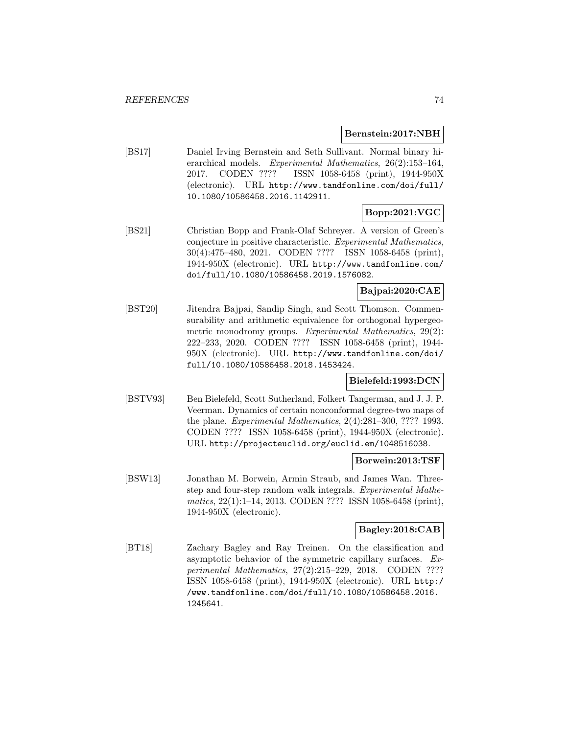**Bernstein:2017:NBH**

[BS17] Daniel Irving Bernstein and Seth Sullivant. Normal binary hierarchical models. *Experimental Mathematics*, 26(2):153–164, 2017. CODEN ???? ISSN 1058-6458 (print), 1944-950X (electronic). URL http://www.tandfonline.com/doi/full/10.1080/10586458.2016.1142911.

**Bopp:2021:VGC**

[BS21] Christian Bopp and Frank-Olaf Schreyer. A version of Green's conjecture in positive characteristic. *Experimental Mathematics*, 30(4):475–480, 2021. CODEN ???? ISSN 1058-6458 (print), 1944-950X (electronic). URL http://www.tandfonline.com/doi/full/10.1080/10586458.2019.1576082.

**Bajpai:2020:CAE**

[BST20] Jitendra Bajpai, Sandip Singh, and Scott Thomson. Commensurability and arithmetic equivalence for orthogonal hypergeometric monodromy groups. *Experimental Mathematics*, 29(2): 222–233, 2020. CODEN ???? ISSN 1058-6458 (print), 1944-950X (electronic). URL http://www.tandfonline.com/doi/full/10.1080/10586458.2018.1453424.

**Bielefeld:1993:DCN**

[BSTV93] Ben Bielefeld, Scott Sutherland, Folkert Tangerman, and J. J. P. Veerman. Dynamics of certain nonconformal degree-two maps of the plane. *Experimental Mathematics*, 2(4):281–300, ???? 1993. CODEN ???? ISSN 1058-6458 (print), 1944-950X (electronic). URL http://projecteuclid.org/euclid.em/1048516038.

**Borwein:2013:TSF**

[BSW13] Jonathan M. Borwein, Armin Straub, and James Wan. Three-step and four-step random walk integrals. *Experimental Mathematics*, 22(1):1–14, 2013. CODEN ???? ISSN 1058-6458 (print), 1944-950X (electronic).

**Bagley:2018:CAB**

[BT18] Zachary Bagley and Ray Treinen. On the classification and asymptotic behavior of the symmetric capillary surfaces. *Experimental Mathematics*, 27(2):215–229, 2018. CODEN ???? ISSN 1058-6458 (print), 1944-950X (electronic). URL http://www.tandfonline.com/doi/full/10.1080/10586458.2016.1245641.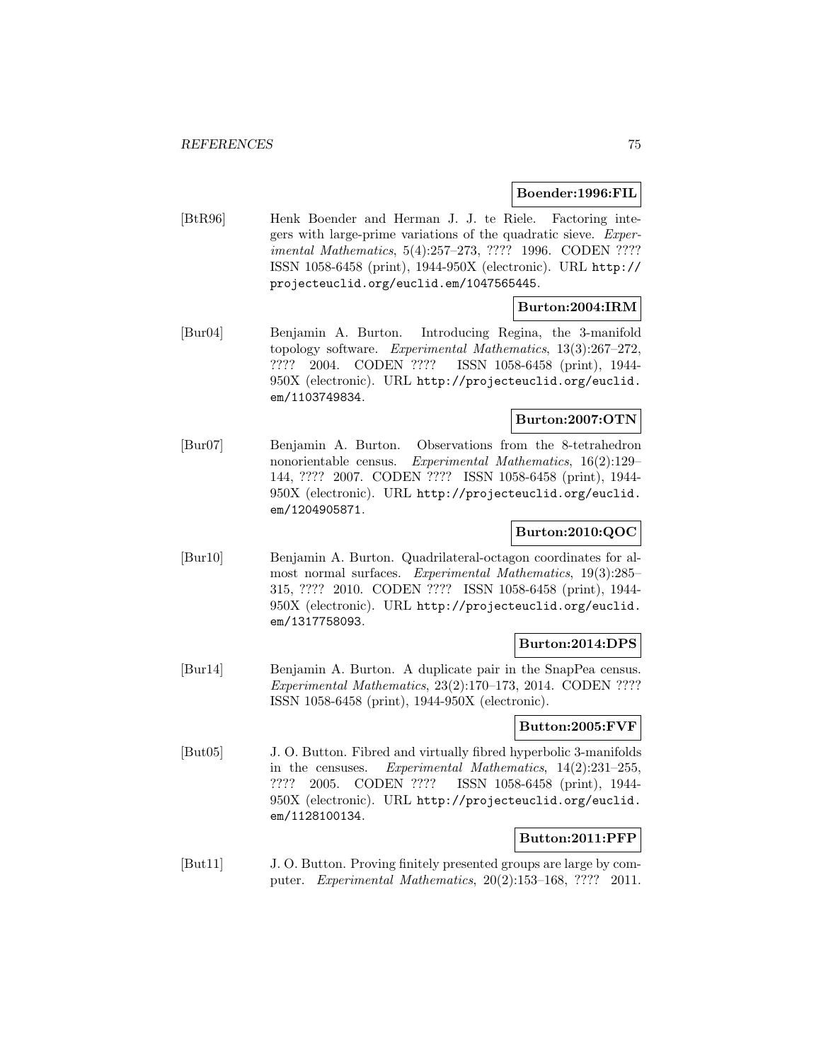**Boender:1996:FIL**

[BtR96] Henk Boender and Herman J. J. te Riele. Factoring integers with large-prime variations of the quadratic sieve. *Experimental Mathematics*, 5(4):257–273, ???? 1996. CODEN ???? ISSN 1058-6458 (print), 1944-950X (electronic). URL http://projecteuclid.org/euclid.em/1047565445.

**Burton:2004:IRM**

[Bur04] Benjamin A. Burton. Introducing Regina, the 3-manifold topology software. *Experimental Mathematics*, 13(3):267–272, ???? 2004. CODEN ???? ISSN 1058-6458 (print), 1944-950X (electronic). URL http://projecteuclid.org/euclid.em/1103749834.

**Burton:2007:OTN**

[Bur07] Benjamin A. Burton. Observations from the 8-tetrahedron nonorientable census. *Experimental Mathematics*, 16(2):129–144, ???? 2007. CODEN ???? ISSN 1058-6458 (print), 1944-950X (electronic). URL http://projecteuclid.org/euclid.em/1204905871.

**Burton:2010:QOC**

[Bur10] Benjamin A. Burton. Quadrilateral-octagon coordinates for almost normal surfaces. *Experimental Mathematics*, 19(3):285–315, ???? 2010. CODEN ???? ISSN 1058-6458 (print), 1944-950X (electronic). URL http://projecteuclid.org/euclid.em/1317758093.

**Burton:2014:DPS**

[Bur14] Benjamin A. Burton. A duplicate pair in the SnapPea census. *Experimental Mathematics*, 23(2):170–173, 2014. CODEN ???? ISSN 1058-6458 (print), 1944-950X (electronic).

**Button:2005:FVF**

[But05] J. O. Button. Fibred and virtually fibred hyperbolic 3-manifolds in the censuses. *Experimental Mathematics*, 14(2):231–255, ???? 2005. CODEN ???? ISSN 1058-6458 (print), 1944-950X (electronic). URL http://projecteuclid.org/euclid.em/1128100134.

**Button:2011:PFP**

[But11] J. O. Button. Proving finitely presented groups are large by computer. *Experimental Mathematics*, 20(2):153–168, ???? 2011.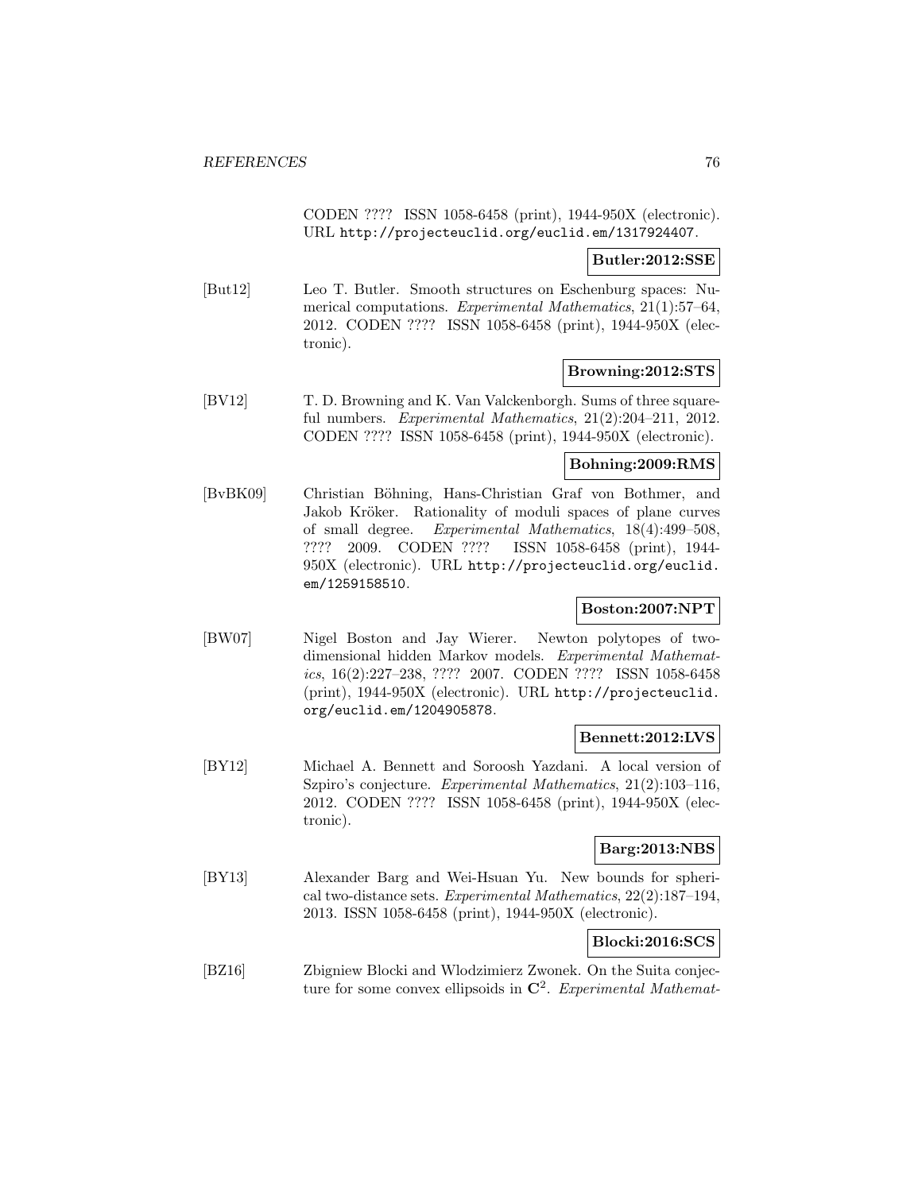CODEN ???? ISSN 1058-6458 (print), 1944-950X (electronic). URL http://projecteuclid.org/euclid.em/1317924407.

**Butler:2012:SSE**

[But12] Leo T. Butler. Smooth structures on Eschenburg spaces: Numerical computations. *Experimental Mathematics*, 21(1):57–64, 2012. CODEN ???? ISSN 1058-6458 (print), 1944-950X (electronic).

**Browning:2012:STS**

[BV12] T. D. Browning and K. Van Valckenborgh. Sums of three squareful numbers. *Experimental Mathematics*, 21(2):204–211, 2012. CODEN ???? ISSN 1058-6458 (print), 1944-950X (electronic).

**Bohning:2009:RMS**

[BvBK09] Christian Böhning, Hans-Christian Graf von Bothmer, and Jakob Kröker. Rationality of moduli spaces of plane curves of small degree. *Experimental Mathematics*, 18(4):499–508, ???? 2009. CODEN ???? ISSN 1058-6458 (print), 1944-950X (electronic). URL http://projecteuclid.org/euclid.em/1259158510.

**Boston:2007:NPT**

[BW07] Nigel Boston and Jay Wierer. Newton polytopes of two-dimensional hidden Markov models. *Experimental Mathematics*, 16(2):227–238, ???? 2007. CODEN ???? ISSN 1058-6458 (print), 1944-950X (electronic). URL http://projecteuclid.org/euclid.em/1204905878.

**Bennett:2012:LVS**

[BY12] Michael A. Bennett and Soroosh Yazdani. A local version of Szpiro's conjecture. *Experimental Mathematics*, 21(2):103–116, 2012. CODEN ???? ISSN 1058-6458 (print), 1944-950X (electronic).

**Barg:2013:NBS**

[BY13] Alexander Barg and Wei-Hsuan Yu. New bounds for spherical two-distance sets. *Experimental Mathematics*, 22(2):187–194, 2013. ISSN 1058-6458 (print), 1944-950X (electronic).

**Blocki:2016:SCS**

[BZ16] Zbigniew Blocki and Wlodzimierz Zwonek. On the Suita conjecture for some convex ellipsoids in $\mathbf{C}^2$. *Experimental Mathemat-*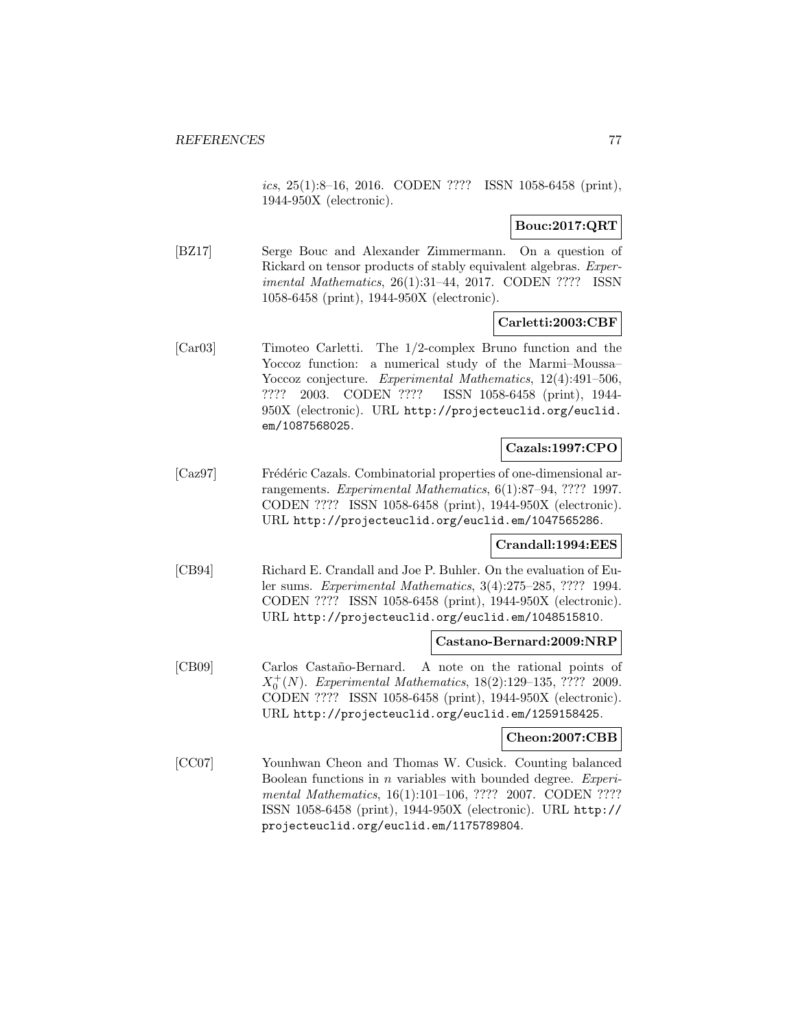*ics*, 25(1):8–16, 2016. CODEN ???? ISSN 1058-6458 (print), 1944-950X (electronic).

**Bouc:2017:QRT**

[BZ17] Serge Bouc and Alexander Zimmermann. On a question of Rickard on tensor products of stably equivalent algebras. *Experimental Mathematics*, 26(1):31–44, 2017. CODEN ???? ISSN 1058-6458 (print), 1944-950X (electronic).

**Carletti:2003:CBF**

[Car03] Timoteo Carletti. The 1/2-complex Bruno function and the Yoccoz function: a numerical study of the Marmi–Moussa–Yoccoz conjecture. *Experimental Mathematics*, 12(4):491–506, ???? 2003. CODEN ???? ISSN 1058-6458 (print), 1944-950X (electronic). URL http://projecteuclid.org/euclid.em/1087568025.

**Cazals:1997:CPO**

[Caz97] Frédéric Cazals. Combinatorial properties of one-dimensional arrangements. *Experimental Mathematics*, 6(1):87–94, ???? 1997. CODEN ???? ISSN 1058-6458 (print), 1944-950X (electronic). URL http://projecteuclid.org/euclid.em/1047565286.

**Crandall:1994:EES**

[CB94] Richard E. Crandall and Joe P. Buhler. On the evaluation of Euler sums. *Experimental Mathematics*, 3(4):275–285, ???? 1994. CODEN ???? ISSN 1058-6458 (print), 1944-950X (electronic). URL http://projecteuclid.org/euclid.em/1048515810.

**Castano-Bernard:2009:NRP**

[CB09] Carlos Castaño-Bernard. A note on the rational points of $X_0^+(N)$. *Experimental Mathematics*, 18(2):129–135, ???? 2009. CODEN ???? ISSN 1058-6458 (print), 1944-950X (electronic). URL http://projecteuclid.org/euclid.em/1259158425.

**Cheon:2007:CBB**

[CC07] Younhwan Cheon and Thomas W. Cusick. Counting balanced Boolean functions in $n$ variables with bounded degree. *Experimental Mathematics*, 16(1):101–106, ???? 2007. CODEN ???? ISSN 1058-6458 (print), 1944-950X (electronic). URL http://projecteuclid.org/euclid.em/1175789804.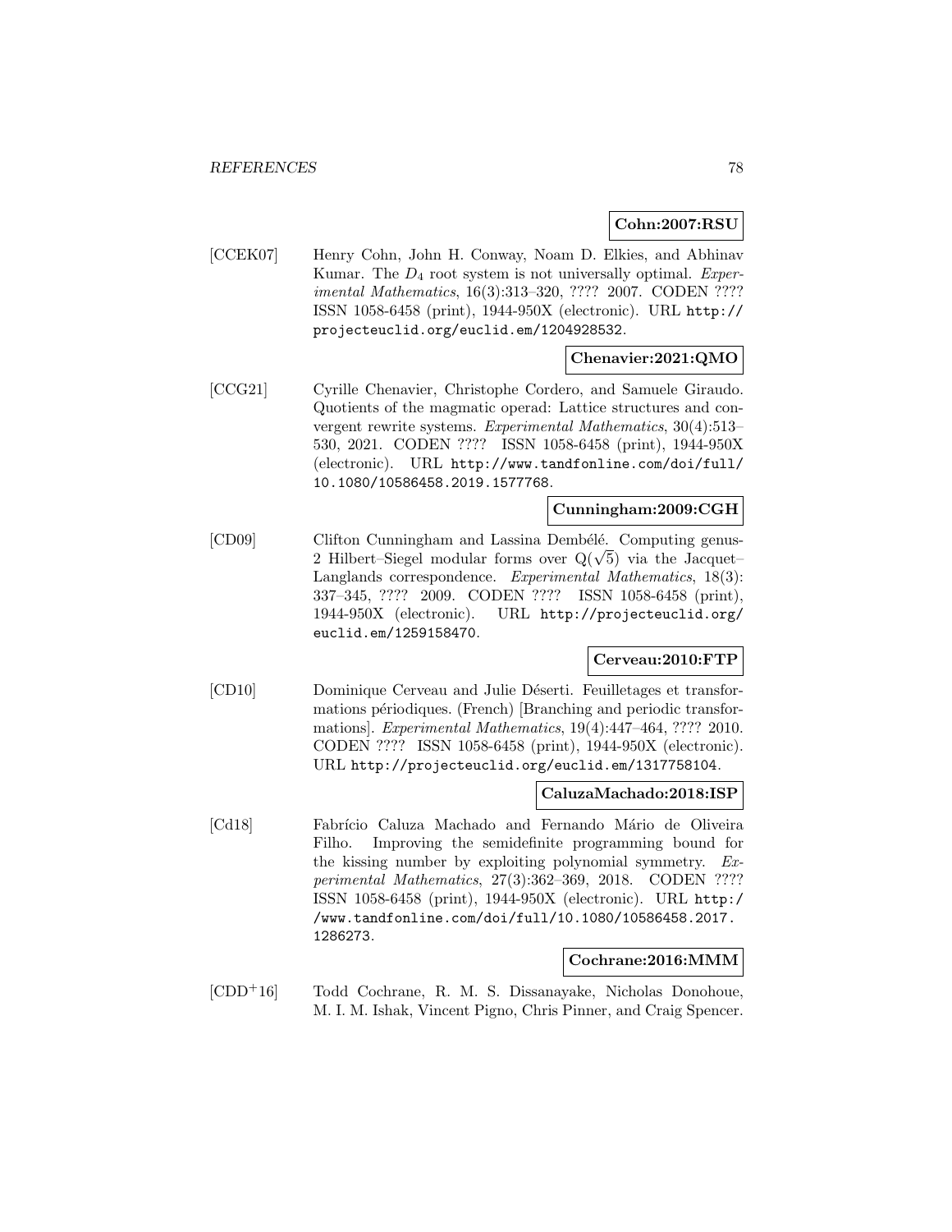**Cohn:2007:RSU**

[CCEK07] Henry Cohn, John H. Conway, Noam D. Elkies, and Abhinav Kumar. The $D_4$ root system is not universally optimal. *Experimental Mathematics*, 16(3):313–320, ???? 2007. CODEN ???? ISSN 1058-6458 (print), 1944-950X (electronic). URL http://projecteuclid.org/euclid.em/1204928532.

**Chenavier:2021:QMO**

[CCG21] Cyrille Chenavier, Christophe Cordero, and Samuele Giraudo. Quotients of the magmatic operad: Lattice structures and convergent rewrite systems. *Experimental Mathematics*, 30(4):513–530, 2021. CODEN ???? ISSN 1058-6458 (print), 1944-950X (electronic). URL http://www.tandfonline.com/doi/full/10.1080/10586458.2019.1577768.

**Cunningham:2009:CGH**

[CD09] Clifton Cunningham and Lassina Dembélé. Computing genus-2 Hilbert–Siegel modular forms over $Q(\sqrt{5})$ via the Jacquet–Langlands correspondence. *Experimental Mathematics*, 18(3): 337–345, ???? 2009. CODEN ???? ISSN 1058-6458 (print), 1944-950X (electronic). URL http://projecteuclid.org/euclid.em/1259158470.

**Cerveau:2010:FTP**

[CD10] Dominique Cerveau and Julie Déserti. Feuilletages et transformations périodiques. (French) [Branching and periodic transformations]. *Experimental Mathematics*, 19(4):447–464, ???? 2010. CODEN ???? ISSN 1058-6458 (print), 1944-950X (electronic). URL http://projecteuclid.org/euclid.em/1317758104.

**CaluzaMachado:2018:ISP**

[Cd18] Fabrício Caluza Machado and Fernando Mário de Oliveira Filho. Improving the semidefinite programming bound for the kissing number by exploiting polynomial symmetry. *Experimental Mathematics*, 27(3):362–369, 2018. CODEN ???? ISSN 1058-6458 (print), 1944-950X (electronic). URL http://www.tandfonline.com/doi/full/10.1080/10586458.2017.1286273.

**Cochrane:2016:MMM**

[CDD+16] Todd Cochrane, R. M. S. Dissanayake, Nicholas Donohoue, M. I. M. Ishak, Vincent Pigno, Chris Pinner, and Craig Spencer.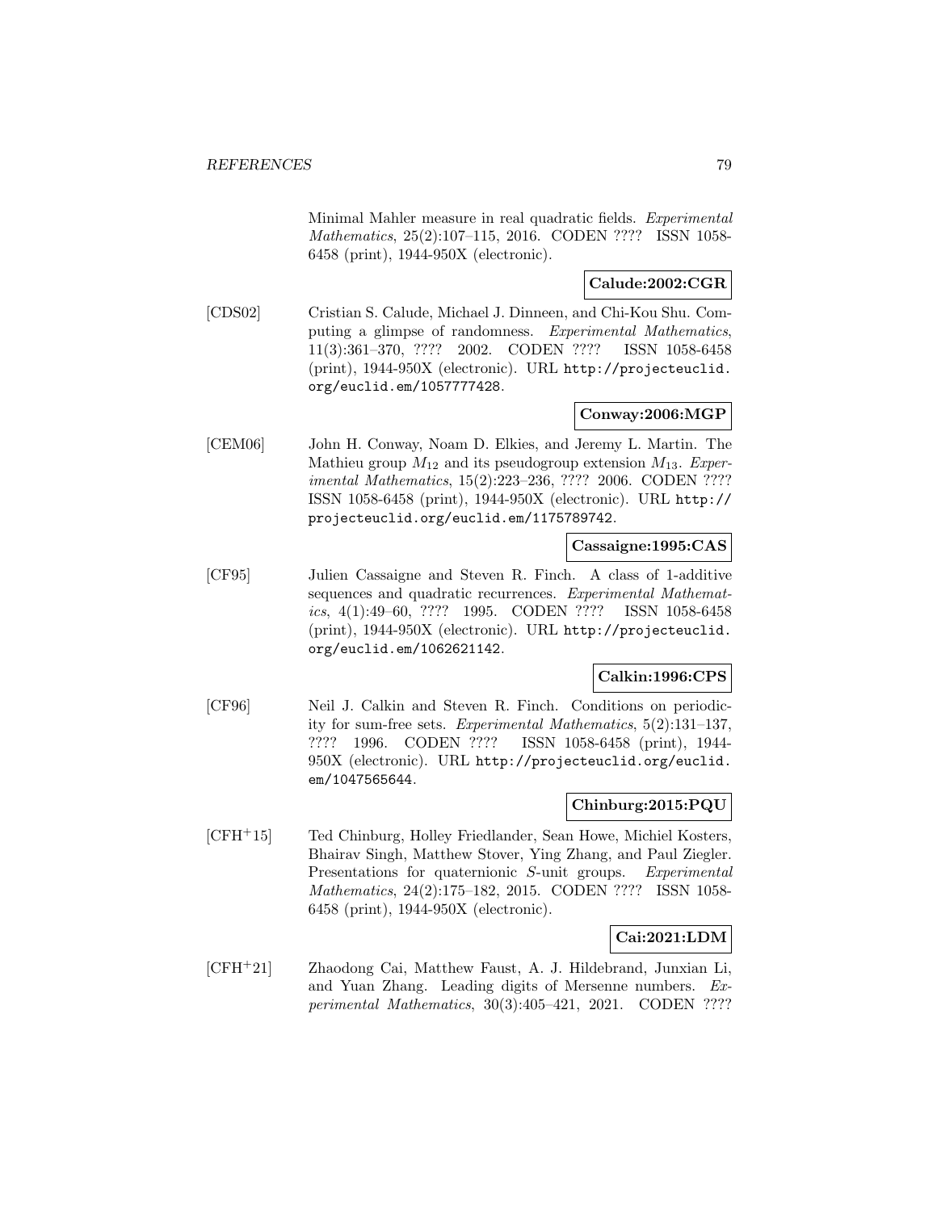Minimal Mahler measure in real quadratic fields. *Experimental Mathematics*, 25(2):107–115, 2016. CODEN ???? ISSN 1058-6458 (print), 1944-950X (electronic).

**Calude:2002:CGR**

[CDS02] Cristian S. Calude, Michael J. Dinneen, and Chi-Kou Shu. Computing a glimpse of randomness. *Experimental Mathematics*, 11(3):361–370, ???? 2002. CODEN ???? ISSN 1058-6458 (print), 1944-950X (electronic). URL http://projecteuclid.org/euclid.em/1057777428.

**Conway:2006:MGP**

[CEM06] John H. Conway, Noam D. Elkies, and Jeremy L. Martin. The Mathieu group $M_{12}$ and its pseudogroup extension $M_{13}$. *Experimental Mathematics*, 15(2):223–236, ???? 2006. CODEN ???? ISSN 1058-6458 (print), 1944-950X (electronic). URL http://projecteuclid.org/euclid.em/1175789742.

**Cassaigne:1995:CAS**

[CF95] Julien Cassaigne and Steven R. Finch. A class of 1-additive sequences and quadratic recurrences. *Experimental Mathematics*, 4(1):49–60, ???? 1995. CODEN ???? ISSN 1058-6458 (print), 1944-950X (electronic). URL http://projecteuclid.org/euclid.em/1062621142.

**Calkin:1996:CPS**

[CF96] Neil J. Calkin and Steven R. Finch. Conditions on periodicity for sum-free sets. *Experimental Mathematics*, 5(2):131–137, ???? 1996. CODEN ???? ISSN 1058-6458 (print), 1944-950X (electronic). URL http://projecteuclid.org/euclid.em/1047565644.

**Chinburg:2015:PQU**

[CFH+15] Ted Chinburg, Holley Friedlander, Sean Howe, Michiel Kosters, Bhairav Singh, Matthew Stover, Ying Zhang, and Paul Ziegler. Presentations for quaternionic $S$-unit groups. *Experimental Mathematics*, 24(2):175–182, 2015. CODEN ???? ISSN 1058-6458 (print), 1944-950X (electronic).

**Cai:2021:LDM**

[CFH+21] Zhaodong Cai, Matthew Faust, A. J. Hildebrand, Junxian Li, and Yuan Zhang. Leading digits of Mersenne numbers. *Experimental Mathematics*, 30(3):405–421, 2021. CODEN ????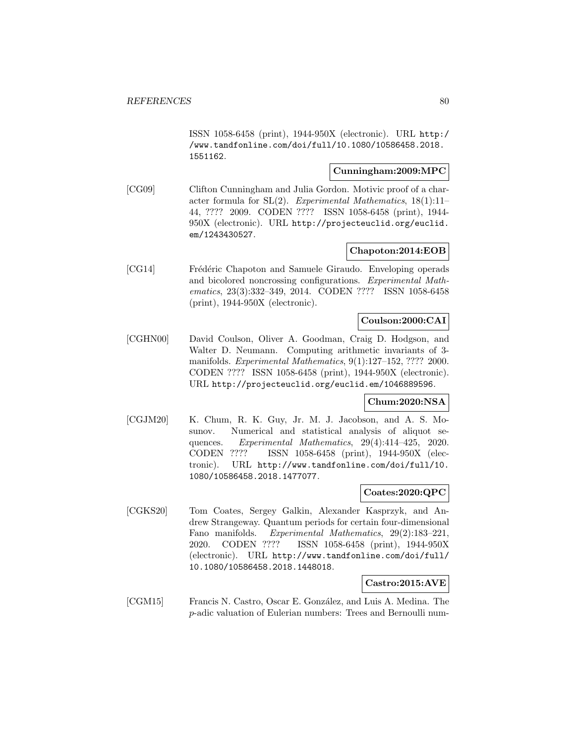ISSN 1058-6458 (print), 1944-950X (electronic). URL http://www.tandfonline.com/doi/full/10.1080/10586458.2018.1551162.

**Cunningham:2009:MPC**

[CG09] Clifton Cunningham and Julia Gordon. Motivic proof of a character formula for SL(2). *Experimental Mathematics*, 18(1):11–44, ???? 2009. CODEN ???? ISSN 1058-6458 (print), 1944-950X (electronic). URL http://projecteuclid.org/euclid.em/1243430527.

**Chapoton:2014:EOB**

[CG14] Frédéric Chapoton and Samuele Giraudo. Enveloping operads and bicolored noncrossing configurations. *Experimental Mathematics*, 23(3):332–349, 2014. CODEN ???? ISSN 1058-6458 (print), 1944-950X (electronic).

**Coulson:2000:CAI**

[CGHN00] David Coulson, Oliver A. Goodman, Craig D. Hodgson, and Walter D. Neumann. Computing arithmetic invariants of 3-manifolds. *Experimental Mathematics*, 9(1):127–152, ???? 2000. CODEN ???? ISSN 1058-6458 (print), 1944-950X (electronic). URL http://projecteuclid.org/euclid.em/1046889596.

**Chum:2020:NSA**

[CGJM20] K. Chum, R. K. Guy, Jr. M. J. Jacobson, and A. S. Mosunov. Numerical and statistical analysis of aliquot sequences. *Experimental Mathematics*, 29(4):414–425, 2020. CODEN ???? ISSN 1058-6458 (print), 1944-950X (electronic). URL http://www.tandfonline.com/doi/full/10.1080/10586458.2018.1477077.

**Coates:2020:QPC**

[CGKS20] Tom Coates, Sergey Galkin, Alexander Kasprzyk, and Andrew Strangeway. Quantum periods for certain four-dimensional Fano manifolds. *Experimental Mathematics*, 29(2):183–221, 2020. CODEN ???? ISSN 1058-6458 (print), 1944-950X (electronic). URL http://www.tandfonline.com/doi/full/10.1080/10586458.2018.1448018.

**Castro:2015:AVE**

[CGM15] Francis N. Castro, Oscar E. González, and Luis A. Medina. The $p$-adic valuation of Eulerian numbers: Trees and Bernoulli num-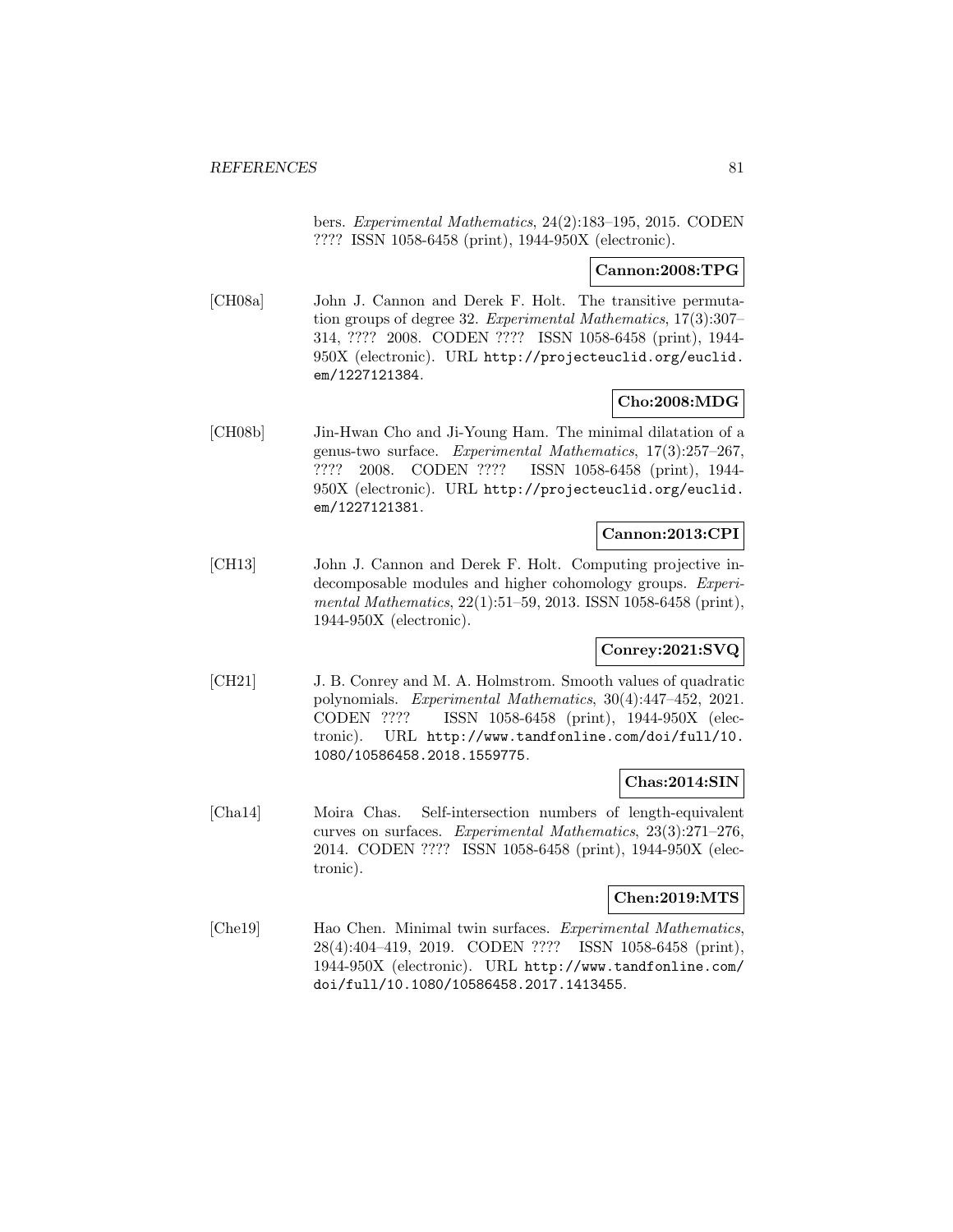bers. *Experimental Mathematics*, 24(2):183–195, 2015. CODEN ???? ISSN 1058-6458 (print), 1944-950X (electronic).

**Cannon:2008:TPG**

[CH08a] John J. Cannon and Derek F. Holt. The transitive permutation groups of degree 32. *Experimental Mathematics*, 17(3):307–314, ???? 2008. CODEN ???? ISSN 1058-6458 (print), 1944-950X (electronic). URL http://projecteuclid.org/euclid.em/1227121384.

**Cho:2008:MDG**

[CH08b] Jin-Hwan Cho and Ji-Young Ham. The minimal dilatation of a genus-two surface. *Experimental Mathematics*, 17(3):257–267, ???? 2008. CODEN ???? ISSN 1058-6458 (print), 1944-950X (electronic). URL http://projecteuclid.org/euclid.em/1227121381.

**Cannon:2013:CPI**

[CH13] John J. Cannon and Derek F. Holt. Computing projective indecomposable modules and higher cohomology groups. *Experimental Mathematics*, 22(1):51–59, 2013. ISSN 1058-6458 (print), 1944-950X (electronic).

**Conrey:2021:SVQ**

[CH21] J. B. Conrey and M. A. Holmstrom. Smooth values of quadratic polynomials. *Experimental Mathematics*, 30(4):447–452, 2021. CODEN ???? ISSN 1058-6458 (print), 1944-950X (electronic). URL http://www.tandfonline.com/doi/full/10.1080/10586458.2018.1559775.

**Chas:2014:SIN**

[Cha14] Moira Chas. Self-intersection numbers of length-equivalent curves on surfaces. *Experimental Mathematics*, 23(3):271–276, 2014. CODEN ???? ISSN 1058-6458 (print), 1944-950X (electronic).

**Chen:2019:MTS**

[Che19] Hao Chen. Minimal twin surfaces. *Experimental Mathematics*, 28(4):404–419, 2019. CODEN ???? ISSN 1058-6458 (print), 1944-950X (electronic). URL http://www.tandfonline.com/doi/full/10.1080/10586458.2017.1413455.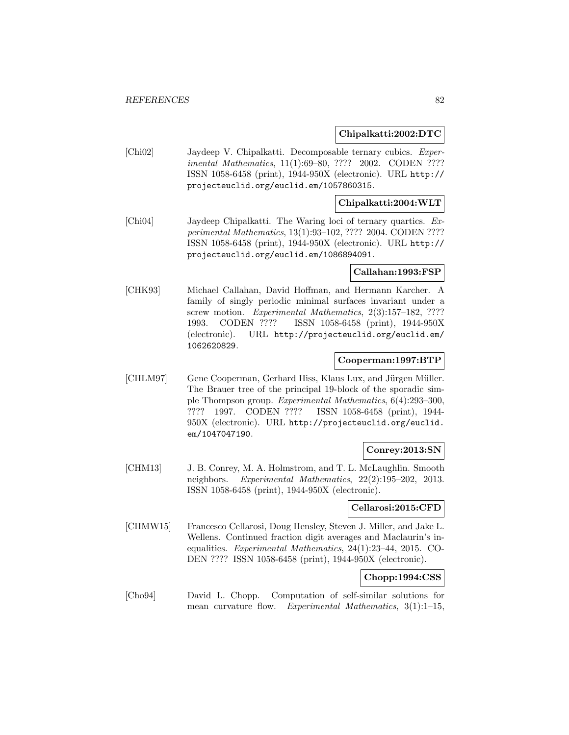**Chipalkatti:2002:DTC**

[Chi02] Jaydeep V. Chipalkatti. Decomposable ternary cubics. *Experimental Mathematics*, 11(1):69–80, ???? 2002. CODEN ???? ISSN 1058-6458 (print), 1944-950X (electronic). URL `http://projecteuclid.org/euclid.em/1057860315`.

**Chipalkatti:2004:WLT**

[Chi04] Jaydeep Chipalkatti. The Waring loci of ternary quartics. *Experimental Mathematics*, 13(1):93–102, ???? 2004. CODEN ???? ISSN 1058-6458 (print), 1944-950X (electronic). URL `http://projecteuclid.org/euclid.em/1086894091`.

**Callahan:1993:FSP**

[CHK93] Michael Callahan, David Hoffman, and Hermann Karcher. A family of singly periodic minimal surfaces invariant under a screw motion. *Experimental Mathematics*, 2(3):157–182, ???? 1993. CODEN ???? ISSN 1058-6458 (print), 1944-950X (electronic). URL `http://projecteuclid.org/euclid.em/1062620829`.

**Cooperman:1997:BTP**

[CHLM97] Gene Cooperman, Gerhard Hiss, Klaus Lux, and Jürgen Müller. The Brauer tree of the principal 19-block of the sporadic simple Thompson group. *Experimental Mathematics*, 6(4):293–300, ???? 1997. CODEN ???? ISSN 1058-6458 (print), 1944-950X (electronic). URL `http://projecteuclid.org/euclid.em/1047047190`.

**Conrey:2013:SN**

[CHM13] J. B. Conrey, M. A. Holmstrom, and T. L. McLaughlin. Smooth neighbors. *Experimental Mathematics*, 22(2):195–202, 2013. ISSN 1058-6458 (print), 1944-950X (electronic).

**Cellarosi:2015:CFD**

[CHMW15] Francesco Cellarosi, Doug Hensley, Steven J. Miller, and Jake L. Wellens. Continued fraction digit averages and Maclaurin's inequalities. *Experimental Mathematics*, 24(1):23–44, 2015. CODEN ???? ISSN 1058-6458 (print), 1944-950X (electronic).

**Chopp:1994:CSS**

[Cho94] David L. Chopp. Computation of self-similar solutions for mean curvature flow. *Experimental Mathematics*, 3(1):1–15,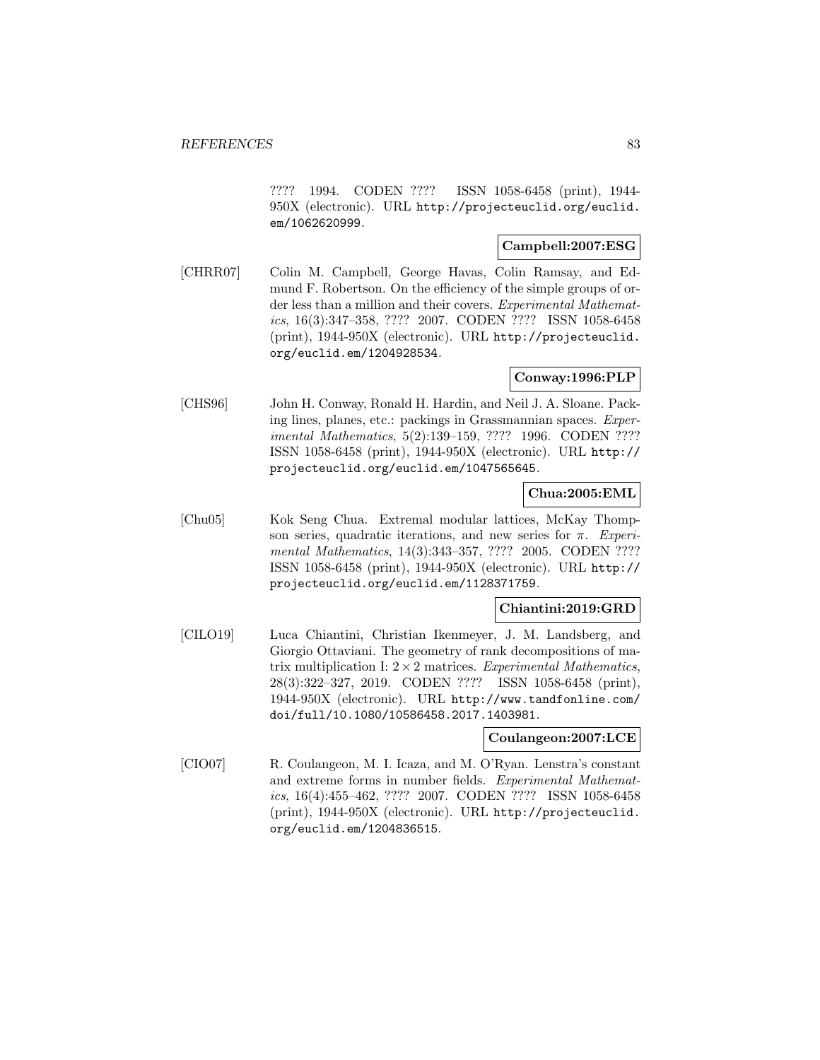???? 1994. CODEN ???? ISSN 1058-6458 (print), 1944-950X (electronic). URL http://projecteuclid.org/euclid.em/1062620999.

**Campbell:2007:ESG**

[CHRR07] Colin M. Campbell, George Havas, Colin Ramsay, and Edmund F. Robertson. On the efficiency of the simple groups of order less than a million and their covers. *Experimental Mathematics*, 16(3):347–358, ???? 2007. CODEN ???? ISSN 1058-6458 (print), 1944-950X (electronic). URL http://projecteuclid.org/euclid.em/1204928534.

**Conway:1996:PLP**

[CHS96] John H. Conway, Ronald H. Hardin, and Neil J. A. Sloane. Packing lines, planes, etc.: packings in Grassmannian spaces. *Experimental Mathematics*, 5(2):139–159, ???? 1996. CODEN ???? ISSN 1058-6458 (print), 1944-950X (electronic). URL http://projecteuclid.org/euclid.em/1047565645.

**Chua:2005:EML**

[Chu05] Kok Seng Chua. Extremal modular lattices, McKay Thompson series, quadratic iterations, and new series for $\pi$. *Experimental Mathematics*, 14(3):343–357, ???? 2005. CODEN ???? ISSN 1058-6458 (print), 1944-950X (electronic). URL http://projecteuclid.org/euclid.em/1128371759.

**Chiantini:2019:GRD**

[CILO19] Luca Chiantini, Christian Ikenmeyer, J. M. Landsberg, and Giorgio Ottaviani. The geometry of rank decompositions of matrix multiplication I: $2 \times 2$ matrices. *Experimental Mathematics*, 28(3):322–327, 2019. CODEN ???? ISSN 1058-6458 (print), 1944-950X (electronic). URL http://www.tandfonline.com/doi/full/10.1080/10586458.2017.1403981.

**Coulangeon:2007:LCE**

[CIO07] R. Coulangeon, M. I. Icaza, and M. O'Ryan. Lenstra's constant and extreme forms in number fields. *Experimental Mathematics*, 16(4):455–462, ???? 2007. CODEN ???? ISSN 1058-6458 (print), 1944-950X (electronic). URL http://projecteuclid.org/euclid.em/1204836515.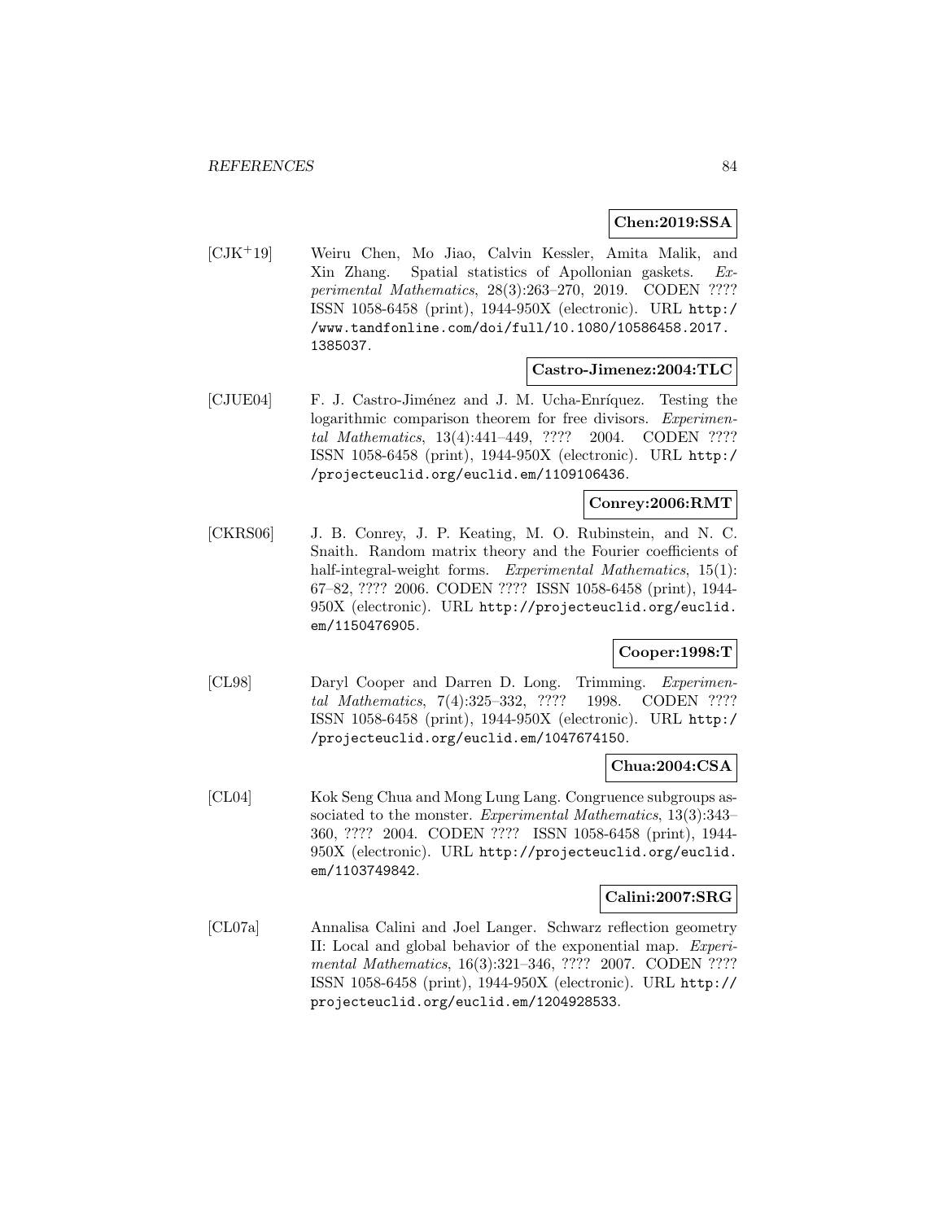**Chen:2019:SSA**

[CJK+19] Weiru Chen, Mo Jiao, Calvin Kessler, Amita Malik, and Xin Zhang. Spatial statistics of Apollonian gaskets. *Experimental Mathematics*, 28(3):263–270, 2019. CODEN ???? ISSN 1058-6458 (print), 1944-950X (electronic). URL http://www.tandfonline.com/doi/full/10.1080/10586458.2017.1385037.

**Castro-Jimenez:2004:TLC**

[CJUE04] F. J. Castro-Jiménez and J. M. Ucha-Enríquez. Testing the logarithmic comparison theorem for free divisors. *Experimental Mathematics*, 13(4):441–449, ???? 2004. CODEN ???? ISSN 1058-6458 (print), 1944-950X (electronic). URL http://projecteuclid.org/euclid.em/1109106436.

**Conrey:2006:RMT**

[CKRS06] J. B. Conrey, J. P. Keating, M. O. Rubinstein, and N. C. Snaith. Random matrix theory and the Fourier coefficients of half-integral-weight forms. *Experimental Mathematics*, 15(1): 67–82, ???? 2006. CODEN ???? ISSN 1058-6458 (print), 1944-950X (electronic). URL http://projecteuclid.org/euclid.em/1150476905.

**Cooper:1998:T**

[CL98] Daryl Cooper and Darren D. Long. Trimming. *Experimental Mathematics*, 7(4):325–332, ???? 1998. CODEN ???? ISSN 1058-6458 (print), 1944-950X (electronic). URL http://projecteuclid.org/euclid.em/1047674150.

**Chua:2004:CSA**

[CL04] Kok Seng Chua and Mong Lung Lang. Congruence subgroups associated to the monster. *Experimental Mathematics*, 13(3):343–360, ???? 2004. CODEN ???? ISSN 1058-6458 (print), 1944-950X (electronic). URL http://projecteuclid.org/euclid.em/1103749842.

**Calini:2007:SRG**

[CL07a] Annalisa Calini and Joel Langer. Schwarz reflection geometry II: Local and global behavior of the exponential map. *Experimental Mathematics*, 16(3):321–346, ???? 2007. CODEN ???? ISSN 1058-6458 (print), 1944-950X (electronic). URL http://projecteuclid.org/euclid.em/1204928533.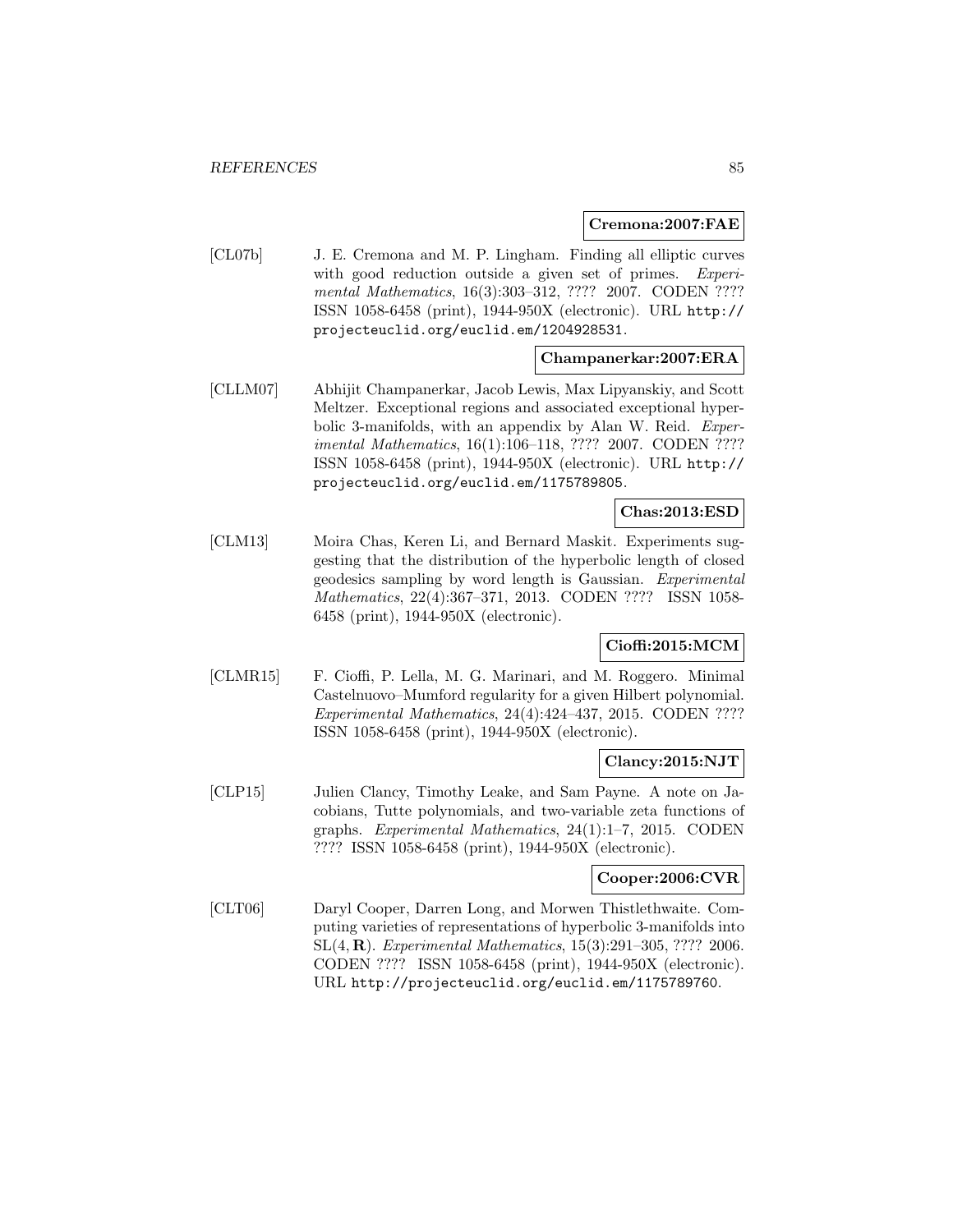**Cremona:2007:FAE**

[CL07b] J. E. Cremona and M. P. Lingham. Finding all elliptic curves with good reduction outside a given set of primes. *Experimental Mathematics*, 16(3):303–312, ???? 2007. CODEN ???? ISSN 1058-6458 (print), 1944-950X (electronic). URL `http://projecteuclid.org/euclid.em/1204928531`.

**Champanerkar:2007:ERA**

[CLLM07] Abhijit Champanerkar, Jacob Lewis, Max Lipyanskiy, and Scott Meltzer. Exceptional regions and associated exceptional hyperbolic 3-manifolds, with an appendix by Alan W. Reid. *Experimental Mathematics*, 16(1):106–118, ???? 2007. CODEN ???? ISSN 1058-6458 (print), 1944-950X (electronic). URL `http://projecteuclid.org/euclid.em/1175789805`.

**Chas:2013:ESD**

[CLM13] Moira Chas, Keren Li, and Bernard Maskit. Experiments suggesting that the distribution of the hyperbolic length of closed geodesics sampling by word length is Gaussian. *Experimental Mathematics*, 22(4):367–371, 2013. CODEN ???? ISSN 1058-6458 (print), 1944-950X (electronic).

**Cioffi:2015:MCM**

[CLMR15] F. Cioffi, P. Lella, M. G. Marinari, and M. Roggero. Minimal Castelnuovo–Mumford regularity for a given Hilbert polynomial. *Experimental Mathematics*, 24(4):424–437, 2015. CODEN ???? ISSN 1058-6458 (print), 1944-950X (electronic).

**Clancy:2015:NJT**

[CLP15] Julien Clancy, Timothy Leake, and Sam Payne. A note on Jacobians, Tutte polynomials, and two-variable zeta functions of graphs. *Experimental Mathematics*, 24(1):1–7, 2015. CODEN ???? ISSN 1058-6458 (print), 1944-950X (electronic).

**Cooper:2006:CVR**

[CLT06] Daryl Cooper, Darren Long, and Morwen Thistlethwaite. Computing varieties of representations of hyperbolic 3-manifolds into $\mathrm{SL}(4, \mathbf{R})$. *Experimental Mathematics*, 15(3):291–305, ???? 2006. CODEN ???? ISSN 1058-6458 (print), 1944-950X (electronic). URL `http://projecteuclid.org/euclid.em/1175789760`.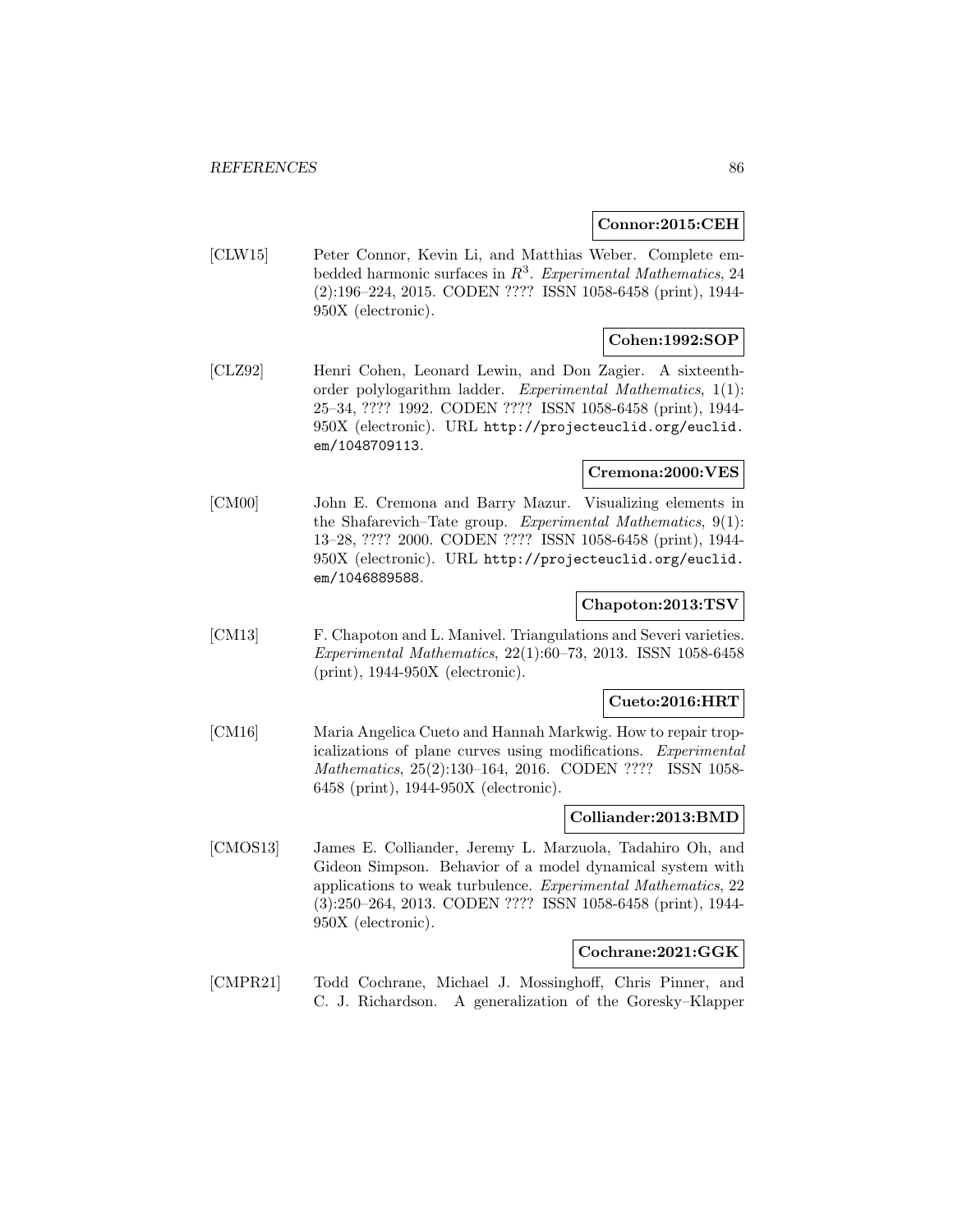**Connor:2015:CEH**

[CLW15] Peter Connor, Kevin Li, and Matthias Weber. Complete embedded harmonic surfaces in $R^3$. *Experimental Mathematics*, 24 (2):196–224, 2015. CODEN ???? ISSN 1058-6458 (print), 1944-950X (electronic).

**Cohen:1992:SOP**

[CLZ92] Henri Cohen, Leonard Lewin, and Don Zagier. A sixteenth-order polylogarithm ladder. *Experimental Mathematics*, 1(1): 25–34, ???? 1992. CODEN ???? ISSN 1058-6458 (print), 1944-950X (electronic). URL http://projecteuclid.org/euclid.em/1048709113.

**Cremona:2000:VES**

[CM00] John E. Cremona and Barry Mazur. Visualizing elements in the Shafarevich–Tate group. *Experimental Mathematics*, 9(1): 13–28, ???? 2000. CODEN ???? ISSN 1058-6458 (print), 1944-950X (electronic). URL http://projecteuclid.org/euclid.em/1046889588.

**Chapoton:2013:TSV**

[CM13] F. Chapoton and L. Manivel. Triangulations and Severi varieties. *Experimental Mathematics*, 22(1):60–73, 2013. ISSN 1058-6458 (print), 1944-950X (electronic).

**Cueto:2016:HRT**

[CM16] Maria Angelica Cueto and Hannah Markwig. How to repair tropicalizations of plane curves using modifications. *Experimental Mathematics*, 25(2):130–164, 2016. CODEN ???? ISSN 1058-6458 (print), 1944-950X (electronic).

**Colliander:2013:BMD**

[CMOS13] James E. Colliander, Jeremy L. Marzuola, Tadahiro Oh, and Gideon Simpson. Behavior of a model dynamical system with applications to weak turbulence. *Experimental Mathematics*, 22 (3):250–264, 2013. CODEN ???? ISSN 1058-6458 (print), 1944-950X (electronic).

**Cochrane:2021:GGK**

[CMPR21] Todd Cochrane, Michael J. Mossinghoff, Chris Pinner, and C. J. Richardson. A generalization of the Goresky–Klapper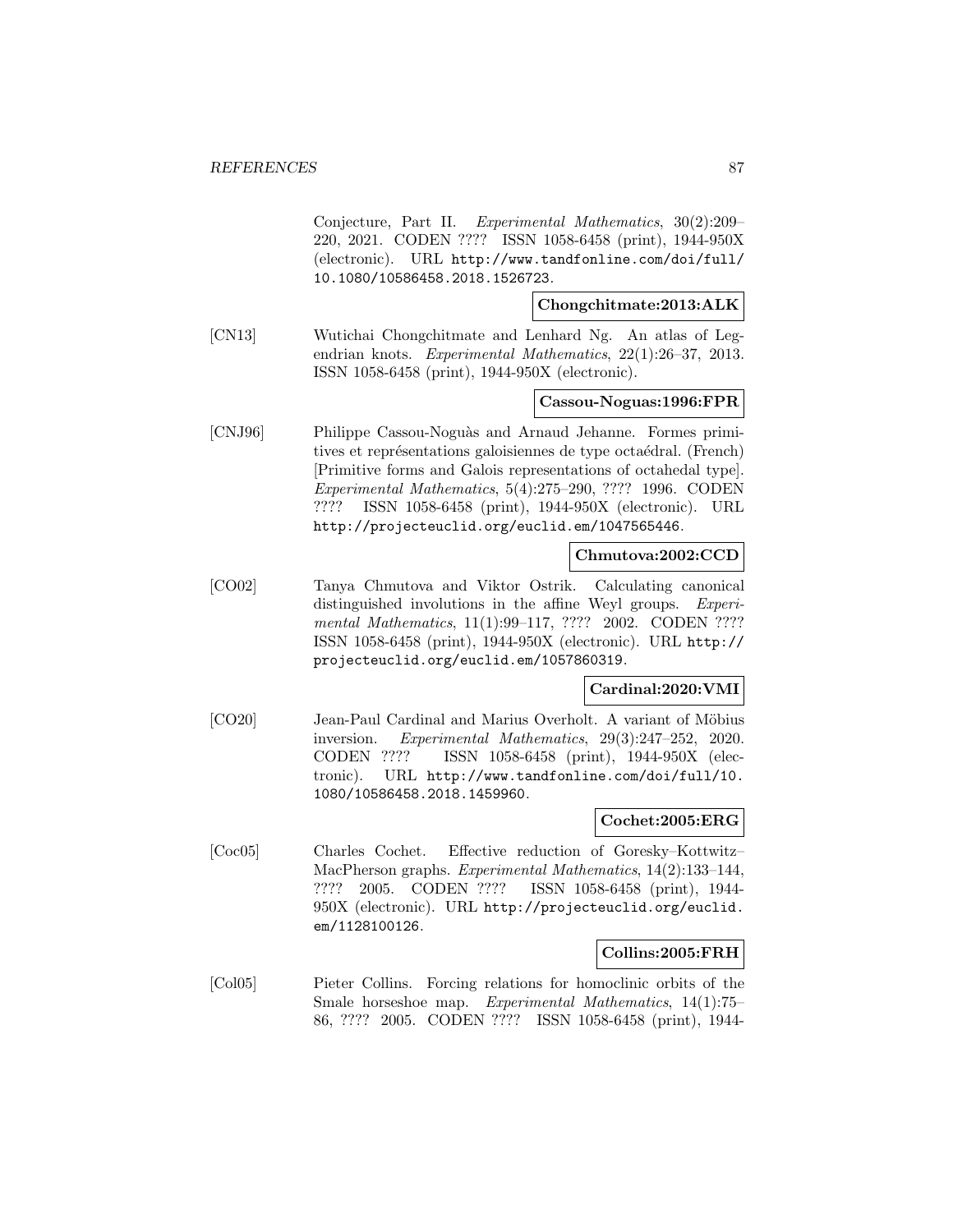Conjecture, Part II. *Experimental Mathematics*, 30(2):209–220, 2021. CODEN ???? ISSN 1058-6458 (print), 1944-950X (electronic). URL http://www.tandfonline.com/doi/full/10.1080/10586458.2018.1526723.

**Chongchitmate:2013:ALK**

[CN13] Wutichai Chongchitmate and Lenhard Ng. An atlas of Legendrian knots. *Experimental Mathematics*, 22(1):26–37, 2013. ISSN 1058-6458 (print), 1944-950X (electronic).

**Cassou-Noguas:1996:FPR**

[CNJ96] Philippe Cassou-Noguàs and Arnaud Jehanne. Formes primitives et représentations galoisiennes de type octaédral. (French) [Primitive forms and Galois representations of octahedal type]. *Experimental Mathematics*, 5(4):275–290, ???? 1996. CODEN ???? ISSN 1058-6458 (print), 1944-950X (electronic). URL http://projecteuclid.org/euclid.em/1047565446.

**Chmutova:2002:CCD**

[CO02] Tanya Chmutova and Viktor Ostrik. Calculating canonical distinguished involutions in the affine Weyl groups. *Experimental Mathematics*, 11(1):99–117, ???? 2002. CODEN ???? ISSN 1058-6458 (print), 1944-950X (electronic). URL http://projecteuclid.org/euclid.em/1057860319.

**Cardinal:2020:VMI**

[CO20] Jean-Paul Cardinal and Marius Overholt. A variant of Möbius inversion. *Experimental Mathematics*, 29(3):247–252, 2020. CODEN ???? ISSN 1058-6458 (print), 1944-950X (electronic). URL http://www.tandfonline.com/doi/full/10.1080/10586458.2018.1459960.

**Cochet:2005:ERG**

[Coc05] Charles Cochet. Effective reduction of Goresky–Kottwitz–MacPherson graphs. *Experimental Mathematics*, 14(2):133–144, ???? 2005. CODEN ???? ISSN 1058-6458 (print), 1944-950X (electronic). URL http://projecteuclid.org/euclid.em/1128100126.

**Collins:2005:FRH**

[Col05] Pieter Collins. Forcing relations for homoclinic orbits of the Smale horseshoe map. *Experimental Mathematics*, 14(1):75–86, ???? 2005. CODEN ???? ISSN 1058-6458 (print), 1944-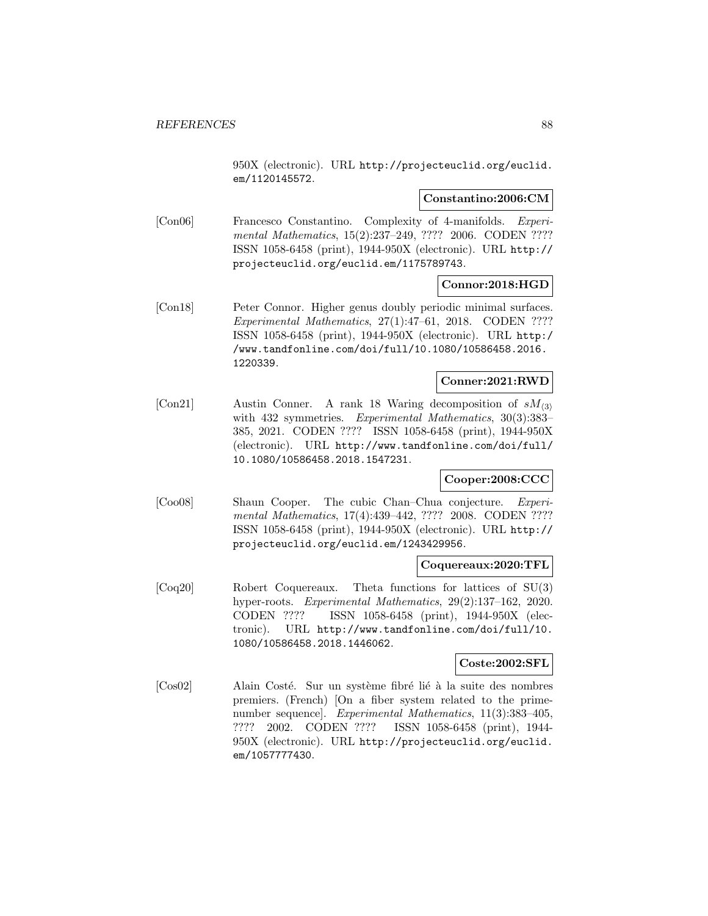950X (electronic). URL http://projecteuclid.org/euclid.em/1120145572.

**Constantino:2006:CM**

[Con06] Francesco Constantino. Complexity of 4-manifolds. *Experimental Mathematics*, 15(2):237–249, ???? 2006. CODEN ???? ISSN 1058-6458 (print), 1944-950X (electronic). URL http://projecteuclid.org/euclid.em/1175789743.

**Connor:2018:HGD**

[Con18] Peter Connor. Higher genus doubly periodic minimal surfaces. *Experimental Mathematics*, 27(1):47–61, 2018. CODEN ???? ISSN 1058-6458 (print), 1944-950X (electronic). URL http://www.tandfonline.com/doi/full/10.1080/10586458.2016.1220339.

**Conner:2021:RWD**

[Con21] Austin Conner. A rank 18 Waring decomposition of $sM_{\langle 3 \rangle}$ with 432 symmetries. *Experimental Mathematics*, 30(3):383–385, 2021. CODEN ???? ISSN 1058-6458 (print), 1944-950X (electronic). URL http://www.tandfonline.com/doi/full/10.1080/10586458.2018.1547231.

**Cooper:2008:CCC**

[Coo08] Shaun Cooper. The cubic Chan–Chua conjecture. *Experimental Mathematics*, 17(4):439–442, ???? 2008. CODEN ???? ISSN 1058-6458 (print), 1944-950X (electronic). URL http://projecteuclid.org/euclid.em/1243429956.

**Coquereaux:2020:TFL**

[Coq20] Robert Coquereaux. Theta functions for lattices of SU(3) hyper-roots. *Experimental Mathematics*, 29(2):137–162, 2020. CODEN ???? ISSN 1058-6458 (print), 1944-950X (electronic). URL http://www.tandfonline.com/doi/full/10.1080/10586458.2018.1446062.

**Coste:2002:SFL**

[Cos02] Alain Costé. Sur un système fibré lié à la suite des nombres premiers. (French) [On a fiber system related to the prime-number sequence]. *Experimental Mathematics*, 11(3):383–405, ???? 2002. CODEN ???? ISSN 1058-6458 (print), 1944-950X (electronic). URL http://projecteuclid.org/euclid.em/1057777430.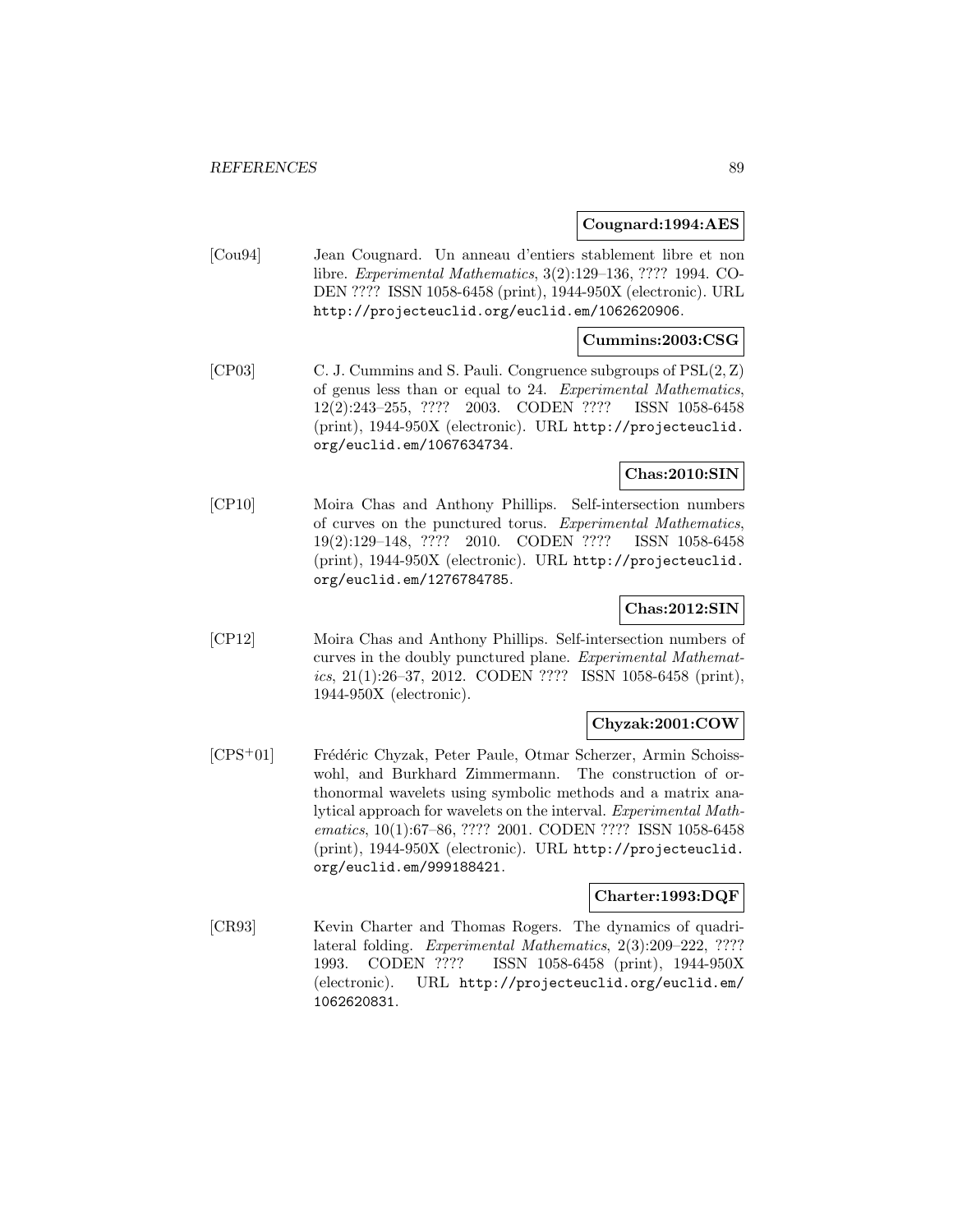**Cougnard:1994:AES**

[Cou94] Jean Cougnard. Un anneau d'entiers stablement libre et non libre. *Experimental Mathematics*, 3(2):129–136, ???? 1994. CODEN ???? ISSN 1058-6458 (print), 1944-950X (electronic). URL http://projecteuclid.org/euclid.em/1062620906.

**Cummins:2003:CSG**

[CP03] C. J. Cummins and S. Pauli. Congruence subgroups of $\mathrm{PSL}(2, \mathbb{Z})$ of genus less than or equal to 24. *Experimental Mathematics*, 12(2):243–255, ???? 2003. CODEN ???? ISSN 1058-6458 (print), 1944-950X (electronic). URL http://projecteuclid.org/euclid.em/1067634734.

**Chas:2010:SIN**

[CP10] Moira Chas and Anthony Phillips. Self-intersection numbers of curves on the punctured torus. *Experimental Mathematics*, 19(2):129–148, ???? 2010. CODEN ???? ISSN 1058-6458 (print), 1944-950X (electronic). URL http://projecteuclid.org/euclid.em/1276784785.

**Chas:2012:SIN**

[CP12] Moira Chas and Anthony Phillips. Self-intersection numbers of curves in the doubly punctured plane. *Experimental Mathematics*, 21(1):26–37, 2012. CODEN ???? ISSN 1058-6458 (print), 1944-950X (electronic).

**Chyzak:2001:COW**

[CPS+01] Frédéric Chyzak, Peter Paule, Otmar Scherzer, Armin Schoisswohl, and Burkhard Zimmermann. The construction of orthonormal wavelets using symbolic methods and a matrix analytical approach for wavelets on the interval. *Experimental Mathematics*, 10(1):67–86, ???? 2001. CODEN ???? ISSN 1058-6458 (print), 1944-950X (electronic). URL http://projecteuclid.org/euclid.em/999188421.

**Charter:1993:DQF**

[CR93] Kevin Charter and Thomas Rogers. The dynamics of quadrilateral folding. *Experimental Mathematics*, 2(3):209–222, ???? 1993. CODEN ???? ISSN 1058-6458 (print), 1944-950X (electronic). URL http://projecteuclid.org/euclid.em/1062620831.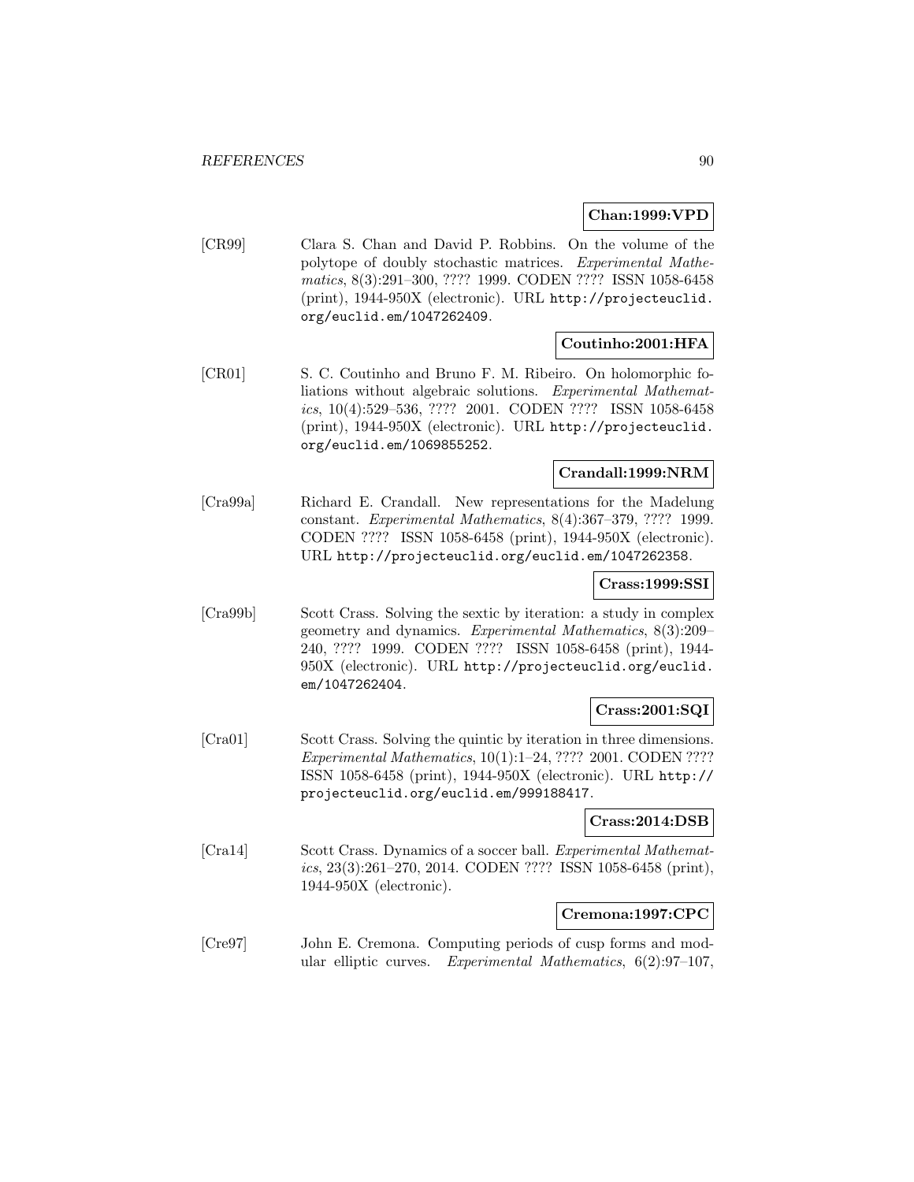**Chan:1999:VPD**

[CR99] Clara S. Chan and David P. Robbins. On the volume of the polytope of doubly stochastic matrices. *Experimental Mathematics*, 8(3):291–300, ???? 1999. CODEN ???? ISSN 1058-6458 (print), 1944-950X (electronic). URL http://projecteuclid.org/euclid.em/1047262409.

**Coutinho:2001:HFA**

[CR01] S. C. Coutinho and Bruno F. M. Ribeiro. On holomorphic foliations without algebraic solutions. *Experimental Mathematics*, 10(4):529–536, ???? 2001. CODEN ???? ISSN 1058-6458 (print), 1944-950X (electronic). URL http://projecteuclid.org/euclid.em/1069855252.

**Crandall:1999:NRM**

[Cra99a] Richard E. Crandall. New representations for the Madelung constant. *Experimental Mathematics*, 8(4):367–379, ???? 1999. CODEN ???? ISSN 1058-6458 (print), 1944-950X (electronic). URL http://projecteuclid.org/euclid.em/1047262358.

**Crass:1999:SSI**

[Cra99b] Scott Crass. Solving the sextic by iteration: a study in complex geometry and dynamics. *Experimental Mathematics*, 8(3):209–240, ???? 1999. CODEN ???? ISSN 1058-6458 (print), 1944-950X (electronic). URL http://projecteuclid.org/euclid.em/1047262404.

**Crass:2001:SQI**

[Cra01] Scott Crass. Solving the quintic by iteration in three dimensions. *Experimental Mathematics*, 10(1):1–24, ???? 2001. CODEN ???? ISSN 1058-6458 (print), 1944-950X (electronic). URL http://projecteuclid.org/euclid.em/999188417.

**Crass:2014:DSB**

[Cra14] Scott Crass. Dynamics of a soccer ball. *Experimental Mathematics*, 23(3):261–270, 2014. CODEN ???? ISSN 1058-6458 (print), 1944-950X (electronic).

**Cremona:1997:CPC**

[Cre97] John E. Cremona. Computing periods of cusp forms and modular elliptic curves. *Experimental Mathematics*, 6(2):97–107,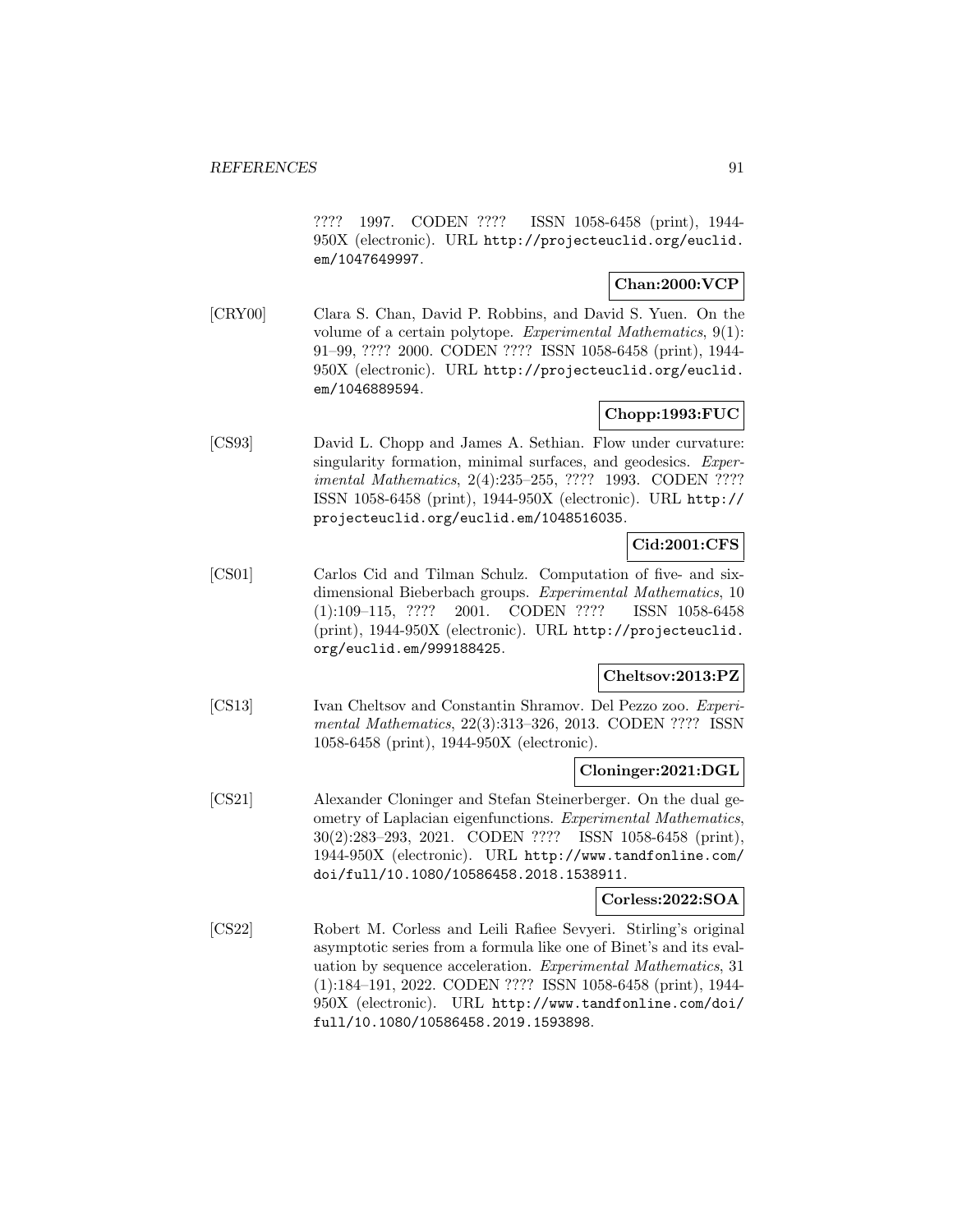???? 1997. CODEN ???? ISSN 1058-6458 (print), 1944-950X (electronic). URL http://projecteuclid.org/euclid.em/1047649997.

**Chan:2000:VCP**

[CRY00] Clara S. Chan, David P. Robbins, and David S. Yuen. On the volume of a certain polytope. *Experimental Mathematics*, 9(1): 91–99, ???? 2000. CODEN ???? ISSN 1058-6458 (print), 1944-950X (electronic). URL http://projecteuclid.org/euclid.em/1046889594.

**Chopp:1993:FUC**

[CS93] David L. Chopp and James A. Sethian. Flow under curvature: singularity formation, minimal surfaces, and geodesics. *Experimental Mathematics*, 2(4):235–255, ???? 1993. CODEN ???? ISSN 1058-6458 (print), 1944-950X (electronic). URL http://projecteuclid.org/euclid.em/1048516035.

**Cid:2001:CFS**

[CS01] Carlos Cid and Tilman Schulz. Computation of five- and six-dimensional Bieberbach groups. *Experimental Mathematics*, 10 (1):109–115, ???? 2001. CODEN ???? ISSN 1058-6458 (print), 1944-950X (electronic). URL http://projecteuclid.org/euclid.em/999188425.

**Cheltsov:2013:PZ**

[CS13] Ivan Cheltsov and Constantin Shramov. Del Pezzo zoo. *Experimental Mathematics*, 22(3):313–326, 2013. CODEN ???? ISSN 1058-6458 (print), 1944-950X (electronic).

**Cloninger:2021:DGL**

[CS21] Alexander Cloninger and Stefan Steinerberger. On the dual geometry of Laplacian eigenfunctions. *Experimental Mathematics*, 30(2):283–293, 2021. CODEN ???? ISSN 1058-6458 (print), 1944-950X (electronic). URL http://www.tandfonline.com/doi/full/10.1080/10586458.2018.1538911.

**Corless:2022:SOA**

[CS22] Robert M. Corless and Leili Rafiee Sevyeri. Stirling's original asymptotic series from a formula like one of Binet's and its evaluation by sequence acceleration. *Experimental Mathematics*, 31 (1):184–191, 2022. CODEN ???? ISSN 1058-6458 (print), 1944-950X (electronic). URL http://www.tandfonline.com/doi/full/10.1080/10586458.2019.1593898.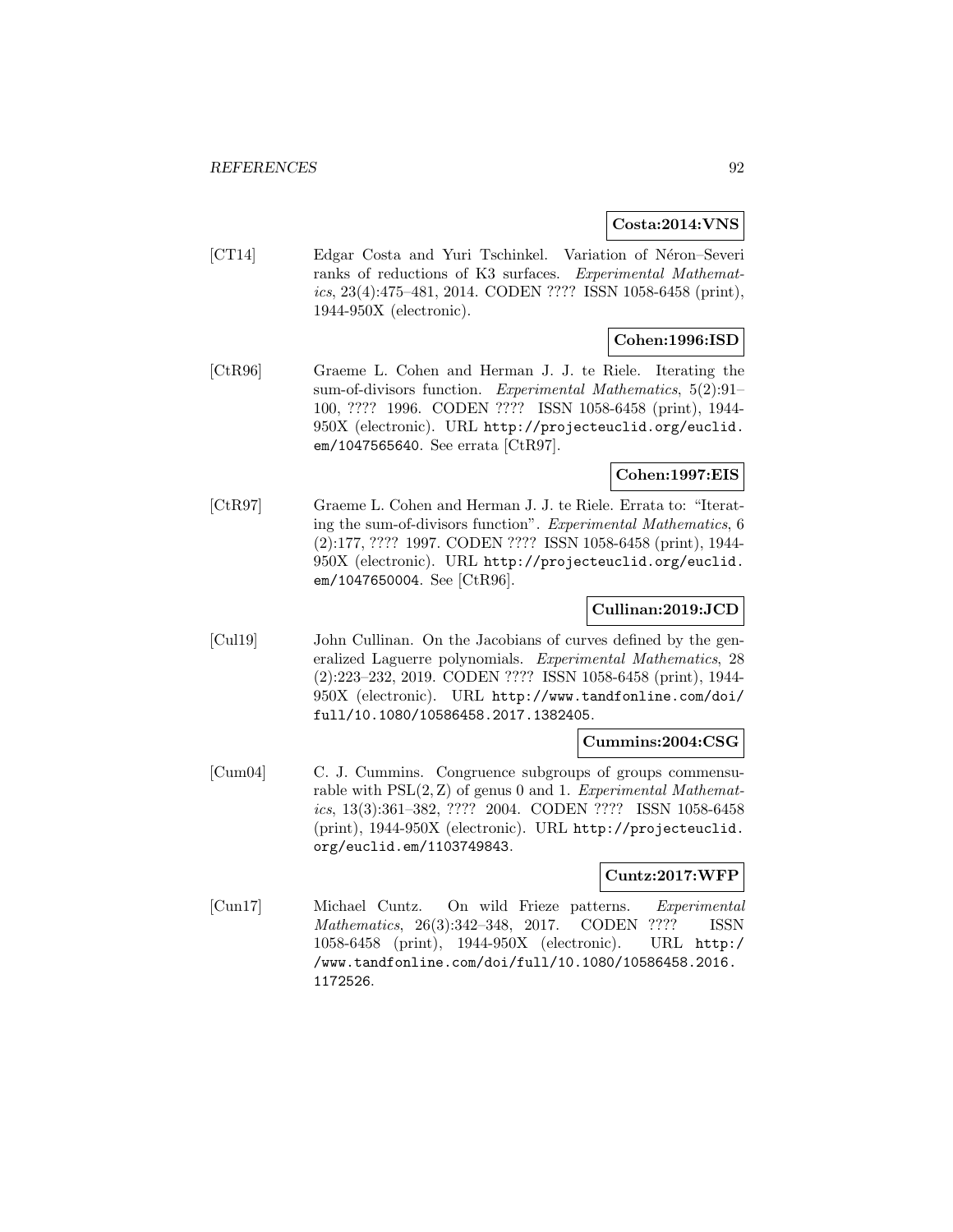**Costa:2014:VNS**

[CT14] Edgar Costa and Yuri Tschinkel. Variation of Néron–Severi ranks of reductions of K3 surfaces. *Experimental Mathematics*, 23(4):475–481, 2014. CODEN ???? ISSN 1058-6458 (print), 1944-950X (electronic).

**Cohen:1996:ISD**

[CtR96] Graeme L. Cohen and Herman J. J. te Riele. Iterating the sum-of-divisors function. *Experimental Mathematics*, 5(2):91–100, ???? 1996. CODEN ???? ISSN 1058-6458 (print), 1944-950X (electronic). URL http://projecteuclid.org/euclid.em/1047565640. See errata [CtR97].

**Cohen:1997:EIS**

[CtR97] Graeme L. Cohen and Herman J. J. te Riele. Errata to: "Iterating the sum-of-divisors function". *Experimental Mathematics*, 6 (2):177, ???? 1997. CODEN ???? ISSN 1058-6458 (print), 1944-950X (electronic). URL http://projecteuclid.org/euclid.em/1047650004. See [CtR96].

**Cullinan:2019:JCD**

[Cul19] John Cullinan. On the Jacobians of curves defined by the generalized Laguerre polynomials. *Experimental Mathematics*, 28 (2):223–232, 2019. CODEN ???? ISSN 1058-6458 (print), 1944-950X (electronic). URL http://www.tandfonline.com/doi/full/10.1080/10586458.2017.1382405.

**Cummins:2004:CSG**

[Cum04] C. J. Cummins. Congruence subgroups of groups commensurable with $PSL(2, Z)$ of genus 0 and 1. *Experimental Mathematics*, 13(3):361–382, ???? 2004. CODEN ???? ISSN 1058-6458 (print), 1944-950X (electronic). URL http://projecteuclid.org/euclid.em/1103749843.

**Cuntz:2017:WFP**

[Cun17] Michael Cuntz. On wild Frieze patterns. *Experimental Mathematics*, 26(3):342–348, 2017. CODEN ???? ISSN 1058-6458 (print), 1944-950X (electronic). URL http://www.tandfonline.com/doi/full/10.1080/10586458.2016.1172526.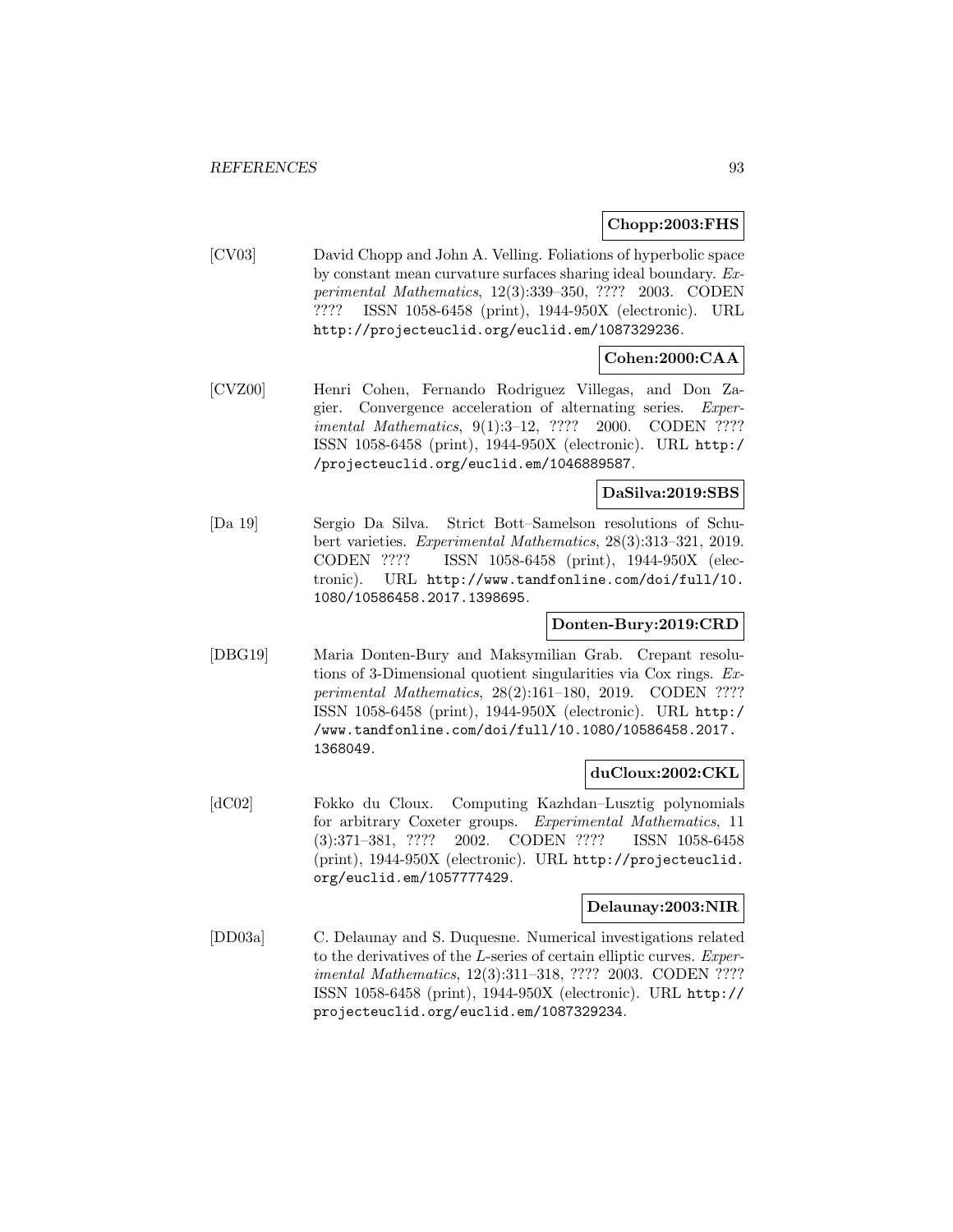**Chopp:2003:FHS**

[CV03] David Chopp and John A. Velling. Foliations of hyperbolic space by constant mean curvature surfaces sharing ideal boundary. *Experimental Mathematics*, 12(3):339–350, ???? 2003. CODEN ???? ISSN 1058-6458 (print), 1944-950X (electronic). URL http://projecteuclid.org/euclid.em/1087329236.

**Cohen:2000:CAA**

[CVZ00] Henri Cohen, Fernando Rodriguez Villegas, and Don Zagier. Convergence acceleration of alternating series. *Experimental Mathematics*, 9(1):3–12, ???? 2000. CODEN ???? ISSN 1058-6458 (print), 1944-950X (electronic). URL http://projecteuclid.org/euclid.em/1046889587.

**DaSilva:2019:SBS**

[Da 19] Sergio Da Silva. Strict Bott–Samelson resolutions of Schubert varieties. *Experimental Mathematics*, 28(3):313–321, 2019. CODEN ???? ISSN 1058-6458 (print), 1944-950X (electronic). URL http://www.tandfonline.com/doi/full/10.1080/10586458.2017.1398695.

**Donten-Bury:2019:CRD**

[DBG19] Maria Donten-Bury and Maksymilian Grab. Crepant resolutions of 3-Dimensional quotient singularities via Cox rings. *Experimental Mathematics*, 28(2):161–180, 2019. CODEN ???? ISSN 1058-6458 (print), 1944-950X (electronic). URL http://www.tandfonline.com/doi/full/10.1080/10586458.2017.1368049.

**duCloux:2002:CKL**

[dC02] Fokko du Cloux. Computing Kazhdan–Lusztig polynomials for arbitrary Coxeter groups. *Experimental Mathematics*, 11 (3):371–381, ???? 2002. CODEN ???? ISSN 1058-6458 (print), 1944-950X (electronic). URL http://projecteuclid.org/euclid.em/1057777429.

**Delaunay:2003:NIR**

[DD03a] C. Delaunay and S. Duquesne. Numerical investigations related to the derivatives of the $L$-series of certain elliptic curves. *Experimental Mathematics*, 12(3):311–318, ???? 2003. CODEN ???? ISSN 1058-6458 (print), 1944-950X (electronic). URL http://projecteuclid.org/euclid.em/1087329234.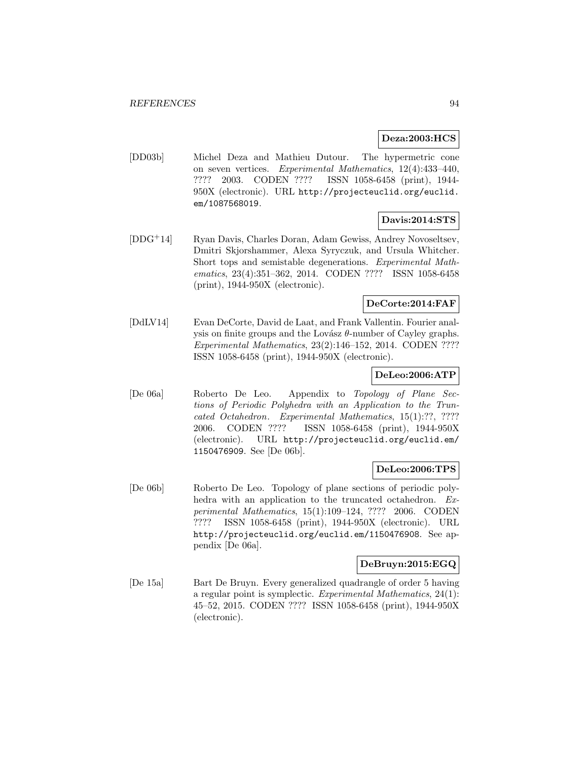**Deza:2003:HCS**

[DD03b] Michel Deza and Mathieu Dutour. The hypermetric cone on seven vertices. *Experimental Mathematics*, 12(4):433–440, ???? 2003. CODEN ???? ISSN 1058-6458 (print), 1944-950X (electronic). URL http://projecteuclid.org/euclid.em/1087568019.

**Davis:2014:STS**

[DDG+14] Ryan Davis, Charles Doran, Adam Gewiss, Andrey Novoseltsev, Dmitri Skjorshammer, Alexa Syryczuk, and Ursula Whitcher. Short tops and semistable degenerations. *Experimental Mathematics*, 23(4):351–362, 2014. CODEN ???? ISSN 1058-6458 (print), 1944-950X (electronic).

**DeCorte:2014:FAF**

[DdLV14] Evan DeCorte, David de Laat, and Frank Vallentin. Fourier analysis on finite groups and the Lovász $\theta$-number of Cayley graphs. *Experimental Mathematics*, 23(2):146–152, 2014. CODEN ???? ISSN 1058-6458 (print), 1944-950X (electronic).

**DeLeo:2006:ATP**

[De 06a] Roberto De Leo. Appendix to *Topology of Plane Sections of Periodic Polyhedra with an Application to the Truncated Octahedron*. *Experimental Mathematics*, 15(1):??, ???? 2006. CODEN ???? ISSN 1058-6458 (print), 1944-950X (electronic). URL http://projecteuclid.org/euclid.em/1150476909. See [De 06b].

**DeLeo:2006:TPS**

[De 06b] Roberto De Leo. Topology of plane sections of periodic polyhedra with an application to the truncated octahedron. *Experimental Mathematics*, 15(1):109–124, ???? 2006. CODEN ???? ISSN 1058-6458 (print), 1944-950X (electronic). URL http://projecteuclid.org/euclid.em/1150476908. See appendix [De 06a].

**DeBruyn:2015:EGQ**

[De 15a] Bart De Bruyn. Every generalized quadrangle of order 5 having a regular point is symplectic. *Experimental Mathematics*, 24(1): 45–52, 2015. CODEN ???? ISSN 1058-6458 (print), 1944-950X (electronic).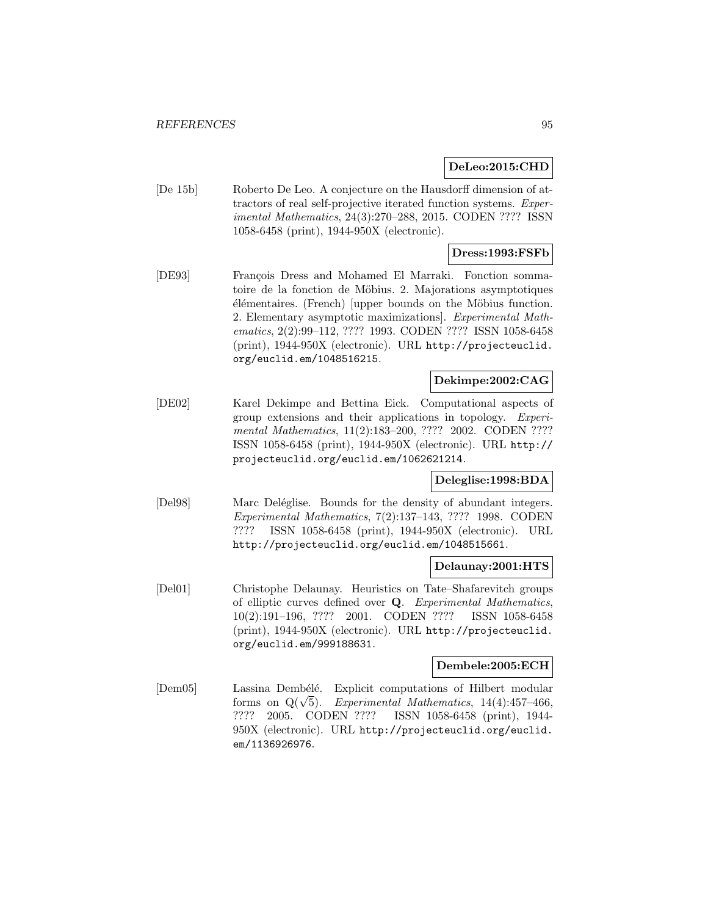**DeLeo:2015:CHD**

[De 15b] Roberto De Leo. A conjecture on the Hausdorff dimension of attractors of real self-projective iterated function systems. *Experimental Mathematics*, 24(3):270–288, 2015. CODEN ???? ISSN 1058-6458 (print), 1944-950X (electronic).

**Dress:1993:FSFb**

[DE93] François Dress and Mohamed El Marraki. Fonction sommatoire de la fonction de Möbius. 2. Majorations asymptotiques élémentaires. (French) [upper bounds on the Möbius function. 2. Elementary asymptotic maximizations]. *Experimental Mathematics*, 2(2):99–112, ???? 1993. CODEN ???? ISSN 1058-6458 (print), 1944-950X (electronic). URL `http://projecteuclid.org/euclid.em/1048516215`.

**Dekimpe:2002:CAG**

[DE02] Karel Dekimpe and Bettina Eick. Computational aspects of group extensions and their applications in topology. *Experimental Mathematics*, 11(2):183–200, ???? 2002. CODEN ???? ISSN 1058-6458 (print), 1944-950X (electronic). URL `http://projecteuclid.org/euclid.em/1062621214`.

**Deleglise:1998:BDA**

[Del98] Marc Deléglise. Bounds for the density of abundant integers. *Experimental Mathematics*, 7(2):137–143, ???? 1998. CODEN ???? ISSN 1058-6458 (print), 1944-950X (electronic). URL `http://projecteuclid.org/euclid.em/1048515661`.

**Delaunay:2001:HTS**

[Del01] Christophe Delaunay. Heuristics on Tate–Shafarevitch groups of elliptic curves defined over **Q**. *Experimental Mathematics*, 10(2):191–196, ???? 2001. CODEN ???? ISSN 1058-6458 (print), 1944-950X (electronic). URL `http://projecteuclid.org/euclid.em/999188631`.

**Dembele:2005:ECH**

[Dem05] Lassina Dembélé. Explicit computations of Hilbert modular forms on $Q(\sqrt{5})$. *Experimental Mathematics*, 14(4):457–466, ???? 2005. CODEN ???? ISSN 1058-6458 (print), 1944-950X (electronic). URL `http://projecteuclid.org/euclid.em/1136926976`.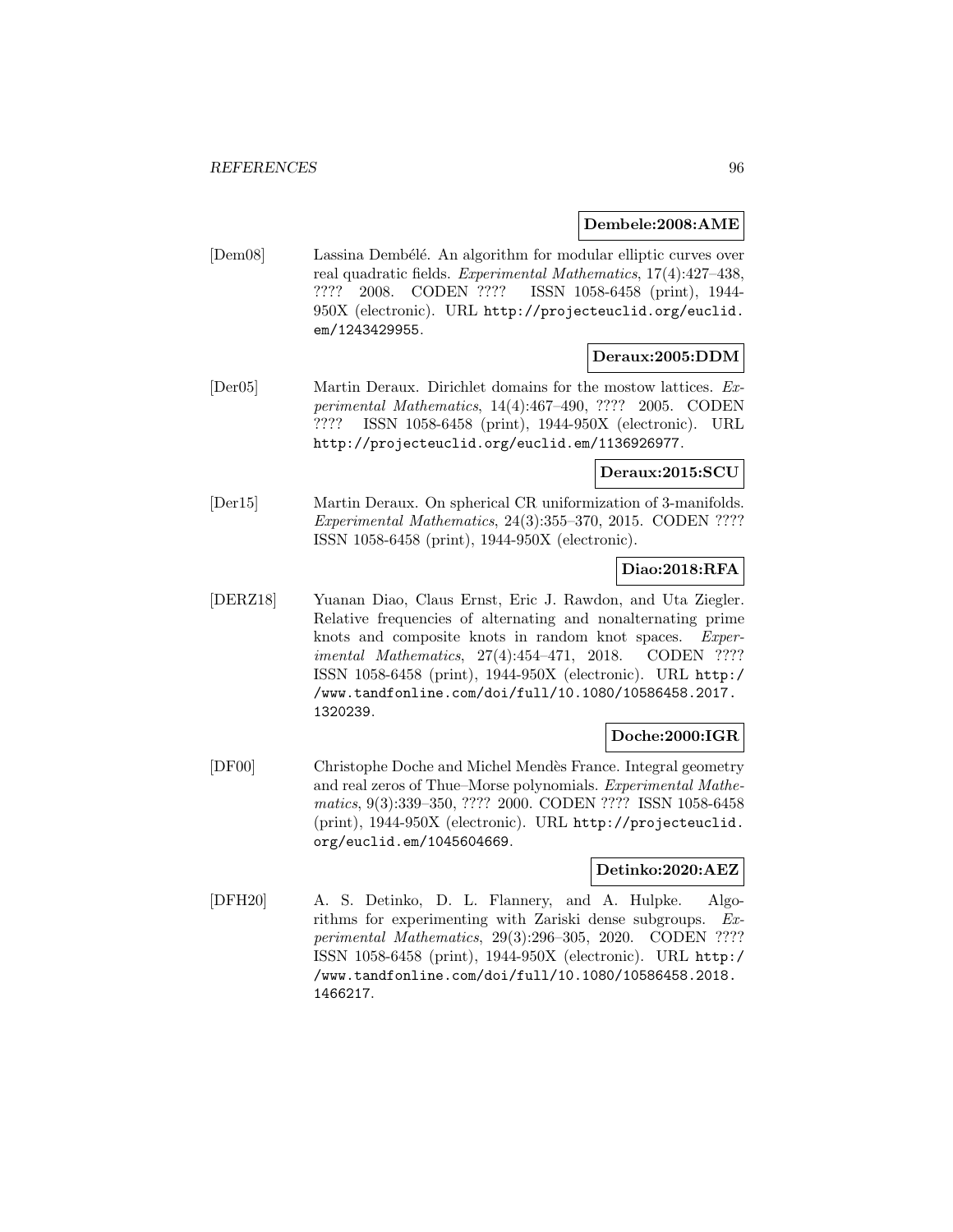**Dembele:2008:AME**

[Dem08] Lassina Dembélé. An algorithm for modular elliptic curves over real quadratic fields. *Experimental Mathematics*, 17(4):427–438, ???? 2008. CODEN ???? ISSN 1058-6458 (print), 1944-950X (electronic). URL http://projecteuclid.org/euclid.em/1243429955.

**Deraux:2005:DDM**

[Der05] Martin Deraux. Dirichlet domains for the mostow lattices. *Experimental Mathematics*, 14(4):467–490, ???? 2005. CODEN ???? ISSN 1058-6458 (print), 1944-950X (electronic). URL http://projecteuclid.org/euclid.em/1136926977.

**Deraux:2015:SCU**

[Der15] Martin Deraux. On spherical CR uniformization of 3-manifolds. *Experimental Mathematics*, 24(3):355–370, 2015. CODEN ???? ISSN 1058-6458 (print), 1944-950X (electronic).

**Diao:2018:RFA**

[DERZ18] Yuanan Diao, Claus Ernst, Eric J. Rawdon, and Uta Ziegler. Relative frequencies of alternating and nonalternating prime knots and composite knots in random knot spaces. *Experimental Mathematics*, 27(4):454–471, 2018. CODEN ???? ISSN 1058-6458 (print), 1944-950X (electronic). URL http://www.tandfonline.com/doi/full/10.1080/10586458.2017.1320239.

**Doche:2000:IGR**

[DF00] Christophe Doche and Michel Mendès France. Integral geometry and real zeros of Thue–Morse polynomials. *Experimental Mathematics*, 9(3):339–350, ???? 2000. CODEN ???? ISSN 1058-6458 (print), 1944-950X (electronic). URL http://projecteuclid.org/euclid.em/1045604669.

**Detinko:2020:AEZ**

[DFH20] A. S. Detinko, D. L. Flannery, and A. Hulpke. Algorithms for experimenting with Zariski dense subgroups. *Experimental Mathematics*, 29(3):296–305, 2020. CODEN ???? ISSN 1058-6458 (print), 1944-950X (electronic). URL http://www.tandfonline.com/doi/full/10.1080/10586458.2018.1466217.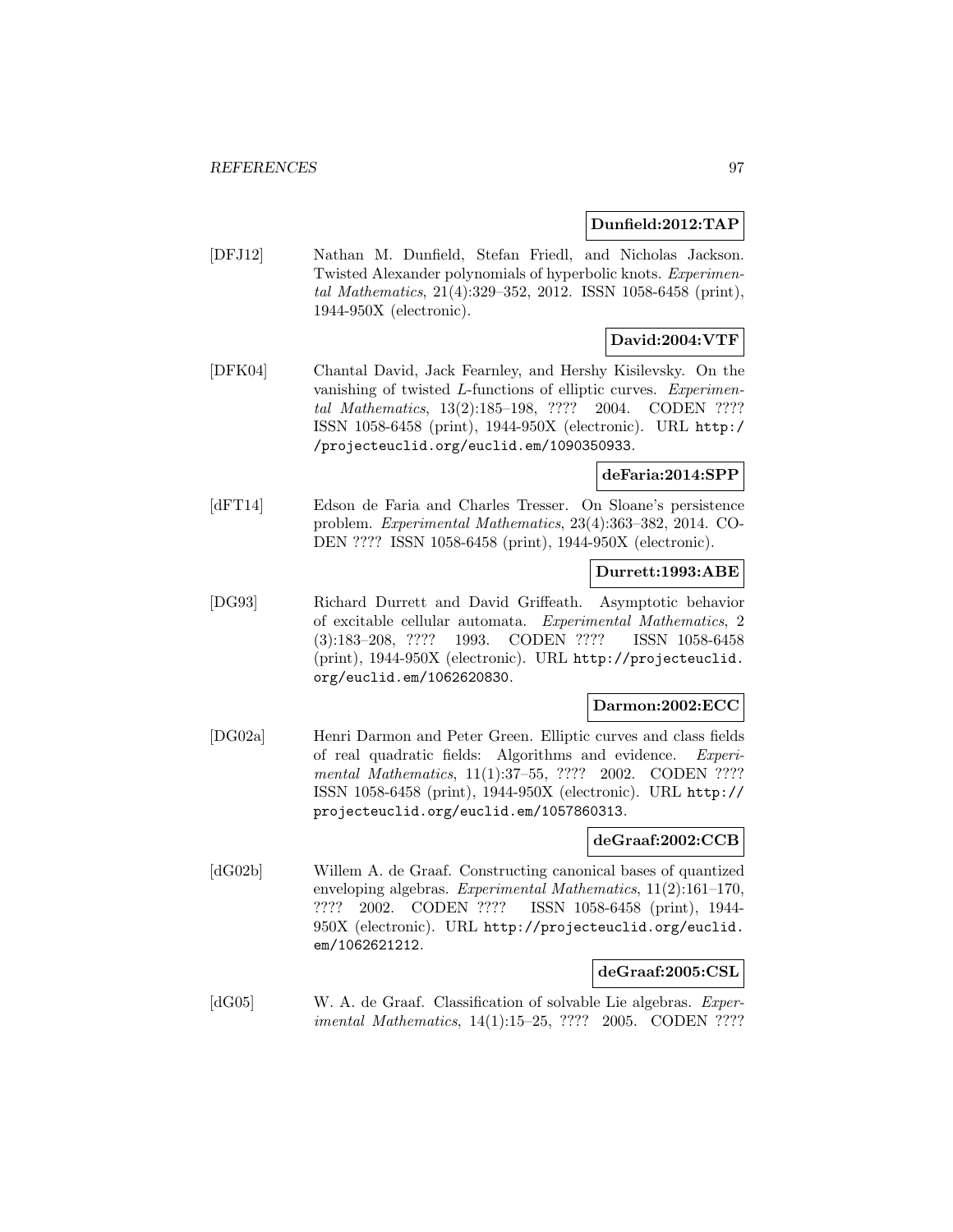**Dunfield:2012:TAP**

[DFJ12] Nathan M. Dunfield, Stefan Friedl, and Nicholas Jackson. Twisted Alexander polynomials of hyperbolic knots. *Experimental Mathematics*, 21(4):329–352, 2012. ISSN 1058-6458 (print), 1944-950X (electronic).

**David:2004:VTF**

[DFK04] Chantal David, Jack Fearnley, and Hershy Kisilevsky. On the vanishing of twisted *L*-functions of elliptic curves. *Experimental Mathematics*, 13(2):185–198, ???? 2004. CODEN ???? ISSN 1058-6458 (print), 1944-950X (electronic). URL `http://projecteuclid.org/euclid.em/1090350933`.

**deFaria:2014:SPP**

[dFT14] Edson de Faria and Charles Tresser. On Sloane's persistence problem. *Experimental Mathematics*, 23(4):363–382, 2014. CODEN ???? ISSN 1058-6458 (print), 1944-950X (electronic).

**Durrett:1993:ABE**

[DG93] Richard Durrett and David Griffeath. Asymptotic behavior of excitable cellular automata. *Experimental Mathematics*, 2 (3):183–208, ???? 1993. CODEN ???? ISSN 1058-6458 (print), 1944-950X (electronic). URL `http://projecteuclid.org/euclid.em/1062620830`.

**Darmon:2002:ECC**

[DG02a] Henri Darmon and Peter Green. Elliptic curves and class fields of real quadratic fields: Algorithms and evidence. *Experimental Mathematics*, 11(1):37–55, ???? 2002. CODEN ???? ISSN 1058-6458 (print), 1944-950X (electronic). URL `http://projecteuclid.org/euclid.em/1057860313`.

**deGraaf:2002:CCB**

[dG02b] Willem A. de Graaf. Constructing canonical bases of quantized enveloping algebras. *Experimental Mathematics*, 11(2):161–170, ???? 2002. CODEN ???? ISSN 1058-6458 (print), 1944-950X (electronic). URL `http://projecteuclid.org/euclid.em/1062621212`.

**deGraaf:2005:CSL**

[dG05] W. A. de Graaf. Classification of solvable Lie algebras. *Experimental Mathematics*, 14(1):15–25, ???? 2005. CODEN ????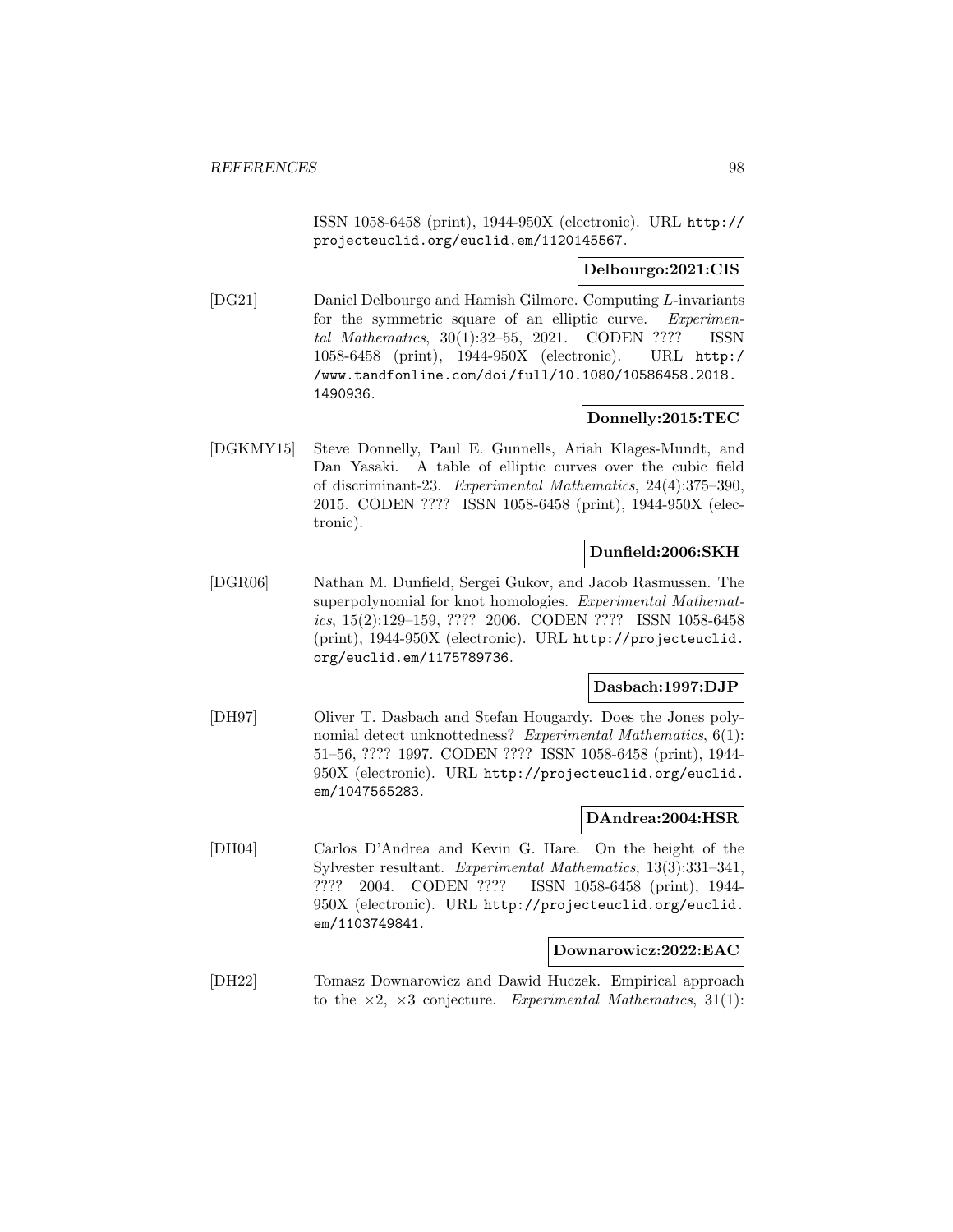ISSN 1058-6458 (print), 1944-950X (electronic). URL http://projecteuclid.org/euclid.em/1120145567.

**Delbourgo:2021:CIS**

[DG21] Daniel Delbourgo and Hamish Gilmore. Computing $L$-invariants for the symmetric square of an elliptic curve. *Experimental Mathematics*, 30(1):32–55, 2021. CODEN ???? ISSN 1058-6458 (print), 1944-950X (electronic). URL http://www.tandfonline.com/doi/full/10.1080/10586458.2018.1490936.

**Donnelly:2015:TEC**

[DGKMY15] Steve Donnelly, Paul E. Gunnells, Ariah Klages-Mundt, and Dan Yasaki. A table of elliptic curves over the cubic field of discriminant-23. *Experimental Mathematics*, 24(4):375–390, 2015. CODEN ???? ISSN 1058-6458 (print), 1944-950X (electronic).

**Dunfield:2006:SKH**

[DGR06] Nathan M. Dunfield, Sergei Gukov, and Jacob Rasmussen. The superpolynomial for knot homologies. *Experimental Mathematics*, 15(2):129–159, ???? 2006. CODEN ???? ISSN 1058-6458 (print), 1944-950X (electronic). URL http://projecteuclid.org/euclid.em/1175789736.

**Dasbach:1997:DJP**

[DH97] Oliver T. Dasbach and Stefan Hougardy. Does the Jones polynomial detect unknottedness? *Experimental Mathematics*, 6(1):51–56, ???? 1997. CODEN ???? ISSN 1058-6458 (print), 1944-950X (electronic). URL http://projecteuclid.org/euclid.em/1047565283.

**DAndrea:2004:HSR**

[DH04] Carlos D'Andrea and Kevin G. Hare. On the height of the Sylvester resultant. *Experimental Mathematics*, 13(3):331–341, ???? 2004. CODEN ???? ISSN 1058-6458 (print), 1944-950X (electronic). URL http://projecteuclid.org/euclid.em/1103749841.

**Downarowicz:2022:EAC**

[DH22] Tomasz Downarowicz and Dawid Huczek. Empirical approach to the $\times 2$, $\times 3$ conjecture. *Experimental Mathematics*, 31(1):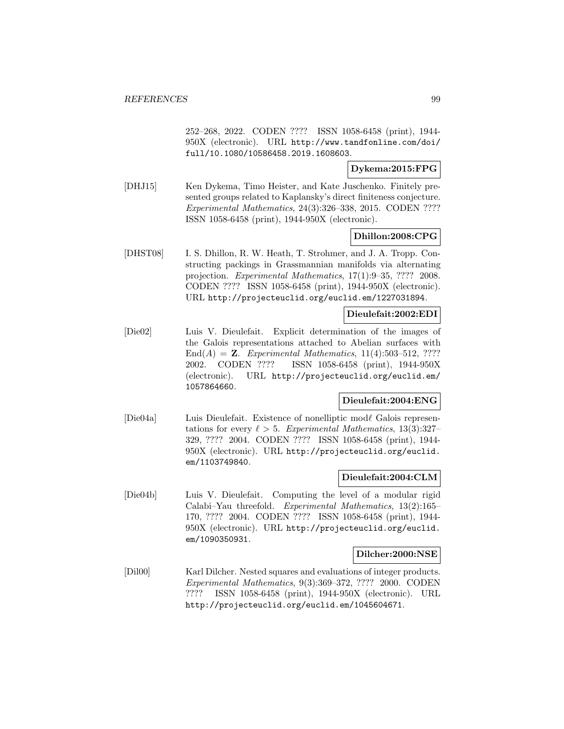252–268, 2022. CODEN ???? ISSN 1058-6458 (print), 1944-950X (electronic). URL http://www.tandfonline.com/doi/full/10.1080/10586458.2019.1608603.

**Dykema:2015:FPG**

[DHJ15] Ken Dykema, Timo Heister, and Kate Juschenko. Finitely presented groups related to Kaplansky's direct finiteness conjecture. *Experimental Mathematics*, 24(3):326–338, 2015. CODEN ???? ISSN 1058-6458 (print), 1944-950X (electronic).

**Dhillon:2008:CPG**

[DHST08] I. S. Dhillon, R. W. Heath, T. Strohmer, and J. A. Tropp. Constructing packings in Grassmannian manifolds via alternating projection. *Experimental Mathematics*, 17(1):9–35, ???? 2008. CODEN ???? ISSN 1058-6458 (print), 1944-950X (electronic). URL http://projecteuclid.org/euclid.em/1227031894.

**Dieulefait:2002:EDI**

[Die02] Luis V. Dieulefait. Explicit determination of the images of the Galois representations attached to Abelian surfaces with $\mathrm{End}(A) = \mathbf{Z}$. *Experimental Mathematics*, 11(4):503–512, ???? 2002. CODEN ???? ISSN 1058-6458 (print), 1944-950X (electronic). URL http://projecteuclid.org/euclid.em/1057864660.

**Dieulefait:2004:ENG**

[Die04a] Luis Dieulefait. Existence of nonelliptic mod$\ell$ Galois representations for every $\ell > 5$. *Experimental Mathematics*, 13(3):327–329, ???? 2004. CODEN ???? ISSN 1058-6458 (print), 1944-950X (electronic). URL http://projecteuclid.org/euclid.em/1103749840.

**Dieulefait:2004:CLM**

[Die04b] Luis V. Dieulefait. Computing the level of a modular rigid Calabi–Yau threefold. *Experimental Mathematics*, 13(2):165–170, ???? 2004. CODEN ???? ISSN 1058-6458 (print), 1944-950X (electronic). URL http://projecteuclid.org/euclid.em/1090350931.

**Dilcher:2000:NSE**

[Dil00] Karl Dilcher. Nested squares and evaluations of integer products. *Experimental Mathematics*, 9(3):369–372, ???? 2000. CODEN ???? ISSN 1058-6458 (print), 1944-950X (electronic). URL http://projecteuclid.org/euclid.em/1045604671.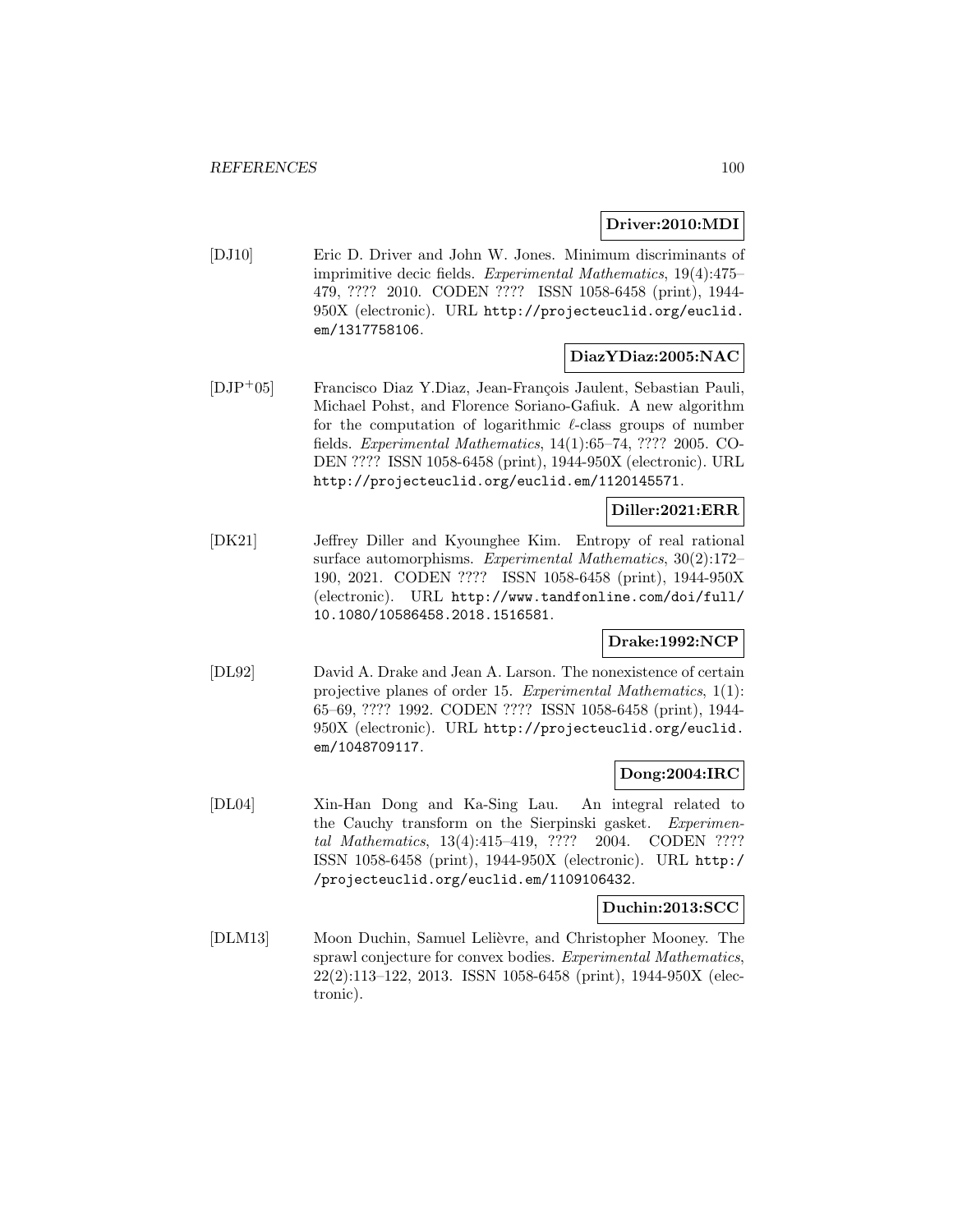**Driver:2010:MDI**

[DJ10] Eric D. Driver and John W. Jones. Minimum discriminants of imprimitive decic fields. *Experimental Mathematics*, 19(4):475–479, ???? 2010. CODEN ???? ISSN 1058-6458 (print), 1944-950X (electronic). URL http://projecteuclid.org/euclid.em/1317758106.

**DiazYDiaz:2005:NAC**

[DJP$^+$05] Francisco Diaz Y.Diaz, Jean-François Jaulent, Sebastian Pauli, Michael Pohst, and Florence Soriano-Gafiuk. A new algorithm for the computation of logarithmic $\ell$-class groups of number fields. *Experimental Mathematics*, 14(1):65–74, ???? 2005. CODEN ???? ISSN 1058-6458 (print), 1944-950X (electronic). URL http://projecteuclid.org/euclid.em/1120145571.

**Diller:2021:ERR**

[DK21] Jeffrey Diller and Kyounghee Kim. Entropy of real rational surface automorphisms. *Experimental Mathematics*, 30(2):172–190, 2021. CODEN ???? ISSN 1058-6458 (print), 1944-950X (electronic). URL http://www.tandfonline.com/doi/full/10.1080/10586458.2018.1516581.

**Drake:1992:NCP**

[DL92] David A. Drake and Jean A. Larson. The nonexistence of certain projective planes of order 15. *Experimental Mathematics*, 1(1):65–69, ???? 1992. CODEN ???? ISSN 1058-6458 (print), 1944-950X (electronic). URL http://projecteuclid.org/euclid.em/1048709117.

**Dong:2004:IRC**

[DL04] Xin-Han Dong and Ka-Sing Lau. An integral related to the Cauchy transform on the Sierpinski gasket. *Experimental Mathematics*, 13(4):415–419, ???? 2004. CODEN ???? ISSN 1058-6458 (print), 1944-950X (electronic). URL http://projecteuclid.org/euclid.em/1109106432.

**Duchin:2013:SCC**

[DLM13] Moon Duchin, Samuel Lelièvre, and Christopher Mooney. The sprawl conjecture for convex bodies. *Experimental Mathematics*, 22(2):113–122, 2013. ISSN 1058-6458 (print), 1944-950X (electronic).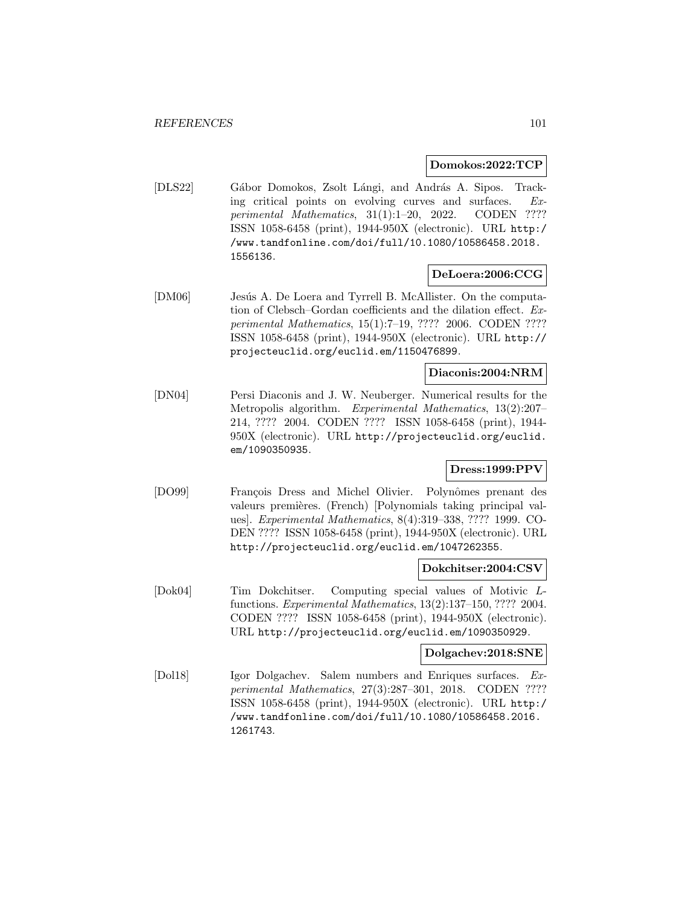**Domokos:2022:TCP**

[DLS22] Gábor Domokos, Zsolt Lángi, and András A. Sipos. Tracking critical points on evolving curves and surfaces. *Experimental Mathematics*, 31(1):1–20, 2022. CODEN ???? ISSN 1058-6458 (print), 1944-950X (electronic). URL http://www.tandfonline.com/doi/full/10.1080/10586458.2018.1556136.

**DeLoera:2006:CCG**

[DM06] Jesús A. De Loera and Tyrrell B. McAllister. On the computation of Clebsch–Gordan coefficients and the dilation effect. *Experimental Mathematics*, 15(1):7–19, ???? 2006. CODEN ???? ISSN 1058-6458 (print), 1944-950X (electronic). URL http://projecteuclid.org/euclid.em/1150476899.

**Diaconis:2004:NRM**

[DN04] Persi Diaconis and J. W. Neuberger. Numerical results for the Metropolis algorithm. *Experimental Mathematics*, 13(2):207–214, ???? 2004. CODEN ???? ISSN 1058-6458 (print), 1944-950X (electronic). URL http://projecteuclid.org/euclid.em/1090350935.

**Dress:1999:PPV**

[DO99] François Dress and Michel Olivier. Polynômes prenant des valeurs premières. (French) [Polynomials taking principal values]. *Experimental Mathematics*, 8(4):319–338, ???? 1999. CODEN ???? ISSN 1058-6458 (print), 1944-950X (electronic). URL http://projecteuclid.org/euclid.em/1047262355.

**Dokchitser:2004:CSV**

[Dok04] Tim Dokchitser. Computing special values of Motivic $L$-functions. *Experimental Mathematics*, 13(2):137–150, ???? 2004. CODEN ???? ISSN 1058-6458 (print), 1944-950X (electronic). URL http://projecteuclid.org/euclid.em/1090350929.

**Dolgachev:2018:SNE**

[Dol18] Igor Dolgachev. Salem numbers and Enriques surfaces. *Experimental Mathematics*, 27(3):287–301, 2018. CODEN ???? ISSN 1058-6458 (print), 1944-950X (electronic). URL http://www.tandfonline.com/doi/full/10.1080/10586458.2016.1261743.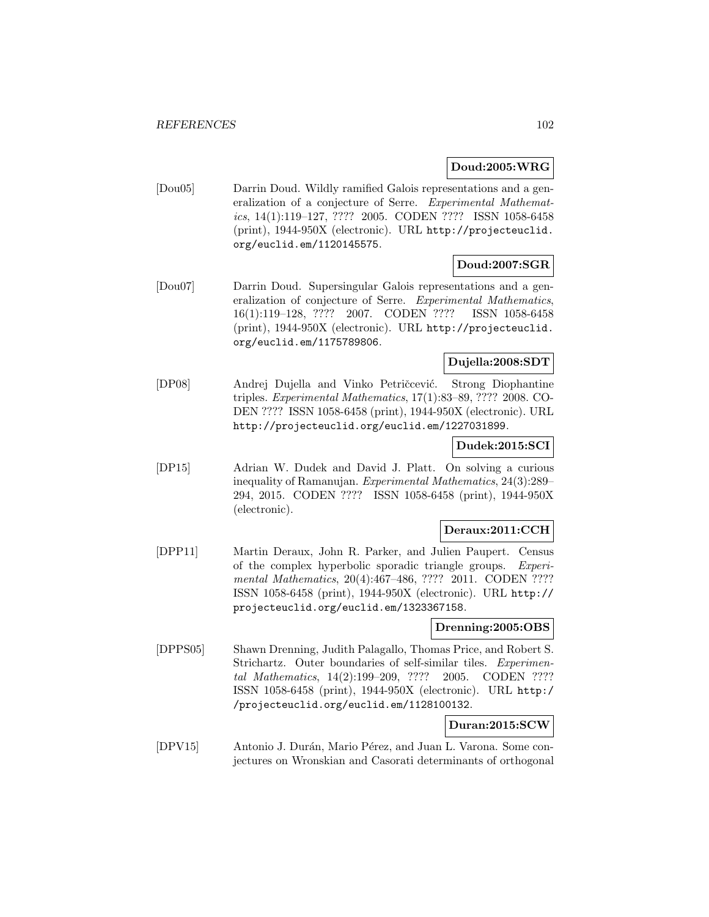**Doud:2005:WRG**

[Dou05] Darrin Doud. Wildly ramified Galois representations and a generalization of a conjecture of Serre. *Experimental Mathematics*, 14(1):119–127, ???? 2005. CODEN ???? ISSN 1058-6458 (print), 1944-950X (electronic). URL http://projecteuclid.org/euclid.em/1120145575.

**Doud:2007:SGR**

[Dou07] Darrin Doud. Supersingular Galois representations and a generalization of conjecture of Serre. *Experimental Mathematics*, 16(1):119–128, ???? 2007. CODEN ???? ISSN 1058-6458 (print), 1944-950X (electronic). URL http://projecteuclid.org/euclid.em/1175789806.

**Dujella:2008:SDT**

[DP08] Andrej Dujella and Vinko Petričević. Strong Diophantine triples. *Experimental Mathematics*, 17(1):83–89, ???? 2008. CODEN ???? ISSN 1058-6458 (print), 1944-950X (electronic). URL http://projecteuclid.org/euclid.em/1227031899.

**Dudek:2015:SCI**

[DP15] Adrian W. Dudek and David J. Platt. On solving a curious inequality of Ramanujan. *Experimental Mathematics*, 24(3):289–294, 2015. CODEN ???? ISSN 1058-6458 (print), 1944-950X (electronic).

**Deraux:2011:CCH**

[DPP11] Martin Deraux, John R. Parker, and Julien Paupert. Census of the complex hyperbolic sporadic triangle groups. *Experimental Mathematics*, 20(4):467–486, ???? 2011. CODEN ???? ISSN 1058-6458 (print), 1944-950X (electronic). URL http://projecteuclid.org/euclid.em/1323367158.

**Drenning:2005:OBS**

[DPPS05] Shawn Drenning, Judith Palagallo, Thomas Price, and Robert S. Strichartz. Outer boundaries of self-similar tiles. *Experimental Mathematics*, 14(2):199–209, ???? 2005. CODEN ???? ISSN 1058-6458 (print), 1944-950X (electronic). URL http://projecteuclid.org/euclid.em/1128100132.

**Duran:2015:SCW**

[DPV15] Antonio J. Durán, Mario Pérez, and Juan L. Varona. Some conjectures on Wronskian and Casorati determinants of orthogonal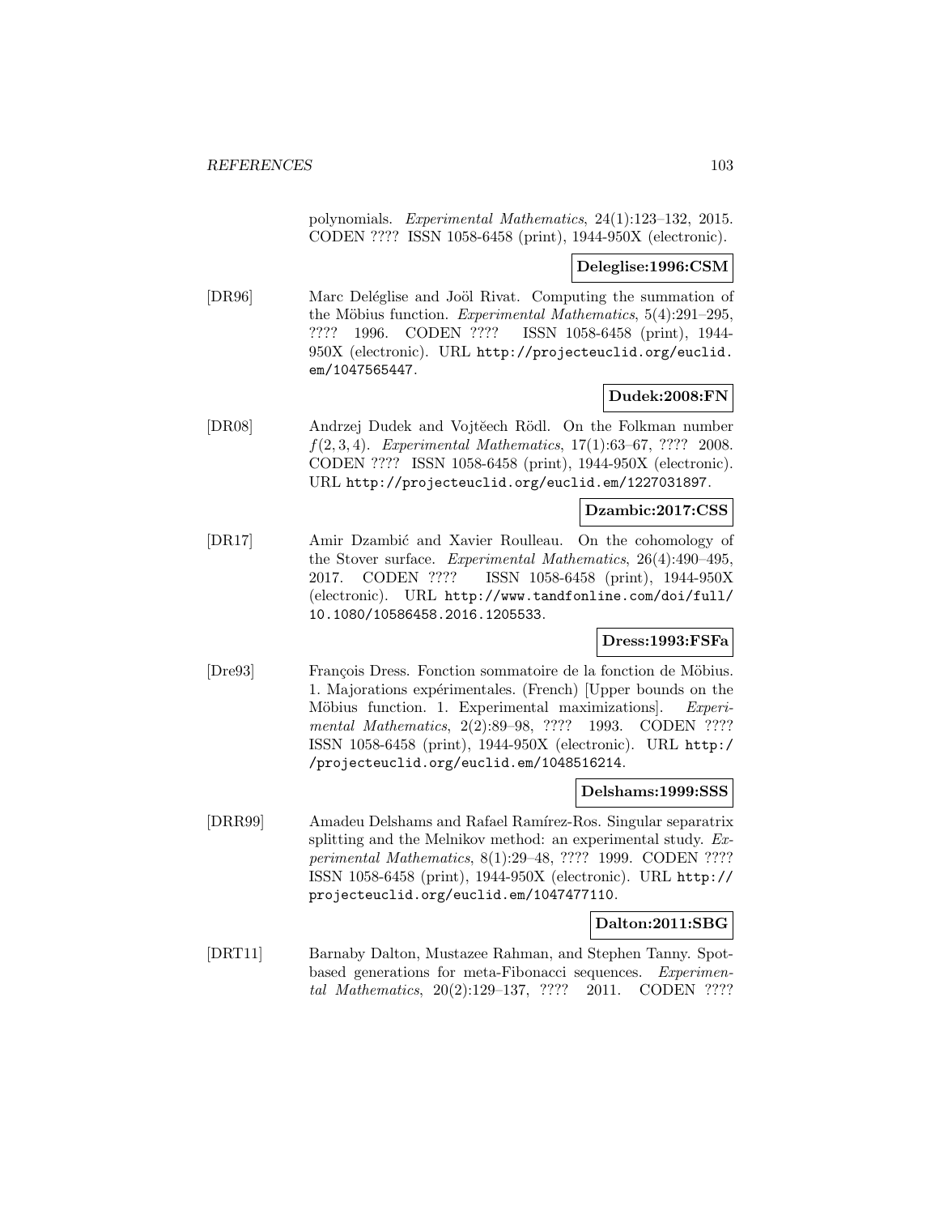polynomials. *Experimental Mathematics*, 24(1):123–132, 2015. CODEN ???? ISSN 1058-6458 (print), 1944-950X (electronic).

**Deleglise:1996:CSM**

[DR96] Marc Deléglise and Joöl Rivat. Computing the summation of the Möbius function. *Experimental Mathematics*, 5(4):291–295, ???? 1996. CODEN ???? ISSN 1058-6458 (print), 1944-950X (electronic). URL http://projecteuclid.org/euclid.em/1047565447.

**Dudek:2008:FN**

[DR08] Andrzej Dudek and Vojtěech Rödl. On the Folkman number $f(2, 3, 4)$. *Experimental Mathematics*, 17(1):63–67, ???? 2008. CODEN ???? ISSN 1058-6458 (print), 1944-950X (electronic). URL http://projecteuclid.org/euclid.em/1227031897.

**Dzambic:2017:CSS**

[DR17] Amir Dzambić and Xavier Roulleau. On the cohomology of the Stover surface. *Experimental Mathematics*, 26(4):490–495, 2017. CODEN ???? ISSN 1058-6458 (print), 1944-950X (electronic). URL http://www.tandfonline.com/doi/full/10.1080/10586458.2016.1205533.

**Dress:1993:FSFa**

[Dre93] François Dress. Fonction sommatoire de la fonction de Möbius. 1. Majorations expérimentales. (French) [Upper bounds on the Möbius function. 1. Experimental maximizations]. *Experimental Mathematics*, 2(2):89–98, ???? 1993. CODEN ???? ISSN 1058-6458 (print), 1944-950X (electronic). URL http://projecteuclid.org/euclid.em/1048516214.

**Delshams:1999:SSS**

[DRR99] Amadeu Delshams and Rafael Ramírez-Ros. Singular separatrix splitting and the Melnikov method: an experimental study. *Experimental Mathematics*, 8(1):29–48, ???? 1999. CODEN ???? ISSN 1058-6458 (print), 1944-950X (electronic). URL http://projecteuclid.org/euclid.em/1047477110.

**Dalton:2011:SBG**

[DRT11] Barnaby Dalton, Mustazee Rahman, and Stephen Tanny. Spot-based generations for meta-Fibonacci sequences. *Experimental Mathematics*, 20(2):129–137, ???? 2011. CODEN ????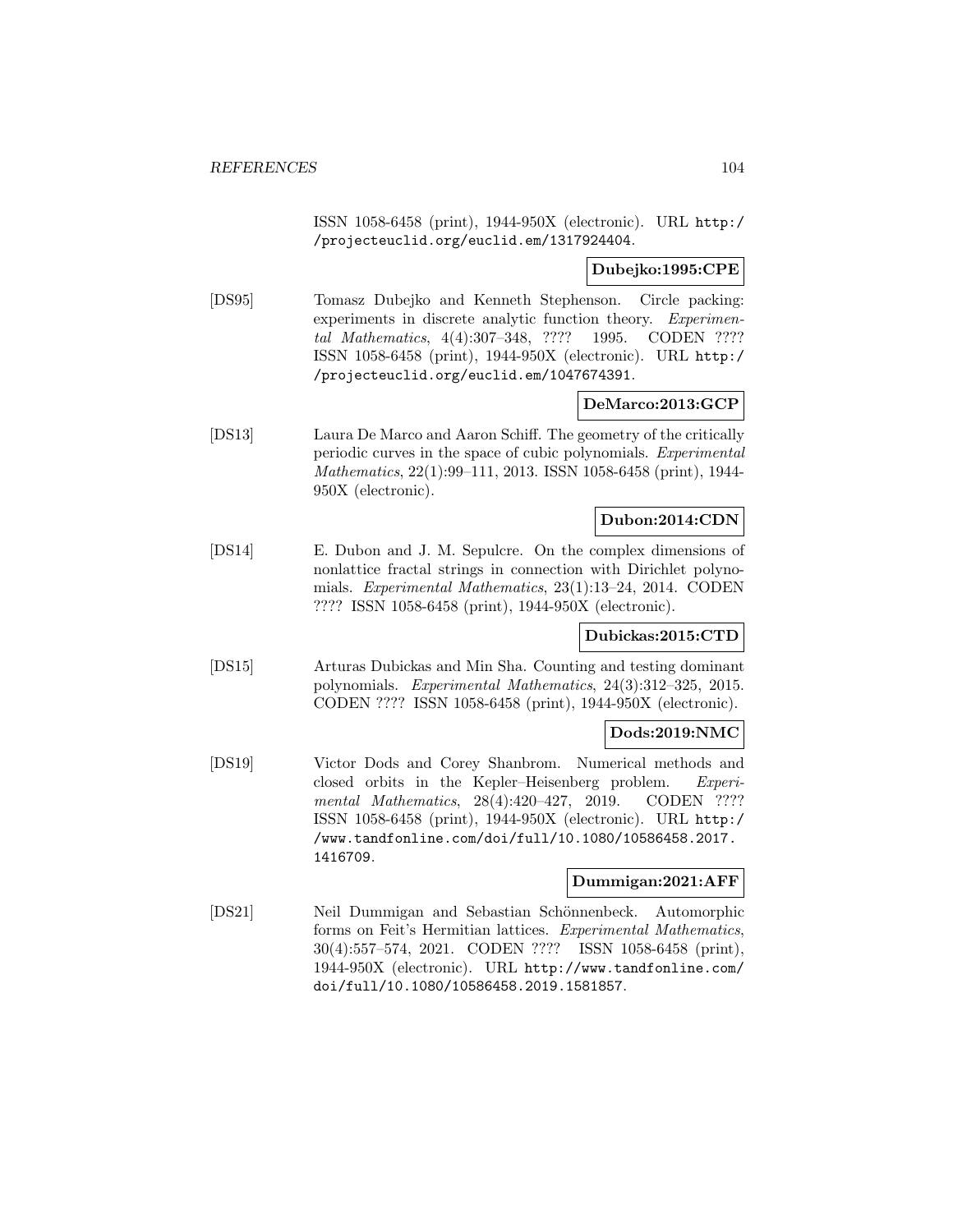ISSN 1058-6458 (print), 1944-950X (electronic). URL http://projecteuclid.org/euclid.em/1317924404.

**Dubejko:1995:CPE**

[DS95] Tomasz Dubejko and Kenneth Stephenson. Circle packing: experiments in discrete analytic function theory. *Experimental Mathematics*, 4(4):307–348, ???? 1995. CODEN ???? ISSN 1058-6458 (print), 1944-950X (electronic). URL http://projecteuclid.org/euclid.em/1047674391.

**DeMarco:2013:GCP**

[DS13] Laura De Marco and Aaron Schiff. The geometry of the critically periodic curves in the space of cubic polynomials. *Experimental Mathematics*, 22(1):99–111, 2013. ISSN 1058-6458 (print), 1944-950X (electronic).

**Dubon:2014:CDN**

[DS14] E. Dubon and J. M. Sepulcre. On the complex dimensions of nonlattice fractal strings in connection with Dirichlet polynomials. *Experimental Mathematics*, 23(1):13–24, 2014. CODEN ???? ISSN 1058-6458 (print), 1944-950X (electronic).

**Dubickas:2015:CTD**

[DS15] Arturas Dubickas and Min Sha. Counting and testing dominant polynomials. *Experimental Mathematics*, 24(3):312–325, 2015. CODEN ???? ISSN 1058-6458 (print), 1944-950X (electronic).

**Dods:2019:NMC**

[DS19] Victor Dods and Corey Shanbrom. Numerical methods and closed orbits in the Kepler–Heisenberg problem. *Experimental Mathematics*, 28(4):420–427, 2019. CODEN ???? ISSN 1058-6458 (print), 1944-950X (electronic). URL http://www.tandfonline.com/doi/full/10.1080/10586458.2017.1416709.

**Dummigan:2021:AFF**

[DS21] Neil Dummigan and Sebastian Schönnenbeck. Automorphic forms on Feit's Hermitian lattices. *Experimental Mathematics*, 30(4):557–574, 2021. CODEN ???? ISSN 1058-6458 (print), 1944-950X (electronic). URL http://www.tandfonline.com/doi/full/10.1080/10586458.2019.1581857.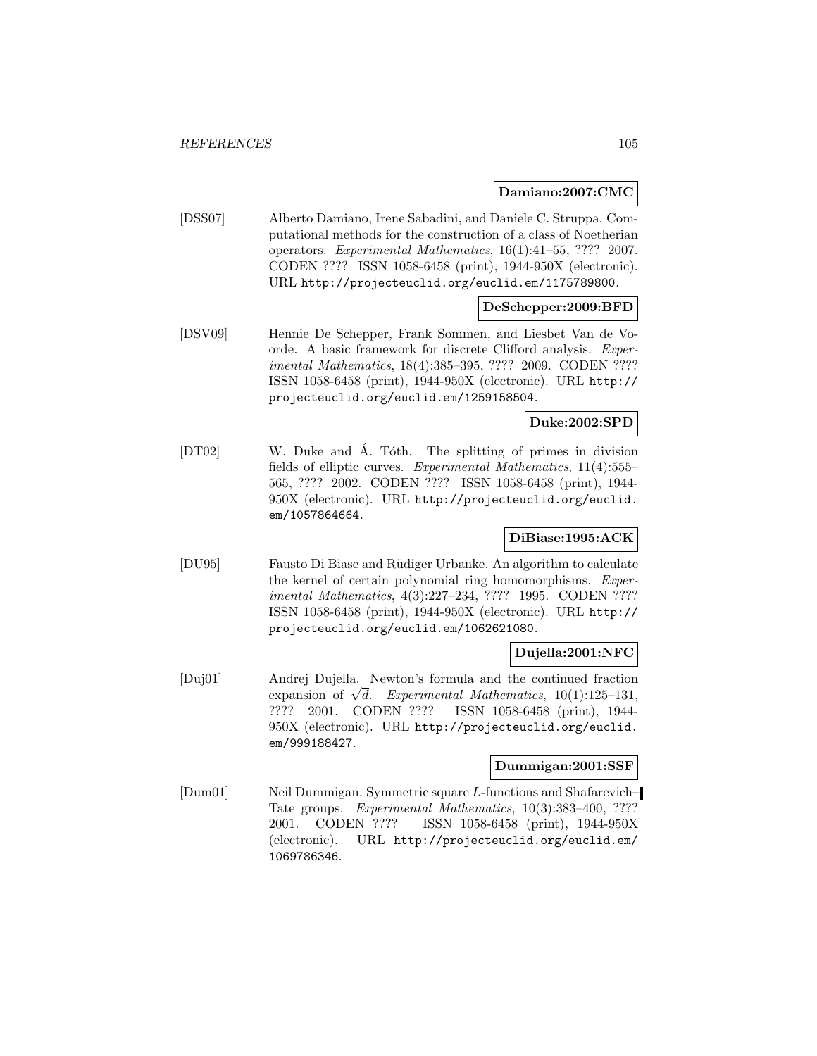**Damiano:2007:CMC**

[DSS07] Alberto Damiano, Irene Sabadini, and Daniele C. Struppa. Computational methods for the construction of a class of Noetherian operators. *Experimental Mathematics*, 16(1):41–55, ???? 2007. CODEN ???? ISSN 1058-6458 (print), 1944-950X (electronic). URL http://projecteuclid.org/euclid.em/1175789800.

**DeSchepper:2009:BFD**

[DSV09] Hennie De Schepper, Frank Sommen, and Liesbet Van de Voorde. A basic framework for discrete Clifford analysis. *Experimental Mathematics*, 18(4):385–395, ???? 2009. CODEN ???? ISSN 1058-6458 (print), 1944-950X (electronic). URL http://projecteuclid.org/euclid.em/1259158504.

**Duke:2002:SPD**

[DT02] W. Duke and Á. Tóth. The splitting of primes in division fields of elliptic curves. *Experimental Mathematics*, 11(4):555–565, ???? 2002. CODEN ???? ISSN 1058-6458 (print), 1944-950X (electronic). URL http://projecteuclid.org/euclid.em/1057864664.

**DiBiase:1995:ACK**

[DU95] Fausto Di Biase and Rüdiger Urbanke. An algorithm to calculate the kernel of certain polynomial ring homomorphisms. *Experimental Mathematics*, 4(3):227–234, ???? 1995. CODEN ???? ISSN 1058-6458 (print), 1944-950X (electronic). URL http://projecteuclid.org/euclid.em/1062621080.

**Dujella:2001:NFC**

[Duj01] Andrej Dujella. Newton's formula and the continued fraction expansion of $\sqrt{d}$. *Experimental Mathematics*, 10(1):125–131, ???? 2001. CODEN ???? ISSN 1058-6458 (print), 1944-950X (electronic). URL http://projecteuclid.org/euclid.em/999188427.

**Dummigan:2001:SSF**

[Dum01] Neil Dummigan. Symmetric square $L$-functions and Shafarevich–Tate groups. *Experimental Mathematics*, 10(3):383–400, ???? 2001. CODEN ???? ISSN 1058-6458 (print), 1944-950X (electronic). URL http://projecteuclid.org/euclid.em/1069786346.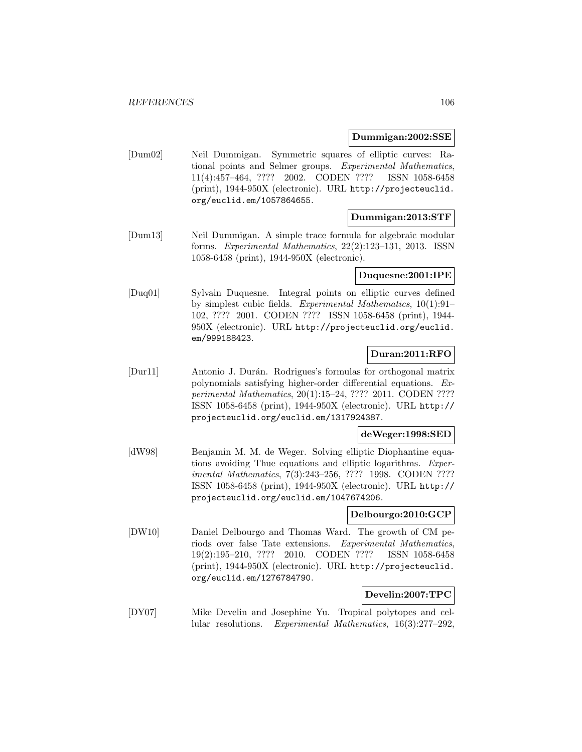**Dummigan:2002:SSE**

[Dum02] Neil Dummigan. Symmetric squares of elliptic curves: Rational points and Selmer groups. *Experimental Mathematics*, 11(4):457–464, ???? 2002. CODEN ???? ISSN 1058-6458 (print), 1944-950X (electronic). URL http://projecteuclid.org/euclid.em/1057864655.

**Dummigan:2013:STF**

[Dum13] Neil Dummigan. A simple trace formula for algebraic modular forms. *Experimental Mathematics*, 22(2):123–131, 2013. ISSN 1058-6458 (print), 1944-950X (electronic).

**Duquesne:2001:IPE**

[Duq01] Sylvain Duquesne. Integral points on elliptic curves defined by simplest cubic fields. *Experimental Mathematics*, 10(1):91–102, ???? 2001. CODEN ???? ISSN 1058-6458 (print), 1944-950X (electronic). URL http://projecteuclid.org/euclid.em/999188423.

**Duran:2011:RFO**

[Dur11] Antonio J. Durán. Rodrigues's formulas for orthogonal matrix polynomials satisfying higher-order differential equations. *Experimental Mathematics*, 20(1):15–24, ???? 2011. CODEN ???? ISSN 1058-6458 (print), 1944-950X (electronic). URL http://projecteuclid.org/euclid.em/1317924387.

**deWeger:1998:SED**

[dW98] Benjamin M. M. de Weger. Solving elliptic Diophantine equations avoiding Thue equations and elliptic logarithms. *Experimental Mathematics*, 7(3):243–256, ???? 1998. CODEN ???? ISSN 1058-6458 (print), 1944-950X (electronic). URL http://projecteuclid.org/euclid.em/1047674206.

**Delbourgo:2010:GCP**

[DW10] Daniel Delbourgo and Thomas Ward. The growth of CM periods over false Tate extensions. *Experimental Mathematics*, 19(2):195–210, ???? 2010. CODEN ???? ISSN 1058-6458 (print), 1944-950X (electronic). URL http://projecteuclid.org/euclid.em/1276784790.

**Develin:2007:TPC**

[DY07] Mike Develin and Josephine Yu. Tropical polytopes and cellular resolutions. *Experimental Mathematics*, 16(3):277–292,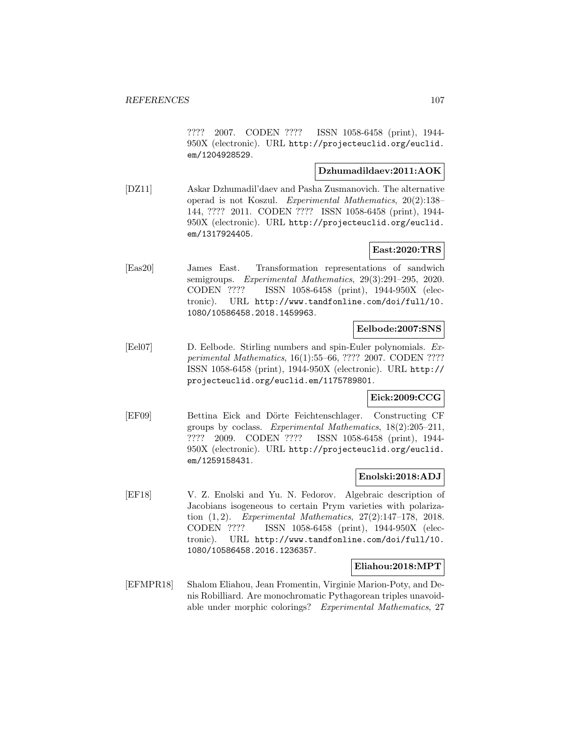???? 2007. CODEN ???? ISSN 1058-6458 (print), 1944-950X (electronic). URL http://projecteuclid.org/euclid.em/1204928529.

**Dzhumadildaev:2011:AOK**

[DZ11] Askar Dzhumadil'daev and Pasha Zusmanovich. The alternative operad is not Koszul. *Experimental Mathematics*, 20(2):138–144, ???? 2011. CODEN ???? ISSN 1058-6458 (print), 1944-950X (electronic). URL http://projecteuclid.org/euclid.em/1317924405.

**East:2020:TRS**

[Eas20] James East. Transformation representations of sandwich semigroups. *Experimental Mathematics*, 29(3):291–295, 2020. CODEN ???? ISSN 1058-6458 (print), 1944-950X (electronic). URL http://www.tandfonline.com/doi/full/10.1080/10586458.2018.1459963.

**Eelbode:2007:SNS**

[Eel07] D. Eelbode. Stirling numbers and spin-Euler polynomials. *Experimental Mathematics*, 16(1):55–66, ???? 2007. CODEN ???? ISSN 1058-6458 (print), 1944-950X (electronic). URL http://projecteuclid.org/euclid.em/1175789801.

**Eick:2009:CCG**

[EF09] Bettina Eick and Dörte Feichtenschlager. Constructing CF groups by coclass. *Experimental Mathematics*, 18(2):205–211, ???? 2009. CODEN ???? ISSN 1058-6458 (print), 1944-950X (electronic). URL http://projecteuclid.org/euclid.em/1259158431.

**Enolski:2018:ADJ**

[EF18] V. Z. Enolski and Yu. N. Fedorov. Algebraic description of Jacobians isogeneous to certain Prym varieties with polarization $(1, 2)$. *Experimental Mathematics*, 27(2):147–178, 2018. CODEN ???? ISSN 1058-6458 (print), 1944-950X (electronic). URL http://www.tandfonline.com/doi/full/10.1080/10586458.2016.1236357.

**Eliahou:2018:MPT**

[EFMPR18] Shalom Eliahou, Jean Fromentin, Virginie Marion-Poty, and Denis Robilliard. Are monochromatic Pythagorean triples unavoidable under morphic colorings? *Experimental Mathematics*, 27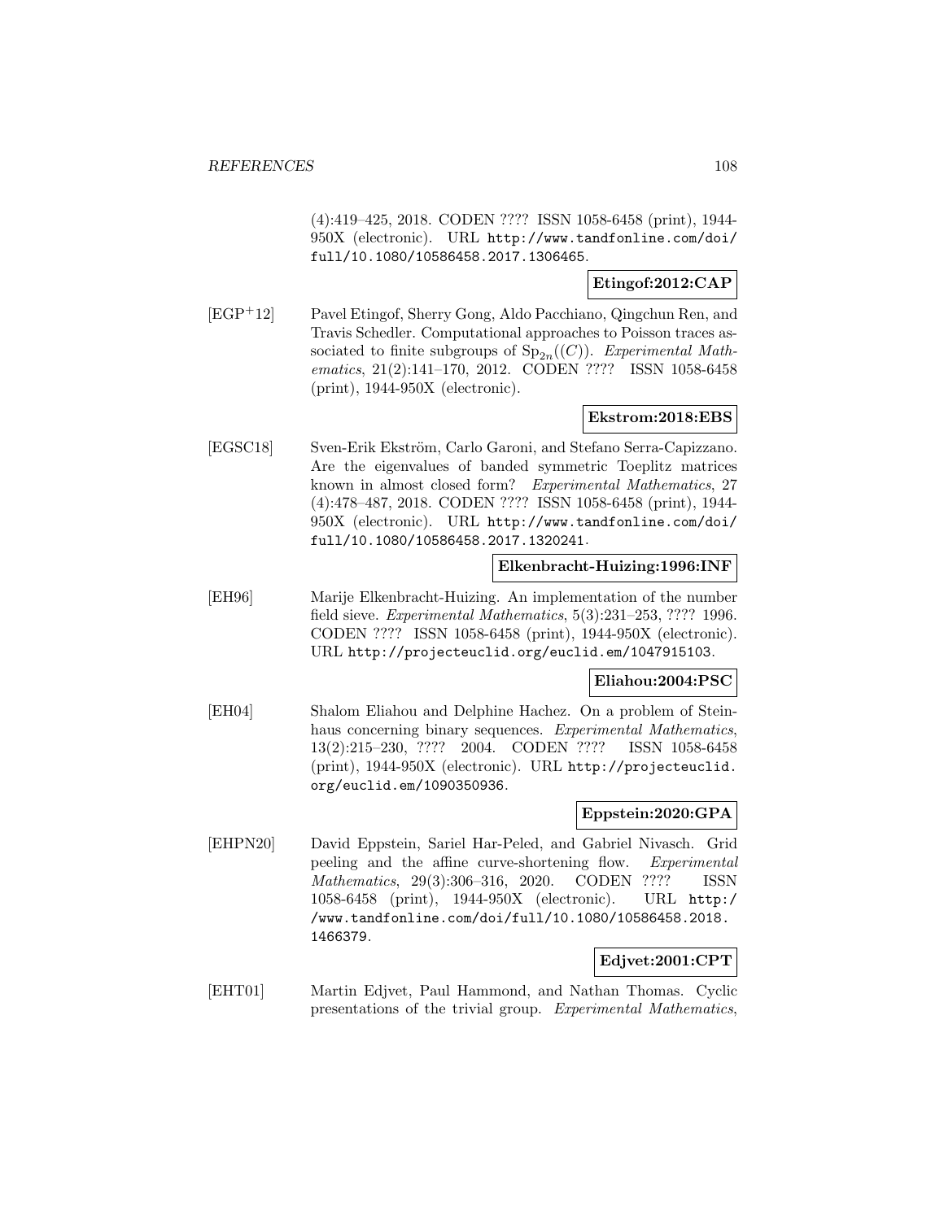(4):419–425, 2018. CODEN ???? ISSN 1058-6458 (print), 1944-950X (electronic). URL http://www.tandfonline.com/doi/full/10.1080/10586458.2017.1306465.

**Etingof:2012:CAP**

[EGP+12] Pavel Etingof, Sherry Gong, Aldo Pacchiano, Qingchun Ren, and Travis Schedler. Computational approaches to Poisson traces associated to finite subgroups of $\mathrm{Sp}_{2n}((C))$. *Experimental Mathematics*, 21(2):141–170, 2012. CODEN ???? ISSN 1058-6458 (print), 1944-950X (electronic).

**Ekstrom:2018:EBS**

[EGSC18] Sven-Erik Ekström, Carlo Garoni, and Stefano Serra-Capizzano. Are the eigenvalues of banded symmetric Toeplitz matrices known in almost closed form? *Experimental Mathematics*, 27 (4):478–487, 2018. CODEN ???? ISSN 1058-6458 (print), 1944-950X (electronic). URL http://www.tandfonline.com/doi/full/10.1080/10586458.2017.1320241.

**Elkenbracht-Huizing:1996:INF**

[EH96] Marije Elkenbracht-Huizing. An implementation of the number field sieve. *Experimental Mathematics*, 5(3):231–253, ???? 1996. CODEN ???? ISSN 1058-6458 (print), 1944-950X (electronic). URL http://projecteuclid.org/euclid.em/1047915103.

**Eliahou:2004:PSC**

[EH04] Shalom Eliahou and Delphine Hachez. On a problem of Steinhaus concerning binary sequences. *Experimental Mathematics*, 13(2):215–230, ???? 2004. CODEN ???? ISSN 1058-6458 (print), 1944-950X (electronic). URL http://projecteuclid.org/euclid.em/1090350936.

**Eppstein:2020:GPA**

[EHPN20] David Eppstein, Sariel Har-Peled, and Gabriel Nivasch. Grid peeling and the affine curve-shortening flow. *Experimental Mathematics*, 29(3):306–316, 2020. CODEN ???? ISSN 1058-6458 (print), 1944-950X (electronic). URL http://www.tandfonline.com/doi/full/10.1080/10586458.2018.1466379.

**Edjvet:2001:CPT**

[EHT01] Martin Edjvet, Paul Hammond, and Nathan Thomas. Cyclic presentations of the trivial group. *Experimental Mathematics*,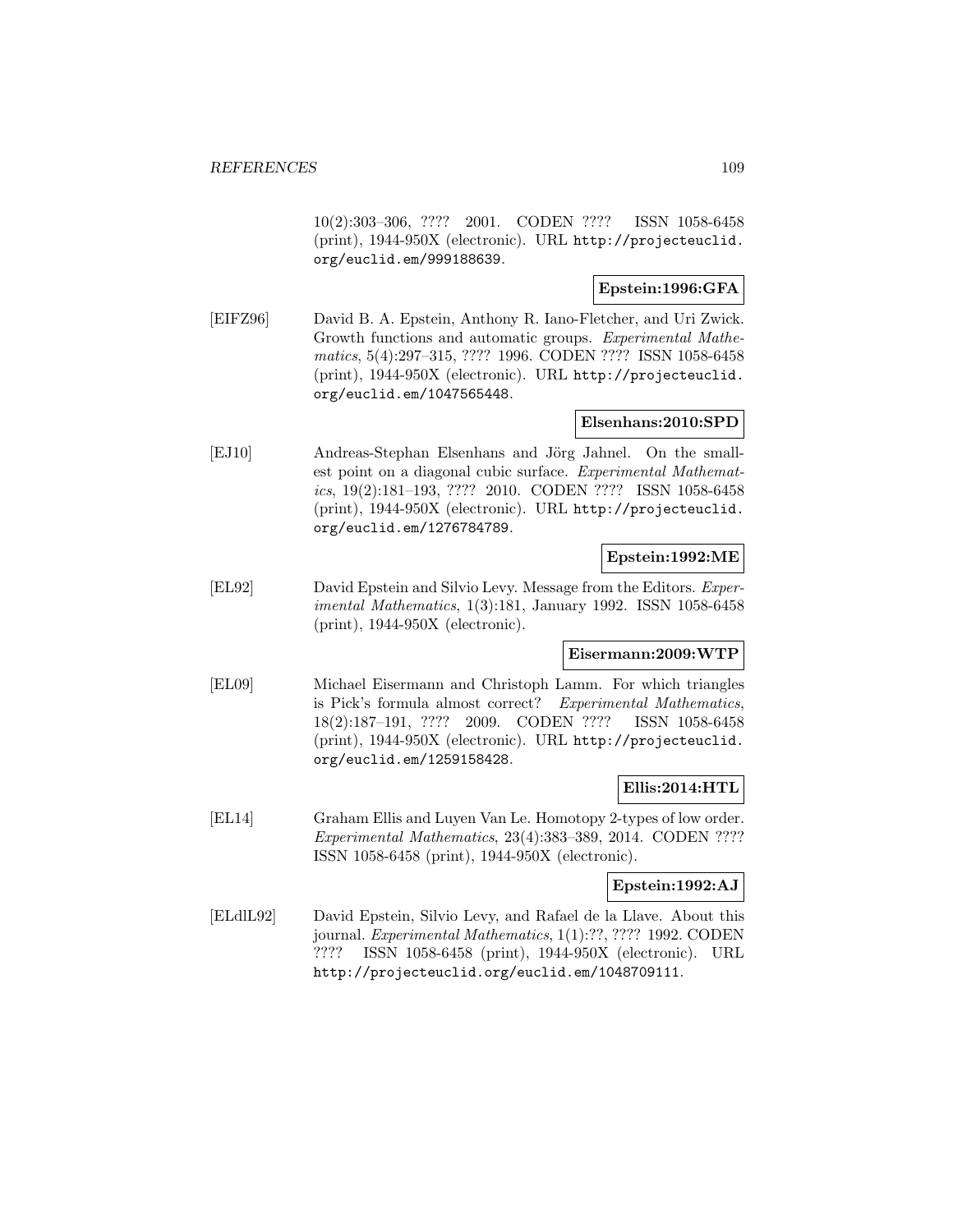10(2):303–306, ???? 2001. CODEN ???? ISSN 1058-6458 (print), 1944-950X (electronic). URL http://projecteuclid.org/euclid.em/999188639.

**Epstein:1996:GFA**

[EIFZ96] David B. A. Epstein, Anthony R. Iano-Fletcher, and Uri Zwick. Growth functions and automatic groups. *Experimental Mathematics*, 5(4):297–315, ???? 1996. CODEN ???? ISSN 1058-6458 (print), 1944-950X (electronic). URL http://projecteuclid.org/euclid.em/1047565448.

**Elsenhans:2010:SPD**

[EJ10] Andreas-Stephan Elsenhans and Jörg Jahnel. On the smallest point on a diagonal cubic surface. *Experimental Mathematics*, 19(2):181–193, ???? 2010. CODEN ???? ISSN 1058-6458 (print), 1944-950X (electronic). URL http://projecteuclid.org/euclid.em/1276784789.

**Epstein:1992:ME**

[EL92] David Epstein and Silvio Levy. Message from the Editors. *Experimental Mathematics*, 1(3):181, January 1992. ISSN 1058-6458 (print), 1944-950X (electronic).

**Eisermann:2009:WTP**

[EL09] Michael Eisermann and Christoph Lamm. For which triangles is Pick's formula almost correct? *Experimental Mathematics*, 18(2):187–191, ???? 2009. CODEN ???? ISSN 1058-6458 (print), 1944-950X (electronic). URL http://projecteuclid.org/euclid.em/1259158428.

**Ellis:2014:HTL**

[EL14] Graham Ellis and Luyen Van Le. Homotopy 2-types of low order. *Experimental Mathematics*, 23(4):383–389, 2014. CODEN ???? ISSN 1058-6458 (print), 1944-950X (electronic).

**Epstein:1992:AJ**

[ELdlL92] David Epstein, Silvio Levy, and Rafael de la Llave. About this journal. *Experimental Mathematics*, 1(1):??, ???? 1992. CODEN ???? ISSN 1058-6458 (print), 1944-950X (electronic). URL http://projecteuclid.org/euclid.em/1048709111.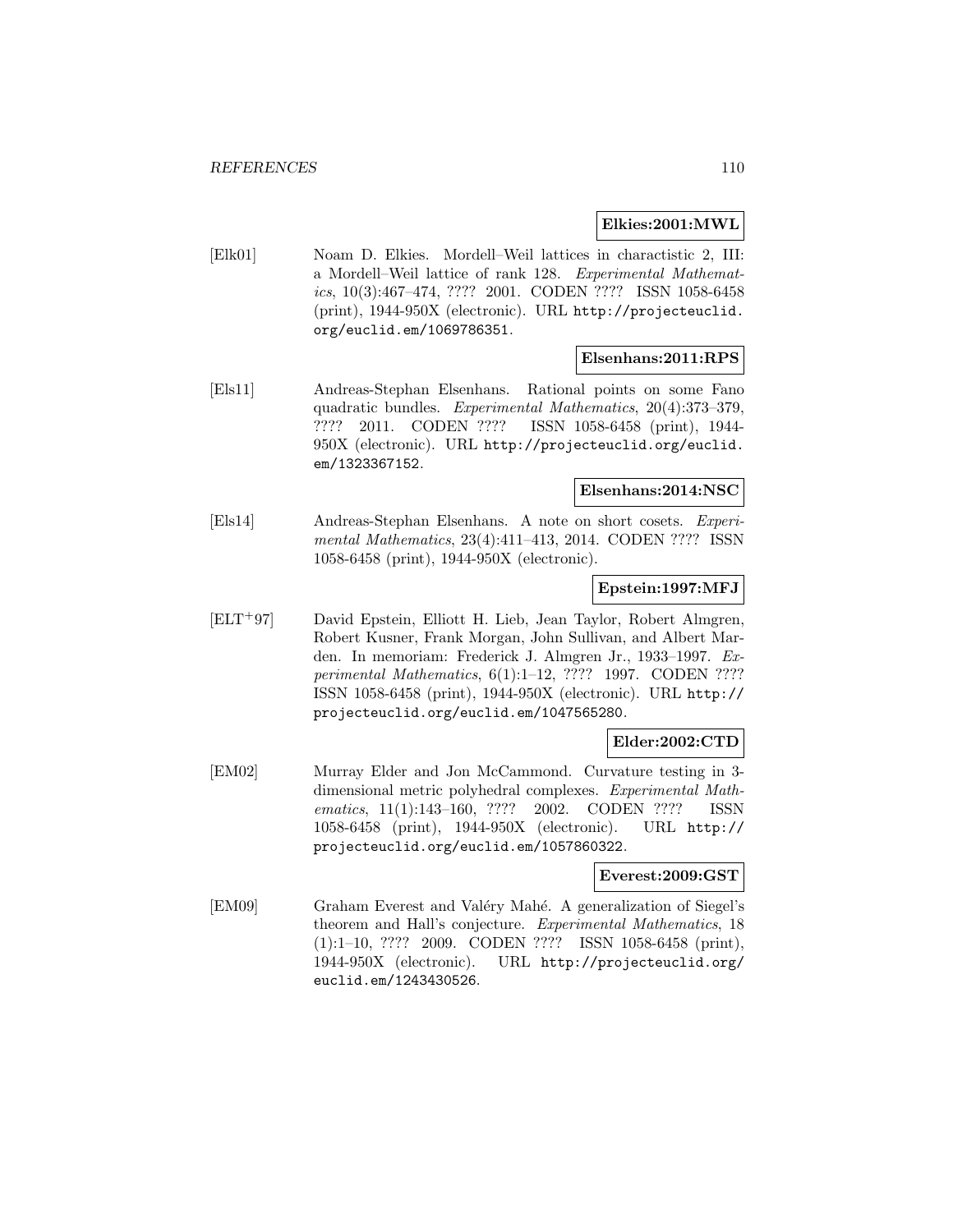**Elkies:2001:MWL**

[Elk01] Noam D. Elkies. Mordell–Weil lattices in charactistic 2, III: a Mordell–Weil lattice of rank 128. *Experimental Mathematics*, 10(3):467–474, ???? 2001. CODEN ???? ISSN 1058-6458 (print), 1944-950X (electronic). URL http://projecteuclid.org/euclid.em/1069786351.

**Elsenhans:2011:RPS**

[Els11] Andreas-Stephan Elsenhans. Rational points on some Fano quadratic bundles. *Experimental Mathematics*, 20(4):373–379, ???? 2011. CODEN ???? ISSN 1058-6458 (print), 1944-950X (electronic). URL http://projecteuclid.org/euclid.em/1323367152.

**Elsenhans:2014:NSC**

[Els14] Andreas-Stephan Elsenhans. A note on short cosets. *Experimental Mathematics*, 23(4):411–413, 2014. CODEN ???? ISSN 1058-6458 (print), 1944-950X (electronic).

**Epstein:1997:MFJ**

[ELT+97] David Epstein, Elliott H. Lieb, Jean Taylor, Robert Almgren, Robert Kusner, Frank Morgan, John Sullivan, and Albert Marden. In memoriam: Frederick J. Almgren Jr., 1933–1997. *Experimental Mathematics*, 6(1):1–12, ???? 1997. CODEN ???? ISSN 1058-6458 (print), 1944-950X (electronic). URL http://projecteuclid.org/euclid.em/1047565280.

**Elder:2002:CTD**

[EM02] Murray Elder and Jon McCammond. Curvature testing in 3-dimensional metric polyhedral complexes. *Experimental Mathematics*, 11(1):143–160, ???? 2002. CODEN ???? ISSN 1058-6458 (print), 1944-950X (electronic). URL http://projecteuclid.org/euclid.em/1057860322.

**Everest:2009:GST**

[EM09] Graham Everest and Valéry Mahé. A generalization of Siegel's theorem and Hall's conjecture. *Experimental Mathematics*, 18 (1):1–10, ???? 2009. CODEN ???? ISSN 1058-6458 (print), 1944-950X (electronic). URL http://projecteuclid.org/euclid.em/1243430526.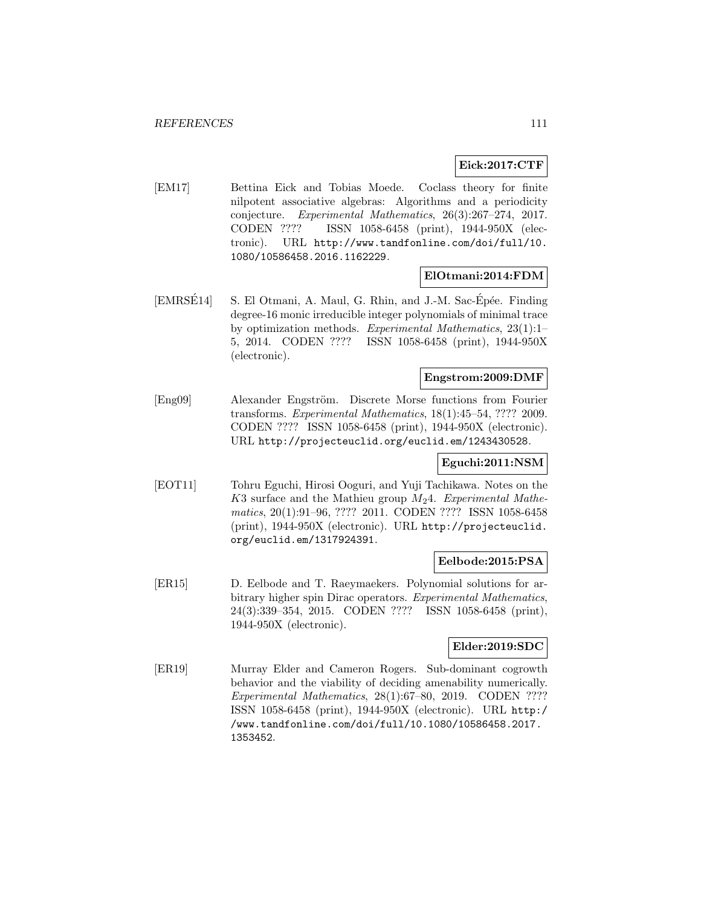**Eick:2017:CTF**

[EM17] Bettina Eick and Tobias Moede. Coclass theory for finite nilpotent associative algebras: Algorithms and a periodicity conjecture. *Experimental Mathematics*, 26(3):267–274, 2017. CODEN ???? ISSN 1058-6458 (print), 1944-950X (electronic). URL http://www.tandfonline.com/doi/full/10.1080/10586458.2016.1162229.

**ElOtmani:2014:FDM**

[EMRSÉ14] S. El Otmani, A. Maul, G. Rhin, and J.-M. Sac-Épée. Finding degree-16 monic irreducible integer polynomials of minimal trace by optimization methods. *Experimental Mathematics*, 23(1):1–5, 2014. CODEN ???? ISSN 1058-6458 (print), 1944-950X (electronic).

**Engstrom:2009:DMF**

[Eng09] Alexander Engström. Discrete Morse functions from Fourier transforms. *Experimental Mathematics*, 18(1):45–54, ???? 2009. CODEN ???? ISSN 1058-6458 (print), 1944-950X (electronic). URL http://projecteuclid.org/euclid.em/1243430528.

**Eguchi:2011:NSM**

[EOT11] Tohru Eguchi, Hirosi Ooguri, and Yuji Tachikawa. Notes on the $K3$ surface and the Mathieu group $M_24$. *Experimental Mathematics*, 20(1):91–96, ???? 2011. CODEN ???? ISSN 1058-6458 (print), 1944-950X (electronic). URL http://projecteuclid.org/euclid.em/1317924391.

**Eelbode:2015:PSA**

[ER15] D. Eelbode and T. Raeymaekers. Polynomial solutions for arbitrary higher spin Dirac operators. *Experimental Mathematics*, 24(3):339–354, 2015. CODEN ???? ISSN 1058-6458 (print), 1944-950X (electronic).

**Elder:2019:SDC**

[ER19] Murray Elder and Cameron Rogers. Sub-dominant cogrowth behavior and the viability of deciding amenability numerically. *Experimental Mathematics*, 28(1):67–80, 2019. CODEN ???? ISSN 1058-6458 (print), 1944-950X (electronic). URL http://www.tandfonline.com/doi/full/10.1080/10586458.2017.1353452.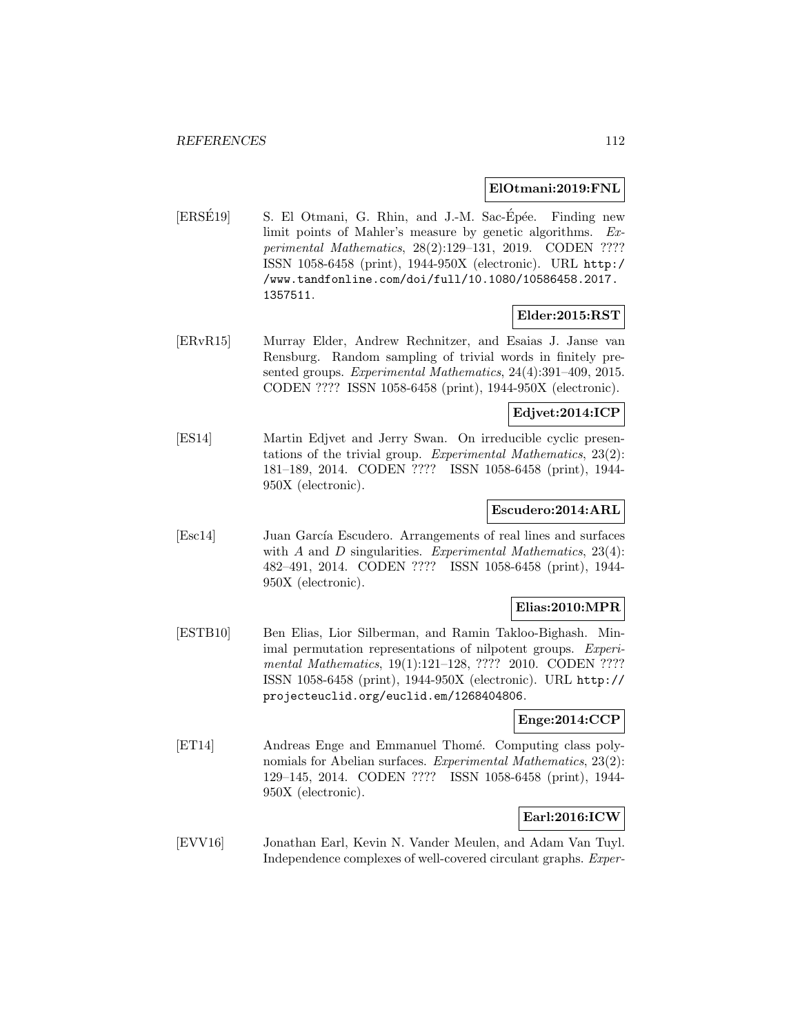**ElOtmani:2019:FNL**

[ERSÉ19] S. El Otmani, G. Rhin, and J.-M. Sac-Épée. Finding new limit points of Mahler's measure by genetic algorithms. *Experimental Mathematics*, 28(2):129–131, 2019. CODEN ???? ISSN 1058-6458 (print), 1944-950X (electronic). URL http://www.tandfonline.com/doi/full/10.1080/10586458.2017.1357511.

**Elder:2015:RST**

[ERvR15] Murray Elder, Andrew Rechnitzer, and Esaias J. Janse van Rensburg. Random sampling of trivial words in finitely presented groups. *Experimental Mathematics*, 24(4):391–409, 2015. CODEN ???? ISSN 1058-6458 (print), 1944-950X (electronic).

**Edjvet:2014:ICP**

[ES14] Martin Edjvet and Jerry Swan. On irreducible cyclic presentations of the trivial group. *Experimental Mathematics*, 23(2): 181–189, 2014. CODEN ???? ISSN 1058-6458 (print), 1944-950X (electronic).

**Escudero:2014:ARL**

[Esc14] Juan García Escudero. Arrangements of real lines and surfaces with $A$ and $D$ singularities. *Experimental Mathematics*, 23(4): 482–491, 2014. CODEN ???? ISSN 1058-6458 (print), 1944-950X (electronic).

**Elias:2010:MPR**

[ESTB10] Ben Elias, Lior Silberman, and Ramin Takloo-Bighash. Minimal permutation representations of nilpotent groups. *Experimental Mathematics*, 19(1):121–128, ???? 2010. CODEN ???? ISSN 1058-6458 (print), 1944-950X (electronic). URL http://projecteuclid.org/euclid.em/1268404806.

**Enge:2014:CCP**

[ET14] Andreas Enge and Emmanuel Thomé. Computing class polynomials for Abelian surfaces. *Experimental Mathematics*, 23(2): 129–145, 2014. CODEN ???? ISSN 1058-6458 (print), 1944-950X (electronic).

**Earl:2016:ICW**

[EVV16] Jonathan Earl, Kevin N. Vander Meulen, and Adam Van Tuyl. Independence complexes of well-covered circulant graphs. *Exper-*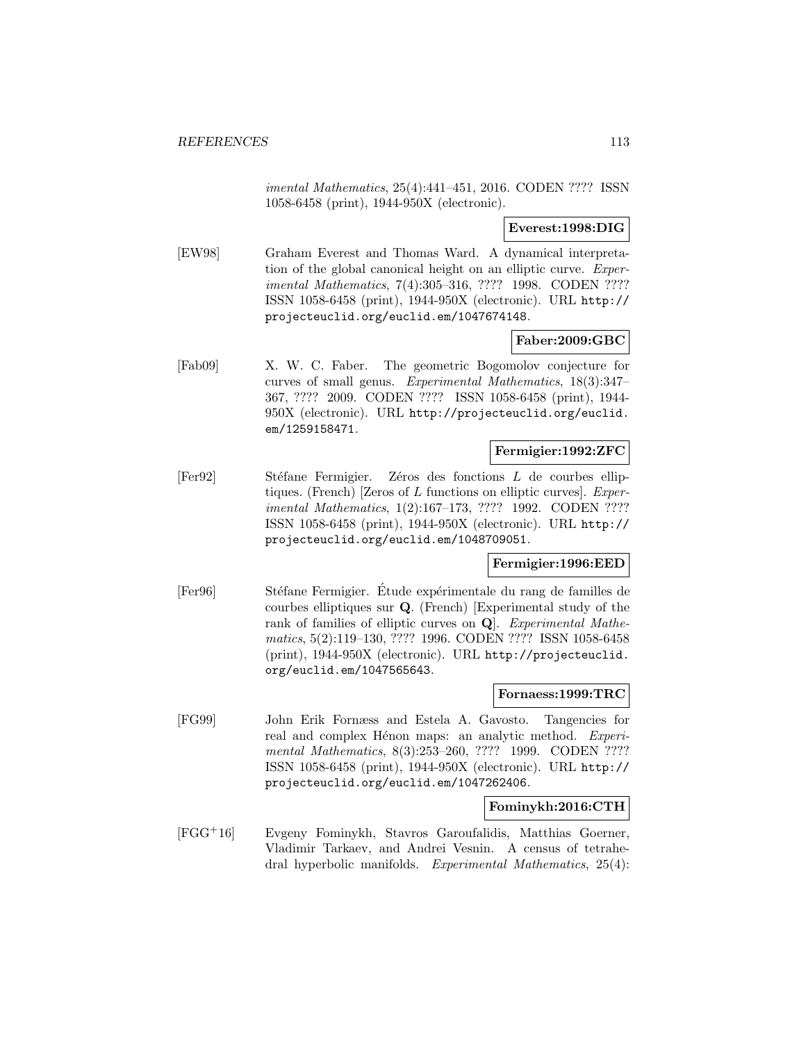*imental Mathematics*, 25(4):441–451, 2016. CODEN ???? ISSN 1058-6458 (print), 1944-950X (electronic).

**Everest:1998:DIG**

[EW98] Graham Everest and Thomas Ward. A dynamical interpretation of the global canonical height on an elliptic curve. *Experimental Mathematics*, 7(4):305–316, ???? 1998. CODEN ???? ISSN 1058-6458 (print), 1944-950X (electronic). URL http://projecteuclid.org/euclid.em/1047674148.

**Faber:2009:GBC**

[Fab09] X. W. C. Faber. The geometric Bogomolov conjecture for curves of small genus. *Experimental Mathematics*, 18(3):347–367, ???? 2009. CODEN ???? ISSN 1058-6458 (print), 1944-950X (electronic). URL http://projecteuclid.org/euclid.em/1259158471.

**Fermigier:1992:ZFC**

[Fer92] Stéfane Fermigier. Zéros des fonctions $L$ de courbes elliptiques. (French) [Zeros of $L$ functions on elliptic curves]. *Experimental Mathematics*, 1(2):167–173, ???? 1992. CODEN ???? ISSN 1058-6458 (print), 1944-950X (electronic). URL http://projecteuclid.org/euclid.em/1048709051.

**Fermigier:1996:EED**

[Fer96] Stéfane Fermigier. Étude expérimentale du rang de familles de courbes elliptiques sur **Q**. (French) [Experimental study of the rank of families of elliptic curves on **Q**]. *Experimental Mathematics*, 5(2):119–130, ???? 1996. CODEN ???? ISSN 1058-6458 (print), 1944-950X (electronic). URL http://projecteuclid.org/euclid.em/1047565643.

**Fornaess:1999:TRC**

[FG99] John Erik Fornæss and Estela A. Gavosto. Tangencies for real and complex Hénon maps: an analytic method. *Experimental Mathematics*, 8(3):253–260, ???? 1999. CODEN ???? ISSN 1058-6458 (print), 1944-950X (electronic). URL http://projecteuclid.org/euclid.em/1047262406.

**Fominykh:2016:CTH**

[FGG+16] Evgeny Fominykh, Stavros Garoufalidis, Matthias Goerner, Vladimir Tarkaev, and Andrei Vesnin. A census of tetrahedral hyperbolic manifolds. *Experimental Mathematics*, 25(4):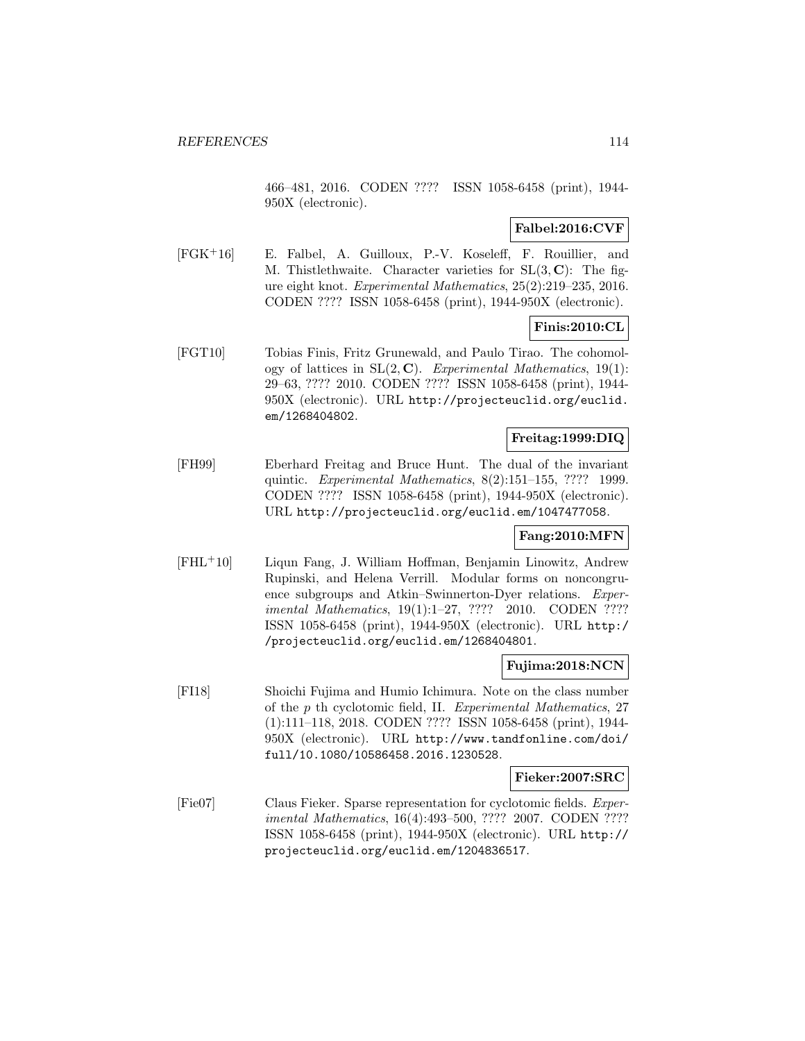466–481, 2016. CODEN ???? ISSN 1058-6458 (print), 1944-950X (electronic).

**Falbel:2016:CVF**

[FGK+16] E. Falbel, A. Guilloux, P.-V. Koseleff, F. Rouillier, and M. Thistlethwaite. Character varieties for $\mathrm{SL}(3, \mathbf{C})$: The figure eight knot. *Experimental Mathematics*, 25(2):219–235, 2016. CODEN ???? ISSN 1058-6458 (print), 1944-950X (electronic).

**Finis:2010:CL**

[FGT10] Tobias Finis, Fritz Grunewald, and Paulo Tirao. The cohomology of lattices in $\mathrm{SL}(2, \mathbf{C})$. *Experimental Mathematics*, 19(1): 29–63, ???? 2010. CODEN ???? ISSN 1058-6458 (print), 1944-950X (electronic). URL http://projecteuclid.org/euclid.em/1268404802.

**Freitag:1999:DIQ**

[FH99] Eberhard Freitag and Bruce Hunt. The dual of the invariant quintic. *Experimental Mathematics*, 8(2):151–155, ???? 1999. CODEN ???? ISSN 1058-6458 (print), 1944-950X (electronic). URL http://projecteuclid.org/euclid.em/1047477058.

**Fang:2010:MFN**

[FHL+10] Liqun Fang, J. William Hoffman, Benjamin Linowitz, Andrew Rupinski, and Helena Verrill. Modular forms on noncongruence subgroups and Atkin–Swinnerton-Dyer relations. *Experimental Mathematics*, 19(1):1–27, ???? 2010. CODEN ???? ISSN 1058-6458 (print), 1944-950X (electronic). URL http://projecteuclid.org/euclid.em/1268404801.

**Fujima:2018:NCN**

[FI18] Shoichi Fujima and Humio Ichimura. Note on the class number of the $p$ th cyclotomic field, II. *Experimental Mathematics*, 27 (1):111–118, 2018. CODEN ???? ISSN 1058-6458 (print), 1944-950X (electronic). URL http://www.tandfonline.com/doi/full/10.1080/10586458.2016.1230528.

**Fieker:2007:SRC**

[Fie07] Claus Fieker. Sparse representation for cyclotomic fields. *Experimental Mathematics*, 16(4):493–500, ???? 2007. CODEN ???? ISSN 1058-6458 (print), 1944-950X (electronic). URL http://projecteuclid.org/euclid.em/1204836517.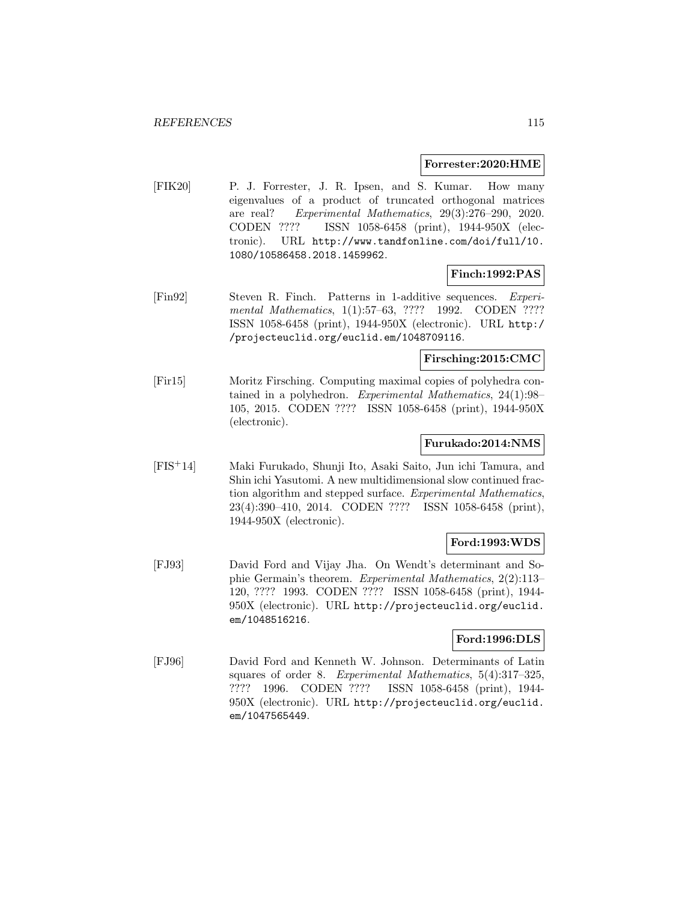**Forrester:2020:HME**

[FIK20] P. J. Forrester, J. R. Ipsen, and S. Kumar. How many eigenvalues of a product of truncated orthogonal matrices are real? *Experimental Mathematics*, 29(3):276–290, 2020. CODEN ???? ISSN 1058-6458 (print), 1944-950X (electronic). URL `http://www.tandfonline.com/doi/full/10.1080/10586458.2018.1459962`.

**Finch:1992:PAS**

[Fin92] Steven R. Finch. Patterns in 1-additive sequences. *Experimental Mathematics*, 1(1):57–63, ???? 1992. CODEN ???? ISSN 1058-6458 (print), 1944-950X (electronic). URL `http://projecteuclid.org/euclid.em/1048709116`.

**Firsching:2015:CMC**

[Fir15] Moritz Firsching. Computing maximal copies of polyhedra contained in a polyhedron. *Experimental Mathematics*, 24(1):98–105, 2015. CODEN ???? ISSN 1058-6458 (print), 1944-950X (electronic).

**Furukado:2014:NMS**

[FIS+14] Maki Furukado, Shunji Ito, Asaki Saito, Jun ichi Tamura, and Shin ichi Yasutomi. A new multidimensional slow continued fraction algorithm and stepped surface. *Experimental Mathematics*, 23(4):390–410, 2014. CODEN ???? ISSN 1058-6458 (print), 1944-950X (electronic).

**Ford:1993:WDS**

[FJ93] David Ford and Vijay Jha. On Wendt's determinant and Sophie Germain's theorem. *Experimental Mathematics*, 2(2):113–120, ???? 1993. CODEN ???? ISSN 1058-6458 (print), 1944-950X (electronic). URL `http://projecteuclid.org/euclid.em/1048516216`.

**Ford:1996:DLS**

[FJ96] David Ford and Kenneth W. Johnson. Determinants of Latin squares of order 8. *Experimental Mathematics*, 5(4):317–325, ???? 1996. CODEN ???? ISSN 1058-6458 (print), 1944-950X (electronic). URL `http://projecteuclid.org/euclid.em/1047565449`.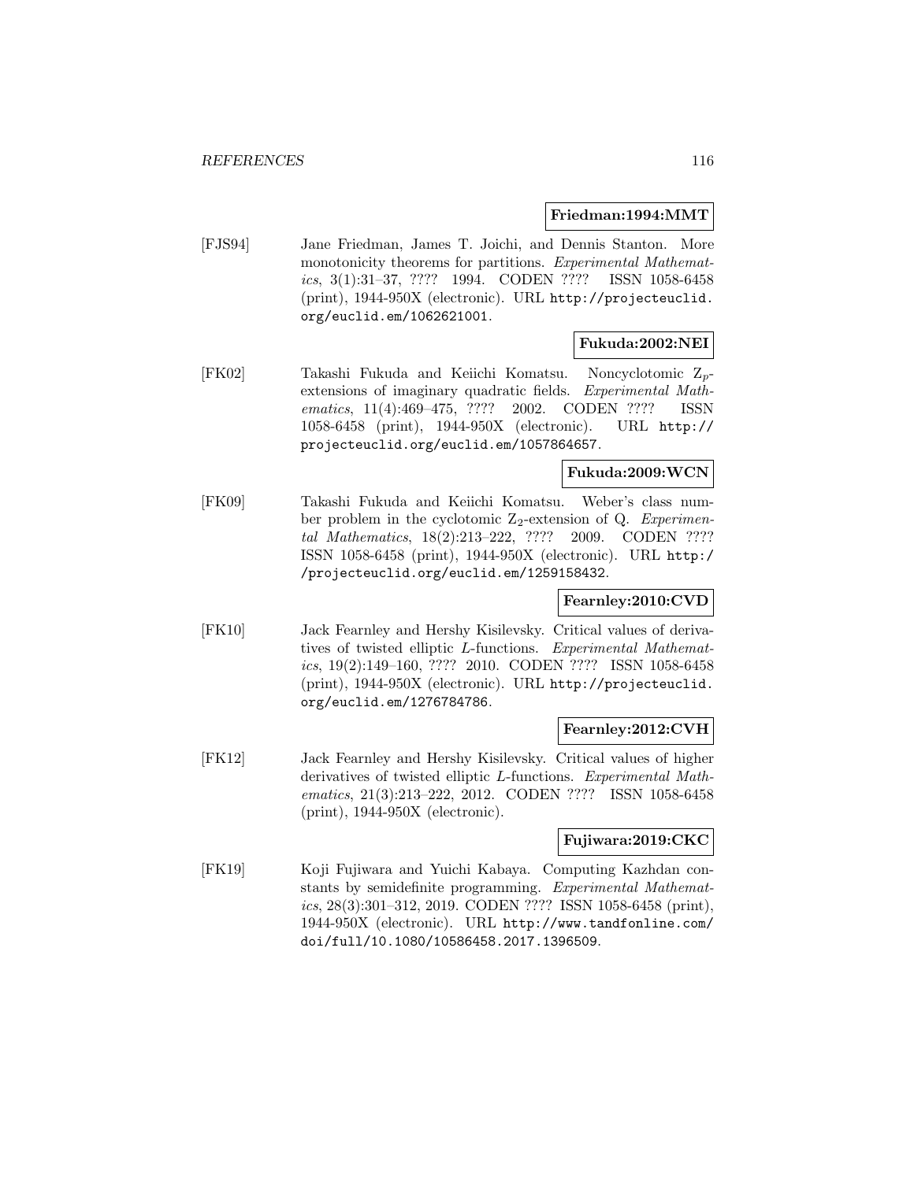**Friedman:1994:MMT**

[FJS94] Jane Friedman, James T. Joichi, and Dennis Stanton. More monotonicity theorems for partitions. *Experimental Mathematics*, 3(1):31–37, ???? 1994. CODEN ???? ISSN 1058-6458 (print), 1944-950X (electronic). URL http://projecteuclid.org/euclid.em/1062621001.

**Fukuda:2002:NEI**

[FK02] Takashi Fukuda and Keiichi Komatsu. Noncyclotomic $Z_p$-extensions of imaginary quadratic fields. *Experimental Mathematics*, 11(4):469–475, ???? 2002. CODEN ???? ISSN 1058-6458 (print), 1944-950X (electronic). URL http://projecteuclid.org/euclid.em/1057864657.

**Fukuda:2009:WCN**

[FK09] Takashi Fukuda and Keiichi Komatsu. Weber's class number problem in the cyclotomic $Z_2$-extension of Q. *Experimental Mathematics*, 18(2):213–222, ???? 2009. CODEN ???? ISSN 1058-6458 (print), 1944-950X (electronic). URL http://projecteuclid.org/euclid.em/1259158432.

**Fearnley:2010:CVD**

[FK10] Jack Fearnley and Hershy Kisilevsky. Critical values of derivatives of twisted elliptic L-functions. *Experimental Mathematics*, 19(2):149–160, ???? 2010. CODEN ???? ISSN 1058-6458 (print), 1944-950X (electronic). URL http://projecteuclid.org/euclid.em/1276784786.

**Fearnley:2012:CVH**

[FK12] Jack Fearnley and Hershy Kisilevsky. Critical values of higher derivatives of twisted elliptic L-functions. *Experimental Mathematics*, 21(3):213–222, 2012. CODEN ???? ISSN 1058-6458 (print), 1944-950X (electronic).

**Fujiwara:2019:CKC**

[FK19] Koji Fujiwara and Yuichi Kabaya. Computing Kazhdan constants by semidefinite programming. *Experimental Mathematics*, 28(3):301–312, 2019. CODEN ???? ISSN 1058-6458 (print), 1944-950X (electronic). URL http://www.tandfonline.com/doi/full/10.1080/10586458.2017.1396509.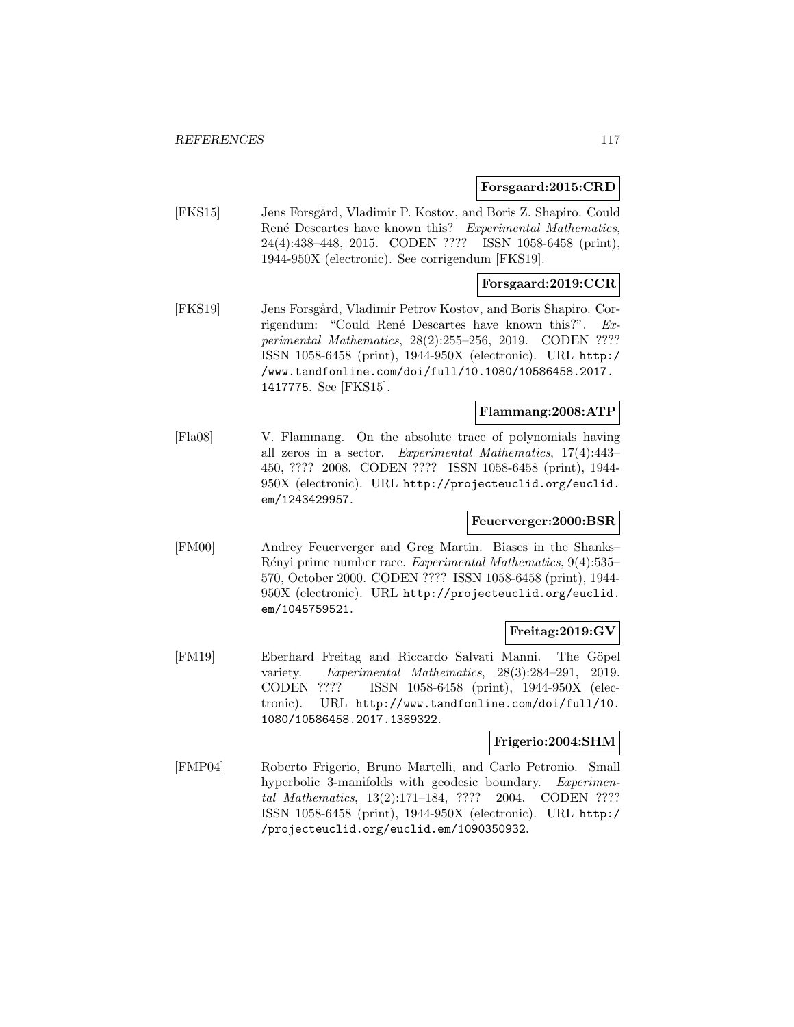**Forsgaard:2015:CRD**

[FKS15] Jens Forsgård, Vladimir P. Kostov, and Boris Z. Shapiro. Could René Descartes have known this? *Experimental Mathematics*, 24(4):438–448, 2015. CODEN ???? ISSN 1058-6458 (print), 1944-950X (electronic). See corrigendum [FKS19].

**Forsgaard:2019:CCR**

[FKS19] Jens Forsgård, Vladimir Petrov Kostov, and Boris Shapiro. Corrigendum: "Could René Descartes have known this?". *Experimental Mathematics*, 28(2):255–256, 2019. CODEN ???? ISSN 1058-6458 (print), 1944-950X (electronic). URL http://www.tandfonline.com/doi/full/10.1080/10586458.2017.1417775. See [FKS15].

**Flammang:2008:ATP**

[Fla08] V. Flammang. On the absolute trace of polynomials having all zeros in a sector. *Experimental Mathematics*, 17(4):443–450, ???? 2008. CODEN ???? ISSN 1058-6458 (print), 1944-950X (electronic). URL http://projecteuclid.org/euclid.em/1243429957.

**Feuerverger:2000:BSR**

[FM00] Andrey Feuerverger and Greg Martin. Biases in the Shanks–Rényi prime number race. *Experimental Mathematics*, 9(4):535–570, October 2000. CODEN ???? ISSN 1058-6458 (print), 1944-950X (electronic). URL http://projecteuclid.org/euclid.em/1045759521.

**Freitag:2019:GV**

[FM19] Eberhard Freitag and Riccardo Salvati Manni. The Göpel variety. *Experimental Mathematics*, 28(3):284–291, 2019. CODEN ???? ISSN 1058-6458 (print), 1944-950X (electronic). URL http://www.tandfonline.com/doi/full/10.1080/10586458.2017.1389322.

**Frigerio:2004:SHM**

[FMP04] Roberto Frigerio, Bruno Martelli, and Carlo Petronio. Small hyperbolic 3-manifolds with geodesic boundary. *Experimental Mathematics*, 13(2):171–184, ???? 2004. CODEN ???? ISSN 1058-6458 (print), 1944-950X (electronic). URL http://projecteuclid.org/euclid.em/1090350932.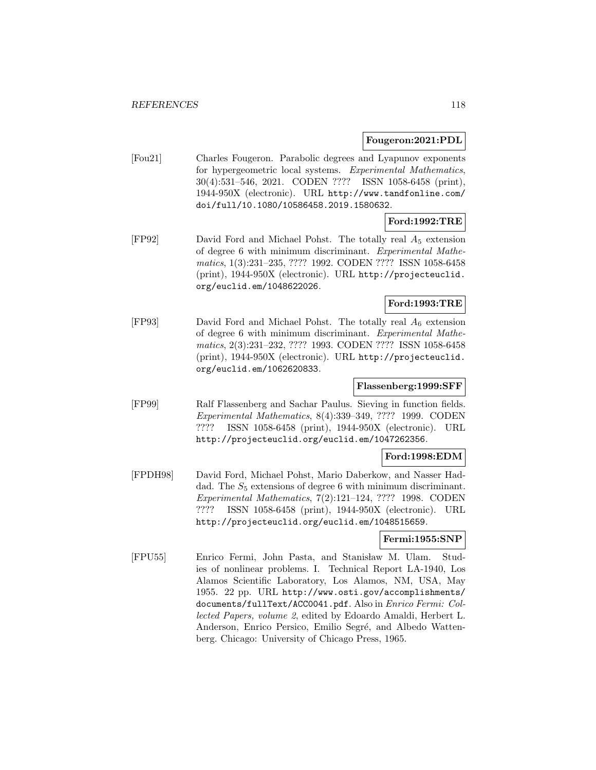**Fougeron:2021:PDL**

[Fou21] Charles Fougeron. Parabolic degrees and Lyapunov exponents for hypergeometric local systems. *Experimental Mathematics*, 30(4):531–546, 2021. CODEN ???? ISSN 1058-6458 (print), 1944-950X (electronic). URL http://www.tandfonline.com/doi/full/10.1080/10586458.2019.1580632.

**Ford:1992:TRE**

[FP92] David Ford and Michael Pohst. The totally real $A_5$ extension of degree 6 with minimum discriminant. *Experimental Mathematics*, 1(3):231–235, ???? 1992. CODEN ???? ISSN 1058-6458 (print), 1944-950X (electronic). URL http://projecteuclid.org/euclid.em/1048622026.

**Ford:1993:TRE**

[FP93] David Ford and Michael Pohst. The totally real $A_6$ extension of degree 6 with minimum discriminant. *Experimental Mathematics*, 2(3):231–232, ???? 1993. CODEN ???? ISSN 1058-6458 (print), 1944-950X (electronic). URL http://projecteuclid.org/euclid.em/1062620833.

**Flassenberg:1999:SFF**

[FP99] Ralf Flassenberg and Sachar Paulus. Sieving in function fields. *Experimental Mathematics*, 8(4):339–349, ???? 1999. CODEN ???? ISSN 1058-6458 (print), 1944-950X (electronic). URL http://projecteuclid.org/euclid.em/1047262356.

**Ford:1998:EDM**

[FPDH98] David Ford, Michael Pohst, Mario Daberkow, and Nasser Haddad. The $S_5$ extensions of degree 6 with minimum discriminant. *Experimental Mathematics*, 7(2):121–124, ???? 1998. CODEN ???? ISSN 1058-6458 (print), 1944-950X (electronic). URL http://projecteuclid.org/euclid.em/1048515659.

**Fermi:1955:SNP**

[FPU55] Enrico Fermi, John Pasta, and Stanisław M. Ulam. Studies of nonlinear problems. I. Technical Report LA-1940, Los Alamos Scientific Laboratory, Los Alamos, NM, USA, May 1955. 22 pp. URL http://www.osti.gov/accomplishments/documents/fullText/ACC0041.pdf. Also in *Enrico Fermi: Collected Papers, volume 2*, edited by Edoardo Amaldi, Herbert L. Anderson, Enrico Persico, Emilio Segré, and Albedo Wattenberg. Chicago: University of Chicago Press, 1965.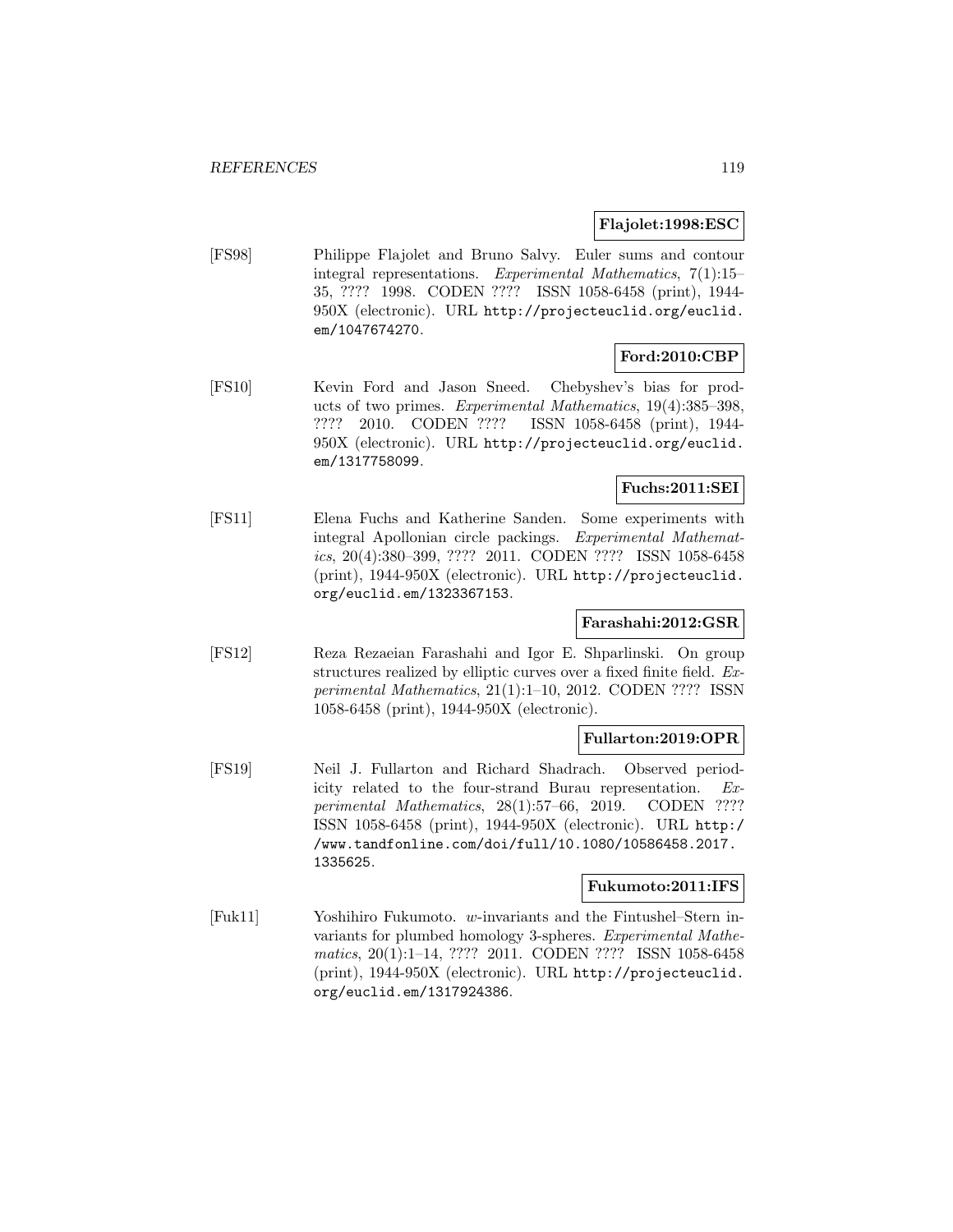**Flajolet:1998:ESC**

[FS98] Philippe Flajolet and Bruno Salvy. Euler sums and contour integral representations. *Experimental Mathematics*, 7(1):15–35, ???? 1998. CODEN ???? ISSN 1058-6458 (print), 1944-950X (electronic). URL http://projecteuclid.org/euclid.em/1047674270.

**Ford:2010:CBP**

[FS10] Kevin Ford and Jason Sneed. Chebyshev's bias for products of two primes. *Experimental Mathematics*, 19(4):385–398, ???? 2010. CODEN ???? ISSN 1058-6458 (print), 1944-950X (electronic). URL http://projecteuclid.org/euclid.em/1317758099.

**Fuchs:2011:SEI**

[FS11] Elena Fuchs and Katherine Sanden. Some experiments with integral Apollonian circle packings. *Experimental Mathematics*, 20(4):380–399, ???? 2011. CODEN ???? ISSN 1058-6458 (print), 1944-950X (electronic). URL http://projecteuclid.org/euclid.em/1323367153.

**Farashahi:2012:GSR**

[FS12] Reza Rezaeian Farashahi and Igor E. Shparlinski. On group structures realized by elliptic curves over a fixed finite field. *Experimental Mathematics*, 21(1):1–10, 2012. CODEN ???? ISSN 1058-6458 (print), 1944-950X (electronic).

**Fullarton:2019:OPR**

[FS19] Neil J. Fullarton and Richard Shadrach. Observed periodicity related to the four-strand Burau representation. *Experimental Mathematics*, 28(1):57–66, 2019. CODEN ???? ISSN 1058-6458 (print), 1944-950X (electronic). URL http://www.tandfonline.com/doi/full/10.1080/10586458.2017.1335625.

**Fukumoto:2011:IFS**

[Fuk11] Yoshihiro Fukumoto. $w$-invariants and the Fintushel–Stern invariants for plumbed homology 3-spheres. *Experimental Mathematics*, 20(1):1–14, ???? 2011. CODEN ???? ISSN 1058-6458 (print), 1944-950X (electronic). URL http://projecteuclid.org/euclid.em/1317924386.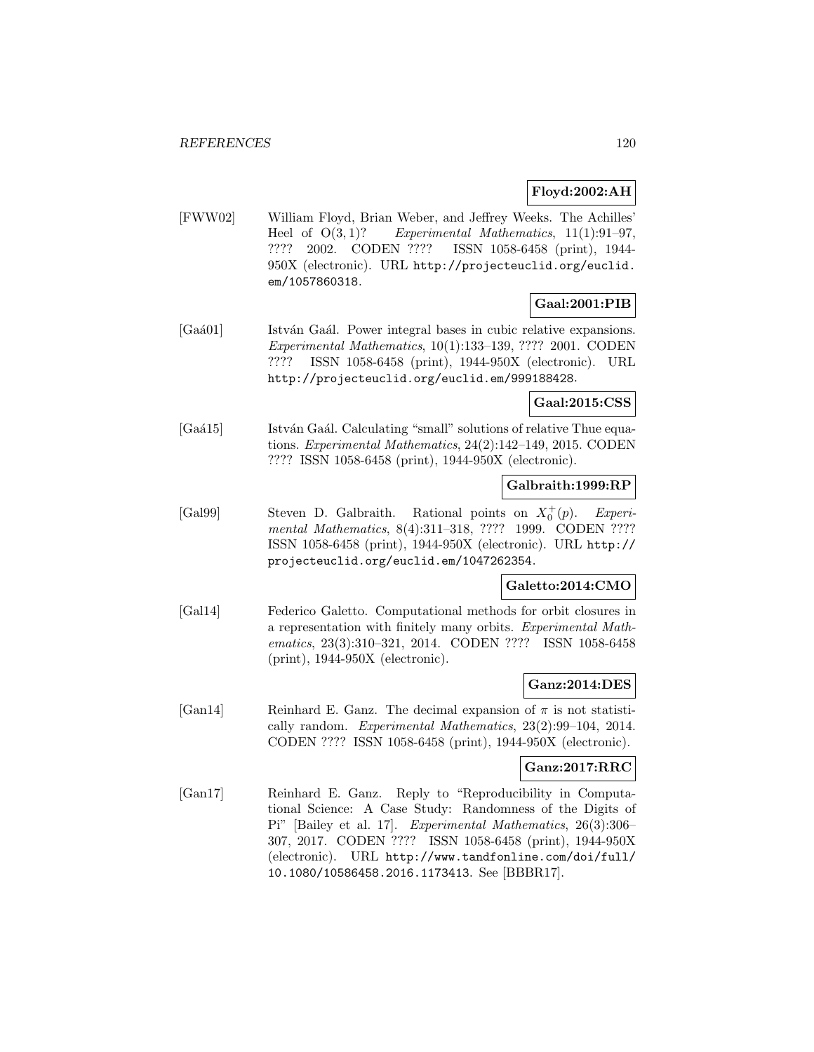**Floyd:2002:AH**

[FWW02] William Floyd, Brian Weber, and Jeffrey Weeks. The Achilles' Heel of $O(3,1)$? *Experimental Mathematics*, 11(1):91–97, ???? 2002. CODEN ???? ISSN 1058-6458 (print), 1944-950X (electronic). URL http://projecteuclid.org/euclid.em/1057860318.

**Gaal:2001:PIB**

[Gaá01] István Gaál. Power integral bases in cubic relative expansions. *Experimental Mathematics*, 10(1):133–139, ???? 2001. CODEN ???? ISSN 1058-6458 (print), 1944-950X (electronic). URL http://projecteuclid.org/euclid.em/999188428.

**Gaal:2015:CSS**

[Gaá15] István Gaál. Calculating "small" solutions of relative Thue equations. *Experimental Mathematics*, 24(2):142–149, 2015. CODEN ???? ISSN 1058-6458 (print), 1944-950X (electronic).

**Galbraith:1999:RP**

[Gal99] Steven D. Galbraith. Rational points on $X_0^+(p)$. *Experimental Mathematics*, 8(4):311–318, ???? 1999. CODEN ???? ISSN 1058-6458 (print), 1944-950X (electronic). URL http://projecteuclid.org/euclid.em/1047262354.

**Galetto:2014:CMO**

[Gal14] Federico Galetto. Computational methods for orbit closures in a representation with finitely many orbits. *Experimental Mathematics*, 23(3):310–321, 2014. CODEN ???? ISSN 1058-6458 (print), 1944-950X (electronic).

**Ganz:2014:DES**

[Gan14] Reinhard E. Ganz. The decimal expansion of $\pi$ is not statistically random. *Experimental Mathematics*, 23(2):99–104, 2014. CODEN ???? ISSN 1058-6458 (print), 1944-950X (electronic).

**Ganz:2017:RRC**

[Gan17] Reinhard E. Ganz. Reply to "Reproducibility in Computational Science: A Case Study: Randomness of the Digits of Pi" [Bailey et al. 17]. *Experimental Mathematics*, 26(3):306–307, 2017. CODEN ???? ISSN 1058-6458 (print), 1944-950X (electronic). URL http://www.tandfonline.com/doi/full/10.1080/10586458.2016.1173413. See [BBBR17].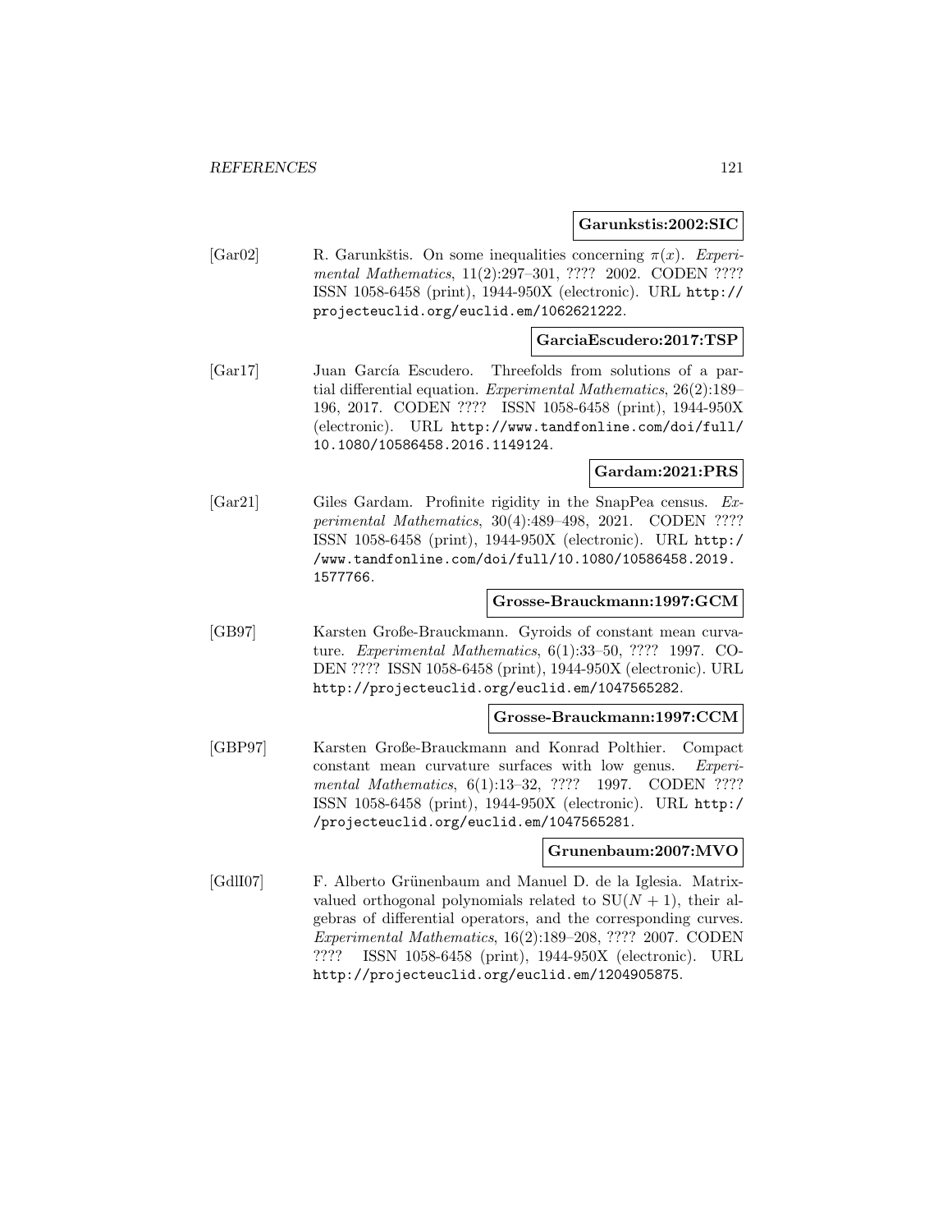**Garunkstis:2002:SIC**

[Gar02] R. Garunkštis. On some inequalities concerning $\pi(x)$. *Experimental Mathematics*, 11(2):297–301, ???? 2002. CODEN ???? ISSN 1058-6458 (print), 1944-950X (electronic). URL http://projecteuclid.org/euclid.em/1062621222.

**GarciaEscudero:2017:TSP**

[Gar17] Juan García Escudero. Threefolds from solutions of a partial differential equation. *Experimental Mathematics*, 26(2):189–196, 2017. CODEN ???? ISSN 1058-6458 (print), 1944-950X (electronic). URL http://www.tandfonline.com/doi/full/10.1080/10586458.2016.1149124.

**Gardam:2021:PRS**

[Gar21] Giles Gardam. Profinite rigidity in the SnapPea census. *Experimental Mathematics*, 30(4):489–498, 2021. CODEN ???? ISSN 1058-6458 (print), 1944-950X (electronic). URL http://www.tandfonline.com/doi/full/10.1080/10586458.2019.1577766.

**Grosse-Brauckmann:1997:GCM**

[GB97] Karsten Große-Brauckmann. Gyroids of constant mean curvature. *Experimental Mathematics*, 6(1):33–50, ???? 1997. CODEN ???? ISSN 1058-6458 (print), 1944-950X (electronic). URL http://projecteuclid.org/euclid.em/1047565282.

**Grosse-Brauckmann:1997:CCM**

[GBP97] Karsten Große-Brauckmann and Konrad Polthier. Compact constant mean curvature surfaces with low genus. *Experimental Mathematics*, 6(1):13–32, ???? 1997. CODEN ???? ISSN 1058-6458 (print), 1944-950X (electronic). URL http://projecteuclid.org/euclid.em/1047565281.

**Grunenbaum:2007:MVO**

[GdlI07] F. Alberto Grünenbaum and Manuel D. de la Iglesia. Matrix-valued orthogonal polynomials related to $\mathrm{SU}(N+1)$, their algebras of differential operators, and the corresponding curves. *Experimental Mathematics*, 16(2):189–208, ???? 2007. CODEN ???? ISSN 1058-6458 (print), 1944-950X (electronic). URL http://projecteuclid.org/euclid.em/1204905875.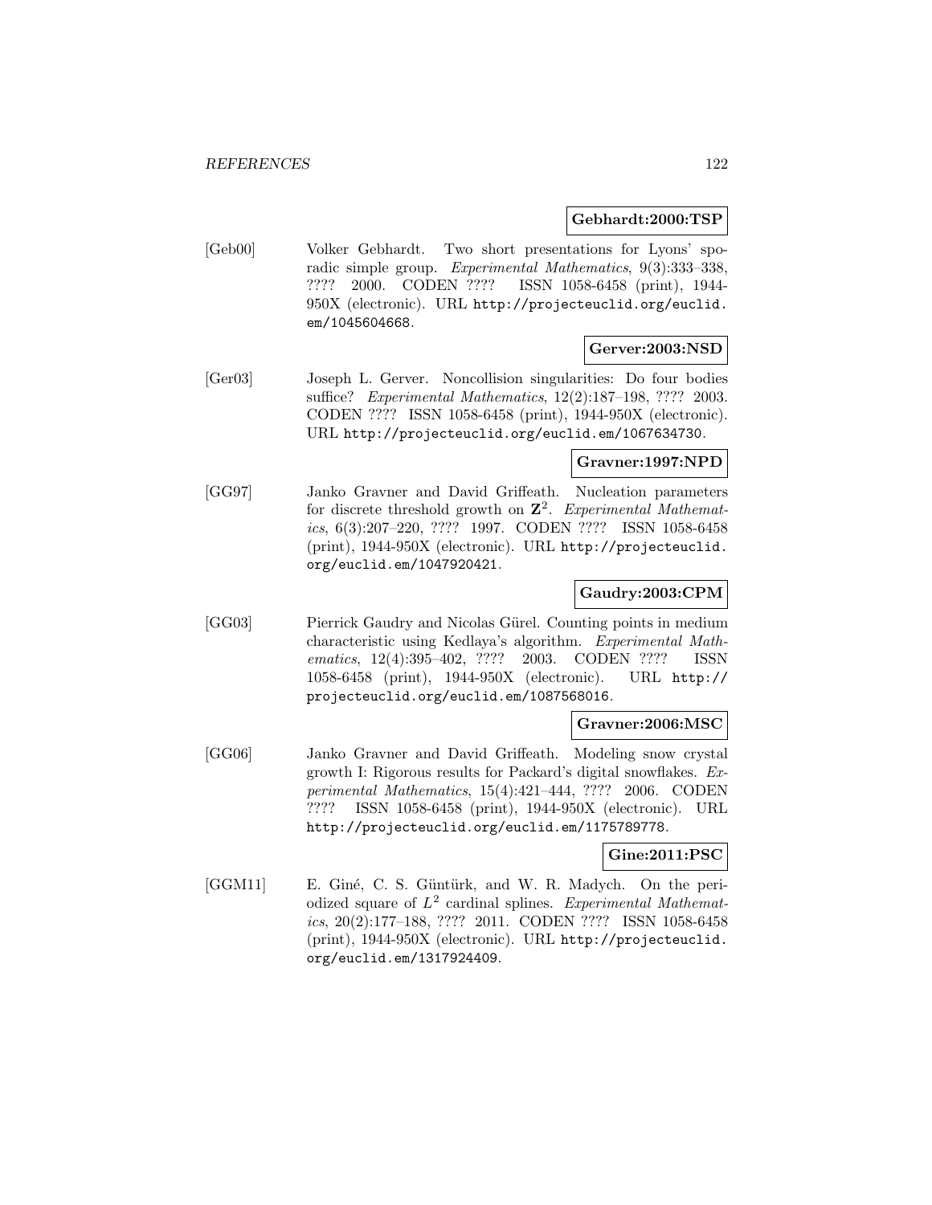**Gebhardt:2000:TSP**

[Geb00] Volker Gebhardt. Two short presentations for Lyons' sporadic simple group. *Experimental Mathematics*, 9(3):333–338, ???? 2000. CODEN ???? ISSN 1058-6458 (print), 1944-950X (electronic). URL http://projecteuclid.org/euclid.em/1045604668.

**Gerver:2003:NSD**

[Ger03] Joseph L. Gerver. Noncollision singularities: Do four bodies suffice? *Experimental Mathematics*, 12(2):187–198, ???? 2003. CODEN ???? ISSN 1058-6458 (print), 1944-950X (electronic). URL http://projecteuclid.org/euclid.em/1067634730.

**Gravner:1997:NPD**

[GG97] Janko Gravner and David Griffeath. Nucleation parameters for discrete threshold growth on $\mathbf{Z}^2$. *Experimental Mathematics*, 6(3):207–220, ???? 1997. CODEN ???? ISSN 1058-6458 (print), 1944-950X (electronic). URL http://projecteuclid.org/euclid.em/1047920421.

**Gaudry:2003:CPM**

[GG03] Pierrick Gaudry and Nicolas Gürel. Counting points in medium characteristic using Kedlaya's algorithm. *Experimental Mathematics*, 12(4):395–402, ???? 2003. CODEN ???? ISSN 1058-6458 (print), 1944-950X (electronic). URL http://projecteuclid.org/euclid.em/1087568016.

**Gravner:2006:MSC**

[GG06] Janko Gravner and David Griffeath. Modeling snow crystal growth I: Rigorous results for Packard's digital snowflakes. *Experimental Mathematics*, 15(4):421–444, ???? 2006. CODEN ???? ISSN 1058-6458 (print), 1944-950X (electronic). URL http://projecteuclid.org/euclid.em/1175789778.

**Gine:2011:PSC**

[GGM11] E. Giné, C. S. Güntürk, and W. R. Madych. On the periodized square of $L^2$ cardinal splines. *Experimental Mathematics*, 20(2):177–188, ???? 2011. CODEN ???? ISSN 1058-6458 (print), 1944-950X (electronic). URL http://projecteuclid.org/euclid.em/1317924409.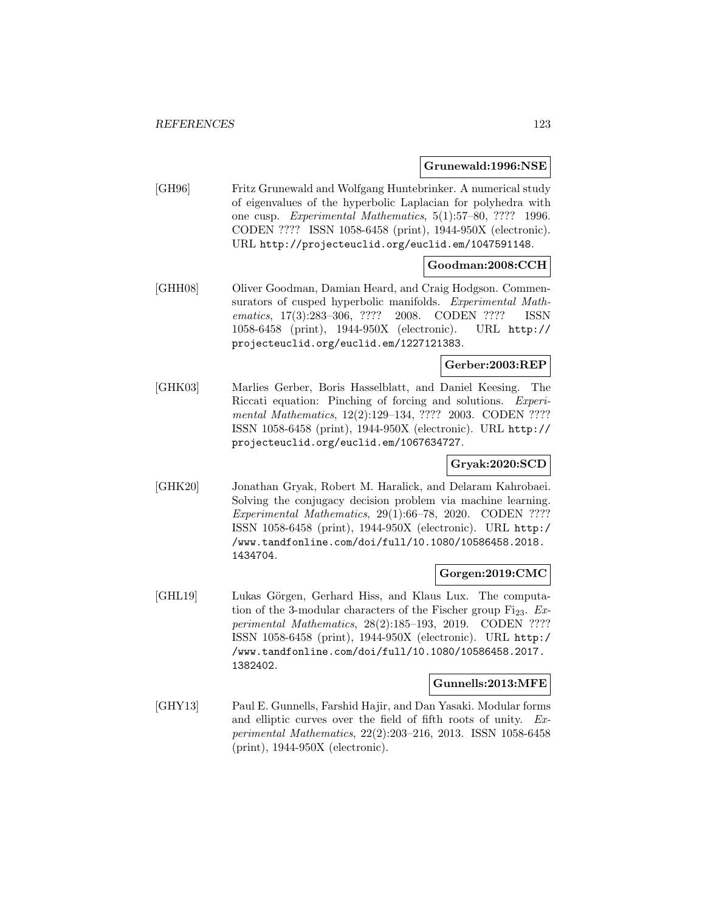**Grunewald:1996:NSE**

[GH96] Fritz Grunewald and Wolfgang Huntebrinker. A numerical study of eigenvalues of the hyperbolic Laplacian for polyhedra with one cusp. *Experimental Mathematics*, 5(1):57–80, ???? 1996. CODEN ???? ISSN 1058-6458 (print), 1944-950X (electronic). URL http://projecteuclid.org/euclid.em/1047591148.

**Goodman:2008:CCH**

[GHH08] Oliver Goodman, Damian Heard, and Craig Hodgson. Commensurators of cusped hyperbolic manifolds. *Experimental Mathematics*, 17(3):283–306, ???? 2008. CODEN ???? ISSN 1058-6458 (print), 1944-950X (electronic). URL http://projecteuclid.org/euclid.em/1227121383.

**Gerber:2003:REP**

[GHK03] Marlies Gerber, Boris Hasselblatt, and Daniel Keesing. The Riccati equation: Pinching of forcing and solutions. *Experimental Mathematics*, 12(2):129–134, ???? 2003. CODEN ???? ISSN 1058-6458 (print), 1944-950X (electronic). URL http://projecteuclid.org/euclid.em/1067634727.

**Gryak:2020:SCD**

[GHK20] Jonathan Gryak, Robert M. Haralick, and Delaram Kahrobaei. Solving the conjugacy decision problem via machine learning. *Experimental Mathematics*, 29(1):66–78, 2020. CODEN ???? ISSN 1058-6458 (print), 1944-950X (electronic). URL http://www.tandfonline.com/doi/full/10.1080/10586458.2018.1434704.

**Gorgen:2019:CMC**

[GHL19] Lukas Görgen, Gerhard Hiss, and Klaus Lux. The computation of the 3-modular characters of the Fischer group $\mathrm{Fi}_{23}$. *Experimental Mathematics*, 28(2):185–193, 2019. CODEN ???? ISSN 1058-6458 (print), 1944-950X (electronic). URL http://www.tandfonline.com/doi/full/10.1080/10586458.2017.1382402.

**Gunnells:2013:MFE**

[GHY13] Paul E. Gunnells, Farshid Hajir, and Dan Yasaki. Modular forms and elliptic curves over the field of fifth roots of unity. *Experimental Mathematics*, 22(2):203–216, 2013. ISSN 1058-6458 (print), 1944-950X (electronic).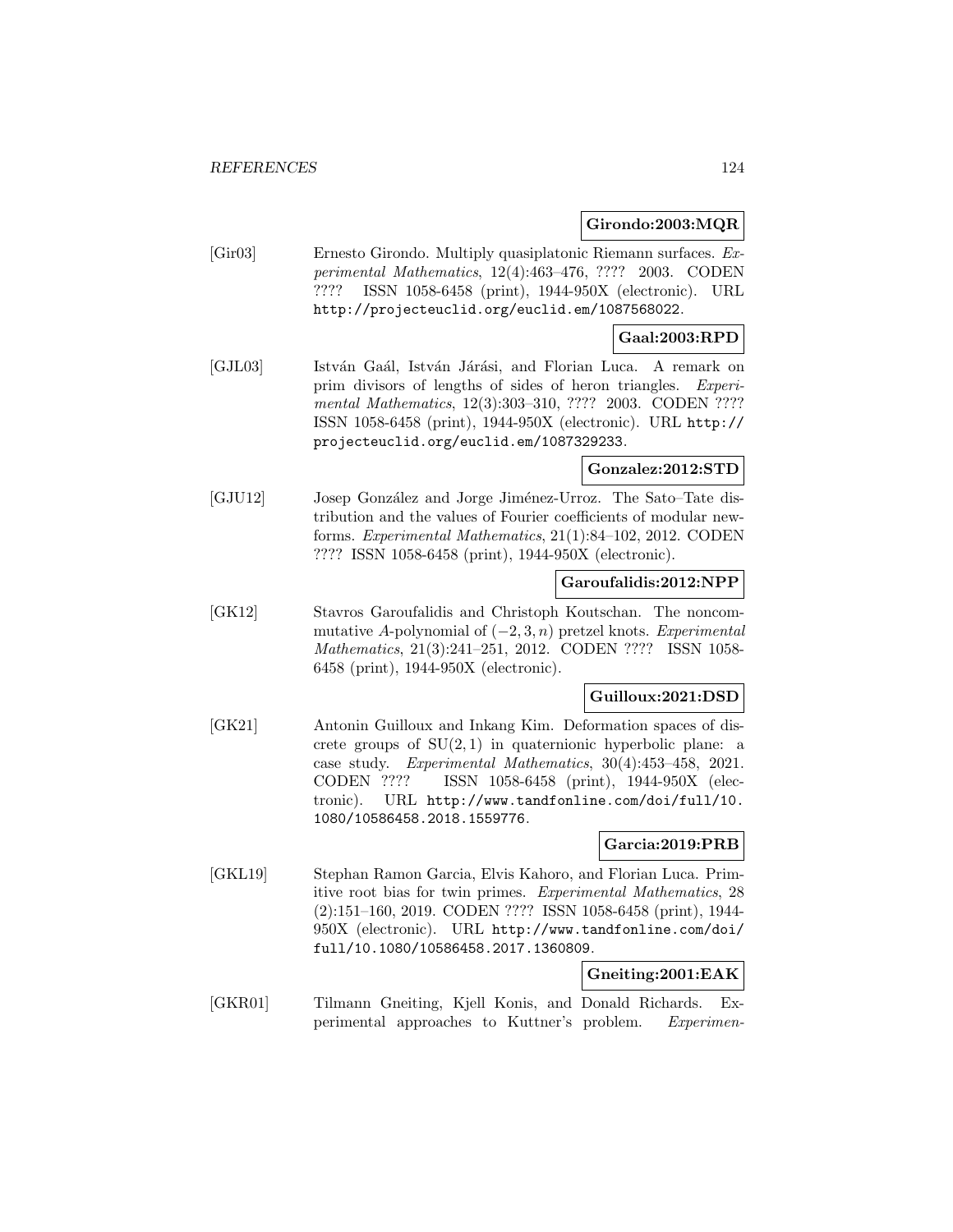**Girondo:2003:MQR**

[Gir03] Ernesto Girondo. Multiply quasiplatonic Riemann surfaces. *Experimental Mathematics*, 12(4):463–476, ???? 2003. CODEN ???? ISSN 1058-6458 (print), 1944-950X (electronic). URL http://projecteuclid.org/euclid.em/1087568022.

**Gaal:2003:RPD**

[GJL03] István Gaál, István Járási, and Florian Luca. A remark on prim divisors of lengths of sides of heron triangles. *Experimental Mathematics*, 12(3):303–310, ???? 2003. CODEN ???? ISSN 1058-6458 (print), 1944-950X (electronic). URL http://projecteuclid.org/euclid.em/1087329233.

**Gonzalez:2012:STD**

[GJU12] Josep González and Jorge Jiménez-Urroz. The Sato–Tate distribution and the values of Fourier coefficients of modular newforms. *Experimental Mathematics*, 21(1):84–102, 2012. CODEN ???? ISSN 1058-6458 (print), 1944-950X (electronic).

**Garoufalidis:2012:NPP**

[GK12] Stavros Garoufalidis and Christoph Koutschan. The noncommutative $A$-polynomial of $(-2, 3, n)$ pretzel knots. *Experimental Mathematics*, 21(3):241–251, 2012. CODEN ???? ISSN 1058-6458 (print), 1944-950X (electronic).

**Guilloux:2021:DSD**

[GK21] Antonin Guilloux and Inkang Kim. Deformation spaces of discrete groups of $\mathrm{SU}(2, 1)$ in quaternionic hyperbolic plane: a case study. *Experimental Mathematics*, 30(4):453–458, 2021. CODEN ???? ISSN 1058-6458 (print), 1944-950X (electronic). URL http://www.tandfonline.com/doi/full/10.1080/10586458.2018.1559776.

**Garcia:2019:PRB**

[GKL19] Stephan Ramon Garcia, Elvis Kahoro, and Florian Luca. Primitive root bias for twin primes. *Experimental Mathematics*, 28 (2):151–160, 2019. CODEN ???? ISSN 1058-6458 (print), 1944-950X (electronic). URL http://www.tandfonline.com/doi/full/10.1080/10586458.2017.1360809.

**Gneiting:2001:EAK**

[GKR01] Tilmann Gneiting, Kjell Konis, and Donald Richards. Experimental approaches to Kuttner's problem. *Experimen-*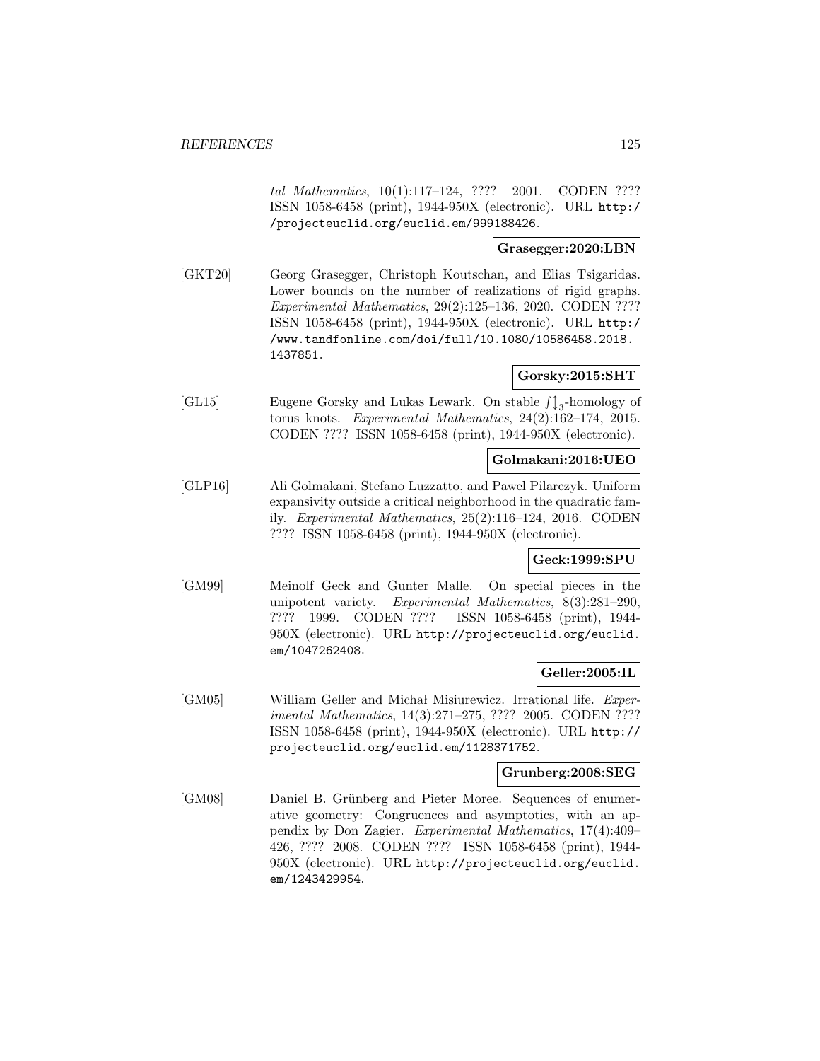*tal Mathematics*, 10(1):117–124, ???? 2001. CODEN ???? ISSN 1058-6458 (print), 1944-950X (electronic). URL http://projecteuclid.org/euclid.em/999188426.

**Grasegger:2020:LBN**

[GKT20] Georg Grasegger, Christoph Koutschan, and Elias Tsigaridas. Lower bounds on the number of realizations of rigid graphs. *Experimental Mathematics*, 29(2):125–136, 2020. CODEN ???? ISSN 1058-6458 (print), 1944-950X (electronic). URL http://www.tandfonline.com/doi/full/10.1080/10586458.2018.1437851.

**Gorsky:2015:SHT**

[GL15] Eugene Gorsky and Lukas Lewark. On stable $\int\updownarrow_3$-homology of torus knots. *Experimental Mathematics*, 24(2):162–174, 2015. CODEN ???? ISSN 1058-6458 (print), 1944-950X (electronic).

**Golmakani:2016:UEO**

[GLP16] Ali Golmakani, Stefano Luzzatto, and Pawel Pilarczyk. Uniform expansivity outside a critical neighborhood in the quadratic family. *Experimental Mathematics*, 25(2):116–124, 2016. CODEN ???? ISSN 1058-6458 (print), 1944-950X (electronic).

**Geck:1999:SPU**

[GM99] Meinolf Geck and Gunter Malle. On special pieces in the unipotent variety. *Experimental Mathematics*, 8(3):281–290, ???? 1999. CODEN ???? ISSN 1058-6458 (print), 1944-950X (electronic). URL http://projecteuclid.org/euclid.em/1047262408.

**Geller:2005:IL**

[GM05] William Geller and Michał Misiurewicz. Irrational life. *Experimental Mathematics*, 14(3):271–275, ???? 2005. CODEN ???? ISSN 1058-6458 (print), 1944-950X (electronic). URL http://projecteuclid.org/euclid.em/1128371752.

**Grunberg:2008:SEG**

[GM08] Daniel B. Grünberg and Pieter Moree. Sequences of enumerative geometry: Congruences and asymptotics, with an appendix by Don Zagier. *Experimental Mathematics*, 17(4):409–426, ???? 2008. CODEN ???? ISSN 1058-6458 (print), 1944-950X (electronic). URL http://projecteuclid.org/euclid.em/1243429954.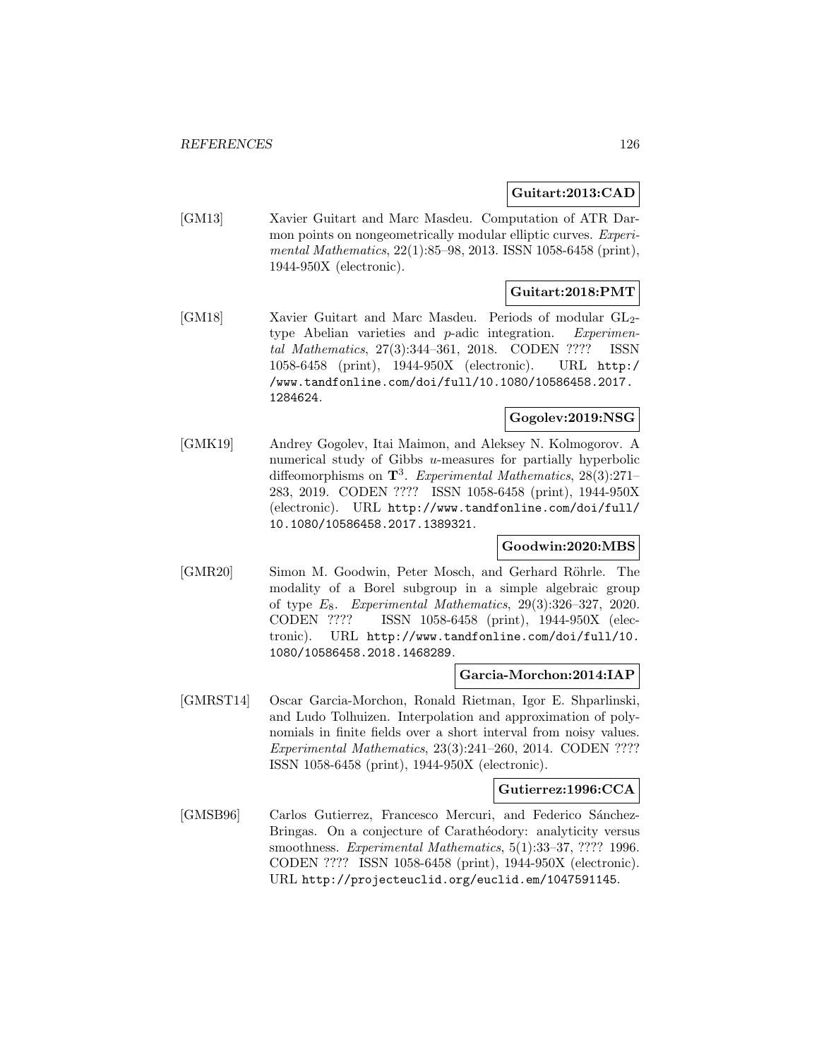**Guitart:2013:CAD**

[GM13] Xavier Guitart and Marc Masdeu. Computation of ATR Darmon points on nongeometrically modular elliptic curves. *Experimental Mathematics*, 22(1):85–98, 2013. ISSN 1058-6458 (print), 1944-950X (electronic).

**Guitart:2018:PMT**

[GM18] Xavier Guitart and Marc Masdeu. Periods of modular $\mathrm{GL}_2$-type Abelian varieties and $p$-adic integration. *Experimental Mathematics*, 27(3):344–361, 2018. CODEN ???? ISSN 1058-6458 (print), 1944-950X (electronic). URL http://www.tandfonline.com/doi/full/10.1080/10586458.2017.1284624.

**Gogolev:2019:NSG**

[GMK19] Andrey Gogolev, Itai Maimon, and Aleksey N. Kolmogorov. A numerical study of Gibbs $u$-measures for partially hyperbolic diffeomorphisms on $\mathbf{T}^3$. *Experimental Mathematics*, 28(3):271–283, 2019. CODEN ???? ISSN 1058-6458 (print), 1944-950X (electronic). URL http://www.tandfonline.com/doi/full/10.1080/10586458.2017.1389321.

**Goodwin:2020:MBS**

[GMR20] Simon M. Goodwin, Peter Mosch, and Gerhard Röhrle. The modality of a Borel subgroup in a simple algebraic group of type $E_8$. *Experimental Mathematics*, 29(3):326–327, 2020. CODEN ???? ISSN 1058-6458 (print), 1944-950X (electronic). URL http://www.tandfonline.com/doi/full/10.1080/10586458.2018.1468289.

**Garcia-Morchon:2014:IAP**

[GMRST14] Oscar Garcia-Morchon, Ronald Rietman, Igor E. Shparlinski, and Ludo Tolhuizen. Interpolation and approximation of polynomials in finite fields over a short interval from noisy values. *Experimental Mathematics*, 23(3):241–260, 2014. CODEN ???? ISSN 1058-6458 (print), 1944-950X (electronic).

**Gutierrez:1996:CCA**

[GMSB96] Carlos Gutierrez, Francesco Mercuri, and Federico Sánchez-Bringas. On a conjecture of Carathéodory: analyticity versus smoothness. *Experimental Mathematics*, 5(1):33–37, ???? 1996. CODEN ???? ISSN 1058-6458 (print), 1944-950X (electronic). URL http://projecteuclid.org/euclid.em/1047591145.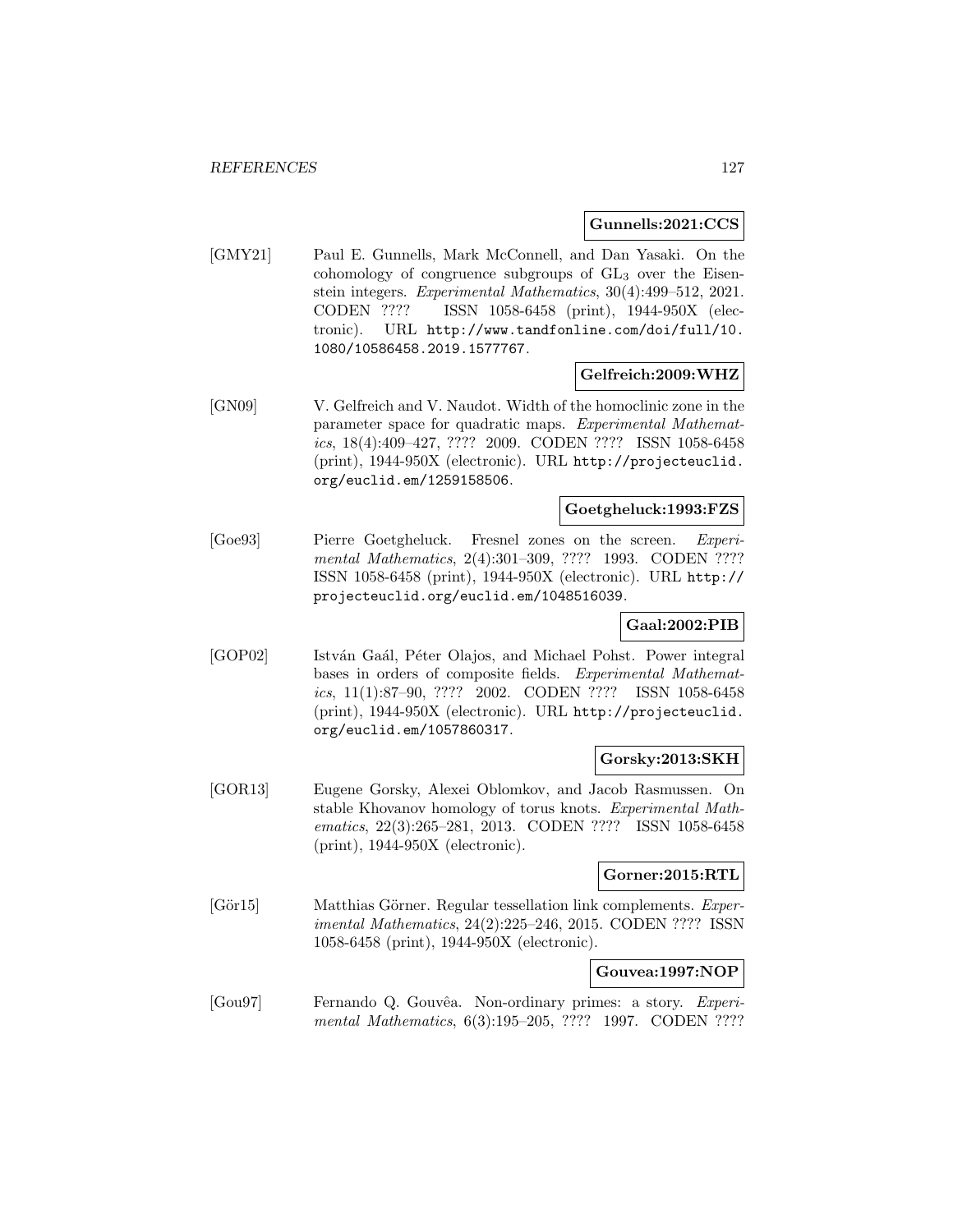**Gunnells:2021:CCS**

[GMY21] Paul E. Gunnells, Mark McConnell, and Dan Yasaki. On the cohomology of congruence subgroups of $GL_3$ over the Eisenstein integers. *Experimental Mathematics*, 30(4):499–512, 2021. CODEN ???? ISSN 1058-6458 (print), 1944-950X (electronic). URL http://www.tandfonline.com/doi/full/10.1080/10586458.2019.1577767.

**Gelfreich:2009:WHZ**

[GN09] V. Gelfreich and V. Naudot. Width of the homoclinic zone in the parameter space for quadratic maps. *Experimental Mathematics*, 18(4):409–427, ???? 2009. CODEN ???? ISSN 1058-6458 (print), 1944-950X (electronic). URL http://projecteuclid.org/euclid.em/1259158506.

**Goetgheluck:1993:FZS**

[Goe93] Pierre Goetgheluck. Fresnel zones on the screen. *Experimental Mathematics*, 2(4):301–309, ???? 1993. CODEN ???? ISSN 1058-6458 (print), 1944-950X (electronic). URL http://projecteuclid.org/euclid.em/1048516039.

**Gaal:2002:PIB**

[GOP02] István Gaál, Péter Olajos, and Michael Pohst. Power integral bases in orders of composite fields. *Experimental Mathematics*, 11(1):87–90, ???? 2002. CODEN ???? ISSN 1058-6458 (print), 1944-950X (electronic). URL http://projecteuclid.org/euclid.em/1057860317.

**Gorsky:2013:SKH**

[GOR13] Eugene Gorsky, Alexei Oblomkov, and Jacob Rasmussen. On stable Khovanov homology of torus knots. *Experimental Mathematics*, 22(3):265–281, 2013. CODEN ???? ISSN 1058-6458 (print), 1944-950X (electronic).

**Gorner:2015:RTL**

[Gör15] Matthias Görner. Regular tessellation link complements. *Experimental Mathematics*, 24(2):225–246, 2015. CODEN ???? ISSN 1058-6458 (print), 1944-950X (electronic).

**Gouvea:1997:NOP**

[Gou97] Fernando Q. Gouvêa. Non-ordinary primes: a story. *Experimental Mathematics*, 6(3):195–205, ???? 1997. CODEN ????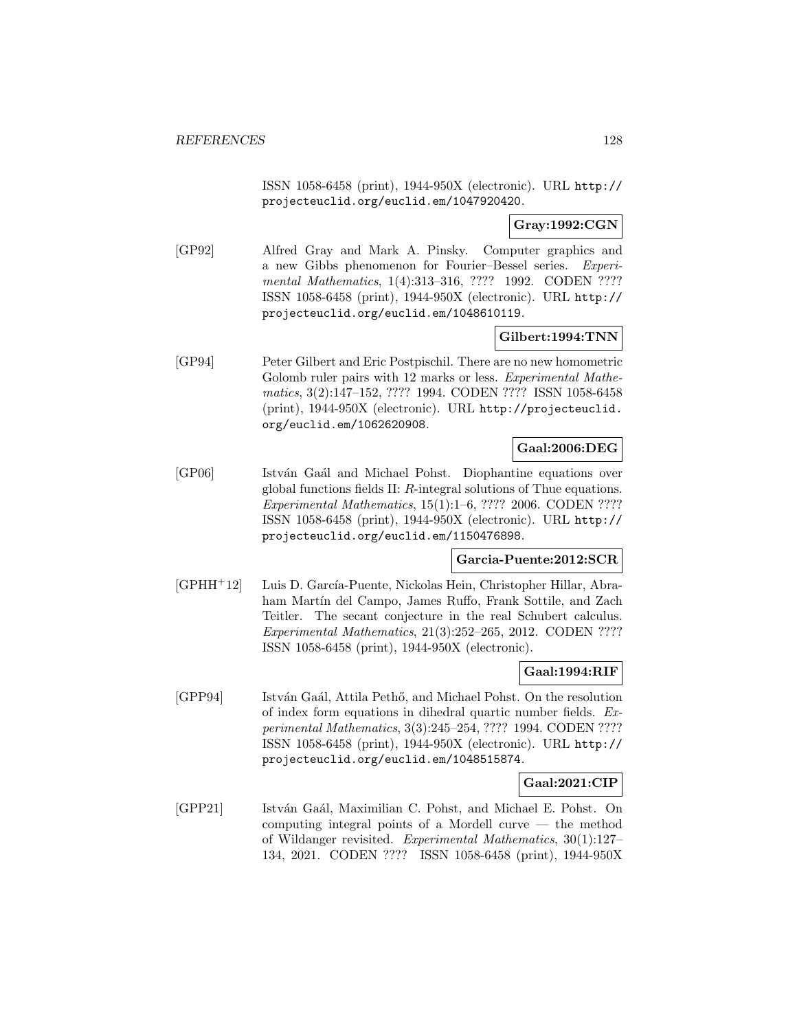ISSN 1058-6458 (print), 1944-950X (electronic). URL http://projecteuclid.org/euclid.em/1047920420.

**Gray:1992:CGN**

[GP92] Alfred Gray and Mark A. Pinsky. Computer graphics and a new Gibbs phenomenon for Fourier–Bessel series. *Experimental Mathematics*, 1(4):313–316, ???? 1992. CODEN ???? ISSN 1058-6458 (print), 1944-950X (electronic). URL http://projecteuclid.org/euclid.em/1048610119.

**Gilbert:1994:TNN**

[GP94] Peter Gilbert and Eric Postpischil. There are no new homometric Golomb ruler pairs with 12 marks or less. *Experimental Mathematics*, 3(2):147–152, ???? 1994. CODEN ???? ISSN 1058-6458 (print), 1944-950X (electronic). URL http://projecteuclid.org/euclid.em/1062620908.

**Gaal:2006:DEG**

[GP06] István Gaál and Michael Pohst. Diophantine equations over global functions fields II: $R$-integral solutions of Thue equations. *Experimental Mathematics*, 15(1):1–6, ???? 2006. CODEN ???? ISSN 1058-6458 (print), 1944-950X (electronic). URL http://projecteuclid.org/euclid.em/1150476898.

**Garcia-Puente:2012:SCR**

[GPHH+12] Luis D. García-Puente, Nickolas Hein, Christopher Hillar, Abraham Martín del Campo, James Ruffo, Frank Sottile, and Zach Teitler. The secant conjecture in the real Schubert calculus. *Experimental Mathematics*, 21(3):252–265, 2012. CODEN ???? ISSN 1058-6458 (print), 1944-950X (electronic).

**Gaal:1994:RIF**

[GPP94] István Gaál, Attila Pethő, and Michael Pohst. On the resolution of index form equations in dihedral quartic number fields. *Experimental Mathematics*, 3(3):245–254, ???? 1994. CODEN ???? ISSN 1058-6458 (print), 1944-950X (electronic). URL http://projecteuclid.org/euclid.em/1048515874.

**Gaal:2021:CIP**

[GPP21] István Gaál, Maximilian C. Pohst, and Michael E. Pohst. On computing integral points of a Mordell curve — the method of Wildanger revisited. *Experimental Mathematics*, 30(1):127–134, 2021. CODEN ???? ISSN 1058-6458 (print), 1944-950X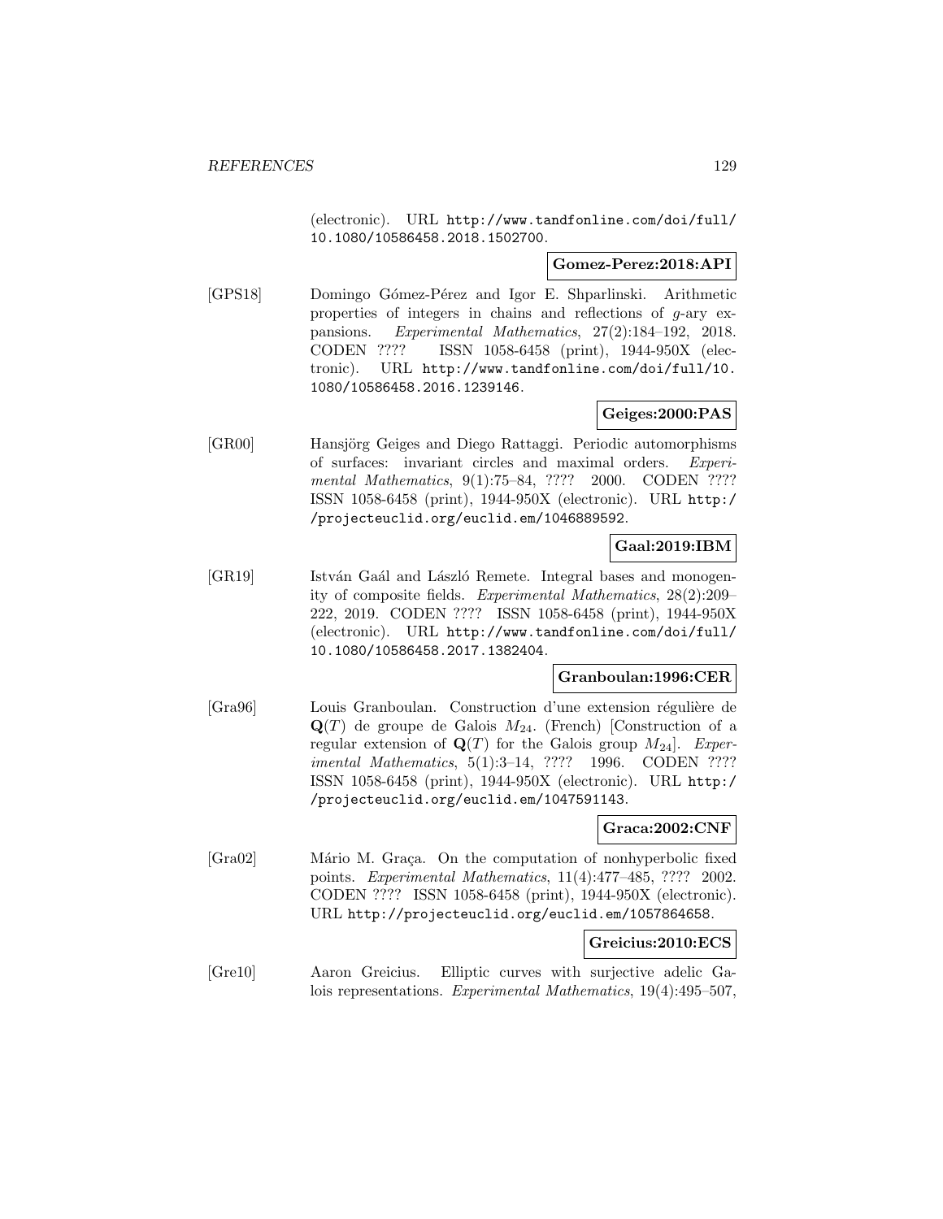(electronic). URL http://www.tandfonline.com/doi/full/10.1080/10586458.2018.1502700.

**Gomez-Perez:2018:API**

[GPS18] Domingo Gómez-Pérez and Igor E. Shparlinski. Arithmetic properties of integers in chains and reflections of $g$-ary expansions. *Experimental Mathematics*, 27(2):184–192, 2018. CODEN ???? ISSN 1058-6458 (print), 1944-950X (electronic). URL http://www.tandfonline.com/doi/full/10.1080/10586458.2016.1239146.

**Geiges:2000:PAS**

[GR00] Hansjörg Geiges and Diego Rattaggi. Periodic automorphisms of surfaces: invariant circles and maximal orders. *Experimental Mathematics*, 9(1):75–84, ???? 2000. CODEN ???? ISSN 1058-6458 (print), 1944-950X (electronic). URL http://projecteuclid.org/euclid.em/1046889592.

**Gaal:2019:IBM**

[GR19] István Gaál and László Remete. Integral bases and monogenity of composite fields. *Experimental Mathematics*, 28(2):209–222, 2019. CODEN ???? ISSN 1058-6458 (print), 1944-950X (electronic). URL http://www.tandfonline.com/doi/full/10.1080/10586458.2017.1382404.

**Granboulan:1996:CER**

[Gra96] Louis Granboulan. Construction d'une extension régulière de $\mathbf{Q}(T)$ de groupe de Galois $M_{24}$. (French) [Construction of a regular extension of $\mathbf{Q}(T)$ for the Galois group $M_{24}$]. *Experimental Mathematics*, 5(1):3–14, ???? 1996. CODEN ???? ISSN 1058-6458 (print), 1944-950X (electronic). URL http://projecteuclid.org/euclid.em/1047591143.

**Graca:2002:CNF**

[Gra02] Mário M. Graça. On the computation of nonhyperbolic fixed points. *Experimental Mathematics*, 11(4):477–485, ???? 2002. CODEN ???? ISSN 1058-6458 (print), 1944-950X (electronic). URL http://projecteuclid.org/euclid.em/1057864658.

**Greicius:2010:ECS**

[Gre10] Aaron Greicius. Elliptic curves with surjective adelic Galois representations. *Experimental Mathematics*, 19(4):495–507,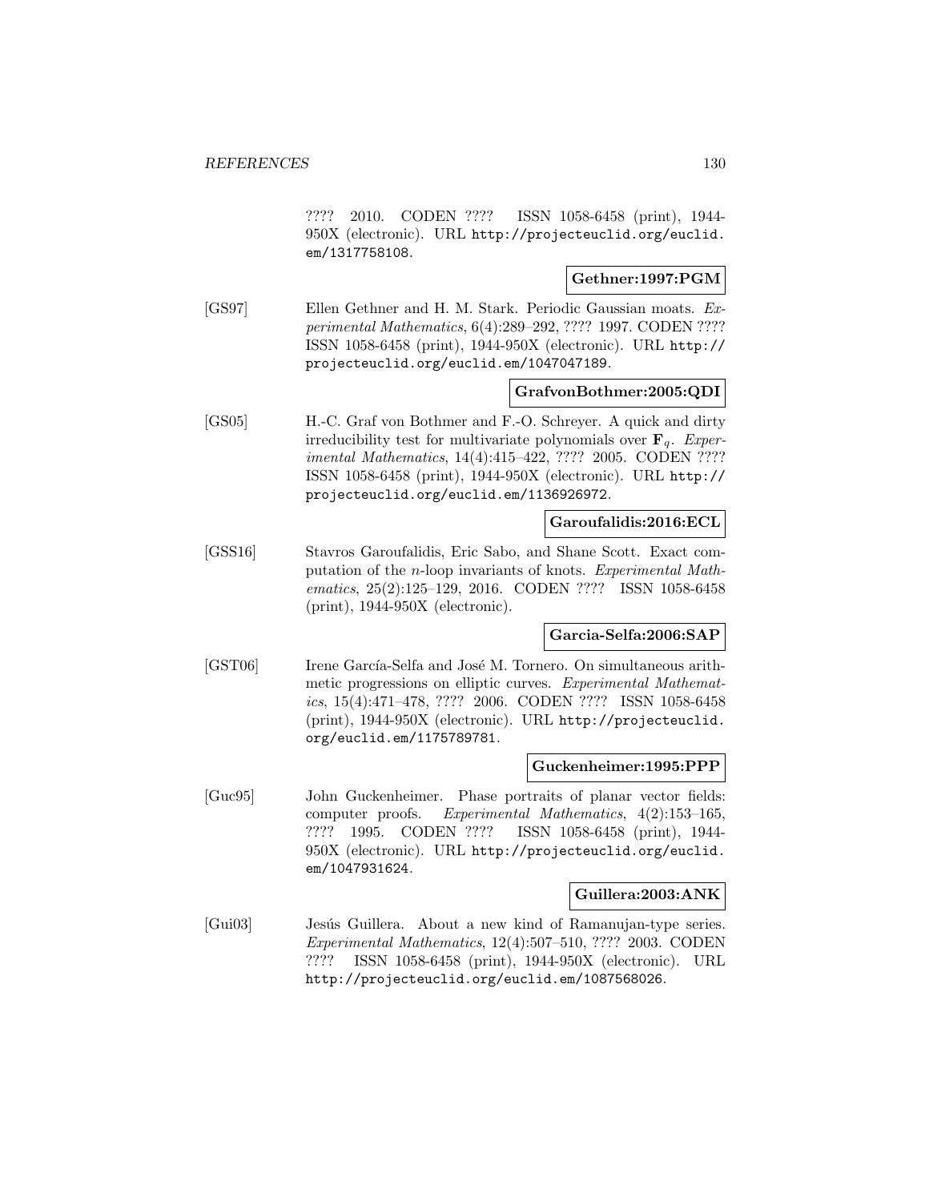???? 2010. CODEN ???? ISSN 1058-6458 (print), 1944-950X (electronic). URL http://projecteuclid.org/euclid.em/1317758108.

**Gethner:1997:PGM**

[GS97] Ellen Gethner and H. M. Stark. Periodic Gaussian moats. *Experimental Mathematics*, 6(4):289–292, ???? 1997. CODEN ???? ISSN 1058-6458 (print), 1944-950X (electronic). URL http://projecteuclid.org/euclid.em/1047047189.

**GrafvonBothmer:2005:QDI**

[GS05] H.-C. Graf von Bothmer and F.-O. Schreyer. A quick and dirty irreducibility test for multivariate polynomials over $\mathbf{F}_q$. *Experimental Mathematics*, 14(4):415–422, ???? 2005. CODEN ???? ISSN 1058-6458 (print), 1944-950X (electronic). URL http://projecteuclid.org/euclid.em/1136926972.

**Garoufalidis:2016:ECL**

[GSS16] Stavros Garoufalidis, Eric Sabo, and Shane Scott. Exact computation of the $n$-loop invariants of knots. *Experimental Mathematics*, 25(2):125–129, 2016. CODEN ???? ISSN 1058-6458 (print), 1944-950X (electronic).

**Garcia-Selfa:2006:SAP**

[GST06] Irene García-Selfa and José M. Tornero. On simultaneous arithmetic progressions on elliptic curves. *Experimental Mathematics*, 15(4):471–478, ???? 2006. CODEN ???? ISSN 1058-6458 (print), 1944-950X (electronic). URL http://projecteuclid.org/euclid.em/1175789781.

**Guckenheimer:1995:PPP**

[Guc95] John Guckenheimer. Phase portraits of planar vector fields: computer proofs. *Experimental Mathematics*, 4(2):153–165, ???? 1995. CODEN ???? ISSN 1058-6458 (print), 1944-950X (electronic). URL http://projecteuclid.org/euclid.em/1047931624.

**Guillera:2003:ANK**

[Gui03] Jesús Guillera. About a new kind of Ramanujan-type series. *Experimental Mathematics*, 12(4):507–510, ???? 2003. CODEN ???? ISSN 1058-6458 (print), 1944-950X (electronic). URL http://projecteuclid.org/euclid.em/1087568026.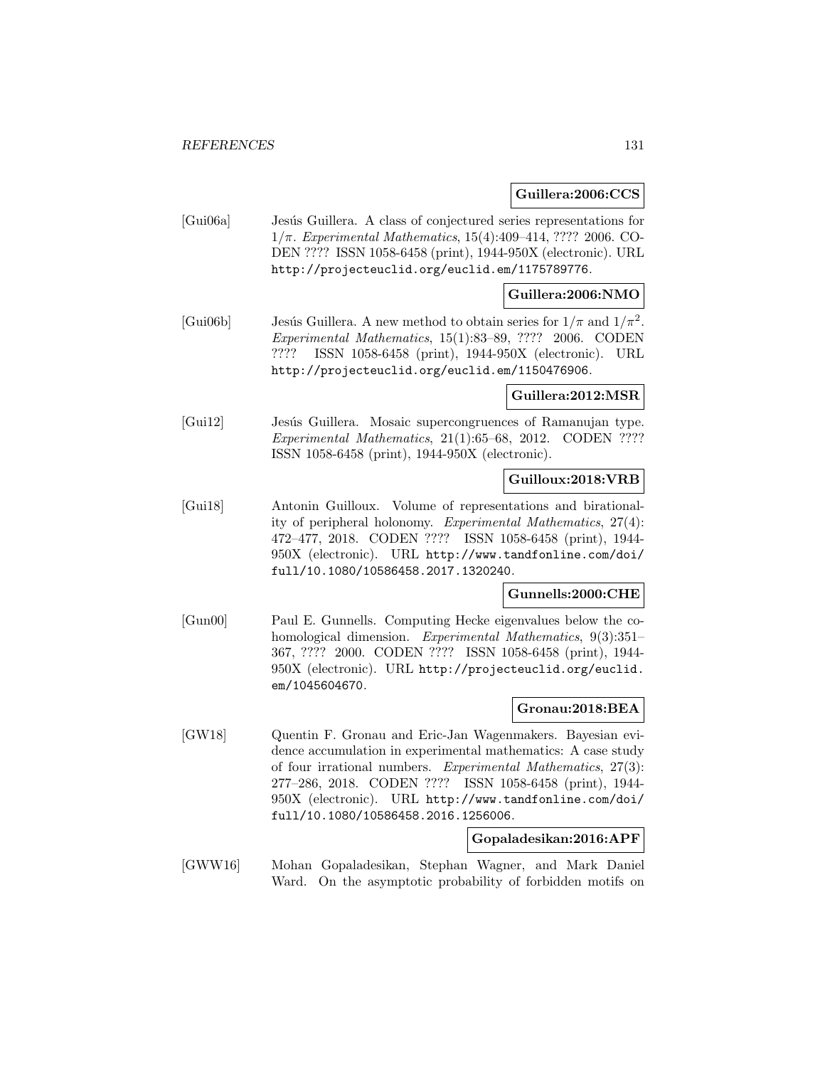**Guillera:2006:CCS**

[Gui06a] Jesús Guillera. A class of conjectured series representations for $1/\pi$. *Experimental Mathematics*, 15(4):409–414, ???? 2006. CODEN ???? ISSN 1058-6458 (print), 1944-950X (electronic). URL http://projecteuclid.org/euclid.em/1175789776.

**Guillera:2006:NMO**

[Gui06b] Jesús Guillera. A new method to obtain series for $1/\pi$ and $1/\pi^2$. *Experimental Mathematics*, 15(1):83–89, ???? 2006. CODEN ???? ISSN 1058-6458 (print), 1944-950X (electronic). URL http://projecteuclid.org/euclid.em/1150476906.

**Guillera:2012:MSR**

[Gui12] Jesús Guillera. Mosaic supercongruences of Ramanujan type. *Experimental Mathematics*, 21(1):65–68, 2012. CODEN ???? ISSN 1058-6458 (print), 1944-950X (electronic).

**Guilloux:2018:VRB**

[Gui18] Antonin Guilloux. Volume of representations and birationality of peripheral holonomy. *Experimental Mathematics*, 27(4): 472–477, 2018. CODEN ???? ISSN 1058-6458 (print), 1944-950X (electronic). URL http://www.tandfonline.com/doi/full/10.1080/10586458.2017.1320240.

**Gunnells:2000:CHE**

[Gun00] Paul E. Gunnells. Computing Hecke eigenvalues below the cohomological dimension. *Experimental Mathematics*, 9(3):351–367, ???? 2000. CODEN ???? ISSN 1058-6458 (print), 1944-950X (electronic). URL http://projecteuclid.org/euclid.em/1045604670.

**Gronau:2018:BEA**

[GW18] Quentin F. Gronau and Eric-Jan Wagenmakers. Bayesian evidence accumulation in experimental mathematics: A case study of four irrational numbers. *Experimental Mathematics*, 27(3): 277–286, 2018. CODEN ???? ISSN 1058-6458 (print), 1944-950X (electronic). URL http://www.tandfonline.com/doi/full/10.1080/10586458.2016.1256006.

**Gopaladesikan:2016:APF**

[GWW16] Mohan Gopaladesikan, Stephan Wagner, and Mark Daniel Ward. On the asymptotic probability of forbidden motifs on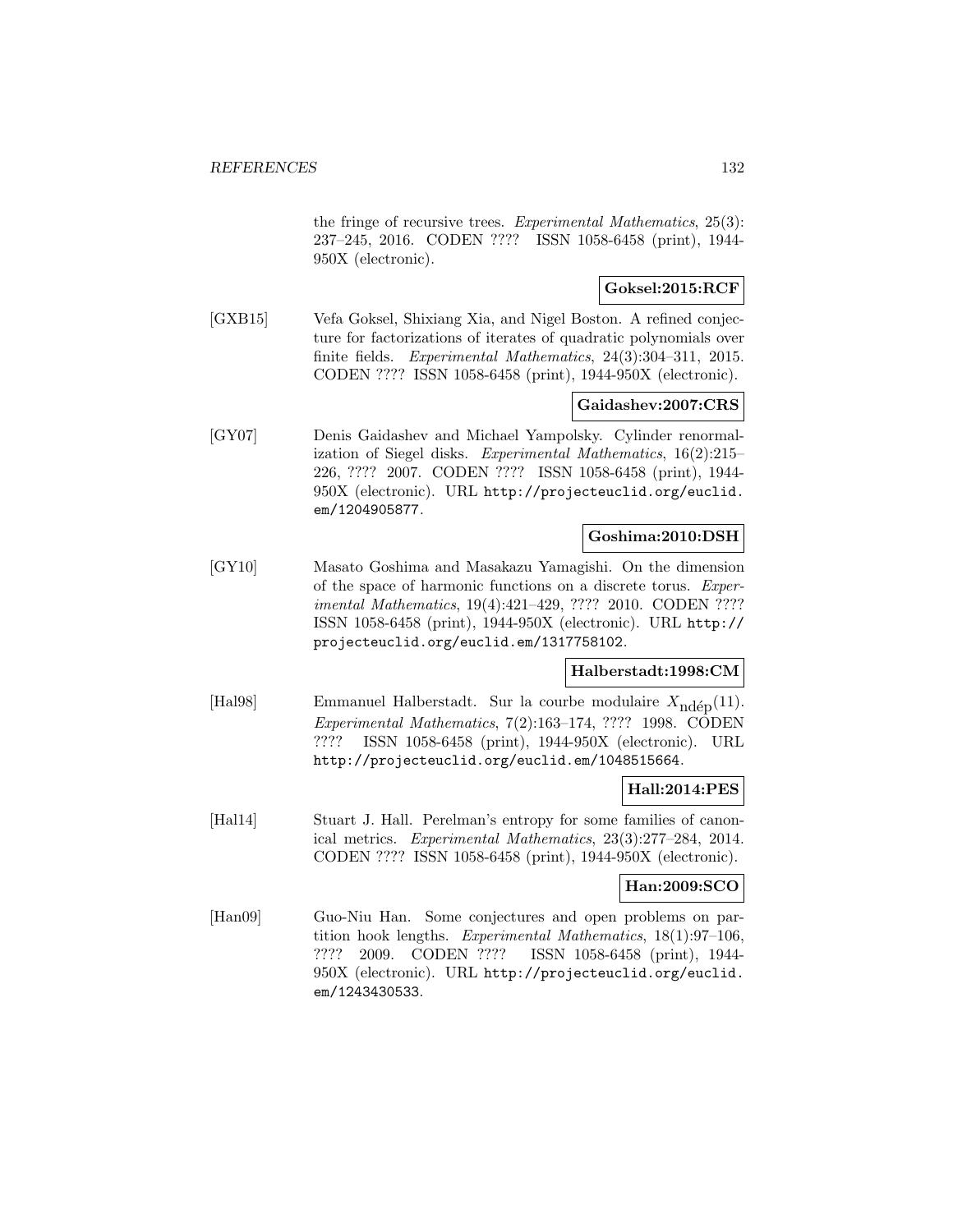the fringe of recursive trees. *Experimental Mathematics*, 25(3): 237–245, 2016. CODEN ???? ISSN 1058-6458 (print), 1944-950X (electronic).

**Goksel:2015:RCF**

[GXB15] Vefa Goksel, Shixiang Xia, and Nigel Boston. A refined conjecture for factorizations of iterates of quadratic polynomials over finite fields. *Experimental Mathematics*, 24(3):304–311, 2015. CODEN ???? ISSN 1058-6458 (print), 1944-950X (electronic).

**Gaidashev:2007:CRS**

[GY07] Denis Gaidashev and Michael Yampolsky. Cylinder renormalization of Siegel disks. *Experimental Mathematics*, 16(2):215–226, ???? 2007. CODEN ???? ISSN 1058-6458 (print), 1944-950X (electronic). URL http://projecteuclid.org/euclid.em/1204905877.

**Goshima:2010:DSH**

[GY10] Masato Goshima and Masakazu Yamagishi. On the dimension of the space of harmonic functions on a discrete torus. *Experimental Mathematics*, 19(4):421–429, ???? 2010. CODEN ???? ISSN 1058-6458 (print), 1944-950X (electronic). URL http://projecteuclid.org/euclid.em/1317758102.

**Halberstadt:1998:CM**

[Hal98] Emmanuel Halberstadt. Sur la courbe modulaire $X_{\mathrm{nd\acute{e}p}}(11)$. *Experimental Mathematics*, 7(2):163–174, ???? 1998. CODEN ???? ISSN 1058-6458 (print), 1944-950X (electronic). URL http://projecteuclid.org/euclid.em/1048515664.

**Hall:2014:PES**

[Hal14] Stuart J. Hall. Perelman's entropy for some families of canonical metrics. *Experimental Mathematics*, 23(3):277–284, 2014. CODEN ???? ISSN 1058-6458 (print), 1944-950X (electronic).

**Han:2009:SCO**

[Han09] Guo-Niu Han. Some conjectures and open problems on partition hook lengths. *Experimental Mathematics*, 18(1):97–106, ???? 2009. CODEN ???? ISSN 1058-6458 (print), 1944-950X (electronic). URL http://projecteuclid.org/euclid.em/1243430533.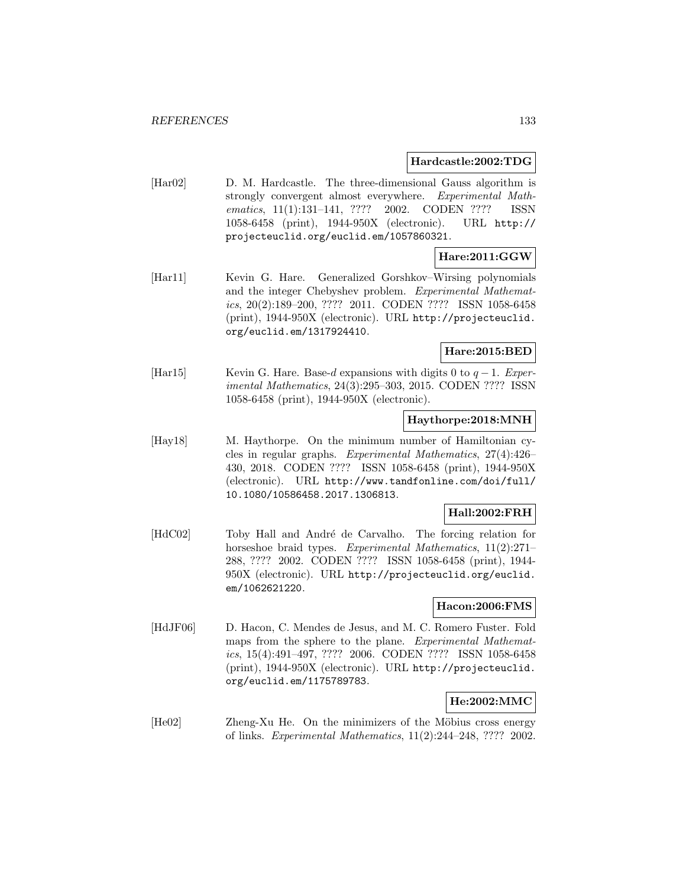**Hardcastle:2002:TDG**

[Har02] D. M. Hardcastle. The three-dimensional Gauss algorithm is strongly convergent almost everywhere. *Experimental Mathematics*, 11(1):131–141, ???? 2002. CODEN ???? ISSN 1058-6458 (print), 1944-950X (electronic). URL http://projecteuclid.org/euclid.em/1057860321.

**Hare:2011:GGW**

[Har11] Kevin G. Hare. Generalized Gorshkov–Wirsing polynomials and the integer Chebyshev problem. *Experimental Mathematics*, 20(2):189–200, ???? 2011. CODEN ???? ISSN 1058-6458 (print), 1944-950X (electronic). URL http://projecteuclid.org/euclid.em/1317924410.

**Hare:2015:BED**

[Har15] Kevin G. Hare. Base-$d$ expansions with digits 0 to $q-1$. *Experimental Mathematics*, 24(3):295–303, 2015. CODEN ???? ISSN 1058-6458 (print), 1944-950X (electronic).

**Haythorpe:2018:MNH**

[Hay18] M. Haythorpe. On the minimum number of Hamiltonian cycles in regular graphs. *Experimental Mathematics*, 27(4):426–430, 2018. CODEN ???? ISSN 1058-6458 (print), 1944-950X (electronic). URL http://www.tandfonline.com/doi/full/10.1080/10586458.2017.1306813.

**Hall:2002:FRH**

[HdC02] Toby Hall and André de Carvalho. The forcing relation for horseshoe braid types. *Experimental Mathematics*, 11(2):271–288, ???? 2002. CODEN ???? ISSN 1058-6458 (print), 1944-950X (electronic). URL http://projecteuclid.org/euclid.em/1062621220.

**Hacon:2006:FMS**

[HdJF06] D. Hacon, C. Mendes de Jesus, and M. C. Romero Fuster. Fold maps from the sphere to the plane. *Experimental Mathematics*, 15(4):491–497, ???? 2006. CODEN ???? ISSN 1058-6458 (print), 1944-950X (electronic). URL http://projecteuclid.org/euclid.em/1175789783.

**He:2002:MMC**

[He02] Zheng-Xu He. On the minimizers of the Möbius cross energy of links. *Experimental Mathematics*, 11(2):244–248, ???? 2002.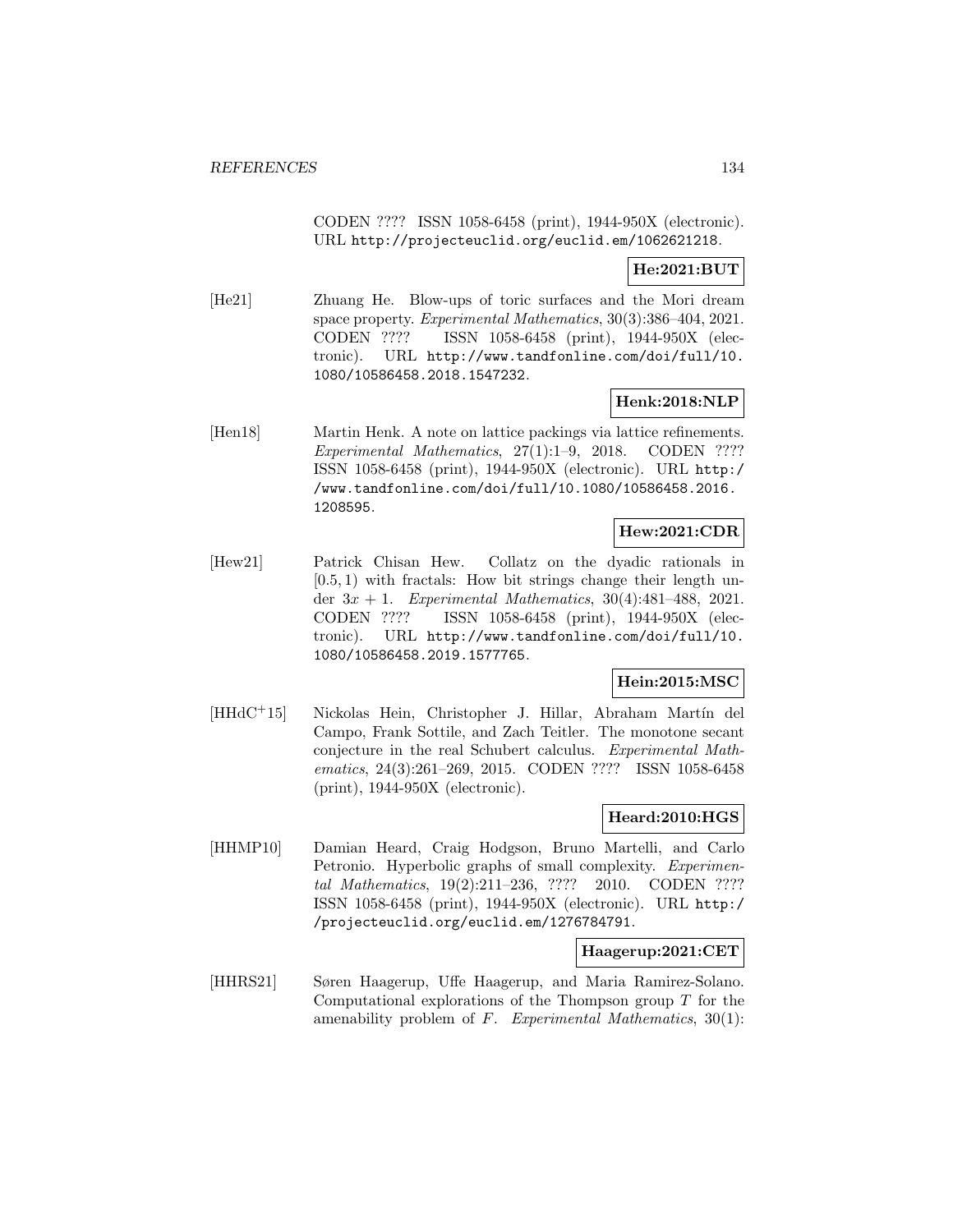CODEN ???? ISSN 1058-6458 (print), 1944-950X (electronic). URL http://projecteuclid.org/euclid.em/1062621218.

**He:2021:BUT**

[He21] Zhuang He. Blow-ups of toric surfaces and the Mori dream space property. *Experimental Mathematics*, 30(3):386–404, 2021. CODEN ???? ISSN 1058-6458 (print), 1944-950X (electronic). URL http://www.tandfonline.com/doi/full/10.1080/10586458.2018.1547232.

**Henk:2018:NLP**

[Hen18] Martin Henk. A note on lattice packings via lattice refinements. *Experimental Mathematics*, 27(1):1–9, 2018. CODEN ???? ISSN 1058-6458 (print), 1944-950X (electronic). URL http://www.tandfonline.com/doi/full/10.1080/10586458.2016.1208595.

**Hew:2021:CDR**

[Hew21] Patrick Chisan Hew. Collatz on the dyadic rationals in $[0.5, 1)$ with fractals: How bit strings change their length under $3x + 1$. *Experimental Mathematics*, 30(4):481–488, 2021. CODEN ???? ISSN 1058-6458 (print), 1944-950X (electronic). URL http://www.tandfonline.com/doi/full/10.1080/10586458.2019.1577765.

**Hein:2015:MSC**

[HHdC+15] Nickolas Hein, Christopher J. Hillar, Abraham Martín del Campo, Frank Sottile, and Zach Teitler. The monotone secant conjecture in the real Schubert calculus. *Experimental Mathematics*, 24(3):261–269, 2015. CODEN ???? ISSN 1058-6458 (print), 1944-950X (electronic).

**Heard:2010:HGS**

[HHMP10] Damian Heard, Craig Hodgson, Bruno Martelli, and Carlo Petronio. Hyperbolic graphs of small complexity. *Experimental Mathematics*, 19(2):211–236, ???? 2010. CODEN ???? ISSN 1058-6458 (print), 1944-950X (electronic). URL http://projecteuclid.org/euclid.em/1276784791.

**Haagerup:2021:CET**

[HHRS21] Søren Haagerup, Uffe Haagerup, and Maria Ramirez-Solano. Computational explorations of the Thompson group $T$ for the amenability problem of $F$. *Experimental Mathematics*, 30(1):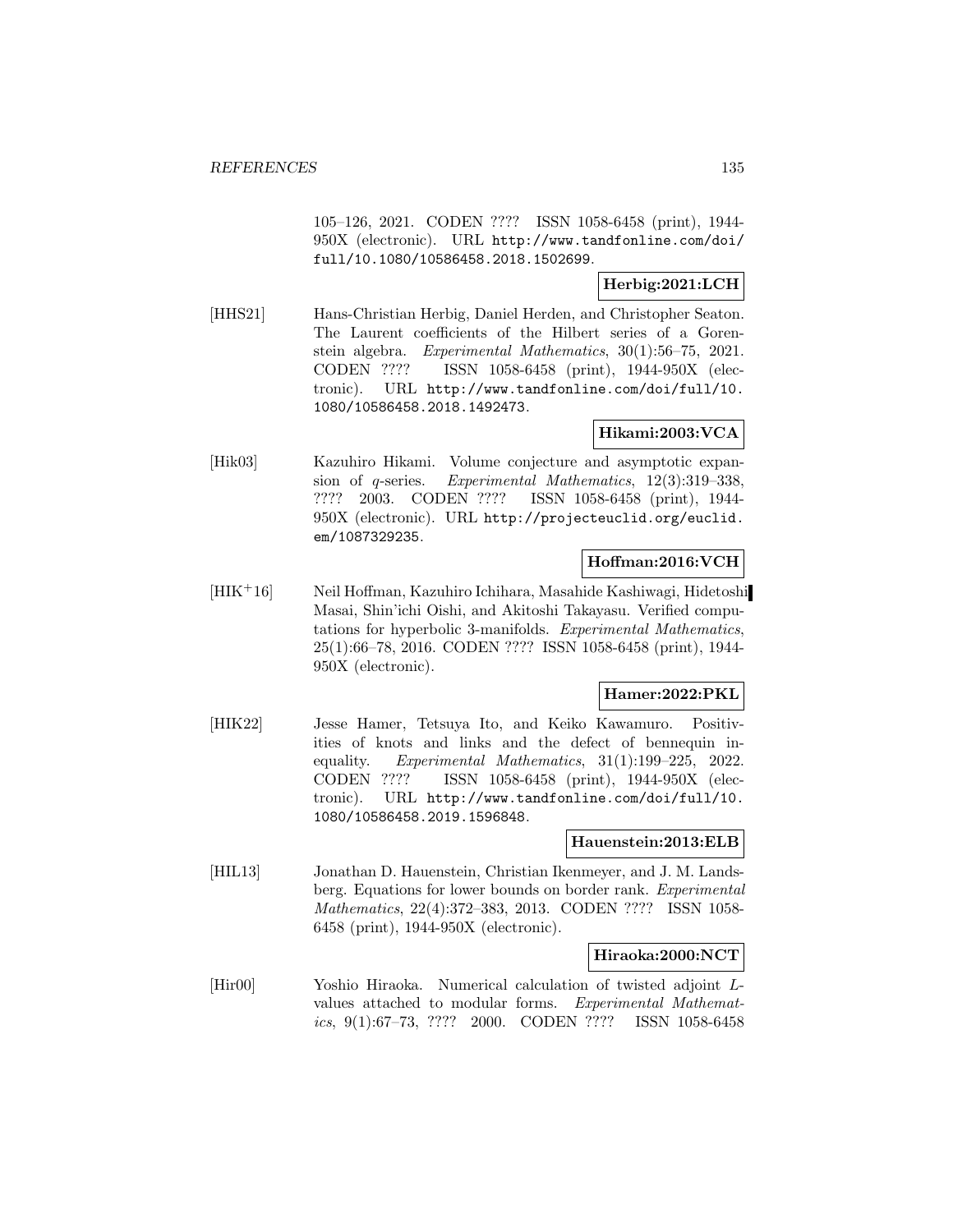105–126, 2021. CODEN ???? ISSN 1058-6458 (print), 1944-950X (electronic). URL http://www.tandfonline.com/doi/full/10.1080/10586458.2018.1502699.

**Herbig:2021:LCH**

[HHS21] Hans-Christian Herbig, Daniel Herden, and Christopher Seaton. The Laurent coefficients of the Hilbert series of a Gorenstein algebra. *Experimental Mathematics*, 30(1):56–75, 2021. CODEN ???? ISSN 1058-6458 (print), 1944-950X (electronic). URL http://www.tandfonline.com/doi/full/10.1080/10586458.2018.1492473.

**Hikami:2003:VCA**

[Hik03] Kazuhiro Hikami. Volume conjecture and asymptotic expansion of $q$-series. *Experimental Mathematics*, 12(3):319–338, ???? 2003. CODEN ???? ISSN 1058-6458 (print), 1944-950X (electronic). URL http://projecteuclid.org/euclid.em/1087329235.

**Hoffman:2016:VCH**

[HIK+16] Neil Hoffman, Kazuhiro Ichihara, Masahide Kashiwagi, Hidetoshi Masai, Shin'ichi Oishi, and Akitoshi Takayasu. Verified computations for hyperbolic 3-manifolds. *Experimental Mathematics*, 25(1):66–78, 2016. CODEN ???? ISSN 1058-6458 (print), 1944-950X (electronic).

**Hamer:2022:PKL**

[HIK22] Jesse Hamer, Tetsuya Ito, and Keiko Kawamuro. Positivities of knots and links and the defect of bennequin inequality. *Experimental Mathematics*, 31(1):199–225, 2022. CODEN ???? ISSN 1058-6458 (print), 1944-950X (electronic). URL http://www.tandfonline.com/doi/full/10.1080/10586458.2019.1596848.

**Hauenstein:2013:ELB**

[HIL13] Jonathan D. Hauenstein, Christian Ikenmeyer, and J. M. Landsberg. Equations for lower bounds on border rank. *Experimental Mathematics*, 22(4):372–383, 2013. CODEN ???? ISSN 1058-6458 (print), 1944-950X (electronic).

**Hiraoka:2000:NCT**

[Hir00] Yoshio Hiraoka. Numerical calculation of twisted adjoint $L$-values attached to modular forms. *Experimental Mathematics*, 9(1):67–73, ???? 2000. CODEN ???? ISSN 1058-6458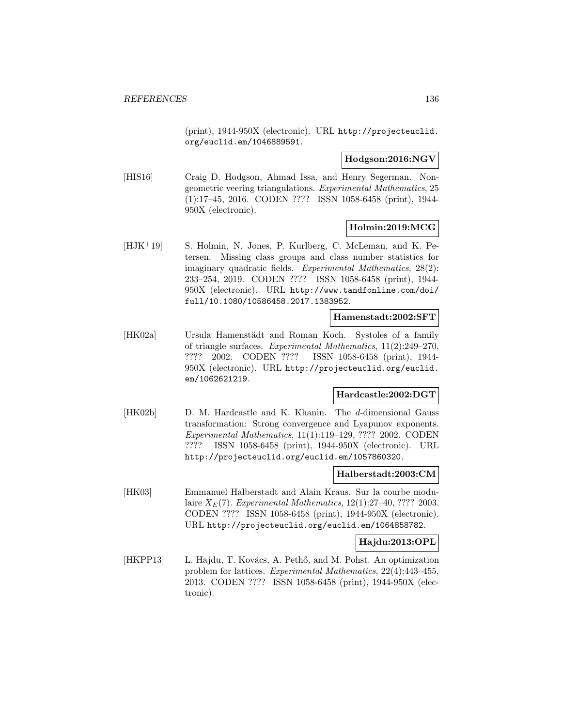(print), 1944-950X (electronic). URL http://projecteuclid.org/euclid.em/1046889591.

**Hodgson:2016:NGV**

[HIS16] Craig D. Hodgson, Ahmad Issa, and Henry Segerman. Non-geometric veering triangulations. *Experimental Mathematics*, 25 (1):17–45, 2016. CODEN ???? ISSN 1058-6458 (print), 1944-950X (electronic).

**Holmin:2019:MCG**

[HJK+19] S. Holmin, N. Jones, P. Kurlberg, C. McLeman, and K. Petersen. Missing class groups and class number statistics for imaginary quadratic fields. *Experimental Mathematics*, 28(2): 233–254, 2019. CODEN ???? ISSN 1058-6458 (print), 1944-950X (electronic). URL http://www.tandfonline.com/doi/full/10.1080/10586458.2017.1383952.

**Hamenstadt:2002:SFT**

[HK02a] Ursula Hamenstädt and Roman Koch. Systoles of a family of triangle surfaces. *Experimental Mathematics*, 11(2):249–270, ???? 2002. CODEN ???? ISSN 1058-6458 (print), 1944-950X (electronic). URL http://projecteuclid.org/euclid.em/1062621219.

**Hardcastle:2002:DGT**

[HK02b] D. M. Hardcastle and K. Khanin. The $d$-dimensional Gauss transformation: Strong convergence and Lyapunov exponents. *Experimental Mathematics*, 11(1):119–129, ???? 2002. CODEN ???? ISSN 1058-6458 (print), 1944-950X (electronic). URL http://projecteuclid.org/euclid.em/1057860320.

**Halberstadt:2003:CM**

[HK03] Emmanuel Halberstadt and Alain Kraus. Sur la courbe modulaire $X_E(7)$. *Experimental Mathematics*, 12(1):27–40, ???? 2003. CODEN ???? ISSN 1058-6458 (print), 1944-950X (electronic). URL http://projecteuclid.org/euclid.em/1064858782.

**Hajdu:2013:OPL**

[HKPP13] L. Hajdu, T. Kovács, A. Pethő, and M. Pohst. An optimization problem for lattices. *Experimental Mathematics*, 22(4):443–455, 2013. CODEN ???? ISSN 1058-6458 (print), 1944-950X (electronic).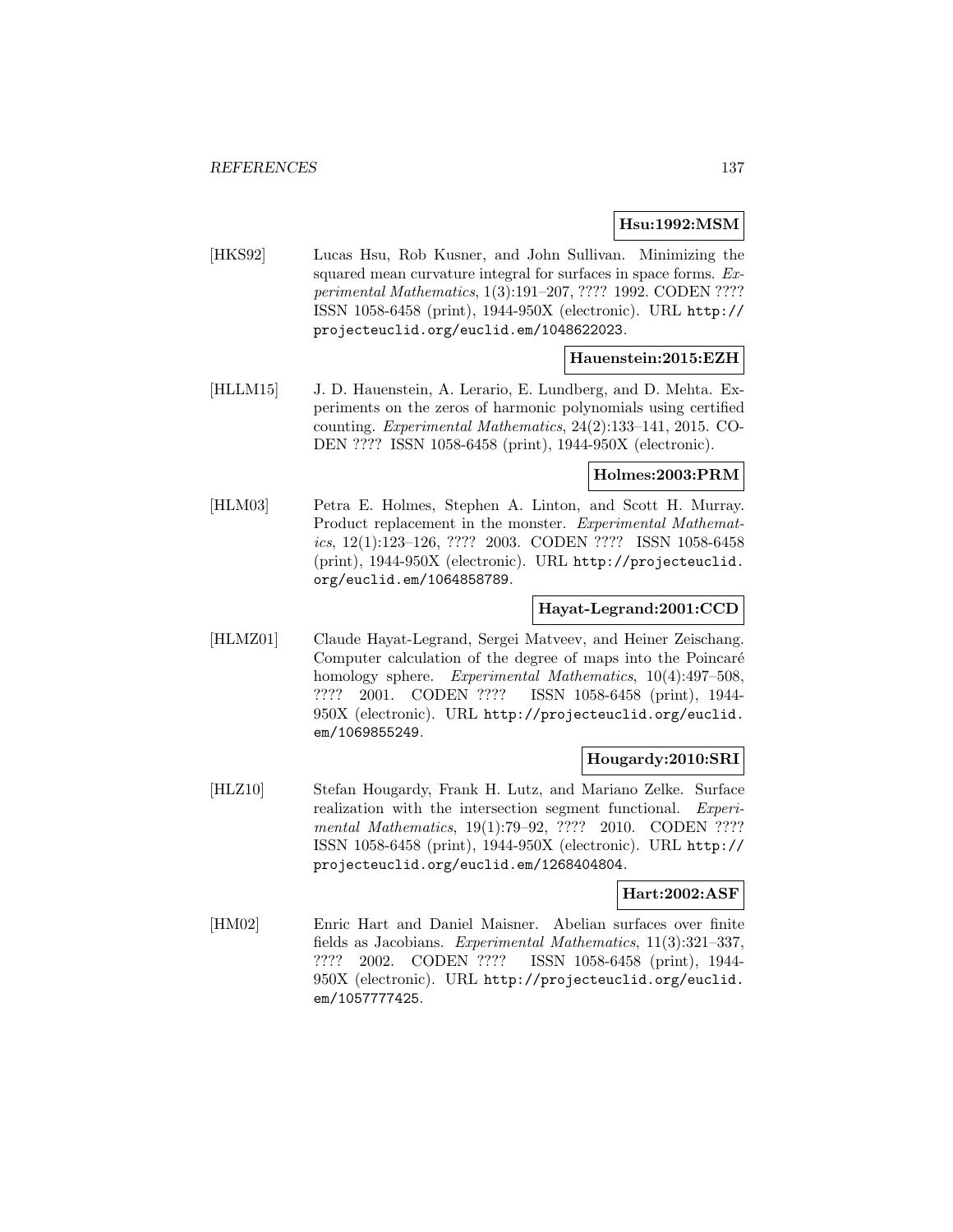**Hsu:1992:MSM**

[HKS92] Lucas Hsu, Rob Kusner, and John Sullivan. Minimizing the squared mean curvature integral for surfaces in space forms. *Experimental Mathematics*, 1(3):191–207, ???? 1992. CODEN ???? ISSN 1058-6458 (print), 1944-950X (electronic). URL http://projecteuclid.org/euclid.em/1048622023.

**Hauenstein:2015:EZH**

[HLLM15] J. D. Hauenstein, A. Lerario, E. Lundberg, and D. Mehta. Experiments on the zeros of harmonic polynomials using certified counting. *Experimental Mathematics*, 24(2):133–141, 2015. CODEN ???? ISSN 1058-6458 (print), 1944-950X (electronic).

**Holmes:2003:PRM**

[HLM03] Petra E. Holmes, Stephen A. Linton, and Scott H. Murray. Product replacement in the monster. *Experimental Mathematics*, 12(1):123–126, ???? 2003. CODEN ???? ISSN 1058-6458 (print), 1944-950X (electronic). URL http://projecteuclid.org/euclid.em/1064858789.

**Hayat-Legrand:2001:CCD**

[HLMZ01] Claude Hayat-Legrand, Sergei Matveev, and Heiner Zeischang. Computer calculation of the degree of maps into the Poincaré homology sphere. *Experimental Mathematics*, 10(4):497–508, ???? 2001. CODEN ???? ISSN 1058-6458 (print), 1944-950X (electronic). URL http://projecteuclid.org/euclid.em/1069855249.

**Hougardy:2010:SRI**

[HLZ10] Stefan Hougardy, Frank H. Lutz, and Mariano Zelke. Surface realization with the intersection segment functional. *Experimental Mathematics*, 19(1):79–92, ???? 2010. CODEN ???? ISSN 1058-6458 (print), 1944-950X (electronic). URL http://projecteuclid.org/euclid.em/1268404804.

**Hart:2002:ASF**

[HM02] Enric Hart and Daniel Maisner. Abelian surfaces over finite fields as Jacobians. *Experimental Mathematics*, 11(3):321–337, ???? 2002. CODEN ???? ISSN 1058-6458 (print), 1944-950X (electronic). URL http://projecteuclid.org/euclid.em/1057777425.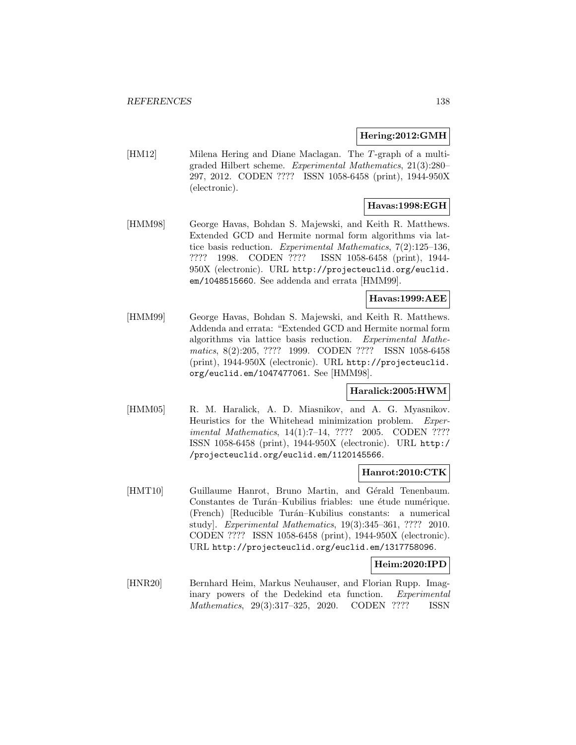**Hering:2012:GMH**

[HM12] Milena Hering and Diane Maclagan. The $T$-graph of a multigraded Hilbert scheme. *Experimental Mathematics*, 21(3):280–297, 2012. CODEN ???? ISSN 1058-6458 (print), 1944-950X (electronic).

**Havas:1998:EGH**

[HMM98] George Havas, Bohdan S. Majewski, and Keith R. Matthews. Extended GCD and Hermite normal form algorithms via lattice basis reduction. *Experimental Mathematics*, 7(2):125–136, ???? 1998. CODEN ???? ISSN 1058-6458 (print), 1944-950X (electronic). URL http://projecteuclid.org/euclid.em/1048515660. See addenda and errata [HMM99].

**Havas:1999:AEE**

[HMM99] George Havas, Bohdan S. Majewski, and Keith R. Matthews. Addenda and errata: "Extended GCD and Hermite normal form algorithms via lattice basis reduction. *Experimental Mathematics*, 8(2):205, ???? 1999. CODEN ???? ISSN 1058-6458 (print), 1944-950X (electronic). URL http://projecteuclid.org/euclid.em/1047477061. See [HMM98].

**Haralick:2005:HWM**

[HMM05] R. M. Haralick, A. D. Miasnikov, and A. G. Myasnikov. Heuristics for the Whitehead minimization problem. *Experimental Mathematics*, 14(1):7–14, ???? 2005. CODEN ???? ISSN 1058-6458 (print), 1944-950X (electronic). URL http://projecteuclid.org/euclid.em/1120145566.

**Hanrot:2010:CTK**

[HMT10] Guillaume Hanrot, Bruno Martin, and Gérald Tenenbaum. Constantes de Turán–Kubilius friables: une étude numérique. (French) [Reducible Turán–Kubilius constants: a numerical study]. *Experimental Mathematics*, 19(3):345–361, ???? 2010. CODEN ???? ISSN 1058-6458 (print), 1944-950X (electronic). URL http://projecteuclid.org/euclid.em/1317758096.

**Heim:2020:IPD**

[HNR20] Bernhard Heim, Markus Neuhauser, and Florian Rupp. Imaginary powers of the Dedekind eta function. *Experimental Mathematics*, 29(3):317–325, 2020. CODEN ???? ISSN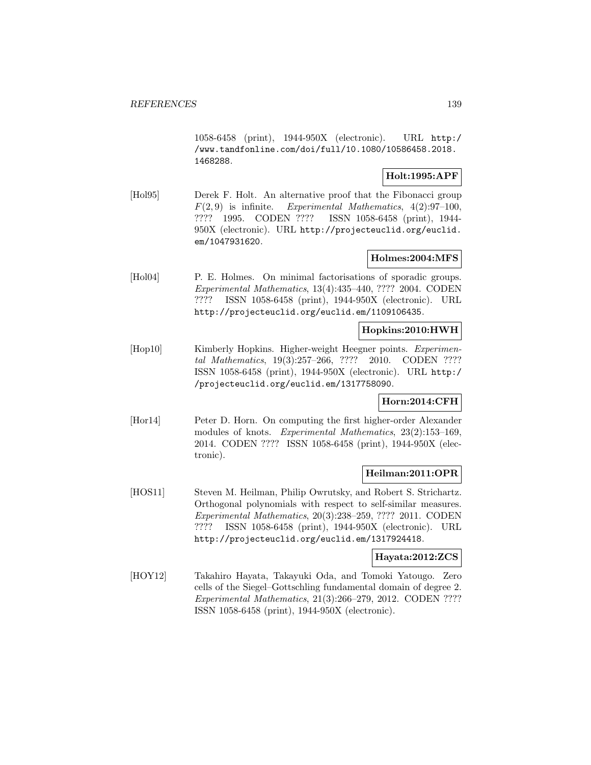1058-6458 (print), 1944-950X (electronic). URL http://www.tandfonline.com/doi/full/10.1080/10586458.2018.1468288.

**Holt:1995:APF**

[Hol95] Derek F. Holt. An alternative proof that the Fibonacci group $F(2,9)$ is infinite. *Experimental Mathematics*, 4(2):97–100, ???? 1995. CODEN ???? ISSN 1058-6458 (print), 1944-950X (electronic). URL http://projecteuclid.org/euclid.em/1047931620.

**Holmes:2004:MFS**

[Hol04] P. E. Holmes. On minimal factorisations of sporadic groups. *Experimental Mathematics*, 13(4):435–440, ???? 2004. CODEN ???? ISSN 1058-6458 (print), 1944-950X (electronic). URL http://projecteuclid.org/euclid.em/1109106435.

**Hopkins:2010:HWH**

[Hop10] Kimberly Hopkins. Higher-weight Heegner points. *Experimental Mathematics*, 19(3):257–266, ???? 2010. CODEN ???? ISSN 1058-6458 (print), 1944-950X (electronic). URL http://projecteuclid.org/euclid.em/1317758090.

**Horn:2014:CFH**

[Hor14] Peter D. Horn. On computing the first higher-order Alexander modules of knots. *Experimental Mathematics*, 23(2):153–169, 2014. CODEN ???? ISSN 1058-6458 (print), 1944-950X (electronic).

**Heilman:2011:OPR**

[HOS11] Steven M. Heilman, Philip Owrutsky, and Robert S. Strichartz. Orthogonal polynomials with respect to self-similar measures. *Experimental Mathematics*, 20(3):238–259, ???? 2011. CODEN ???? ISSN 1058-6458 (print), 1944-950X (electronic). URL http://projecteuclid.org/euclid.em/1317924418.

**Hayata:2012:ZCS**

[HOY12] Takahiro Hayata, Takayuki Oda, and Tomoki Yatougo. Zero cells of the Siegel–Gottschling fundamental domain of degree 2. *Experimental Mathematics*, 21(3):266–279, 2012. CODEN ???? ISSN 1058-6458 (print), 1944-950X (electronic).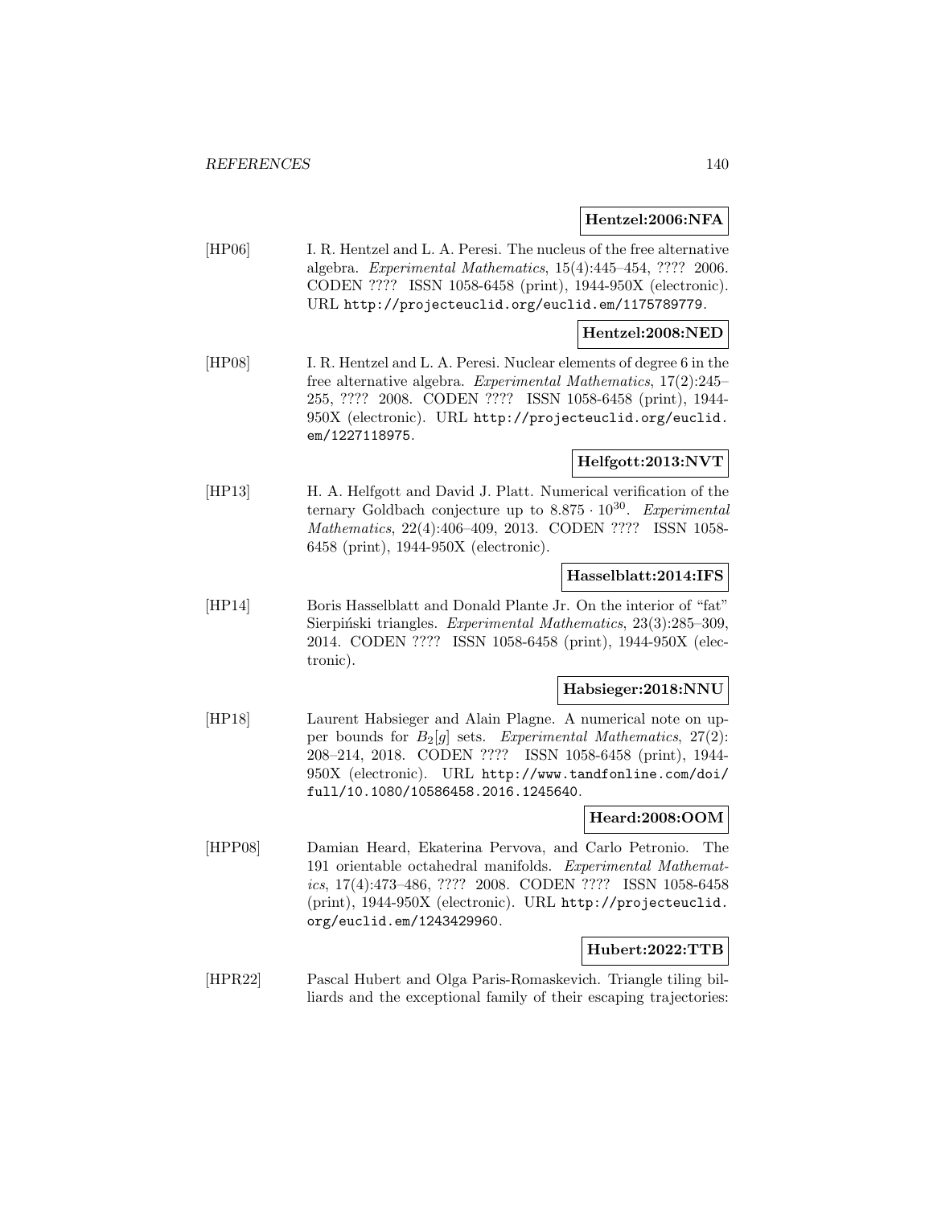**Hentzel:2006:NFA**

[HP06] I. R. Hentzel and L. A. Peresi. The nucleus of the free alternative algebra. *Experimental Mathematics*, 15(4):445–454, ???? 2006. CODEN ???? ISSN 1058-6458 (print), 1944-950X (electronic). URL http://projecteuclid.org/euclid.em/1175789779.

**Hentzel:2008:NED**

[HP08] I. R. Hentzel and L. A. Peresi. Nuclear elements of degree 6 in the free alternative algebra. *Experimental Mathematics*, 17(2):245–255, ???? 2008. CODEN ???? ISSN 1058-6458 (print), 1944-950X (electronic). URL http://projecteuclid.org/euclid.em/1227118975.

**Helfgott:2013:NVT**

[HP13] H. A. Helfgott and David J. Platt. Numerical verification of the ternary Goldbach conjecture up to $8.875 \cdot 10^{30}$. *Experimental Mathematics*, 22(4):406–409, 2013. CODEN ???? ISSN 1058-6458 (print), 1944-950X (electronic).

**Hasselblatt:2014:IFS**

[HP14] Boris Hasselblatt and Donald Plante Jr. On the interior of "fat" Sierpiński triangles. *Experimental Mathematics*, 23(3):285–309, 2014. CODEN ???? ISSN 1058-6458 (print), 1944-950X (electronic).

**Habsieger:2018:NNU**

[HP18] Laurent Habsieger and Alain Plagne. A numerical note on upper bounds for $B_2[g]$ sets. *Experimental Mathematics*, 27(2): 208–214, 2018. CODEN ???? ISSN 1058-6458 (print), 1944-950X (electronic). URL http://www.tandfonline.com/doi/full/10.1080/10586458.2016.1245640.

**Heard:2008:OOM**

[HPP08] Damian Heard, Ekaterina Pervova, and Carlo Petronio. The 191 orientable octahedral manifolds. *Experimental Mathematics*, 17(4):473–486, ???? 2008. CODEN ???? ISSN 1058-6458 (print), 1944-950X (electronic). URL http://projecteuclid.org/euclid.em/1243429960.

**Hubert:2022:TTB**

[HPR22] Pascal Hubert and Olga Paris-Romaskevich. Triangle tiling billiards and the exceptional family of their escaping trajectories: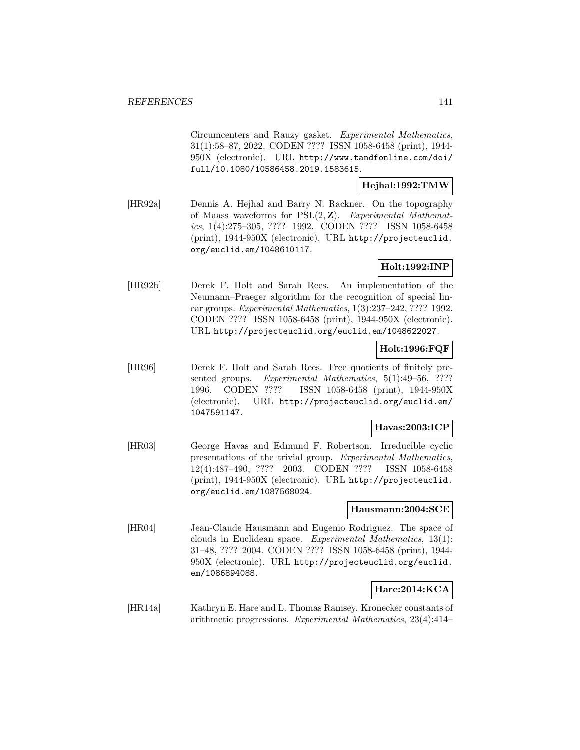Circumcenters and Rauzy gasket. *Experimental Mathematics*, 31(1):58–87, 2022. CODEN ???? ISSN 1058-6458 (print), 1944-950X (electronic). URL http://www.tandfonline.com/doi/full/10.1080/10586458.2019.1583615.

**Hejhal:1992:TMW**

[HR92a] Dennis A. Hejhal and Barry N. Rackner. On the topography of Maass waveforms for PSL$(2, \mathbf{Z})$. *Experimental Mathematics*, 1(4):275–305, ???? 1992. CODEN ???? ISSN 1058-6458 (print), 1944-950X (electronic). URL http://projecteuclid.org/euclid.em/1048610117.

**Holt:1992:INP**

[HR92b] Derek F. Holt and Sarah Rees. An implementation of the Neumann–Praeger algorithm for the recognition of special linear groups. *Experimental Mathematics*, 1(3):237–242, ???? 1992. CODEN ???? ISSN 1058-6458 (print), 1944-950X (electronic). URL http://projecteuclid.org/euclid.em/1048622027.

**Holt:1996:FQF**

[HR96] Derek F. Holt and Sarah Rees. Free quotients of finitely presented groups. *Experimental Mathematics*, 5(1):49–56, ???? 1996. CODEN ???? ISSN 1058-6458 (print), 1944-950X (electronic). URL http://projecteuclid.org/euclid.em/1047591147.

**Havas:2003:ICP**

[HR03] George Havas and Edmund F. Robertson. Irreducible cyclic presentations of the trivial group. *Experimental Mathematics*, 12(4):487–490, ???? 2003. CODEN ???? ISSN 1058-6458 (print), 1944-950X (electronic). URL http://projecteuclid.org/euclid.em/1087568024.

**Hausmann:2004:SCE**

[HR04] Jean-Claude Hausmann and Eugenio Rodriguez. The space of clouds in Euclidean space. *Experimental Mathematics*, 13(1):31–48, ???? 2004. CODEN ???? ISSN 1058-6458 (print), 1944-950X (electronic). URL http://projecteuclid.org/euclid.em/1086894088.

**Hare:2014:KCA**

[HR14a] Kathryn E. Hare and L. Thomas Ramsey. Kronecker constants of arithmetic progressions. *Experimental Mathematics*, 23(4):414–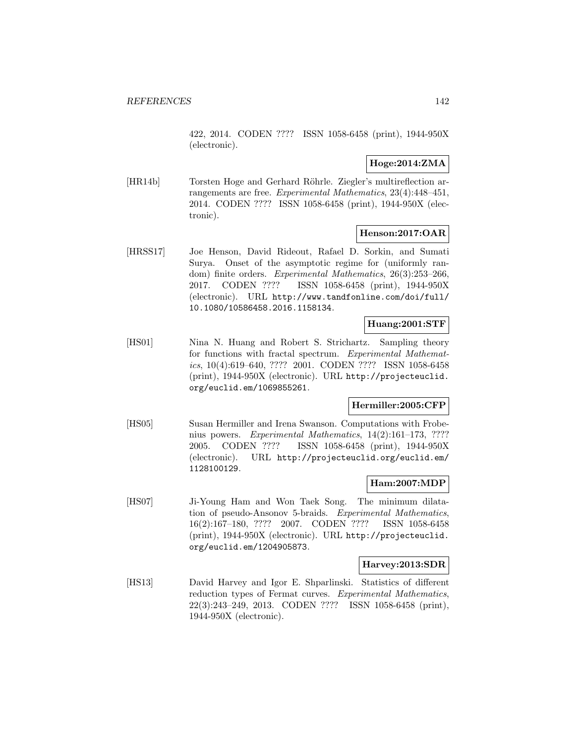422, 2014. CODEN ???? ISSN 1058-6458 (print), 1944-950X (electronic).

**Hoge:2014:ZMA**

[HR14b] Torsten Hoge and Gerhard Röhrle. Ziegler's multireflection arrangements are free. *Experimental Mathematics*, 23(4):448–451, 2014. CODEN ???? ISSN 1058-6458 (print), 1944-950X (electronic).

**Henson:2017:OAR**

[HRSS17] Joe Henson, David Rideout, Rafael D. Sorkin, and Sumati Surya. Onset of the asymptotic regime for (uniformly random) finite orders. *Experimental Mathematics*, 26(3):253–266, 2017. CODEN ???? ISSN 1058-6458 (print), 1944-950X (electronic). URL http://www.tandfonline.com/doi/full/10.1080/10586458.2016.1158134.

**Huang:2001:STF**

[HS01] Nina N. Huang and Robert S. Strichartz. Sampling theory for functions with fractal spectrum. *Experimental Mathematics*, 10(4):619–640, ???? 2001. CODEN ???? ISSN 1058-6458 (print), 1944-950X (electronic). URL http://projecteuclid.org/euclid.em/1069855261.

**Hermiller:2005:CFP**

[HS05] Susan Hermiller and Irena Swanson. Computations with Frobenius powers. *Experimental Mathematics*, 14(2):161–173, ???? 2005. CODEN ???? ISSN 1058-6458 (print), 1944-950X (electronic). URL http://projecteuclid.org/euclid.em/1128100129.

**Ham:2007:MDP**

[HS07] Ji-Young Ham and Won Taek Song. The minimum dilatation of pseudo-Ansonov 5-braids. *Experimental Mathematics*, 16(2):167–180, ???? 2007. CODEN ???? ISSN 1058-6458 (print), 1944-950X (electronic). URL http://projecteuclid.org/euclid.em/1204905873.

**Harvey:2013:SDR**

[HS13] David Harvey and Igor E. Shparlinski. Statistics of different reduction types of Fermat curves. *Experimental Mathematics*, 22(3):243–249, 2013. CODEN ???? ISSN 1058-6458 (print), 1944-950X (electronic).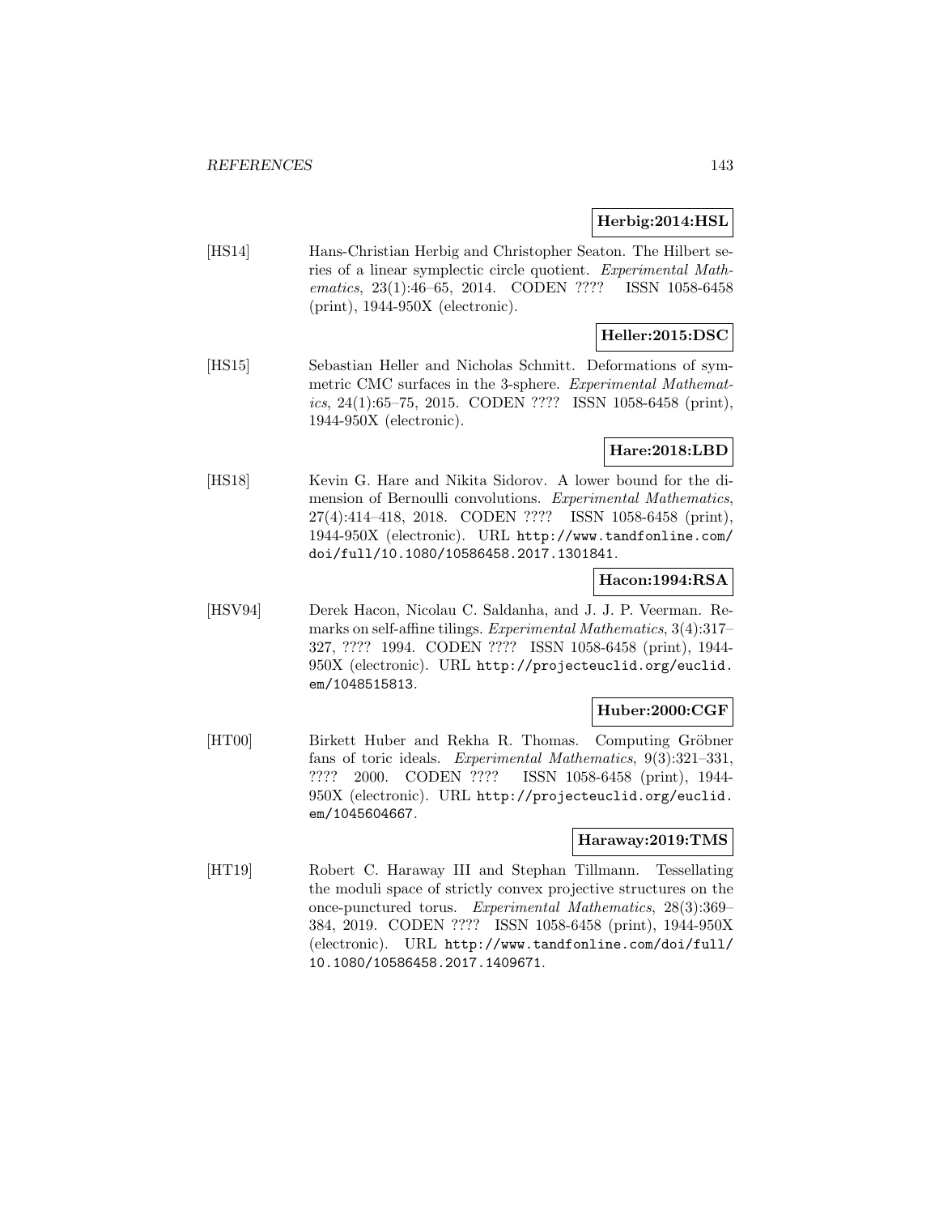**Herbig:2014:HSL**

[HS14] Hans-Christian Herbig and Christopher Seaton. The Hilbert series of a linear symplectic circle quotient. *Experimental Mathematics*, 23(1):46–65, 2014. CODEN ???? ISSN 1058-6458 (print), 1944-950X (electronic).

**Heller:2015:DSC**

[HS15] Sebastian Heller and Nicholas Schmitt. Deformations of symmetric CMC surfaces in the 3-sphere. *Experimental Mathematics*, 24(1):65–75, 2015. CODEN ???? ISSN 1058-6458 (print), 1944-950X (electronic).

**Hare:2018:LBD**

[HS18] Kevin G. Hare and Nikita Sidorov. A lower bound for the dimension of Bernoulli convolutions. *Experimental Mathematics*, 27(4):414–418, 2018. CODEN ???? ISSN 1058-6458 (print), 1944-950X (electronic). URL http://www.tandfonline.com/doi/full/10.1080/10586458.2017.1301841.

**Hacon:1994:RSA**

[HSV94] Derek Hacon, Nicolau C. Saldanha, and J. J. P. Veerman. Remarks on self-affine tilings. *Experimental Mathematics*, 3(4):317–327, ???? 1994. CODEN ???? ISSN 1058-6458 (print), 1944-950X (electronic). URL http://projecteuclid.org/euclid.em/1048515813.

**Huber:2000:CGF**

[HT00] Birkett Huber and Rekha R. Thomas. Computing Gröbner fans of toric ideals. *Experimental Mathematics*, 9(3):321–331, ???? 2000. CODEN ???? ISSN 1058-6458 (print), 1944-950X (electronic). URL http://projecteuclid.org/euclid.em/1045604667.

**Haraway:2019:TMS**

[HT19] Robert C. Haraway III and Stephan Tillmann. Tessellating the moduli space of strictly convex projective structures on the once-punctured torus. *Experimental Mathematics*, 28(3):369–384, 2019. CODEN ???? ISSN 1058-6458 (print), 1944-950X (electronic). URL http://www.tandfonline.com/doi/full/10.1080/10586458.2017.1409671.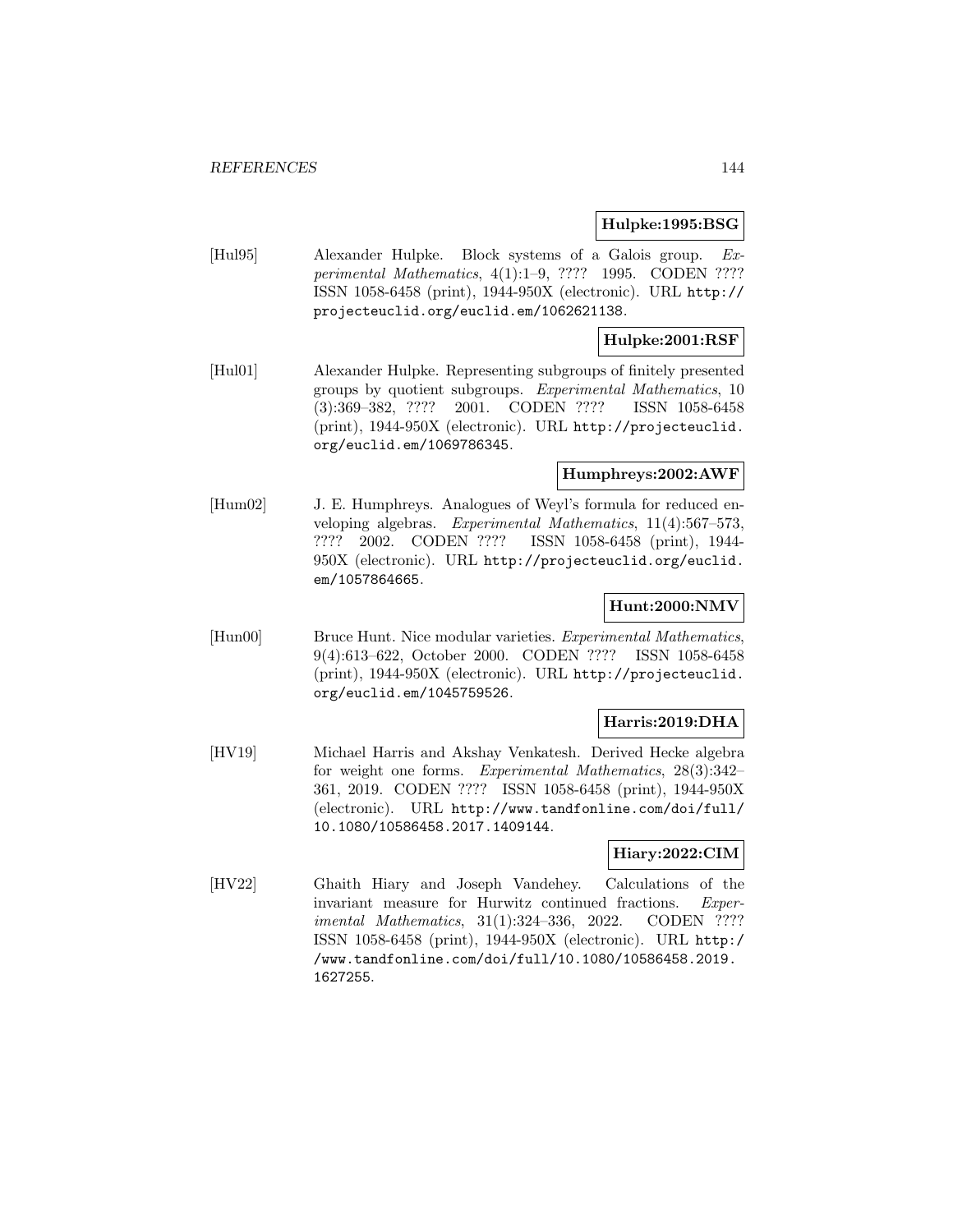**Hulpke:1995:BSG**

[Hul95] Alexander Hulpke. Block systems of a Galois group. *Experimental Mathematics*, 4(1):1–9, ???? 1995. CODEN ???? ISSN 1058-6458 (print), 1944-950X (electronic). URL http://projecteuclid.org/euclid.em/1062621138.

**Hulpke:2001:RSF**

[Hul01] Alexander Hulpke. Representing subgroups of finitely presented groups by quotient subgroups. *Experimental Mathematics*, 10 (3):369–382, ???? 2001. CODEN ???? ISSN 1058-6458 (print), 1944-950X (electronic). URL http://projecteuclid.org/euclid.em/1069786345.

**Humphreys:2002:AWF**

[Hum02] J. E. Humphreys. Analogues of Weyl's formula for reduced enveloping algebras. *Experimental Mathematics*, 11(4):567–573, ???? 2002. CODEN ???? ISSN 1058-6458 (print), 1944-950X (electronic). URL http://projecteuclid.org/euclid.em/1057864665.

**Hunt:2000:NMV**

[Hun00] Bruce Hunt. Nice modular varieties. *Experimental Mathematics*, 9(4):613–622, October 2000. CODEN ???? ISSN 1058-6458 (print), 1944-950X (electronic). URL http://projecteuclid.org/euclid.em/1045759526.

**Harris:2019:DHA**

[HV19] Michael Harris and Akshay Venkatesh. Derived Hecke algebra for weight one forms. *Experimental Mathematics*, 28(3):342–361, 2019. CODEN ???? ISSN 1058-6458 (print), 1944-950X (electronic). URL http://www.tandfonline.com/doi/full/10.1080/10586458.2017.1409144.

**Hiary:2022:CIM**

[HV22] Ghaith Hiary and Joseph Vandehey. Calculations of the invariant measure for Hurwitz continued fractions. *Experimental Mathematics*, 31(1):324–336, 2022. CODEN ???? ISSN 1058-6458 (print), 1944-950X (electronic). URL http://www.tandfonline.com/doi/full/10.1080/10586458.2019.1627255.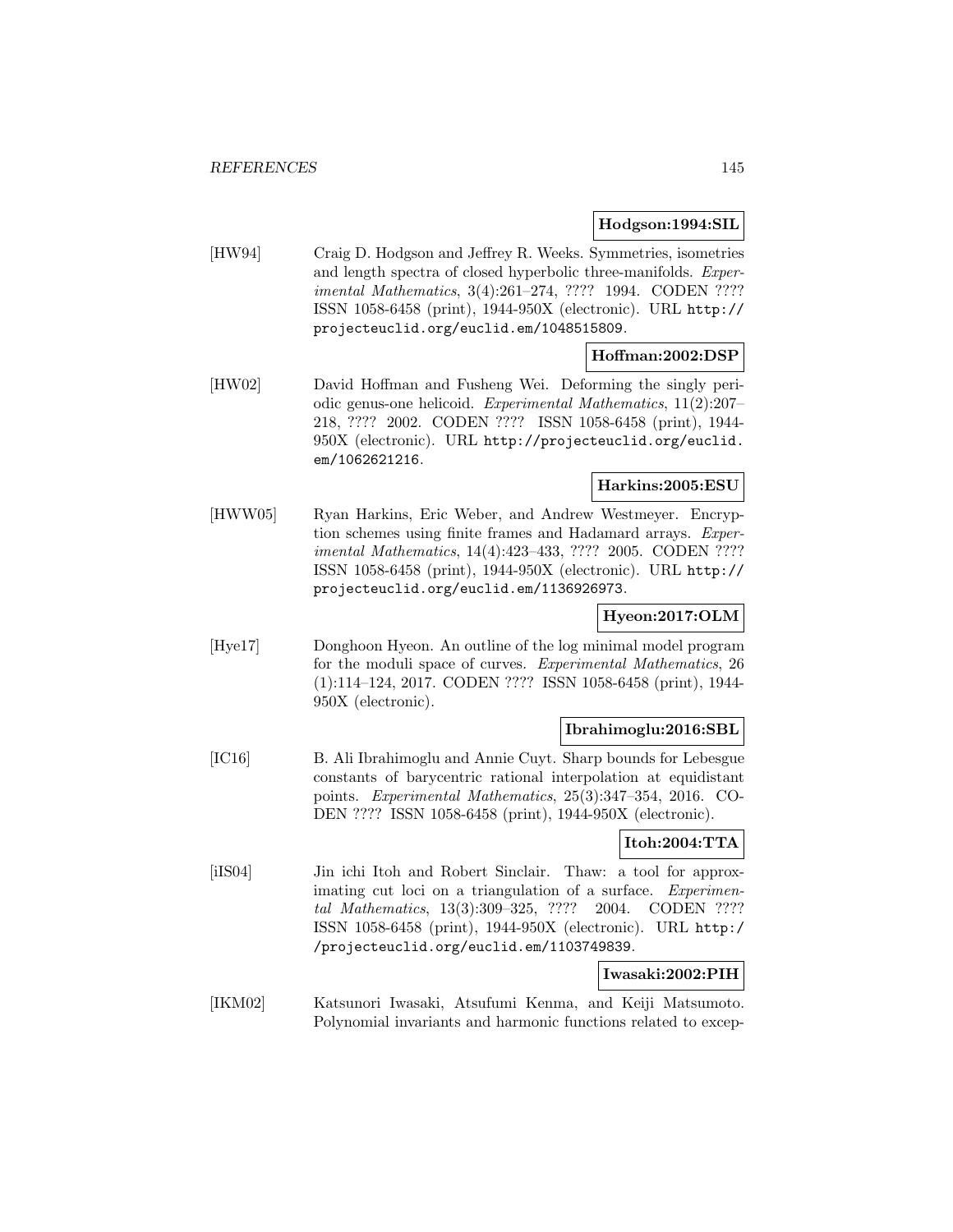**Hodgson:1994:SIL**

[HW94] Craig D. Hodgson and Jeffrey R. Weeks. Symmetries, isometries and length spectra of closed hyperbolic three-manifolds. *Experimental Mathematics*, 3(4):261–274, ???? 1994. CODEN ???? ISSN 1058-6458 (print), 1944-950X (electronic). URL http://projecteuclid.org/euclid.em/1048515809.

**Hoffman:2002:DSP**

[HW02] David Hoffman and Fusheng Wei. Deforming the singly periodic genus-one helicoid. *Experimental Mathematics*, 11(2):207–218, ???? 2002. CODEN ???? ISSN 1058-6458 (print), 1944-950X (electronic). URL http://projecteuclid.org/euclid.em/1062621216.

**Harkins:2005:ESU**

[HWW05] Ryan Harkins, Eric Weber, and Andrew Westmeyer. Encryption schemes using finite frames and Hadamard arrays. *Experimental Mathematics*, 14(4):423–433, ???? 2005. CODEN ???? ISSN 1058-6458 (print), 1944-950X (electronic). URL http://projecteuclid.org/euclid.em/1136926973.

**Hyeon:2017:OLM**

[Hye17] Donghoon Hyeon. An outline of the log minimal model program for the moduli space of curves. *Experimental Mathematics*, 26 (1):114–124, 2017. CODEN ???? ISSN 1058-6458 (print), 1944-950X (electronic).

**Ibrahimoglu:2016:SBL**

[IC16] B. Ali Ibrahimoglu and Annie Cuyt. Sharp bounds for Lebesgue constants of barycentric rational interpolation at equidistant points. *Experimental Mathematics*, 25(3):347–354, 2016. CODEN ???? ISSN 1058-6458 (print), 1944-950X (electronic).

**Itoh:2004:TTA**

[iIS04] Jin ichi Itoh and Robert Sinclair. Thaw: a tool for approximating cut loci on a triangulation of a surface. *Experimental Mathematics*, 13(3):309–325, ???? 2004. CODEN ???? ISSN 1058-6458 (print), 1944-950X (electronic). URL http://projecteuclid.org/euclid.em/1103749839.

**Iwasaki:2002:PIH**

[IKM02] Katsunori Iwasaki, Atsufumi Kenma, and Keiji Matsumoto. Polynomial invariants and harmonic functions related to excep-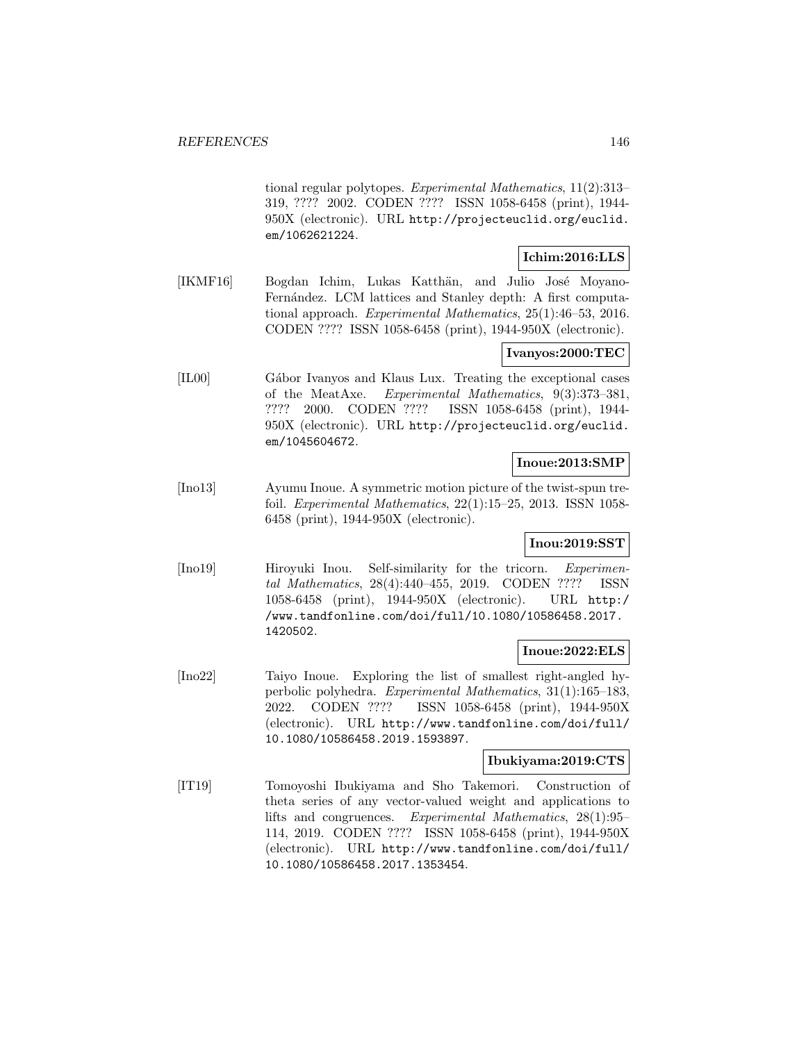tional regular polytopes. *Experimental Mathematics*, 11(2):313–319, ???? 2002. CODEN ???? ISSN 1058-6458 (print), 1944-950X (electronic). URL http://projecteuclid.org/euclid.em/1062621224.

**Ichim:2016:LLS**

[IKMF16] Bogdan Ichim, Lukas Katthän, and Julio José Moyano-Fernández. LCM lattices and Stanley depth: A first computational approach. *Experimental Mathematics*, 25(1):46–53, 2016. CODEN ???? ISSN 1058-6458 (print), 1944-950X (electronic).

**Ivanyos:2000:TEC**

[IL00] Gábor Ivanyos and Klaus Lux. Treating the exceptional cases of the MeatAxe. *Experimental Mathematics*, 9(3):373–381, ???? 2000. CODEN ???? ISSN 1058-6458 (print), 1944-950X (electronic). URL http://projecteuclid.org/euclid.em/1045604672.

**Inoue:2013:SMP**

[Ino13] Ayumu Inoue. A symmetric motion picture of the twist-spun trefoil. *Experimental Mathematics*, 22(1):15–25, 2013. ISSN 1058-6458 (print), 1944-950X (electronic).

**Inou:2019:SST**

[Ino19] Hiroyuki Inou. Self-similarity for the tricorn. *Experimental Mathematics*, 28(4):440–455, 2019. CODEN ???? ISSN 1058-6458 (print), 1944-950X (electronic). URL http://www.tandfonline.com/doi/full/10.1080/10586458.2017.1420502.

**Inoue:2022:ELS**

[Ino22] Taiyo Inoue. Exploring the list of smallest right-angled hyperbolic polyhedra. *Experimental Mathematics*, 31(1):165–183, 2022. CODEN ???? ISSN 1058-6458 (print), 1944-950X (electronic). URL http://www.tandfonline.com/doi/full/10.1080/10586458.2019.1593897.

**Ibukiyama:2019:CTS**

[IT19] Tomoyoshi Ibukiyama and Sho Takemori. Construction of theta series of any vector-valued weight and applications to lifts and congruences. *Experimental Mathematics*, 28(1):95–114, 2019. CODEN ???? ISSN 1058-6458 (print), 1944-950X (electronic). URL http://www.tandfonline.com/doi/full/10.1080/10586458.2017.1353454.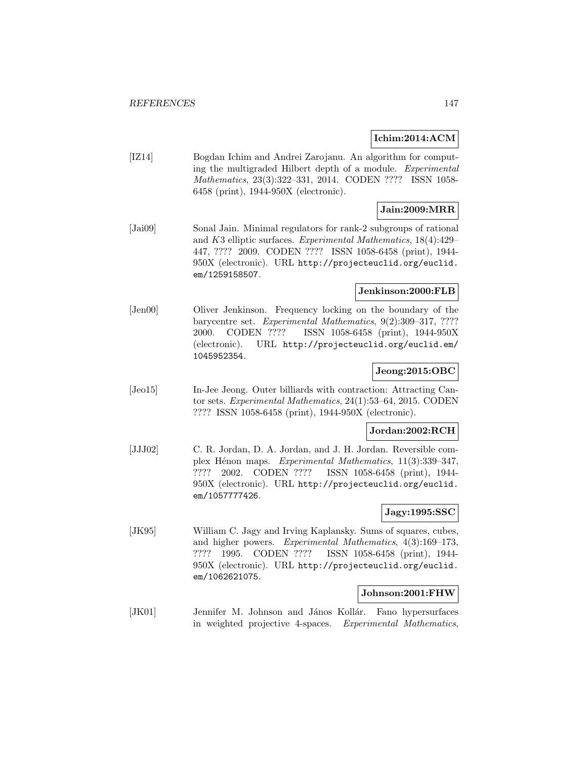**Ichim:2014:ACM**

[IZ14] Bogdan Ichim and Andrei Zarojanu. An algorithm for computing the multigraded Hilbert depth of a module. *Experimental Mathematics*, 23(3):322–331, 2014. CODEN ???? ISSN 1058-6458 (print), 1944-950X (electronic).

**Jain:2009:MRR**

[Jai09] Sonal Jain. Minimal regulators for rank-2 subgroups of rational and $K3$ elliptic surfaces. *Experimental Mathematics*, 18(4):429–447, ???? 2009. CODEN ???? ISSN 1058-6458 (print), 1944-950X (electronic). URL http://projecteuclid.org/euclid.em/1259158507.

**Jenkinson:2000:FLB**

[Jen00] Oliver Jenkinson. Frequency locking on the boundary of the barycentre set. *Experimental Mathematics*, 9(2):309–317, ???? 2000. CODEN ???? ISSN 1058-6458 (print), 1944-950X (electronic). URL http://projecteuclid.org/euclid.em/1045952354.

**Jeong:2015:OBC**

[Jeo15] In-Jee Jeong. Outer billiards with contraction: Attracting Cantor sets. *Experimental Mathematics*, 24(1):53–64, 2015. CODEN ???? ISSN 1058-6458 (print), 1944-950X (electronic).

**Jordan:2002:RCH**

[JJJ02] C. R. Jordan, D. A. Jordan, and J. H. Jordan. Reversible complex Hénon maps. *Experimental Mathematics*, 11(3):339–347, ???? 2002. CODEN ???? ISSN 1058-6458 (print), 1944-950X (electronic). URL http://projecteuclid.org/euclid.em/1057777426.

**Jagy:1995:SSC**

[JK95] William C. Jagy and Irving Kaplansky. Sums of squares, cubes, and higher powers. *Experimental Mathematics*, 4(3):169–173, ???? 1995. CODEN ???? ISSN 1058-6458 (print), 1944-950X (electronic). URL http://projecteuclid.org/euclid.em/1062621075.

**Johnson:2001:FHW**

[JK01] Jennifer M. Johnson and János Kollár. Fano hypersurfaces in weighted projective 4-spaces. *Experimental Mathematics*,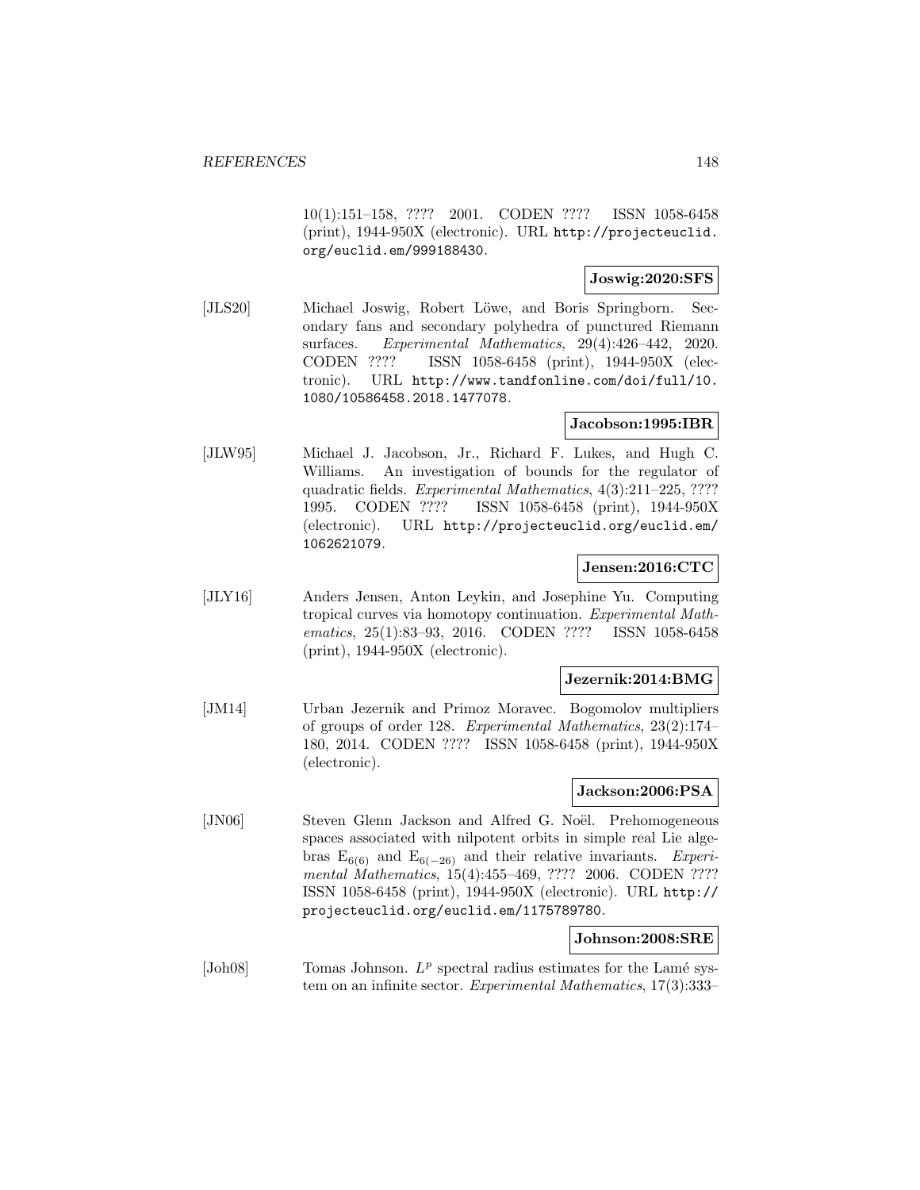10(1):151–158, ???? 2001. CODEN ???? ISSN 1058-6458 (print), 1944-950X (electronic). URL http://projecteuclid.org/euclid.em/999188430.

**Joswig:2020:SFS**

[JLS20] Michael Joswig, Robert Löwe, and Boris Springborn. Secondary fans and secondary polyhedra of punctured Riemann surfaces. *Experimental Mathematics*, 29(4):426–442, 2020. CODEN ???? ISSN 1058-6458 (print), 1944-950X (electronic). URL http://www.tandfonline.com/doi/full/10.1080/10586458.2018.1477078.

**Jacobson:1995:IBR**

[JLW95] Michael J. Jacobson, Jr., Richard F. Lukes, and Hugh C. Williams. An investigation of bounds for the regulator of quadratic fields. *Experimental Mathematics*, 4(3):211–225, ???? 1995. CODEN ???? ISSN 1058-6458 (print), 1944-950X (electronic). URL http://projecteuclid.org/euclid.em/1062621079.

**Jensen:2016:CTC**

[JLY16] Anders Jensen, Anton Leykin, and Josephine Yu. Computing tropical curves via homotopy continuation. *Experimental Mathematics*, 25(1):83–93, 2016. CODEN ???? ISSN 1058-6458 (print), 1944-950X (electronic).

**Jezernik:2014:BMG**

[JM14] Urban Jezernik and Primoz Moravec. Bogomolov multipliers of groups of order 128. *Experimental Mathematics*, 23(2):174–180, 2014. CODEN ???? ISSN 1058-6458 (print), 1944-950X (electronic).

**Jackson:2006:PSA**

[JN06] Steven Glenn Jackson and Alfred G. Noël. Prehomogeneous spaces associated with nilpotent orbits in simple real Lie algebras $E_{6(6)}$ and $E_{6(-26)}$ and their relative invariants. *Experimental Mathematics*, 15(4):455–469, ???? 2006. CODEN ???? ISSN 1058-6458 (print), 1944-950X (electronic). URL http://projecteuclid.org/euclid.em/1175789780.

**Johnson:2008:SRE**

[Joh08] Tomas Johnson. $L^p$ spectral radius estimates for the Lamé system on an infinite sector. *Experimental Mathematics*, 17(3):333–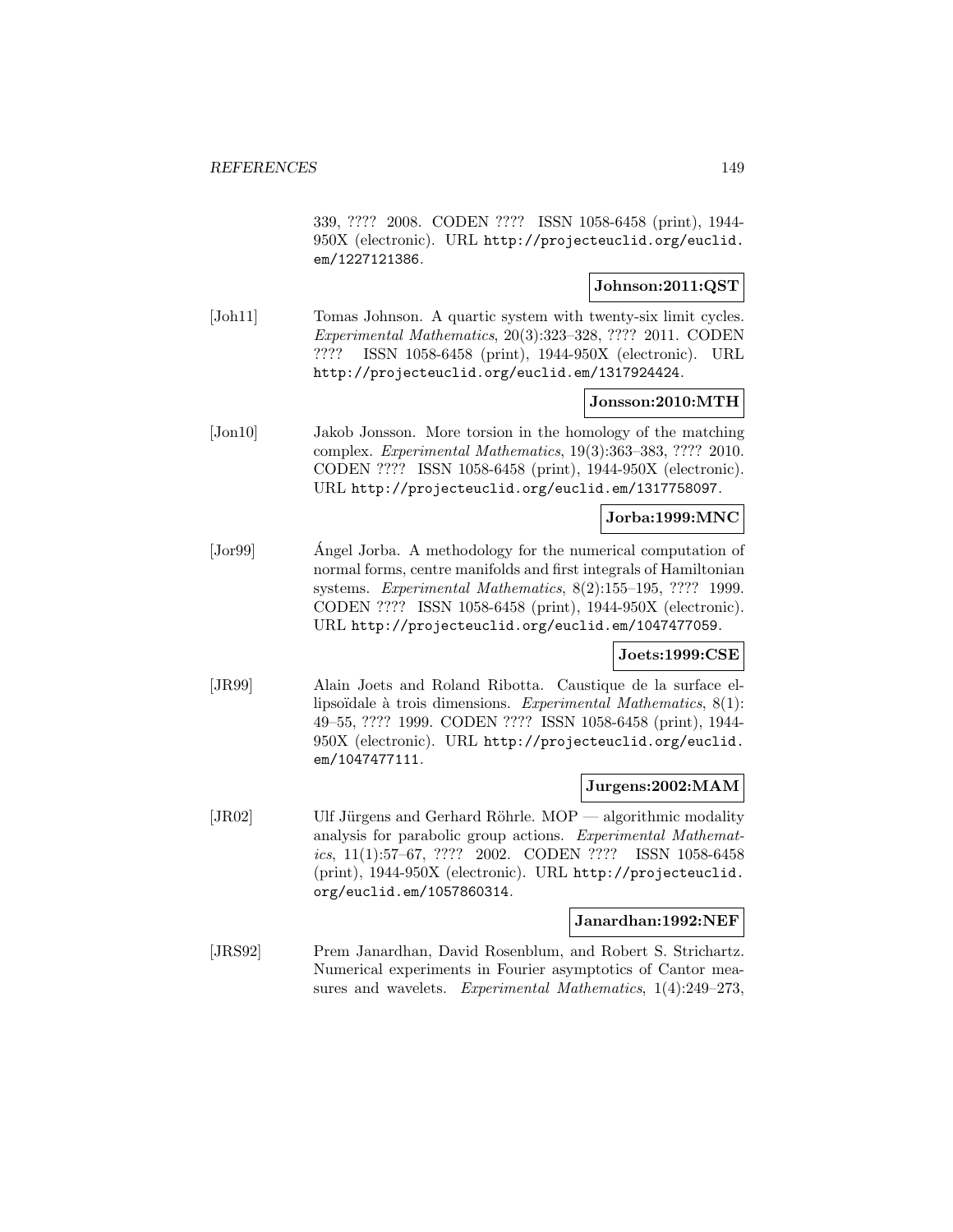339, ???? 2008. CODEN ???? ISSN 1058-6458 (print), 1944-950X (electronic). URL http://projecteuclid.org/euclid.em/1227121386.

**Johnson:2011:QST**

[Joh11] Tomas Johnson. A quartic system with twenty-six limit cycles. *Experimental Mathematics*, 20(3):323–328, ???? 2011. CODEN ???? ISSN 1058-6458 (print), 1944-950X (electronic). URL http://projecteuclid.org/euclid.em/1317924424.

**Jonsson:2010:MTH**

[Jon10] Jakob Jonsson. More torsion in the homology of the matching complex. *Experimental Mathematics*, 19(3):363–383, ???? 2010. CODEN ???? ISSN 1058-6458 (print), 1944-950X (electronic). URL http://projecteuclid.org/euclid.em/1317758097.

**Jorba:1999:MNC**

[Jor99] Ángel Jorba. A methodology for the numerical computation of normal forms, centre manifolds and first integrals of Hamiltonian systems. *Experimental Mathematics*, 8(2):155–195, ???? 1999. CODEN ???? ISSN 1058-6458 (print), 1944-950X (electronic). URL http://projecteuclid.org/euclid.em/1047477059.

**Joets:1999:CSE**

[JR99] Alain Joets and Roland Ribotta. Caustique de la surface ellipsoïdale à trois dimensions. *Experimental Mathematics*, 8(1): 49–55, ???? 1999. CODEN ???? ISSN 1058-6458 (print), 1944-950X (electronic). URL http://projecteuclid.org/euclid.em/1047477111.

**Jurgens:2002:MAM**

[JR02] Ulf Jürgens and Gerhard Röhrle. MOP — algorithmic modality analysis for parabolic group actions. *Experimental Mathematics*, 11(1):57–67, ???? 2002. CODEN ???? ISSN 1058-6458 (print), 1944-950X (electronic). URL http://projecteuclid.org/euclid.em/1057860314.

**Janardhan:1992:NEF**

[JRS92] Prem Janardhan, David Rosenblum, and Robert S. Strichartz. Numerical experiments in Fourier asymptotics of Cantor measures and wavelets. *Experimental Mathematics*, 1(4):249–273,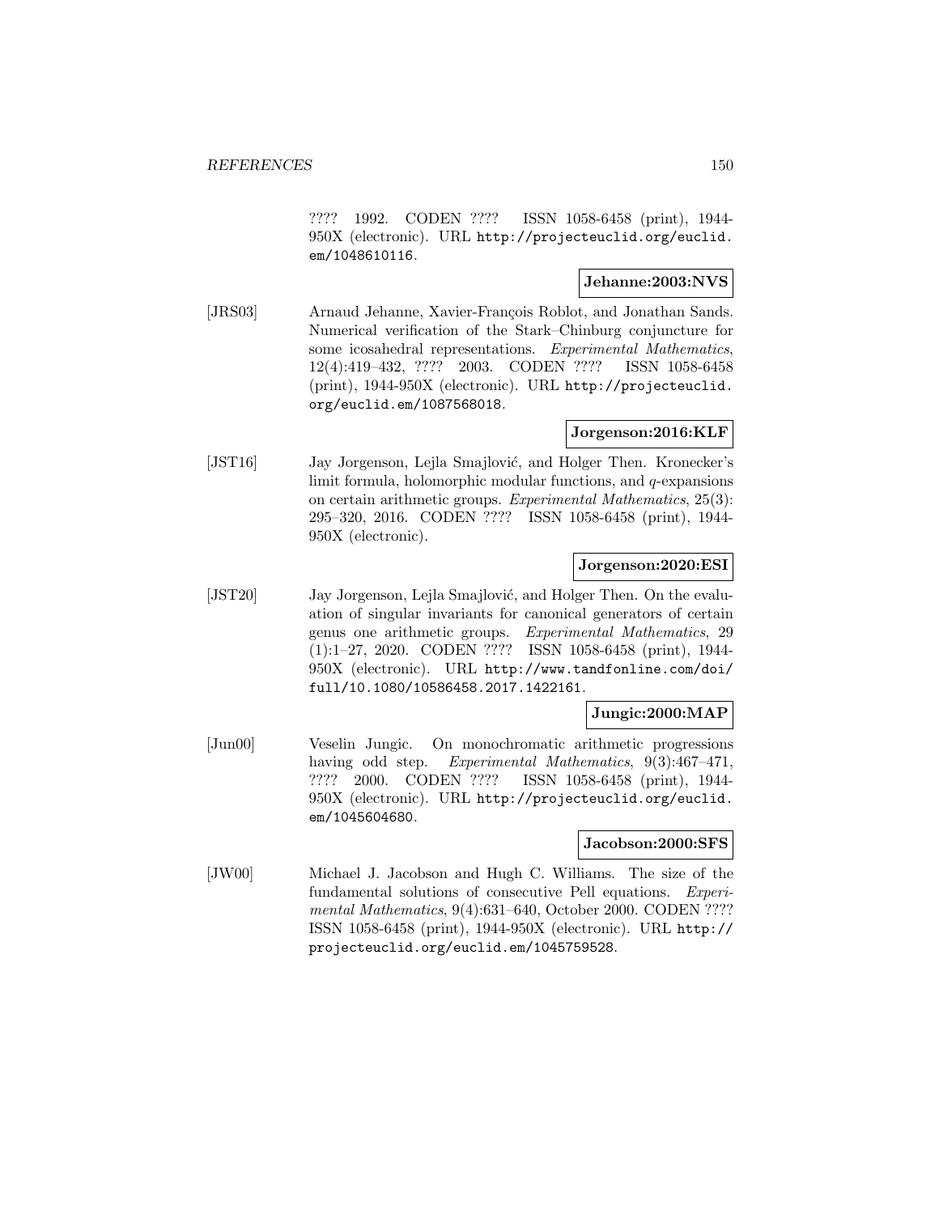???? 1992. CODEN ???? ISSN 1058-6458 (print), 1944-950X (electronic). URL http://projecteuclid.org/euclid.em/1048610116.

**Jehanne:2003:NVS**

[JRS03] Arnaud Jehanne, Xavier-François Roblot, and Jonathan Sands. Numerical verification of the Stark–Chinburg conjuncture for some icosahedral representations. *Experimental Mathematics*, 12(4):419–432, ???? 2003. CODEN ???? ISSN 1058-6458 (print), 1944-950X (electronic). URL http://projecteuclid.org/euclid.em/1087568018.

**Jorgenson:2016:KLF**

[JST16] Jay Jorgenson, Lejla Smajlović, and Holger Then. Kronecker's limit formula, holomorphic modular functions, and $q$-expansions on certain arithmetic groups. *Experimental Mathematics*, 25(3): 295–320, 2016. CODEN ???? ISSN 1058-6458 (print), 1944-950X (electronic).

**Jorgenson:2020:ESI**

[JST20] Jay Jorgenson, Lejla Smajlović, and Holger Then. On the evaluation of singular invariants for canonical generators of certain genus one arithmetic groups. *Experimental Mathematics*, 29 (1):1–27, 2020. CODEN ???? ISSN 1058-6458 (print), 1944-950X (electronic). URL http://www.tandfonline.com/doi/full/10.1080/10586458.2017.1422161.

**Jungic:2000:MAP**

[Jun00] Veselin Jungic. On monochromatic arithmetic progressions having odd step. *Experimental Mathematics*, 9(3):467–471, ???? 2000. CODEN ???? ISSN 1058-6458 (print), 1944-950X (electronic). URL http://projecteuclid.org/euclid.em/1045604680.

**Jacobson:2000:SFS**

[JW00] Michael J. Jacobson and Hugh C. Williams. The size of the fundamental solutions of consecutive Pell equations. *Experimental Mathematics*, 9(4):631–640, October 2000. CODEN ???? ISSN 1058-6458 (print), 1944-950X (electronic). URL http://projecteuclid.org/euclid.em/1045759528.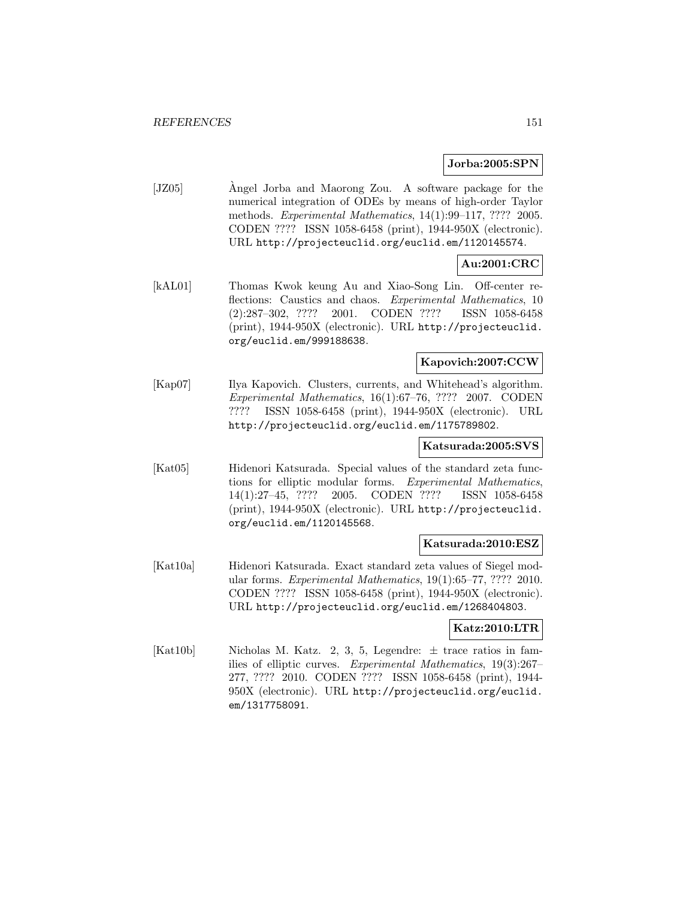**Jorba:2005:SPN**

[JZ05] Àngel Jorba and Maorong Zou. A software package for the numerical integration of ODEs by means of high-order Taylor methods. *Experimental Mathematics*, 14(1):99–117, ???? 2005. CODEN ???? ISSN 1058-6458 (print), 1944-950X (electronic). URL http://projecteuclid.org/euclid.em/1120145574.

**Au:2001:CRC**

[kAL01] Thomas Kwok keung Au and Xiao-Song Lin. Off-center reflections: Caustics and chaos. *Experimental Mathematics*, 10 (2):287–302, ???? 2001. CODEN ???? ISSN 1058-6458 (print), 1944-950X (electronic). URL http://projecteuclid.org/euclid.em/999188638.

**Kapovich:2007:CCW**

[Kap07] Ilya Kapovich. Clusters, currents, and Whitehead's algorithm. *Experimental Mathematics*, 16(1):67–76, ???? 2007. CODEN ???? ISSN 1058-6458 (print), 1944-950X (electronic). URL http://projecteuclid.org/euclid.em/1175789802.

**Katsurada:2005:SVS**

[Kat05] Hidenori Katsurada. Special values of the standard zeta functions for elliptic modular forms. *Experimental Mathematics*, 14(1):27–45, ???? 2005. CODEN ???? ISSN 1058-6458 (print), 1944-950X (electronic). URL http://projecteuclid.org/euclid.em/1120145568.

**Katsurada:2010:ESZ**

[Kat10a] Hidenori Katsurada. Exact standard zeta values of Siegel modular forms. *Experimental Mathematics*, 19(1):65–77, ???? 2010. CODEN ???? ISSN 1058-6458 (print), 1944-950X (electronic). URL http://projecteuclid.org/euclid.em/1268404803.

**Katz:2010:LTR**

[Kat10b] Nicholas M. Katz. 2, 3, 5, Legendre: $\pm$ trace ratios in families of elliptic curves. *Experimental Mathematics*, 19(3):267–277, ???? 2010. CODEN ???? ISSN 1058-6458 (print), 1944-950X (electronic). URL http://projecteuclid.org/euclid.em/1317758091.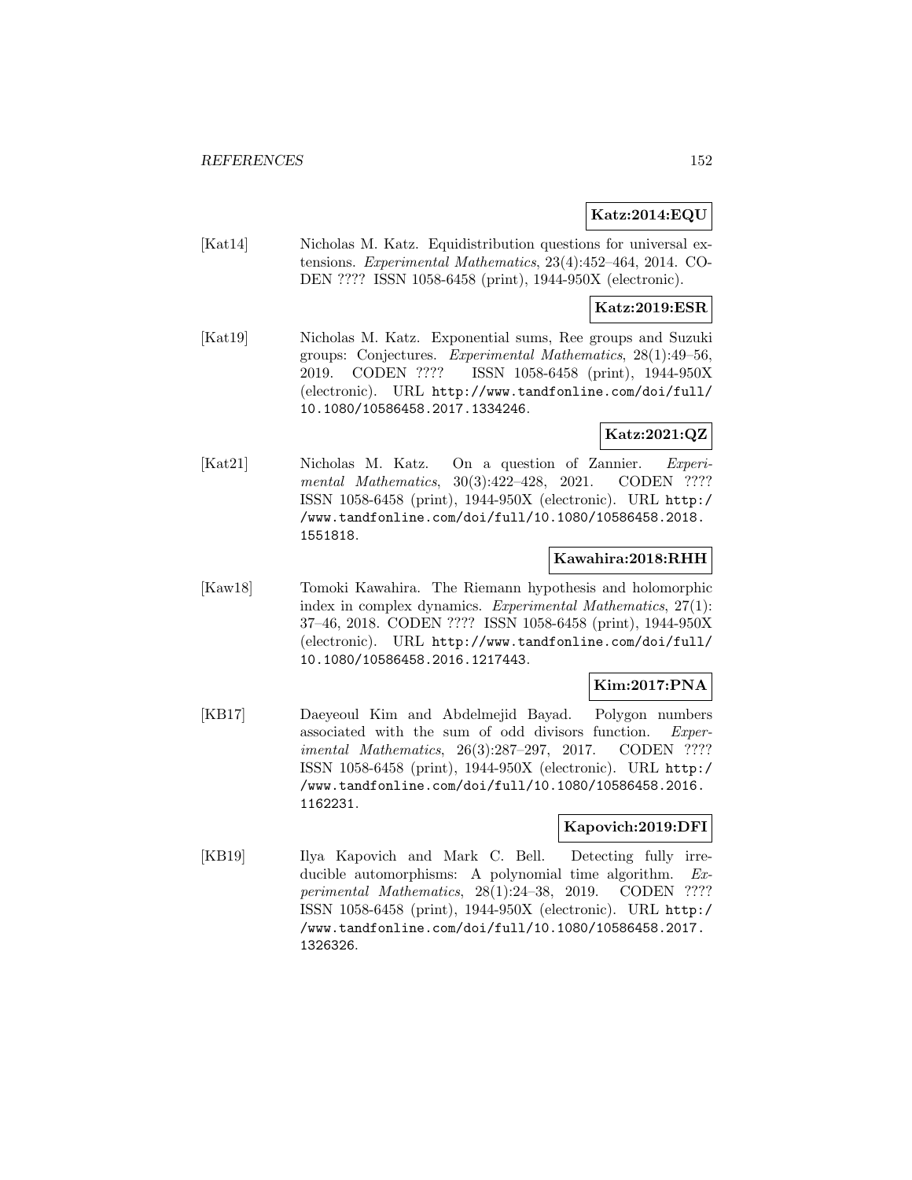**Katz:2014:EQU**

[Kat14] Nicholas M. Katz. Equidistribution questions for universal extensions. *Experimental Mathematics*, 23(4):452–464, 2014. CODEN ???? ISSN 1058-6458 (print), 1944-950X (electronic).

**Katz:2019:ESR**

[Kat19] Nicholas M. Katz. Exponential sums, Ree groups and Suzuki groups: Conjectures. *Experimental Mathematics*, 28(1):49–56, 2019. CODEN ???? ISSN 1058-6458 (print), 1944-950X (electronic). URL `http://www.tandfonline.com/doi/full/10.1080/10586458.2017.1334246`.

**Katz:2021:QZ**

[Kat21] Nicholas M. Katz. On a question of Zannier. *Experimental Mathematics*, 30(3):422–428, 2021. CODEN ???? ISSN 1058-6458 (print), 1944-950X (electronic). URL `http://www.tandfonline.com/doi/full/10.1080/10586458.2018.1551818`.

**Kawahira:2018:RHH**

[Kaw18] Tomoki Kawahira. The Riemann hypothesis and holomorphic index in complex dynamics. *Experimental Mathematics*, 27(1): 37–46, 2018. CODEN ???? ISSN 1058-6458 (print), 1944-950X (electronic). URL `http://www.tandfonline.com/doi/full/10.1080/10586458.2016.1217443`.

**Kim:2017:PNA**

[KB17] Daeyeoul Kim and Abdelmejid Bayad. Polygon numbers associated with the sum of odd divisors function. *Experimental Mathematics*, 26(3):287–297, 2017. CODEN ???? ISSN 1058-6458 (print), 1944-950X (electronic). URL `http://www.tandfonline.com/doi/full/10.1080/10586458.2016.1162231`.

**Kapovich:2019:DFI**

[KB19] Ilya Kapovich and Mark C. Bell. Detecting fully irreducible automorphisms: A polynomial time algorithm. *Experimental Mathematics*, 28(1):24–38, 2019. CODEN ???? ISSN 1058-6458 (print), 1944-950X (electronic). URL `http://www.tandfonline.com/doi/full/10.1080/10586458.2017.1326326`.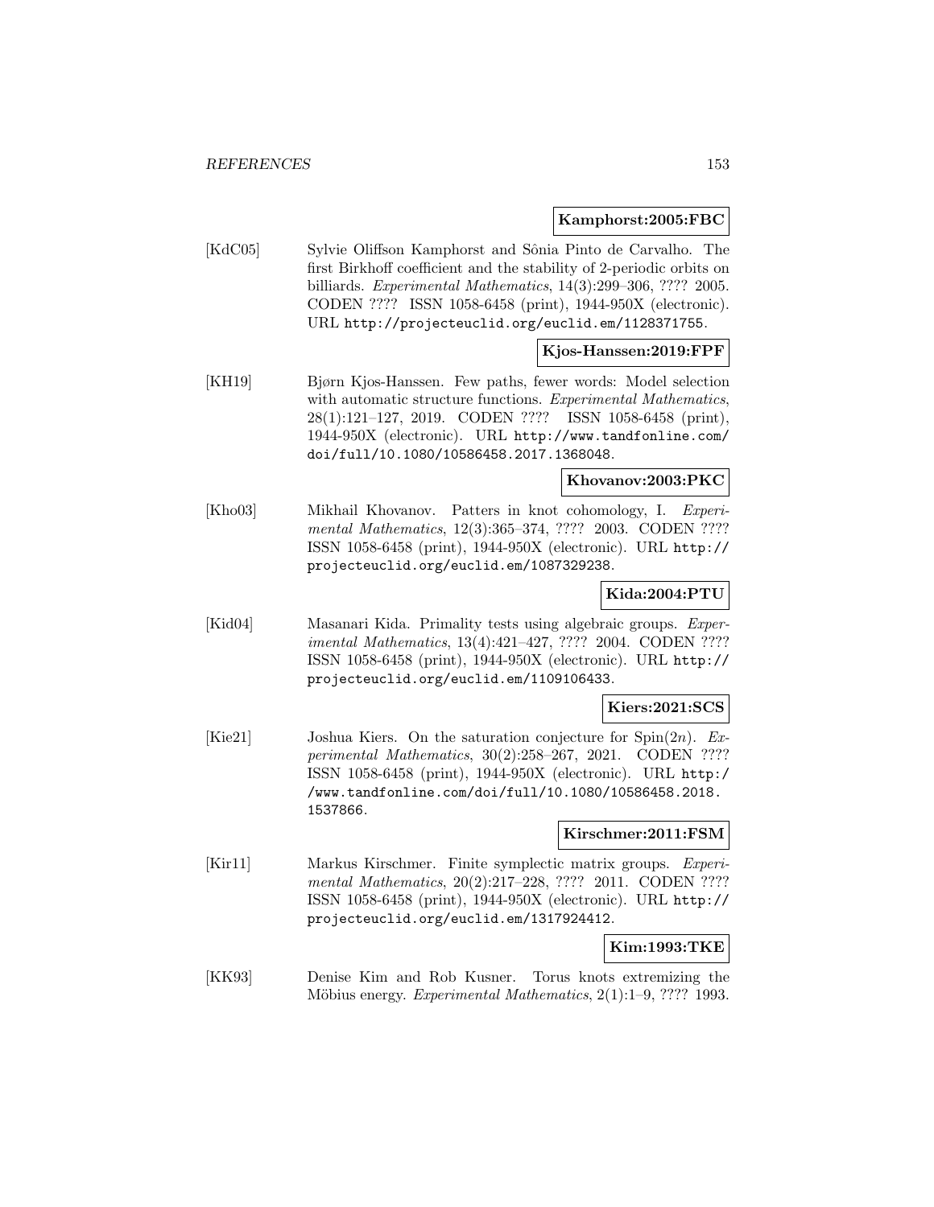**Kamphorst:2005:FBC**

[KdC05] Sylvie Oliffson Kamphorst and Sônia Pinto de Carvalho. The first Birkhoff coefficient and the stability of 2-periodic orbits on billiards. *Experimental Mathematics*, 14(3):299–306, ???? 2005. CODEN ???? ISSN 1058-6458 (print), 1944-950X (electronic). URL http://projecteuclid.org/euclid.em/1128371755.

**Kjos-Hanssen:2019:FPF**

[KH19] Bjørn Kjos-Hanssen. Few paths, fewer words: Model selection with automatic structure functions. *Experimental Mathematics*, 28(1):121–127, 2019. CODEN ???? ISSN 1058-6458 (print), 1944-950X (electronic). URL http://www.tandfonline.com/doi/full/10.1080/10586458.2017.1368048.

**Khovanov:2003:PKC**

[Kho03] Mikhail Khovanov. Patters in knot cohomology, I. *Experimental Mathematics*, 12(3):365–374, ???? 2003. CODEN ???? ISSN 1058-6458 (print), 1944-950X (electronic). URL http://projecteuclid.org/euclid.em/1087329238.

**Kida:2004:PTU**

[Kid04] Masanari Kida. Primality tests using algebraic groups. *Experimental Mathematics*, 13(4):421–427, ???? 2004. CODEN ???? ISSN 1058-6458 (print), 1944-950X (electronic). URL http://projecteuclid.org/euclid.em/1109106433.

**Kiers:2021:SCS**

[Kie21] Joshua Kiers. On the saturation conjecture for Spin($2n$). *Experimental Mathematics*, 30(2):258–267, 2021. CODEN ???? ISSN 1058-6458 (print), 1944-950X (electronic). URL http://www.tandfonline.com/doi/full/10.1080/10586458.2018.1537866.

**Kirschmer:2011:FSM**

[Kir11] Markus Kirschmer. Finite symplectic matrix groups. *Experimental Mathematics*, 20(2):217–228, ???? 2011. CODEN ???? ISSN 1058-6458 (print), 1944-950X (electronic). URL http://projecteuclid.org/euclid.em/1317924412.

**Kim:1993:TKE**

[KK93] Denise Kim and Rob Kusner. Torus knots extremizing the Möbius energy. *Experimental Mathematics*, 2(1):1–9, ???? 1993.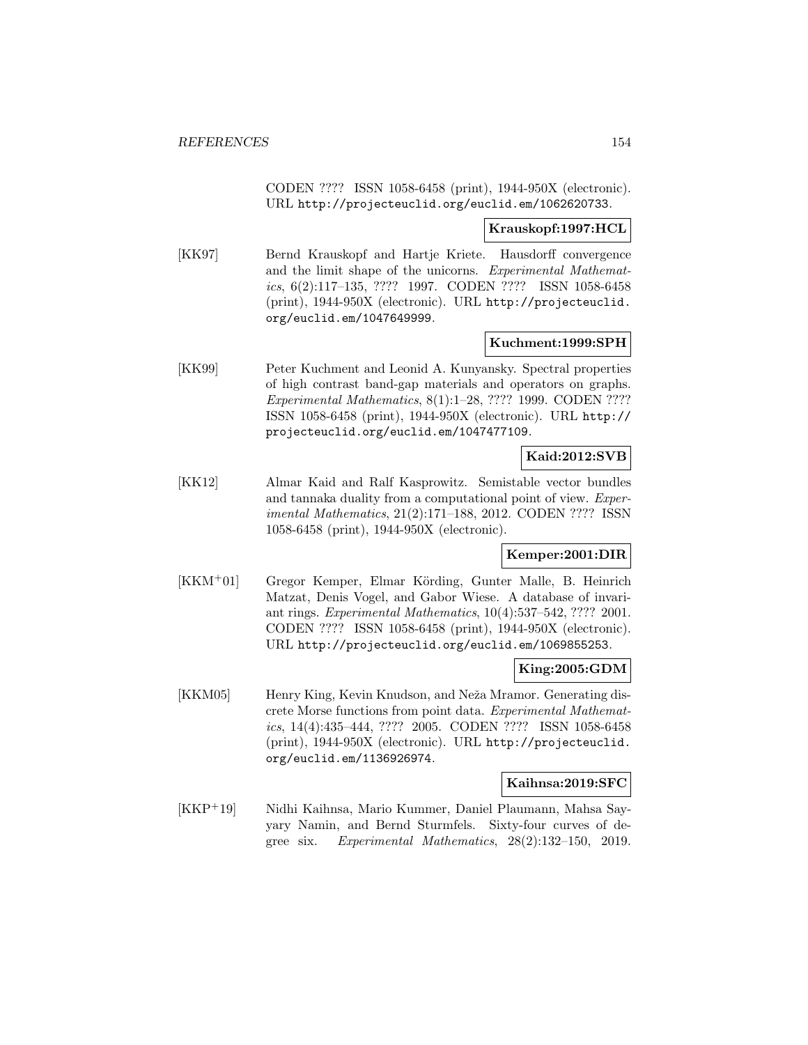CODEN ???? ISSN 1058-6458 (print), 1944-950X (electronic). URL http://projecteuclid.org/euclid.em/1062620733.

**Krauskopf:1997:HCL**

[KK97] Bernd Krauskopf and Hartje Kriete. Hausdorff convergence and the limit shape of the unicorns. *Experimental Mathematics*, 6(2):117–135, ???? 1997. CODEN ???? ISSN 1058-6458 (print), 1944-950X (electronic). URL http://projecteuclid.org/euclid.em/1047649999.

**Kuchment:1999:SPH**

[KK99] Peter Kuchment and Leonid A. Kunyansky. Spectral properties of high contrast band-gap materials and operators on graphs. *Experimental Mathematics*, 8(1):1–28, ???? 1999. CODEN ???? ISSN 1058-6458 (print), 1944-950X (electronic). URL http://projecteuclid.org/euclid.em/1047477109.

**Kaid:2012:SVB**

[KK12] Almar Kaid and Ralf Kasprowitz. Semistable vector bundles and tannaka duality from a computational point of view. *Experimental Mathematics*, 21(2):171–188, 2012. CODEN ???? ISSN 1058-6458 (print), 1944-950X (electronic).

**Kemper:2001:DIR**

[KKM+01] Gregor Kemper, Elmar Körding, Gunter Malle, B. Heinrich Matzat, Denis Vogel, and Gabor Wiese. A database of invariant rings. *Experimental Mathematics*, 10(4):537–542, ???? 2001. CODEN ???? ISSN 1058-6458 (print), 1944-950X (electronic). URL http://projecteuclid.org/euclid.em/1069855253.

**King:2005:GDM**

[KKM05] Henry King, Kevin Knudson, and Neža Mramor. Generating discrete Morse functions from point data. *Experimental Mathematics*, 14(4):435–444, ???? 2005. CODEN ???? ISSN 1058-6458 (print), 1944-950X (electronic). URL http://projecteuclid.org/euclid.em/1136926974.

**Kaihnsa:2019:SFC**

[KKP+19] Nidhi Kaihnsa, Mario Kummer, Daniel Plaumann, Mahsa Sayyary Namin, and Bernd Sturmfels. Sixty-four curves of degree six. *Experimental Mathematics*, 28(2):132–150, 2019.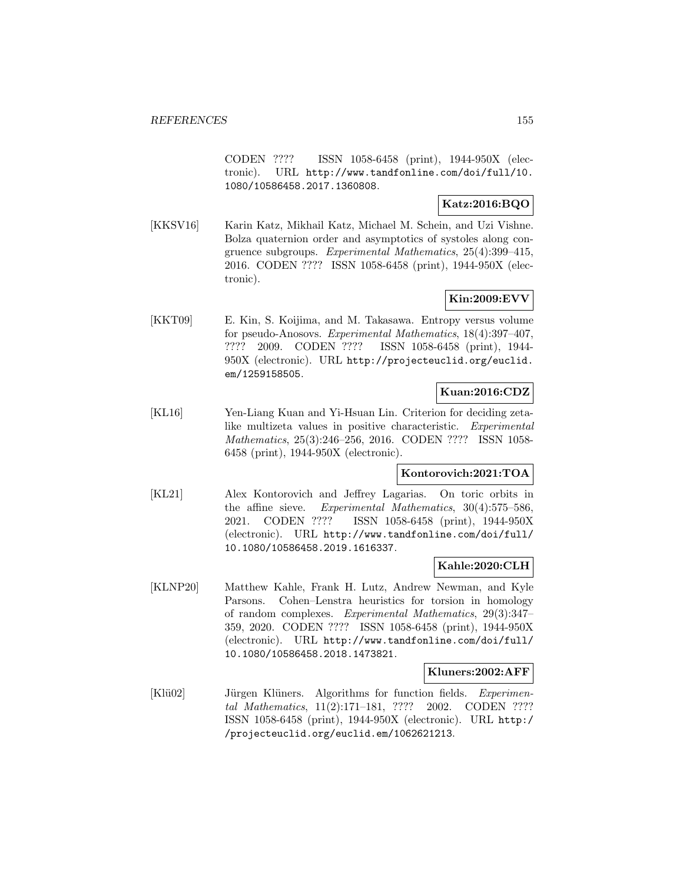CODEN ???? ISSN 1058-6458 (print), 1944-950X (electronic). URL http://www.tandfonline.com/doi/full/10.1080/10586458.2017.1360808.

**Katz:2016:BQO**

[KKSV16] Karin Katz, Mikhail Katz, Michael M. Schein, and Uzi Vishne. Bolza quaternion order and asymptotics of systoles along congruence subgroups. *Experimental Mathematics*, 25(4):399–415, 2016. CODEN ???? ISSN 1058-6458 (print), 1944-950X (electronic).

**Kin:2009:EVV**

[KKT09] E. Kin, S. Koijima, and M. Takasawa. Entropy versus volume for pseudo-Anosovs. *Experimental Mathematics*, 18(4):397–407, ???? 2009. CODEN ???? ISSN 1058-6458 (print), 1944-950X (electronic). URL http://projecteuclid.org/euclid.em/1259158505.

**Kuan:2016:CDZ**

[KL16] Yen-Liang Kuan and Yi-Hsuan Lin. Criterion for deciding zeta-like multizeta values in positive characteristic. *Experimental Mathematics*, 25(3):246–256, 2016. CODEN ???? ISSN 1058-6458 (print), 1944-950X (electronic).

**Kontorovich:2021:TOA**

[KL21] Alex Kontorovich and Jeffrey Lagarias. On toric orbits in the affine sieve. *Experimental Mathematics*, 30(4):575–586, 2021. CODEN ???? ISSN 1058-6458 (print), 1944-950X (electronic). URL http://www.tandfonline.com/doi/full/10.1080/10586458.2019.1616337.

**Kahle:2020:CLH**

[KLNP20] Matthew Kahle, Frank H. Lutz, Andrew Newman, and Kyle Parsons. Cohen–Lenstra heuristics for torsion in homology of random complexes. *Experimental Mathematics*, 29(3):347–359, 2020. CODEN ???? ISSN 1058-6458 (print), 1944-950X (electronic). URL http://www.tandfonline.com/doi/full/10.1080/10586458.2018.1473821.

**Kluners:2002:AFF**

[Klü02] Jürgen Klüners. Algorithms for function fields. *Experimental Mathematics*, 11(2):171–181, ???? 2002. CODEN ???? ISSN 1058-6458 (print), 1944-950X (electronic). URL http://projecteuclid.org/euclid.em/1062621213.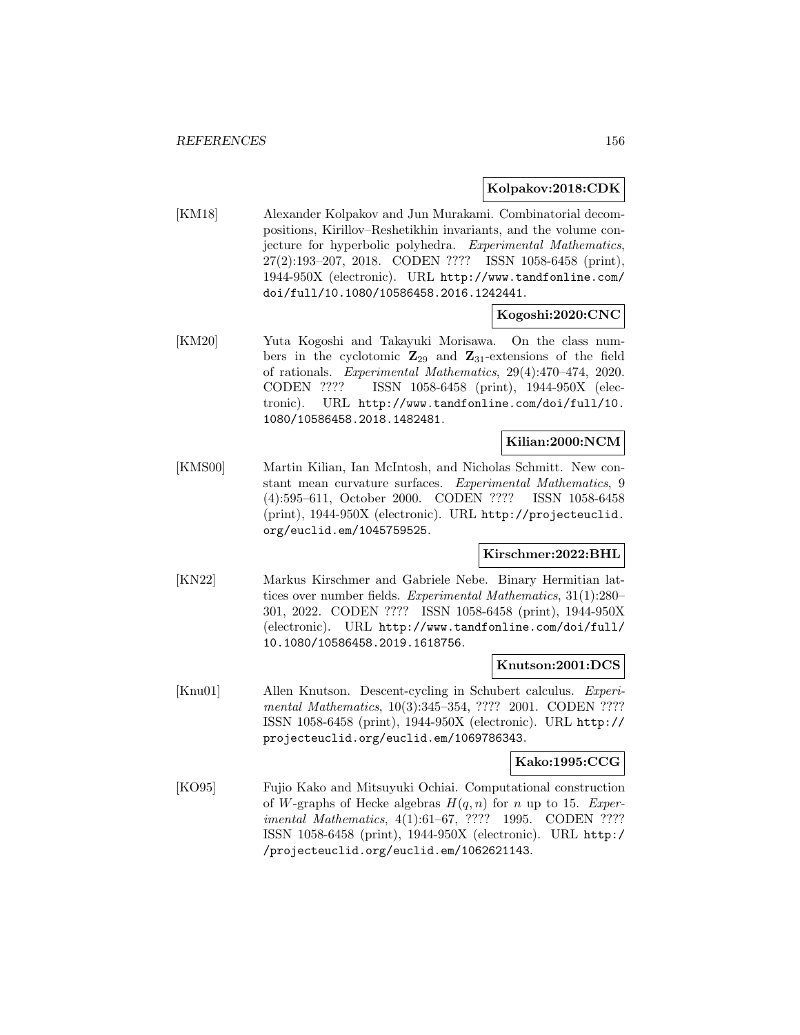**Kolpakov:2018:CDK**

[KM18] Alexander Kolpakov and Jun Murakami. Combinatorial decompositions, Kirillov–Reshetikhin invariants, and the volume conjecture for hyperbolic polyhedra. *Experimental Mathematics*, 27(2):193–207, 2018. CODEN ???? ISSN 1058-6458 (print), 1944-950X (electronic). URL http://www.tandfonline.com/doi/full/10.1080/10586458.2016.1242441.

**Kogoshi:2020:CNC**

[KM20] Yuta Kogoshi and Takayuki Morisawa. On the class numbers in the cyclotomic $\mathbf{Z}_{29}$ and $\mathbf{Z}_{31}$-extensions of the field of rationals. *Experimental Mathematics*, 29(4):470–474, 2020. CODEN ???? ISSN 1058-6458 (print), 1944-950X (electronic). URL http://www.tandfonline.com/doi/full/10.1080/10586458.2018.1482481.

**Kilian:2000:NCM**

[KMS00] Martin Kilian, Ian McIntosh, and Nicholas Schmitt. New constant mean curvature surfaces. *Experimental Mathematics*, 9 (4):595–611, October 2000. CODEN ???? ISSN 1058-6458 (print), 1944-950X (electronic). URL http://projecteuclid.org/euclid.em/1045759525.

**Kirschmer:2022:BHL**

[KN22] Markus Kirschmer and Gabriele Nebe. Binary Hermitian lattices over number fields. *Experimental Mathematics*, 31(1):280–301, 2022. CODEN ???? ISSN 1058-6458 (print), 1944-950X (electronic). URL http://www.tandfonline.com/doi/full/10.1080/10586458.2019.1618756.

**Knutson:2001:DCS**

[Knu01] Allen Knutson. Descent-cycling in Schubert calculus. *Experimental Mathematics*, 10(3):345–354, ???? 2001. CODEN ???? ISSN 1058-6458 (print), 1944-950X (electronic). URL http://projecteuclid.org/euclid.em/1069786343.

**Kako:1995:CCG**

[KO95] Fujio Kako and Mitsuyuki Ochiai. Computational construction of $W$-graphs of Hecke algebras $H(q, n)$ for $n$ up to 15. *Experimental Mathematics*, 4(1):61–67, ???? 1995. CODEN ???? ISSN 1058-6458 (print), 1944-950X (electronic). URL http://projecteuclid.org/euclid.em/1062621143.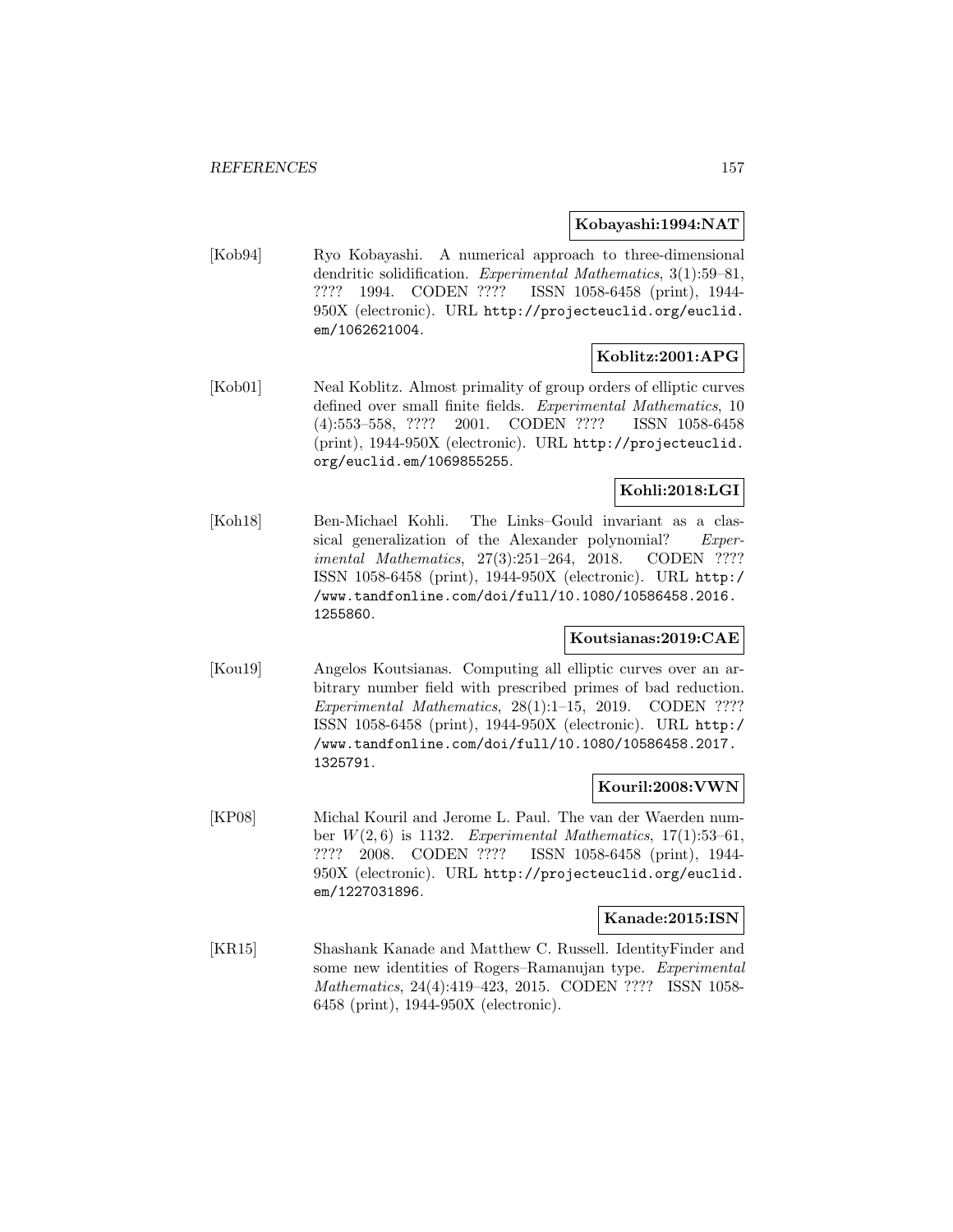**Kobayashi:1994:NAT**

[Kob94] Ryo Kobayashi. A numerical approach to three-dimensional dendritic solidification. *Experimental Mathematics*, 3(1):59–81, ???? 1994. CODEN ???? ISSN 1058-6458 (print), 1944-950X (electronic). URL http://projecteuclid.org/euclid.em/1062621004.

**Koblitz:2001:APG**

[Kob01] Neal Koblitz. Almost primality of group orders of elliptic curves defined over small finite fields. *Experimental Mathematics*, 10 (4):553–558, ???? 2001. CODEN ???? ISSN 1058-6458 (print), 1944-950X (electronic). URL http://projecteuclid.org/euclid.em/1069855255.

**Kohli:2018:LGI**

[Koh18] Ben-Michael Kohli. The Links–Gould invariant as a classical generalization of the Alexander polynomial? *Experimental Mathematics*, 27(3):251–264, 2018. CODEN ???? ISSN 1058-6458 (print), 1944-950X (electronic). URL http://www.tandfonline.com/doi/full/10.1080/10586458.2016.1255860.

**Koutsianas:2019:CAE**

[Kou19] Angelos Koutsianas. Computing all elliptic curves over an arbitrary number field with prescribed primes of bad reduction. *Experimental Mathematics*, 28(1):1–15, 2019. CODEN ???? ISSN 1058-6458 (print), 1944-950X (electronic). URL http://www.tandfonline.com/doi/full/10.1080/10586458.2017.1325791.

**Kouril:2008:VWN**

[KP08] Michal Kouril and Jerome L. Paul. The van der Waerden number $W(2,6)$ is 1132. *Experimental Mathematics*, 17(1):53–61, ???? 2008. CODEN ???? ISSN 1058-6458 (print), 1944-950X (electronic). URL http://projecteuclid.org/euclid.em/1227031896.

**Kanade:2015:ISN**

[KR15] Shashank Kanade and Matthew C. Russell. IdentityFinder and some new identities of Rogers–Ramanujan type. *Experimental Mathematics*, 24(4):419–423, 2015. CODEN ???? ISSN 1058-6458 (print), 1944-950X (electronic).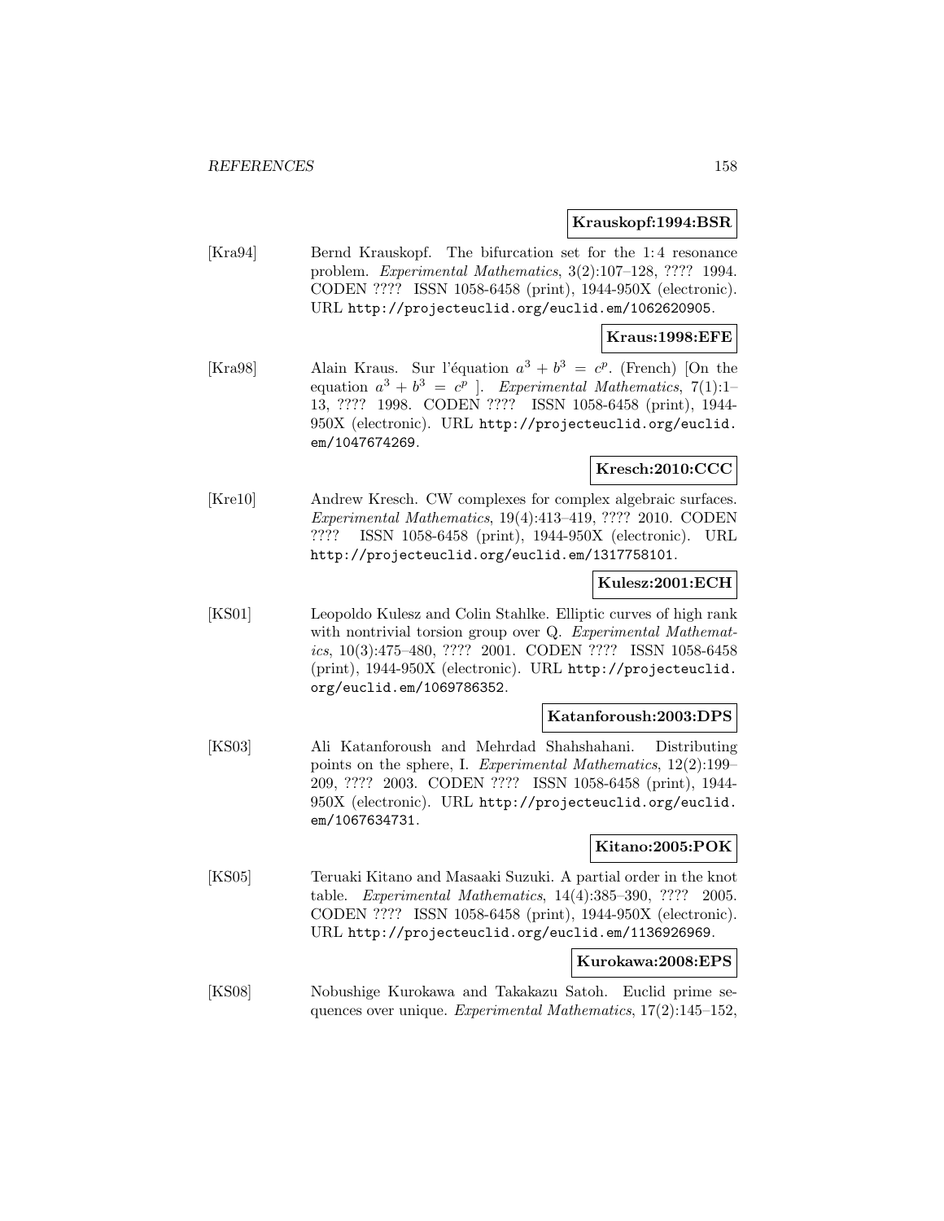**Krauskopf:1994:BSR**

[Kra94] Bernd Krauskopf. The bifurcation set for the 1: 4 resonance problem. *Experimental Mathematics*, 3(2):107–128, ???? 1994. CODEN ???? ISSN 1058-6458 (print), 1944-950X (electronic). URL http://projecteuclid.org/euclid.em/1062620905.

**Kraus:1998:EFE**

[Kra98] Alain Kraus. Sur l'équation $a^3 + b^3 = c^p$. (French) [On the equation $a^3 + b^3 = c^p$ ]. *Experimental Mathematics*, 7(1):1–13, ???? 1998. CODEN ???? ISSN 1058-6458 (print), 1944-950X (electronic). URL http://projecteuclid.org/euclid.em/1047674269.

**Kresch:2010:CCC**

[Kre10] Andrew Kresch. CW complexes for complex algebraic surfaces. *Experimental Mathematics*, 19(4):413–419, ???? 2010. CODEN ???? ISSN 1058-6458 (print), 1944-950X (electronic). URL http://projecteuclid.org/euclid.em/1317758101.

**Kulesz:2001:ECH**

[KS01] Leopoldo Kulesz and Colin Stahlke. Elliptic curves of high rank with nontrivial torsion group over Q. *Experimental Mathematics*, 10(3):475–480, ???? 2001. CODEN ???? ISSN 1058-6458 (print), 1944-950X (electronic). URL http://projecteuclid.org/euclid.em/1069786352.

**Katanforoush:2003:DPS**

[KS03] Ali Katanforoush and Mehrdad Shahshahani. Distributing points on the sphere, I. *Experimental Mathematics*, 12(2):199–209, ???? 2003. CODEN ???? ISSN 1058-6458 (print), 1944-950X (electronic). URL http://projecteuclid.org/euclid.em/1067634731.

**Kitano:2005:POK**

[KS05] Teruaki Kitano and Masaaki Suzuki. A partial order in the knot table. *Experimental Mathematics*, 14(4):385–390, ???? 2005. CODEN ???? ISSN 1058-6458 (print), 1944-950X (electronic). URL http://projecteuclid.org/euclid.em/1136926969.

**Kurokawa:2008:EPS**

[KS08] Nobushige Kurokawa and Takakazu Satoh. Euclid prime sequences over unique. *Experimental Mathematics*, 17(2):145–152,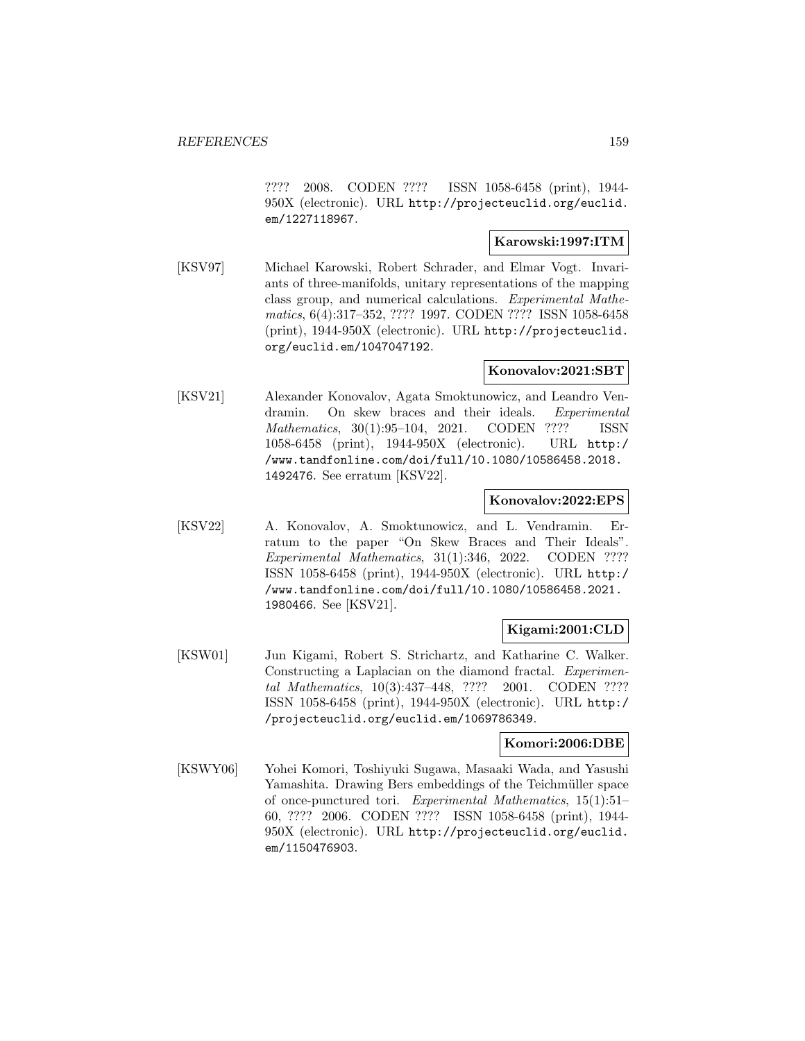???? 2008. CODEN ???? ISSN 1058-6458 (print), 1944-950X (electronic). URL http://projecteuclid.org/euclid.em/1227118967.

**Karowski:1997:ITM**

[KSV97] Michael Karowski, Robert Schrader, and Elmar Vogt. Invariants of three-manifolds, unitary representations of the mapping class group, and numerical calculations. *Experimental Mathematics*, 6(4):317–352, ???? 1997. CODEN ???? ISSN 1058-6458 (print), 1944-950X (electronic). URL http://projecteuclid.org/euclid.em/1047047192.

**Konovalov:2021:SBT**

[KSV21] Alexander Konovalov, Agata Smoktunowicz, and Leandro Vendramin. On skew braces and their ideals. *Experimental Mathematics*, 30(1):95–104, 2021. CODEN ???? ISSN 1058-6458 (print), 1944-950X (electronic). URL http://www.tandfonline.com/doi/full/10.1080/10586458.2018.1492476. See erratum [KSV22].

**Konovalov:2022:EPS**

[KSV22] A. Konovalov, A. Smoktunowicz, and L. Vendramin. Erratum to the paper "On Skew Braces and Their Ideals". *Experimental Mathematics*, 31(1):346, 2022. CODEN ???? ISSN 1058-6458 (print), 1944-950X (electronic). URL http://www.tandfonline.com/doi/full/10.1080/10586458.2021.1980466. See [KSV21].

**Kigami:2001:CLD**

[KSW01] Jun Kigami, Robert S. Strichartz, and Katharine C. Walker. Constructing a Laplacian on the diamond fractal. *Experimental Mathematics*, 10(3):437–448, ???? 2001. CODEN ???? ISSN 1058-6458 (print), 1944-950X (electronic). URL http://projecteuclid.org/euclid.em/1069786349.

**Komori:2006:DBE**

[KSWY06] Yohei Komori, Toshiyuki Sugawa, Masaaki Wada, and Yasushi Yamashita. Drawing Bers embeddings of the Teichmüller space of once-punctured tori. *Experimental Mathematics*, 15(1):51–60, ???? 2006. CODEN ???? ISSN 1058-6458 (print), 1944-950X (electronic). URL http://projecteuclid.org/euclid.em/1150476903.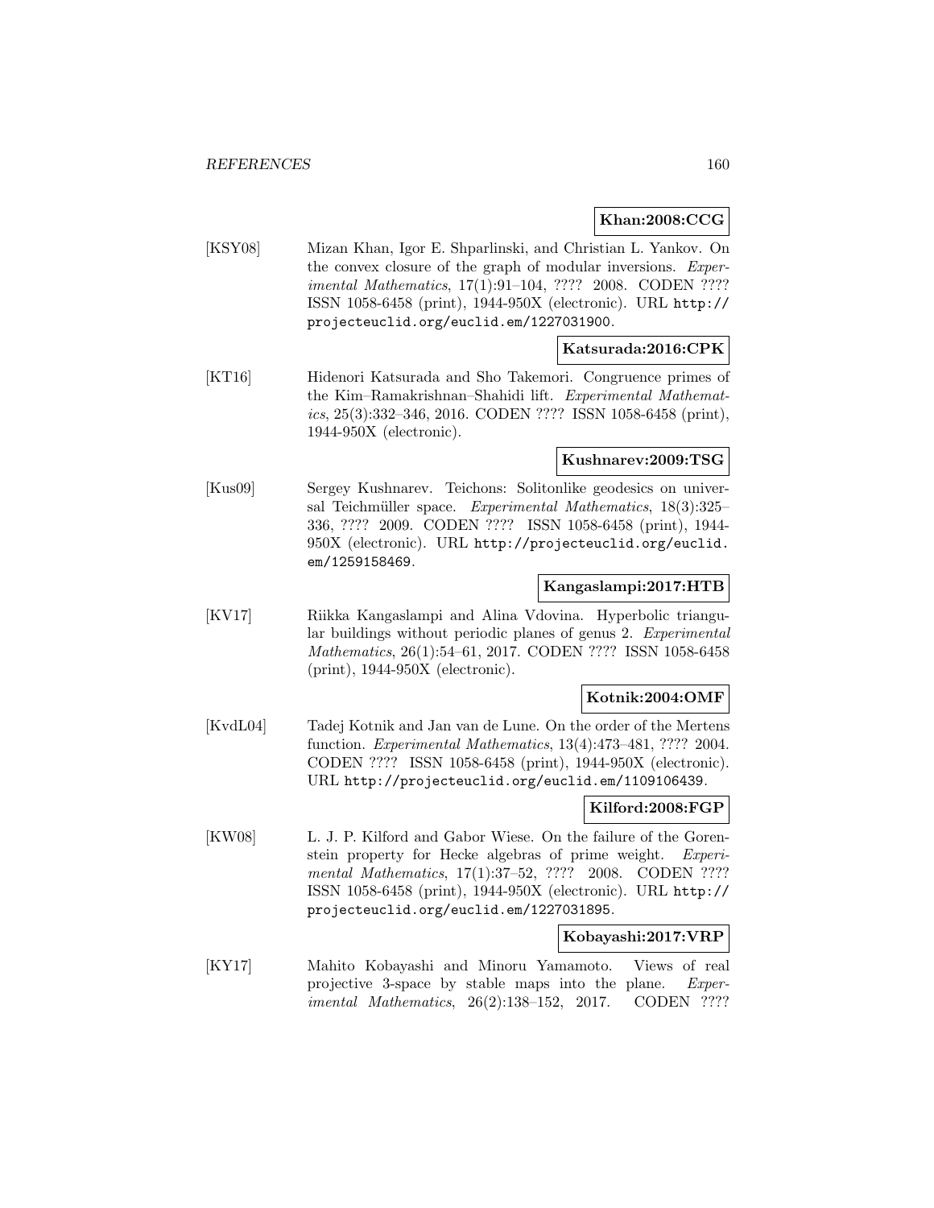**Khan:2008:CCG**

[KSY08] Mizan Khan, Igor E. Shparlinski, and Christian L. Yankov. On the convex closure of the graph of modular inversions. *Experimental Mathematics*, 17(1):91–104, ???? 2008. CODEN ???? ISSN 1058-6458 (print), 1944-950X (electronic). URL `http://projecteuclid.org/euclid.em/1227031900`.

**Katsurada:2016:CPK**

[KT16] Hidenori Katsurada and Sho Takemori. Congruence primes of the Kim–Ramakrishnan–Shahidi lift. *Experimental Mathematics*, 25(3):332–346, 2016. CODEN ???? ISSN 1058-6458 (print), 1944-950X (electronic).

**Kushnarev:2009:TSG**

[Kus09] Sergey Kushnarev. Teichons: Solitonlike geodesics on universal Teichmüller space. *Experimental Mathematics*, 18(3):325–336, ???? 2009. CODEN ???? ISSN 1058-6458 (print), 1944-950X (electronic). URL `http://projecteuclid.org/euclid.em/1259158469`.

**Kangaslampi:2017:HTB**

[KV17] Riikka Kangaslampi and Alina Vdovina. Hyperbolic triangular buildings without periodic planes of genus 2. *Experimental Mathematics*, 26(1):54–61, 2017. CODEN ???? ISSN 1058-6458 (print), 1944-950X (electronic).

**Kotnik:2004:OMF**

[KvdL04] Tadej Kotnik and Jan van de Lune. On the order of the Mertens function. *Experimental Mathematics*, 13(4):473–481, ???? 2004. CODEN ???? ISSN 1058-6458 (print), 1944-950X (electronic). URL `http://projecteuclid.org/euclid.em/1109106439`.

**Kilford:2008:FGP**

[KW08] L. J. P. Kilford and Gabor Wiese. On the failure of the Gorenstein property for Hecke algebras of prime weight. *Experimental Mathematics*, 17(1):37–52, ???? 2008. CODEN ???? ISSN 1058-6458 (print), 1944-950X (electronic). URL `http://projecteuclid.org/euclid.em/1227031895`.

**Kobayashi:2017:VRP**

[KY17] Mahito Kobayashi and Minoru Yamamoto. Views of real projective 3-space by stable maps into the plane. *Experimental Mathematics*, 26(2):138–152, 2017. CODEN ????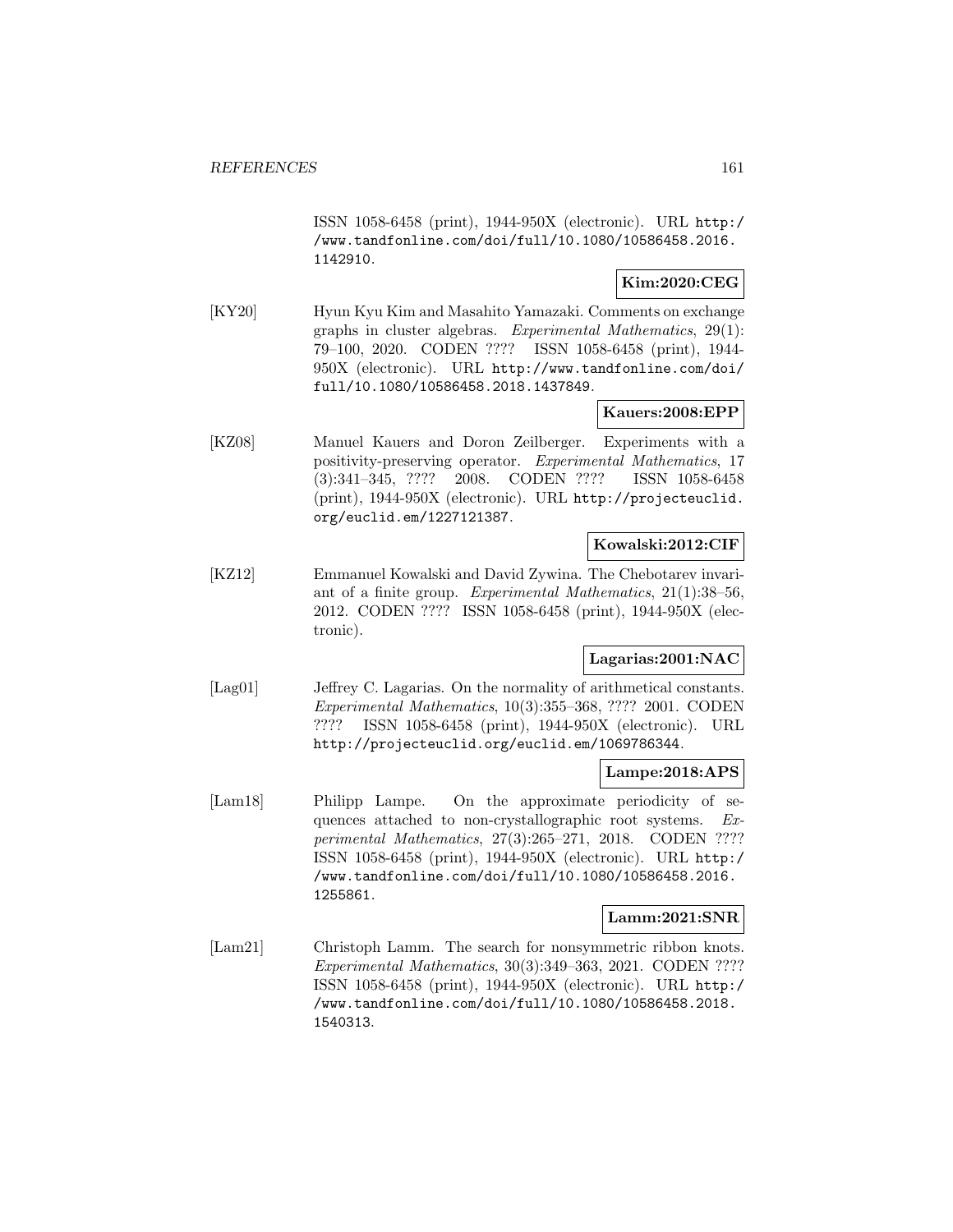ISSN 1058-6458 (print), 1944-950X (electronic). URL http://www.tandfonline.com/doi/full/10.1080/10586458.2016.1142910.

**Kim:2020:CEG**

[KY20] Hyun Kyu Kim and Masahito Yamazaki. Comments on exchange graphs in cluster algebras. *Experimental Mathematics*, 29(1): 79–100, 2020. CODEN ???? ISSN 1058-6458 (print), 1944-950X (electronic). URL http://www.tandfonline.com/doi/full/10.1080/10586458.2018.1437849.

**Kauers:2008:EPP**

[KZ08] Manuel Kauers and Doron Zeilberger. Experiments with a positivity-preserving operator. *Experimental Mathematics*, 17 (3):341–345, ???? 2008. CODEN ???? ISSN 1058-6458 (print), 1944-950X (electronic). URL http://projecteuclid.org/euclid.em/1227121387.

**Kowalski:2012:CIF**

[KZ12] Emmanuel Kowalski and David Zywina. The Chebotarev invariant of a finite group. *Experimental Mathematics*, 21(1):38–56, 2012. CODEN ???? ISSN 1058-6458 (print), 1944-950X (electronic).

**Lagarias:2001:NAC**

[Lag01] Jeffrey C. Lagarias. On the normality of arithmetical constants. *Experimental Mathematics*, 10(3):355–368, ???? 2001. CODEN ???? ISSN 1058-6458 (print), 1944-950X (electronic). URL http://projecteuclid.org/euclid.em/1069786344.

**Lampe:2018:APS**

[Lam18] Philipp Lampe. On the approximate periodicity of sequences attached to non-crystallographic root systems. *Experimental Mathematics*, 27(3):265–271, 2018. CODEN ???? ISSN 1058-6458 (print), 1944-950X (electronic). URL http://www.tandfonline.com/doi/full/10.1080/10586458.2016.1255861.

**Lamm:2021:SNR**

[Lam21] Christoph Lamm. The search for nonsymmetric ribbon knots. *Experimental Mathematics*, 30(3):349–363, 2021. CODEN ???? ISSN 1058-6458 (print), 1944-950X (electronic). URL http://www.tandfonline.com/doi/full/10.1080/10586458.2018.1540313.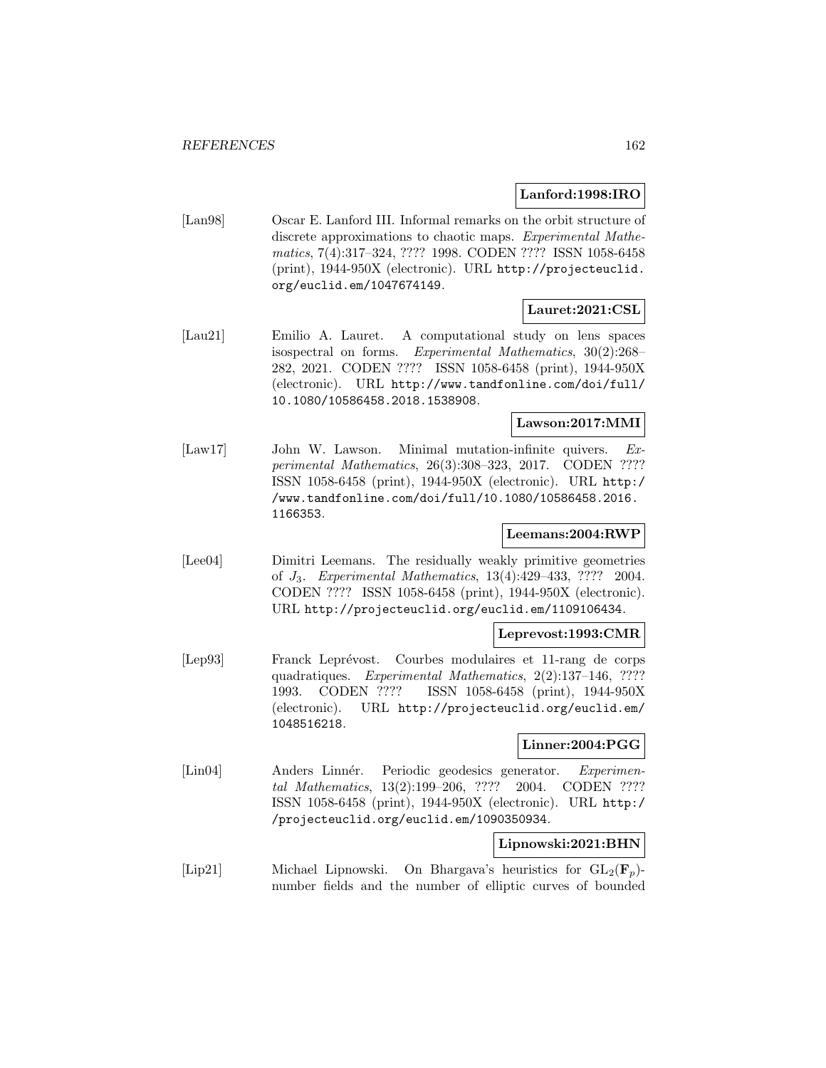**Lanford:1998:IRO**

[Lan98] Oscar E. Lanford III. Informal remarks on the orbit structure of discrete approximations to chaotic maps. *Experimental Mathematics*, 7(4):317–324, ???? 1998. CODEN ???? ISSN 1058-6458 (print), 1944-950X (electronic). URL http://projecteuclid.org/euclid.em/1047674149.

**Lauret:2021:CSL**

[Lau21] Emilio A. Lauret. A computational study on lens spaces isospectral on forms. *Experimental Mathematics*, 30(2):268–282, 2021. CODEN ???? ISSN 1058-6458 (print), 1944-950X (electronic). URL http://www.tandfonline.com/doi/full/10.1080/10586458.2018.1538908.

**Lawson:2017:MMI**

[Law17] John W. Lawson. Minimal mutation-infinite quivers. *Experimental Mathematics*, 26(3):308–323, 2017. CODEN ???? ISSN 1058-6458 (print), 1944-950X (electronic). URL http://www.tandfonline.com/doi/full/10.1080/10586458.2016.1166353.

**Leemans:2004:RWP**

[Lee04] Dimitri Leemans. The residually weakly primitive geometries of $J_3$. *Experimental Mathematics*, 13(4):429–433, ???? 2004. CODEN ???? ISSN 1058-6458 (print), 1944-950X (electronic). URL http://projecteuclid.org/euclid.em/1109106434.

**Leprevost:1993:CMR**

[Lep93] Franck Leprévost. Courbes modulaires et 11-rang de corps quadratiques. *Experimental Mathematics*, 2(2):137–146, ???? 1993. CODEN ???? ISSN 1058-6458 (print), 1944-950X (electronic). URL http://projecteuclid.org/euclid.em/1048516218.

**Linner:2004:PGG**

[Lin04] Anders Linnér. Periodic geodesics generator. *Experimental Mathematics*, 13(2):199–206, ???? 2004. CODEN ???? ISSN 1058-6458 (print), 1944-950X (electronic). URL http://projecteuclid.org/euclid.em/1090350934.

**Lipnowski:2021:BHN**

[Lip21] Michael Lipnowski. On Bhargava's heuristics for $\mathrm{GL}_2(\mathbf{F}_p)$-number fields and the number of elliptic curves of bounded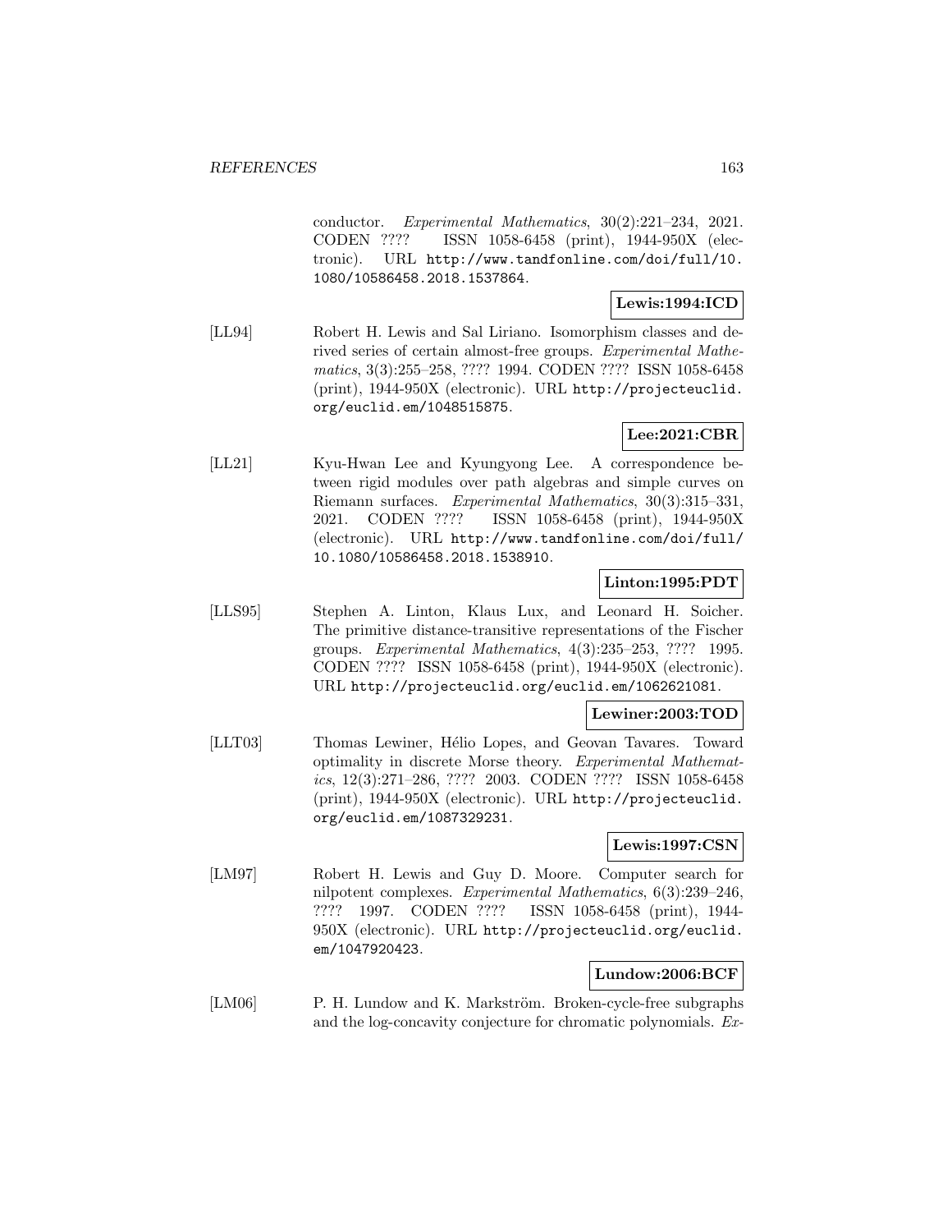conductor. *Experimental Mathematics*, 30(2):221–234, 2021. CODEN ???? ISSN 1058-6458 (print), 1944-950X (electronic). URL http://www.tandfonline.com/doi/full/10.1080/10586458.2018.1537864.

**Lewis:1994:ICD**

[LL94] Robert H. Lewis and Sal Liriano. Isomorphism classes and derived series of certain almost-free groups. *Experimental Mathematics*, 3(3):255–258, ???? 1994. CODEN ???? ISSN 1058-6458 (print), 1944-950X (electronic). URL http://projecteuclid.org/euclid.em/1048515875.

**Lee:2021:CBR**

[LL21] Kyu-Hwan Lee and Kyungyong Lee. A correspondence between rigid modules over path algebras and simple curves on Riemann surfaces. *Experimental Mathematics*, 30(3):315–331, 2021. CODEN ???? ISSN 1058-6458 (print), 1944-950X (electronic). URL http://www.tandfonline.com/doi/full/10.1080/10586458.2018.1538910.

**Linton:1995:PDT**

[LLS95] Stephen A. Linton, Klaus Lux, and Leonard H. Soicher. The primitive distance-transitive representations of the Fischer groups. *Experimental Mathematics*, 4(3):235–253, ???? 1995. CODEN ???? ISSN 1058-6458 (print), 1944-950X (electronic). URL http://projecteuclid.org/euclid.em/1062621081.

**Lewiner:2003:TOD**

[LLT03] Thomas Lewiner, Hélio Lopes, and Geovan Tavares. Toward optimality in discrete Morse theory. *Experimental Mathematics*, 12(3):271–286, ???? 2003. CODEN ???? ISSN 1058-6458 (print), 1944-950X (electronic). URL http://projecteuclid.org/euclid.em/1087329231.

**Lewis:1997:CSN**

[LM97] Robert H. Lewis and Guy D. Moore. Computer search for nilpotent complexes. *Experimental Mathematics*, 6(3):239–246, ???? 1997. CODEN ???? ISSN 1058-6458 (print), 1944-950X (electronic). URL http://projecteuclid.org/euclid.em/1047920423.

**Lundow:2006:BCF**

[LM06] P. H. Lundow and K. Markström. Broken-cycle-free subgraphs and the log-concavity conjecture for chromatic polynomials. *Ex-*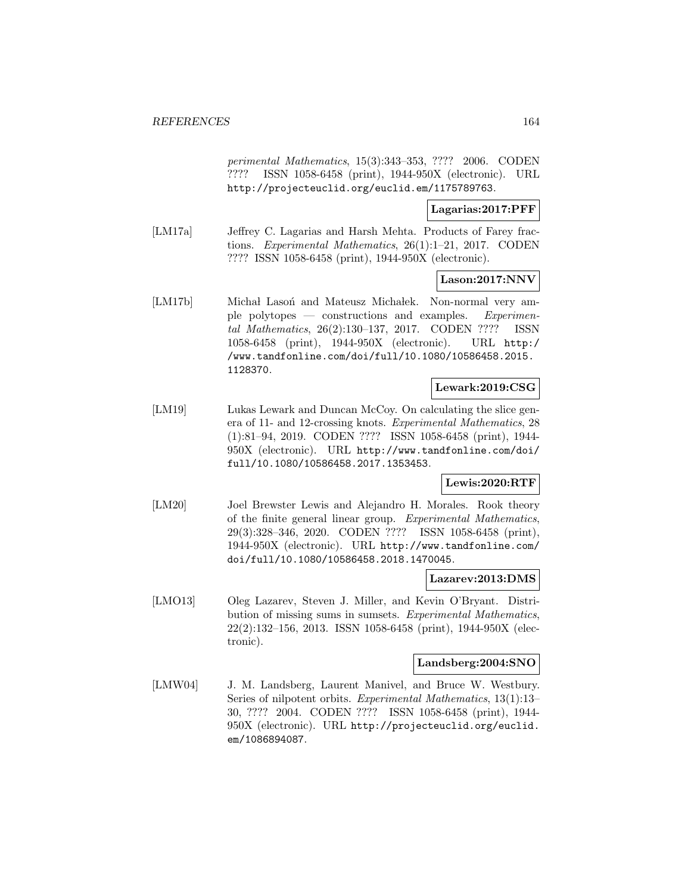*perimental Mathematics*, 15(3):343–353, ???? 2006. CODEN ???? ISSN 1058-6458 (print), 1944-950X (electronic). URL http://projecteuclid.org/euclid.em/1175789763.

**Lagarias:2017:PFF**

[LM17a] Jeffrey C. Lagarias and Harsh Mehta. Products of Farey fractions. *Experimental Mathematics*, 26(1):1–21, 2017. CODEN ???? ISSN 1058-6458 (print), 1944-950X (electronic).

**Lason:2017:NNV**

[LM17b] Michał Lasoń and Mateusz Michałek. Non-normal very ample polytopes — constructions and examples. *Experimental Mathematics*, 26(2):130–137, 2017. CODEN ???? ISSN 1058-6458 (print), 1944-950X (electronic). URL http://www.tandfonline.com/doi/full/10.1080/10586458.2015.1128370.

**Lewark:2019:CSG**

[LM19] Lukas Lewark and Duncan McCoy. On calculating the slice genera of 11- and 12-crossing knots. *Experimental Mathematics*, 28 (1):81–94, 2019. CODEN ???? ISSN 1058-6458 (print), 1944-950X (electronic). URL http://www.tandfonline.com/doi/full/10.1080/10586458.2017.1353453.

**Lewis:2020:RTF**

[LM20] Joel Brewster Lewis and Alejandro H. Morales. Rook theory of the finite general linear group. *Experimental Mathematics*, 29(3):328–346, 2020. CODEN ???? ISSN 1058-6458 (print), 1944-950X (electronic). URL http://www.tandfonline.com/doi/full/10.1080/10586458.2018.1470045.

**Lazarev:2013:DMS**

[LMO13] Oleg Lazarev, Steven J. Miller, and Kevin O'Bryant. Distribution of missing sums in sumsets. *Experimental Mathematics*, 22(2):132–156, 2013. ISSN 1058-6458 (print), 1944-950X (electronic).

**Landsberg:2004:SNO**

[LMW04] J. M. Landsberg, Laurent Manivel, and Bruce W. Westbury. Series of nilpotent orbits. *Experimental Mathematics*, 13(1):13–30, ???? 2004. CODEN ???? ISSN 1058-6458 (print), 1944-950X (electronic). URL http://projecteuclid.org/euclid.em/1086894087.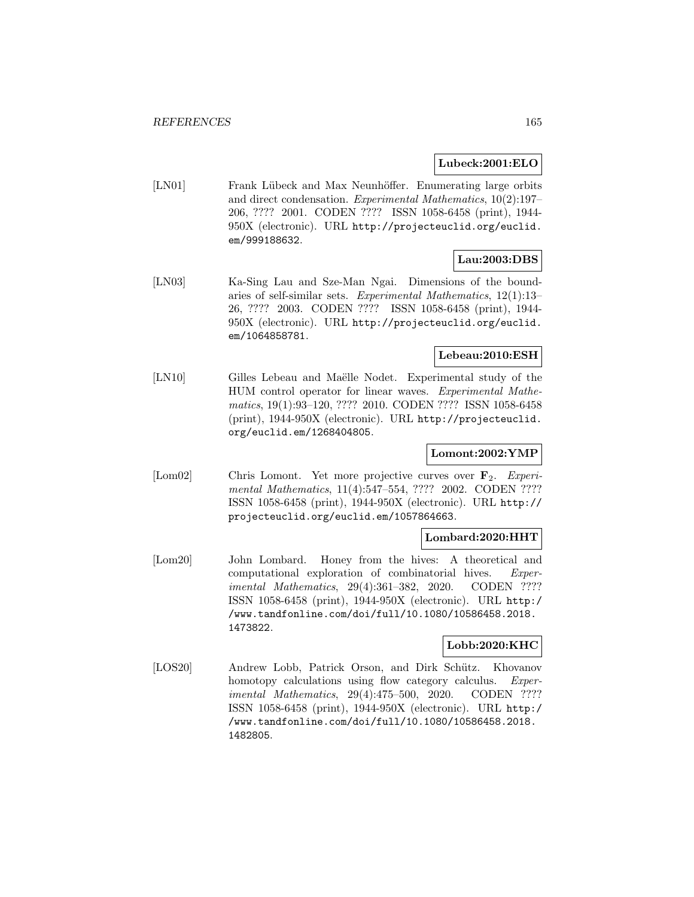**Lubeck:2001:ELO**

[LN01] Frank Lübeck and Max Neunhöffer. Enumerating large orbits and direct condensation. *Experimental Mathematics*, 10(2):197–206, ???? 2001. CODEN ???? ISSN 1058-6458 (print), 1944-950X (electronic). URL http://projecteuclid.org/euclid.em/999188632.

**Lau:2003:DBS**

[LN03] Ka-Sing Lau and Sze-Man Ngai. Dimensions of the boundaries of self-similar sets. *Experimental Mathematics*, 12(1):13–26, ???? 2003. CODEN ???? ISSN 1058-6458 (print), 1944-950X (electronic). URL http://projecteuclid.org/euclid.em/1064858781.

**Lebeau:2010:ESH**

[LN10] Gilles Lebeau and Maëlle Nodet. Experimental study of the HUM control operator for linear waves. *Experimental Mathematics*, 19(1):93–120, ???? 2010. CODEN ???? ISSN 1058-6458 (print), 1944-950X (electronic). URL http://projecteuclid.org/euclid.em/1268404805.

**Lomont:2002:YMP**

[Lom02] Chris Lomont. Yet more projective curves over $\mathbf{F}_2$. *Experimental Mathematics*, 11(4):547–554, ???? 2002. CODEN ???? ISSN 1058-6458 (print), 1944-950X (electronic). URL http://projecteuclid.org/euclid.em/1057864663.

**Lombard:2020:HHT**

[Lom20] John Lombard. Honey from the hives: A theoretical and computational exploration of combinatorial hives. *Experimental Mathematics*, 29(4):361–382, 2020. CODEN ???? ISSN 1058-6458 (print), 1944-950X (electronic). URL http://www.tandfonline.com/doi/full/10.1080/10586458.2018.1473822.

**Lobb:2020:KHC**

[LOS20] Andrew Lobb, Patrick Orson, and Dirk Schütz. Khovanov homotopy calculations using flow category calculus. *Experimental Mathematics*, 29(4):475–500, 2020. CODEN ???? ISSN 1058-6458 (print), 1944-950X (electronic). URL http://www.tandfonline.com/doi/full/10.1080/10586458.2018.1482805.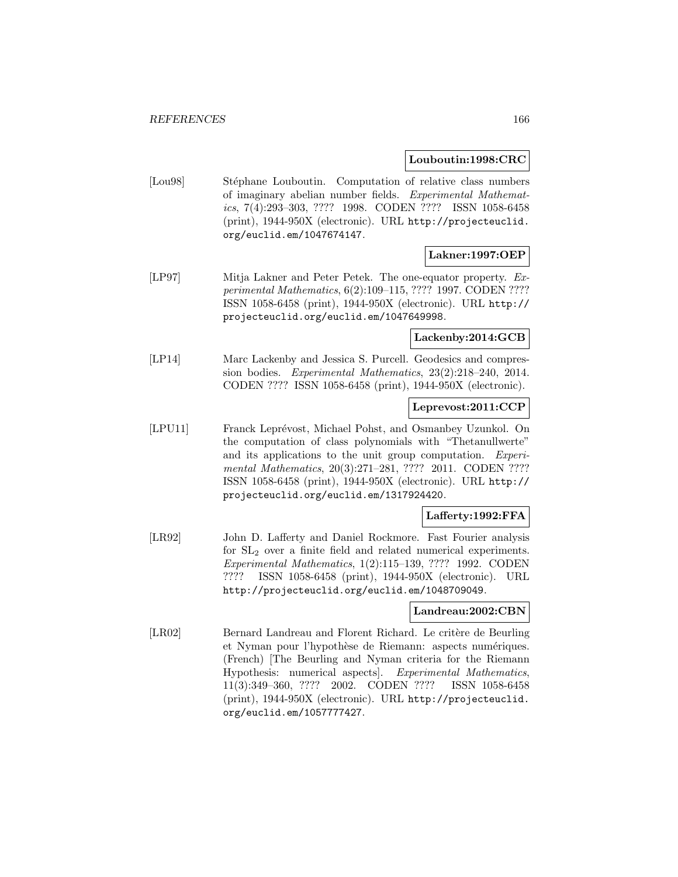**Louboutin:1998:CRC**

[Lou98] Stéphane Louboutin. Computation of relative class numbers of imaginary abelian number fields. *Experimental Mathematics*, 7(4):293–303, ???? 1998. CODEN ???? ISSN 1058-6458 (print), 1944-950X (electronic). URL http://projecteuclid.org/euclid.em/1047674147.

**Lakner:1997:OEP**

[LP97] Mitja Lakner and Peter Petek. The one-equator property. *Experimental Mathematics*, 6(2):109–115, ???? 1997. CODEN ???? ISSN 1058-6458 (print), 1944-950X (electronic). URL http://projecteuclid.org/euclid.em/1047649998.

**Lackenby:2014:GCB**

[LP14] Marc Lackenby and Jessica S. Purcell. Geodesics and compression bodies. *Experimental Mathematics*, 23(2):218–240, 2014. CODEN ???? ISSN 1058-6458 (print), 1944-950X (electronic).

**Leprevost:2011:CCP**

[LPU11] Franck Leprévost, Michael Pohst, and Osmanbey Uzunkol. On the computation of class polynomials with "Thetanullwerte" and its applications to the unit group computation. *Experimental Mathematics*, 20(3):271–281, ???? 2011. CODEN ???? ISSN 1058-6458 (print), 1944-950X (electronic). URL http://projecteuclid.org/euclid.em/1317924420.

**Lafferty:1992:FFA**

[LR92] John D. Lafferty and Daniel Rockmore. Fast Fourier analysis for $SL_2$ over a finite field and related numerical experiments. *Experimental Mathematics*, 1(2):115–139, ???? 1992. CODEN ???? ISSN 1058-6458 (print), 1944-950X (electronic). URL http://projecteuclid.org/euclid.em/1048709049.

**Landreau:2002:CBN**

[LR02] Bernard Landreau and Florent Richard. Le critère de Beurling et Nyman pour l'hypothèse de Riemann: aspects numériques. (French) [The Beurling and Nyman criteria for the Riemann Hypothesis: numerical aspects]. *Experimental Mathematics*, 11(3):349–360, ???? 2002. CODEN ???? ISSN 1058-6458 (print), 1944-950X (electronic). URL http://projecteuclid.org/euclid.em/1057777427.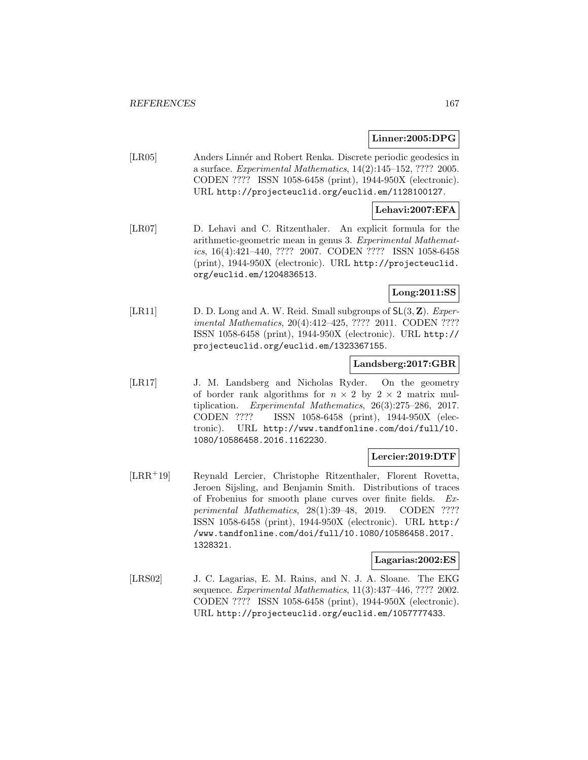**Linner:2005:DPG**

[LR05] Anders Linnér and Robert Renka. Discrete periodic geodesics in a surface. *Experimental Mathematics*, 14(2):145–152, ???? 2005. CODEN ???? ISSN 1058-6458 (print), 1944-950X (electronic). URL http://projecteuclid.org/euclid.em/1128100127.

**Lehavi:2007:EFA**

[LR07] D. Lehavi and C. Ritzenthaler. An explicit formula for the arithmetic-geometric mean in genus 3. *Experimental Mathematics*, 16(4):421–440, ???? 2007. CODEN ???? ISSN 1058-6458 (print), 1944-950X (electronic). URL http://projecteuclid.org/euclid.em/1204836513.

**Long:2011:SS**

[LR11] D. D. Long and A. W. Reid. Small subgroups of $\mathsf{SL}(3, \mathbf{Z})$. *Experimental Mathematics*, 20(4):412–425, ???? 2011. CODEN ???? ISSN 1058-6458 (print), 1944-950X (electronic). URL http://projecteuclid.org/euclid.em/1323367155.

**Landsberg:2017:GBR**

[LR17] J. M. Landsberg and Nicholas Ryder. On the geometry of border rank algorithms for $n \times 2$ by $2 \times 2$ matrix multiplication. *Experimental Mathematics*, 26(3):275–286, 2017. CODEN ???? ISSN 1058-6458 (print), 1944-950X (electronic). URL http://www.tandfonline.com/doi/full/10.1080/10586458.2016.1162230.

**Lercier:2019:DTF**

[LRR+19] Reynald Lercier, Christophe Ritzenthaler, Florent Rovetta, Jeroen Sijsling, and Benjamin Smith. Distributions of traces of Frobenius for smooth plane curves over finite fields. *Experimental Mathematics*, 28(1):39–48, 2019. CODEN ???? ISSN 1058-6458 (print), 1944-950X (electronic). URL http://www.tandfonline.com/doi/full/10.1080/10586458.2017.1328321.

**Lagarias:2002:ES**

[LRS02] J. C. Lagarias, E. M. Rains, and N. J. A. Sloane. The EKG sequence. *Experimental Mathematics*, 11(3):437–446, ???? 2002. CODEN ???? ISSN 1058-6458 (print), 1944-950X (electronic). URL http://projecteuclid.org/euclid.em/1057777433.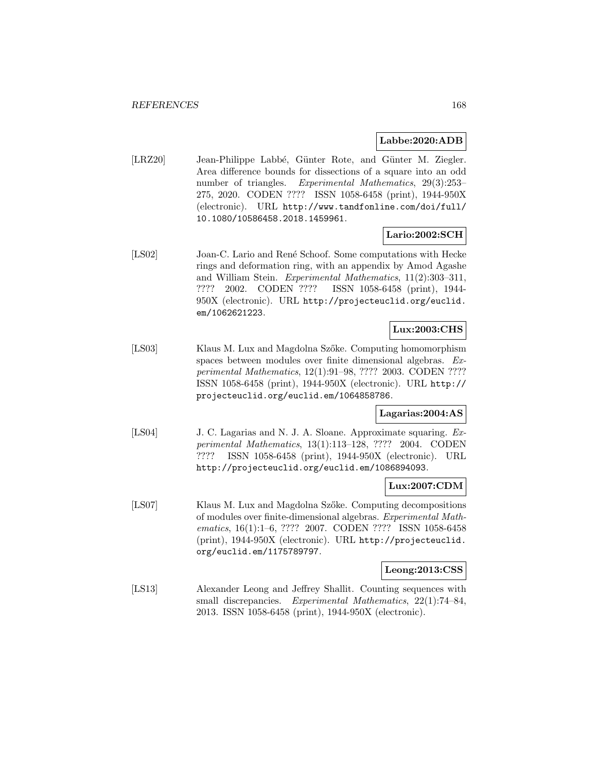**Labbe:2020:ADB**

[LRZ20] Jean-Philippe Labbé, Günter Rote, and Günter M. Ziegler. Area difference bounds for dissections of a square into an odd number of triangles. *Experimental Mathematics*, 29(3):253–275, 2020. CODEN ???? ISSN 1058-6458 (print), 1944-950X (electronic). URL http://www.tandfonline.com/doi/full/10.1080/10586458.2018.1459961.

**Lario:2002:SCH**

[LS02] Joan-C. Lario and René Schoof. Some computations with Hecke rings and deformation ring, with an appendix by Amod Agashe and William Stein. *Experimental Mathematics*, 11(2):303–311, ???? 2002. CODEN ???? ISSN 1058-6458 (print), 1944-950X (electronic). URL http://projecteuclid.org/euclid.em/1062621223.

**Lux:2003:CHS**

[LS03] Klaus M. Lux and Magdolna Szőke. Computing homomorphism spaces between modules over finite dimensional algebras. *Experimental Mathematics*, 12(1):91–98, ???? 2003. CODEN ???? ISSN 1058-6458 (print), 1944-950X (electronic). URL http://projecteuclid.org/euclid.em/1064858786.

**Lagarias:2004:AS**

[LS04] J. C. Lagarias and N. J. A. Sloane. Approximate squaring. *Experimental Mathematics*, 13(1):113–128, ???? 2004. CODEN ???? ISSN 1058-6458 (print), 1944-950X (electronic). URL http://projecteuclid.org/euclid.em/1086894093.

**Lux:2007:CDM**

[LS07] Klaus M. Lux and Magdolna Szőke. Computing decompositions of modules over finite-dimensional algebras. *Experimental Mathematics*, 16(1):1–6, ???? 2007. CODEN ???? ISSN 1058-6458 (print), 1944-950X (electronic). URL http://projecteuclid.org/euclid.em/1175789797.

**Leong:2013:CSS**

[LS13] Alexander Leong and Jeffrey Shallit. Counting sequences with small discrepancies. *Experimental Mathematics*, 22(1):74–84, 2013. ISSN 1058-6458 (print), 1944-950X (electronic).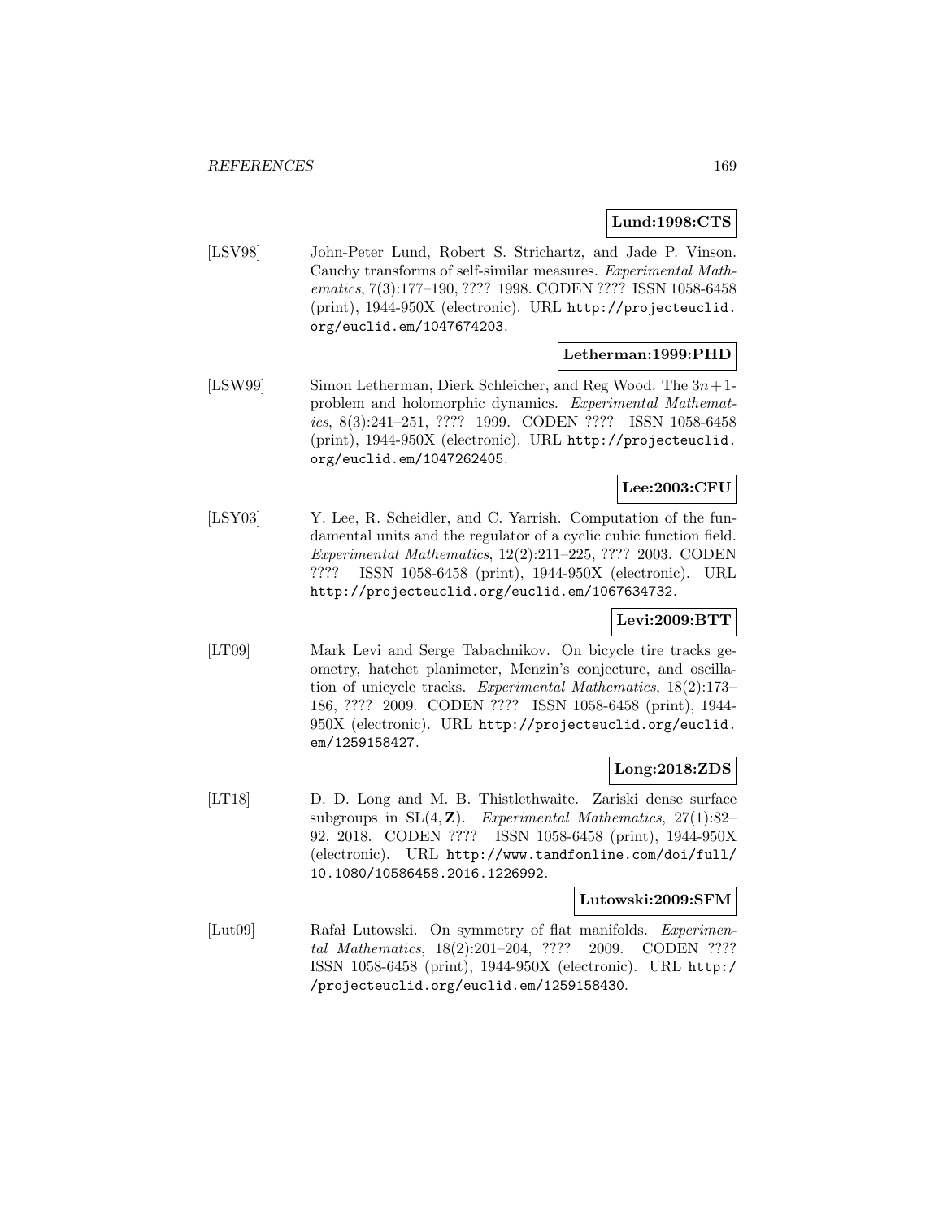**Lund:1998:CTS**

[LSV98] John-Peter Lund, Robert S. Strichartz, and Jade P. Vinson. Cauchy transforms of self-similar measures. *Experimental Mathematics*, 7(3):177–190, ???? 1998. CODEN ???? ISSN 1058-6458 (print), 1944-950X (electronic). URL http://projecteuclid.org/euclid.em/1047674203.

**Letherman:1999:PHD**

[LSW99] Simon Letherman, Dierk Schleicher, and Reg Wood. The $3n+1$-problem and holomorphic dynamics. *Experimental Mathematics*, 8(3):241–251, ???? 1999. CODEN ???? ISSN 1058-6458 (print), 1944-950X (electronic). URL http://projecteuclid.org/euclid.em/1047262405.

**Lee:2003:CFU**

[LSY03] Y. Lee, R. Scheidler, and C. Yarrish. Computation of the fundamental units and the regulator of a cyclic cubic function field. *Experimental Mathematics*, 12(2):211–225, ???? 2003. CODEN ???? ISSN 1058-6458 (print), 1944-950X (electronic). URL http://projecteuclid.org/euclid.em/1067634732.

**Levi:2009:BTT**

[LT09] Mark Levi and Serge Tabachnikov. On bicycle tire tracks geometry, hatchet planimeter, Menzin's conjecture, and oscillation of unicycle tracks. *Experimental Mathematics*, 18(2):173–186, ???? 2009. CODEN ???? ISSN 1058-6458 (print), 1944-950X (electronic). URL http://projecteuclid.org/euclid.em/1259158427.

**Long:2018:ZDS**

[LT18] D. D. Long and M. B. Thistlethwaite. Zariski dense surface subgroups in $\mathrm{SL}(4, \mathbf{Z})$. *Experimental Mathematics*, 27(1):82–92, 2018. CODEN ???? ISSN 1058-6458 (print), 1944-950X (electronic). URL http://www.tandfonline.com/doi/full/10.1080/10586458.2016.1226992.

**Lutowski:2009:SFM**

[Lut09] Rafał Lutowski. On symmetry of flat manifolds. *Experimental Mathematics*, 18(2):201–204, ???? 2009. CODEN ???? ISSN 1058-6458 (print), 1944-950X (electronic). URL http://projecteuclid.org/euclid.em/1259158430.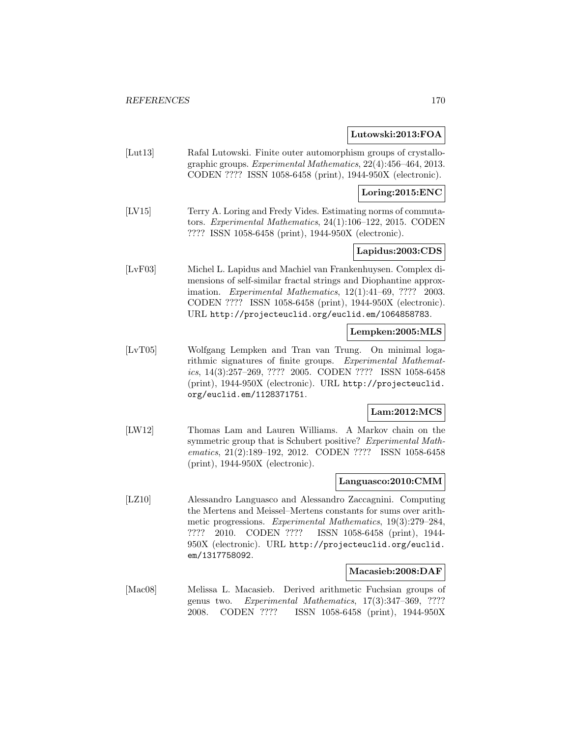**Lutowski:2013:FOA**

[Lut13] Rafal Lutowski. Finite outer automorphism groups of crystallographic groups. *Experimental Mathematics*, 22(4):456–464, 2013. CODEN ???? ISSN 1058-6458 (print), 1944-950X (electronic).

**Loring:2015:ENC**

[LV15] Terry A. Loring and Fredy Vides. Estimating norms of commutators. *Experimental Mathematics*, 24(1):106–122, 2015. CODEN ???? ISSN 1058-6458 (print), 1944-950X (electronic).

**Lapidus:2003:CDS**

[LvF03] Michel L. Lapidus and Machiel van Frankenhuysen. Complex dimensions of self-similar fractal strings and Diophantine approximation. *Experimental Mathematics*, 12(1):41–69, ???? 2003. CODEN ???? ISSN 1058-6458 (print), 1944-950X (electronic). URL http://projecteuclid.org/euclid.em/1064858783.

**Lempken:2005:MLS**

[LvT05] Wolfgang Lempken and Tran van Trung. On minimal logarithmic signatures of finite groups. *Experimental Mathematics*, 14(3):257–269, ???? 2005. CODEN ???? ISSN 1058-6458 (print), 1944-950X (electronic). URL http://projecteuclid.org/euclid.em/1128371751.

**Lam:2012:MCS**

[LW12] Thomas Lam and Lauren Williams. A Markov chain on the symmetric group that is Schubert positive? *Experimental Mathematics*, 21(2):189–192, 2012. CODEN ???? ISSN 1058-6458 (print), 1944-950X (electronic).

**Languasco:2010:CMM**

[LZ10] Alessandro Languasco and Alessandro Zaccagnini. Computing the Mertens and Meissel–Mertens constants for sums over arithmetic progressions. *Experimental Mathematics*, 19(3):279–284, ???? 2010. CODEN ???? ISSN 1058-6458 (print), 1944-950X (electronic). URL http://projecteuclid.org/euclid.em/1317758092.

**Macasieb:2008:DAF**

[Mac08] Melissa L. Macasieb. Derived arithmetic Fuchsian groups of genus two. *Experimental Mathematics*, 17(3):347–369, ???? 2008. CODEN ???? ISSN 1058-6458 (print), 1944-950X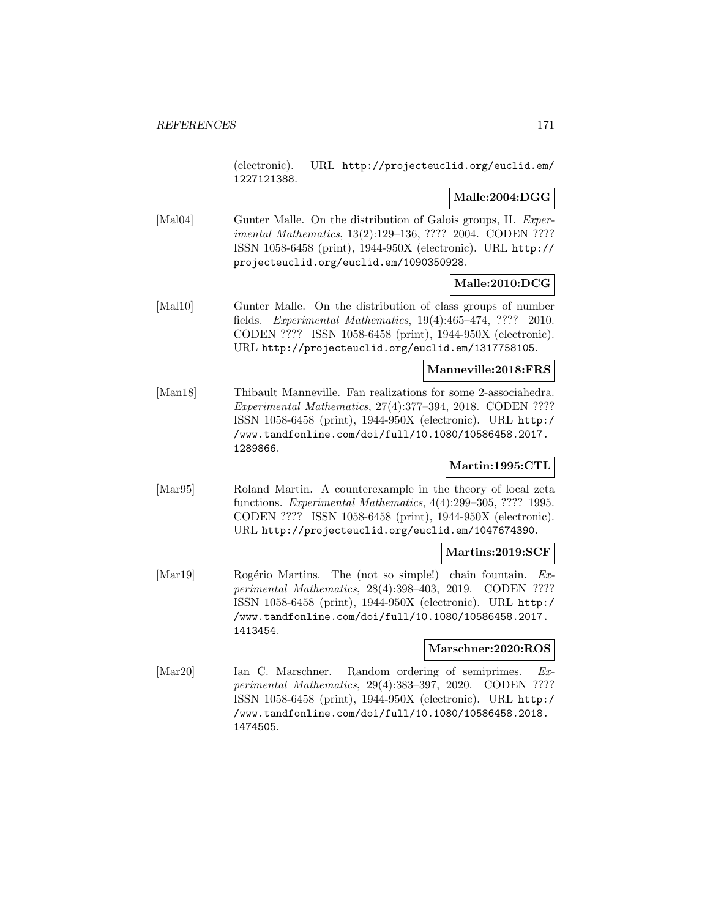(electronic). URL http://projecteuclid.org/euclid.em/1227121388.

**Malle:2004:DGG**

[Mal04] Gunter Malle. On the distribution of Galois groups, II. *Experimental Mathematics*, 13(2):129–136, ???? 2004. CODEN ???? ISSN 1058-6458 (print), 1944-950X (electronic). URL http://projecteuclid.org/euclid.em/1090350928.

**Malle:2010:DCG**

[Mal10] Gunter Malle. On the distribution of class groups of number fields. *Experimental Mathematics*, 19(4):465–474, ???? 2010. CODEN ???? ISSN 1058-6458 (print), 1944-950X (electronic). URL http://projecteuclid.org/euclid.em/1317758105.

**Manneville:2018:FRS**

[Man18] Thibault Manneville. Fan realizations for some 2-associahedra. *Experimental Mathematics*, 27(4):377–394, 2018. CODEN ???? ISSN 1058-6458 (print), 1944-950X (electronic). URL http://www.tandfonline.com/doi/full/10.1080/10586458.2017.1289866.

**Martin:1995:CTL**

[Mar95] Roland Martin. A counterexample in the theory of local zeta functions. *Experimental Mathematics*, 4(4):299–305, ???? 1995. CODEN ???? ISSN 1058-6458 (print), 1944-950X (electronic). URL http://projecteuclid.org/euclid.em/1047674390.

**Martins:2019:SCF**

[Mar19] Rogério Martins. The (not so simple!) chain fountain. *Experimental Mathematics*, 28(4):398–403, 2019. CODEN ???? ISSN 1058-6458 (print), 1944-950X (electronic). URL http://www.tandfonline.com/doi/full/10.1080/10586458.2017.1413454.

**Marschner:2020:ROS**

[Mar20] Ian C. Marschner. Random ordering of semiprimes. *Experimental Mathematics*, 29(4):383–397, 2020. CODEN ???? ISSN 1058-6458 (print), 1944-950X (electronic). URL http://www.tandfonline.com/doi/full/10.1080/10586458.2018.1474505.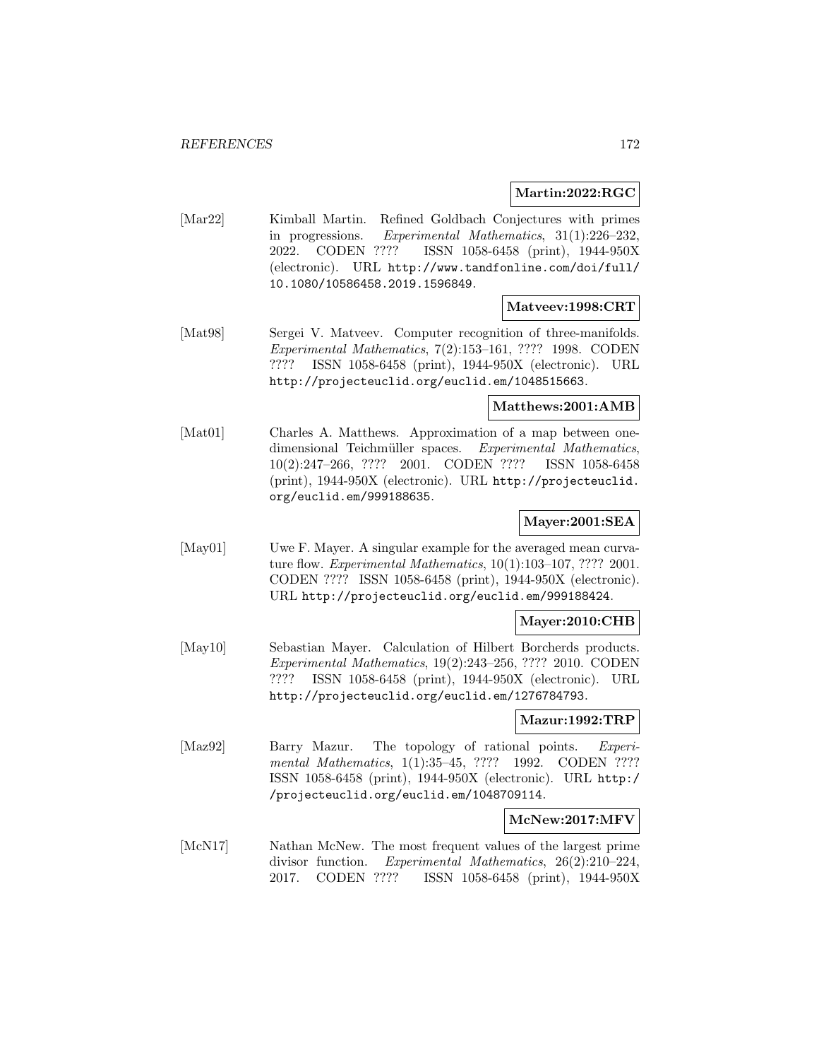**Martin:2022:RGC**

[Mar22] Kimball Martin. Refined Goldbach Conjectures with primes in progressions. *Experimental Mathematics*, 31(1):226–232, 2022. CODEN ???? ISSN 1058-6458 (print), 1944-950X (electronic). URL http://www.tandfonline.com/doi/full/10.1080/10586458.2019.1596849.

**Matveev:1998:CRT**

[Mat98] Sergei V. Matveev. Computer recognition of three-manifolds. *Experimental Mathematics*, 7(2):153–161, ???? 1998. CODEN ???? ISSN 1058-6458 (print), 1944-950X (electronic). URL http://projecteuclid.org/euclid.em/1048515663.

**Matthews:2001:AMB**

[Mat01] Charles A. Matthews. Approximation of a map between one-dimensional Teichmüller spaces. *Experimental Mathematics*, 10(2):247–266, ???? 2001. CODEN ???? ISSN 1058-6458 (print), 1944-950X (electronic). URL http://projecteuclid.org/euclid.em/999188635.

**Mayer:2001:SEA**

[May01] Uwe F. Mayer. A singular example for the averaged mean curvature flow. *Experimental Mathematics*, 10(1):103–107, ???? 2001. CODEN ???? ISSN 1058-6458 (print), 1944-950X (electronic). URL http://projecteuclid.org/euclid.em/999188424.

**Mayer:2010:CHB**

[May10] Sebastian Mayer. Calculation of Hilbert Borcherds products. *Experimental Mathematics*, 19(2):243–256, ???? 2010. CODEN ???? ISSN 1058-6458 (print), 1944-950X (electronic). URL http://projecteuclid.org/euclid.em/1276784793.

**Mazur:1992:TRP**

[Maz92] Barry Mazur. The topology of rational points. *Experimental Mathematics*, 1(1):35–45, ???? 1992. CODEN ???? ISSN 1058-6458 (print), 1944-950X (electronic). URL http://projecteuclid.org/euclid.em/1048709114.

**McNew:2017:MFV**

[McN17] Nathan McNew. The most frequent values of the largest prime divisor function. *Experimental Mathematics*, 26(2):210–224, 2017. CODEN ???? ISSN 1058-6458 (print), 1944-950X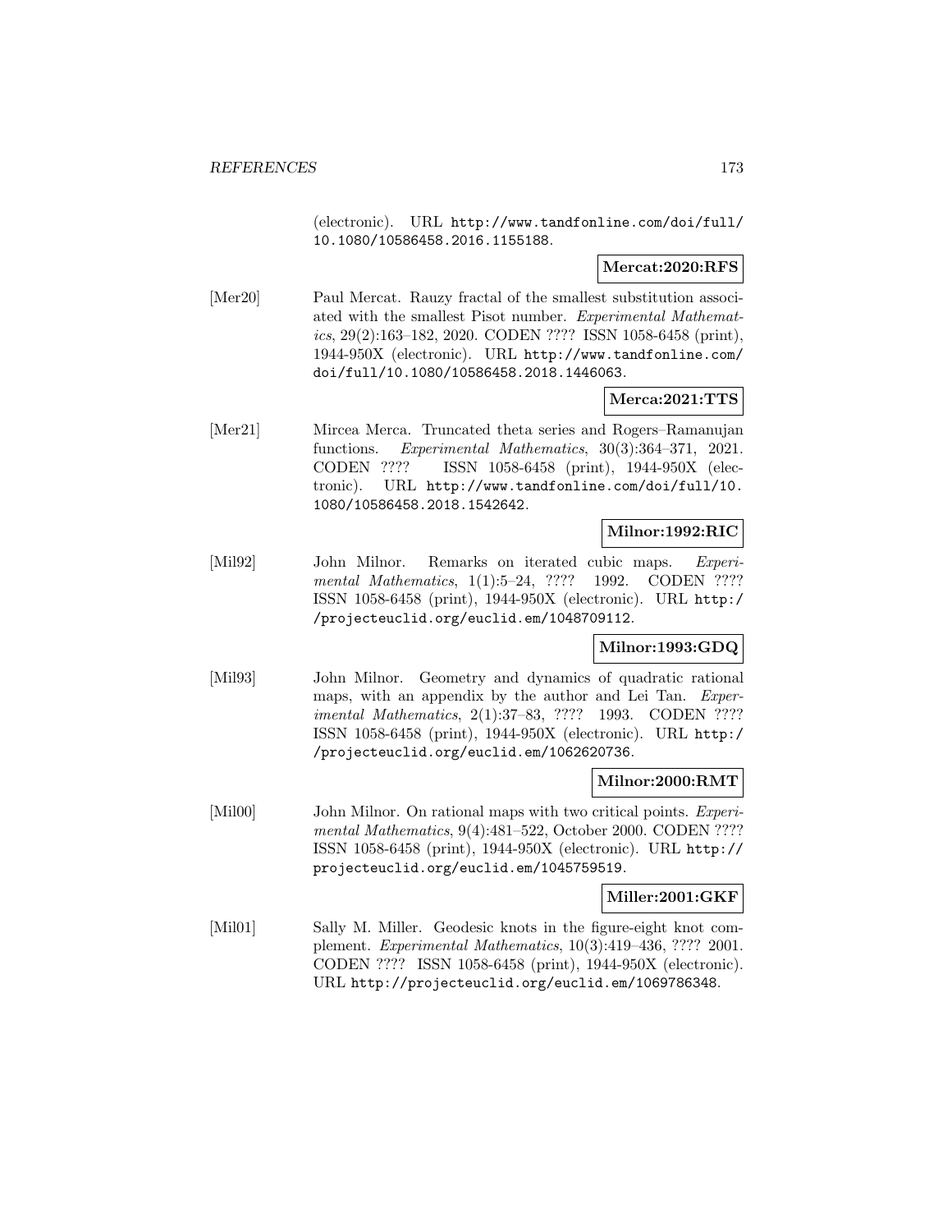(electronic). URL http://www.tandfonline.com/doi/full/10.1080/10586458.2016.1155188.

**Mercat:2020:RFS**

[Mer20] Paul Mercat. Rauzy fractal of the smallest substitution associated with the smallest Pisot number. *Experimental Mathematics*, 29(2):163–182, 2020. CODEN ???? ISSN 1058-6458 (print), 1944-950X (electronic). URL http://www.tandfonline.com/doi/full/10.1080/10586458.2018.1446063.

**Merca:2021:TTS**

[Mer21] Mircea Merca. Truncated theta series and Rogers–Ramanujan functions. *Experimental Mathematics*, 30(3):364–371, 2021. CODEN ???? ISSN 1058-6458 (print), 1944-950X (electronic). URL http://www.tandfonline.com/doi/full/10.1080/10586458.2018.1542642.

**Milnor:1992:RIC**

[Mil92] John Milnor. Remarks on iterated cubic maps. *Experimental Mathematics*, 1(1):5–24, ???? 1992. CODEN ???? ISSN 1058-6458 (print), 1944-950X (electronic). URL http://projecteuclid.org/euclid.em/1048709112.

**Milnor:1993:GDQ**

[Mil93] John Milnor. Geometry and dynamics of quadratic rational maps, with an appendix by the author and Lei Tan. *Experimental Mathematics*, 2(1):37–83, ???? 1993. CODEN ???? ISSN 1058-6458 (print), 1944-950X (electronic). URL http://projecteuclid.org/euclid.em/1062620736.

**Milnor:2000:RMT**

[Mil00] John Milnor. On rational maps with two critical points. *Experimental Mathematics*, 9(4):481–522, October 2000. CODEN ???? ISSN 1058-6458 (print), 1944-950X (electronic). URL http://projecteuclid.org/euclid.em/1045759519.

**Miller:2001:GKF**

[Mil01] Sally M. Miller. Geodesic knots in the figure-eight knot complement. *Experimental Mathematics*, 10(3):419–436, ???? 2001. CODEN ???? ISSN 1058-6458 (print), 1944-950X (electronic). URL http://projecteuclid.org/euclid.em/1069786348.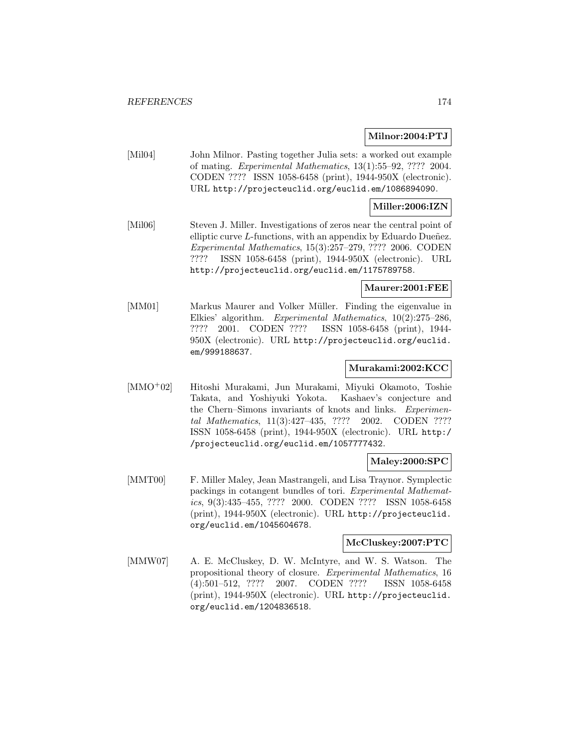**Milnor:2004:PTJ**

[Mil04] John Milnor. Pasting together Julia sets: a worked out example of mating. *Experimental Mathematics*, 13(1):55–92, ???? 2004. CODEN ???? ISSN 1058-6458 (print), 1944-950X (electronic). URL http://projecteuclid.org/euclid.em/1086894090.

**Miller:2006:IZN**

[Mil06] Steven J. Miller. Investigations of zeros near the central point of elliptic curve $L$-functions, with an appendix by Eduardo Dueñez. *Experimental Mathematics*, 15(3):257–279, ???? 2006. CODEN ???? ISSN 1058-6458 (print), 1944-950X (electronic). URL http://projecteuclid.org/euclid.em/1175789758.

**Maurer:2001:FEE**

[MM01] Markus Maurer and Volker Müller. Finding the eigenvalue in Elkies' algorithm. *Experimental Mathematics*, 10(2):275–286, ???? 2001. CODEN ???? ISSN 1058-6458 (print), 1944-950X (electronic). URL http://projecteuclid.org/euclid.em/999188637.

**Murakami:2002:KCC**

[MMO+02] Hitoshi Murakami, Jun Murakami, Miyuki Okamoto, Toshie Takata, and Yoshiyuki Yokota. Kashaev's conjecture and the Chern–Simons invariants of knots and links. *Experimental Mathematics*, 11(3):427–435, ???? 2002. CODEN ???? ISSN 1058-6458 (print), 1944-950X (electronic). URL http://projecteuclid.org/euclid.em/1057777432.

**Maley:2000:SPC**

[MMT00] F. Miller Maley, Jean Mastrangeli, and Lisa Traynor. Symplectic packings in cotangent bundles of tori. *Experimental Mathematics*, 9(3):435–455, ???? 2000. CODEN ???? ISSN 1058-6458 (print), 1944-950X (electronic). URL http://projecteuclid.org/euclid.em/1045604678.

**McCluskey:2007:PTC**

[MMW07] A. E. McCluskey, D. W. McIntyre, and W. S. Watson. The propositional theory of closure. *Experimental Mathematics*, 16 (4):501–512, ???? 2007. CODEN ???? ISSN 1058-6458 (print), 1944-950X (electronic). URL http://projecteuclid.org/euclid.em/1204836518.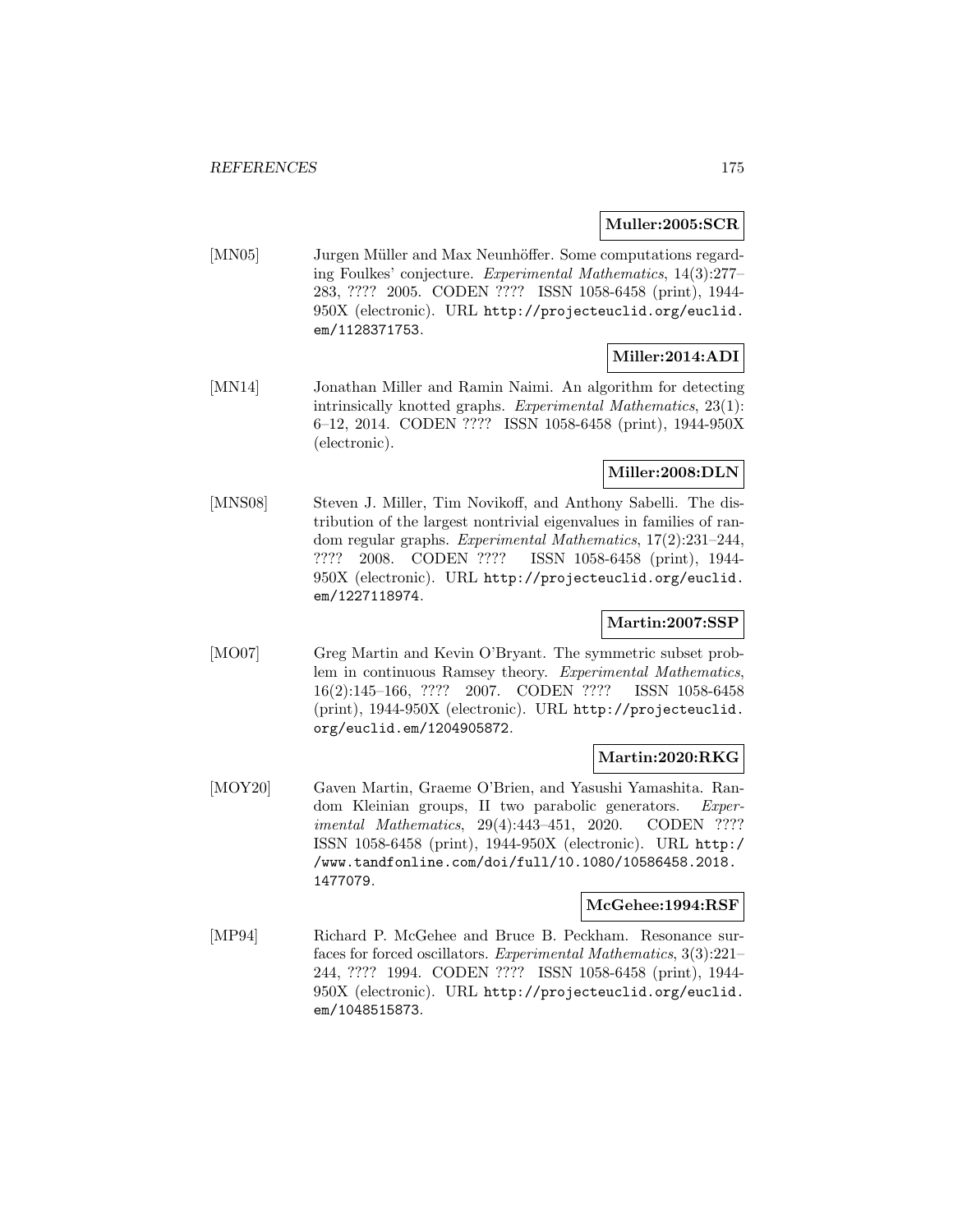**Muller:2005:SCR**

[MN05] Jurgen Müller and Max Neunhöffer. Some computations regarding Foulkes' conjecture. *Experimental Mathematics*, 14(3):277–283, ???? 2005. CODEN ???? ISSN 1058-6458 (print), 1944-950X (electronic). URL http://projecteuclid.org/euclid.em/1128371753.

**Miller:2014:ADI**

[MN14] Jonathan Miller and Ramin Naimi. An algorithm for detecting intrinsically knotted graphs. *Experimental Mathematics*, 23(1): 6–12, 2014. CODEN ???? ISSN 1058-6458 (print), 1944-950X (electronic).

**Miller:2008:DLN**

[MNS08] Steven J. Miller, Tim Novikoff, and Anthony Sabelli. The distribution of the largest nontrivial eigenvalues in families of random regular graphs. *Experimental Mathematics*, 17(2):231–244, ???? 2008. CODEN ???? ISSN 1058-6458 (print), 1944-950X (electronic). URL http://projecteuclid.org/euclid.em/1227118974.

**Martin:2007:SSP**

[MO07] Greg Martin and Kevin O'Bryant. The symmetric subset problem in continuous Ramsey theory. *Experimental Mathematics*, 16(2):145–166, ???? 2007. CODEN ???? ISSN 1058-6458 (print), 1944-950X (electronic). URL http://projecteuclid.org/euclid.em/1204905872.

**Martin:2020:RKG**

[MOY20] Gaven Martin, Graeme O'Brien, and Yasushi Yamashita. Random Kleinian groups, II two parabolic generators. *Experimental Mathematics*, 29(4):443–451, 2020. CODEN ???? ISSN 1058-6458 (print), 1944-950X (electronic). URL http://www.tandfonline.com/doi/full/10.1080/10586458.2018.1477079.

**McGehee:1994:RSF**

[MP94] Richard P. McGehee and Bruce B. Peckham. Resonance surfaces for forced oscillators. *Experimental Mathematics*, 3(3):221–244, ???? 1994. CODEN ???? ISSN 1058-6458 (print), 1944-950X (electronic). URL http://projecteuclid.org/euclid.em/1048515873.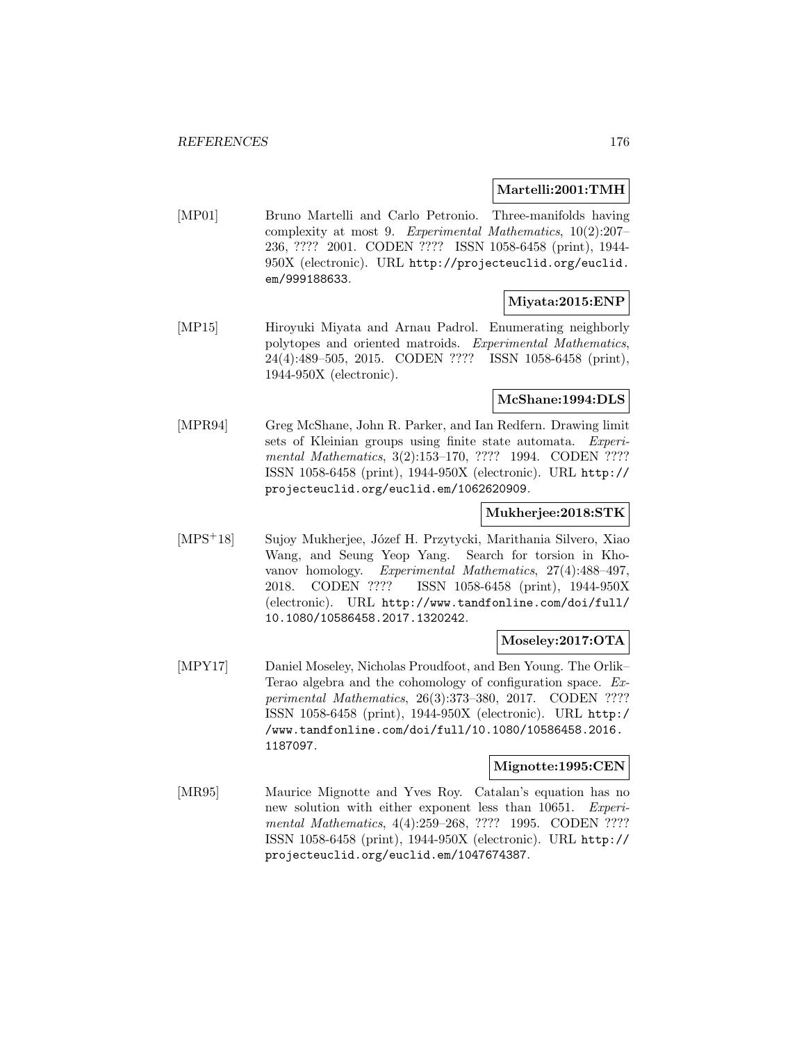**Martelli:2001:TMH**

[MP01] Bruno Martelli and Carlo Petronio. Three-manifolds having complexity at most 9. *Experimental Mathematics*, 10(2):207–236, ???? 2001. CODEN ???? ISSN 1058-6458 (print), 1944-950X (electronic). URL http://projecteuclid.org/euclid.em/999188633.

**Miyata:2015:ENP**

[MP15] Hiroyuki Miyata and Arnau Padrol. Enumerating neighborly polytopes and oriented matroids. *Experimental Mathematics*, 24(4):489–505, 2015. CODEN ???? ISSN 1058-6458 (print), 1944-950X (electronic).

**McShane:1994:DLS**

[MPR94] Greg McShane, John R. Parker, and Ian Redfern. Drawing limit sets of Kleinian groups using finite state automata. *Experimental Mathematics*, 3(2):153–170, ???? 1994. CODEN ???? ISSN 1058-6458 (print), 1944-950X (electronic). URL http://projecteuclid.org/euclid.em/1062620909.

**Mukherjee:2018:STK**

[MPS+18] Sujoy Mukherjee, Józef H. Przytycki, Marithania Silvero, Xiao Wang, and Seung Yeop Yang. Search for torsion in Khovanov homology. *Experimental Mathematics*, 27(4):488–497, 2018. CODEN ???? ISSN 1058-6458 (print), 1944-950X (electronic). URL http://www.tandfonline.com/doi/full/10.1080/10586458.2017.1320242.

**Moseley:2017:OTA**

[MPY17] Daniel Moseley, Nicholas Proudfoot, and Ben Young. The Orlik–Terao algebra and the cohomology of configuration space. *Experimental Mathematics*, 26(3):373–380, 2017. CODEN ???? ISSN 1058-6458 (print), 1944-950X (electronic). URL http://www.tandfonline.com/doi/full/10.1080/10586458.2016.1187097.

**Mignotte:1995:CEN**

[MR95] Maurice Mignotte and Yves Roy. Catalan's equation has no new solution with either exponent less than 10651. *Experimental Mathematics*, 4(4):259–268, ???? 1995. CODEN ???? ISSN 1058-6458 (print), 1944-950X (electronic). URL http://projecteuclid.org/euclid.em/1047674387.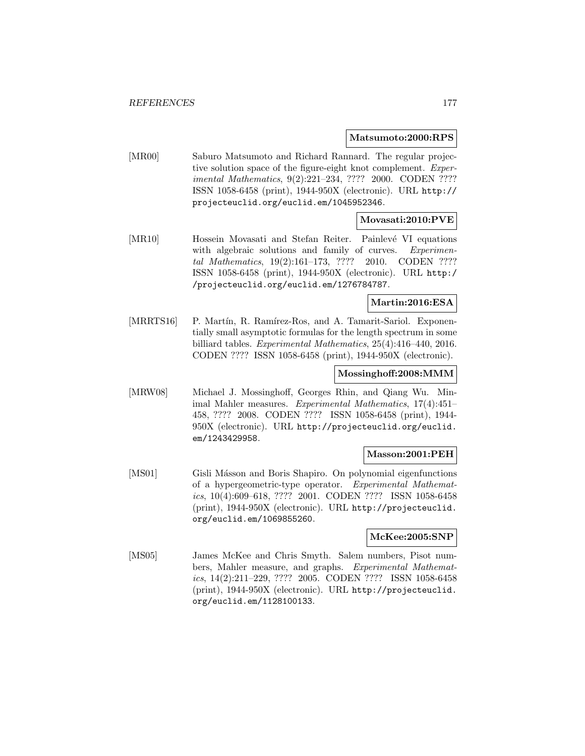**Matsumoto:2000:RPS**

[MR00] Saburo Matsumoto and Richard Rannard. The regular projective solution space of the figure-eight knot complement. *Experimental Mathematics*, 9(2):221–234, ???? 2000. CODEN ???? ISSN 1058-6458 (print), 1944-950X (electronic). URL http://projecteuclid.org/euclid.em/1045952346.

**Movasati:2010:PVE**

[MR10] Hossein Movasati and Stefan Reiter. Painlevé VI equations with algebraic solutions and family of curves. *Experimental Mathematics*, 19(2):161–173, ???? 2010. CODEN ???? ISSN 1058-6458 (print), 1944-950X (electronic). URL http://projecteuclid.org/euclid.em/1276784787.

**Martin:2016:ESA**

[MRRTS16] P. Martín, R. Ramírez-Ros, and A. Tamarit-Sariol. Exponentially small asymptotic formulas for the length spectrum in some billiard tables. *Experimental Mathematics*, 25(4):416–440, 2016. CODEN ???? ISSN 1058-6458 (print), 1944-950X (electronic).

**Mossinghoff:2008:MMM**

[MRW08] Michael J. Mossinghoff, Georges Rhin, and Qiang Wu. Minimal Mahler measures. *Experimental Mathematics*, 17(4):451–458, ???? 2008. CODEN ???? ISSN 1058-6458 (print), 1944-950X (electronic). URL http://projecteuclid.org/euclid.em/1243429958.

**Masson:2001:PEH**

[MS01] Gisli Másson and Boris Shapiro. On polynomial eigenfunctions of a hypergeometric-type operator. *Experimental Mathematics*, 10(4):609–618, ???? 2001. CODEN ???? ISSN 1058-6458 (print), 1944-950X (electronic). URL http://projecteuclid.org/euclid.em/1069855260.

**McKee:2005:SNP**

[MS05] James McKee and Chris Smyth. Salem numbers, Pisot numbers, Mahler measure, and graphs. *Experimental Mathematics*, 14(2):211–229, ???? 2005. CODEN ???? ISSN 1058-6458 (print), 1944-950X (electronic). URL http://projecteuclid.org/euclid.em/1128100133.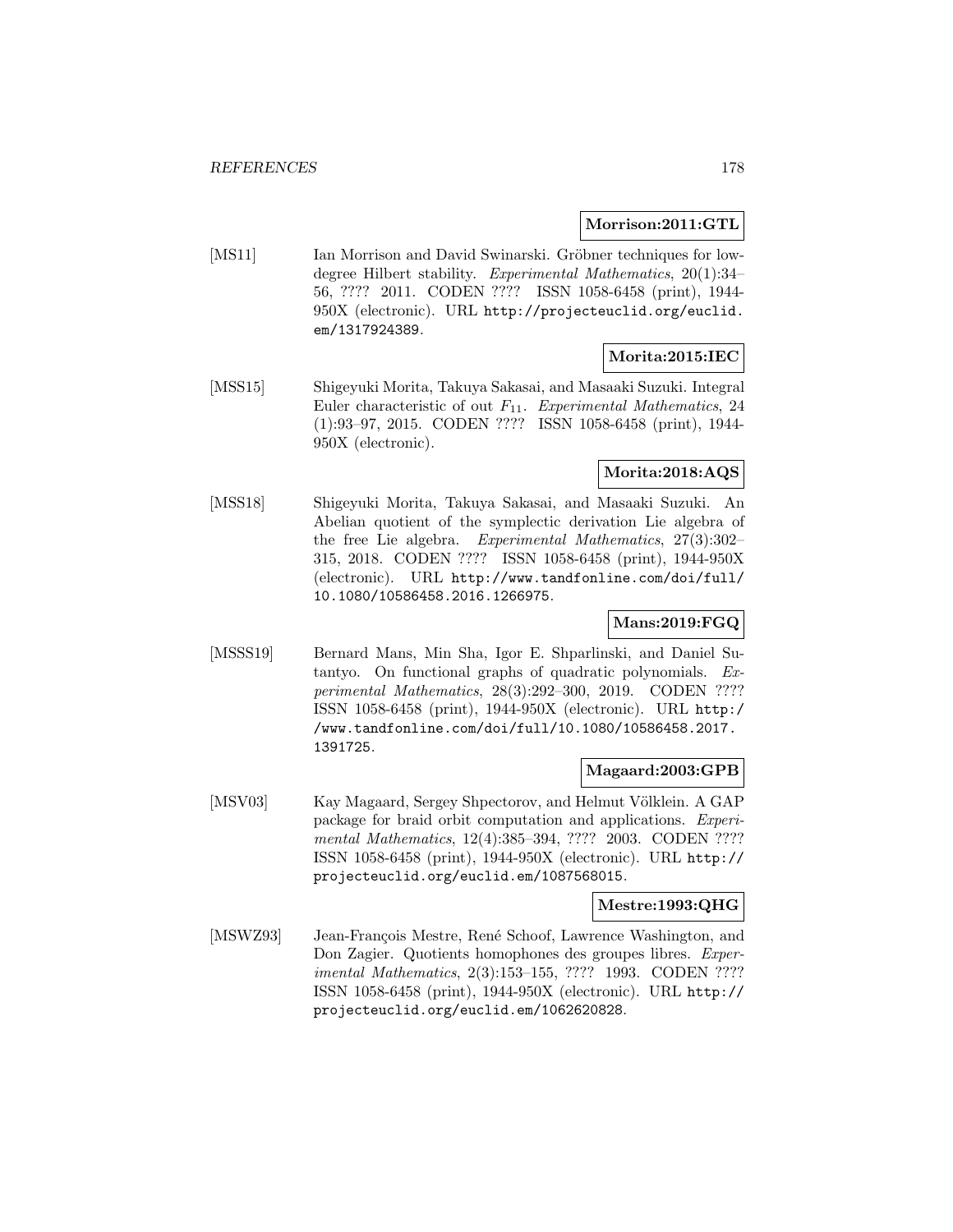**Morrison:2011:GTL**

[MS11] Ian Morrison and David Swinarski. Gröbner techniques for low-degree Hilbert stability. *Experimental Mathematics*, 20(1):34–56, ???? 2011. CODEN ???? ISSN 1058-6458 (print), 1944-950X (electronic). URL http://projecteuclid.org/euclid.em/1317924389.

**Morita:2015:IEC**

[MSS15] Shigeyuki Morita, Takuya Sakasai, and Masaaki Suzuki. Integral Euler characteristic of out $F_{11}$. *Experimental Mathematics*, 24 (1):93–97, 2015. CODEN ???? ISSN 1058-6458 (print), 1944-950X (electronic).

**Morita:2018:AQS**

[MSS18] Shigeyuki Morita, Takuya Sakasai, and Masaaki Suzuki. An Abelian quotient of the symplectic derivation Lie algebra of the free Lie algebra. *Experimental Mathematics*, 27(3):302–315, 2018. CODEN ???? ISSN 1058-6458 (print), 1944-950X (electronic). URL http://www.tandfonline.com/doi/full/10.1080/10586458.2016.1266975.

**Mans:2019:FGQ**

[MSSS19] Bernard Mans, Min Sha, Igor E. Shparlinski, and Daniel Sutantyo. On functional graphs of quadratic polynomials. *Experimental Mathematics*, 28(3):292–300, 2019. CODEN ???? ISSN 1058-6458 (print), 1944-950X (electronic). URL http://www.tandfonline.com/doi/full/10.1080/10586458.2017.1391725.

**Magaard:2003:GPB**

[MSV03] Kay Magaard, Sergey Shpectorov, and Helmut Völklein. A GAP package for braid orbit computation and applications. *Experimental Mathematics*, 12(4):385–394, ???? 2003. CODEN ???? ISSN 1058-6458 (print), 1944-950X (electronic). URL http://projecteuclid.org/euclid.em/1087568015.

**Mestre:1993:QHG**

[MSWZ93] Jean-François Mestre, René Schoof, Lawrence Washington, and Don Zagier. Quotients homophones des groupes libres. *Experimental Mathematics*, 2(3):153–155, ???? 1993. CODEN ???? ISSN 1058-6458 (print), 1944-950X (electronic). URL http://projecteuclid.org/euclid.em/1062620828.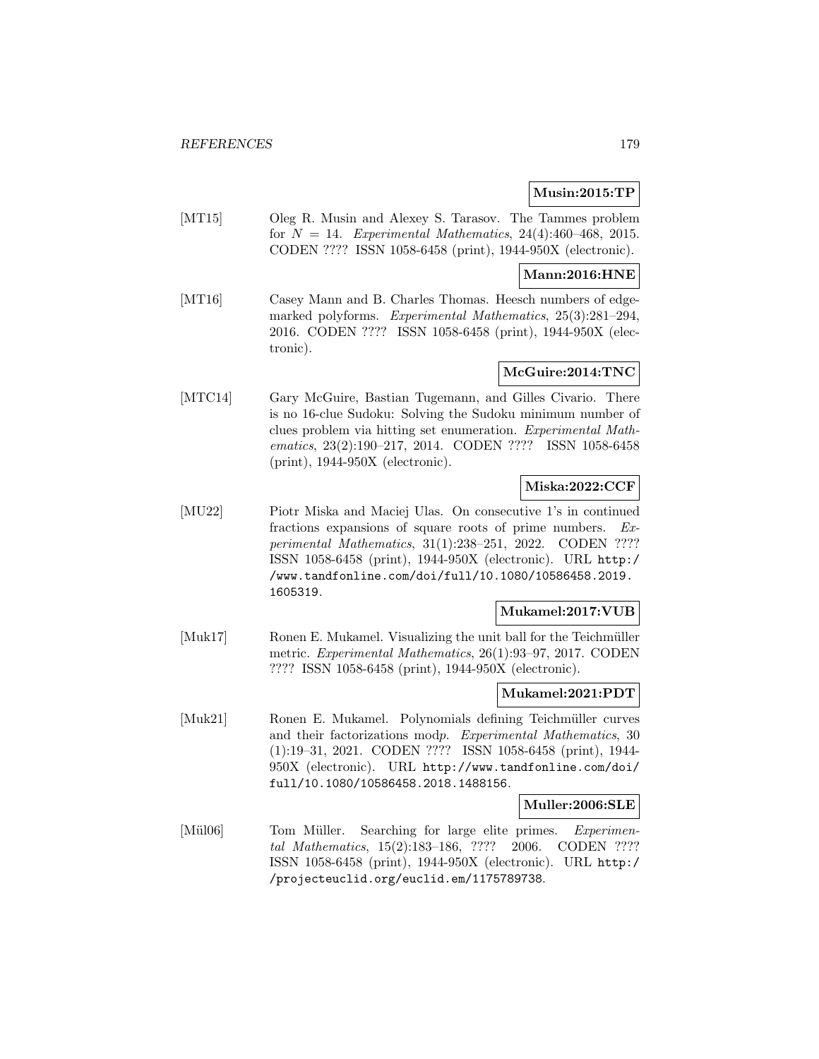**Musin:2015:TP**

[MT15] Oleg R. Musin and Alexey S. Tarasov. The Tammes problem for $N = 14$. *Experimental Mathematics*, 24(4):460–468, 2015. CODEN ???? ISSN 1058-6458 (print), 1944-950X (electronic).

**Mann:2016:HNE**

[MT16] Casey Mann and B. Charles Thomas. Heesch numbers of edge-marked polyforms. *Experimental Mathematics*, 25(3):281–294, 2016. CODEN ???? ISSN 1058-6458 (print), 1944-950X (electronic).

**McGuire:2014:TNC**

[MTC14] Gary McGuire, Bastian Tugemann, and Gilles Civario. There is no 16-clue Sudoku: Solving the Sudoku minimum number of clues problem via hitting set enumeration. *Experimental Mathematics*, 23(2):190–217, 2014. CODEN ???? ISSN 1058-6458 (print), 1944-950X (electronic).

**Miska:2022:CCF**

[MU22] Piotr Miska and Maciej Ulas. On consecutive 1's in continued fractions expansions of square roots of prime numbers. *Experimental Mathematics*, 31(1):238–251, 2022. CODEN ???? ISSN 1058-6458 (print), 1944-950X (electronic). URL http://www.tandfonline.com/doi/full/10.1080/10586458.2019.1605319.

**Mukamel:2017:VUB**

[Muk17] Ronen E. Mukamel. Visualizing the unit ball for the Teichmüller metric. *Experimental Mathematics*, 26(1):93–97, 2017. CODEN ???? ISSN 1058-6458 (print), 1944-950X (electronic).

**Mukamel:2021:PDT**

[Muk21] Ronen E. Mukamel. Polynomials defining Teichmüller curves and their factorizations mod$p$. *Experimental Mathematics*, 30 (1):19–31, 2021. CODEN ???? ISSN 1058-6458 (print), 1944-950X (electronic). URL http://www.tandfonline.com/doi/full/10.1080/10586458.2018.1488156.

**Muller:2006:SLE**

[Mül06] Tom Müller. Searching for large elite primes. *Experimental Mathematics*, 15(2):183–186, ???? 2006. CODEN ???? ISSN 1058-6458 (print), 1944-950X (electronic). URL http://projecteuclid.org/euclid.em/1175789738.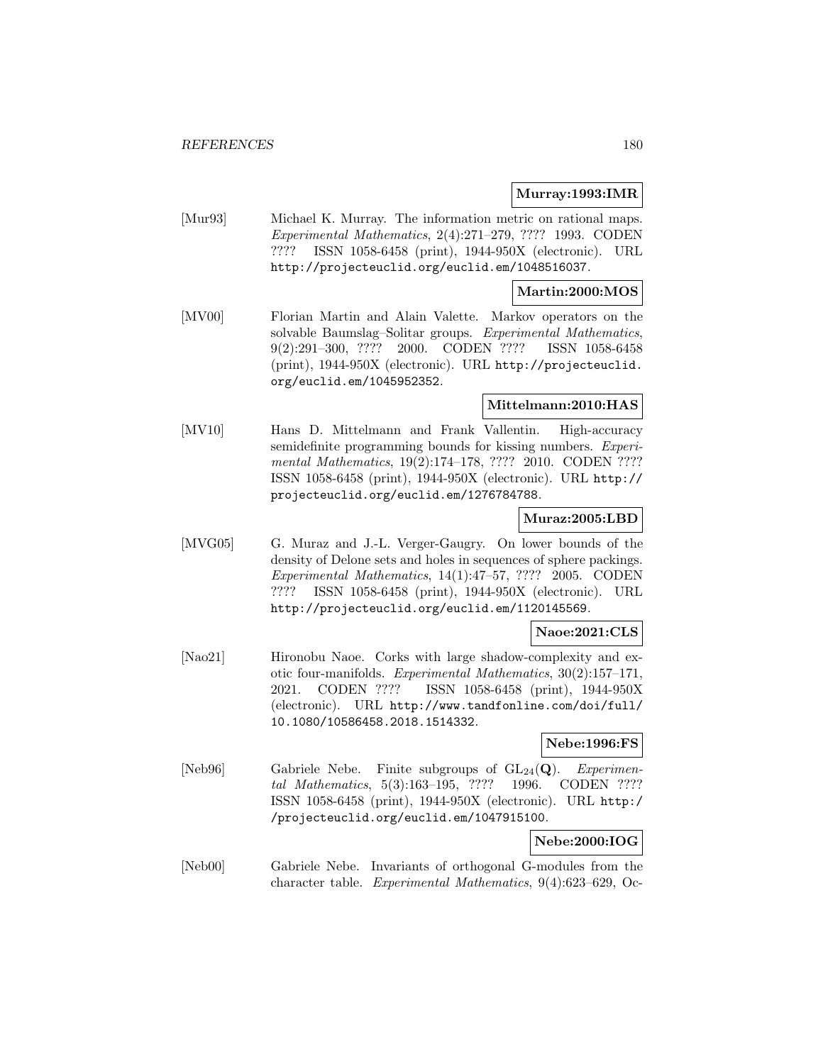**Murray:1993:IMR**

[Mur93] Michael K. Murray. The information metric on rational maps. *Experimental Mathematics*, 2(4):271–279, ???? 1993. CODEN ???? ISSN 1058-6458 (print), 1944-950X (electronic). URL http://projecteuclid.org/euclid.em/1048516037.

**Martin:2000:MOS**

[MV00] Florian Martin and Alain Valette. Markov operators on the solvable Baumslag–Solitar groups. *Experimental Mathematics*, 9(2):291–300, ???? 2000. CODEN ???? ISSN 1058-6458 (print), 1944-950X (electronic). URL http://projecteuclid.org/euclid.em/1045952352.

**Mittelmann:2010:HAS**

[MV10] Hans D. Mittelmann and Frank Vallentin. High-accuracy semidefinite programming bounds for kissing numbers. *Experimental Mathematics*, 19(2):174–178, ???? 2010. CODEN ???? ISSN 1058-6458 (print), 1944-950X (electronic). URL http://projecteuclid.org/euclid.em/1276784788.

**Muraz:2005:LBD**

[MVG05] G. Muraz and J.-L. Verger-Gaugry. On lower bounds of the density of Delone sets and holes in sequences of sphere packings. *Experimental Mathematics*, 14(1):47–57, ???? 2005. CODEN ???? ISSN 1058-6458 (print), 1944-950X (electronic). URL http://projecteuclid.org/euclid.em/1120145569.

**Naoe:2021:CLS**

[Nao21] Hironobu Naoe. Corks with large shadow-complexity and exotic four-manifolds. *Experimental Mathematics*, 30(2):157–171, 2021. CODEN ???? ISSN 1058-6458 (print), 1944-950X (electronic). URL http://www.tandfonline.com/doi/full/10.1080/10586458.2018.1514332.

**Nebe:1996:FS**

[Neb96] Gabriele Nebe. Finite subgroups of $GL_{24}(\mathbf{Q})$. *Experimental Mathematics*, 5(3):163–195, ???? 1996. CODEN ???? ISSN 1058-6458 (print), 1944-950X (electronic). URL http://projecteuclid.org/euclid.em/1047915100.

**Nebe:2000:IOG**

[Neb00] Gabriele Nebe. Invariants of orthogonal G-modules from the character table. *Experimental Mathematics*, 9(4):623–629, Oc-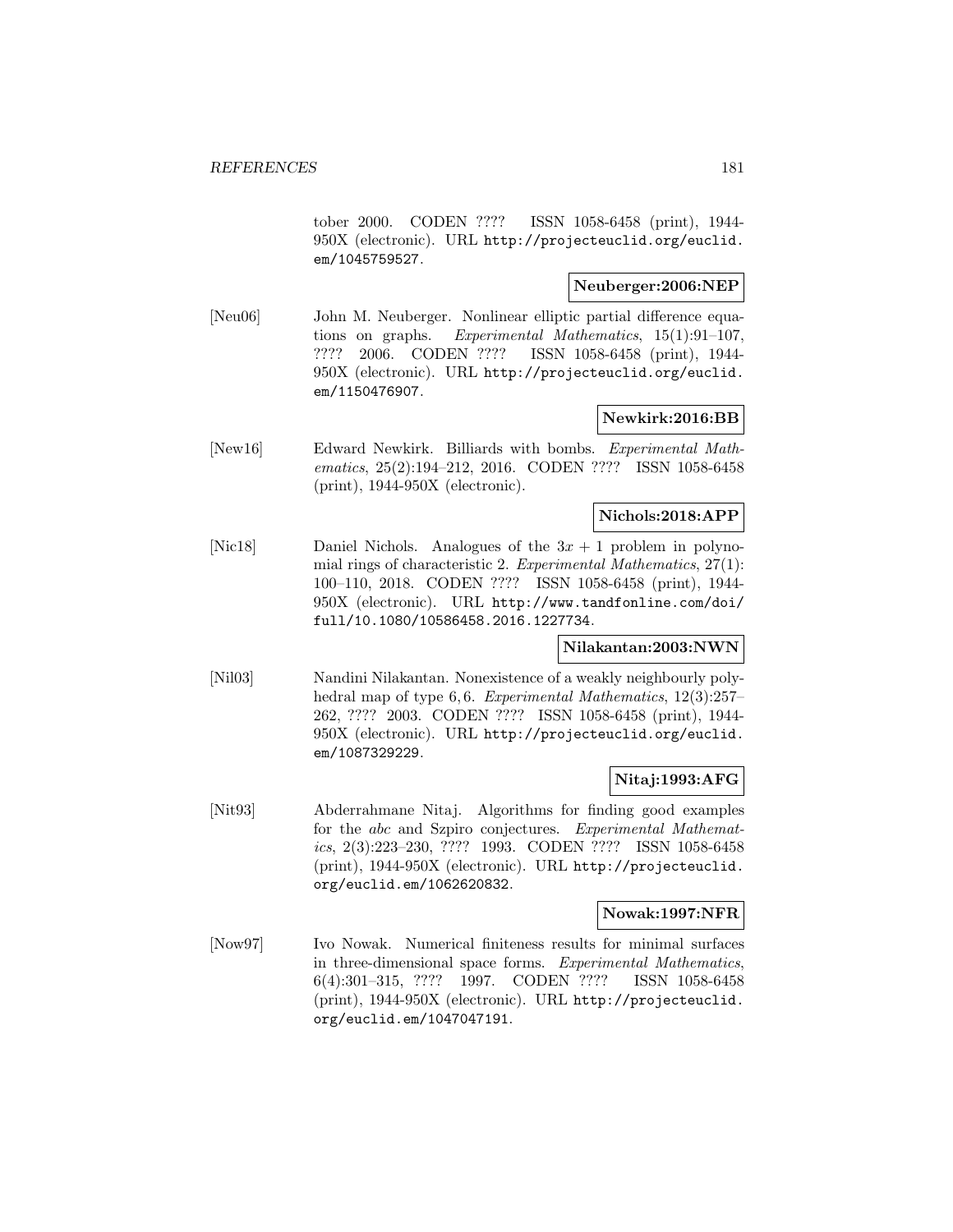tober 2000. CODEN ???? ISSN 1058-6458 (print), 1944-950X (electronic). URL http://projecteuclid.org/euclid.em/1045759527.

**Neuberger:2006:NEP**

[Neu06] John M. Neuberger. Nonlinear elliptic partial difference equations on graphs. *Experimental Mathematics*, 15(1):91–107, ???? 2006. CODEN ???? ISSN 1058-6458 (print), 1944-950X (electronic). URL http://projecteuclid.org/euclid.em/1150476907.

**Newkirk:2016:BB**

[New16] Edward Newkirk. Billiards with bombs. *Experimental Mathematics*, 25(2):194–212, 2016. CODEN ???? ISSN 1058-6458 (print), 1944-950X (electronic).

**Nichols:2018:APP**

[Nic18] Daniel Nichols. Analogues of the $3x + 1$ problem in polynomial rings of characteristic 2. *Experimental Mathematics*, 27(1): 100–110, 2018. CODEN ???? ISSN 1058-6458 (print), 1944-950X (electronic). URL http://www.tandfonline.com/doi/full/10.1080/10586458.2016.1227734.

**Nilakantan:2003:NWN**

[Nil03] Nandini Nilakantan. Nonexistence of a weakly neighbourly polyhedral map of type 6, 6. *Experimental Mathematics*, 12(3):257–262, ???? 2003. CODEN ???? ISSN 1058-6458 (print), 1944-950X (electronic). URL http://projecteuclid.org/euclid.em/1087329229.

**Nitaj:1993:AFG**

[Nit93] Abderrahmane Nitaj. Algorithms for finding good examples for the *abc* and Szpiro conjectures. *Experimental Mathematics*, 2(3):223–230, ???? 1993. CODEN ???? ISSN 1058-6458 (print), 1944-950X (electronic). URL http://projecteuclid.org/euclid.em/1062620832.

**Nowak:1997:NFR**

[Now97] Ivo Nowak. Numerical finiteness results for minimal surfaces in three-dimensional space forms. *Experimental Mathematics*, 6(4):301–315, ???? 1997. CODEN ???? ISSN 1058-6458 (print), 1944-950X (electronic). URL http://projecteuclid.org/euclid.em/1047047191.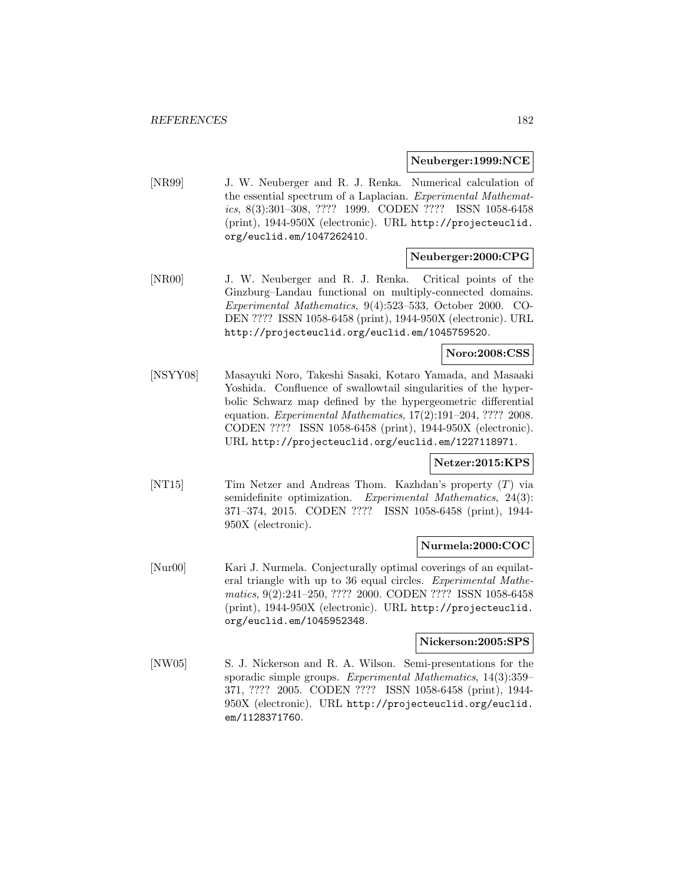**Neuberger:1999:NCE**

[NR99] J. W. Neuberger and R. J. Renka. Numerical calculation of the essential spectrum of a Laplacian. *Experimental Mathematics*, 8(3):301–308, ???? 1999. CODEN ???? ISSN 1058-6458 (print), 1944-950X (electronic). URL `http://projecteuclid.org/euclid.em/1047262410`.

**Neuberger:2000:CPG**

[NR00] J. W. Neuberger and R. J. Renka. Critical points of the Ginzburg–Landau functional on multiply-connected domains. *Experimental Mathematics*, 9(4):523–533, October 2000. CODEN ???? ISSN 1058-6458 (print), 1944-950X (electronic). URL `http://projecteuclid.org/euclid.em/1045759520`.

**Noro:2008:CSS**

[NSYY08] Masayuki Noro, Takeshi Sasaki, Kotaro Yamada, and Masaaki Yoshida. Confluence of swallowtail singularities of the hyperbolic Schwarz map defined by the hypergeometric differential equation. *Experimental Mathematics*, 17(2):191–204, ???? 2008. CODEN ???? ISSN 1058-6458 (print), 1944-950X (electronic). URL `http://projecteuclid.org/euclid.em/1227118971`.

**Netzer:2015:KPS**

[NT15] Tim Netzer and Andreas Thom. Kazhdan's property $(T)$ via semidefinite optimization. *Experimental Mathematics*, 24(3): 371–374, 2015. CODEN ???? ISSN 1058-6458 (print), 1944-950X (electronic).

**Nurmela:2000:COC**

[Nur00] Kari J. Nurmela. Conjecturally optimal coverings of an equilateral triangle with up to 36 equal circles. *Experimental Mathematics*, 9(2):241–250, ???? 2000. CODEN ???? ISSN 1058-6458 (print), 1944-950X (electronic). URL `http://projecteuclid.org/euclid.em/1045952348`.

**Nickerson:2005:SPS**

[NW05] S. J. Nickerson and R. A. Wilson. Semi-presentations for the sporadic simple groups. *Experimental Mathematics*, 14(3):359–371, ???? 2005. CODEN ???? ISSN 1058-6458 (print), 1944-950X (electronic). URL `http://projecteuclid.org/euclid.em/1128371760`.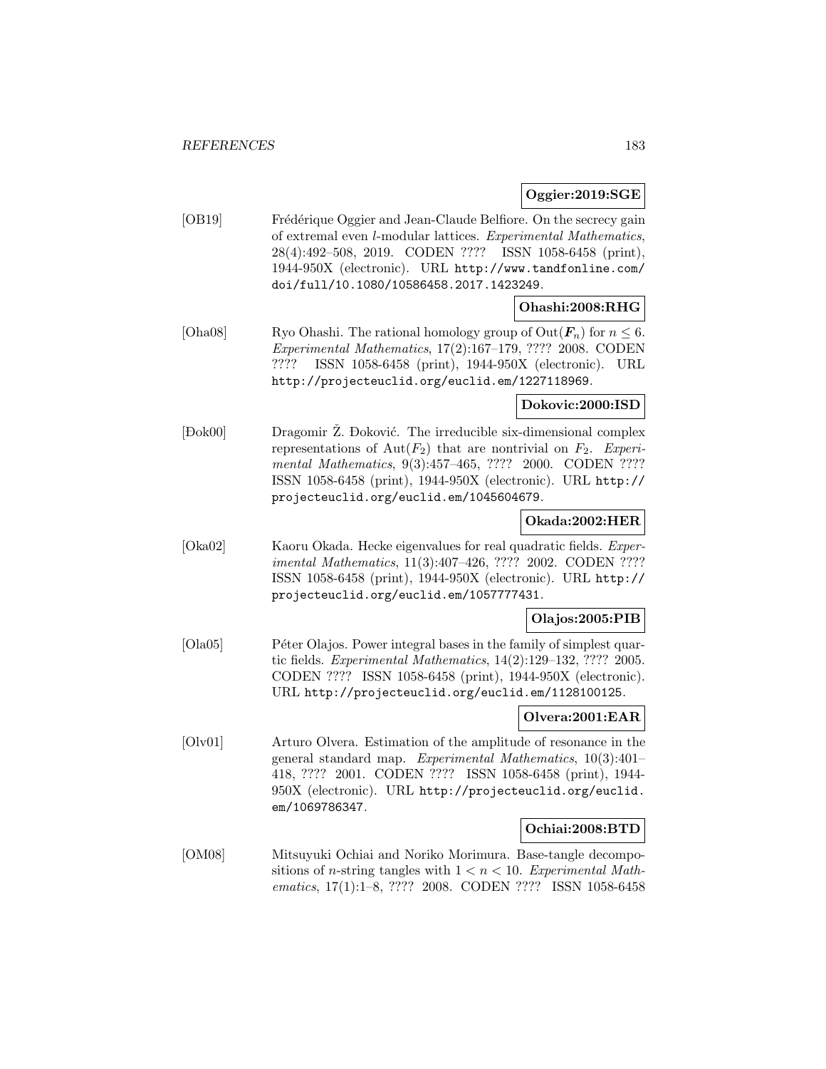**Oggier:2019:SGE**

[OB19] Frédérique Oggier and Jean-Claude Belfiore. On the secrecy gain of extremal even $l$-modular lattices. *Experimental Mathematics*, 28(4):492–508, 2019. CODEN ???? ISSN 1058-6458 (print), 1944-950X (electronic). URL http://www.tandfonline.com/doi/full/10.1080/10586458.2017.1423249.

**Ohashi:2008:RHG**

[Oha08] Ryo Ohashi. The rational homology group of $\mathrm{Out}(\boldsymbol{F}_n)$ for $n \leq 6$. *Experimental Mathematics*, 17(2):167–179, ???? 2008. CODEN ???? ISSN 1058-6458 (print), 1944-950X (electronic). URL http://projecteuclid.org/euclid.em/1227118969.

**Dokovic:2000:ISD**

[Đok00] Dragomir Ž. Đoković. The irreducible six-dimensional complex representations of $\mathrm{Aut}(F_2)$ that are nontrivial on $F_2$. *Experimental Mathematics*, 9(3):457–465, ???? 2000. CODEN ???? ISSN 1058-6458 (print), 1944-950X (electronic). URL http://projecteuclid.org/euclid.em/1045604679.

**Okada:2002:HER**

[Oka02] Kaoru Okada. Hecke eigenvalues for real quadratic fields. *Experimental Mathematics*, 11(3):407–426, ???? 2002. CODEN ???? ISSN 1058-6458 (print), 1944-950X (electronic). URL http://projecteuclid.org/euclid.em/1057777431.

**Olajos:2005:PIB**

[Ola05] Péter Olajos. Power integral bases in the family of simplest quartic fields. *Experimental Mathematics*, 14(2):129–132, ???? 2005. CODEN ???? ISSN 1058-6458 (print), 1944-950X (electronic). URL http://projecteuclid.org/euclid.em/1128100125.

**Olvera:2001:EAR**

[Olv01] Arturo Olvera. Estimation of the amplitude of resonance in the general standard map. *Experimental Mathematics*, 10(3):401–418, ???? 2001. CODEN ???? ISSN 1058-6458 (print), 1944-950X (electronic). URL http://projecteuclid.org/euclid.em/1069786347.

**Ochiai:2008:BTD**

[OM08] Mitsuyuki Ochiai and Noriko Morimura. Base-tangle decompositions of $n$-string tangles with $1 < n < 10$. *Experimental Mathematics*, 17(1):1–8, ???? 2008. CODEN ???? ISSN 1058-6458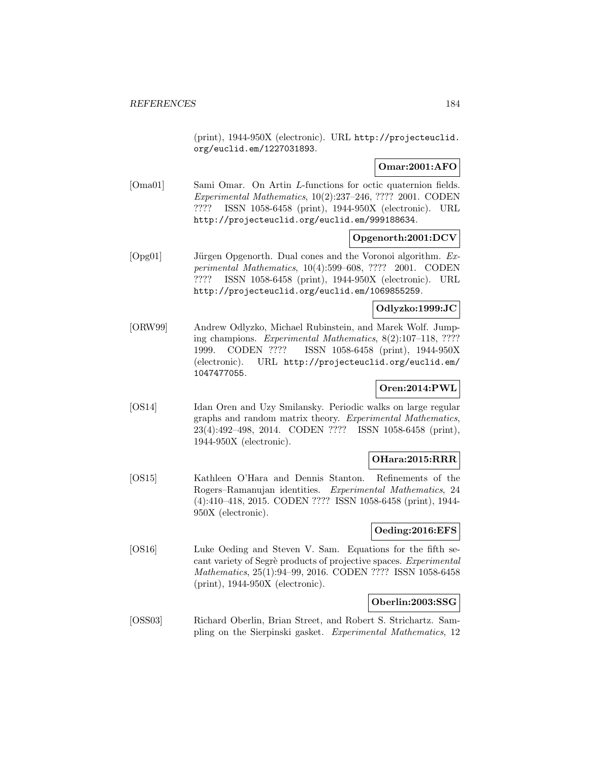(print), 1944-950X (electronic). URL http://projecteuclid.org/euclid.em/1227031893.

**Omar:2001:AFO**

[Oma01] Sami Omar. On Artin $L$-functions for octic quaternion fields. *Experimental Mathematics*, 10(2):237–246, ???? 2001. CODEN ???? ISSN 1058-6458 (print), 1944-950X (electronic). URL http://projecteuclid.org/euclid.em/999188634.

**Opgenorth:2001:DCV**

[Opg01] Jürgen Opgenorth. Dual cones and the Voronoi algorithm. *Experimental Mathematics*, 10(4):599–608, ???? 2001. CODEN ???? ISSN 1058-6458 (print), 1944-950X (electronic). URL http://projecteuclid.org/euclid.em/1069855259.

**Odlyzko:1999:JC**

[ORW99] Andrew Odlyzko, Michael Rubinstein, and Marek Wolf. Jumping champions. *Experimental Mathematics*, 8(2):107–118, ???? 1999. CODEN ???? ISSN 1058-6458 (print), 1944-950X (electronic). URL http://projecteuclid.org/euclid.em/1047477055.

**Oren:2014:PWL**

[OS14] Idan Oren and Uzy Smilansky. Periodic walks on large regular graphs and random matrix theory. *Experimental Mathematics*, 23(4):492–498, 2014. CODEN ???? ISSN 1058-6458 (print), 1944-950X (electronic).

**OHara:2015:RRR**

[OS15] Kathleen O'Hara and Dennis Stanton. Refinements of the Rogers–Ramanujan identities. *Experimental Mathematics*, 24 (4):410–418, 2015. CODEN ???? ISSN 1058-6458 (print), 1944-950X (electronic).

**Oeding:2016:EFS**

[OS16] Luke Oeding and Steven V. Sam. Equations for the fifth secant variety of Segrè products of projective spaces. *Experimental Mathematics*, 25(1):94–99, 2016. CODEN ???? ISSN 1058-6458 (print), 1944-950X (electronic).

**Oberlin:2003:SSG**

[OSS03] Richard Oberlin, Brian Street, and Robert S. Strichartz. Sampling on the Sierpinski gasket. *Experimental Mathematics*, 12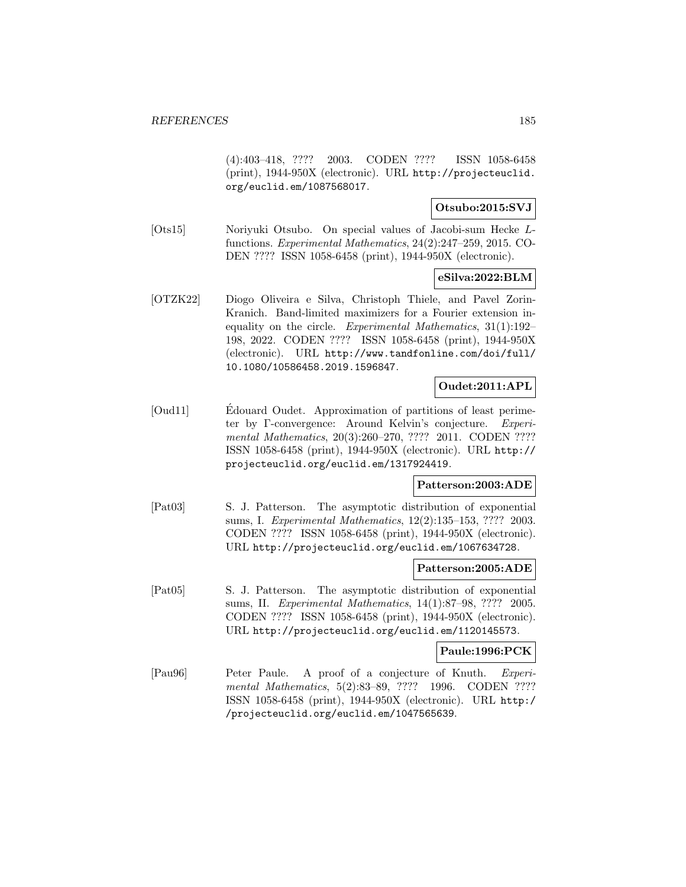(4):403–418, ???? 2003. CODEN ???? ISSN 1058-6458 (print), 1944-950X (electronic). URL http://projecteuclid.org/euclid.em/1087568017.

**Otsubo:2015:SVJ**

[Ots15] Noriyuki Otsubo. On special values of Jacobi-sum Hecke $L$-functions. *Experimental Mathematics*, 24(2):247–259, 2015. CODEN ???? ISSN 1058-6458 (print), 1944-950X (electronic).

**eSilva:2022:BLM**

[OTZK22] Diogo Oliveira e Silva, Christoph Thiele, and Pavel Zorin-Kranich. Band-limited maximizers for a Fourier extension inequality on the circle. *Experimental Mathematics*, 31(1):192–198, 2022. CODEN ???? ISSN 1058-6458 (print), 1944-950X (electronic). URL http://www.tandfonline.com/doi/full/10.1080/10586458.2019.1596847.

**Oudet:2011:APL**

[Oud11] Édouard Oudet. Approximation of partitions of least perimeter by Γ-convergence: Around Kelvin's conjecture. *Experimental Mathematics*, 20(3):260–270, ???? 2011. CODEN ???? ISSN 1058-6458 (print), 1944-950X (electronic). URL http://projecteuclid.org/euclid.em/1317924419.

**Patterson:2003:ADE**

[Pat03] S. J. Patterson. The asymptotic distribution of exponential sums, I. *Experimental Mathematics*, 12(2):135–153, ???? 2003. CODEN ???? ISSN 1058-6458 (print), 1944-950X (electronic). URL http://projecteuclid.org/euclid.em/1067634728.

**Patterson:2005:ADE**

[Pat05] S. J. Patterson. The asymptotic distribution of exponential sums, II. *Experimental Mathematics*, 14(1):87–98, ???? 2005. CODEN ???? ISSN 1058-6458 (print), 1944-950X (electronic). URL http://projecteuclid.org/euclid.em/1120145573.

**Paule:1996:PCK**

[Pau96] Peter Paule. A proof of a conjecture of Knuth. *Experimental Mathematics*, 5(2):83–89, ???? 1996. CODEN ???? ISSN 1058-6458 (print), 1944-950X (electronic). URL http://projecteuclid.org/euclid.em/1047565639.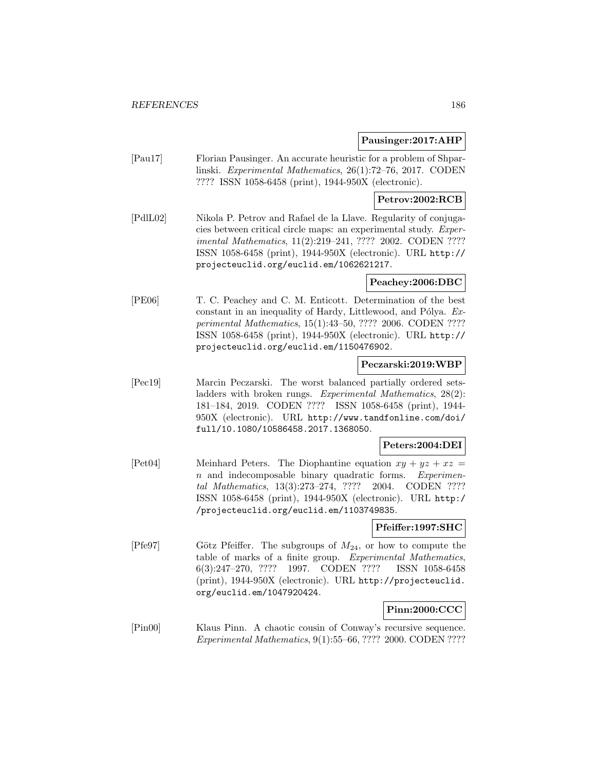**Pausinger:2017:AHP**

[Pau17] Florian Pausinger. An accurate heuristic for a problem of Shparlinski. *Experimental Mathematics*, 26(1):72–76, 2017. CODEN ???? ISSN 1058-6458 (print), 1944-950X (electronic).

**Petrov:2002:RCB**

[PdlL02] Nikola P. Petrov and Rafael de la Llave. Regularity of conjugacies between critical circle maps: an experimental study. *Experimental Mathematics*, 11(2):219–241, ???? 2002. CODEN ???? ISSN 1058-6458 (print), 1944-950X (electronic). URL http://projecteuclid.org/euclid.em/1062621217.

**Peachey:2006:DBC**

[PE06] T. C. Peachey and C. M. Enticott. Determination of the best constant in an inequality of Hardy, Littlewood, and Pólya. *Experimental Mathematics*, 15(1):43–50, ???? 2006. CODEN ???? ISSN 1058-6458 (print), 1944-950X (electronic). URL http://projecteuclid.org/euclid.em/1150476902.

**Peczarski:2019:WBP**

[Pec19] Marcin Peczarski. The worst balanced partially ordered sets-ladders with broken rungs. *Experimental Mathematics*, 28(2): 181–184, 2019. CODEN ???? ISSN 1058-6458 (print), 1944-950X (electronic). URL http://www.tandfonline.com/doi/full/10.1080/10586458.2017.1368050.

**Peters:2004:DEI**

[Pet04] Meinhard Peters. The Diophantine equation $xy + yz + xz = n$ and indecomposable binary quadratic forms. *Experimental Mathematics*, 13(3):273–274, ???? 2004. CODEN ???? ISSN 1058-6458 (print), 1944-950X (electronic). URL http://projecteuclid.org/euclid.em/1103749835.

**Pfeiffer:1997:SHC**

[Pfe97] Götz Pfeiffer. The subgroups of $M_{24}$, or how to compute the table of marks of a finite group. *Experimental Mathematics*, 6(3):247–270, ???? 1997. CODEN ???? ISSN 1058-6458 (print), 1944-950X (electronic). URL http://projecteuclid.org/euclid.em/1047920424.

**Pinn:2000:CCC**

[Pin00] Klaus Pinn. A chaotic cousin of Conway's recursive sequence. *Experimental Mathematics*, 9(1):55–66, ???? 2000. CODEN ????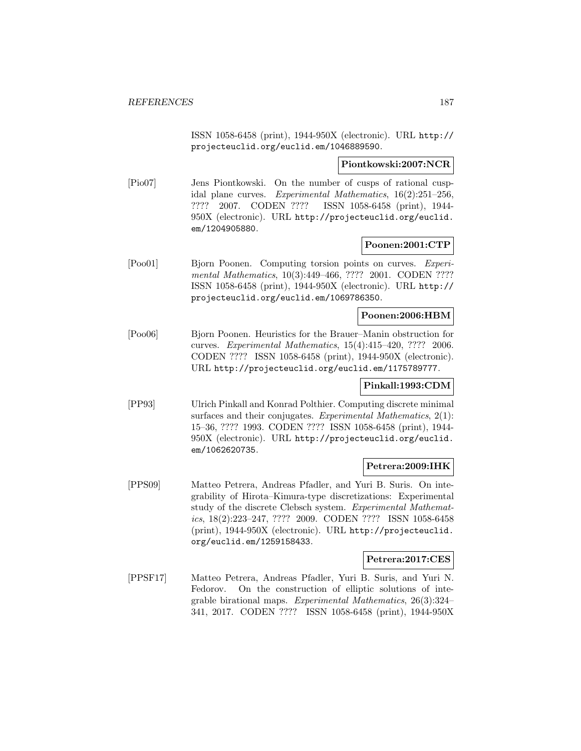ISSN 1058-6458 (print), 1944-950X (electronic). URL http://projecteuclid.org/euclid.em/1046889590.

**Piontkowski:2007:NCR**

[Pio07] Jens Piontkowski. On the number of cusps of rational cuspidal plane curves. *Experimental Mathematics*, 16(2):251–256, ???? 2007. CODEN ???? ISSN 1058-6458 (print), 1944-950X (electronic). URL http://projecteuclid.org/euclid.em/1204905880.

**Poonen:2001:CTP**

[Poo01] Bjorn Poonen. Computing torsion points on curves. *Experimental Mathematics*, 10(3):449–466, ???? 2001. CODEN ???? ISSN 1058-6458 (print), 1944-950X (electronic). URL http://projecteuclid.org/euclid.em/1069786350.

**Poonen:2006:HBM**

[Poo06] Bjorn Poonen. Heuristics for the Brauer–Manin obstruction for curves. *Experimental Mathematics*, 15(4):415–420, ???? 2006. CODEN ???? ISSN 1058-6458 (print), 1944-950X (electronic). URL http://projecteuclid.org/euclid.em/1175789777.

**Pinkall:1993:CDM**

[PP93] Ulrich Pinkall and Konrad Polthier. Computing discrete minimal surfaces and their conjugates. *Experimental Mathematics*, 2(1): 15–36, ???? 1993. CODEN ???? ISSN 1058-6458 (print), 1944-950X (electronic). URL http://projecteuclid.org/euclid.em/1062620735.

**Petrera:2009:IHK**

[PPS09] Matteo Petrera, Andreas Pfadler, and Yuri B. Suris. On integrability of Hirota–Kimura-type discretizations: Experimental study of the discrete Clebsch system. *Experimental Mathematics*, 18(2):223–247, ???? 2009. CODEN ???? ISSN 1058-6458 (print), 1944-950X (electronic). URL http://projecteuclid.org/euclid.em/1259158433.

**Petrera:2017:CES**

[PPSF17] Matteo Petrera, Andreas Pfadler, Yuri B. Suris, and Yuri N. Fedorov. On the construction of elliptic solutions of integrable birational maps. *Experimental Mathematics*, 26(3):324–341, 2017. CODEN ???? ISSN 1058-6458 (print), 1944-950X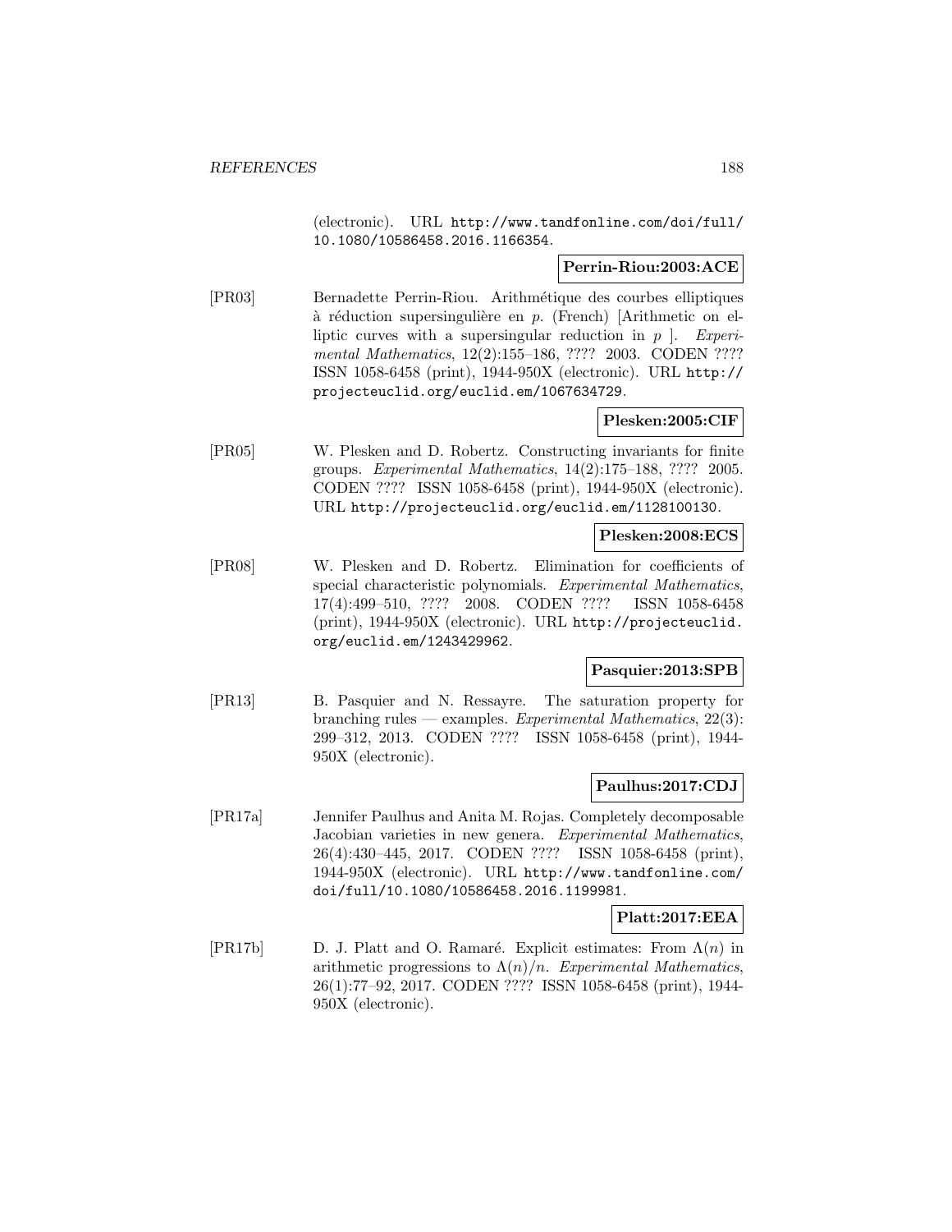(electronic). URL http://www.tandfonline.com/doi/full/10.1080/10586458.2016.1166354.

**Perrin-Riou:2003:ACE**

[PR03] Bernadette Perrin-Riou. Arithmétique des courbes elliptiques à réduction supersingulière en $p$. (French) [Arithmetic on elliptic curves with a supersingular reduction in $p$ ]. *Experimental Mathematics*, 12(2):155–186, ???? 2003. CODEN ???? ISSN 1058-6458 (print), 1944-950X (electronic). URL http://projecteuclid.org/euclid.em/1067634729.

**Plesken:2005:CIF**

[PR05] W. Plesken and D. Robertz. Constructing invariants for finite groups. *Experimental Mathematics*, 14(2):175–188, ???? 2005. CODEN ???? ISSN 1058-6458 (print), 1944-950X (electronic). URL http://projecteuclid.org/euclid.em/1128100130.

**Plesken:2008:ECS**

[PR08] W. Plesken and D. Robertz. Elimination for coefficients of special characteristic polynomials. *Experimental Mathematics*, 17(4):499–510, ???? 2008. CODEN ???? ISSN 1058-6458 (print), 1944-950X (electronic). URL http://projecteuclid.org/euclid.em/1243429962.

**Pasquier:2013:SPB**

[PR13] B. Pasquier and N. Ressayre. The saturation property for branching rules — examples. *Experimental Mathematics*, 22(3): 299–312, 2013. CODEN ???? ISSN 1058-6458 (print), 1944-950X (electronic).

**Paulhus:2017:CDJ**

[PR17a] Jennifer Paulhus and Anita M. Rojas. Completely decomposable Jacobian varieties in new genera. *Experimental Mathematics*, 26(4):430–445, 2017. CODEN ???? ISSN 1058-6458 (print), 1944-950X (electronic). URL http://www.tandfonline.com/doi/full/10.1080/10586458.2016.1199981.

**Platt:2017:EEA**

[PR17b] D. J. Platt and O. Ramaré. Explicit estimates: From $\Lambda(n)$ in arithmetic progressions to $\Lambda(n)/n$. *Experimental Mathematics*, 26(1):77–92, 2017. CODEN ???? ISSN 1058-6458 (print), 1944-950X (electronic).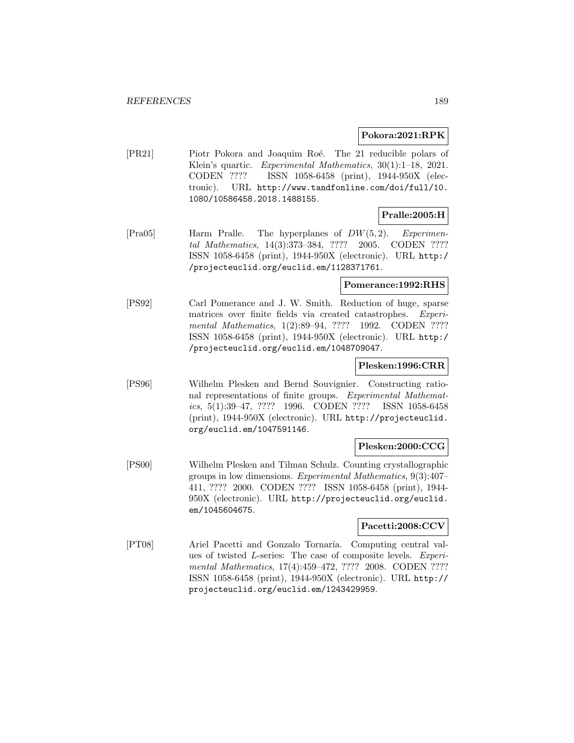**Pokora:2021:RPK**

[PR21] Piotr Pokora and Joaquim Roé. The 21 reducible polars of Klein's quartic. *Experimental Mathematics*, 30(1):1–18, 2021. CODEN ???? ISSN 1058-6458 (print), 1944-950X (electronic). URL http://www.tandfonline.com/doi/full/10.1080/10586458.2018.1488155.

**Pralle:2005:H**

[Pra05] Harm Pralle. The hyperplanes of $DW(5,2)$. *Experimental Mathematics*, 14(3):373–384, ???? 2005. CODEN ???? ISSN 1058-6458 (print), 1944-950X (electronic). URL http://projecteuclid.org/euclid.em/1128371761.

**Pomerance:1992:RHS**

[PS92] Carl Pomerance and J. W. Smith. Reduction of huge, sparse matrices over finite fields via created catastrophes. *Experimental Mathematics*, 1(2):89–94, ???? 1992. CODEN ???? ISSN 1058-6458 (print), 1944-950X (electronic). URL http://projecteuclid.org/euclid.em/1048709047.

**Plesken:1996:CRR**

[PS96] Wilhelm Plesken and Bernd Souvignier. Constructing rational representations of finite groups. *Experimental Mathematics*, 5(1):39–47, ???? 1996. CODEN ???? ISSN 1058-6458 (print), 1944-950X (electronic). URL http://projecteuclid.org/euclid.em/1047591146.

**Plesken:2000:CCG**

[PS00] Wilhelm Plesken and Tilman Schulz. Counting crystallographic groups in low dimensions. *Experimental Mathematics*, 9(3):407–411, ???? 2000. CODEN ???? ISSN 1058-6458 (print), 1944-950X (electronic). URL http://projecteuclid.org/euclid.em/1045604675.

**Pacetti:2008:CCV**

[PT08] Ariel Pacetti and Gonzalo Tornaría. Computing central values of twisted $L$-series: The case of composite levels. *Experimental Mathematics*, 17(4):459–472, ???? 2008. CODEN ???? ISSN 1058-6458 (print), 1944-950X (electronic). URL http://projecteuclid.org/euclid.em/1243429959.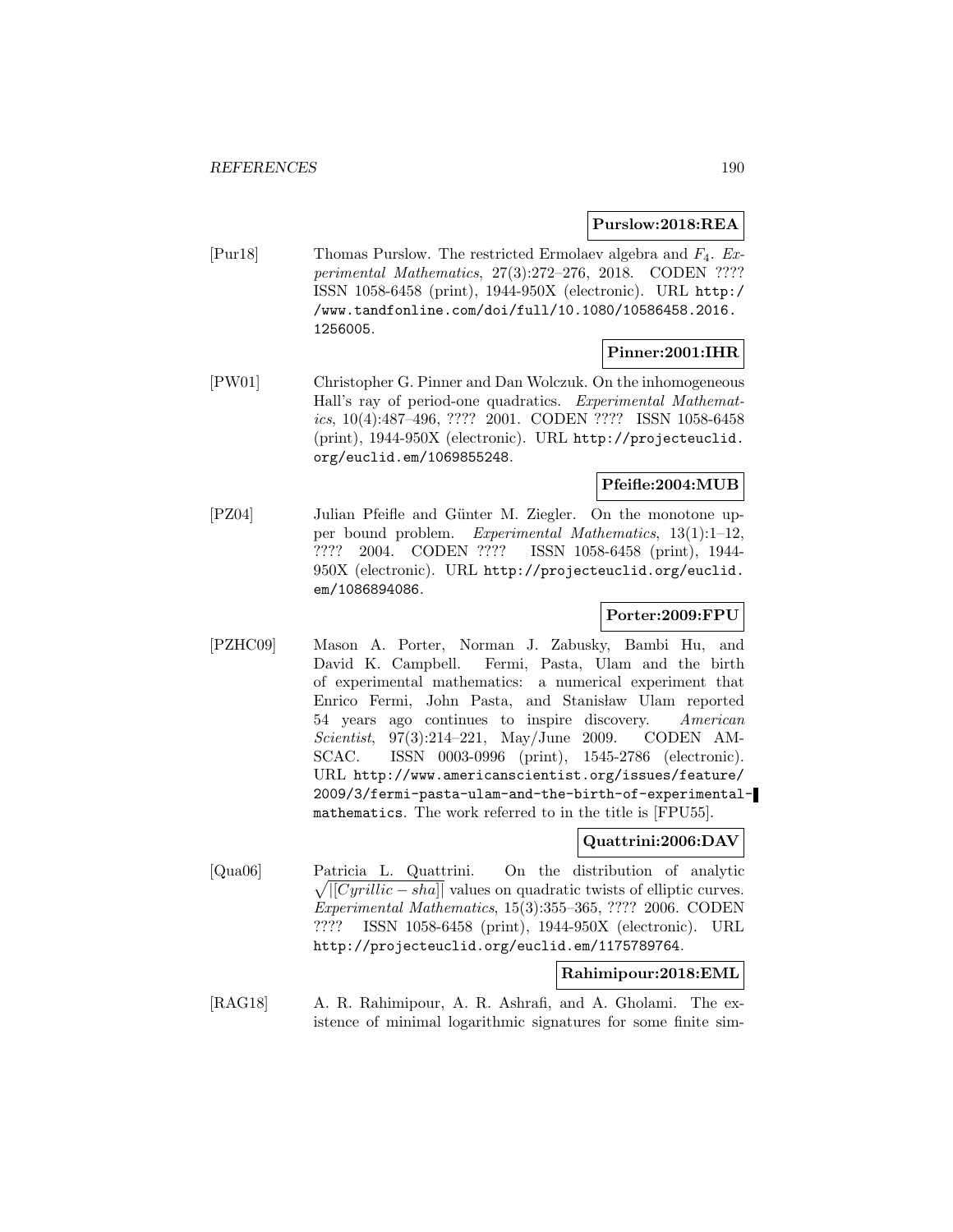**Purslow:2018:REA**

[Pur18] Thomas Purslow. The restricted Ermolaev algebra and $F_4$. *Experimental Mathematics*, 27(3):272–276, 2018. CODEN ???? ISSN 1058-6458 (print), 1944-950X (electronic). URL http://www.tandfonline.com/doi/full/10.1080/10586458.2016.1256005.

**Pinner:2001:IHR**

[PW01] Christopher G. Pinner and Dan Wolczuk. On the inhomogeneous Hall's ray of period-one quadratics. *Experimental Mathematics*, 10(4):487–496, ???? 2001. CODEN ???? ISSN 1058-6458 (print), 1944-950X (electronic). URL http://projecteuclid.org/euclid.em/1069855248.

**Pfeifle:2004:MUB**

[PZ04] Julian Pfeifle and Günter M. Ziegler. On the monotone upper bound problem. *Experimental Mathematics*, 13(1):1–12, ???? 2004. CODEN ???? ISSN 1058-6458 (print), 1944-950X (electronic). URL http://projecteuclid.org/euclid.em/1086894086.

**Porter:2009:FPU**

[PZHC09] Mason A. Porter, Norman J. Zabusky, Bambi Hu, and David K. Campbell. Fermi, Pasta, Ulam and the birth of experimental mathematics: a numerical experiment that Enrico Fermi, John Pasta, and Stanisław Ulam reported 54 years ago continues to inspire discovery. *American Scientist*, 97(3):214–221, May/June 2009. CODEN AMSCAC. ISSN 0003-0996 (print), 1545-2786 (electronic). URL http://www.americanscientist.org/issues/feature/2009/3/fermi-pasta-ulam-and-the-birth-of-experimental-mathematics. The work referred to in the title is [FPU55].

**Quattrini:2006:DAV**

[Qua06] Patricia L. Quattrini. On the distribution of analytic $\sqrt{|[Cyrillic - sha]|}$ values on quadratic twists of elliptic curves. *Experimental Mathematics*, 15(3):355–365, ???? 2006. CODEN ???? ISSN 1058-6458 (print), 1944-950X (electronic). URL http://projecteuclid.org/euclid.em/1175789764.

**Rahimipour:2018:EML**

[RAG18] A. R. Rahimipour, A. R. Ashrafi, and A. Gholami. The existence of minimal logarithmic signatures for some finite sim-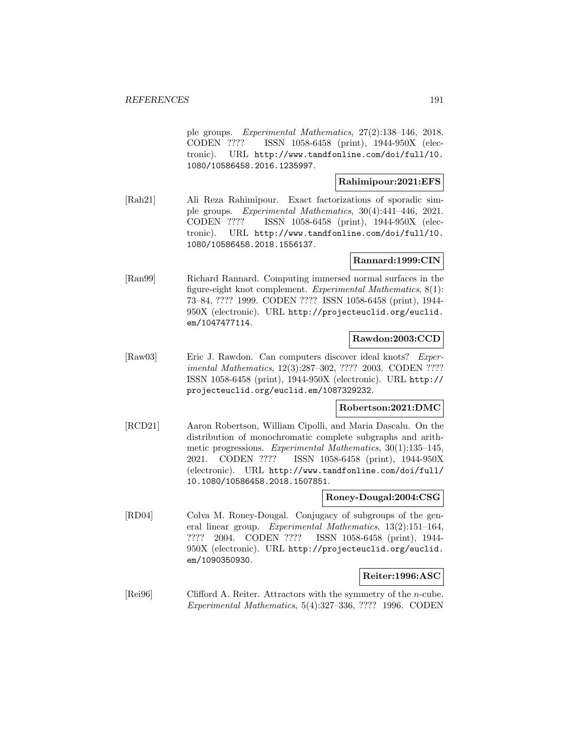ple groups. *Experimental Mathematics*, 27(2):138–146, 2018. CODEN ???? ISSN 1058-6458 (print), 1944-950X (electronic). URL http://www.tandfonline.com/doi/full/10.1080/10586458.2016.1235997.

**Rahimipour:2021:EFS**

[Rah21] Ali Reza Rahimipour. Exact factorizations of sporadic simple groups. *Experimental Mathematics*, 30(4):441–446, 2021. CODEN ???? ISSN 1058-6458 (print), 1944-950X (electronic). URL http://www.tandfonline.com/doi/full/10.1080/10586458.2018.1556137.

**Rannard:1999:CIN**

[Ran99] Richard Rannard. Computing immersed normal surfaces in the figure-eight knot complement. *Experimental Mathematics*, 8(1): 73–84, ???? 1999. CODEN ???? ISSN 1058-6458 (print), 1944-950X (electronic). URL http://projecteuclid.org/euclid.em/1047477114.

**Rawdon:2003:CCD**

[Raw03] Eric J. Rawdon. Can computers discover ideal knots? *Experimental Mathematics*, 12(3):287–302, ???? 2003. CODEN ???? ISSN 1058-6458 (print), 1944-950X (electronic). URL http://projecteuclid.org/euclid.em/1087329232.

**Robertson:2021:DMC**

[RCD21] Aaron Robertson, William Cipolli, and Maria Dascalu. On the distribution of monochromatic complete subgraphs and arithmetic progressions. *Experimental Mathematics*, 30(1):135–145, 2021. CODEN ???? ISSN 1058-6458 (print), 1944-950X (electronic). URL http://www.tandfonline.com/doi/full/10.1080/10586458.2018.1507851.

**Roney-Dougal:2004:CSG**

[RD04] Colva M. Roney-Dougal. Conjugacy of subgroups of the general linear group. *Experimental Mathematics*, 13(2):151–164, ???? 2004. CODEN ???? ISSN 1058-6458 (print), 1944-950X (electronic). URL http://projecteuclid.org/euclid.em/1090350930.

**Reiter:1996:ASC**

[Rei96] Clifford A. Reiter. Attractors with the symmetry of the $n$-cube. *Experimental Mathematics*, 5(4):327–336, ???? 1996. CODEN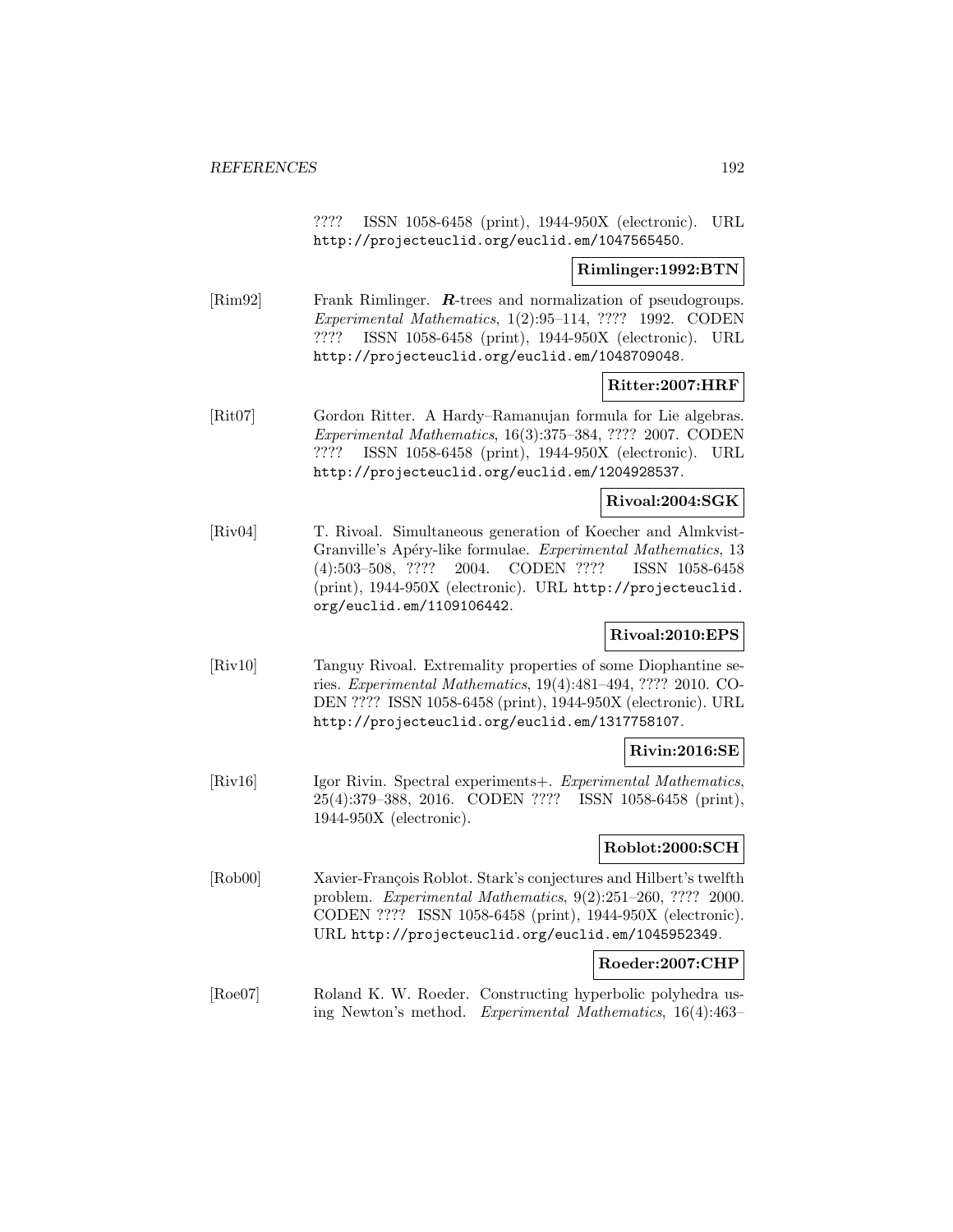???? ISSN 1058-6458 (print), 1944-950X (electronic). URL http://projecteuclid.org/euclid.em/1047565450.

**Rimlinger:1992:BTN**

[Rim92] Frank Rimlinger. ***R*-trees and normalization of pseudogroups. *Experimental Mathematics*, 1(2):95–114, ???? 1992. CODEN ???? ISSN 1058-6458 (print), 1944-950X (electronic). URL http://projecteuclid.org/euclid.em/1048709048.

**Ritter:2007:HRF**

[Rit07] Gordon Ritter. A Hardy–Ramanujan formula for Lie algebras. *Experimental Mathematics*, 16(3):375–384, ???? 2007. CODEN ???? ISSN 1058-6458 (print), 1944-950X (electronic). URL http://projecteuclid.org/euclid.em/1204928537.

**Rivoal:2004:SGK**

[Riv04] T. Rivoal. Simultaneous generation of Koecher and Almkvist-Granville's Apéry-like formulae. *Experimental Mathematics*, 13 (4):503–508, ???? 2004. CODEN ???? ISSN 1058-6458 (print), 1944-950X (electronic). URL http://projecteuclid.org/euclid.em/1109106442.

**Rivoal:2010:EPS**

[Riv10] Tanguy Rivoal. Extremality properties of some Diophantine series. *Experimental Mathematics*, 19(4):481–494, ???? 2010. CODEN ???? ISSN 1058-6458 (print), 1944-950X (electronic). URL http://projecteuclid.org/euclid.em/1317758107.

**Rivin:2016:SE**

[Riv16] Igor Rivin. Spectral experiments+. *Experimental Mathematics*, 25(4):379–388, 2016. CODEN ???? ISSN 1058-6458 (print), 1944-950X (electronic).

**Roblot:2000:SCH**

[Rob00] Xavier-François Roblot. Stark's conjectures and Hilbert's twelfth problem. *Experimental Mathematics*, 9(2):251–260, ???? 2000. CODEN ???? ISSN 1058-6458 (print), 1944-950X (electronic). URL http://projecteuclid.org/euclid.em/1045952349.

**Roeder:2007:CHP**

[Roe07] Roland K. W. Roeder. Constructing hyperbolic polyhedra using Newton's method. *Experimental Mathematics*, 16(4):463–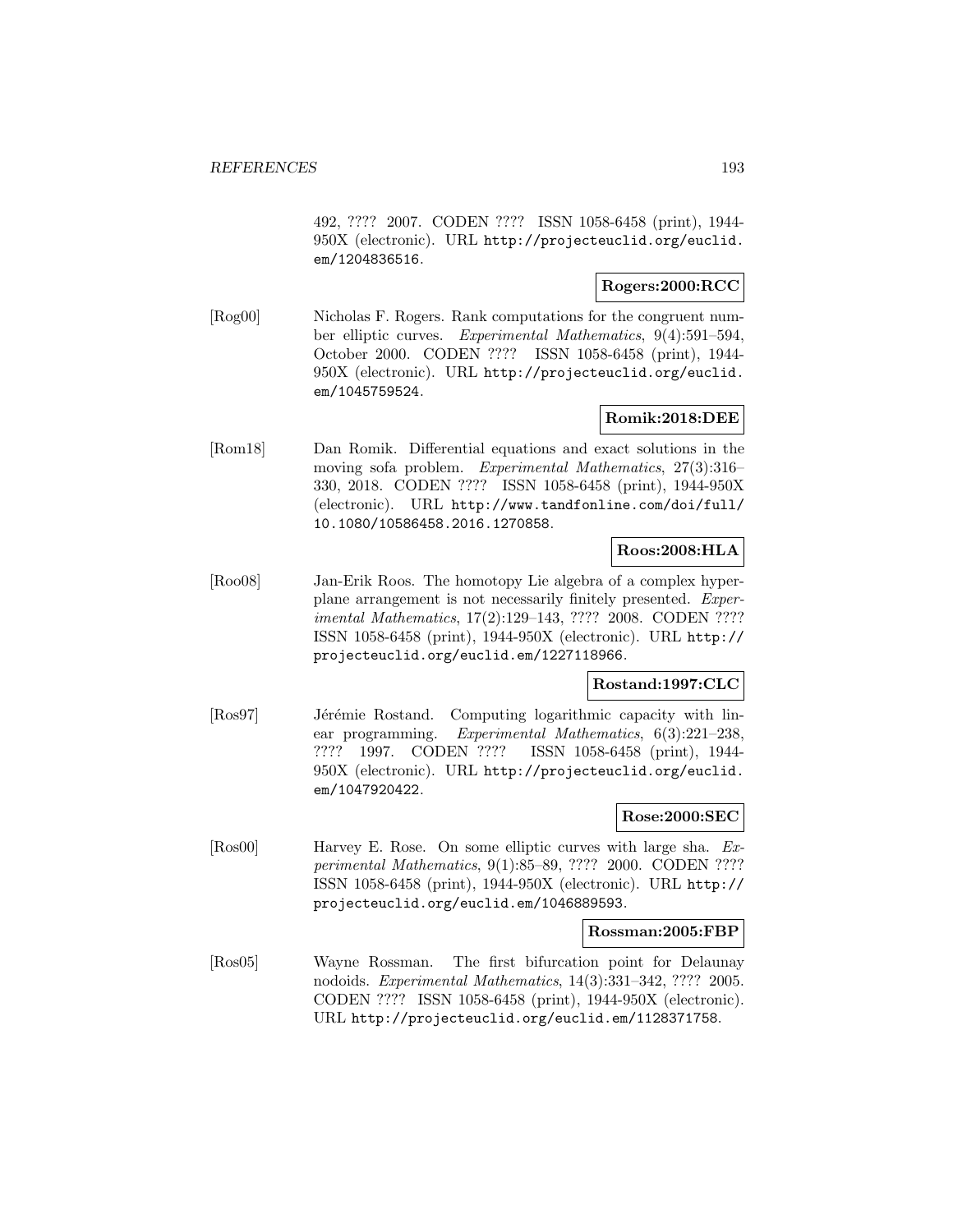492, ???? 2007. CODEN ???? ISSN 1058-6458 (print), 1944-950X (electronic). URL http://projecteuclid.org/euclid.em/1204836516.

**Rogers:2000:RCC**

[Rog00] Nicholas F. Rogers. Rank computations for the congruent number elliptic curves. *Experimental Mathematics*, 9(4):591–594, October 2000. CODEN ???? ISSN 1058-6458 (print), 1944-950X (electronic). URL http://projecteuclid.org/euclid.em/1045759524.

**Romik:2018:DEE**

[Rom18] Dan Romik. Differential equations and exact solutions in the moving sofa problem. *Experimental Mathematics*, 27(3):316–330, 2018. CODEN ???? ISSN 1058-6458 (print), 1944-950X (electronic). URL http://www.tandfonline.com/doi/full/10.1080/10586458.2016.1270858.

**Roos:2008:HLA**

[Roo08] Jan-Erik Roos. The homotopy Lie algebra of a complex hyperplane arrangement is not necessarily finitely presented. *Experimental Mathematics*, 17(2):129–143, ???? 2008. CODEN ???? ISSN 1058-6458 (print), 1944-950X (electronic). URL http://projecteuclid.org/euclid.em/1227118966.

**Rostand:1997:CLC**

[Ros97] Jérémie Rostand. Computing logarithmic capacity with linear programming. *Experimental Mathematics*, 6(3):221–238, ???? 1997. CODEN ???? ISSN 1058-6458 (print), 1944-950X (electronic). URL http://projecteuclid.org/euclid.em/1047920422.

**Rose:2000:SEC**

[Ros00] Harvey E. Rose. On some elliptic curves with large sha. *Experimental Mathematics*, 9(1):85–89, ???? 2000. CODEN ???? ISSN 1058-6458 (print), 1944-950X (electronic). URL http://projecteuclid.org/euclid.em/1046889593.

**Rossman:2005:FBP**

[Ros05] Wayne Rossman. The first bifurcation point for Delaunay nodoids. *Experimental Mathematics*, 14(3):331–342, ???? 2005. CODEN ???? ISSN 1058-6458 (print), 1944-950X (electronic). URL http://projecteuclid.org/euclid.em/1128371758.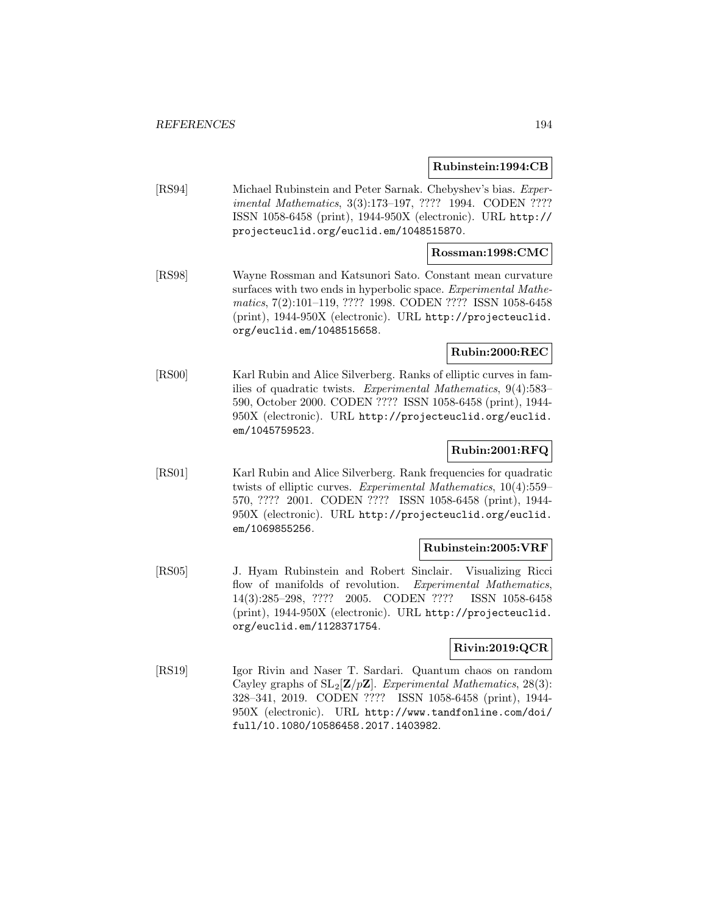**Rubinstein:1994:CB**

[RS94] Michael Rubinstein and Peter Sarnak. Chebyshev's bias. *Experimental Mathematics*, 3(3):173–197, ???? 1994. CODEN ???? ISSN 1058-6458 (print), 1944-950X (electronic). URL http://projecteuclid.org/euclid.em/1048515870.

**Rossman:1998:CMC**

[RS98] Wayne Rossman and Katsunori Sato. Constant mean curvature surfaces with two ends in hyperbolic space. *Experimental Mathematics*, 7(2):101–119, ???? 1998. CODEN ???? ISSN 1058-6458 (print), 1944-950X (electronic). URL http://projecteuclid.org/euclid.em/1048515658.

**Rubin:2000:REC**

[RS00] Karl Rubin and Alice Silverberg. Ranks of elliptic curves in families of quadratic twists. *Experimental Mathematics*, 9(4):583–590, October 2000. CODEN ???? ISSN 1058-6458 (print), 1944-950X (electronic). URL http://projecteuclid.org/euclid.em/1045759523.

**Rubin:2001:RFQ**

[RS01] Karl Rubin and Alice Silverberg. Rank frequencies for quadratic twists of elliptic curves. *Experimental Mathematics*, 10(4):559–570, ???? 2001. CODEN ???? ISSN 1058-6458 (print), 1944-950X (electronic). URL http://projecteuclid.org/euclid.em/1069855256.

**Rubinstein:2005:VRF**

[RS05] J. Hyam Rubinstein and Robert Sinclair. Visualizing Ricci flow of manifolds of revolution. *Experimental Mathematics*, 14(3):285–298, ???? 2005. CODEN ???? ISSN 1058-6458 (print), 1944-950X (electronic). URL http://projecteuclid.org/euclid.em/1128371754.

**Rivin:2019:QCR**

[RS19] Igor Rivin and Naser T. Sardari. Quantum chaos on random Cayley graphs of $\mathrm{SL}_2[\mathbf{Z}/p\mathbf{Z}]$. *Experimental Mathematics*, 28(3):328–341, 2019. CODEN ???? ISSN 1058-6458 (print), 1944-950X (electronic). URL http://www.tandfonline.com/doi/full/10.1080/10586458.2017.1403982.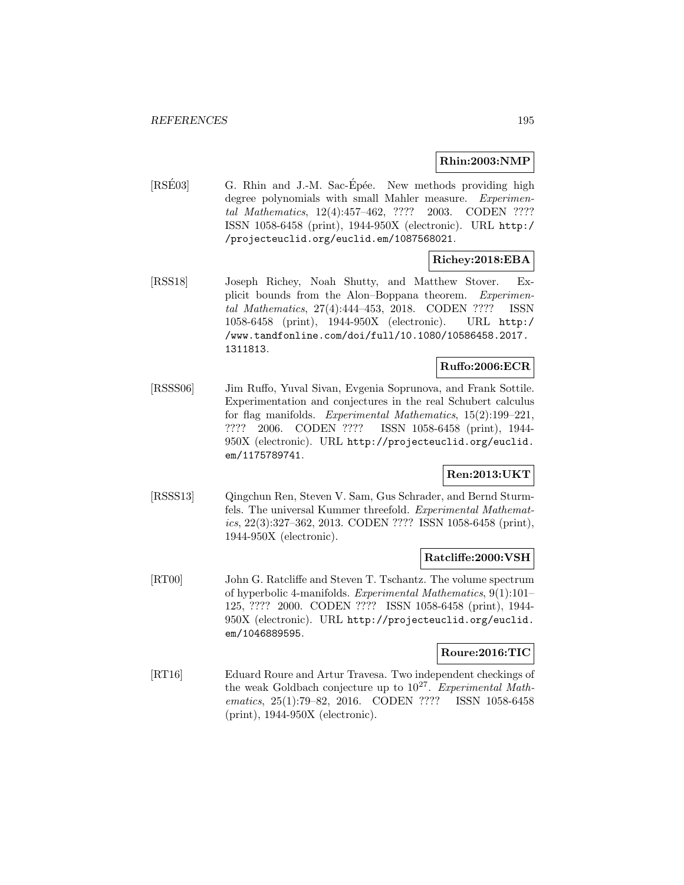**Rhin:2003:NMP**

[RSÉ03] G. Rhin and J.-M. Sac-Épée. New methods providing high degree polynomials with small Mahler measure. *Experimental Mathematics*, 12(4):457–462, ???? 2003. CODEN ???? ISSN 1058-6458 (print), 1944-950X (electronic). URL http://projecteuclid.org/euclid.em/1087568021.

**Richey:2018:EBA**

[RSS18] Joseph Richey, Noah Shutty, and Matthew Stover. Explicit bounds from the Alon–Boppana theorem. *Experimental Mathematics*, 27(4):444–453, 2018. CODEN ???? ISSN 1058-6458 (print), 1944-950X (electronic). URL http://www.tandfonline.com/doi/full/10.1080/10586458.2017.1311813.

**Ruffo:2006:ECR**

[RSSS06] Jim Ruffo, Yuval Sivan, Evgenia Soprunova, and Frank Sottile. Experimentation and conjectures in the real Schubert calculus for flag manifolds. *Experimental Mathematics*, 15(2):199–221, ???? 2006. CODEN ???? ISSN 1058-6458 (print), 1944-950X (electronic). URL http://projecteuclid.org/euclid.em/1175789741.

**Ren:2013:UKT**

[RSSS13] Qingchun Ren, Steven V. Sam, Gus Schrader, and Bernd Sturmfels. The universal Kummer threefold. *Experimental Mathematics*, 22(3):327–362, 2013. CODEN ???? ISSN 1058-6458 (print), 1944-950X (electronic).

**Ratcliffe:2000:VSH**

[RT00] John G. Ratcliffe and Steven T. Tschantz. The volume spectrum of hyperbolic 4-manifolds. *Experimental Mathematics*, 9(1):101–125, ???? 2000. CODEN ???? ISSN 1058-6458 (print), 1944-950X (electronic). URL http://projecteuclid.org/euclid.em/1046889595.

**Roure:2016:TIC**

[RT16] Eduard Roure and Artur Travesa. Two independent checkings of the weak Goldbach conjecture up to $10^{27}$. *Experimental Mathematics*, 25(1):79–82, 2016. CODEN ???? ISSN 1058-6458 (print), 1944-950X (electronic).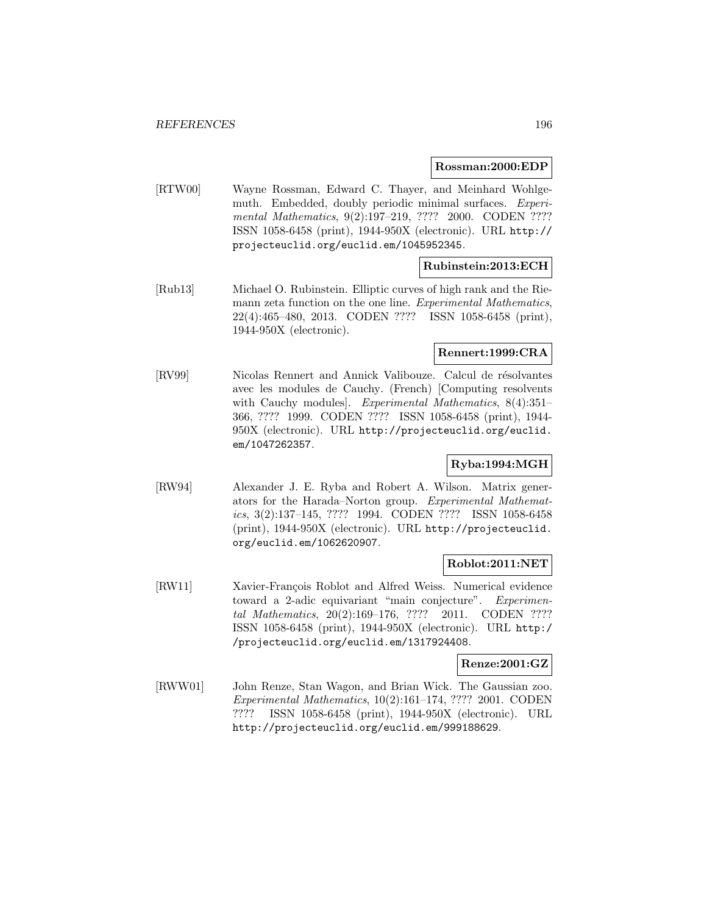**Rossman:2000:EDP**

[RTW00] Wayne Rossman, Edward C. Thayer, and Meinhard Wohlgemuth. Embedded, doubly periodic minimal surfaces. *Experimental Mathematics*, 9(2):197–219, ???? 2000. CODEN ???? ISSN 1058-6458 (print), 1944-950X (electronic). URL http://projecteuclid.org/euclid.em/1045952345.

**Rubinstein:2013:ECH**

[Rub13] Michael O. Rubinstein. Elliptic curves of high rank and the Riemann zeta function on the one line. *Experimental Mathematics*, 22(4):465–480, 2013. CODEN ???? ISSN 1058-6458 (print), 1944-950X (electronic).

**Rennert:1999:CRA**

[RV99] Nicolas Rennert and Annick Valibouze. Calcul de résolvantes avec les modules de Cauchy. (French) [Computing resolvents with Cauchy modules]. *Experimental Mathematics*, 8(4):351–366, ???? 1999. CODEN ???? ISSN 1058-6458 (print), 1944-950X (electronic). URL http://projecteuclid.org/euclid.em/1047262357.

**Ryba:1994:MGH**

[RW94] Alexander J. E. Ryba and Robert A. Wilson. Matrix generators for the Harada–Norton group. *Experimental Mathematics*, 3(2):137–145, ???? 1994. CODEN ???? ISSN 1058-6458 (print), 1944-950X (electronic). URL http://projecteuclid.org/euclid.em/1062620907.

**Roblot:2011:NET**

[RW11] Xavier-François Roblot and Alfred Weiss. Numerical evidence toward a 2-adic equivariant "main conjecture". *Experimental Mathematics*, 20(2):169–176, ???? 2011. CODEN ???? ISSN 1058-6458 (print), 1944-950X (electronic). URL http://projecteuclid.org/euclid.em/1317924408.

**Renze:2001:GZ**

[RWW01] John Renze, Stan Wagon, and Brian Wick. The Gaussian zoo. *Experimental Mathematics*, 10(2):161–174, ???? 2001. CODEN ???? ISSN 1058-6458 (print), 1944-950X (electronic). URL http://projecteuclid.org/euclid.em/999188629.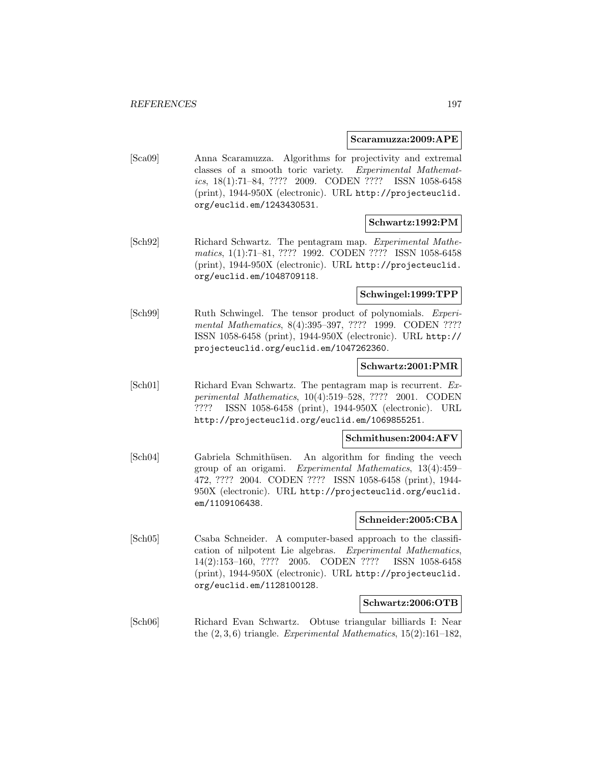**Scaramuzza:2009:APE**

[Sca09] Anna Scaramuzza. Algorithms for projectivity and extremal classes of a smooth toric variety. *Experimental Mathematics*, 18(1):71–84, ???? 2009. CODEN ???? ISSN 1058-6458 (print), 1944-950X (electronic). URL http://projecteuclid.org/euclid.em/1243430531.

**Schwartz:1992:PM**

[Sch92] Richard Schwartz. The pentagram map. *Experimental Mathematics*, 1(1):71–81, ???? 1992. CODEN ???? ISSN 1058-6458 (print), 1944-950X (electronic). URL http://projecteuclid.org/euclid.em/1048709118.

**Schwingel:1999:TPP**

[Sch99] Ruth Schwingel. The tensor product of polynomials. *Experimental Mathematics*, 8(4):395–397, ???? 1999. CODEN ???? ISSN 1058-6458 (print), 1944-950X (electronic). URL http://projecteuclid.org/euclid.em/1047262360.

**Schwartz:2001:PMR**

[Sch01] Richard Evan Schwartz. The pentagram map is recurrent. *Experimental Mathematics*, 10(4):519–528, ???? 2001. CODEN ???? ISSN 1058-6458 (print), 1944-950X (electronic). URL http://projecteuclid.org/euclid.em/1069855251.

**Schmithusen:2004:AFV**

[Sch04] Gabriela Schmithüsen. An algorithm for finding the veech group of an origami. *Experimental Mathematics*, 13(4):459–472, ???? 2004. CODEN ???? ISSN 1058-6458 (print), 1944-950X (electronic). URL http://projecteuclid.org/euclid.em/1109106438.

**Schneider:2005:CBA**

[Sch05] Csaba Schneider. A computer-based approach to the classification of nilpotent Lie algebras. *Experimental Mathematics*, 14(2):153–160, ???? 2005. CODEN ???? ISSN 1058-6458 (print), 1944-950X (electronic). URL http://projecteuclid.org/euclid.em/1128100128.

**Schwartz:2006:OTB**

[Sch06] Richard Evan Schwartz. Obtuse triangular billiards I: Near the $(2, 3, 6)$ triangle. *Experimental Mathematics*, 15(2):161–182,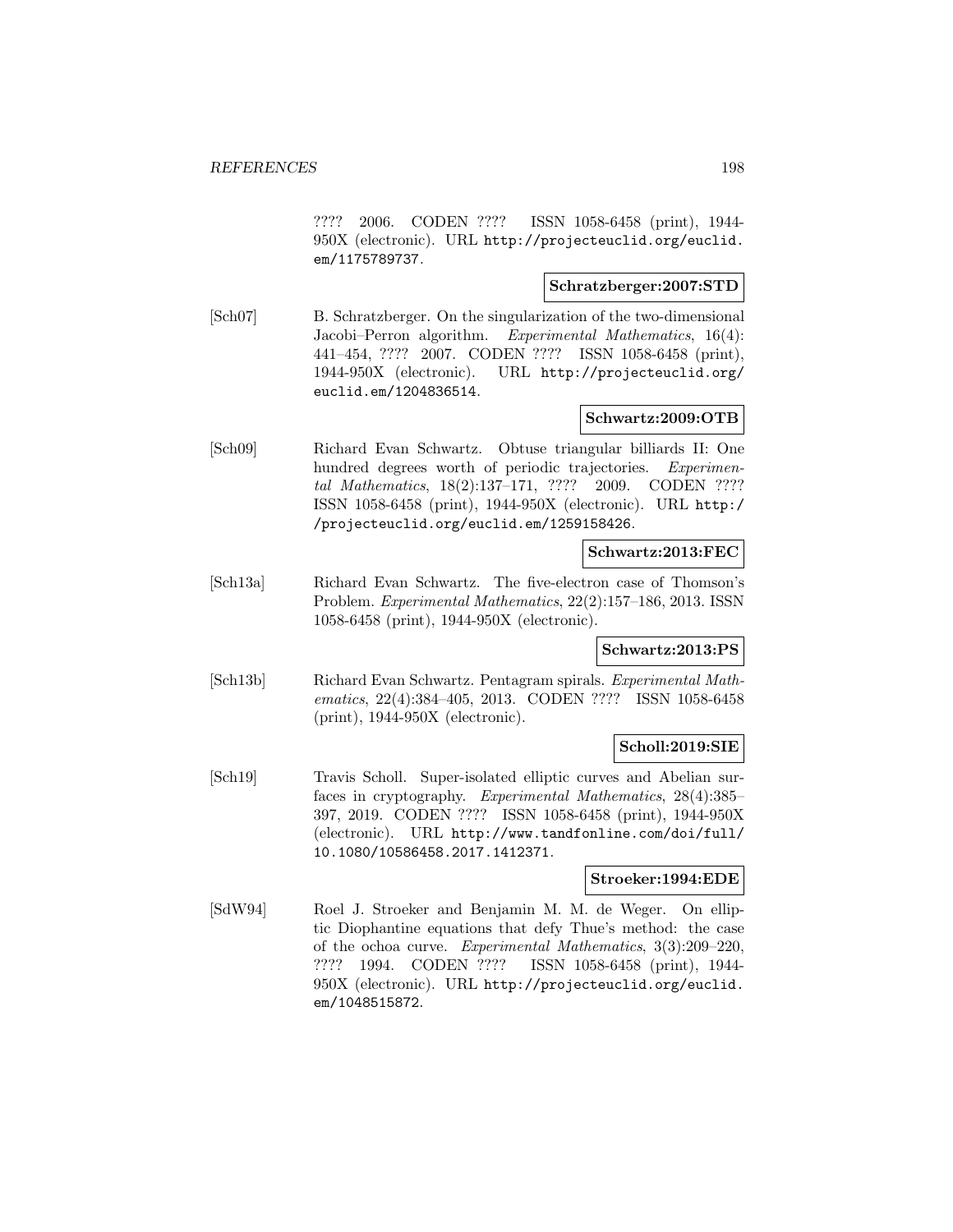???? 2006. CODEN ???? ISSN 1058-6458 (print), 1944-950X (electronic). URL http://projecteuclid.org/euclid.em/1175789737.

**Schratzberger:2007:STD**

[Sch07] B. Schratzberger. On the singularization of the two-dimensional Jacobi–Perron algorithm. *Experimental Mathematics*, 16(4): 441–454, ???? 2007. CODEN ???? ISSN 1058-6458 (print), 1944-950X (electronic). URL http://projecteuclid.org/euclid.em/1204836514.

**Schwartz:2009:OTB**

[Sch09] Richard Evan Schwartz. Obtuse triangular billiards II: One hundred degrees worth of periodic trajectories. *Experimental Mathematics*, 18(2):137–171, ???? 2009. CODEN ???? ISSN 1058-6458 (print), 1944-950X (electronic). URL http://projecteuclid.org/euclid.em/1259158426.

**Schwartz:2013:FEC**

[Sch13a] Richard Evan Schwartz. The five-electron case of Thomson's Problem. *Experimental Mathematics*, 22(2):157–186, 2013. ISSN 1058-6458 (print), 1944-950X (electronic).

**Schwartz:2013:PS**

[Sch13b] Richard Evan Schwartz. Pentagram spirals. *Experimental Mathematics*, 22(4):384–405, 2013. CODEN ???? ISSN 1058-6458 (print), 1944-950X (electronic).

**Scholl:2019:SIE**

[Sch19] Travis Scholl. Super-isolated elliptic curves and Abelian surfaces in cryptography. *Experimental Mathematics*, 28(4):385–397, 2019. CODEN ???? ISSN 1058-6458 (print), 1944-950X (electronic). URL http://www.tandfonline.com/doi/full/10.1080/10586458.2017.1412371.

**Stroeker:1994:EDE**

[SdW94] Roel J. Stroeker and Benjamin M. M. de Weger. On elliptic Diophantine equations that defy Thue's method: the case of the ochoa curve. *Experimental Mathematics*, 3(3):209–220, ???? 1994. CODEN ???? ISSN 1058-6458 (print), 1944-950X (electronic). URL http://projecteuclid.org/euclid.em/1048515872.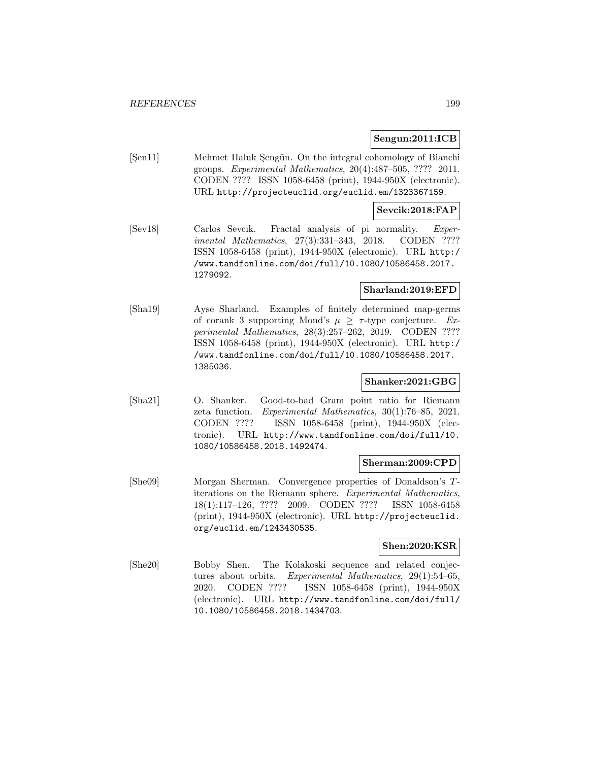**Sengun:2011:ICB**

[Şen11] Mehmet Haluk Şengün. On the integral cohomology of Bianchi groups. *Experimental Mathematics*, 20(4):487–505, ???? 2011. CODEN ???? ISSN 1058-6458 (print), 1944-950X (electronic). URL http://projecteuclid.org/euclid.em/1323367159.

**Sevcik:2018:FAP**

[Sev18] Carlos Sevcik. Fractal analysis of pi normality. *Experimental Mathematics*, 27(3):331–343, 2018. CODEN ???? ISSN 1058-6458 (print), 1944-950X (electronic). URL http://www.tandfonline.com/doi/full/10.1080/10586458.2017.1279092.

**Sharland:2019:EFD**

[Sha19] Ayse Sharland. Examples of finitely determined map-germs of corank 3 supporting Mond's $\mu \geq \tau$-type conjecture. *Experimental Mathematics*, 28(3):257–262, 2019. CODEN ???? ISSN 1058-6458 (print), 1944-950X (electronic). URL http://www.tandfonline.com/doi/full/10.1080/10586458.2017.1385036.

**Shanker:2021:GBG**

[Sha21] O. Shanker. Good-to-bad Gram point ratio for Riemann zeta function. *Experimental Mathematics*, 30(1):76–85, 2021. CODEN ???? ISSN 1058-6458 (print), 1944-950X (electronic). URL http://www.tandfonline.com/doi/full/10.1080/10586458.2018.1492474.

**Sherman:2009:CPD**

[She09] Morgan Sherman. Convergence properties of Donaldson's $T$-iterations on the Riemann sphere. *Experimental Mathematics*, 18(1):117–126, ???? 2009. CODEN ???? ISSN 1058-6458 (print), 1944-950X (electronic). URL http://projecteuclid.org/euclid.em/1243430535.

**Shen:2020:KSR**

[She20] Bobby Shen. The Kolakoski sequence and related conjectures about orbits. *Experimental Mathematics*, 29(1):54–65, 2020. CODEN ???? ISSN 1058-6458 (print), 1944-950X (electronic). URL http://www.tandfonline.com/doi/full/10.1080/10586458.2018.1434703.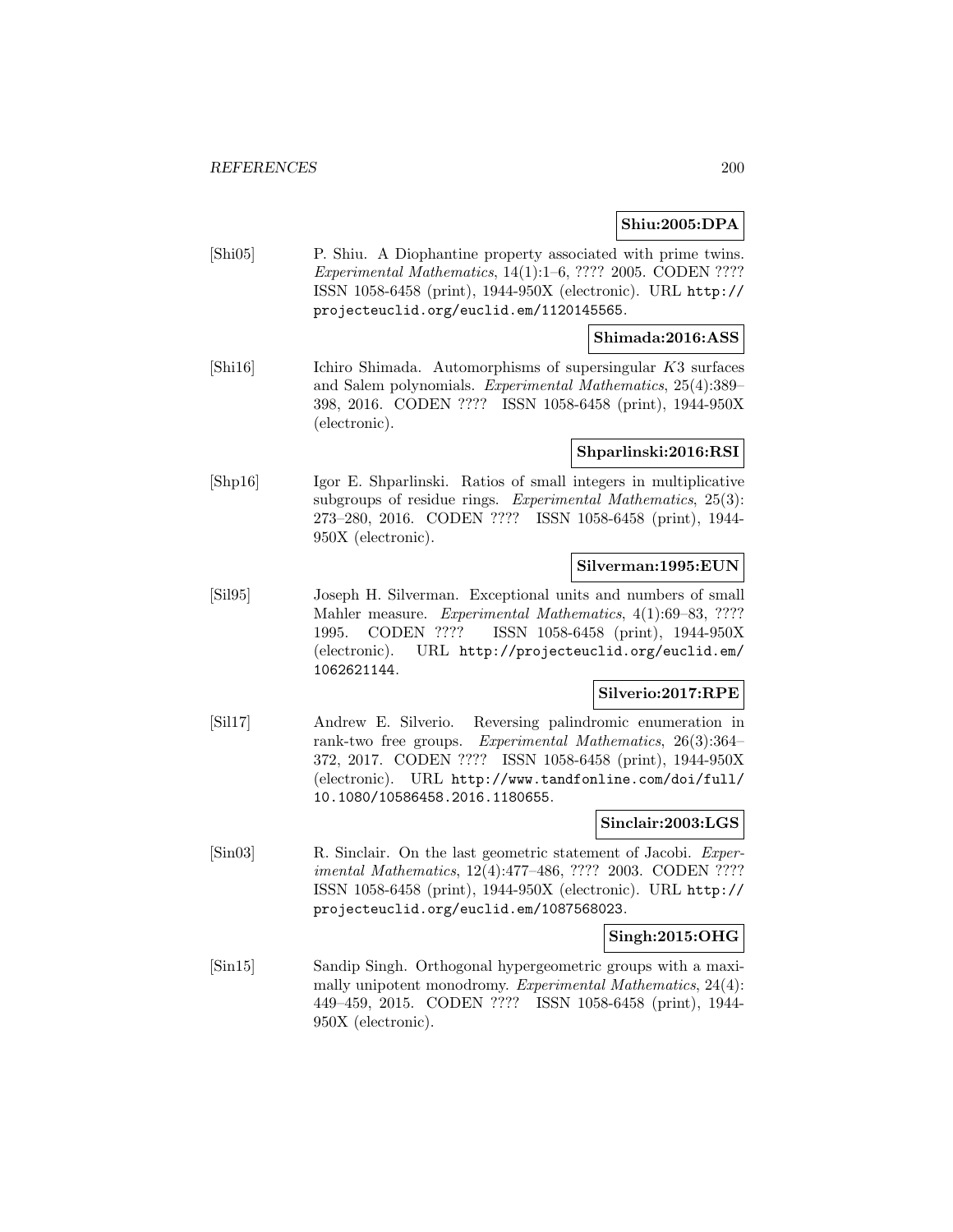**Shiu:2005:DPA**

[Shi05] P. Shiu. A Diophantine property associated with prime twins. *Experimental Mathematics*, 14(1):1–6, ???? 2005. CODEN ???? ISSN 1058-6458 (print), 1944-950X (electronic). URL http://projecteuclid.org/euclid.em/1120145565.

**Shimada:2016:ASS**

[Shi16] Ichiro Shimada. Automorphisms of supersingular $K3$ surfaces and Salem polynomials. *Experimental Mathematics*, 25(4):389–398, 2016. CODEN ???? ISSN 1058-6458 (print), 1944-950X (electronic).

**Shparlinski:2016:RSI**

[Shp16] Igor E. Shparlinski. Ratios of small integers in multiplicative subgroups of residue rings. *Experimental Mathematics*, 25(3): 273–280, 2016. CODEN ???? ISSN 1058-6458 (print), 1944-950X (electronic).

**Silverman:1995:EUN**

[Sil95] Joseph H. Silverman. Exceptional units and numbers of small Mahler measure. *Experimental Mathematics*, 4(1):69–83, ???? 1995. CODEN ???? ISSN 1058-6458 (print), 1944-950X (electronic). URL http://projecteuclid.org/euclid.em/1062621144.

**Silverio:2017:RPE**

[Sil17] Andrew E. Silverio. Reversing palindromic enumeration in rank-two free groups. *Experimental Mathematics*, 26(3):364–372, 2017. CODEN ???? ISSN 1058-6458 (print), 1944-950X (electronic). URL http://www.tandfonline.com/doi/full/10.1080/10586458.2016.1180655.

**Sinclair:2003:LGS**

[Sin03] R. Sinclair. On the last geometric statement of Jacobi. *Experimental Mathematics*, 12(4):477–486, ???? 2003. CODEN ???? ISSN 1058-6458 (print), 1944-950X (electronic). URL http://projecteuclid.org/euclid.em/1087568023.

**Singh:2015:OHG**

[Sin15] Sandip Singh. Orthogonal hypergeometric groups with a maximally unipotent monodromy. *Experimental Mathematics*, 24(4): 449–459, 2015. CODEN ???? ISSN 1058-6458 (print), 1944-950X (electronic).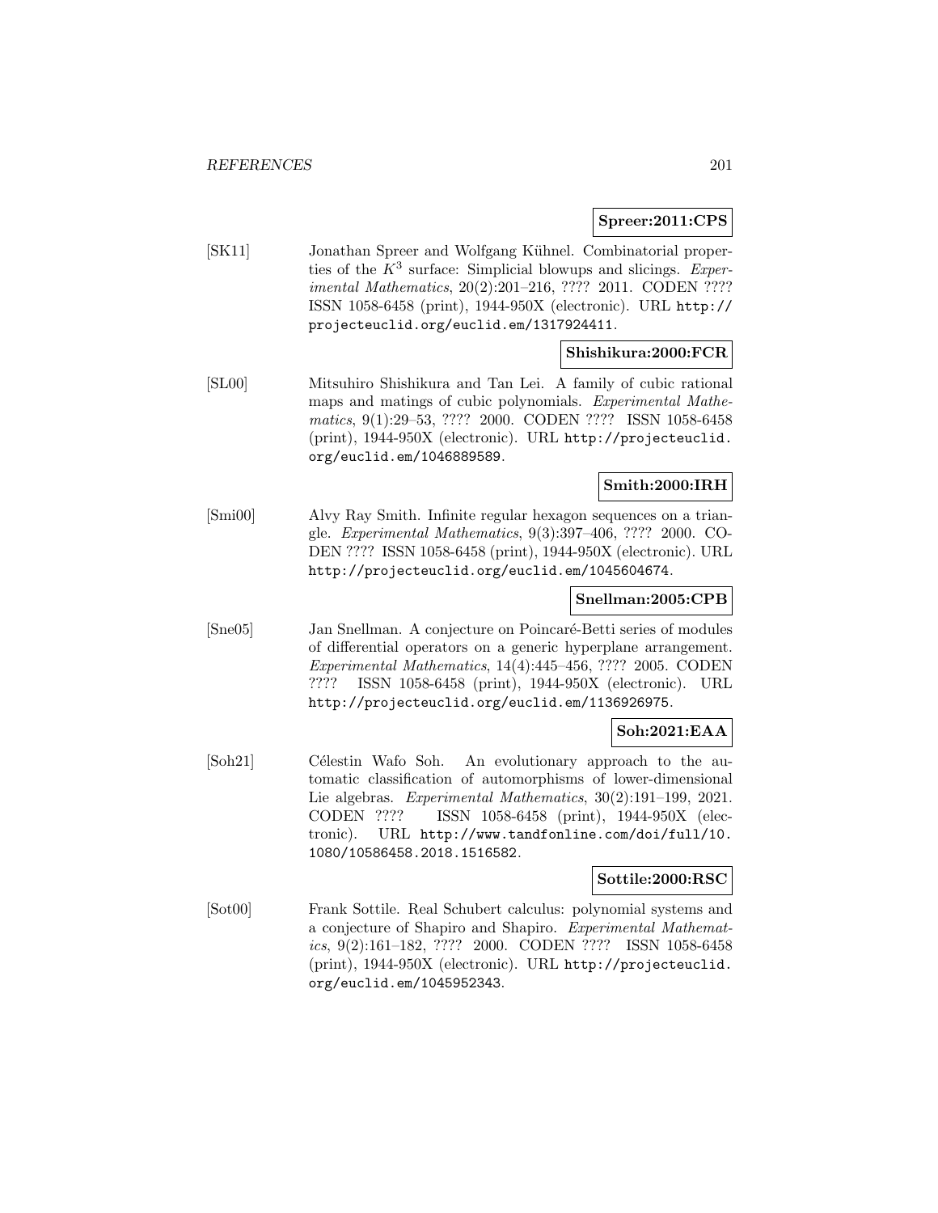**Spreer:2011:CPS**

[SK11] Jonathan Spreer and Wolfgang Kühnel. Combinatorial properties of the $K^3$ surface: Simplicial blowups and slicings. *Experimental Mathematics*, 20(2):201–216, ???? 2011. CODEN ???? ISSN 1058-6458 (print), 1944-950X (electronic). URL http://projecteuclid.org/euclid.em/1317924411.

**Shishikura:2000:FCR**

[SL00] Mitsuhiro Shishikura and Tan Lei. A family of cubic rational maps and matings of cubic polynomials. *Experimental Mathematics*, 9(1):29–53, ???? 2000. CODEN ???? ISSN 1058-6458 (print), 1944-950X (electronic). URL http://projecteuclid.org/euclid.em/1046889589.

**Smith:2000:IRH**

[Smi00] Alvy Ray Smith. Infinite regular hexagon sequences on a triangle. *Experimental Mathematics*, 9(3):397–406, ???? 2000. CODEN ???? ISSN 1058-6458 (print), 1944-950X (electronic). URL http://projecteuclid.org/euclid.em/1045604674.

**Snellman:2005:CPB**

[Sne05] Jan Snellman. A conjecture on Poincaré-Betti series of modules of differential operators on a generic hyperplane arrangement. *Experimental Mathematics*, 14(4):445–456, ???? 2005. CODEN ???? ISSN 1058-6458 (print), 1944-950X (electronic). URL http://projecteuclid.org/euclid.em/1136926975.

**Soh:2021:EAA**

[Soh21] Célestin Wafo Soh. An evolutionary approach to the automatic classification of automorphisms of lower-dimensional Lie algebras. *Experimental Mathematics*, 30(2):191–199, 2021. CODEN ???? ISSN 1058-6458 (print), 1944-950X (electronic). URL http://www.tandfonline.com/doi/full/10.1080/10586458.2018.1516582.

**Sottile:2000:RSC**

[Sot00] Frank Sottile. Real Schubert calculus: polynomial systems and a conjecture of Shapiro and Shapiro. *Experimental Mathematics*, 9(2):161–182, ???? 2000. CODEN ???? ISSN 1058-6458 (print), 1944-950X (electronic). URL http://projecteuclid.org/euclid.em/1045952343.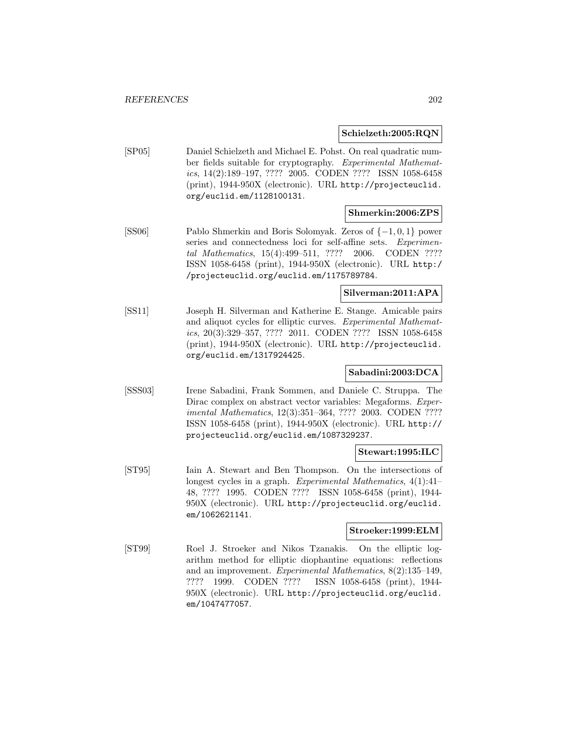**Schielzeth:2005:RQN**

[SP05] Daniel Schielzeth and Michael E. Pohst. On real quadratic number fields suitable for cryptography. *Experimental Mathematics*, 14(2):189–197, ???? 2005. CODEN ???? ISSN 1058-6458 (print), 1944-950X (electronic). URL http://projecteuclid.org/euclid.em/1128100131.

**Shmerkin:2006:ZPS**

[SS06] Pablo Shmerkin and Boris Solomyak. Zeros of $\{-1, 0, 1\}$ power series and connectedness loci for self-affine sets. *Experimental Mathematics*, 15(4):499–511, ???? 2006. CODEN ???? ISSN 1058-6458 (print), 1944-950X (electronic). URL http://projecteuclid.org/euclid.em/1175789784.

**Silverman:2011:APA**

[SS11] Joseph H. Silverman and Katherine E. Stange. Amicable pairs and aliquot cycles for elliptic curves. *Experimental Mathematics*, 20(3):329–357, ???? 2011. CODEN ???? ISSN 1058-6458 (print), 1944-950X (electronic). URL http://projecteuclid.org/euclid.em/1317924425.

**Sabadini:2003:DCA**

[SSS03] Irene Sabadini, Frank Sommen, and Daniele C. Struppa. The Dirac complex on abstract vector variables: Megaforms. *Experimental Mathematics*, 12(3):351–364, ???? 2003. CODEN ???? ISSN 1058-6458 (print), 1944-950X (electronic). URL http://projecteuclid.org/euclid.em/1087329237.

**Stewart:1995:ILC**

[ST95] Iain A. Stewart and Ben Thompson. On the intersections of longest cycles in a graph. *Experimental Mathematics*, 4(1):41–48, ???? 1995. CODEN ???? ISSN 1058-6458 (print), 1944-950X (electronic). URL http://projecteuclid.org/euclid.em/1062621141.

**Stroeker:1999:ELM**

[ST99] Roel J. Stroeker and Nikos Tzanakis. On the elliptic logarithm method for elliptic diophantine equations: reflections and an improvement. *Experimental Mathematics*, 8(2):135–149, ???? 1999. CODEN ???? ISSN 1058-6458 (print), 1944-950X (electronic). URL http://projecteuclid.org/euclid.em/1047477057.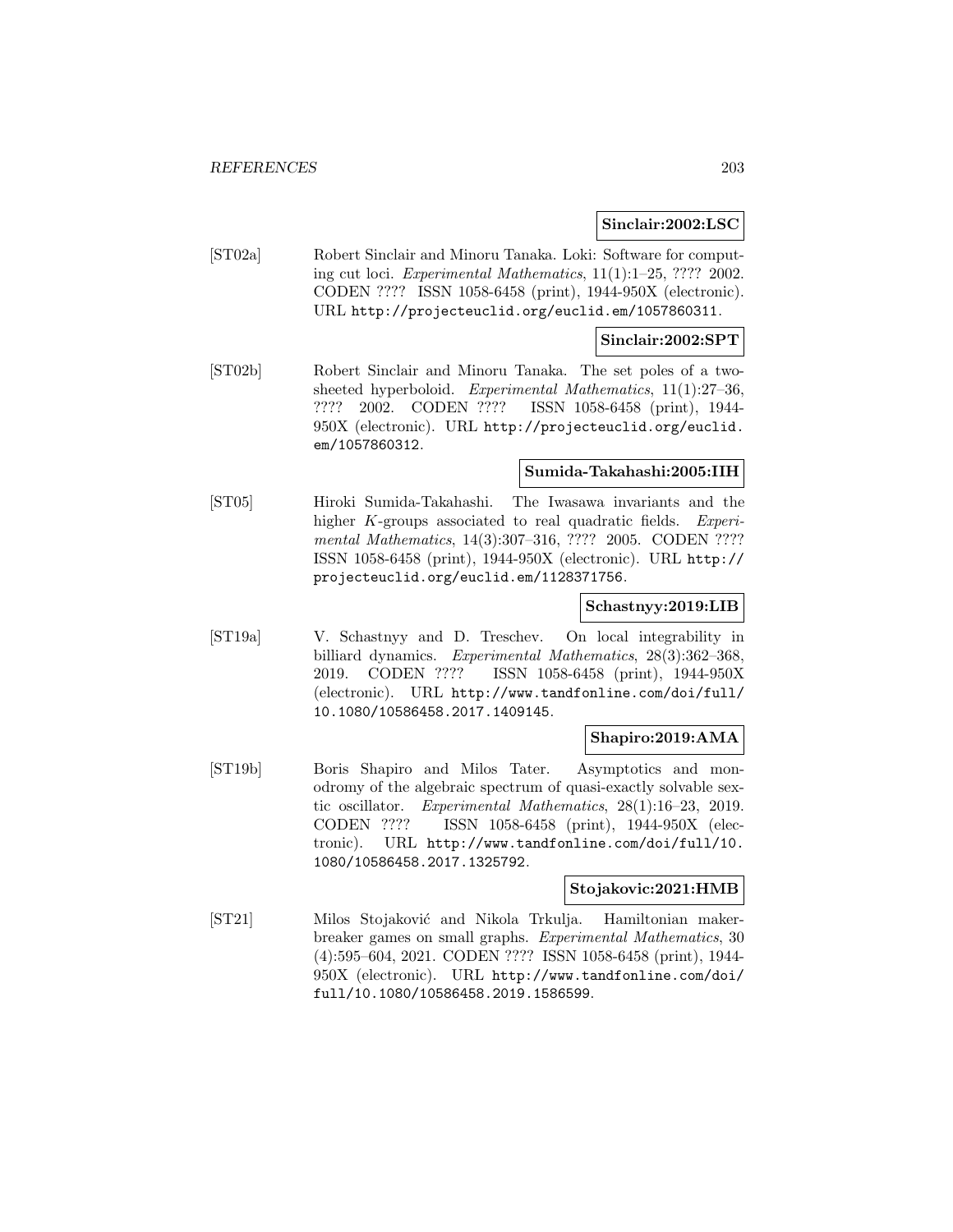**Sinclair:2002:LSC**

[ST02a] Robert Sinclair and Minoru Tanaka. Loki: Software for computing cut loci. *Experimental Mathematics*, 11(1):1–25, ???? 2002. CODEN ???? ISSN 1058-6458 (print), 1944-950X (electronic). URL `http://projecteuclid.org/euclid.em/1057860311`.

**Sinclair:2002:SPT**

[ST02b] Robert Sinclair and Minoru Tanaka. The set poles of a two-sheeted hyperboloid. *Experimental Mathematics*, 11(1):27–36, ???? 2002. CODEN ???? ISSN 1058-6458 (print), 1944-950X (electronic). URL `http://projecteuclid.org/euclid.em/1057860312`.

**Sumida-Takahashi:2005:IIH**

[ST05] Hiroki Sumida-Takahashi. The Iwasawa invariants and the higher $K$-groups associated to real quadratic fields. *Experimental Mathematics*, 14(3):307–316, ???? 2005. CODEN ???? ISSN 1058-6458 (print), 1944-950X (electronic). URL `http://projecteuclid.org/euclid.em/1128371756`.

**Schastnyy:2019:LIB**

[ST19a] V. Schastnyy and D. Treschev. On local integrability in billiard dynamics. *Experimental Mathematics*, 28(3):362–368, 2019. CODEN ???? ISSN 1058-6458 (print), 1944-950X (electronic). URL `http://www.tandfonline.com/doi/full/10.1080/10586458.2017.1409145`.

**Shapiro:2019:AMA**

[ST19b] Boris Shapiro and Milos Tater. Asymptotics and monodromy of the algebraic spectrum of quasi-exactly solvable sextic oscillator. *Experimental Mathematics*, 28(1):16–23, 2019. CODEN ???? ISSN 1058-6458 (print), 1944-950X (electronic). URL `http://www.tandfonline.com/doi/full/10.1080/10586458.2017.1325792`.

**Stojakovic:2021:HMB**

[ST21] Milos Stojaković and Nikola Trkulja. Hamiltonian maker-breaker games on small graphs. *Experimental Mathematics*, 30 (4):595–604, 2021. CODEN ???? ISSN 1058-6458 (print), 1944-950X (electronic). URL `http://www.tandfonline.com/doi/full/10.1080/10586458.2019.1586599`.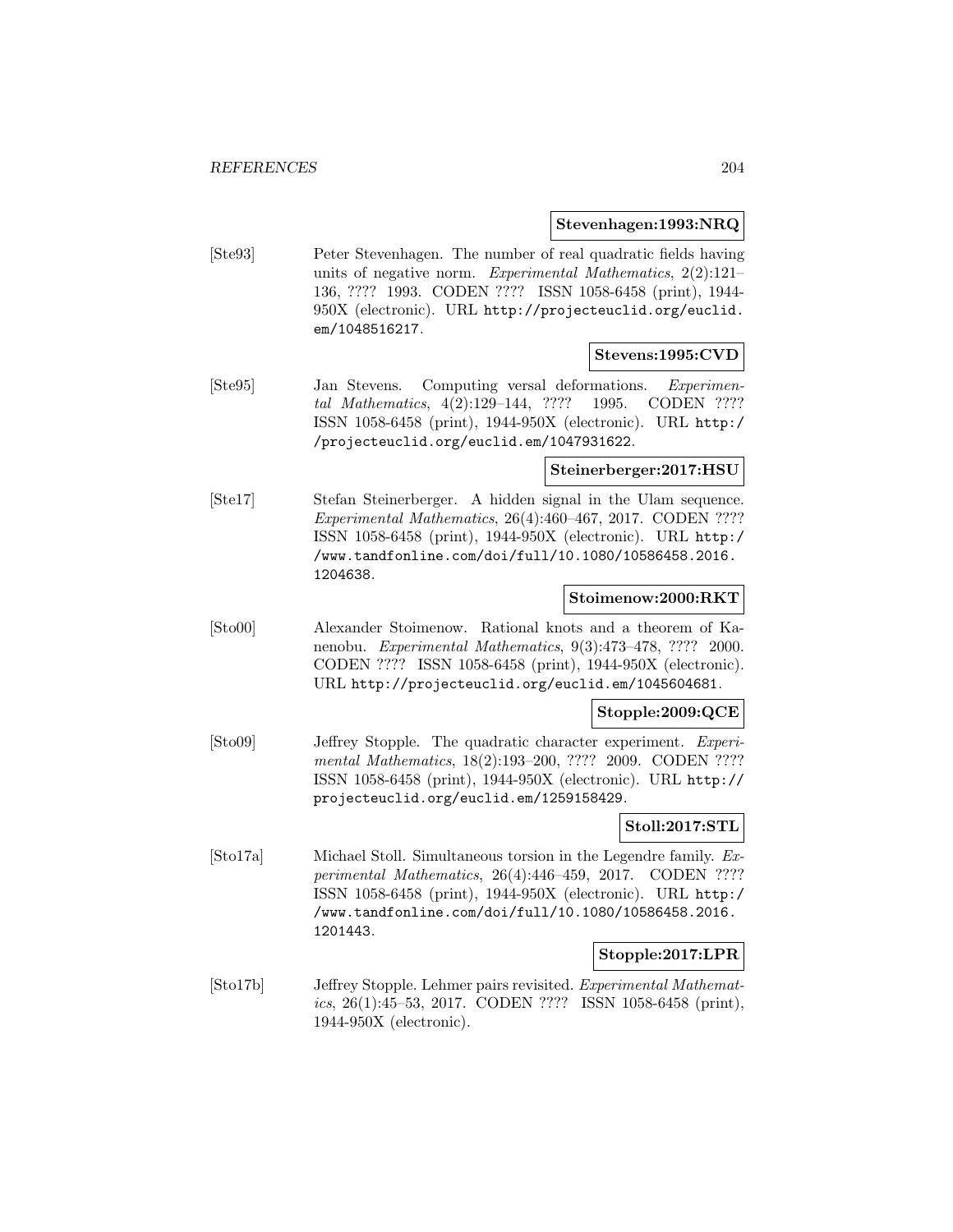**Stevenhagen:1993:NRQ**

[Ste93] Peter Stevenhagen. The number of real quadratic fields having units of negative norm. *Experimental Mathematics*, 2(2):121–136, ???? 1993. CODEN ???? ISSN 1058-6458 (print), 1944-950X (electronic). URL http://projecteuclid.org/euclid.em/1048516217.

**Stevens:1995:CVD**

[Ste95] Jan Stevens. Computing versal deformations. *Experimental Mathematics*, 4(2):129–144, ???? 1995. CODEN ???? ISSN 1058-6458 (print), 1944-950X (electronic). URL http://projecteuclid.org/euclid.em/1047931622.

**Steinerberger:2017:HSU**

[Ste17] Stefan Steinerberger. A hidden signal in the Ulam sequence. *Experimental Mathematics*, 26(4):460–467, 2017. CODEN ???? ISSN 1058-6458 (print), 1944-950X (electronic). URL http://www.tandfonline.com/doi/full/10.1080/10586458.2016.1204638.

**Stoimenow:2000:RKT**

[Sto00] Alexander Stoimenow. Rational knots and a theorem of Kanenobu. *Experimental Mathematics*, 9(3):473–478, ???? 2000. CODEN ???? ISSN 1058-6458 (print), 1944-950X (electronic). URL http://projecteuclid.org/euclid.em/1045604681.

**Stopple:2009:QCE**

[Sto09] Jeffrey Stopple. The quadratic character experiment. *Experimental Mathematics*, 18(2):193–200, ???? 2009. CODEN ???? ISSN 1058-6458 (print), 1944-950X (electronic). URL http://projecteuclid.org/euclid.em/1259158429.

**Stoll:2017:STL**

[Sto17a] Michael Stoll. Simultaneous torsion in the Legendre family. *Experimental Mathematics*, 26(4):446–459, 2017. CODEN ???? ISSN 1058-6458 (print), 1944-950X (electronic). URL http://www.tandfonline.com/doi/full/10.1080/10586458.2016.1201443.

**Stopple:2017:LPR**

[Sto17b] Jeffrey Stopple. Lehmer pairs revisited. *Experimental Mathematics*, 26(1):45–53, 2017. CODEN ???? ISSN 1058-6458 (print), 1944-950X (electronic).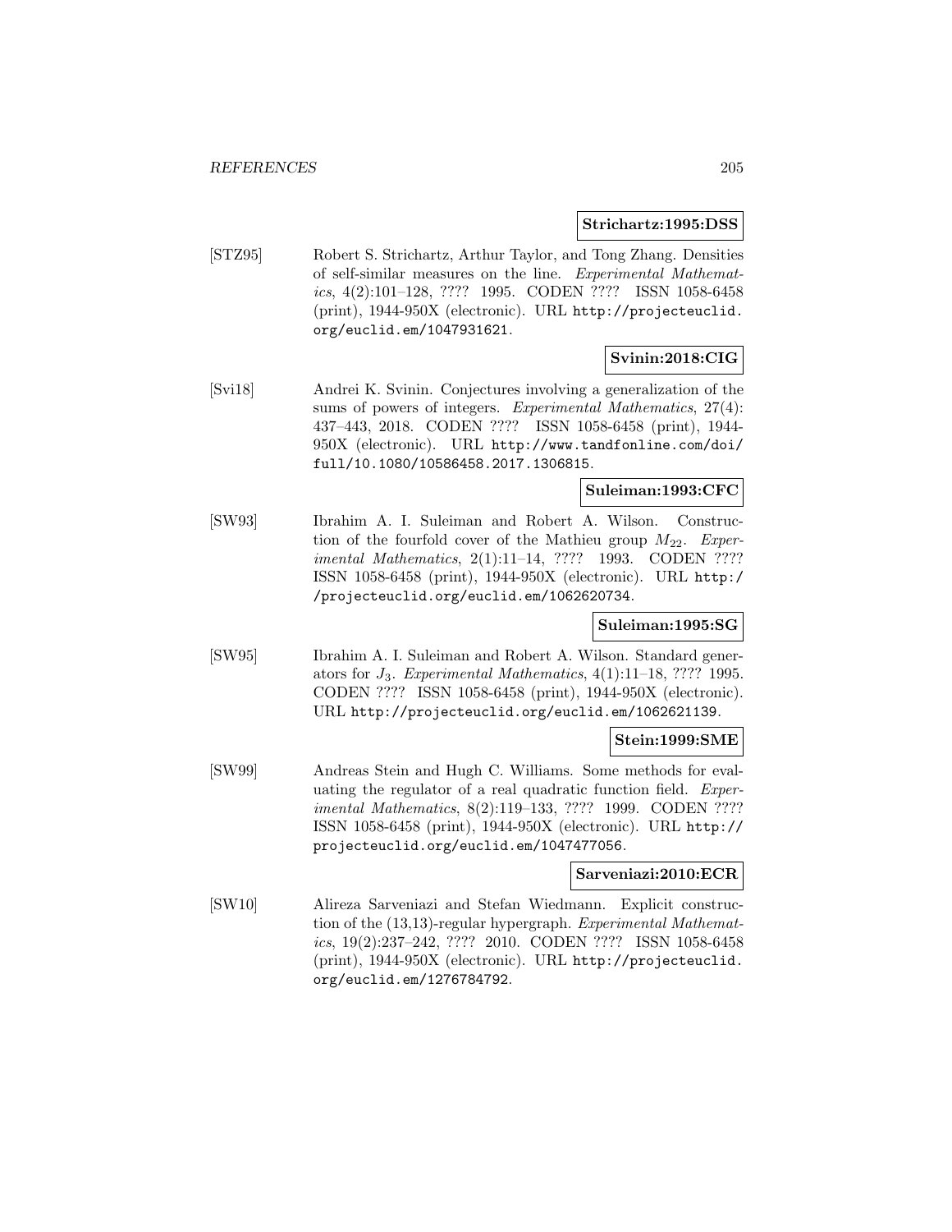**Strichartz:1995:DSS**

[STZ95] Robert S. Strichartz, Arthur Taylor, and Tong Zhang. Densities of self-similar measures on the line. *Experimental Mathematics*, 4(2):101–128, ???? 1995. CODEN ???? ISSN 1058-6458 (print), 1944-950X (electronic). URL http://projecteuclid.org/euclid.em/1047931621.

**Svinin:2018:CIG**

[Svi18] Andrei K. Svinin. Conjectures involving a generalization of the sums of powers of integers. *Experimental Mathematics*, 27(4): 437–443, 2018. CODEN ???? ISSN 1058-6458 (print), 1944-950X (electronic). URL http://www.tandfonline.com/doi/full/10.1080/10586458.2017.1306815.

**Suleiman:1993:CFC**

[SW93] Ibrahim A. I. Suleiman and Robert A. Wilson. Construction of the fourfold cover of the Mathieu group $M_{22}$. *Experimental Mathematics*, 2(1):11–14, ???? 1993. CODEN ???? ISSN 1058-6458 (print), 1944-950X (electronic). URL http://projecteuclid.org/euclid.em/1062620734.

**Suleiman:1995:SG**

[SW95] Ibrahim A. I. Suleiman and Robert A. Wilson. Standard generators for $J_3$. *Experimental Mathematics*, 4(1):11–18, ???? 1995. CODEN ???? ISSN 1058-6458 (print), 1944-950X (electronic). URL http://projecteuclid.org/euclid.em/1062621139.

**Stein:1999:SME**

[SW99] Andreas Stein and Hugh C. Williams. Some methods for evaluating the regulator of a real quadratic function field. *Experimental Mathematics*, 8(2):119–133, ???? 1999. CODEN ???? ISSN 1058-6458 (print), 1944-950X (electronic). URL http://projecteuclid.org/euclid.em/1047477056.

**Sarveniazi:2010:ECR**

[SW10] Alireza Sarveniazi and Stefan Wiedmann. Explicit construction of the (13,13)-regular hypergraph. *Experimental Mathematics*, 19(2):237–242, ???? 2010. CODEN ???? ISSN 1058-6458 (print), 1944-950X (electronic). URL http://projecteuclid.org/euclid.em/1276784792.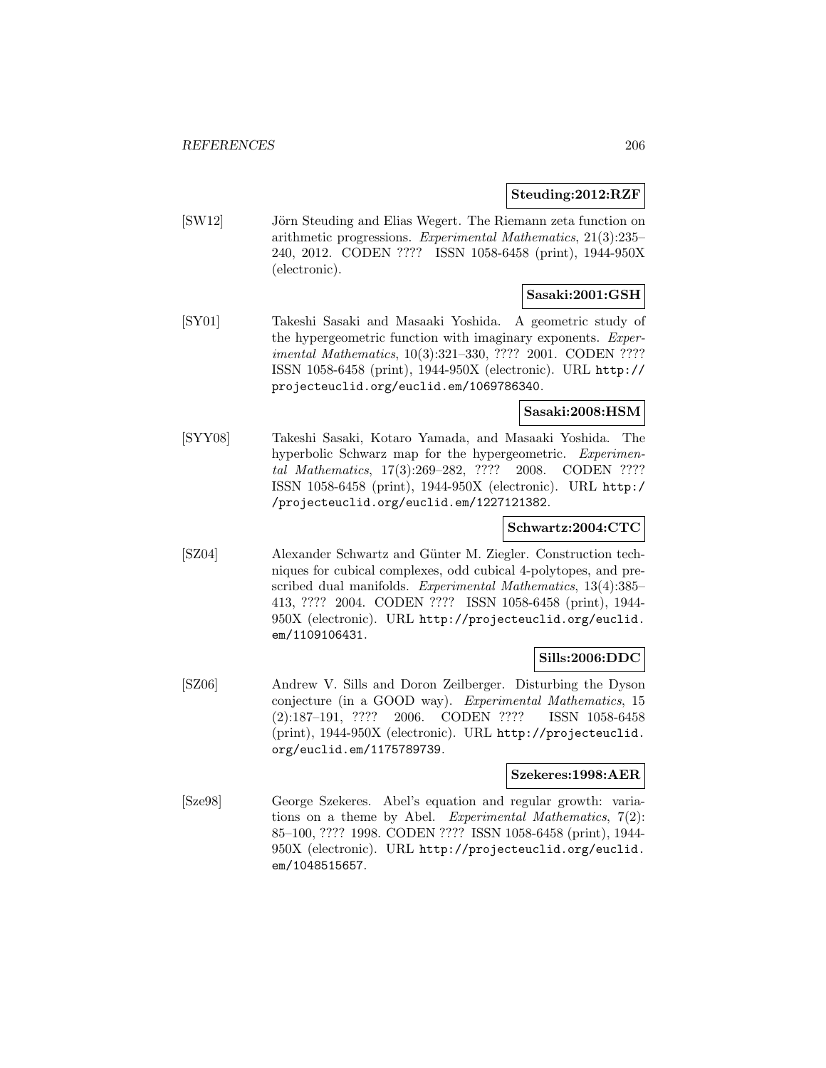**Steuding:2012:RZF**

[SW12] Jörn Steuding and Elias Wegert. The Riemann zeta function on arithmetic progressions. *Experimental Mathematics*, 21(3):235–240, 2012. CODEN ???? ISSN 1058-6458 (print), 1944-950X (electronic).

**Sasaki:2001:GSH**

[SY01] Takeshi Sasaki and Masaaki Yoshida. A geometric study of the hypergeometric function with imaginary exponents. *Experimental Mathematics*, 10(3):321–330, ???? 2001. CODEN ???? ISSN 1058-6458 (print), 1944-950X (electronic). URL http://projecteuclid.org/euclid.em/1069786340.

**Sasaki:2008:HSM**

[SYY08] Takeshi Sasaki, Kotaro Yamada, and Masaaki Yoshida. The hyperbolic Schwarz map for the hypergeometric. *Experimental Mathematics*, 17(3):269–282, ???? 2008. CODEN ???? ISSN 1058-6458 (print), 1944-950X (electronic). URL http://projecteuclid.org/euclid.em/1227121382.

**Schwartz:2004:CTC**

[SZ04] Alexander Schwartz and Günter M. Ziegler. Construction techniques for cubical complexes, odd cubical 4-polytopes, and prescribed dual manifolds. *Experimental Mathematics*, 13(4):385–413, ???? 2004. CODEN ???? ISSN 1058-6458 (print), 1944-950X (electronic). URL http://projecteuclid.org/euclid.em/1109106431.

**Sills:2006:DDC**

[SZ06] Andrew V. Sills and Doron Zeilberger. Disturbing the Dyson conjecture (in a GOOD way). *Experimental Mathematics*, 15(2):187–191, ???? 2006. CODEN ???? ISSN 1058-6458 (print), 1944-950X (electronic). URL http://projecteuclid.org/euclid.em/1175789739.

**Szekeres:1998:AER**

[Sze98] George Szekeres. Abel's equation and regular growth: variations on a theme by Abel. *Experimental Mathematics*, 7(2):85–100, ???? 1998. CODEN ???? ISSN 1058-6458 (print), 1944-950X (electronic). URL http://projecteuclid.org/euclid.em/1048515657.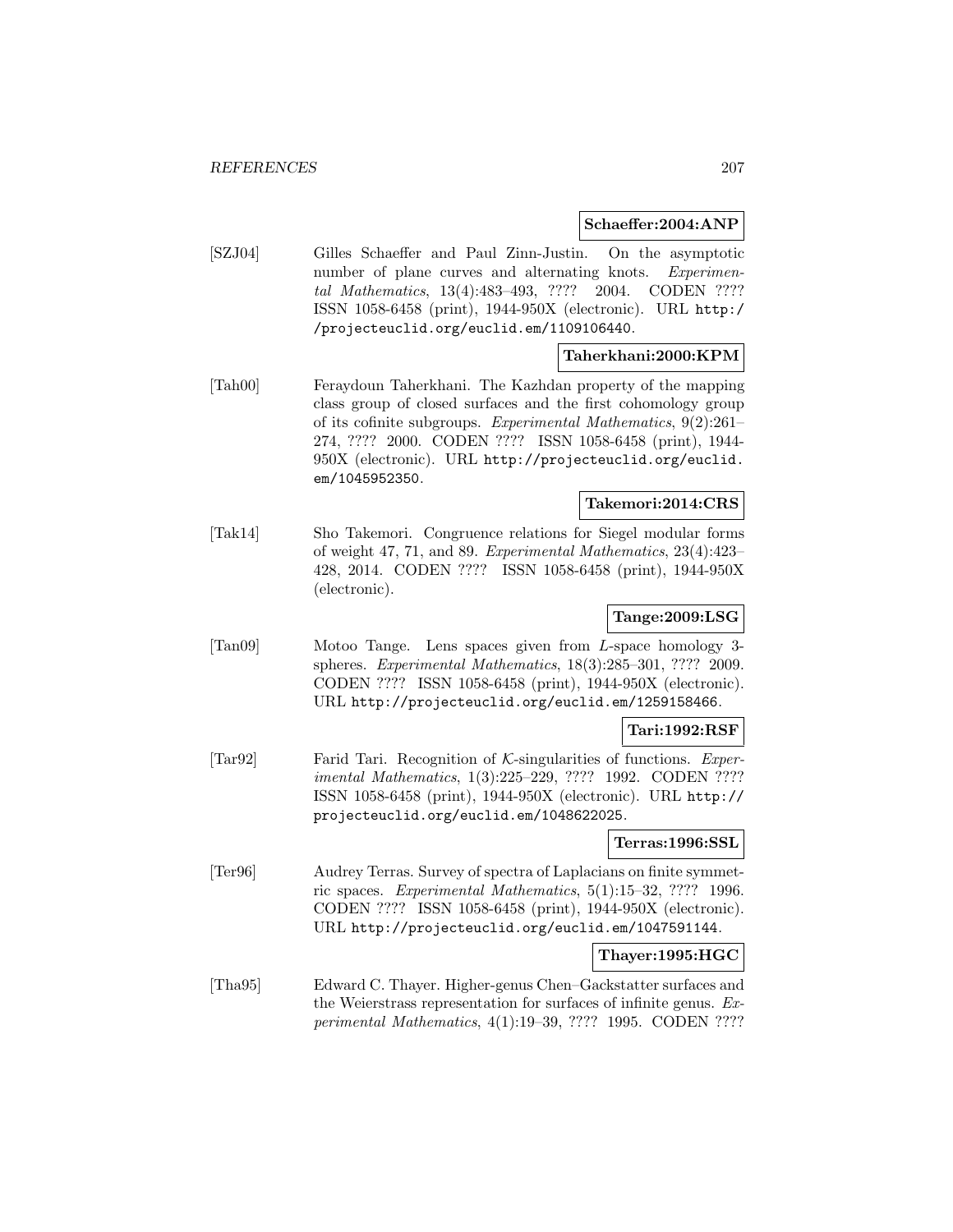**Schaeffer:2004:ANP**

[SZJ04] Gilles Schaeffer and Paul Zinn-Justin. On the asymptotic number of plane curves and alternating knots. *Experimental Mathematics*, 13(4):483–493, ???? 2004. CODEN ???? ISSN 1058-6458 (print), 1944-950X (electronic). URL `http://projecteuclid.org/euclid.em/1109106440`.

**Taherkhani:2000:KPM**

[Tah00] Feraydoun Taherkhani. The Kazhdan property of the mapping class group of closed surfaces and the first cohomology group of its cofinite subgroups. *Experimental Mathematics*, 9(2):261–274, ???? 2000. CODEN ???? ISSN 1058-6458 (print), 1944-950X (electronic). URL `http://projecteuclid.org/euclid.em/1045952350`.

**Takemori:2014:CRS**

[Tak14] Sho Takemori. Congruence relations for Siegel modular forms of weight 47, 71, and 89. *Experimental Mathematics*, 23(4):423–428, 2014. CODEN ???? ISSN 1058-6458 (print), 1944-950X (electronic).

**Tange:2009:LSG**

[Tan09] Motoo Tange. Lens spaces given from $L$-space homology 3-spheres. *Experimental Mathematics*, 18(3):285–301, ???? 2009. CODEN ???? ISSN 1058-6458 (print), 1944-950X (electronic). URL `http://projecteuclid.org/euclid.em/1259158466`.

**Tari:1992:RSF**

[Tar92] Farid Tari. Recognition of $\mathcal{K}$-singularities of functions. *Experimental Mathematics*, 1(3):225–229, ???? 1992. CODEN ???? ISSN 1058-6458 (print), 1944-950X (electronic). URL `http://projecteuclid.org/euclid.em/1048622025`.

**Terras:1996:SSL**

[Ter96] Audrey Terras. Survey of spectra of Laplacians on finite symmetric spaces. *Experimental Mathematics*, 5(1):15–32, ???? 1996. CODEN ???? ISSN 1058-6458 (print), 1944-950X (electronic). URL `http://projecteuclid.org/euclid.em/1047591144`.

**Thayer:1995:HGC**

[Tha95] Edward C. Thayer. Higher-genus Chen–Gackstatter surfaces and the Weierstrass representation for surfaces of infinite genus. *Experimental Mathematics*, 4(1):19–39, ???? 1995. CODEN ????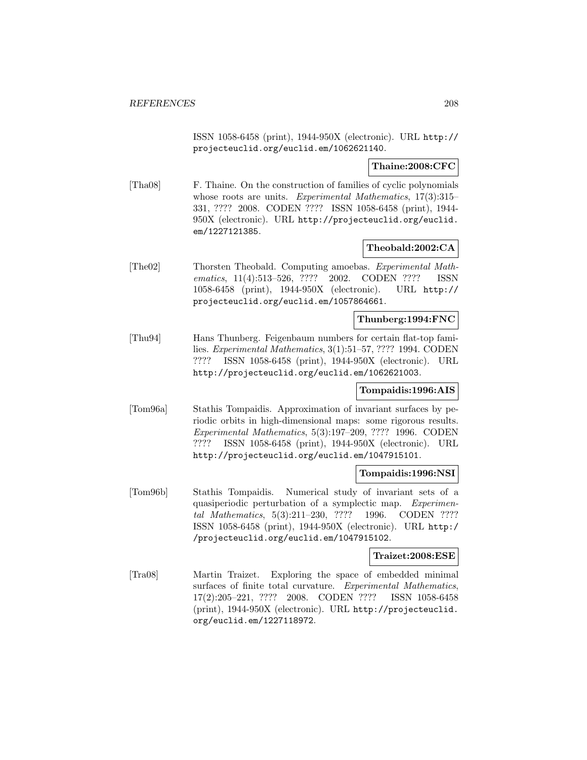ISSN 1058-6458 (print), 1944-950X (electronic). URL http://projecteuclid.org/euclid.em/1062621140.

**Thaine:2008:CFC**

[Tha08] F. Thaine. On the construction of families of cyclic polynomials whose roots are units. *Experimental Mathematics*, 17(3):315–331, ???? 2008. CODEN ???? ISSN 1058-6458 (print), 1944-950X (electronic). URL http://projecteuclid.org/euclid.em/1227121385.

**Theobald:2002:CA**

[The02] Thorsten Theobald. Computing amoebas. *Experimental Mathematics*, 11(4):513–526, ???? 2002. CODEN ???? ISSN 1058-6458 (print), 1944-950X (electronic). URL http://projecteuclid.org/euclid.em/1057864661.

**Thunberg:1994:FNC**

[Thu94] Hans Thunberg. Feigenbaum numbers for certain flat-top families. *Experimental Mathematics*, 3(1):51–57, ???? 1994. CODEN ???? ISSN 1058-6458 (print), 1944-950X (electronic). URL http://projecteuclid.org/euclid.em/1062621003.

**Tompaidis:1996:AIS**

[Tom96a] Stathis Tompaidis. Approximation of invariant surfaces by periodic orbits in high-dimensional maps: some rigorous results. *Experimental Mathematics*, 5(3):197–209, ???? 1996. CODEN ???? ISSN 1058-6458 (print), 1944-950X (electronic). URL http://projecteuclid.org/euclid.em/1047915101.

**Tompaidis:1996:NSI**

[Tom96b] Stathis Tompaidis. Numerical study of invariant sets of a quasiperiodic perturbation of a symplectic map. *Experimental Mathematics*, 5(3):211–230, ???? 1996. CODEN ???? ISSN 1058-6458 (print), 1944-950X (electronic). URL http://projecteuclid.org/euclid.em/1047915102.

**Traizet:2008:ESE**

[Tra08] Martin Traizet. Exploring the space of embedded minimal surfaces of finite total curvature. *Experimental Mathematics*, 17(2):205–221, ???? 2008. CODEN ???? ISSN 1058-6458 (print), 1944-950X (electronic). URL http://projecteuclid.org/euclid.em/1227118972.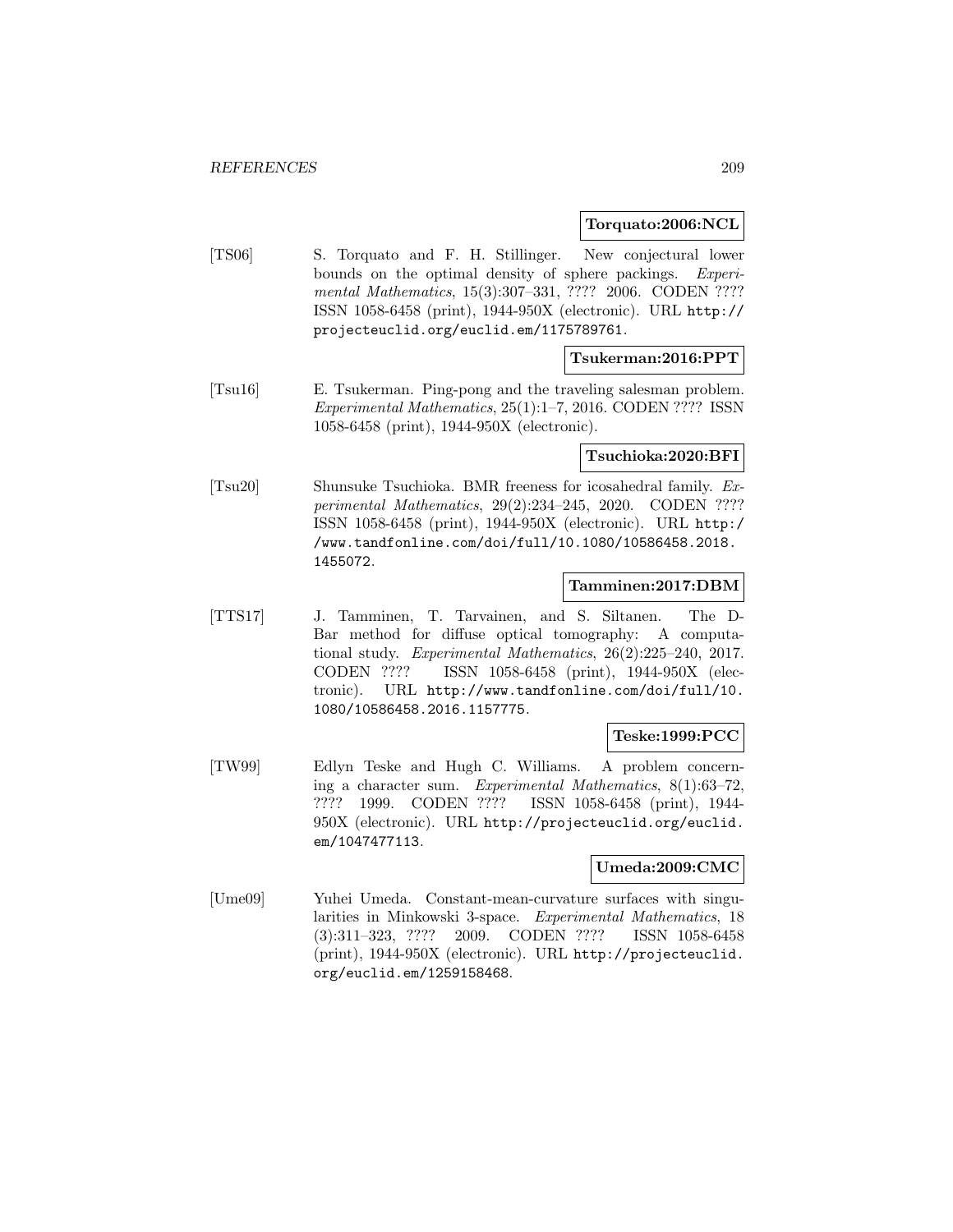**Torquato:2006:NCL**

[TS06] S. Torquato and F. H. Stillinger. New conjectural lower bounds on the optimal density of sphere packings. *Experimental Mathematics*, 15(3):307–331, ???? 2006. CODEN ???? ISSN 1058-6458 (print), 1944-950X (electronic). URL `http://projecteuclid.org/euclid.em/1175789761`.

**Tsukerman:2016:PPT**

[Tsu16] E. Tsukerman. Ping-pong and the traveling salesman problem. *Experimental Mathematics*, 25(1):1–7, 2016. CODEN ???? ISSN 1058-6458 (print), 1944-950X (electronic).

**Tsuchioka:2020:BFI**

[Tsu20] Shunsuke Tsuchioka. BMR freeness for icosahedral family. *Experimental Mathematics*, 29(2):234–245, 2020. CODEN ???? ISSN 1058-6458 (print), 1944-950X (electronic). URL `http://www.tandfonline.com/doi/full/10.1080/10586458.2018.1455072`.

**Tamminen:2017:DBM**

[TTS17] J. Tamminen, T. Tarvainen, and S. Siltanen. The D-Bar method for diffuse optical tomography: A computational study. *Experimental Mathematics*, 26(2):225–240, 2017. CODEN ???? ISSN 1058-6458 (print), 1944-950X (electronic). URL `http://www.tandfonline.com/doi/full/10.1080/10586458.2016.1157775`.

**Teske:1999:PCC**

[TW99] Edlyn Teske and Hugh C. Williams. A problem concerning a character sum. *Experimental Mathematics*, 8(1):63–72, ???? 1999. CODEN ???? ISSN 1058-6458 (print), 1944-950X (electronic). URL `http://projecteuclid.org/euclid.em/1047477113`.

**Umeda:2009:CMC**

[Ume09] Yuhei Umeda. Constant-mean-curvature surfaces with singularities in Minkowski 3-space. *Experimental Mathematics*, 18 (3):311–323, ???? 2009. CODEN ???? ISSN 1058-6458 (print), 1944-950X (electronic). URL `http://projecteuclid.org/euclid.em/1259158468`.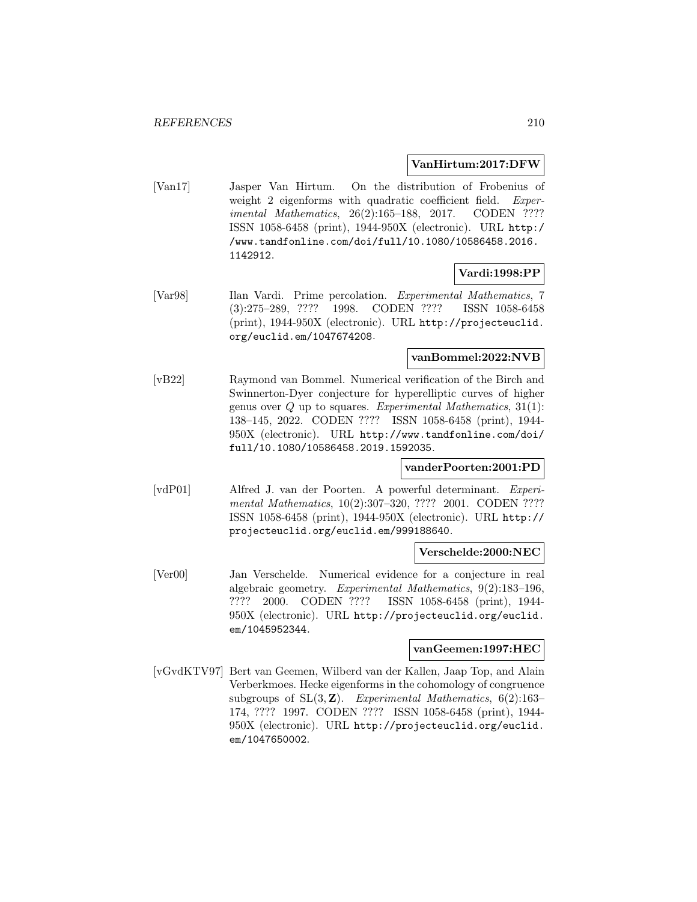**VanHirtum:2017:DFW**

[Van17] Jasper Van Hirtum. On the distribution of Frobenius of weight 2 eigenforms with quadratic coefficient field. *Experimental Mathematics*, 26(2):165–188, 2017. CODEN ???? ISSN 1058-6458 (print), 1944-950X (electronic). URL http://www.tandfonline.com/doi/full/10.1080/10586458.2016.1142912.

**Vardi:1998:PP**

[Var98] Ilan Vardi. Prime percolation. *Experimental Mathematics*, 7 (3):275–289, ???? 1998. CODEN ???? ISSN 1058-6458 (print), 1944-950X (electronic). URL http://projecteuclid.org/euclid.em/1047674208.

**vanBommel:2022:NVB**

[vB22] Raymond van Bommel. Numerical verification of the Birch and Swinnerton-Dyer conjecture for hyperelliptic curves of higher genus over $Q$ up to squares. *Experimental Mathematics*, 31(1): 138–145, 2022. CODEN ???? ISSN 1058-6458 (print), 1944-950X (electronic). URL http://www.tandfonline.com/doi/full/10.1080/10586458.2019.1592035.

**vanderPoorten:2001:PD**

[vdP01] Alfred J. van der Poorten. A powerful determinant. *Experimental Mathematics*, 10(2):307–320, ???? 2001. CODEN ???? ISSN 1058-6458 (print), 1944-950X (electronic). URL http://projecteuclid.org/euclid.em/999188640.

**Verschelde:2000:NEC**

[Ver00] Jan Verschelde. Numerical evidence for a conjecture in real algebraic geometry. *Experimental Mathematics*, 9(2):183–196, ???? 2000. CODEN ???? ISSN 1058-6458 (print), 1944-950X (electronic). URL http://projecteuclid.org/euclid.em/1045952344.

**vanGeemen:1997:HEC**

[vGvdKTV97] Bert van Geemen, Wilberd van der Kallen, Jaap Top, and Alain Verberkmoes. Hecke eigenforms in the cohomology of congruence subgroups of $\mathrm{SL}(3,\mathbf{Z})$. *Experimental Mathematics*, 6(2):163–174, ???? 1997. CODEN ???? ISSN 1058-6458 (print), 1944-950X (electronic). URL http://projecteuclid.org/euclid.em/1047650002.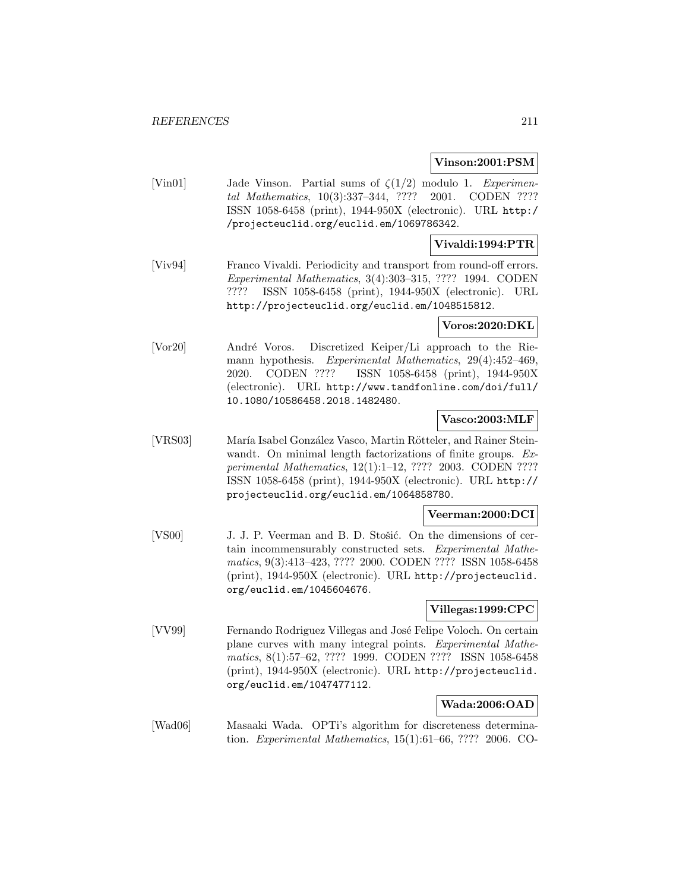**Vinson:2001:PSM**

[Vin01] Jade Vinson. Partial sums of $\zeta(1/2)$ modulo 1. *Experimental Mathematics*, 10(3):337–344, ???? 2001. CODEN ???? ISSN 1058-6458 (print), 1944-950X (electronic). URL http://projecteuclid.org/euclid.em/1069786342.

**Vivaldi:1994:PTR**

[Viv94] Franco Vivaldi. Periodicity and transport from round-off errors. *Experimental Mathematics*, 3(4):303–315, ???? 1994. CODEN ???? ISSN 1058-6458 (print), 1944-950X (electronic). URL http://projecteuclid.org/euclid.em/1048515812.

**Voros:2020:DKL**

[Vor20] André Voros. Discretized Keiper/Li approach to the Riemann hypothesis. *Experimental Mathematics*, 29(4):452–469, 2020. CODEN ???? ISSN 1058-6458 (print), 1944-950X (electronic). URL http://www.tandfonline.com/doi/full/10.1080/10586458.2018.1482480.

**Vasco:2003:MLF**

[VRS03] María Isabel González Vasco, Martin Rötteler, and Rainer Steinwandt. On minimal length factorizations of finite groups. *Experimental Mathematics*, 12(1):1–12, ???? 2003. CODEN ???? ISSN 1058-6458 (print), 1944-950X (electronic). URL http://projecteuclid.org/euclid.em/1064858780.

**Veerman:2000:DCI**

[VS00] J. J. P. Veerman and B. D. Stošić. On the dimensions of certain incommensurably constructed sets. *Experimental Mathematics*, 9(3):413–423, ???? 2000. CODEN ???? ISSN 1058-6458 (print), 1944-950X (electronic). URL http://projecteuclid.org/euclid.em/1045604676.

**Villegas:1999:CPC**

[VV99] Fernando Rodriguez Villegas and José Felipe Voloch. On certain plane curves with many integral points. *Experimental Mathematics*, 8(1):57–62, ???? 1999. CODEN ???? ISSN 1058-6458 (print), 1944-950X (electronic). URL http://projecteuclid.org/euclid.em/1047477112.

**Wada:2006:OAD**

[Wad06] Masaaki Wada. OPTi's algorithm for discreteness determination. *Experimental Mathematics*, 15(1):61–66, ???? 2006. CO-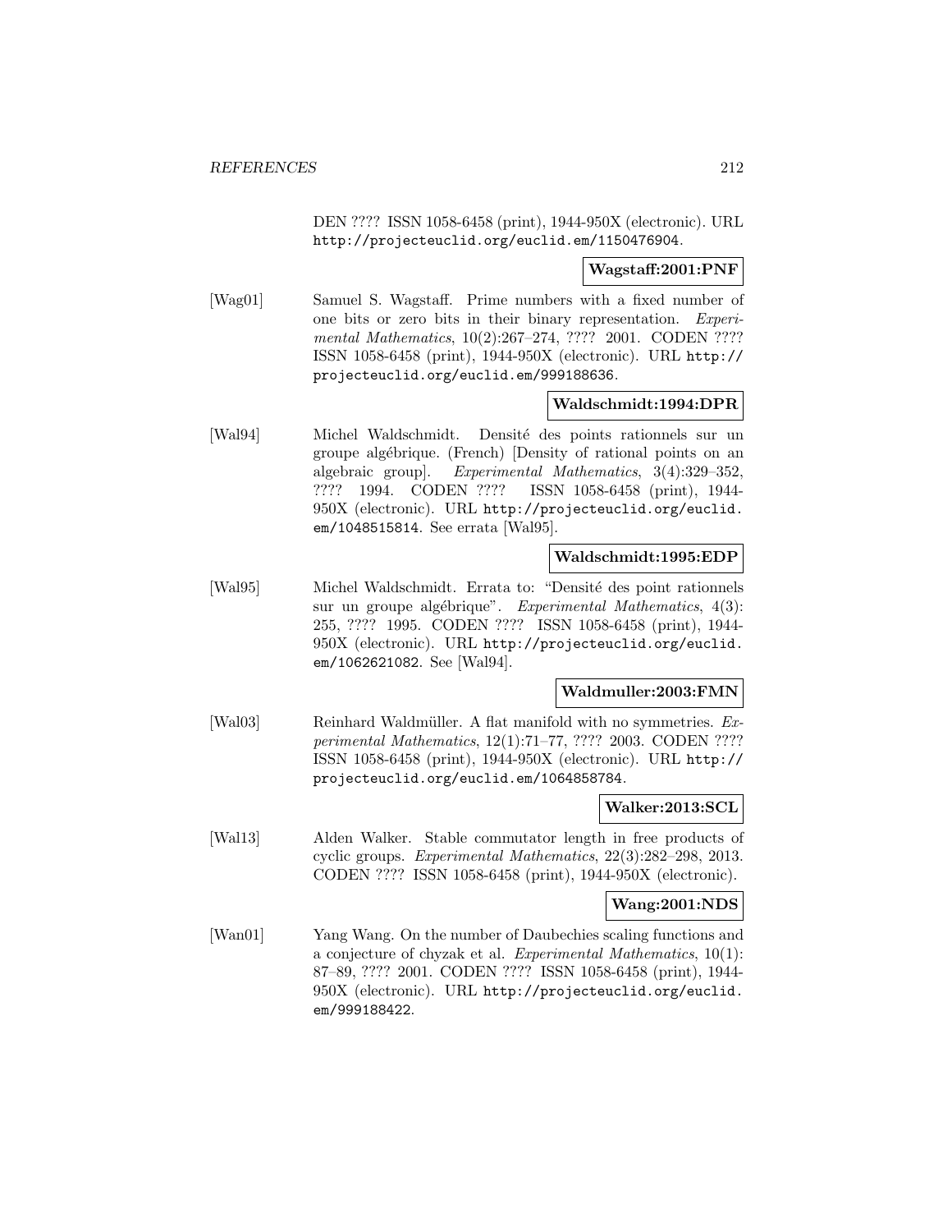DEN ???? ISSN 1058-6458 (print), 1944-950X (electronic). URL http://projecteuclid.org/euclid.em/1150476904.

**Wagstaff:2001:PNF**

[Wag01] Samuel S. Wagstaff. Prime numbers with a fixed number of one bits or zero bits in their binary representation. *Experimental Mathematics*, 10(2):267–274, ???? 2001. CODEN ???? ISSN 1058-6458 (print), 1944-950X (electronic). URL http://projecteuclid.org/euclid.em/999188636.

**Waldschmidt:1994:DPR**

[Wal94] Michel Waldschmidt. Densité des points rationnels sur un groupe algébrique. (French) [Density of rational points on an algebraic group]. *Experimental Mathematics*, 3(4):329–352, ???? 1994. CODEN ???? ISSN 1058-6458 (print), 1944-950X (electronic). URL http://projecteuclid.org/euclid.em/1048515814. See errata [Wal95].

**Waldschmidt:1995:EDP**

[Wal95] Michel Waldschmidt. Errata to: "Densité des point rationnels sur un groupe algébrique". *Experimental Mathematics*, 4(3): 255, ???? 1995. CODEN ???? ISSN 1058-6458 (print), 1944-950X (electronic). URL http://projecteuclid.org/euclid.em/1062621082. See [Wal94].

**Waldmuller:2003:FMN**

[Wal03] Reinhard Waldmüller. A flat manifold with no symmetries. *Experimental Mathematics*, 12(1):71–77, ???? 2003. CODEN ???? ISSN 1058-6458 (print), 1944-950X (electronic). URL http://projecteuclid.org/euclid.em/1064858784.

**Walker:2013:SCL**

[Wal13] Alden Walker. Stable commutator length in free products of cyclic groups. *Experimental Mathematics*, 22(3):282–298, 2013. CODEN ???? ISSN 1058-6458 (print), 1944-950X (electronic).

**Wang:2001:NDS**

[Wan01] Yang Wang. On the number of Daubechies scaling functions and a conjecture of chyzak et al. *Experimental Mathematics*, 10(1): 87–89, ???? 2001. CODEN ???? ISSN 1058-6458 (print), 1944-950X (electronic). URL http://projecteuclid.org/euclid.em/999188422.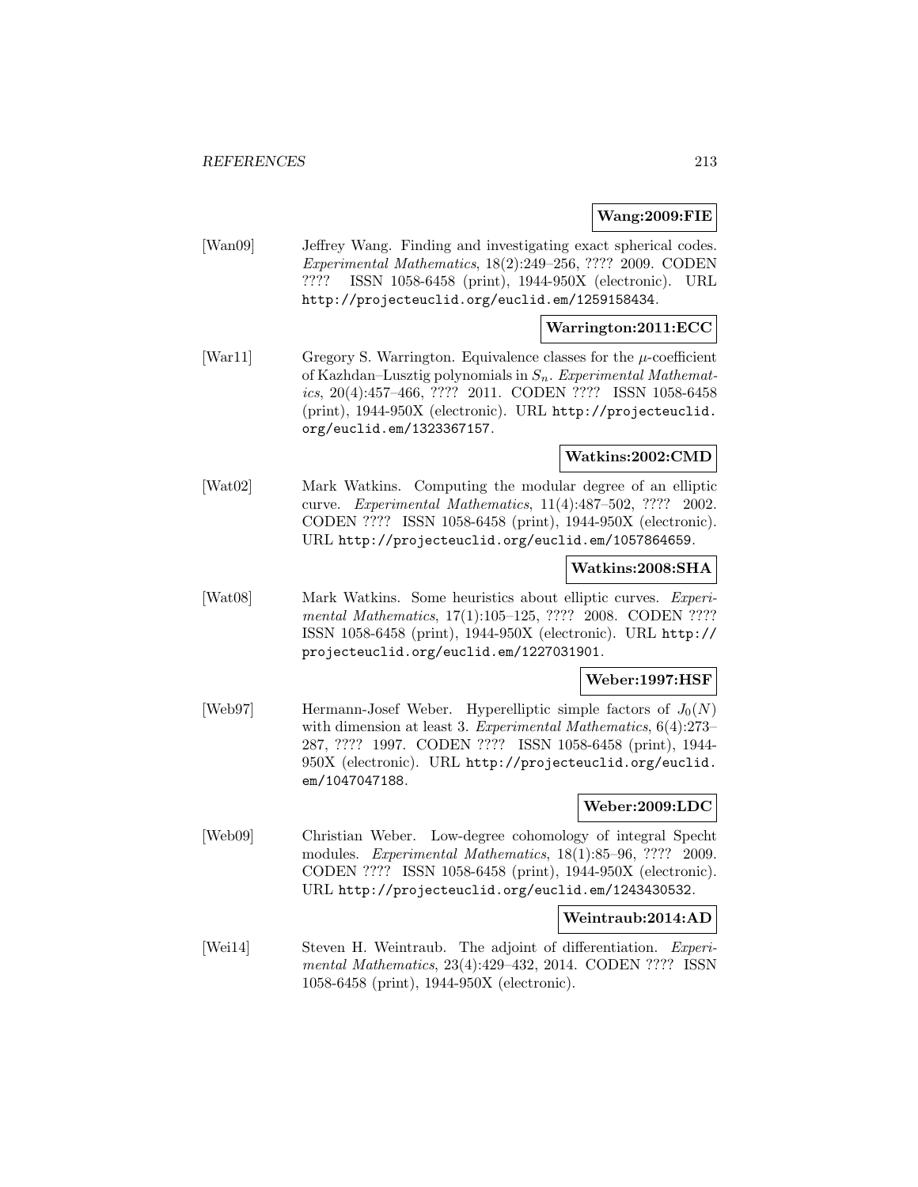**Wang:2009:FIE**

[Wan09] Jeffrey Wang. Finding and investigating exact spherical codes. *Experimental Mathematics*, 18(2):249–256, ???? 2009. CODEN ???? ISSN 1058-6458 (print), 1944-950X (electronic). URL http://projecteuclid.org/euclid.em/1259158434.

**Warrington:2011:ECC**

[War11] Gregory S. Warrington. Equivalence classes for the $\mu$-coefficient of Kazhdan–Lusztig polynomials in $S_n$. *Experimental Mathematics*, 20(4):457–466, ???? 2011. CODEN ???? ISSN 1058-6458 (print), 1944-950X (electronic). URL http://projecteuclid.org/euclid.em/1323367157.

**Watkins:2002:CMD**

[Wat02] Mark Watkins. Computing the modular degree of an elliptic curve. *Experimental Mathematics*, 11(4):487–502, ???? 2002. CODEN ???? ISSN 1058-6458 (print), 1944-950X (electronic). URL http://projecteuclid.org/euclid.em/1057864659.

**Watkins:2008:SHA**

[Wat08] Mark Watkins. Some heuristics about elliptic curves. *Experimental Mathematics*, 17(1):105–125, ???? 2008. CODEN ???? ISSN 1058-6458 (print), 1944-950X (electronic). URL http://projecteuclid.org/euclid.em/1227031901.

**Weber:1997:HSF**

[Web97] Hermann-Josef Weber. Hyperelliptic simple factors of $J_0(N)$ with dimension at least 3. *Experimental Mathematics*, 6(4):273–287, ???? 1997. CODEN ???? ISSN 1058-6458 (print), 1944-950X (electronic). URL http://projecteuclid.org/euclid.em/1047047188.

**Weber:2009:LDC**

[Web09] Christian Weber. Low-degree cohomology of integral Specht modules. *Experimental Mathematics*, 18(1):85–96, ???? 2009. CODEN ???? ISSN 1058-6458 (print), 1944-950X (electronic). URL http://projecteuclid.org/euclid.em/1243430532.

**Weintraub:2014:AD**

[Wei14] Steven H. Weintraub. The adjoint of differentiation. *Experimental Mathematics*, 23(4):429–432, 2014. CODEN ???? ISSN 1058-6458 (print), 1944-950X (electronic).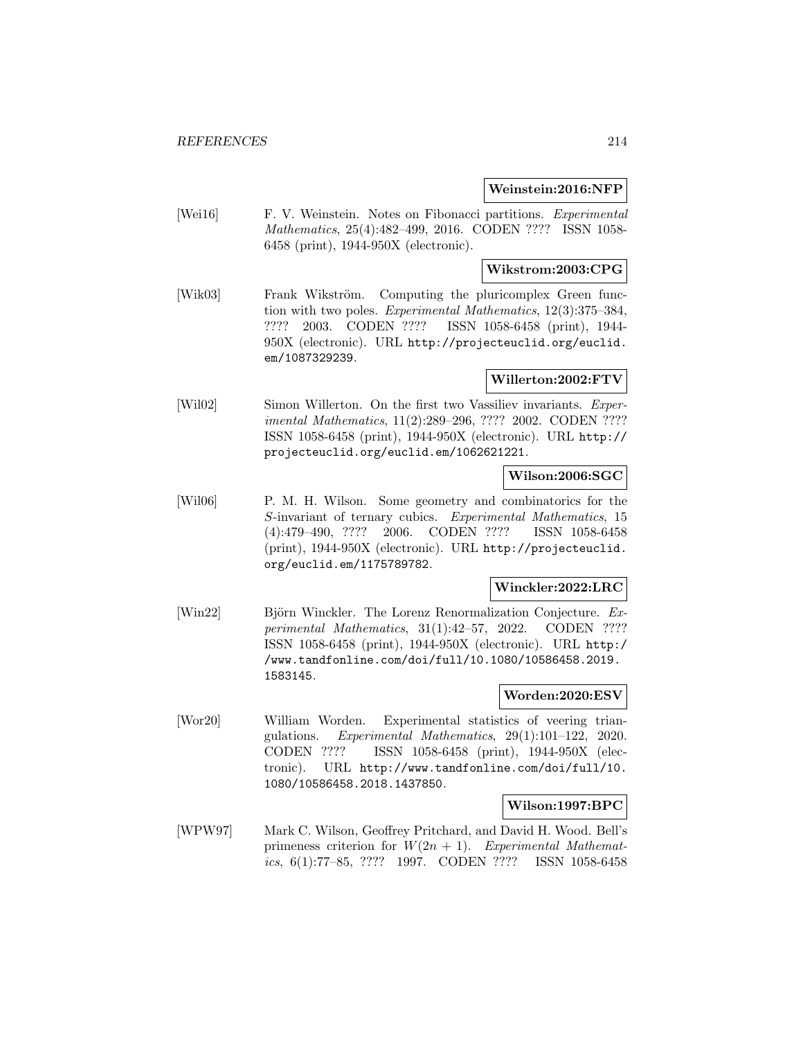**Weinstein:2016:NFP**

[Wei16] F. V. Weinstein. Notes on Fibonacci partitions. *Experimental Mathematics*, 25(4):482–499, 2016. CODEN ???? ISSN 1058-6458 (print), 1944-950X (electronic).

**Wikstrom:2003:CPG**

[Wik03] Frank Wikström. Computing the pluricomplex Green function with two poles. *Experimental Mathematics*, 12(3):375–384, ???? 2003. CODEN ???? ISSN 1058-6458 (print), 1944-950X (electronic). URL http://projecteuclid.org/euclid.em/1087329239.

**Willerton:2002:FTV**

[Wil02] Simon Willerton. On the first two Vassiliev invariants. *Experimental Mathematics*, 11(2):289–296, ???? 2002. CODEN ???? ISSN 1058-6458 (print), 1944-950X (electronic). URL http://projecteuclid.org/euclid.em/1062621221.

**Wilson:2006:SGC**

[Wil06] P. M. H. Wilson. Some geometry and combinatorics for the $S$-invariant of ternary cubics. *Experimental Mathematics*, 15 (4):479–490, ???? 2006. CODEN ???? ISSN 1058-6458 (print), 1944-950X (electronic). URL http://projecteuclid.org/euclid.em/1175789782.

**Winckler:2022:LRC**

[Win22] Björn Winckler. The Lorenz Renormalization Conjecture. *Experimental Mathematics*, 31(1):42–57, 2022. CODEN ???? ISSN 1058-6458 (print), 1944-950X (electronic). URL http://www.tandfonline.com/doi/full/10.1080/10586458.2019.1583145.

**Worden:2020:ESV**

[Wor20] William Worden. Experimental statistics of veering triangulations. *Experimental Mathematics*, 29(1):101–122, 2020. CODEN ???? ISSN 1058-6458 (print), 1944-950X (electronic). URL http://www.tandfonline.com/doi/full/10.1080/10586458.2018.1437850.

**Wilson:1997:BPC**

[WPW97] Mark C. Wilson, Geoffrey Pritchard, and David H. Wood. Bell's primeness criterion for $W(2n+1)$. *Experimental Mathematics*, 6(1):77–85, ???? 1997. CODEN ???? ISSN 1058-6458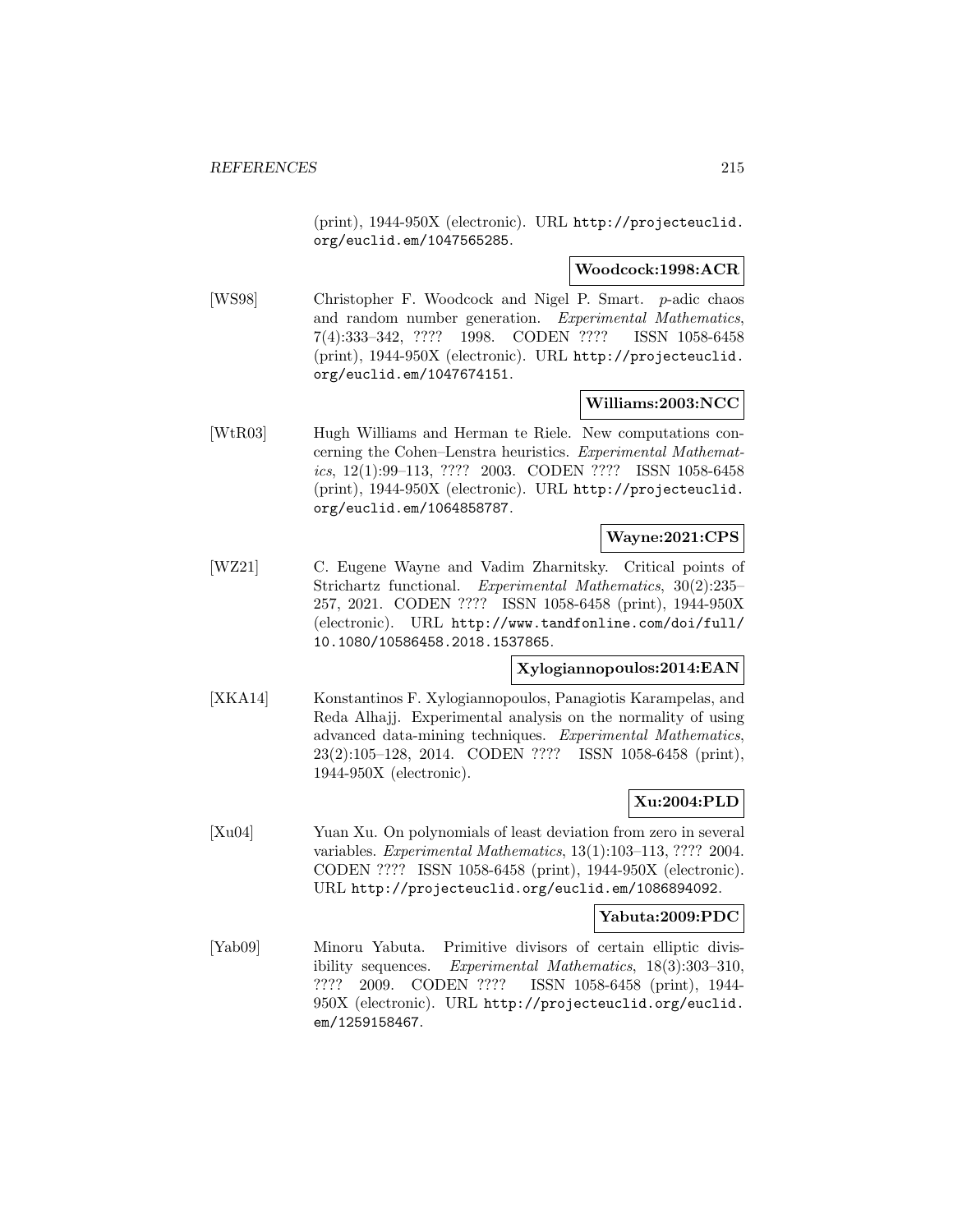(print), 1944-950X (electronic). URL http://projecteuclid.org/euclid.em/1047565285.

**Woodcock:1998:ACR**

[WS98] Christopher F. Woodcock and Nigel P. Smart. $p$-adic chaos and random number generation. *Experimental Mathematics*, 7(4):333–342, ???? 1998. CODEN ???? ISSN 1058-6458 (print), 1944-950X (electronic). URL http://projecteuclid.org/euclid.em/1047674151.

**Williams:2003:NCC**

[WtR03] Hugh Williams and Herman te Riele. New computations concerning the Cohen–Lenstra heuristics. *Experimental Mathematics*, 12(1):99–113, ???? 2003. CODEN ???? ISSN 1058-6458 (print), 1944-950X (electronic). URL http://projecteuclid.org/euclid.em/1064858787.

**Wayne:2021:CPS**

[WZ21] C. Eugene Wayne and Vadim Zharnitsky. Critical points of Strichartz functional. *Experimental Mathematics*, 30(2):235–257, 2021. CODEN ???? ISSN 1058-6458 (print), 1944-950X (electronic). URL http://www.tandfonline.com/doi/full/10.1080/10586458.2018.1537865.

**Xylogiannopoulos:2014:EAN**

[XKA14] Konstantinos F. Xylogiannopoulos, Panagiotis Karampelas, and Reda Alhajj. Experimental analysis on the normality of using advanced data-mining techniques. *Experimental Mathematics*, 23(2):105–128, 2014. CODEN ???? ISSN 1058-6458 (print), 1944-950X (electronic).

**Xu:2004:PLD**

[Xu04] Yuan Xu. On polynomials of least deviation from zero in several variables. *Experimental Mathematics*, 13(1):103–113, ???? 2004. CODEN ???? ISSN 1058-6458 (print), 1944-950X (electronic). URL http://projecteuclid.org/euclid.em/1086894092.

**Yabuta:2009:PDC**

[Yab09] Minoru Yabuta. Primitive divisors of certain elliptic divisibility sequences. *Experimental Mathematics*, 18(3):303–310, ???? 2009. CODEN ???? ISSN 1058-6458 (print), 1944-950X (electronic). URL http://projecteuclid.org/euclid.em/1259158467.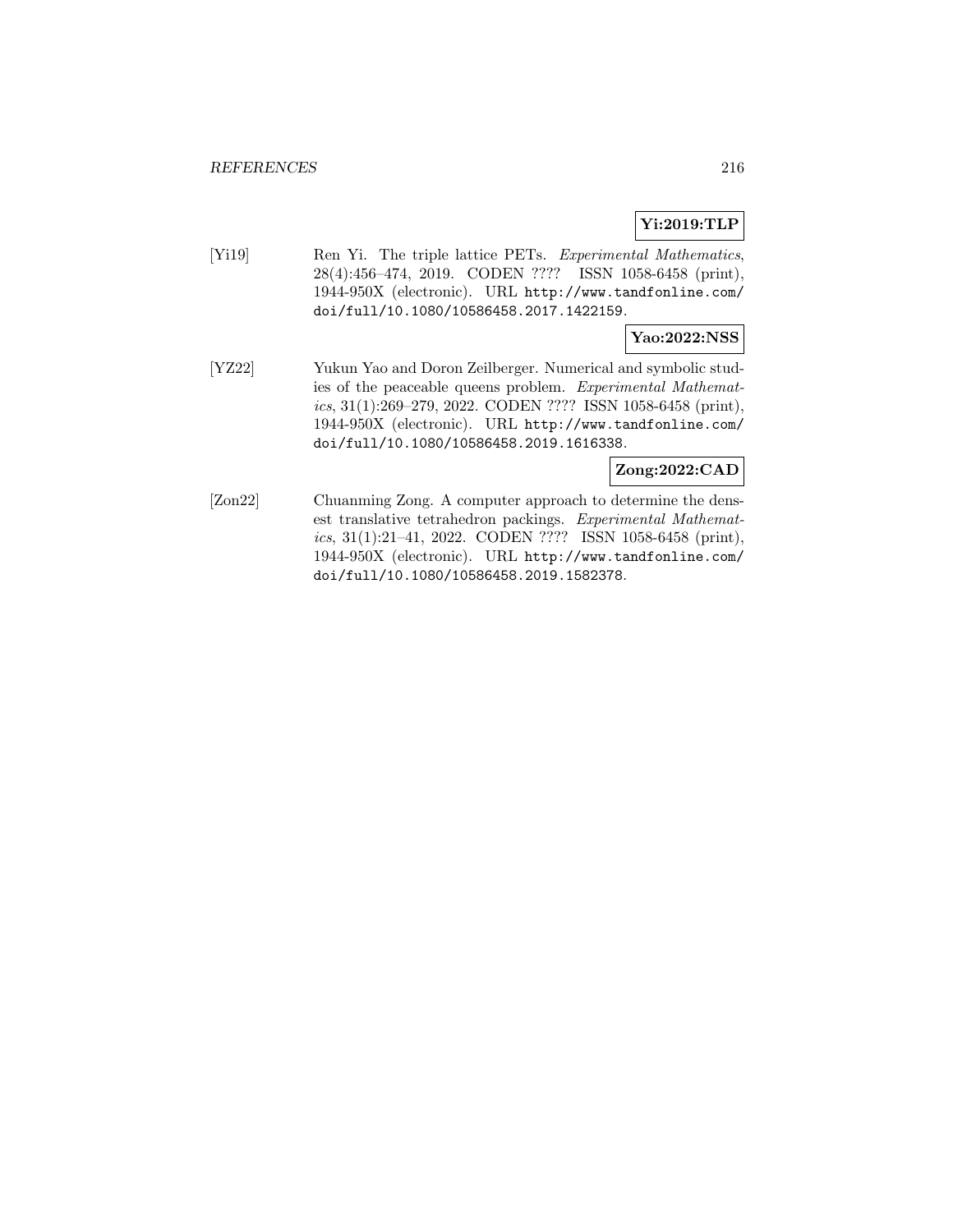**Yi:2019:TLP**

[Yi19] Ren Yi. The triple lattice PETs. *Experimental Mathematics*, 28(4):456–474, 2019. CODEN ???? ISSN 1058-6458 (print), 1944-950X (electronic). URL `http://www.tandfonline.com/doi/full/10.1080/10586458.2017.1422159`.

**Yao:2022:NSS**

[YZ22] Yukun Yao and Doron Zeilberger. Numerical and symbolic studies of the peaceable queens problem. *Experimental Mathematics*, 31(1):269–279, 2022. CODEN ???? ISSN 1058-6458 (print), 1944-950X (electronic). URL `http://www.tandfonline.com/doi/full/10.1080/10586458.2019.1616338`.

**Zong:2022:CAD**

[Zon22] Chuanming Zong. A computer approach to determine the densest translative tetrahedron packings. *Experimental Mathematics*, 31(1):21–41, 2022. CODEN ???? ISSN 1058-6458 (print), 1944-950X (electronic). URL `http://www.tandfonline.com/doi/full/10.1080/10586458.2019.1582378`.